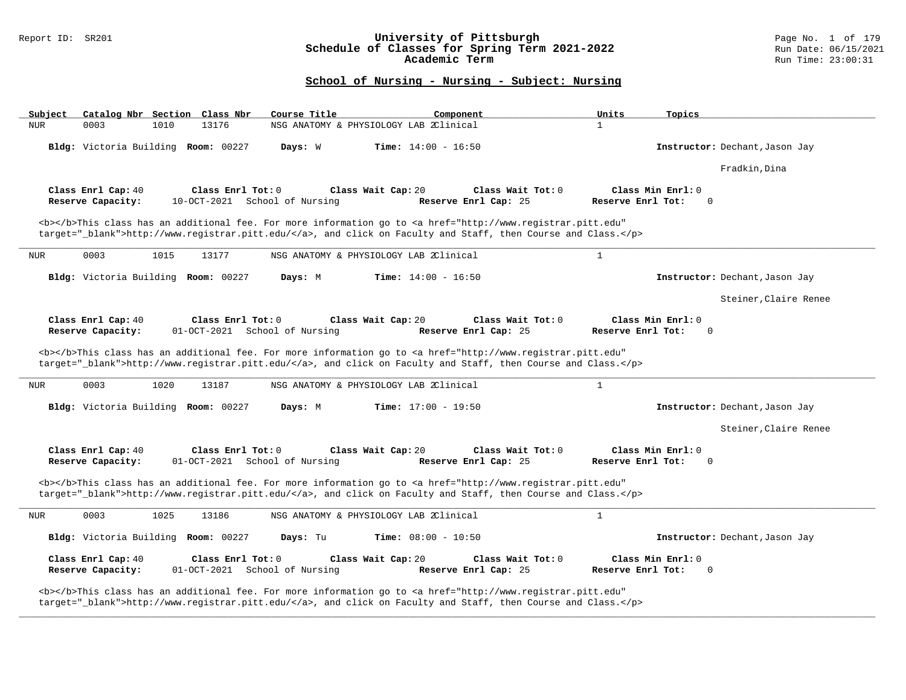Report ID: SR201

# University of Pittsburgh
## Schedule of Classes for Spring Term 2021-2022
### Academic Term

Run Date: 06/15/2021
Run Time: 23:00:31

## School of Nursing - Nursing - Subject: Nursing

| Subject | Catalog Nbr | Section | Class Nbr | Course Title | Component | Units | Topics |
|---|---|---|---|---|---|---|---|
| NUR | 0003 | 1010 | 13176 | NSG ANATOMY & PHYSIOLOGY LAB 2 | Clinical | 1 | |

**Bldg:** Victoria Building **Room:** 00227 **Days:** W **Time:** 14:00 - 16:50 **Instructor:** Dechant,Jason Jay

Fradkin,Dina

**Class Enrl Cap:** 40 **Class Enrl Tot:** 0 **Class Wait Cap:** 20 **Class Wait Tot:** 0 **Class Min Enrl:** 0
**Reserve Capacity:** 10-OCT-2021 School of Nursing **Reserve Enrl Cap:** 25 **Reserve Enrl Tot:** 0

<b></b>This class has an additional fee. For more information go to <a href="http://www.registrar.pitt.edu" target="_blank">http://www.registrar.pitt.edu/</a>, and click on Faculty and Staff, then Course and Class.</p>

---

| Subject | Catalog Nbr | Section | Class Nbr | Course Title | Component | Units | Topics |
|---|---|---|---|---|---|---|---|
| NUR | 0003 | 1015 | 13177 | NSG ANATOMY & PHYSIOLOGY LAB 2 | Clinical | 1 | |

**Bldg:** Victoria Building **Room:** 00227 **Days:** M **Time:** 14:00 - 16:50 **Instructor:** Dechant,Jason Jay

Steiner,Claire Renee

**Class Enrl Cap:** 40 **Class Enrl Tot:** 0 **Class Wait Cap:** 20 **Class Wait Tot:** 0 **Class Min Enrl:** 0
**Reserve Capacity:** 01-OCT-2021 School of Nursing **Reserve Enrl Cap:** 25 **Reserve Enrl Tot:** 0

<b></b>This class has an additional fee. For more information go to <a href="http://www.registrar.pitt.edu" target="_blank">http://www.registrar.pitt.edu/</a>, and click on Faculty and Staff, then Course and Class.</p>

---

| Subject | Catalog Nbr | Section | Class Nbr | Course Title | Component | Units | Topics |
|---|---|---|---|---|---|---|---|
| NUR | 0003 | 1020 | 13187 | NSG ANATOMY & PHYSIOLOGY LAB 2 | Clinical | 1 | |

**Bldg:** Victoria Building **Room:** 00227 **Days:** M **Time:** 17:00 - 19:50 **Instructor:** Dechant,Jason Jay

Steiner,Claire Renee

**Class Enrl Cap:** 40 **Class Enrl Tot:** 0 **Class Wait Cap:** 20 **Class Wait Tot:** 0 **Class Min Enrl:** 0
**Reserve Capacity:** 01-OCT-2021 School of Nursing **Reserve Enrl Cap:** 25 **Reserve Enrl Tot:** 0

<b></b>This class has an additional fee. For more information go to <a href="http://www.registrar.pitt.edu" target="_blank">http://www.registrar.pitt.edu/</a>, and click on Faculty and Staff, then Course and Class.</p>

---

| Subject | Catalog Nbr | Section | Class Nbr | Course Title | Component | Units | Topics |
|---|---|---|---|---|---|---|---|
| NUR | 0003 | 1025 | 13186 | NSG ANATOMY & PHYSIOLOGY LAB 2 | Clinical | 1 | |

**Bldg:** Victoria Building **Room:** 00227 **Days:** Tu **Time:** 08:00 - 10:50 **Instructor:** Dechant,Jason Jay

**Class Enrl Cap:** 40 **Class Enrl Tot:** 0 **Class Wait Cap:** 20 **Class Wait Tot:** 0 **Class Min Enrl:** 0
**Reserve Capacity:** 01-OCT-2021 School of Nursing **Reserve Enrl Cap:** 25 **Reserve Enrl Tot:** 0

<b></b>This class has an additional fee. For more information go to <a href="http://www.registrar.pitt.edu" target="_blank">http://www.registrar.pitt.edu/</a>, and click on Faculty and Staff, then Course and Class.</p>

---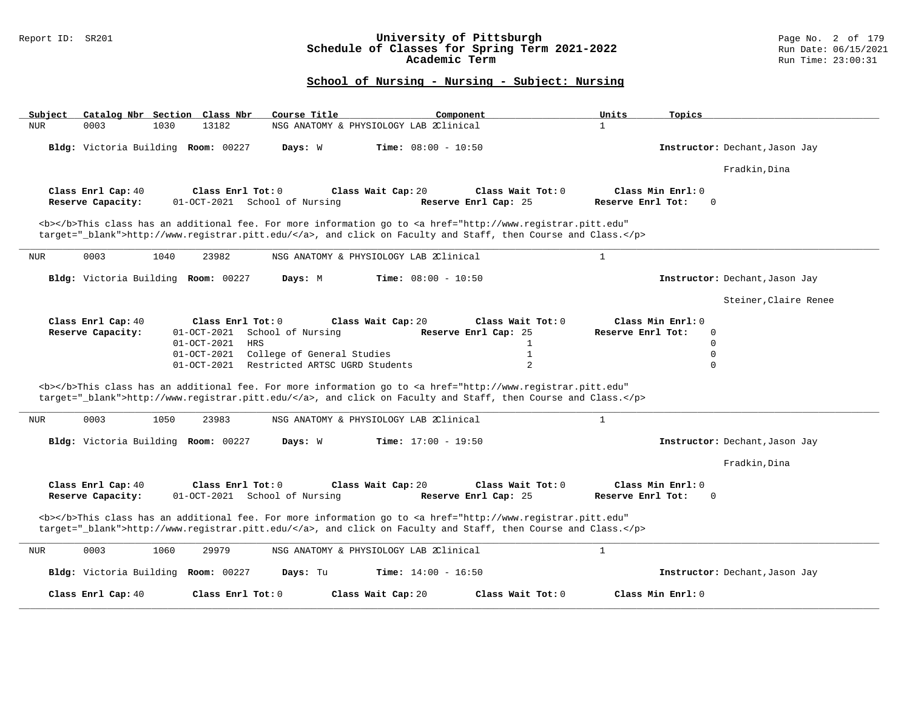## School of Nursing - Nursing - Subject: Nursing

| Subject | Catalog Nbr | Section | Class Nbr | Course Title | Component | Units | Topics |
|---|---|---|---|---|---|---|---|
| NUR | 0003 | 1030 | 13182 | NSG ANATOMY & PHYSIOLOGY LAB 2 | Clinical | 1 | |

**Bldg:** Victoria Building **Room:** 00227 **Days:** W **Time:** 08:00 - 10:50 **Instructor:** Dechant,Jason Jay

Fradkin,Dina

**Class Enrl Cap:** 40 **Class Enrl Tot:** 0 **Class Wait Cap:** 20 **Class Wait Tot:** 0 **Class Min Enrl:** 0

**Reserve Capacity:** 01-OCT-2021 School of Nursing **Reserve Enrl Cap:** 25 **Reserve Enrl Tot:** 0

<b></b>This class has an additional fee. For more information go to <a href="http://www.registrar.pitt.edu" target="_blank">http://www.registrar.pitt.edu/</a>, and click on Faculty and Staff, then Course and Class.</p>

---

| Subject | Catalog Nbr | Section | Class Nbr | Course Title | Component | Units | Topics |
|---|---|---|---|---|---|---|---|
| NUR | 0003 | 1040 | 23982 | NSG ANATOMY & PHYSIOLOGY LAB 2 | Clinical | 1 | |

**Bldg:** Victoria Building **Room:** 00227 **Days:** M **Time:** 08:00 - 10:50 **Instructor:** Dechant,Jason Jay

Steiner,Claire Renee

**Class Enrl Cap:** 40 **Class Enrl Tot:** 0 **Class Wait Cap:** 20 **Class Wait Tot:** 0 **Class Min Enrl:** 0

| Reserve Capacity: | | Reserve Enrl Cap | Reserve Enrl Tot |
|---|---|---|---|
| 01-OCT-2021 | School of Nursing | 25 | 0 |
| 01-OCT-2021 | HRS | 1 | 0 |
| 01-OCT-2021 | College of General Studies | 1 | 0 |
| 01-OCT-2021 | Restricted ARTSC UGRD Students | 2 | 0 |

<b></b>This class has an additional fee. For more information go to <a href="http://www.registrar.pitt.edu" target="_blank">http://www.registrar.pitt.edu/</a>, and click on Faculty and Staff, then Course and Class.</p>

---

| Subject | Catalog Nbr | Section | Class Nbr | Course Title | Component | Units | Topics |
|---|---|---|---|---|---|---|---|
| NUR | 0003 | 1050 | 23983 | NSG ANATOMY & PHYSIOLOGY LAB 2 | Clinical | 1 | |

**Bldg:** Victoria Building **Room:** 00227 **Days:** W **Time:** 17:00 - 19:50 **Instructor:** Dechant,Jason Jay

Fradkin,Dina

**Class Enrl Cap:** 40 **Class Enrl Tot:** 0 **Class Wait Cap:** 20 **Class Wait Tot:** 0 **Class Min Enrl:** 0

**Reserve Capacity:** 01-OCT-2021 School of Nursing **Reserve Enrl Cap:** 25 **Reserve Enrl Tot:** 0

<b></b>This class has an additional fee. For more information go to <a href="http://www.registrar.pitt.edu" target="_blank">http://www.registrar.pitt.edu/</a>, and click on Faculty and Staff, then Course and Class.</p>

---

| Subject | Catalog Nbr | Section | Class Nbr | Course Title | Component | Units | Topics |
|---|---|---|---|---|---|---|---|
| NUR | 0003 | 1060 | 29979 | NSG ANATOMY & PHYSIOLOGY LAB 2 | Clinical | 1 | |

**Bldg:** Victoria Building **Room:** 00227 **Days:** Tu **Time:** 14:00 - 16:50 **Instructor:** Dechant,Jason Jay

**Class Enrl Cap:** 40 **Class Enrl Tot:** 0 **Class Wait Cap:** 20 **Class Wait Tot:** 0 **Class Min Enrl:** 0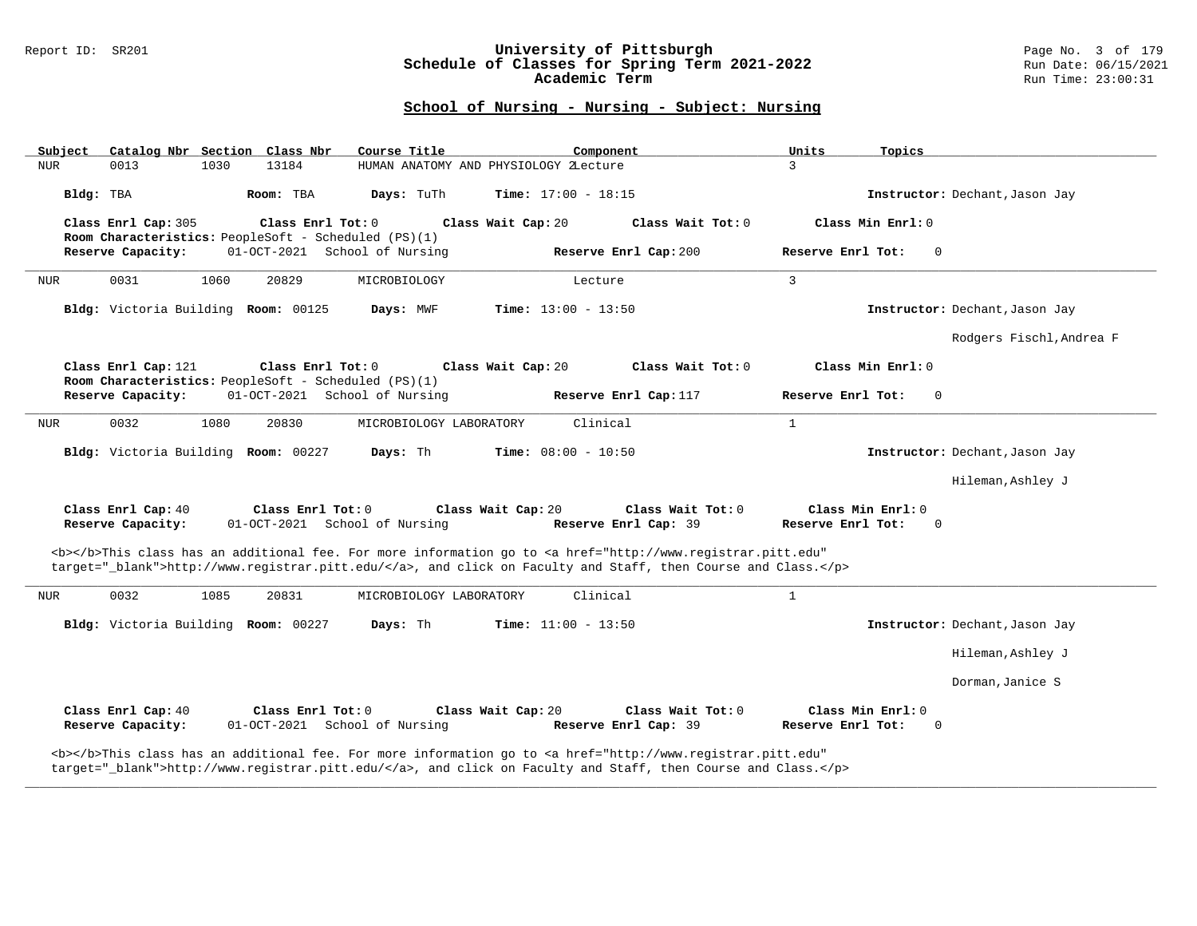## School of Nursing - Nursing - Subject: Nursing

| Subject | Catalog Nbr | Section | Class Nbr | Course Title | Component | Units | Topics |
|---|---|---|---|---|---|---|---|
| NUR | 0013 | 1030 | 13184 | HUMAN ANATOMY AND PHYSIOLOGY 2 | Lecture | 3 | |

**Bldg:** TBA **Room:** TBA **Days:** TuTh **Time:** 17:00 - 18:15 **Instructor:** Dechant,Jason Jay

**Class Enrl Cap:** 305 **Class Enrl Tot:** 0 **Class Wait Cap:** 20 **Class Wait Tot:** 0 **Class Min Enrl:** 0
**Room Characteristics:** PeopleSoft - Scheduled (PS)(1)
**Reserve Capacity:** 01-OCT-2021 School of Nursing **Reserve Enrl Cap:** 200 **Reserve Enrl Tot:** 0

---

| Subject | Catalog Nbr | Section | Class Nbr | Course Title | Component | Units | Topics |
|---|---|---|---|---|---|---|---|
| NUR | 0031 | 1060 | 20829 | MICROBIOLOGY | Lecture | 3 | |

**Bldg:** Victoria Building **Room:** 00125 **Days:** MWF **Time:** 13:00 - 13:50 **Instructor:** Dechant,Jason Jay

Rodgers Fischl,Andrea F

**Class Enrl Cap:** 121 **Class Enrl Tot:** 0 **Class Wait Cap:** 20 **Class Wait Tot:** 0 **Class Min Enrl:** 0
**Room Characteristics:** PeopleSoft - Scheduled (PS)(1)
**Reserve Capacity:** 01-OCT-2021 School of Nursing **Reserve Enrl Cap:** 117 **Reserve Enrl Tot:** 0

---

| Subject | Catalog Nbr | Section | Class Nbr | Course Title | Component | Units | Topics |
|---|---|---|---|---|---|---|---|
| NUR | 0032 | 1080 | 20830 | MICROBIOLOGY LABORATORY | Clinical | 1 | |

**Bldg:** Victoria Building **Room:** 00227 **Days:** Th **Time:** 08:00 - 10:50 **Instructor:** Dechant,Jason Jay

Hileman,Ashley J

**Class Enrl Cap:** 40 **Class Enrl Tot:** 0 **Class Wait Cap:** 20 **Class Wait Tot:** 0 **Class Min Enrl:** 0
**Reserve Capacity:** 01-OCT-2021 School of Nursing **Reserve Enrl Cap:** 39 **Reserve Enrl Tot:** 0

<b></b>This class has an additional fee. For more information go to <a href="http://www.registrar.pitt.edu" target="_blank">http://www.registrar.pitt.edu/</a>, and click on Faculty and Staff, then Course and Class.</p>

---

| Subject | Catalog Nbr | Section | Class Nbr | Course Title | Component | Units | Topics |
|---|---|---|---|---|---|---|---|
| NUR | 0032 | 1085 | 20831 | MICROBIOLOGY LABORATORY | Clinical | 1 | |

**Bldg:** Victoria Building **Room:** 00227 **Days:** Th **Time:** 11:00 - 13:50 **Instructor:** Dechant,Jason Jay

Hileman,Ashley J

Dorman,Janice S

**Class Enrl Cap:** 40 **Class Enrl Tot:** 0 **Class Wait Cap:** 20 **Class Wait Tot:** 0 **Class Min Enrl:** 0
**Reserve Capacity:** 01-OCT-2021 School of Nursing **Reserve Enrl Cap:** 39 **Reserve Enrl Tot:** 0

<b></b>This class has an additional fee. For more information go to <a href="http://www.registrar.pitt.edu" target="_blank">http://www.registrar.pitt.edu/</a>, and click on Faculty and Staff, then Course and Class.</p>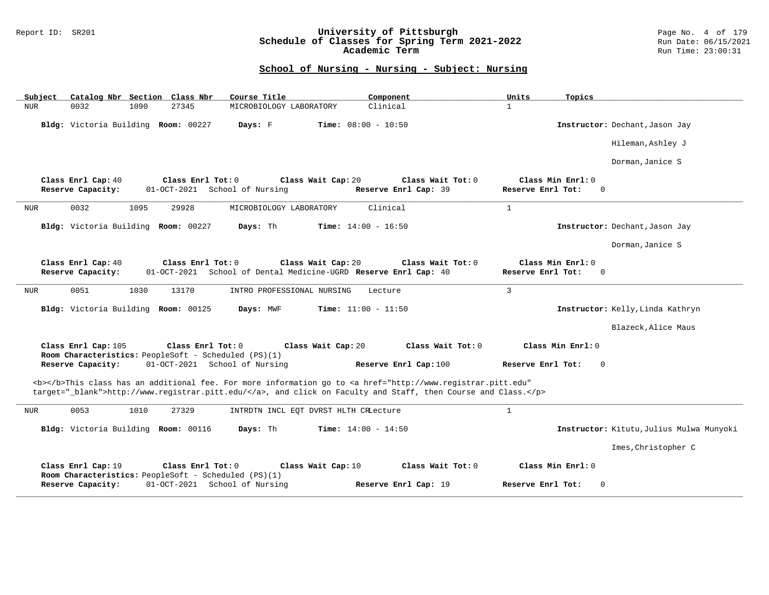## School of Nursing - Nursing - Subject: Nursing

| Subject | Catalog Nbr | Section | Class Nbr | Course Title | Component | Units | Topics |
|---|---|---|---|---|---|---|---|
| NUR | 0032 | 1090 | 27345 | MICROBIOLOGY LABORATORY | Clinical | 1 | |

**Bldg:** Victoria Building **Room:** 00227 **Days:** F **Time:** 08:00 - 10:50 **Instructor:** Dechant,Jason Jay

Hileman,Ashley J

Dorman,Janice S

**Class Enrl Cap:** 40 **Class Enrl Tot:** 0 **Class Wait Cap:** 20 **Class Wait Tot:** 0 **Class Min Enrl:** 0
**Reserve Capacity:** 01-OCT-2021 School of Nursing **Reserve Enrl Cap:** 39 **Reserve Enrl Tot:** 0

---

| Subject | Catalog Nbr | Section | Class Nbr | Course Title | Component | Units | Topics |
|---|---|---|---|---|---|---|---|
| NUR | 0032 | 1095 | 29928 | MICROBIOLOGY LABORATORY | Clinical | 1 | |

**Bldg:** Victoria Building **Room:** 00227 **Days:** Th **Time:** 14:00 - 16:50 **Instructor:** Dechant,Jason Jay

Dorman,Janice S

**Class Enrl Cap:** 40 **Class Enrl Tot:** 0 **Class Wait Cap:** 20 **Class Wait Tot:** 0 **Class Min Enrl:** 0
**Reserve Capacity:** 01-OCT-2021 School of Dental Medicine-UGRD **Reserve Enrl Cap:** 40 **Reserve Enrl Tot:** 0

---

| Subject | Catalog Nbr | Section | Class Nbr | Course Title | Component | Units | Topics |
|---|---|---|---|---|---|---|---|
| NUR | 0051 | 1030 | 13170 | INTRO PROFESSIONAL NURSING | Lecture | 3 | |

**Bldg:** Victoria Building **Room:** 00125 **Days:** MWF **Time:** 11:00 - 11:50 **Instructor:** Kelly,Linda Kathryn

Blazeck,Alice Maus

**Class Enrl Cap:** 105 **Class Enrl Tot:** 0 **Class Wait Cap:** 20 **Class Wait Tot:** 0 **Class Min Enrl:** 0
**Room Characteristics:** PeopleSoft - Scheduled (PS)(1)
**Reserve Capacity:** 01-OCT-2021 School of Nursing **Reserve Enrl Cap:** 100 **Reserve Enrl Tot:** 0

<b></b>This class has an additional fee. For more information go to <a href="http://www.registrar.pitt.edu" target="_blank">http://www.registrar.pitt.edu/</a>, and click on Faculty and Staff, then Course and Class.</p>

---

| Subject | Catalog Nbr | Section | Class Nbr | Course Title | Component | Units | Topics |
|---|---|---|---|---|---|---|---|
| NUR | 0053 | 1010 | 27329 | INTRDTN INCL EQT DVRST HLTH CR | Lecture | 1 | |

**Bldg:** Victoria Building **Room:** 00116 **Days:** Th **Time:** 14:00 - 14:50 **Instructor:** Kitutu,Julius Mulwa Munyoki

Imes,Christopher C

**Class Enrl Cap:** 19 **Class Enrl Tot:** 0 **Class Wait Cap:** 10 **Class Wait Tot:** 0 **Class Min Enrl:** 0
**Room Characteristics:** PeopleSoft - Scheduled (PS)(1)
**Reserve Capacity:** 01-OCT-2021 School of Nursing **Reserve Enrl Cap:** 19 **Reserve Enrl Tot:** 0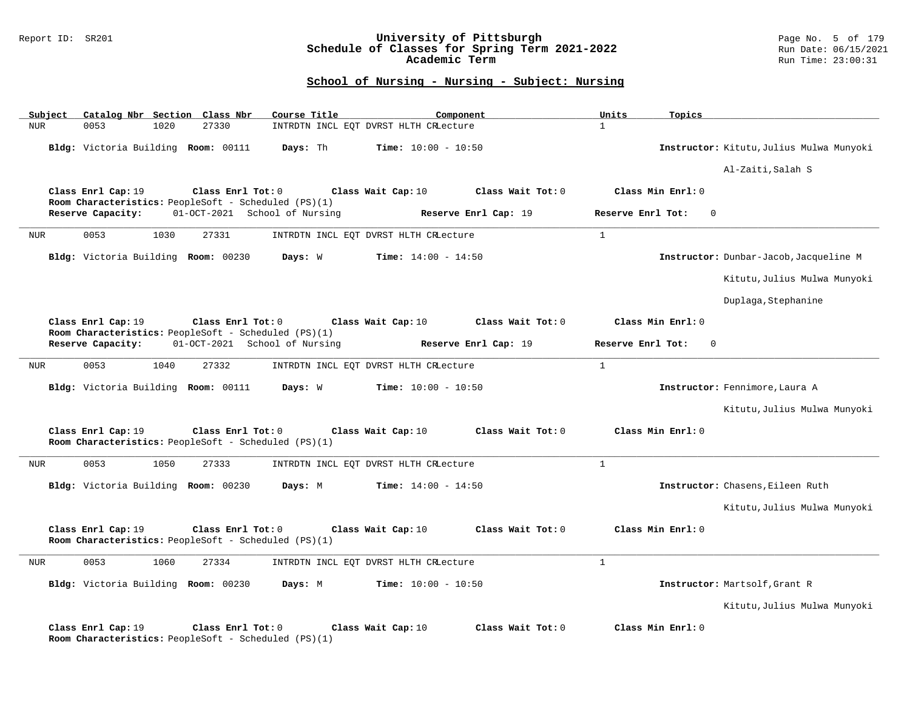## School of Nursing - Nursing - Subject: Nursing

| Subject | Catalog Nbr | Section | Class Nbr | Course Title | Component | Units | Topics |
|---|---|---|---|---|---|---|---|
| NUR | 0053 | 1020 | 27330 | INTRDTN INCL EQT DVRST HLTH CR | Lecture | 1 | |

**Bldg:** Victoria Building **Room:** 00111 **Days:** Th **Time:** 10:00 - 10:50 **Instructor:** Kitutu,Julius Mulwa Munyoki

Al-Zaiti,Salah S

**Class Enrl Cap:** 19 **Class Enrl Tot:** 0 **Class Wait Cap:** 10 **Class Wait Tot:** 0 **Class Min Enrl:** 0

**Room Characteristics:** PeopleSoft - Scheduled (PS)(1)

**Reserve Capacity:** 01-OCT-2021 School of Nursing **Reserve Enrl Cap:** 19 **Reserve Enrl Tot:** 0

---

| Subject | Catalog Nbr | Section | Class Nbr | Course Title | Component | Units | Topics |
|---|---|---|---|---|---|---|---|
| NUR | 0053 | 1030 | 27331 | INTRDTN INCL EQT DVRST HLTH CR | Lecture | 1 | |

**Bldg:** Victoria Building **Room:** 00230 **Days:** W **Time:** 14:00 - 14:50 **Instructor:** Dunbar-Jacob,Jacqueline M

Kitutu,Julius Mulwa Munyoki

Duplaga,Stephanine

**Class Enrl Cap:** 19 **Class Enrl Tot:** 0 **Class Wait Cap:** 10 **Class Wait Tot:** 0 **Class Min Enrl:** 0

**Room Characteristics:** PeopleSoft - Scheduled (PS)(1)

**Reserve Capacity:** 01-OCT-2021 School of Nursing **Reserve Enrl Cap:** 19 **Reserve Enrl Tot:** 0

---

| Subject | Catalog Nbr | Section | Class Nbr | Course Title | Component | Units | Topics |
|---|---|---|---|---|---|---|---|
| NUR | 0053 | 1040 | 27332 | INTRDTN INCL EQT DVRST HLTH CR | Lecture | 1 | |

**Bldg:** Victoria Building **Room:** 00111 **Days:** W **Time:** 10:00 - 10:50 **Instructor:** Fennimore,Laura A

Kitutu,Julius Mulwa Munyoki

**Class Enrl Cap:** 19 **Class Enrl Tot:** 0 **Class Wait Cap:** 10 **Class Wait Tot:** 0 **Class Min Enrl:** 0

**Room Characteristics:** PeopleSoft - Scheduled (PS)(1)

---

| Subject | Catalog Nbr | Section | Class Nbr | Course Title | Component | Units | Topics |
|---|---|---|---|---|---|---|---|
| NUR | 0053 | 1050 | 27333 | INTRDTN INCL EQT DVRST HLTH CR | Lecture | 1 | |

**Bldg:** Victoria Building **Room:** 00230 **Days:** M **Time:** 14:00 - 14:50 **Instructor:** Chasens,Eileen Ruth

Kitutu,Julius Mulwa Munyoki

**Class Enrl Cap:** 19 **Class Enrl Tot:** 0 **Class Wait Cap:** 10 **Class Wait Tot:** 0 **Class Min Enrl:** 0

**Room Characteristics:** PeopleSoft - Scheduled (PS)(1)

---

| Subject | Catalog Nbr | Section | Class Nbr | Course Title | Component | Units | Topics |
|---|---|---|---|---|---|---|---|
| NUR | 0053 | 1060 | 27334 | INTRDTN INCL EQT DVRST HLTH CR | Lecture | 1 | |

**Bldg:** Victoria Building **Room:** 00230 **Days:** M **Time:** 10:00 - 10:50 **Instructor:** Martsolf,Grant R

Kitutu,Julius Mulwa Munyoki

**Class Enrl Cap:** 19 **Class Enrl Tot:** 0 **Class Wait Cap:** 10 **Class Wait Tot:** 0 **Class Min Enrl:** 0

**Room Characteristics:** PeopleSoft - Scheduled (PS)(1)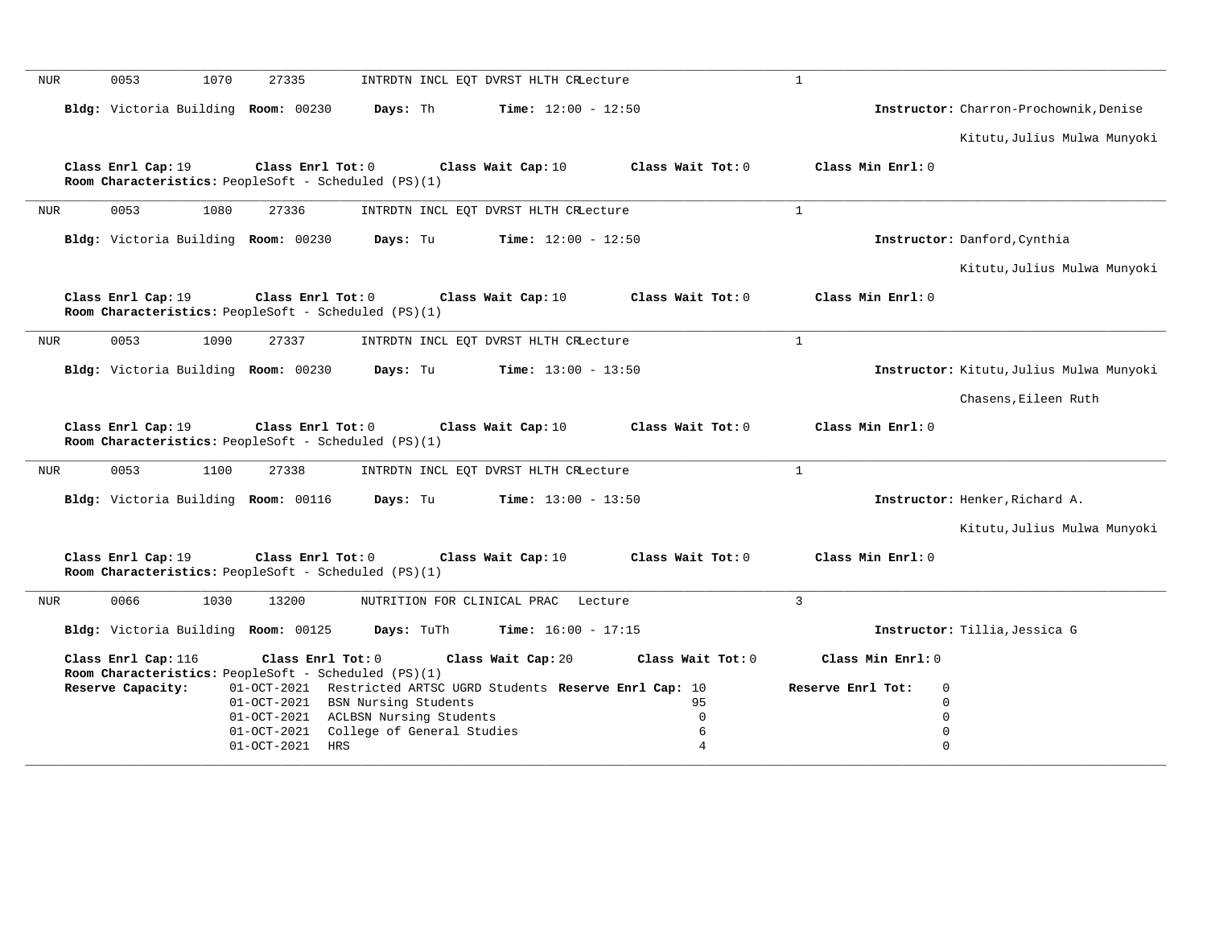NUR 0053 1070 27335 INTRDTN INCL EQT DVRST HLTH CRLecture 1

**Bldg:** Victoria Building **Room:** 00230 **Days:** Th **Time:** 12:00 - 12:50 **Instructor:** Charron-Prochownik,Denise

Kitutu,Julius Mulwa Munyoki

**Class Enrl Cap:** 19 **Class Enrl Tot:** 0 **Class Wait Cap:** 10 **Class Wait Tot:** 0 **Class Min Enrl:** 0
**Room Characteristics:** PeopleSoft - Scheduled (PS)(1)

---

NUR 0053 1080 27336 INTRDTN INCL EQT DVRST HLTH CRLecture 1

**Bldg:** Victoria Building **Room:** 00230 **Days:** Tu **Time:** 12:00 - 12:50 **Instructor:** Danford,Cynthia

Kitutu,Julius Mulwa Munyoki

**Class Enrl Cap:** 19 **Class Enrl Tot:** 0 **Class Wait Cap:** 10 **Class Wait Tot:** 0 **Class Min Enrl:** 0
**Room Characteristics:** PeopleSoft - Scheduled (PS)(1)

---

NUR 0053 1090 27337 INTRDTN INCL EQT DVRST HLTH CRLecture 1

**Bldg:** Victoria Building **Room:** 00230 **Days:** Tu **Time:** 13:00 - 13:50 **Instructor:** Kitutu,Julius Mulwa Munyoki

Chasens,Eileen Ruth

**Class Enrl Cap:** 19 **Class Enrl Tot:** 0 **Class Wait Cap:** 10 **Class Wait Tot:** 0 **Class Min Enrl:** 0
**Room Characteristics:** PeopleSoft - Scheduled (PS)(1)

---

NUR 0053 1100 27338 INTRDTN INCL EQT DVRST HLTH CRLecture 1

**Bldg:** Victoria Building **Room:** 00116 **Days:** Tu **Time:** 13:00 - 13:50 **Instructor:** Henker,Richard A.

Kitutu,Julius Mulwa Munyoki

**Class Enrl Cap:** 19 **Class Enrl Tot:** 0 **Class Wait Cap:** 10 **Class Wait Tot:** 0 **Class Min Enrl:** 0
**Room Characteristics:** PeopleSoft - Scheduled (PS)(1)

---

NUR 0066 1030 13200 NUTRITION FOR CLINICAL PRAC Lecture 3

**Bldg:** Victoria Building **Room:** 00125 **Days:** TuTh **Time:** 16:00 - 17:15 **Instructor:** Tillia,Jessica G

**Class Enrl Cap:** 116 **Class Enrl Tot:** 0 **Class Wait Cap:** 20 **Class Wait Tot:** 0 **Class Min Enrl:** 0
**Room Characteristics:** PeopleSoft - Scheduled (PS)(1)

| **Reserve Capacity:** | Date | Group | **Reserve Enrl Cap:** | **Reserve Enrl Tot:** |
|---|---|---|---|---|
| | 01-OCT-2021 | Restricted ARTSC UGRD Students | 10 | 0 |
| | 01-OCT-2021 | BSN Nursing Students | 95 | 0 |
| | 01-OCT-2021 | ACLBSN Nursing Students | 0 | 0 |
| | 01-OCT-2021 | College of General Studies | 6 | 0 |
| | 01-OCT-2021 | HRS | 4 | 0 |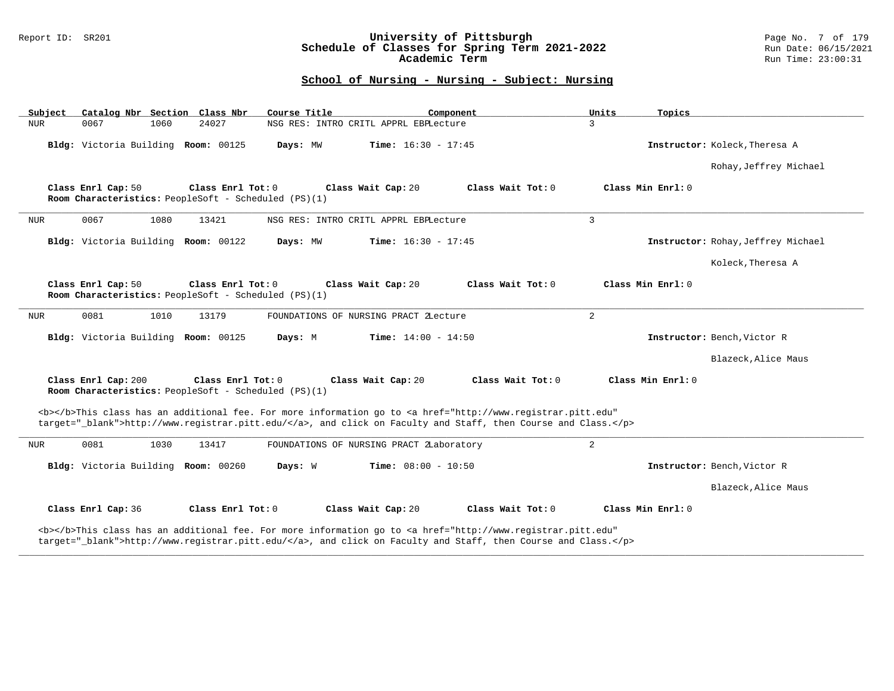## School of Nursing - Nursing - Subject: Nursing

| Subject | Catalog Nbr | Section | Class Nbr | Course Title | Component | Units | Topics |
|---|---|---|---|---|---|---|---|
| NUR | 0067 | 1060 | 24027 | NSG RES: INTRO CRITL APPRL EBP | Lecture | 3 | |

**Bldg:** Victoria Building **Room:** 00125 **Days:** MW **Time:** 16:30 - 17:45 **Instructor:** Koleck,Theresa A

Rohay,Jeffrey Michael

**Class Enrl Cap:** 50 **Class Enrl Tot:** 0 **Class Wait Cap:** 20 **Class Wait Tot:** 0 **Class Min Enrl:** 0

**Room Characteristics:** PeopleSoft - Scheduled (PS)(1)

---

| Subject | Catalog Nbr | Section | Class Nbr | Course Title | Component | Units | Topics |
|---|---|---|---|---|---|---|---|
| NUR | 0067 | 1080 | 13421 | NSG RES: INTRO CRITL APPRL EBP | Lecture | 3 | |

**Bldg:** Victoria Building **Room:** 00122 **Days:** MW **Time:** 16:30 - 17:45 **Instructor:** Rohay,Jeffrey Michael

Koleck,Theresa A

**Class Enrl Cap:** 50 **Class Enrl Tot:** 0 **Class Wait Cap:** 20 **Class Wait Tot:** 0 **Class Min Enrl:** 0

**Room Characteristics:** PeopleSoft - Scheduled (PS)(1)

---

| Subject | Catalog Nbr | Section | Class Nbr | Course Title | Component | Units | Topics |
|---|---|---|---|---|---|---|---|
| NUR | 0081 | 1010 | 13179 | FOUNDATIONS OF NURSING PRACT 2 | Lecture | 2 | |

**Bldg:** Victoria Building **Room:** 00125 **Days:** M **Time:** 14:00 - 14:50 **Instructor:** Bench,Victor R

Blazeck,Alice Maus

**Class Enrl Cap:** 200 **Class Enrl Tot:** 0 **Class Wait Cap:** 20 **Class Wait Tot:** 0 **Class Min Enrl:** 0

**Room Characteristics:** PeopleSoft - Scheduled (PS)(1)

<b></b>This class has an additional fee. For more information go to <a href="http://www.registrar.pitt.edu" target="_blank">http://www.registrar.pitt.edu/</a>, and click on Faculty and Staff, then Course and Class.</p>

---

| Subject | Catalog Nbr | Section | Class Nbr | Course Title | Component | Units | Topics |
|---|---|---|---|---|---|---|---|
| NUR | 0081 | 1030 | 13417 | FOUNDATIONS OF NURSING PRACT 2 | Laboratory | 2 | |

**Bldg:** Victoria Building **Room:** 00260 **Days:** W **Time:** 08:00 - 10:50 **Instructor:** Bench,Victor R

Blazeck,Alice Maus

**Class Enrl Cap:** 36 **Class Enrl Tot:** 0 **Class Wait Cap:** 20 **Class Wait Tot:** 0 **Class Min Enrl:** 0

<b></b>This class has an additional fee. For more information go to <a href="http://www.registrar.pitt.edu" target="_blank">http://www.registrar.pitt.edu/</a>, and click on Faculty and Staff, then Course and Class.</p>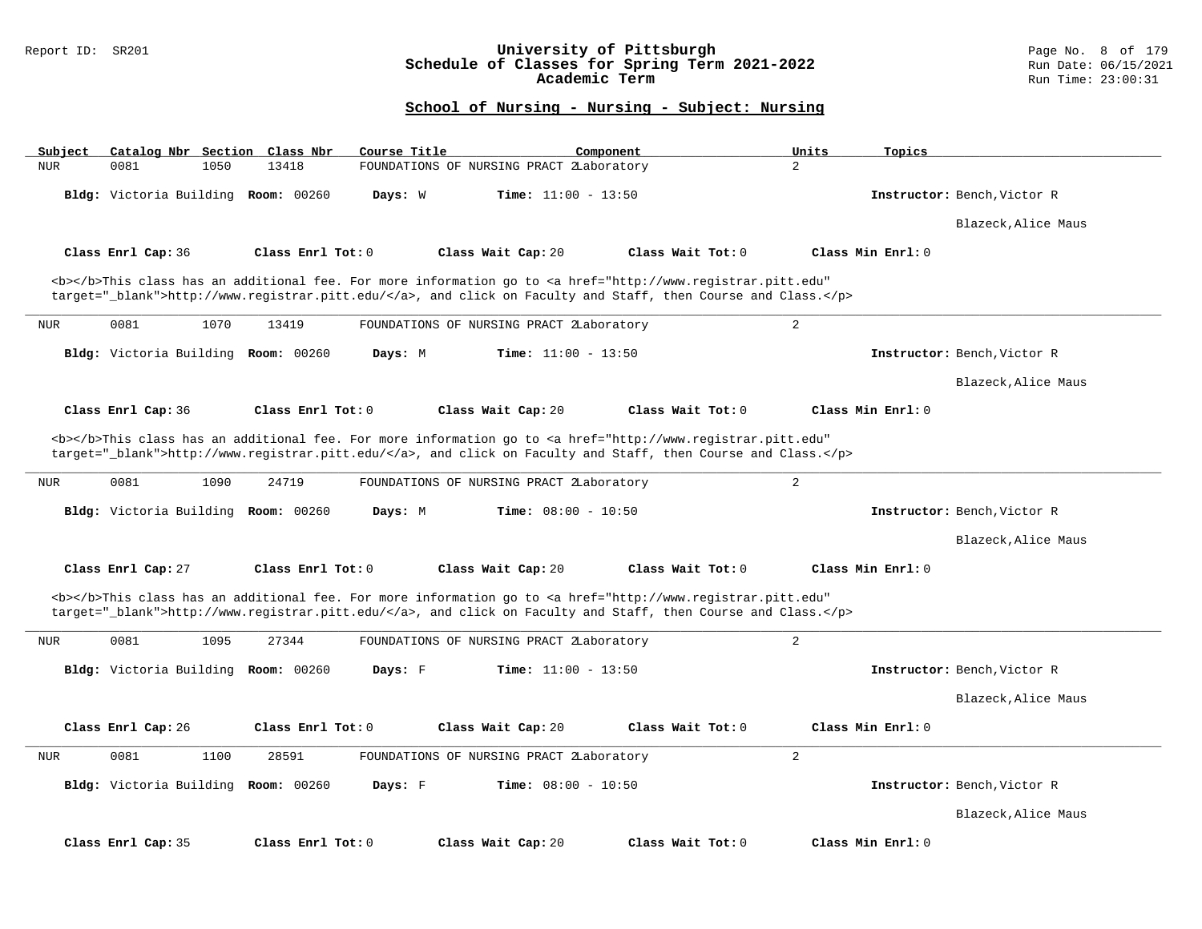## School of Nursing - Nursing - Subject: Nursing

| Subject | Catalog Nbr | Section | Class Nbr | Course Title | Component | Units | Topics |
|---|---|---|---|---|---|---|---|
| NUR | 0081 | 1050 | 13418 | FOUNDATIONS OF NURSING PRACT 2 | Laboratory | 2 | |

**Bldg:** Victoria Building **Room:** 00260 **Days:** W **Time:** 11:00 - 13:50 **Instructor:** Bench,Victor R

Blazeck,Alice Maus

**Class Enrl Cap:** 36 **Class Enrl Tot:** 0 **Class Wait Cap:** 20 **Class Wait Tot:** 0 **Class Min Enrl:** 0

<b></b>This class has an additional fee. For more information go to <a href="http://www.registrar.pitt.edu" target="_blank">http://www.registrar.pitt.edu/</a>, and click on Faculty and Staff, then Course and Class.</p>

---

| Subject | Catalog Nbr | Section | Class Nbr | Course Title | Component | Units | Topics |
|---|---|---|---|---|---|---|---|
| NUR | 0081 | 1070 | 13419 | FOUNDATIONS OF NURSING PRACT 2 | Laboratory | 2 | |

**Bldg:** Victoria Building **Room:** 00260 **Days:** M **Time:** 11:00 - 13:50 **Instructor:** Bench,Victor R

Blazeck,Alice Maus

**Class Enrl Cap:** 36 **Class Enrl Tot:** 0 **Class Wait Cap:** 20 **Class Wait Tot:** 0 **Class Min Enrl:** 0

<b></b>This class has an additional fee. For more information go to <a href="http://www.registrar.pitt.edu" target="_blank">http://www.registrar.pitt.edu/</a>, and click on Faculty and Staff, then Course and Class.</p>

---

| Subject | Catalog Nbr | Section | Class Nbr | Course Title | Component | Units | Topics |
|---|---|---|---|---|---|---|---|
| NUR | 0081 | 1090 | 24719 | FOUNDATIONS OF NURSING PRACT 2 | Laboratory | 2 | |

**Bldg:** Victoria Building **Room:** 00260 **Days:** M **Time:** 08:00 - 10:50 **Instructor:** Bench,Victor R

Blazeck,Alice Maus

**Class Enrl Cap:** 27 **Class Enrl Tot:** 0 **Class Wait Cap:** 20 **Class Wait Tot:** 0 **Class Min Enrl:** 0

<b></b>This class has an additional fee. For more information go to <a href="http://www.registrar.pitt.edu" target="_blank">http://www.registrar.pitt.edu/</a>, and click on Faculty and Staff, then Course and Class.</p>

---

| Subject | Catalog Nbr | Section | Class Nbr | Course Title | Component | Units | Topics |
|---|---|---|---|---|---|---|---|
| NUR | 0081 | 1095 | 27344 | FOUNDATIONS OF NURSING PRACT 2 | Laboratory | 2 | |

**Bldg:** Victoria Building **Room:** 00260 **Days:** F **Time:** 11:00 - 13:50 **Instructor:** Bench,Victor R

Blazeck,Alice Maus

**Class Enrl Cap:** 26 **Class Enrl Tot:** 0 **Class Wait Cap:** 20 **Class Wait Tot:** 0 **Class Min Enrl:** 0

---

| Subject | Catalog Nbr | Section | Class Nbr | Course Title | Component | Units | Topics |
|---|---|---|---|---|---|---|---|
| NUR | 0081 | 1100 | 28591 | FOUNDATIONS OF NURSING PRACT 2 | Laboratory | 2 | |

**Bldg:** Victoria Building **Room:** 00260 **Days:** F **Time:** 08:00 - 10:50 **Instructor:** Bench,Victor R

Blazeck,Alice Maus

**Class Enrl Cap:** 35 **Class Enrl Tot:** 0 **Class Wait Cap:** 20 **Class Wait Tot:** 0 **Class Min Enrl:** 0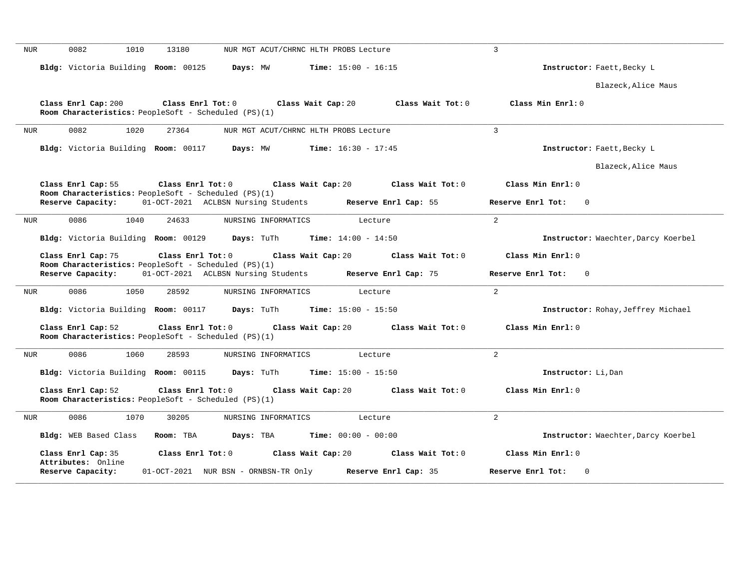---

NUR 0082 1010 13180 NUR MGT ACUT/CHRNC HLTH PROBS Lecture 3

**Bldg:** Victoria Building **Room:** 00125 **Days:** MW **Time:** 15:00 - 16:15 **Instructor:** Faett,Becky L

Blazeck,Alice Maus

**Class Enrl Cap:** 200 **Class Enrl Tot:** 0 **Class Wait Cap:** 20 **Class Wait Tot:** 0 **Class Min Enrl:** 0
**Room Characteristics:** PeopleSoft - Scheduled (PS)(1)

---

NUR 0082 1020 27364 NUR MGT ACUT/CHRNC HLTH PROBS Lecture 3

**Bldg:** Victoria Building **Room:** 00117 **Days:** MW **Time:** 16:30 - 17:45 **Instructor:** Faett,Becky L

Blazeck,Alice Maus

**Class Enrl Cap:** 55 **Class Enrl Tot:** 0 **Class Wait Cap:** 20 **Class Wait Tot:** 0 **Class Min Enrl:** 0
**Room Characteristics:** PeopleSoft - Scheduled (PS)(1)
**Reserve Capacity:** 01-OCT-2021 ACLBSN Nursing Students **Reserve Enrl Cap:** 55 **Reserve Enrl Tot:** 0

---

NUR 0086 1040 24633 NURSING INFORMATICS Lecture 2

**Bldg:** Victoria Building **Room:** 00129 **Days:** TuTh **Time:** 14:00 - 14:50 **Instructor:** Waechter,Darcy Koerbel

**Class Enrl Cap:** 75 **Class Enrl Tot:** 0 **Class Wait Cap:** 20 **Class Wait Tot:** 0 **Class Min Enrl:** 0
**Room Characteristics:** PeopleSoft - Scheduled (PS)(1)
**Reserve Capacity:** 01-OCT-2021 ACLBSN Nursing Students **Reserve Enrl Cap:** 75 **Reserve Enrl Tot:** 0

---

NUR 0086 1050 28592 NURSING INFORMATICS Lecture 2

**Bldg:** Victoria Building **Room:** 00117 **Days:** TuTh **Time:** 15:00 - 15:50 **Instructor:** Rohay,Jeffrey Michael

**Class Enrl Cap:** 52 **Class Enrl Tot:** 0 **Class Wait Cap:** 20 **Class Wait Tot:** 0 **Class Min Enrl:** 0
**Room Characteristics:** PeopleSoft - Scheduled (PS)(1)

---

NUR 0086 1060 28593 NURSING INFORMATICS Lecture 2

**Bldg:** Victoria Building **Room:** 00115 **Days:** TuTh **Time:** 15:00 - 15:50 **Instructor:** Li,Dan

**Class Enrl Cap:** 52 **Class Enrl Tot:** 0 **Class Wait Cap:** 20 **Class Wait Tot:** 0 **Class Min Enrl:** 0
**Room Characteristics:** PeopleSoft - Scheduled (PS)(1)

---

NUR 0086 1070 30205 NURSING INFORMATICS Lecture 2

**Bldg:** WEB Based Class **Room:** TBA **Days:** TBA **Time:** 00:00 - 00:00 **Instructor:** Waechter,Darcy Koerbel

**Class Enrl Cap:** 35 **Class Enrl Tot:** 0 **Class Wait Cap:** 20 **Class Wait Tot:** 0 **Class Min Enrl:** 0
**Attributes:** Online
**Reserve Capacity:** 01-OCT-2021 NUR BSN - ORNBSN-TR Only **Reserve Enrl Cap:** 35 **Reserve Enrl Tot:** 0

---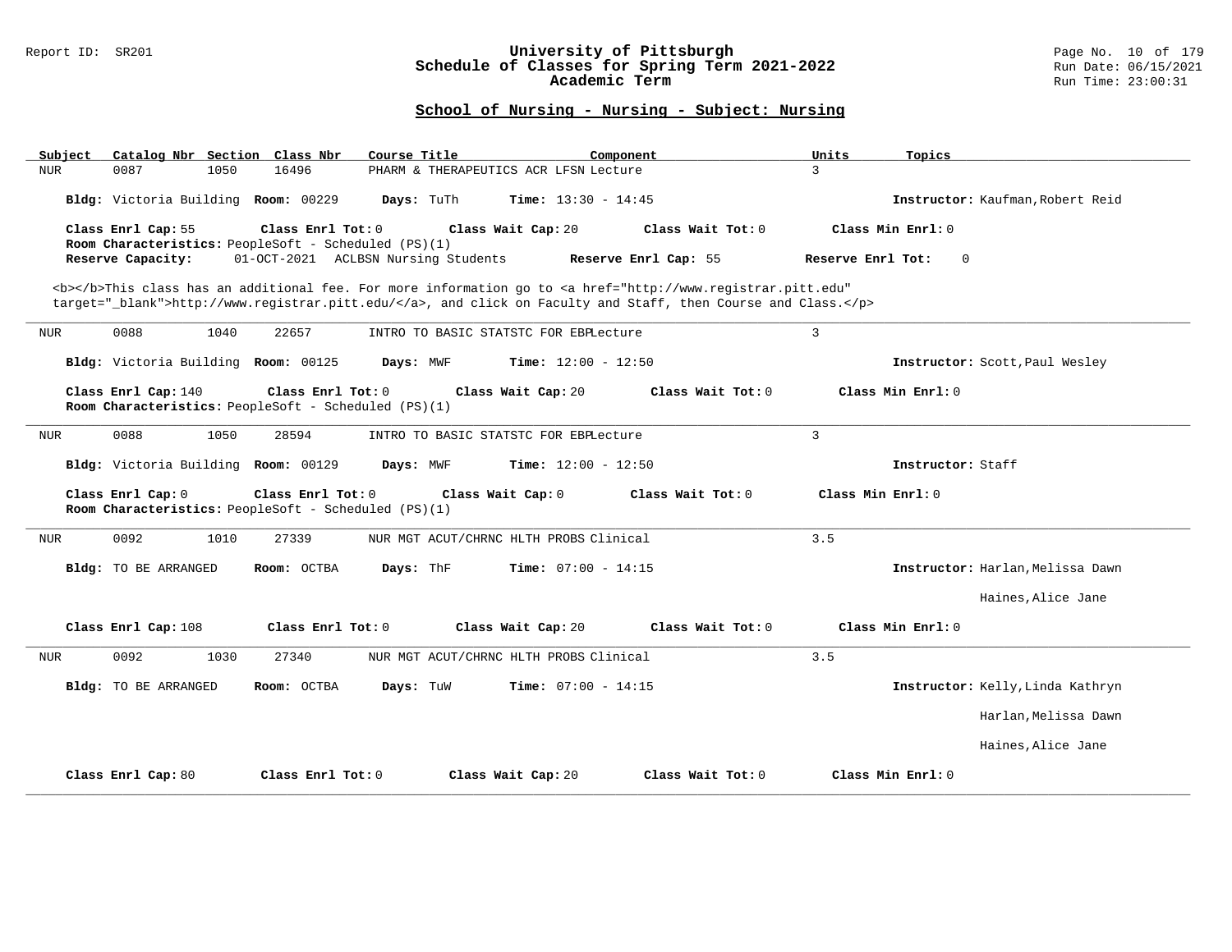## School of Nursing - Nursing - Subject: Nursing

| Subject | Catalog Nbr | Section | Class Nbr | Course Title | Component | Units | Topics |
|---|---|---|---|---|---|---|---|
| NUR | 0087 | 1050 | 16496 | PHARM & THERAPEUTICS ACR LFSN | Lecture | 3 | |

**Bldg:** Victoria Building **Room:** 00229 **Days:** TuTh **Time:** 13:30 - 14:45 **Instructor:** Kaufman,Robert Reid

**Class Enrl Cap:** 55 **Class Enrl Tot:** 0 **Class Wait Cap:** 20 **Class Wait Tot:** 0 **Class Min Enrl:** 0
**Room Characteristics:** PeopleSoft - Scheduled (PS)(1)
**Reserve Capacity:** 01-OCT-2021 ACLBSN Nursing Students **Reserve Enrl Cap:** 55 **Reserve Enrl Tot:** 0

<b></b>This class has an additional fee. For more information go to <a href="http://www.registrar.pitt.edu" target="_blank">http://www.registrar.pitt.edu/</a>, and click on Faculty and Staff, then Course and Class.</p>

---

| Subject | Catalog Nbr | Section | Class Nbr | Course Title | Component | Units | Topics |
|---|---|---|---|---|---|---|---|
| NUR | 0088 | 1040 | 22657 | INTRO TO BASIC STATSTC FOR EBP | Lecture | 3 | |

**Bldg:** Victoria Building **Room:** 00125 **Days:** MWF **Time:** 12:00 - 12:50 **Instructor:** Scott,Paul Wesley

**Class Enrl Cap:** 140 **Class Enrl Tot:** 0 **Class Wait Cap:** 20 **Class Wait Tot:** 0 **Class Min Enrl:** 0
**Room Characteristics:** PeopleSoft - Scheduled (PS)(1)

---

| Subject | Catalog Nbr | Section | Class Nbr | Course Title | Component | Units | Topics |
|---|---|---|---|---|---|---|---|
| NUR | 0088 | 1050 | 28594 | INTRO TO BASIC STATSTC FOR EBP | Lecture | 3 | |

**Bldg:** Victoria Building **Room:** 00129 **Days:** MWF **Time:** 12:00 - 12:50 **Instructor:** Staff

**Class Enrl Cap:** 0 **Class Enrl Tot:** 0 **Class Wait Cap:** 0 **Class Wait Tot:** 0 **Class Min Enrl:** 0
**Room Characteristics:** PeopleSoft - Scheduled (PS)(1)

---

| Subject | Catalog Nbr | Section | Class Nbr | Course Title | Component | Units | Topics |
|---|---|---|---|---|---|---|---|
| NUR | 0092 | 1010 | 27339 | NUR MGT ACUT/CHRNC HLTH PROBS | Clinical | 3.5 | |

**Bldg:** TO BE ARRANGED **Room:** OCTBA **Days:** ThF **Time:** 07:00 - 14:15 **Instructor:** Harlan,Melissa Dawn
Haines,Alice Jane

**Class Enrl Cap:** 108 **Class Enrl Tot:** 0 **Class Wait Cap:** 20 **Class Wait Tot:** 0 **Class Min Enrl:** 0

---

| Subject | Catalog Nbr | Section | Class Nbr | Course Title | Component | Units | Topics |
|---|---|---|---|---|---|---|---|
| NUR | 0092 | 1030 | 27340 | NUR MGT ACUT/CHRNC HLTH PROBS | Clinical | 3.5 | |

**Bldg:** TO BE ARRANGED **Room:** OCTBA **Days:** TuW **Time:** 07:00 - 14:15 **Instructor:** Kelly,Linda Kathryn
Harlan,Melissa Dawn
Haines,Alice Jane

**Class Enrl Cap:** 80 **Class Enrl Tot:** 0 **Class Wait Cap:** 20 **Class Wait Tot:** 0 **Class Min Enrl:** 0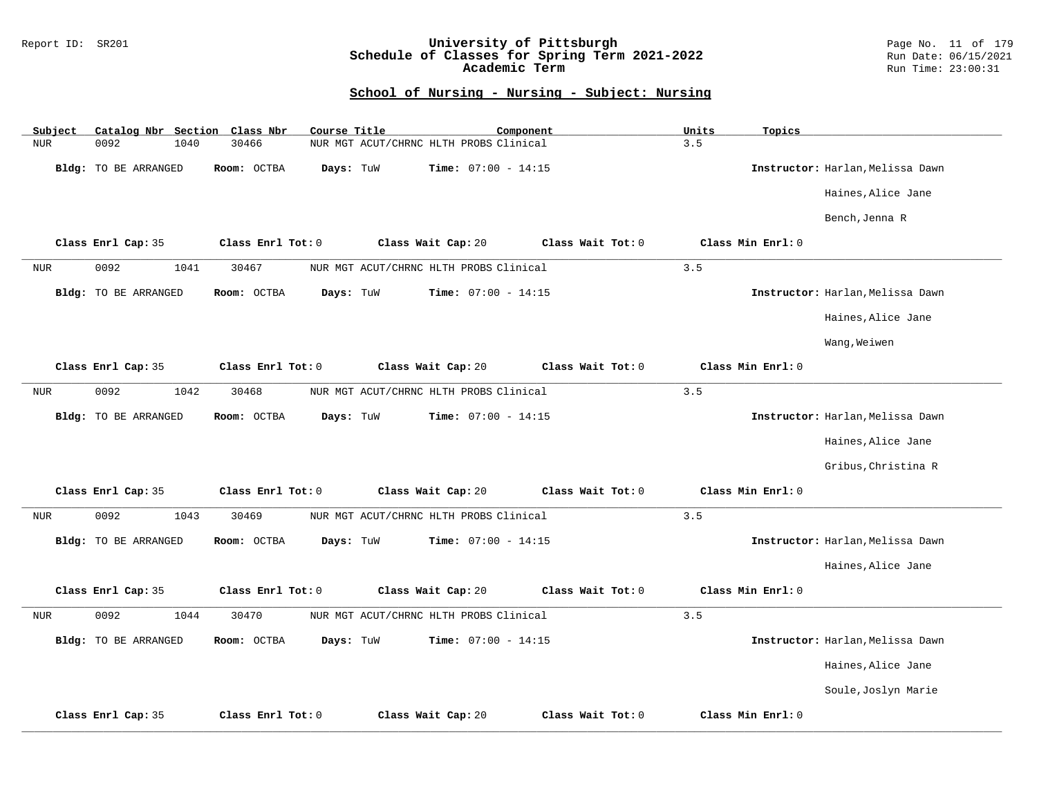## School of Nursing - Nursing - Subject: Nursing

| Subject | Catalog Nbr | Section | Class Nbr | Course Title | Component | Units | Topics |
|---|---|---|---|---|---|---|---|
| NUR | 0092 | 1040 | 30466 | NUR MGT ACUT/CHRNC HLTH PROBS | Clinical | 3.5 | |

**Bldg:** TO BE ARRANGED **Room:** OCTBA **Days:** TuW **Time:** 07:00 - 14:15 **Instructor:** Harlan,Melissa Dawn; Haines,Alice Jane; Bench,Jenna R

**Class Enrl Cap:** 35 **Class Enrl Tot:** 0 **Class Wait Cap:** 20 **Class Wait Tot:** 0 **Class Min Enrl:** 0

---

| Subject | Catalog Nbr | Section | Class Nbr | Course Title | Component | Units | Topics |
|---|---|---|---|---|---|---|---|
| NUR | 0092 | 1041 | 30467 | NUR MGT ACUT/CHRNC HLTH PROBS | Clinical | 3.5 | |

**Bldg:** TO BE ARRANGED **Room:** OCTBA **Days:** TuW **Time:** 07:00 - 14:15 **Instructor:** Harlan,Melissa Dawn; Haines,Alice Jane; Wang,Weiwen

**Class Enrl Cap:** 35 **Class Enrl Tot:** 0 **Class Wait Cap:** 20 **Class Wait Tot:** 0 **Class Min Enrl:** 0

---

| Subject | Catalog Nbr | Section | Class Nbr | Course Title | Component | Units | Topics |
|---|---|---|---|---|---|---|---|
| NUR | 0092 | 1042 | 30468 | NUR MGT ACUT/CHRNC HLTH PROBS | Clinical | 3.5 | |

**Bldg:** TO BE ARRANGED **Room:** OCTBA **Days:** TuW **Time:** 07:00 - 14:15 **Instructor:** Harlan,Melissa Dawn; Haines,Alice Jane; Gribus,Christina R

**Class Enrl Cap:** 35 **Class Enrl Tot:** 0 **Class Wait Cap:** 20 **Class Wait Tot:** 0 **Class Min Enrl:** 0

---

| Subject | Catalog Nbr | Section | Class Nbr | Course Title | Component | Units | Topics |
|---|---|---|---|---|---|---|---|
| NUR | 0092 | 1043 | 30469 | NUR MGT ACUT/CHRNC HLTH PROBS | Clinical | 3.5 | |

**Bldg:** TO BE ARRANGED **Room:** OCTBA **Days:** TuW **Time:** 07:00 - 14:15 **Instructor:** Harlan,Melissa Dawn; Haines,Alice Jane

**Class Enrl Cap:** 35 **Class Enrl Tot:** 0 **Class Wait Cap:** 20 **Class Wait Tot:** 0 **Class Min Enrl:** 0

---

| Subject | Catalog Nbr | Section | Class Nbr | Course Title | Component | Units | Topics |
|---|---|---|---|---|---|---|---|
| NUR | 0092 | 1044 | 30470 | NUR MGT ACUT/CHRNC HLTH PROBS | Clinical | 3.5 | |

**Bldg:** TO BE ARRANGED **Room:** OCTBA **Days:** TuW **Time:** 07:00 - 14:15 **Instructor:** Harlan,Melissa Dawn; Haines,Alice Jane; Soule,Joslyn Marie

**Class Enrl Cap:** 35 **Class Enrl Tot:** 0 **Class Wait Cap:** 20 **Class Wait Tot:** 0 **Class Min Enrl:** 0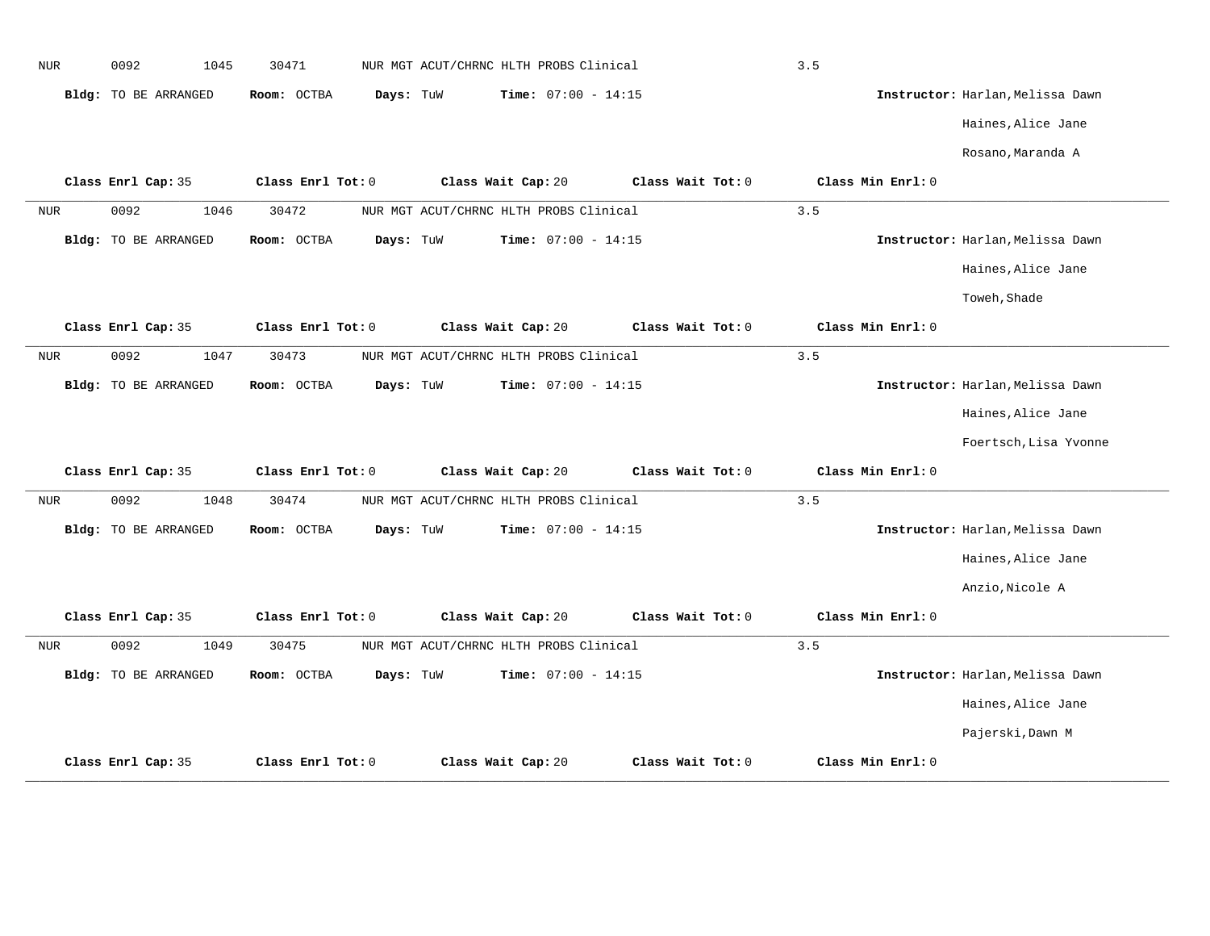NUR 0092 1045 30471 NUR MGT ACUT/CHRNC HLTH PROBS Clinical 3.5

**Bldg:** TO BE ARRANGED **Room:** OCTBA **Days:** TuW **Time:** 07:00 - 14:15 **Instructor:** Harlan,Melissa Dawn
Haines,Alice Jane
Rosano,Maranda A

**Class Enrl Cap:** 35 **Class Enrl Tot:** 0 **Class Wait Cap:** 20 **Class Wait Tot:** 0 **Class Min Enrl:** 0

---

NUR 0092 1046 30472 NUR MGT ACUT/CHRNC HLTH PROBS Clinical 3.5

**Bldg:** TO BE ARRANGED **Room:** OCTBA **Days:** TuW **Time:** 07:00 - 14:15 **Instructor:** Harlan,Melissa Dawn
Haines,Alice Jane
Toweh,Shade

**Class Enrl Cap:** 35 **Class Enrl Tot:** 0 **Class Wait Cap:** 20 **Class Wait Tot:** 0 **Class Min Enrl:** 0

---

NUR 0092 1047 30473 NUR MGT ACUT/CHRNC HLTH PROBS Clinical 3.5

**Bldg:** TO BE ARRANGED **Room:** OCTBA **Days:** TuW **Time:** 07:00 - 14:15 **Instructor:** Harlan,Melissa Dawn
Haines,Alice Jane
Foertsch,Lisa Yvonne

**Class Enrl Cap:** 35 **Class Enrl Tot:** 0 **Class Wait Cap:** 20 **Class Wait Tot:** 0 **Class Min Enrl:** 0

---

NUR 0092 1048 30474 NUR MGT ACUT/CHRNC HLTH PROBS Clinical 3.5

**Bldg:** TO BE ARRANGED **Room:** OCTBA **Days:** TuW **Time:** 07:00 - 14:15 **Instructor:** Harlan,Melissa Dawn
Haines,Alice Jane
Anzio,Nicole A

**Class Enrl Cap:** 35 **Class Enrl Tot:** 0 **Class Wait Cap:** 20 **Class Wait Tot:** 0 **Class Min Enrl:** 0

---

NUR 0092 1049 30475 NUR MGT ACUT/CHRNC HLTH PROBS Clinical 3.5

**Bldg:** TO BE ARRANGED **Room:** OCTBA **Days:** TuW **Time:** 07:00 - 14:15 **Instructor:** Harlan,Melissa Dawn
Haines,Alice Jane
Pajerski,Dawn M

**Class Enrl Cap:** 35 **Class Enrl Tot:** 0 **Class Wait Cap:** 20 **Class Wait Tot:** 0 **Class Min Enrl:** 0

---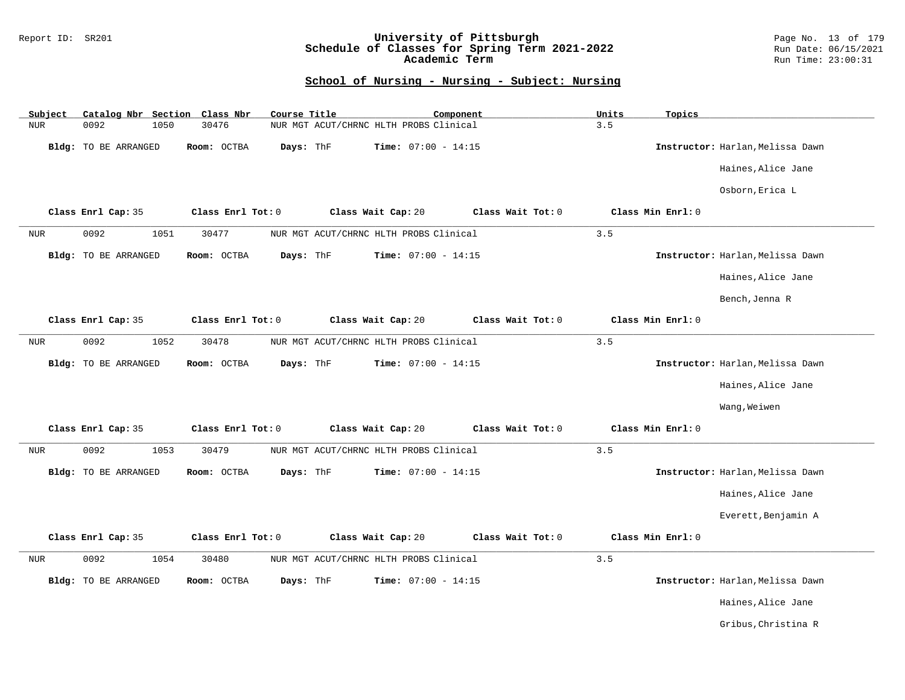## School of Nursing - Nursing - Subject: Nursing

| Subject | Catalog Nbr | Section | Class Nbr | Course Title | Component | Units | Topics |
|---|---|---|---|---|---|---|---|
| NUR | 0092 | 1050 | 30476 | NUR MGT ACUT/CHRNC HLTH PROBS | Clinical | 3.5 | |

**Bldg:** TO BE ARRANGED **Room:** OCTBA **Days:** ThF **Time:** 07:00 - 14:15 **Instructor:** Harlan,Melissa Dawn

Haines,Alice Jane

Osborn,Erica L

**Class Enrl Cap:** 35 **Class Enrl Tot:** 0 **Class Wait Cap:** 20 **Class Wait Tot:** 0 **Class Min Enrl:** 0

---

| Subject | Catalog Nbr | Section | Class Nbr | Course Title | Component | Units | Topics |
|---|---|---|---|---|---|---|---|
| NUR | 0092 | 1051 | 30477 | NUR MGT ACUT/CHRNC HLTH PROBS | Clinical | 3.5 | |

**Bldg:** TO BE ARRANGED **Room:** OCTBA **Days:** ThF **Time:** 07:00 - 14:15 **Instructor:** Harlan,Melissa Dawn

Haines,Alice Jane

Bench,Jenna R

**Class Enrl Cap:** 35 **Class Enrl Tot:** 0 **Class Wait Cap:** 20 **Class Wait Tot:** 0 **Class Min Enrl:** 0

---

| Subject | Catalog Nbr | Section | Class Nbr | Course Title | Component | Units | Topics |
|---|---|---|---|---|---|---|---|
| NUR | 0092 | 1052 | 30478 | NUR MGT ACUT/CHRNC HLTH PROBS | Clinical | 3.5 | |

**Bldg:** TO BE ARRANGED **Room:** OCTBA **Days:** ThF **Time:** 07:00 - 14:15 **Instructor:** Harlan,Melissa Dawn

Haines,Alice Jane

Wang,Weiwen

**Class Enrl Cap:** 35 **Class Enrl Tot:** 0 **Class Wait Cap:** 20 **Class Wait Tot:** 0 **Class Min Enrl:** 0

---

| Subject | Catalog Nbr | Section | Class Nbr | Course Title | Component | Units | Topics |
|---|---|---|---|---|---|---|---|
| NUR | 0092 | 1053 | 30479 | NUR MGT ACUT/CHRNC HLTH PROBS | Clinical | 3.5 | |

**Bldg:** TO BE ARRANGED **Room:** OCTBA **Days:** ThF **Time:** 07:00 - 14:15 **Instructor:** Harlan,Melissa Dawn

Haines,Alice Jane

Everett,Benjamin A

**Class Enrl Cap:** 35 **Class Enrl Tot:** 0 **Class Wait Cap:** 20 **Class Wait Tot:** 0 **Class Min Enrl:** 0

---

| Subject | Catalog Nbr | Section | Class Nbr | Course Title | Component | Units | Topics |
|---|---|---|---|---|---|---|---|
| NUR | 0092 | 1054 | 30480 | NUR MGT ACUT/CHRNC HLTH PROBS | Clinical | 3.5 | |

**Bldg:** TO BE ARRANGED **Room:** OCTBA **Days:** ThF **Time:** 07:00 - 14:15 **Instructor:** Harlan,Melissa Dawn

Haines,Alice Jane

Gribus,Christina R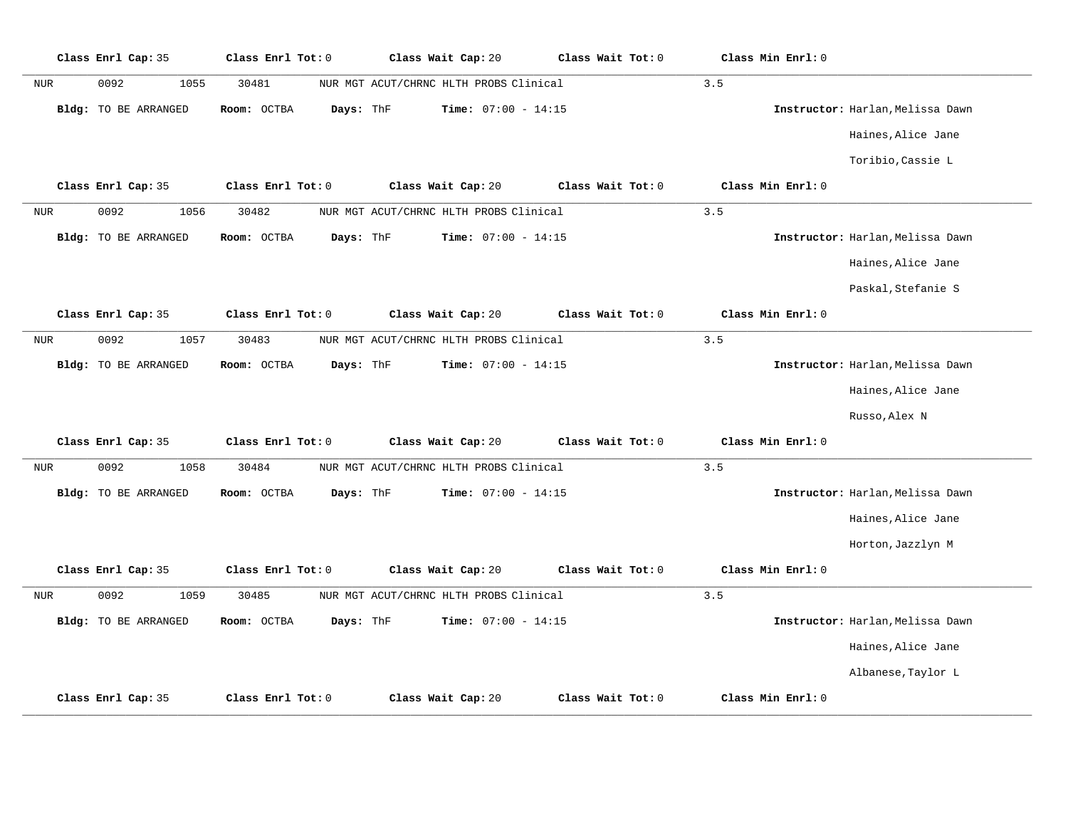**Class Enrl Cap:** 35 **Class Enrl Tot:** 0 **Class Wait Cap:** 20 **Class Wait Tot:** 0 **Class Min Enrl:** 0

---

NUR 0092 1055 30481 NUR MGT ACUT/CHRNC HLTH PROBS Clinical 3.5

**Bldg:** TO BE ARRANGED **Room:** OCTBA **Days:** ThF **Time:** 07:00 - 14:15 **Instructor:** Harlan,Melissa Dawn

Haines,Alice Jane

Toribio,Cassie L

**Class Enrl Cap:** 35 **Class Enrl Tot:** 0 **Class Wait Cap:** 20 **Class Wait Tot:** 0 **Class Min Enrl:** 0

---

NUR 0092 1056 30482 NUR MGT ACUT/CHRNC HLTH PROBS Clinical 3.5

**Bldg:** TO BE ARRANGED **Room:** OCTBA **Days:** ThF **Time:** 07:00 - 14:15 **Instructor:** Harlan,Melissa Dawn

Haines,Alice Jane

Paskal,Stefanie S

**Class Enrl Cap:** 35 **Class Enrl Tot:** 0 **Class Wait Cap:** 20 **Class Wait Tot:** 0 **Class Min Enrl:** 0

---

NUR 0092 1057 30483 NUR MGT ACUT/CHRNC HLTH PROBS Clinical 3.5

**Bldg:** TO BE ARRANGED **Room:** OCTBA **Days:** ThF **Time:** 07:00 - 14:15 **Instructor:** Harlan,Melissa Dawn

Haines,Alice Jane

Russo,Alex N

**Class Enrl Cap:** 35 **Class Enrl Tot:** 0 **Class Wait Cap:** 20 **Class Wait Tot:** 0 **Class Min Enrl:** 0

---

NUR 0092 1058 30484 NUR MGT ACUT/CHRNC HLTH PROBS Clinical 3.5

**Bldg:** TO BE ARRANGED **Room:** OCTBA **Days:** ThF **Time:** 07:00 - 14:15 **Instructor:** Harlan,Melissa Dawn

Haines,Alice Jane

Horton,Jazzlyn M

**Class Enrl Cap:** 35 **Class Enrl Tot:** 0 **Class Wait Cap:** 20 **Class Wait Tot:** 0 **Class Min Enrl:** 0

---

NUR 0092 1059 30485 NUR MGT ACUT/CHRNC HLTH PROBS Clinical 3.5

**Bldg:** TO BE ARRANGED **Room:** OCTBA **Days:** ThF **Time:** 07:00 - 14:15 **Instructor:** Harlan,Melissa Dawn

Haines,Alice Jane

Albanese,Taylor L

**Class Enrl Cap:** 35 **Class Enrl Tot:** 0 **Class Wait Cap:** 20 **Class Wait Tot:** 0 **Class Min Enrl:** 0

---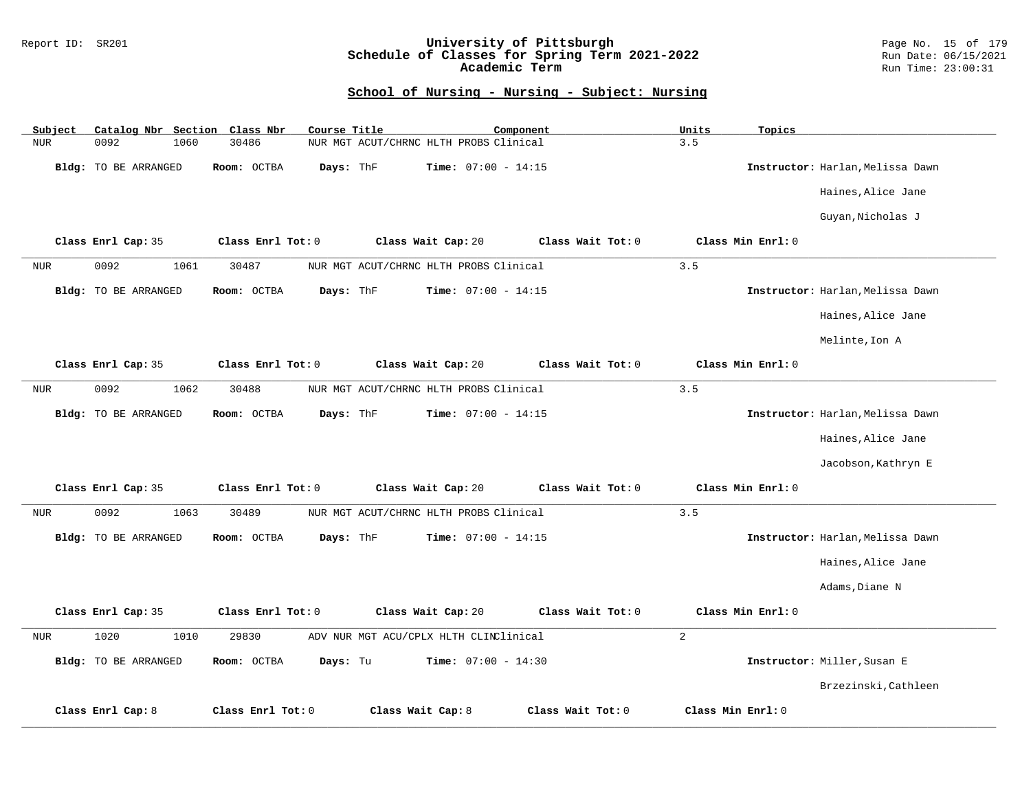## School of Nursing - Nursing - Subject: Nursing

| Subject | Catalog Nbr | Section | Class Nbr | Course Title | Component | Units | Topics |
|---|---|---|---|---|---|---|---|
| NUR | 0092 | 1060 | 30486 | NUR MGT ACUT/CHRNC HLTH PROBS | Clinical | 3.5 | |

**Bldg:** TO BE ARRANGED **Room:** OCTBA **Days:** ThF **Time:** 07:00 - 14:15 **Instructor:** Harlan,Melissa Dawn; Haines,Alice Jane; Guyan,Nicholas J

**Class Enrl Cap:** 35 **Class Enrl Tot:** 0 **Class Wait Cap:** 20 **Class Wait Tot:** 0 **Class Min Enrl:** 0

---

| Subject | Catalog Nbr | Section | Class Nbr | Course Title | Component | Units | Topics |
|---|---|---|---|---|---|---|---|
| NUR | 0092 | 1061 | 30487 | NUR MGT ACUT/CHRNC HLTH PROBS | Clinical | 3.5 | |

**Bldg:** TO BE ARRANGED **Room:** OCTBA **Days:** ThF **Time:** 07:00 - 14:15 **Instructor:** Harlan,Melissa Dawn; Haines,Alice Jane; Melinte,Ion A

**Class Enrl Cap:** 35 **Class Enrl Tot:** 0 **Class Wait Cap:** 20 **Class Wait Tot:** 0 **Class Min Enrl:** 0

---

| Subject | Catalog Nbr | Section | Class Nbr | Course Title | Component | Units | Topics |
|---|---|---|---|---|---|---|---|
| NUR | 0092 | 1062 | 30488 | NUR MGT ACUT/CHRNC HLTH PROBS | Clinical | 3.5 | |

**Bldg:** TO BE ARRANGED **Room:** OCTBA **Days:** ThF **Time:** 07:00 - 14:15 **Instructor:** Harlan,Melissa Dawn; Haines,Alice Jane; Jacobson,Kathryn E

**Class Enrl Cap:** 35 **Class Enrl Tot:** 0 **Class Wait Cap:** 20 **Class Wait Tot:** 0 **Class Min Enrl:** 0

---

| Subject | Catalog Nbr | Section | Class Nbr | Course Title | Component | Units | Topics |
|---|---|---|---|---|---|---|---|
| NUR | 0092 | 1063 | 30489 | NUR MGT ACUT/CHRNC HLTH PROBS | Clinical | 3.5 | |

**Bldg:** TO BE ARRANGED **Room:** OCTBA **Days:** ThF **Time:** 07:00 - 14:15 **Instructor:** Harlan,Melissa Dawn; Haines,Alice Jane; Adams,Diane N

**Class Enrl Cap:** 35 **Class Enrl Tot:** 0 **Class Wait Cap:** 20 **Class Wait Tot:** 0 **Class Min Enrl:** 0

---

| Subject | Catalog Nbr | Section | Class Nbr | Course Title | Component | Units | Topics |
|---|---|---|---|---|---|---|---|
| NUR | 1020 | 1010 | 29830 | ADV NUR MGT ACU/CPLX HLTH CLIN | Clinical | 2 | |

**Bldg:** TO BE ARRANGED **Room:** OCTBA **Days:** Tu **Time:** 07:00 - 14:30 **Instructor:** Miller,Susan E; Brzezinski,Cathleen

**Class Enrl Cap:** 8 **Class Enrl Tot:** 0 **Class Wait Cap:** 8 **Class Wait Tot:** 0 **Class Min Enrl:** 0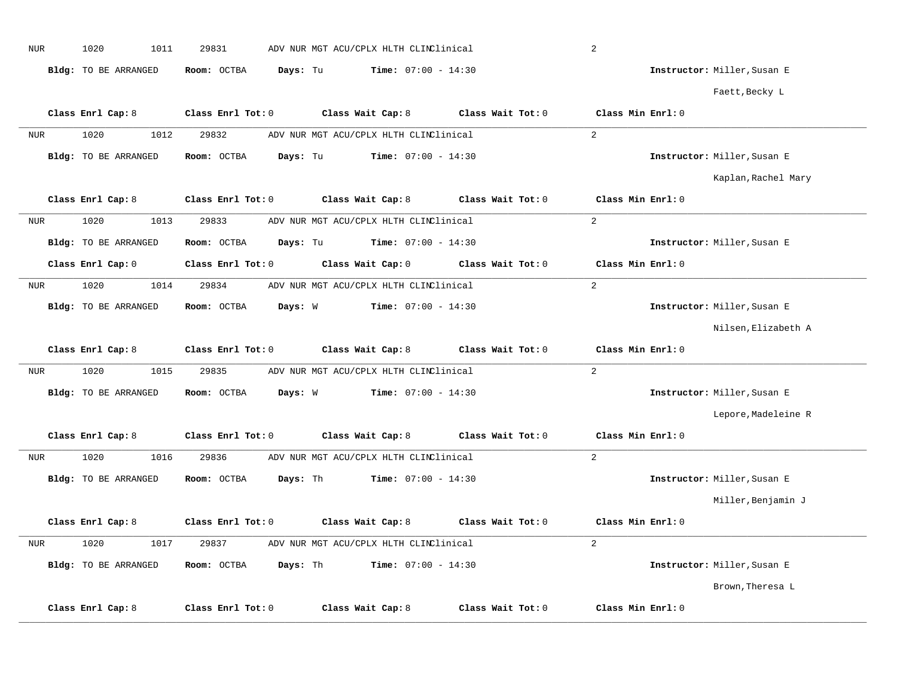NUR 1020 1011 29831 ADV NUR MGT ACU/CPLX HLTH CLIN Clinical 2

**Bldg:** TO BE ARRANGED **Room:** OCTBA **Days:** Tu **Time:** 07:00 - 14:30 **Instructor:** Miller,Susan E

Faett,Becky L

**Class Enrl Cap:** 8 **Class Enrl Tot:** 0 **Class Wait Cap:** 8 **Class Wait Tot:** 0 **Class Min Enrl:** 0

---

NUR 1020 1012 29832 ADV NUR MGT ACU/CPLX HLTH CLIN Clinical 2

**Bldg:** TO BE ARRANGED **Room:** OCTBA **Days:** Tu **Time:** 07:00 - 14:30 **Instructor:** Miller,Susan E

Kaplan,Rachel Mary

**Class Enrl Cap:** 8 **Class Enrl Tot:** 0 **Class Wait Cap:** 8 **Class Wait Tot:** 0 **Class Min Enrl:** 0

---

NUR 1020 1013 29833 ADV NUR MGT ACU/CPLX HLTH CLIN Clinical 2

**Bldg:** TO BE ARRANGED **Room:** OCTBA **Days:** Tu **Time:** 07:00 - 14:30 **Instructor:** Miller,Susan E

**Class Enrl Cap:** 0 **Class Enrl Tot:** 0 **Class Wait Cap:** 0 **Class Wait Tot:** 0 **Class Min Enrl:** 0

---

NUR 1020 1014 29834 ADV NUR MGT ACU/CPLX HLTH CLIN Clinical 2

**Bldg:** TO BE ARRANGED **Room:** OCTBA **Days:** W **Time:** 07:00 - 14:30 **Instructor:** Miller,Susan E

Nilsen,Elizabeth A

**Class Enrl Cap:** 8 **Class Enrl Tot:** 0 **Class Wait Cap:** 8 **Class Wait Tot:** 0 **Class Min Enrl:** 0

---

NUR 1020 1015 29835 ADV NUR MGT ACU/CPLX HLTH CLIN Clinical 2

**Bldg:** TO BE ARRANGED **Room:** OCTBA **Days:** W **Time:** 07:00 - 14:30 **Instructor:** Miller,Susan E

Lepore,Madeleine R

**Class Enrl Cap:** 8 **Class Enrl Tot:** 0 **Class Wait Cap:** 8 **Class Wait Tot:** 0 **Class Min Enrl:** 0

---

NUR 1020 1016 29836 ADV NUR MGT ACU/CPLX HLTH CLIN Clinical 2

**Bldg:** TO BE ARRANGED **Room:** OCTBA **Days:** Th **Time:** 07:00 - 14:30 **Instructor:** Miller,Susan E

Miller,Benjamin J

**Class Enrl Cap:** 8 **Class Enrl Tot:** 0 **Class Wait Cap:** 8 **Class Wait Tot:** 0 **Class Min Enrl:** 0

---

NUR 1020 1017 29837 ADV NUR MGT ACU/CPLX HLTH CLIN Clinical 2

**Bldg:** TO BE ARRANGED **Room:** OCTBA **Days:** Th **Time:** 07:00 - 14:30 **Instructor:** Miller,Susan E

Brown,Theresa L

**Class Enrl Cap:** 8 **Class Enrl Tot:** 0 **Class Wait Cap:** 8 **Class Wait Tot:** 0 **Class Min Enrl:** 0

---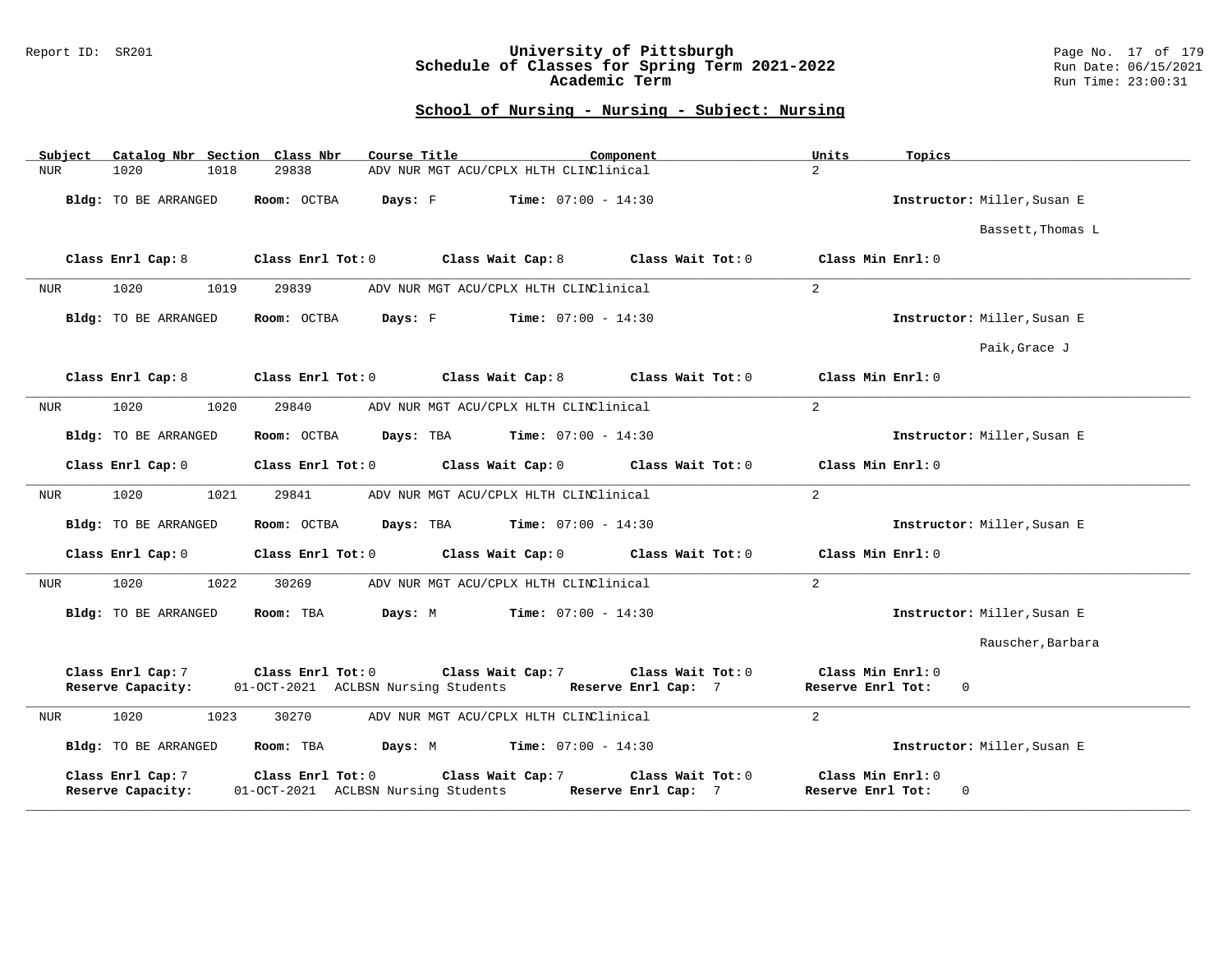## School of Nursing - Nursing - Subject: Nursing

| Subject | Catalog Nbr | Section | Class Nbr | Course Title | Component | Units | Topics |
|---|---|---|---|---|---|---|---|
| NUR | 1020 | 1018 | 29838 | ADV NUR MGT ACU/CPLX HLTH CLIN | Clinical | 2 | |

**Bldg:** TO BE ARRANGED **Room:** OCTBA **Days:** F **Time:** 07:00 - 14:30 **Instructor:** Miller,Susan E; Bassett,Thomas L

**Class Enrl Cap:** 8 **Class Enrl Tot:** 0 **Class Wait Cap:** 8 **Class Wait Tot:** 0 **Class Min Enrl:** 0

---

| Subject | Catalog Nbr | Section | Class Nbr | Course Title | Component | Units | Topics |
|---|---|---|---|---|---|---|---|
| NUR | 1020 | 1019 | 29839 | ADV NUR MGT ACU/CPLX HLTH CLIN | Clinical | 2 | |

**Bldg:** TO BE ARRANGED **Room:** OCTBA **Days:** F **Time:** 07:00 - 14:30 **Instructor:** Miller,Susan E; Paik,Grace J

**Class Enrl Cap:** 8 **Class Enrl Tot:** 0 **Class Wait Cap:** 8 **Class Wait Tot:** 0 **Class Min Enrl:** 0

---

| Subject | Catalog Nbr | Section | Class Nbr | Course Title | Component | Units | Topics |
|---|---|---|---|---|---|---|---|
| NUR | 1020 | 1020 | 29840 | ADV NUR MGT ACU/CPLX HLTH CLIN | Clinical | 2 | |

**Bldg:** TO BE ARRANGED **Room:** OCTBA **Days:** TBA **Time:** 07:00 - 14:30 **Instructor:** Miller,Susan E

**Class Enrl Cap:** 0 **Class Enrl Tot:** 0 **Class Wait Cap:** 0 **Class Wait Tot:** 0 **Class Min Enrl:** 0

---

| Subject | Catalog Nbr | Section | Class Nbr | Course Title | Component | Units | Topics |
|---|---|---|---|---|---|---|---|
| NUR | 1020 | 1021 | 29841 | ADV NUR MGT ACU/CPLX HLTH CLIN | Clinical | 2 | |

**Bldg:** TO BE ARRANGED **Room:** OCTBA **Days:** TBA **Time:** 07:00 - 14:30 **Instructor:** Miller,Susan E

**Class Enrl Cap:** 0 **Class Enrl Tot:** 0 **Class Wait Cap:** 0 **Class Wait Tot:** 0 **Class Min Enrl:** 0

---

| Subject | Catalog Nbr | Section | Class Nbr | Course Title | Component | Units | Topics |
|---|---|---|---|---|---|---|---|
| NUR | 1020 | 1022 | 30269 | ADV NUR MGT ACU/CPLX HLTH CLIN | Clinical | 2 | |

**Bldg:** TO BE ARRANGED **Room:** TBA **Days:** M **Time:** 07:00 - 14:30 **Instructor:** Miller,Susan E; Rauscher,Barbara

**Class Enrl Cap:** 7 **Class Enrl Tot:** 0 **Class Wait Cap:** 7 **Class Wait Tot:** 0 **Class Min Enrl:** 0
**Reserve Capacity:** 01-OCT-2021 ACLBSN Nursing Students **Reserve Enrl Cap:** 7 **Reserve Enrl Tot:** 0

---

| Subject | Catalog Nbr | Section | Class Nbr | Course Title | Component | Units | Topics |
|---|---|---|---|---|---|---|---|
| NUR | 1020 | 1023 | 30270 | ADV NUR MGT ACU/CPLX HLTH CLIN | Clinical | 2 | |

**Bldg:** TO BE ARRANGED **Room:** TBA **Days:** M **Time:** 07:00 - 14:30 **Instructor:** Miller,Susan E

**Class Enrl Cap:** 7 **Class Enrl Tot:** 0 **Class Wait Cap:** 7 **Class Wait Tot:** 0 **Class Min Enrl:** 0
**Reserve Capacity:** 01-OCT-2021 ACLBSN Nursing Students **Reserve Enrl Cap:** 7 **Reserve Enrl Tot:** 0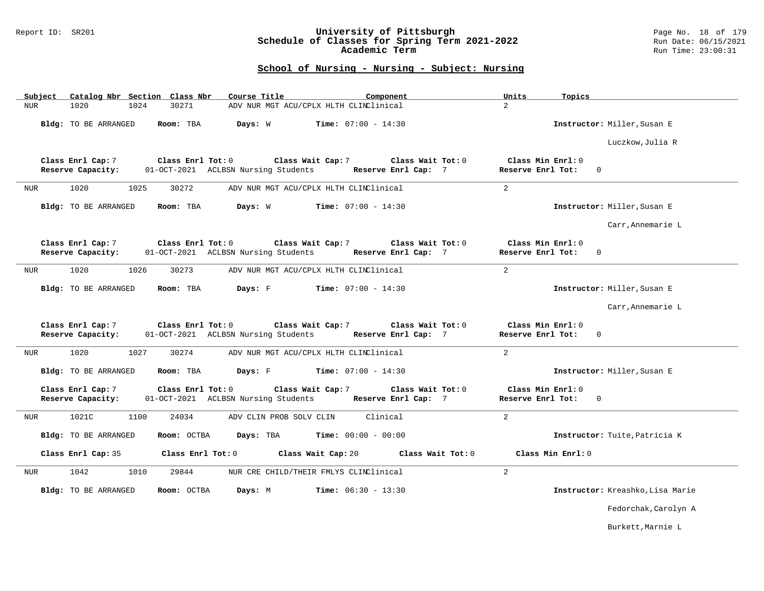## School of Nursing - Nursing - Subject: Nursing

| Subject | Catalog Nbr | Section | Class Nbr | Course Title | Component | Units | Topics |
|---|---|---|---|---|---|---|---|
| NUR | 1020 | 1024 | 30271 | ADV NUR MGT ACU/CPLX HLTH CLIN | Clinical | 2 | |

**Bldg:** TO BE ARRANGED **Room:** TBA **Days:** W **Time:** 07:00 - 14:30 **Instructor:** Miller,Susan E
Luczkow,Julia R

**Class Enrl Cap:** 7 **Class Enrl Tot:** 0 **Class Wait Cap:** 7 **Class Wait Tot:** 0 **Class Min Enrl:** 0
**Reserve Capacity:** 01-OCT-2021 ACLBSN Nursing Students **Reserve Enrl Cap:** 7 **Reserve Enrl Tot:** 0

---

| Subject | Catalog Nbr | Section | Class Nbr | Course Title | Component | Units | Topics |
|---|---|---|---|---|---|---|---|
| NUR | 1020 | 1025 | 30272 | ADV NUR MGT ACU/CPLX HLTH CLIN | Clinical | 2 | |

**Bldg:** TO BE ARRANGED **Room:** TBA **Days:** W **Time:** 07:00 - 14:30 **Instructor:** Miller,Susan E
Carr,Annemarie L

**Class Enrl Cap:** 7 **Class Enrl Tot:** 0 **Class Wait Cap:** 7 **Class Wait Tot:** 0 **Class Min Enrl:** 0
**Reserve Capacity:** 01-OCT-2021 ACLBSN Nursing Students **Reserve Enrl Cap:** 7 **Reserve Enrl Tot:** 0

---

| Subject | Catalog Nbr | Section | Class Nbr | Course Title | Component | Units | Topics |
|---|---|---|---|---|---|---|---|
| NUR | 1020 | 1026 | 30273 | ADV NUR MGT ACU/CPLX HLTH CLIN | Clinical | 2 | |

**Bldg:** TO BE ARRANGED **Room:** TBA **Days:** F **Time:** 07:00 - 14:30 **Instructor:** Miller,Susan E
Carr,Annemarie L

**Class Enrl Cap:** 7 **Class Enrl Tot:** 0 **Class Wait Cap:** 7 **Class Wait Tot:** 0 **Class Min Enrl:** 0
**Reserve Capacity:** 01-OCT-2021 ACLBSN Nursing Students **Reserve Enrl Cap:** 7 **Reserve Enrl Tot:** 0

---

| Subject | Catalog Nbr | Section | Class Nbr | Course Title | Component | Units | Topics |
|---|---|---|---|---|---|---|---|
| NUR | 1020 | 1027 | 30274 | ADV NUR MGT ACU/CPLX HLTH CLIN | Clinical | 2 | |

**Bldg:** TO BE ARRANGED **Room:** TBA **Days:** F **Time:** 07:00 - 14:30 **Instructor:** Miller,Susan E

**Class Enrl Cap:** 7 **Class Enrl Tot:** 0 **Class Wait Cap:** 7 **Class Wait Tot:** 0 **Class Min Enrl:** 0
**Reserve Capacity:** 01-OCT-2021 ACLBSN Nursing Students **Reserve Enrl Cap:** 7 **Reserve Enrl Tot:** 0

---

| Subject | Catalog Nbr | Section | Class Nbr | Course Title | Component | Units | Topics |
|---|---|---|---|---|---|---|---|
| NUR | 1021C | 1100 | 24034 | ADV CLIN PROB SOLV CLIN | Clinical | 2 | |

**Bldg:** TO BE ARRANGED **Room:** OCTBA **Days:** TBA **Time:** 00:00 - 00:00 **Instructor:** Tuite,Patricia K

**Class Enrl Cap:** 35 **Class Enrl Tot:** 0 **Class Wait Cap:** 20 **Class Wait Tot:** 0 **Class Min Enrl:** 0

---

| Subject | Catalog Nbr | Section | Class Nbr | Course Title | Component | Units | Topics |
|---|---|---|---|---|---|---|---|
| NUR | 1042 | 1010 | 29844 | NUR CRE CHILD/THEIR FMLYS CLIN | Clinical | 2 | |

**Bldg:** TO BE ARRANGED **Room:** OCTBA **Days:** M **Time:** 06:30 - 13:30 **Instructor:** Kreashko,Lisa Marie
Fedorchak,Carolyn A
Burkett,Marnie L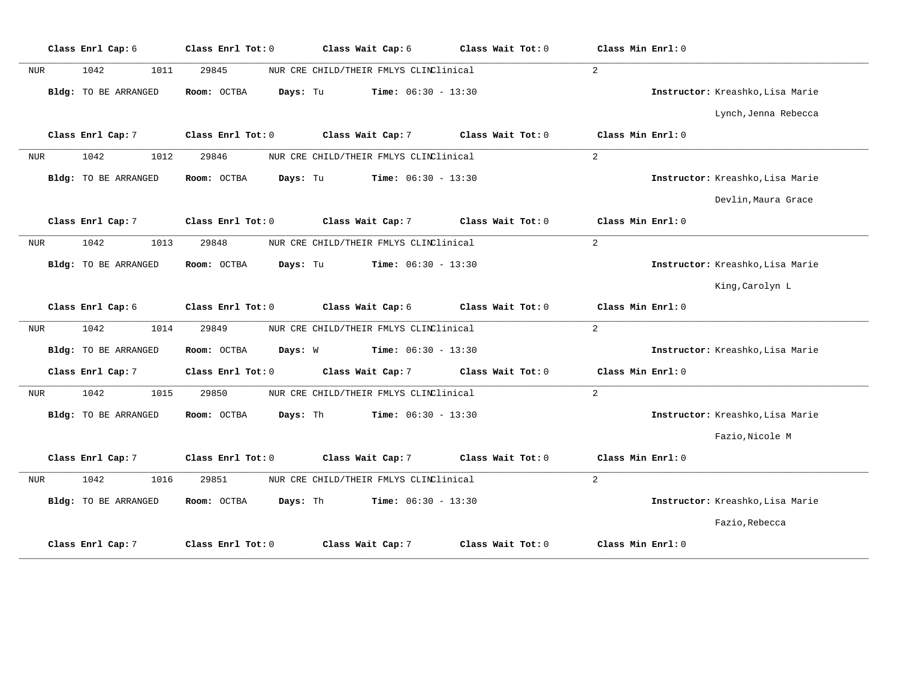**Class Enrl Cap:** 6 **Class Enrl Tot:** 0 **Class Wait Cap:** 6 **Class Wait Tot:** 0 **Class Min Enrl:** 0

---

NUR 1042 1011 29845 NUR CRE CHILD/THEIR FMLYS CLIN Clinical 2

**Bldg:** TO BE ARRANGED **Room:** OCTBA **Days:** Tu **Time:** 06:30 - 13:30 **Instructor:** Kreashko,Lisa Marie
Lynch,Jenna Rebecca

**Class Enrl Cap:** 7 **Class Enrl Tot:** 0 **Class Wait Cap:** 7 **Class Wait Tot:** 0 **Class Min Enrl:** 0

---

NUR 1042 1012 29846 NUR CRE CHILD/THEIR FMLYS CLIN Clinical 2

**Bldg:** TO BE ARRANGED **Room:** OCTBA **Days:** Tu **Time:** 06:30 - 13:30 **Instructor:** Kreashko,Lisa Marie
Devlin,Maura Grace

**Class Enrl Cap:** 7 **Class Enrl Tot:** 0 **Class Wait Cap:** 7 **Class Wait Tot:** 0 **Class Min Enrl:** 0

---

NUR 1042 1013 29848 NUR CRE CHILD/THEIR FMLYS CLIN Clinical 2

**Bldg:** TO BE ARRANGED **Room:** OCTBA **Days:** Tu **Time:** 06:30 - 13:30 **Instructor:** Kreashko,Lisa Marie
King,Carolyn L

**Class Enrl Cap:** 6 **Class Enrl Tot:** 0 **Class Wait Cap:** 6 **Class Wait Tot:** 0 **Class Min Enrl:** 0

---

NUR 1042 1014 29849 NUR CRE CHILD/THEIR FMLYS CLIN Clinical 2

**Bldg:** TO BE ARRANGED **Room:** OCTBA **Days:** W **Time:** 06:30 - 13:30 **Instructor:** Kreashko,Lisa Marie

**Class Enrl Cap:** 7 **Class Enrl Tot:** 0 **Class Wait Cap:** 7 **Class Wait Tot:** 0 **Class Min Enrl:** 0

---

NUR 1042 1015 29850 NUR CRE CHILD/THEIR FMLYS CLIN Clinical 2

**Bldg:** TO BE ARRANGED **Room:** OCTBA **Days:** Th **Time:** 06:30 - 13:30 **Instructor:** Kreashko,Lisa Marie
Fazio,Nicole M

**Class Enrl Cap:** 7 **Class Enrl Tot:** 0 **Class Wait Cap:** 7 **Class Wait Tot:** 0 **Class Min Enrl:** 0

---

NUR 1042 1016 29851 NUR CRE CHILD/THEIR FMLYS CLIN Clinical 2

**Bldg:** TO BE ARRANGED **Room:** OCTBA **Days:** Th **Time:** 06:30 - 13:30 **Instructor:** Kreashko,Lisa Marie
Fazio,Rebecca

**Class Enrl Cap:** 7 **Class Enrl Tot:** 0 **Class Wait Cap:** 7 **Class Wait Tot:** 0 **Class Min Enrl:** 0

---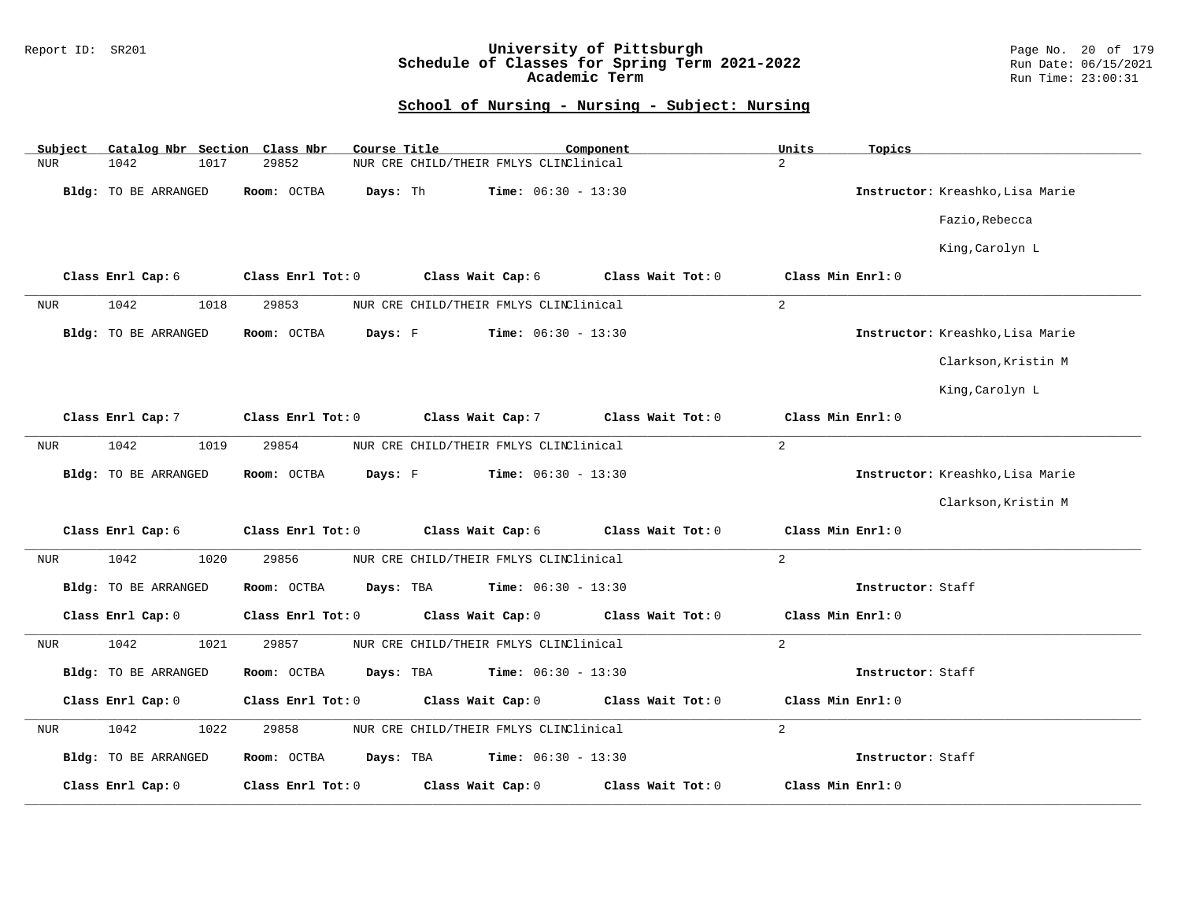## School of Nursing - Nursing - Subject: Nursing

| Subject | Catalog Nbr | Section | Class Nbr | Course Title | Component | Units | Topics |
|---|---|---|---|---|---|---|---|
| NUR | 1042 | 1017 | 29852 | NUR CRE CHILD/THEIR FMLYS CLIN | Clinical | 2 | |

**Bldg:** TO BE ARRANGED **Room:** OCTBA **Days:** Th **Time:** 06:30 - 13:30 **Instructor:** Kreashko,Lisa Marie; Fazio,Rebecca; King,Carolyn L

**Class Enrl Cap:** 6 **Class Enrl Tot:** 0 **Class Wait Cap:** 6 **Class Wait Tot:** 0 **Class Min Enrl:** 0

---

| Subject | Catalog Nbr | Section | Class Nbr | Course Title | Component | Units | Topics |
|---|---|---|---|---|---|---|---|
| NUR | 1042 | 1018 | 29853 | NUR CRE CHILD/THEIR FMLYS CLIN | Clinical | 2 | |

**Bldg:** TO BE ARRANGED **Room:** OCTBA **Days:** F **Time:** 06:30 - 13:30 **Instructor:** Kreashko,Lisa Marie; Clarkson,Kristin M; King,Carolyn L

**Class Enrl Cap:** 7 **Class Enrl Tot:** 0 **Class Wait Cap:** 7 **Class Wait Tot:** 0 **Class Min Enrl:** 0

---

| Subject | Catalog Nbr | Section | Class Nbr | Course Title | Component | Units | Topics |
|---|---|---|---|---|---|---|---|
| NUR | 1042 | 1019 | 29854 | NUR CRE CHILD/THEIR FMLYS CLIN | Clinical | 2 | |

**Bldg:** TO BE ARRANGED **Room:** OCTBA **Days:** F **Time:** 06:30 - 13:30 **Instructor:** Kreashko,Lisa Marie; Clarkson,Kristin M

**Class Enrl Cap:** 6 **Class Enrl Tot:** 0 **Class Wait Cap:** 6 **Class Wait Tot:** 0 **Class Min Enrl:** 0

---

| Subject | Catalog Nbr | Section | Class Nbr | Course Title | Component | Units | Topics |
|---|---|---|---|---|---|---|---|
| NUR | 1042 | 1020 | 29856 | NUR CRE CHILD/THEIR FMLYS CLIN | Clinical | 2 | |

**Bldg:** TO BE ARRANGED **Room:** OCTBA **Days:** TBA **Time:** 06:30 - 13:30 **Instructor:** Staff

**Class Enrl Cap:** 0 **Class Enrl Tot:** 0 **Class Wait Cap:** 0 **Class Wait Tot:** 0 **Class Min Enrl:** 0

---

| Subject | Catalog Nbr | Section | Class Nbr | Course Title | Component | Units | Topics |
|---|---|---|---|---|---|---|---|
| NUR | 1042 | 1021 | 29857 | NUR CRE CHILD/THEIR FMLYS CLIN | Clinical | 2 | |

**Bldg:** TO BE ARRANGED **Room:** OCTBA **Days:** TBA **Time:** 06:30 - 13:30 **Instructor:** Staff

**Class Enrl Cap:** 0 **Class Enrl Tot:** 0 **Class Wait Cap:** 0 **Class Wait Tot:** 0 **Class Min Enrl:** 0

---

| Subject | Catalog Nbr | Section | Class Nbr | Course Title | Component | Units | Topics |
|---|---|---|---|---|---|---|---|
| NUR | 1042 | 1022 | 29858 | NUR CRE CHILD/THEIR FMLYS CLIN | Clinical | 2 | |

**Bldg:** TO BE ARRANGED **Room:** OCTBA **Days:** TBA **Time:** 06:30 - 13:30 **Instructor:** Staff

**Class Enrl Cap:** 0 **Class Enrl Tot:** 0 **Class Wait Cap:** 0 **Class Wait Tot:** 0 **Class Min Enrl:** 0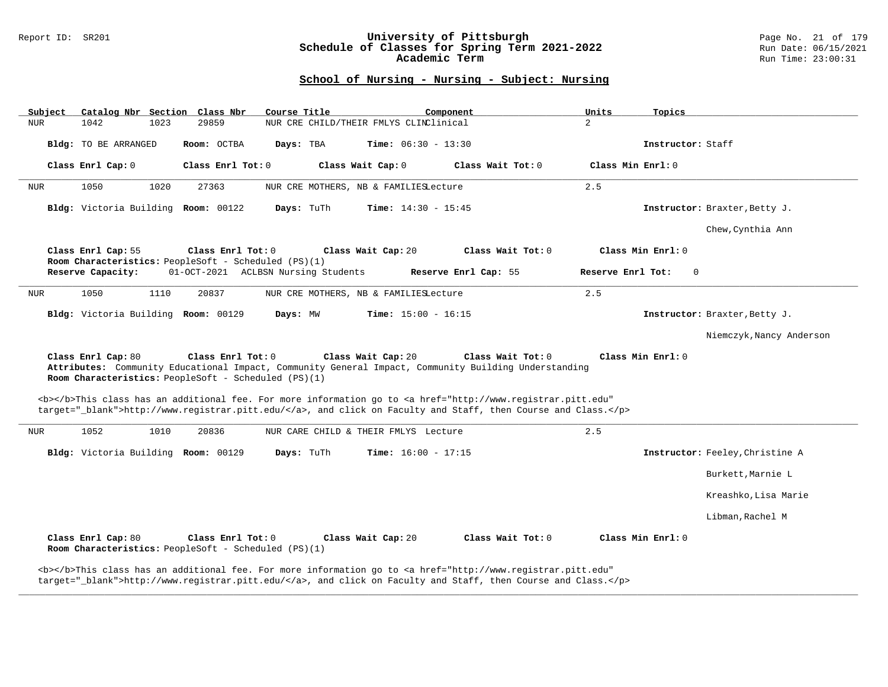## School of Nursing - Nursing - Subject: Nursing

| Subject | Catalog Nbr | Section | Class Nbr | Course Title | Component | Units | Topics |
|---|---|---|---|---|---|---|---|
| NUR | 1042 | 1023 | 29859 | NUR CRE CHILD/THEIR FMLYS CLIN | Clinical | 2 | |

**Bldg:** TO BE ARRANGED **Room:** OCTBA **Days:** TBA **Time:** 06:30 - 13:30 **Instructor:** Staff

**Class Enrl Cap:** 0 **Class Enrl Tot:** 0 **Class Wait Cap:** 0 **Class Wait Tot:** 0 **Class Min Enrl:** 0

---

| Subject | Catalog Nbr | Section | Class Nbr | Course Title | Component | Units | Topics |
|---|---|---|---|---|---|---|---|
| NUR | 1050 | 1020 | 27363 | NUR CRE MOTHERS, NB & FAMILIES | Lecture | 2.5 | |

**Bldg:** Victoria Building **Room:** 00122 **Days:** TuTh **Time:** 14:30 - 15:45 **Instructor:** Braxter,Betty J.

Chew,Cynthia Ann

**Class Enrl Cap:** 55 **Class Enrl Tot:** 0 **Class Wait Cap:** 20 **Class Wait Tot:** 0 **Class Min Enrl:** 0

**Room Characteristics:** PeopleSoft - Scheduled (PS)(1)

**Reserve Capacity:** 01-OCT-2021 ACLBSN Nursing Students **Reserve Enrl Cap:** 55 **Reserve Enrl Tot:** 0

---

| Subject | Catalog Nbr | Section | Class Nbr | Course Title | Component | Units | Topics |
|---|---|---|---|---|---|---|---|
| NUR | 1050 | 1110 | 20837 | NUR CRE MOTHERS, NB & FAMILIES | Lecture | 2.5 | |

**Bldg:** Victoria Building **Room:** 00129 **Days:** MW **Time:** 15:00 - 16:15 **Instructor:** Braxter,Betty J.

Niemczyk,Nancy Anderson

**Class Enrl Cap:** 80 **Class Enrl Tot:** 0 **Class Wait Cap:** 20 **Class Wait Tot:** 0 **Class Min Enrl:** 0

**Attributes:** Community Educational Impact, Community General Impact, Community Building Understanding

**Room Characteristics:** PeopleSoft - Scheduled (PS)(1)

<b></b>This class has an additional fee. For more information go to <a href="http://www.registrar.pitt.edu" target="_blank">http://www.registrar.pitt.edu/</a>, and click on Faculty and Staff, then Course and Class.</p>

---

| Subject | Catalog Nbr | Section | Class Nbr | Course Title | Component | Units | Topics |
|---|---|---|---|---|---|---|---|
| NUR | 1052 | 1010 | 20836 | NUR CARE CHILD & THEIR FMLYS | Lecture | 2.5 | |

**Bldg:** Victoria Building **Room:** 00129 **Days:** TuTh **Time:** 16:00 - 17:15 **Instructor:** Feeley,Christine A

Burkett,Marnie L

Kreashko,Lisa Marie

Libman,Rachel M

**Class Enrl Cap:** 80 **Class Enrl Tot:** 0 **Class Wait Cap:** 20 **Class Wait Tot:** 0 **Class Min Enrl:** 0

**Room Characteristics:** PeopleSoft - Scheduled (PS)(1)

<b></b>This class has an additional fee. For more information go to <a href="http://www.registrar.pitt.edu" target="_blank">http://www.registrar.pitt.edu/</a>, and click on Faculty and Staff, then Course and Class.</p>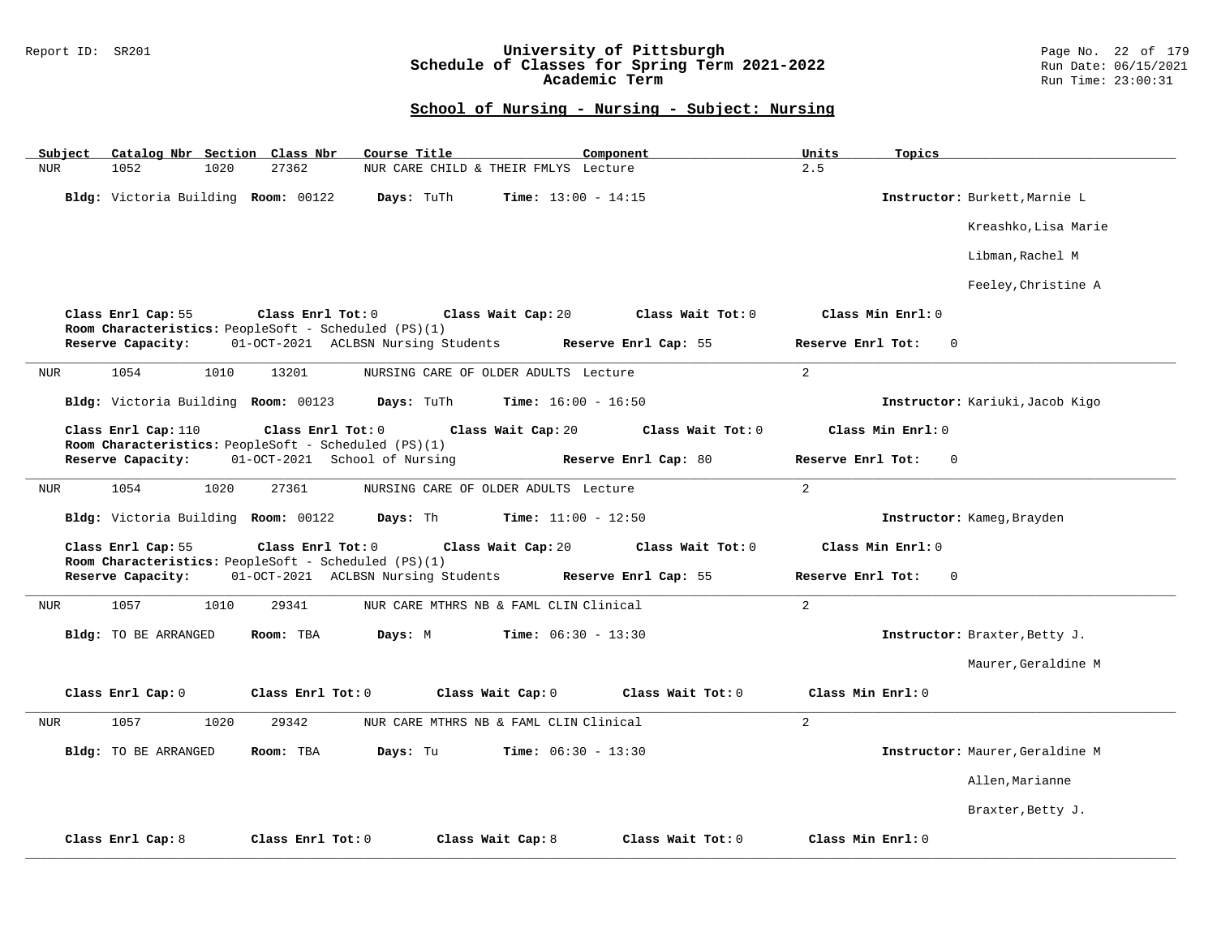## School of Nursing - Nursing - Subject: Nursing

| Subject | Catalog Nbr | Section | Class Nbr | Course Title | Component | Units | Topics |
|---|---|---|---|---|---|---|---|
| NUR | 1052 | 1020 | 27362 | NUR CARE CHILD & THEIR FMLYS | Lecture | 2.5 | |

**Bldg:** Victoria Building **Room:** 00122 **Days:** TuTh **Time:** 13:00 - 14:15 **Instructor:** Burkett,Marnie L; Kreashko,Lisa Marie; Libman,Rachel M; Feeley,Christine A

**Class Enrl Cap:** 55 **Class Enrl Tot:** 0 **Class Wait Cap:** 20 **Class Wait Tot:** 0 **Class Min Enrl:** 0
**Room Characteristics:** PeopleSoft - Scheduled (PS)(1)
**Reserve Capacity:** 01-OCT-2021 ACLBSN Nursing Students **Reserve Enrl Cap:** 55 **Reserve Enrl Tot:** 0

---

| Subject | Catalog Nbr | Section | Class Nbr | Course Title | Component | Units | Topics |
|---|---|---|---|---|---|---|---|
| NUR | 1054 | 1010 | 13201 | NURSING CARE OF OLDER ADULTS | Lecture | 2 | |

**Bldg:** Victoria Building **Room:** 00123 **Days:** TuTh **Time:** 16:00 - 16:50 **Instructor:** Kariuki,Jacob Kigo

**Class Enrl Cap:** 110 **Class Enrl Tot:** 0 **Class Wait Cap:** 20 **Class Wait Tot:** 0 **Class Min Enrl:** 0
**Room Characteristics:** PeopleSoft - Scheduled (PS)(1)
**Reserve Capacity:** 01-OCT-2021 School of Nursing **Reserve Enrl Cap:** 80 **Reserve Enrl Tot:** 0

---

| Subject | Catalog Nbr | Section | Class Nbr | Course Title | Component | Units | Topics |
|---|---|---|---|---|---|---|---|
| NUR | 1054 | 1020 | 27361 | NURSING CARE OF OLDER ADULTS | Lecture | 2 | |

**Bldg:** Victoria Building **Room:** 00122 **Days:** Th **Time:** 11:00 - 12:50 **Instructor:** Kameg,Brayden

**Class Enrl Cap:** 55 **Class Enrl Tot:** 0 **Class Wait Cap:** 20 **Class Wait Tot:** 0 **Class Min Enrl:** 0
**Room Characteristics:** PeopleSoft - Scheduled (PS)(1)
**Reserve Capacity:** 01-OCT-2021 ACLBSN Nursing Students **Reserve Enrl Cap:** 55 **Reserve Enrl Tot:** 0

---

| Subject | Catalog Nbr | Section | Class Nbr | Course Title | Component | Units | Topics |
|---|---|---|---|---|---|---|---|
| NUR | 1057 | 1010 | 29341 | NUR CARE MTHRS NB & FAML CLIN | Clinical | 2 | |

**Bldg:** TO BE ARRANGED **Room:** TBA **Days:** M **Time:** 06:30 - 13:30 **Instructor:** Braxter,Betty J.; Maurer,Geraldine M

**Class Enrl Cap:** 0 **Class Enrl Tot:** 0 **Class Wait Cap:** 0 **Class Wait Tot:** 0 **Class Min Enrl:** 0

---

| Subject | Catalog Nbr | Section | Class Nbr | Course Title | Component | Units | Topics |
|---|---|---|---|---|---|---|---|
| NUR | 1057 | 1020 | 29342 | NUR CARE MTHRS NB & FAML CLIN | Clinical | 2 | |

**Bldg:** TO BE ARRANGED **Room:** TBA **Days:** Tu **Time:** 06:30 - 13:30 **Instructor:** Maurer,Geraldine M; Allen,Marianne; Braxter,Betty J.

**Class Enrl Cap:** 8 **Class Enrl Tot:** 0 **Class Wait Cap:** 8 **Class Wait Tot:** 0 **Class Min Enrl:** 0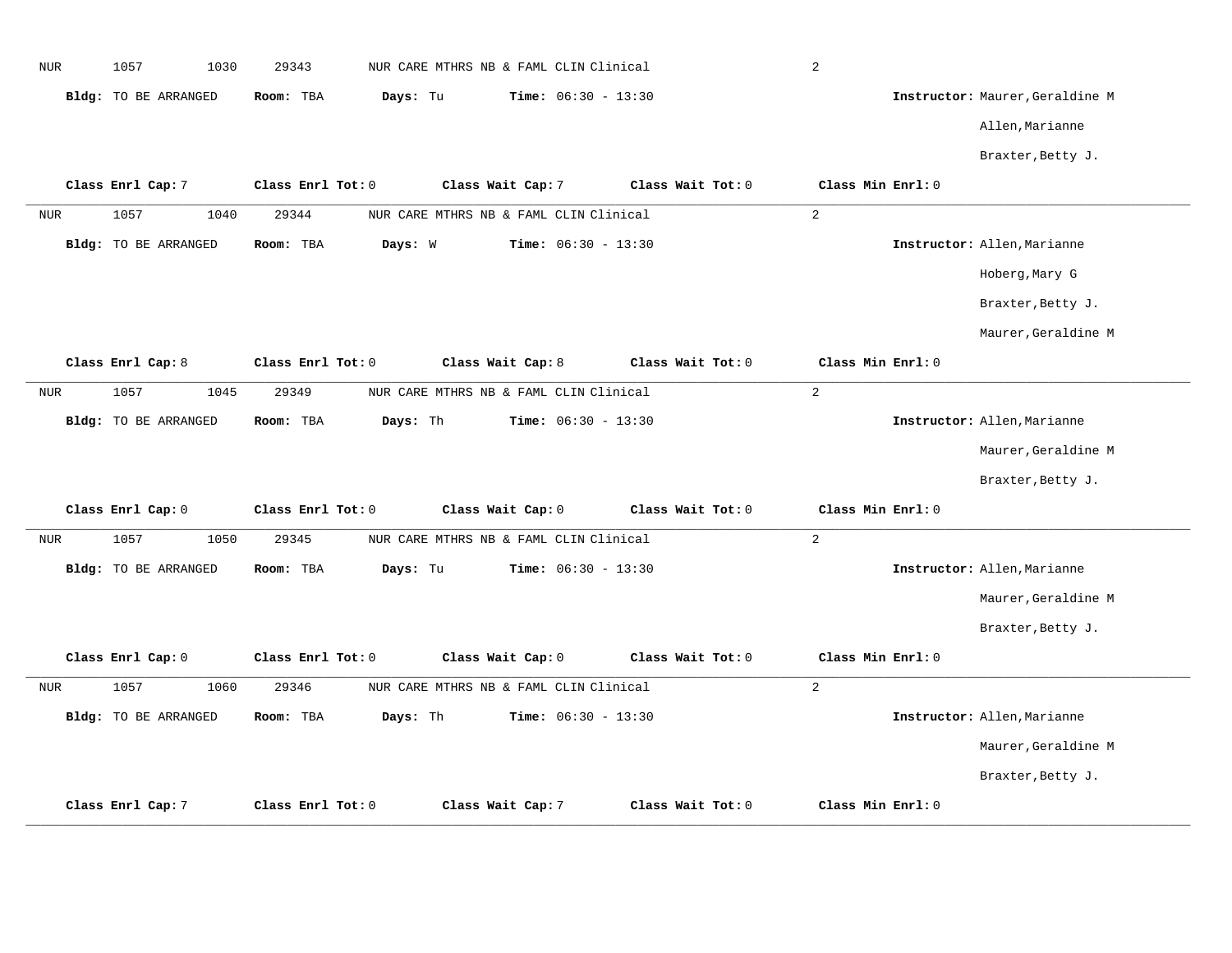NUR 1057 1030 29343 NUR CARE MTHRS NB & FAML CLIN Clinical 2

**Bldg:** TO BE ARRANGED **Room:** TBA **Days:** Tu **Time:** 06:30 - 13:30 **Instructor:** Maurer,Geraldine M
Allen,Marianne
Braxter,Betty J.

**Class Enrl Cap:** 7 **Class Enrl Tot:** 0 **Class Wait Cap:** 7 **Class Wait Tot:** 0 **Class Min Enrl:** 0

---

NUR 1057 1040 29344 NUR CARE MTHRS NB & FAML CLIN Clinical 2

**Bldg:** TO BE ARRANGED **Room:** TBA **Days:** W **Time:** 06:30 - 13:30 **Instructor:** Allen,Marianne
Hoberg,Mary G
Braxter,Betty J.
Maurer,Geraldine M

**Class Enrl Cap:** 8 **Class Enrl Tot:** 0 **Class Wait Cap:** 8 **Class Wait Tot:** 0 **Class Min Enrl:** 0

---

NUR 1057 1045 29349 NUR CARE MTHRS NB & FAML CLIN Clinical 2

**Bldg:** TO BE ARRANGED **Room:** TBA **Days:** Th **Time:** 06:30 - 13:30 **Instructor:** Allen,Marianne
Maurer,Geraldine M
Braxter,Betty J.

**Class Enrl Cap:** 0 **Class Enrl Tot:** 0 **Class Wait Cap:** 0 **Class Wait Tot:** 0 **Class Min Enrl:** 0

---

NUR 1057 1050 29345 NUR CARE MTHRS NB & FAML CLIN Clinical 2

**Bldg:** TO BE ARRANGED **Room:** TBA **Days:** Tu **Time:** 06:30 - 13:30 **Instructor:** Allen,Marianne
Maurer,Geraldine M
Braxter,Betty J.

**Class Enrl Cap:** 0 **Class Enrl Tot:** 0 **Class Wait Cap:** 0 **Class Wait Tot:** 0 **Class Min Enrl:** 0

---

NUR 1057 1060 29346 NUR CARE MTHRS NB & FAML CLIN Clinical 2

**Bldg:** TO BE ARRANGED **Room:** TBA **Days:** Th **Time:** 06:30 - 13:30 **Instructor:** Allen,Marianne
Maurer,Geraldine M
Braxter,Betty J.

**Class Enrl Cap:** 7 **Class Enrl Tot:** 0 **Class Wait Cap:** 7 **Class Wait Tot:** 0 **Class Min Enrl:** 0

---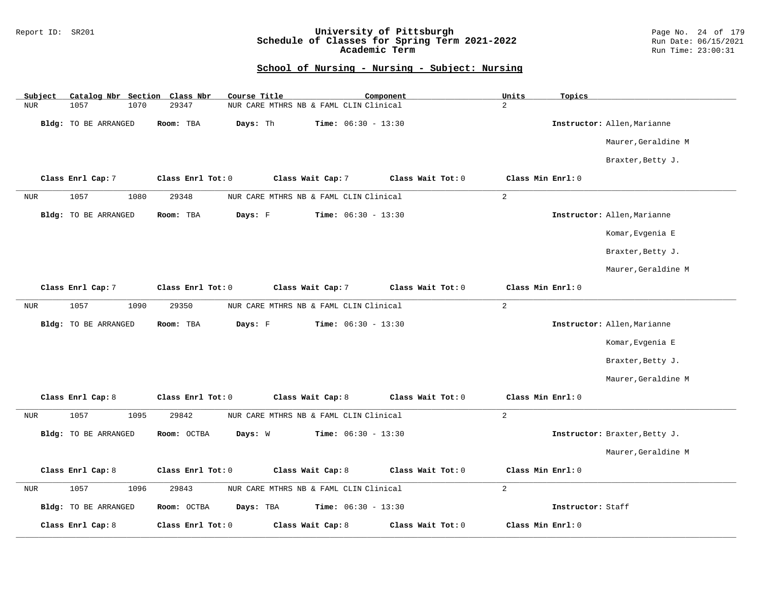## School of Nursing - Nursing - Subject: Nursing

| Subject | Catalog Nbr | Section | Class Nbr | Course Title | Component | Units | Topics |
|---|---|---|---|---|---|---|---|
| NUR | 1057 | 1070 | 29347 | NUR CARE MTHRS NB & FAML CLIN | Clinical | 2 | |

**Bldg:** TO BE ARRANGED **Room:** TBA **Days:** Th **Time:** 06:30 - 13:30 **Instructor:** Allen,Marianne; Maurer,Geraldine M; Braxter,Betty J.

**Class Enrl Cap:** 7 **Class Enrl Tot:** 0 **Class Wait Cap:** 7 **Class Wait Tot:** 0 **Class Min Enrl:** 0

---

| Subject | Catalog Nbr | Section | Class Nbr | Course Title | Component | Units | Topics |
|---|---|---|---|---|---|---|---|
| NUR | 1057 | 1080 | 29348 | NUR CARE MTHRS NB & FAML CLIN | Clinical | 2 | |

**Bldg:** TO BE ARRANGED **Room:** TBA **Days:** F **Time:** 06:30 - 13:30 **Instructor:** Allen,Marianne; Komar,Evgenia E; Braxter,Betty J.; Maurer,Geraldine M

**Class Enrl Cap:** 7 **Class Enrl Tot:** 0 **Class Wait Cap:** 7 **Class Wait Tot:** 0 **Class Min Enrl:** 0

---

| Subject | Catalog Nbr | Section | Class Nbr | Course Title | Component | Units | Topics |
|---|---|---|---|---|---|---|---|
| NUR | 1057 | 1090 | 29350 | NUR CARE MTHRS NB & FAML CLIN | Clinical | 2 | |

**Bldg:** TO BE ARRANGED **Room:** TBA **Days:** F **Time:** 06:30 - 13:30 **Instructor:** Allen,Marianne; Komar,Evgenia E; Braxter,Betty J.; Maurer,Geraldine M

**Class Enrl Cap:** 8 **Class Enrl Tot:** 0 **Class Wait Cap:** 8 **Class Wait Tot:** 0 **Class Min Enrl:** 0

---

| Subject | Catalog Nbr | Section | Class Nbr | Course Title | Component | Units | Topics |
|---|---|---|---|---|---|---|---|
| NUR | 1057 | 1095 | 29842 | NUR CARE MTHRS NB & FAML CLIN | Clinical | 2 | |

**Bldg:** TO BE ARRANGED **Room:** OCTBA **Days:** W **Time:** 06:30 - 13:30 **Instructor:** Braxter,Betty J.; Maurer,Geraldine M

**Class Enrl Cap:** 8 **Class Enrl Tot:** 0 **Class Wait Cap:** 8 **Class Wait Tot:** 0 **Class Min Enrl:** 0

---

| Subject | Catalog Nbr | Section | Class Nbr | Course Title | Component | Units | Topics |
|---|---|---|---|---|---|---|---|
| NUR | 1057 | 1096 | 29843 | NUR CARE MTHRS NB & FAML CLIN | Clinical | 2 | |

**Bldg:** TO BE ARRANGED **Room:** OCTBA **Days:** TBA **Time:** 06:30 - 13:30 **Instructor:** Staff

**Class Enrl Cap:** 8 **Class Enrl Tot:** 0 **Class Wait Cap:** 8 **Class Wait Tot:** 0 **Class Min Enrl:** 0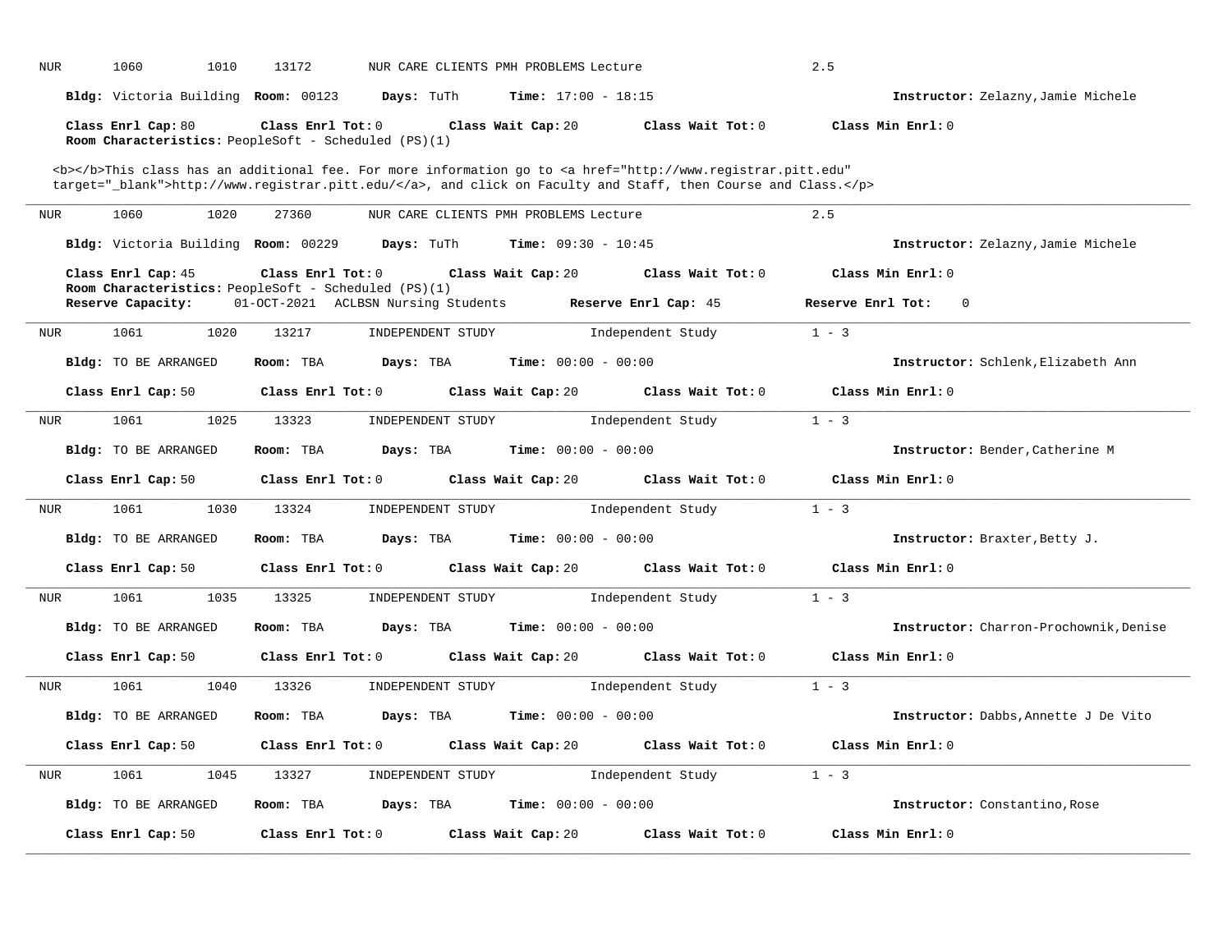NUR 1060 1010 13172 NUR CARE CLIENTS PMH PROBLEMS Lecture 2.5

**Bldg:** Victoria Building **Room:** 00123 **Days:** TuTh **Time:** 17:00 - 18:15 **Instructor:** Zelazny,Jamie Michele

**Class Enrl Cap:** 80 **Class Enrl Tot:** 0 **Class Wait Cap:** 20 **Class Wait Tot:** 0 **Class Min Enrl:** 0

**Room Characteristics:** PeopleSoft - Scheduled (PS)(1)

<b></b>This class has an additional fee. For more information go to <a href="http://www.registrar.pitt.edu" target="_blank">http://www.registrar.pitt.edu/</a>, and click on Faculty and Staff, then Course and Class.</p>

---

NUR 1060 1020 27360 NUR CARE CLIENTS PMH PROBLEMS Lecture 2.5

**Bldg:** Victoria Building **Room:** 00229 **Days:** TuTh **Time:** 09:30 - 10:45 **Instructor:** Zelazny,Jamie Michele

**Class Enrl Cap:** 45 **Class Enrl Tot:** 0 **Class Wait Cap:** 20 **Class Wait Tot:** 0 **Class Min Enrl:** 0

**Room Characteristics:** PeopleSoft - Scheduled (PS)(1)

**Reserve Capacity:** 01-OCT-2021 ACLBSN Nursing Students **Reserve Enrl Cap:** 45 **Reserve Enrl Tot:** 0

---

NUR 1061 1020 13217 INDEPENDENT STUDY Independent Study 1 - 3

**Bldg:** TO BE ARRANGED **Room:** TBA **Days:** TBA **Time:** 00:00 - 00:00 **Instructor:** Schlenk,Elizabeth Ann

**Class Enrl Cap:** 50 **Class Enrl Tot:** 0 **Class Wait Cap:** 20 **Class Wait Tot:** 0 **Class Min Enrl:** 0

---

NUR 1061 1025 13323 INDEPENDENT STUDY Independent Study 1 - 3

**Bldg:** TO BE ARRANGED **Room:** TBA **Days:** TBA **Time:** 00:00 - 00:00 **Instructor:** Bender,Catherine M

**Class Enrl Cap:** 50 **Class Enrl Tot:** 0 **Class Wait Cap:** 20 **Class Wait Tot:** 0 **Class Min Enrl:** 0

---

NUR 1061 1030 13324 INDEPENDENT STUDY Independent Study 1 - 3

**Bldg:** TO BE ARRANGED **Room:** TBA **Days:** TBA **Time:** 00:00 - 00:00 **Instructor:** Braxter,Betty J.

**Class Enrl Cap:** 50 **Class Enrl Tot:** 0 **Class Wait Cap:** 20 **Class Wait Tot:** 0 **Class Min Enrl:** 0

---

NUR 1061 1035 13325 INDEPENDENT STUDY Independent Study 1 - 3

**Bldg:** TO BE ARRANGED **Room:** TBA **Days:** TBA **Time:** 00:00 - 00:00 **Instructor:** Charron-Prochownik,Denise

**Class Enrl Cap:** 50 **Class Enrl Tot:** 0 **Class Wait Cap:** 20 **Class Wait Tot:** 0 **Class Min Enrl:** 0

---

NUR 1061 1040 13326 INDEPENDENT STUDY Independent Study 1 - 3

**Bldg:** TO BE ARRANGED **Room:** TBA **Days:** TBA **Time:** 00:00 - 00:00 **Instructor:** Dabbs,Annette J De Vito

**Class Enrl Cap:** 50 **Class Enrl Tot:** 0 **Class Wait Cap:** 20 **Class Wait Tot:** 0 **Class Min Enrl:** 0

---

NUR 1061 1045 13327 INDEPENDENT STUDY Independent Study 1 - 3

**Bldg:** TO BE ARRANGED **Room:** TBA **Days:** TBA **Time:** 00:00 - 00:00 **Instructor:** Constantino,Rose

**Class Enrl Cap:** 50 **Class Enrl Tot:** 0 **Class Wait Cap:** 20 **Class Wait Tot:** 0 **Class Min Enrl:** 0

---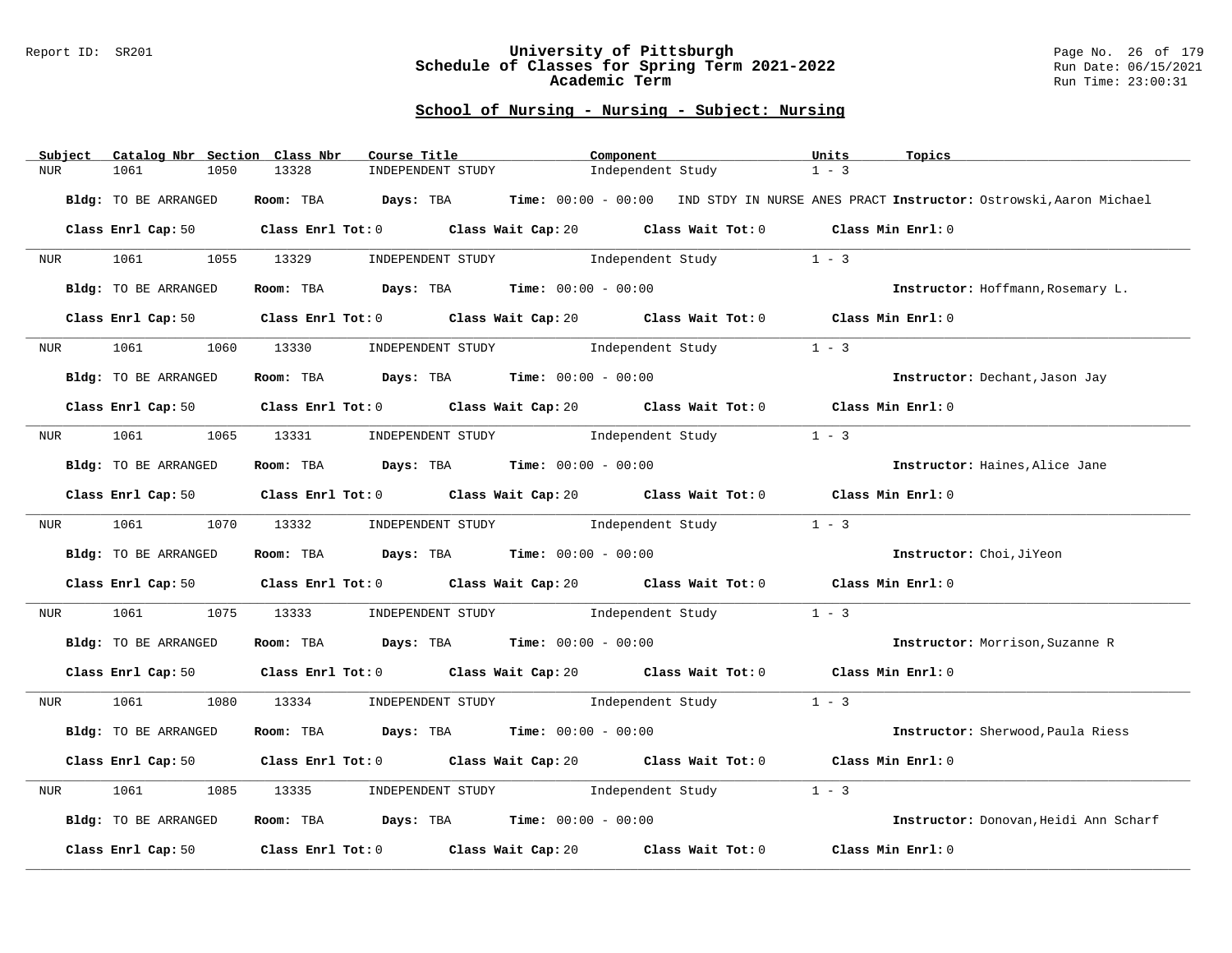## School of Nursing - Nursing - Subject: Nursing

| Subject | Catalog Nbr | Section | Class Nbr | Course Title | Component | Units | Topics |
|---|---|---|---|---|---|---|---|
| NUR | 1061 | 1050 | 13328 | INDEPENDENT STUDY | Independent Study | 1 - 3 | |

**Bldg:** TO BE ARRANGED **Room:** TBA **Days:** TBA **Time:** 00:00 - 00:00 IND STDY IN NURSE ANES PRACT **Instructor:** Ostrowski,Aaron Michael

**Class Enrl Cap:** 50 **Class Enrl Tot:** 0 **Class Wait Cap:** 20 **Class Wait Tot:** 0 **Class Min Enrl:** 0

---

| Subject | Catalog Nbr | Section | Class Nbr | Course Title | Component | Units |
|---|---|---|---|---|---|---|
| NUR | 1061 | 1055 | 13329 | INDEPENDENT STUDY | Independent Study | 1 - 3 |

**Bldg:** TO BE ARRANGED **Room:** TBA **Days:** TBA **Time:** 00:00 - 00:00 **Instructor:** Hoffmann,Rosemary L.

**Class Enrl Cap:** 50 **Class Enrl Tot:** 0 **Class Wait Cap:** 20 **Class Wait Tot:** 0 **Class Min Enrl:** 0

---

| Subject | Catalog Nbr | Section | Class Nbr | Course Title | Component | Units |
|---|---|---|---|---|---|---|
| NUR | 1061 | 1060 | 13330 | INDEPENDENT STUDY | Independent Study | 1 - 3 |

**Bldg:** TO BE ARRANGED **Room:** TBA **Days:** TBA **Time:** 00:00 - 00:00 **Instructor:** Dechant,Jason Jay

**Class Enrl Cap:** 50 **Class Enrl Tot:** 0 **Class Wait Cap:** 20 **Class Wait Tot:** 0 **Class Min Enrl:** 0

---

| Subject | Catalog Nbr | Section | Class Nbr | Course Title | Component | Units |
|---|---|---|---|---|---|---|
| NUR | 1061 | 1065 | 13331 | INDEPENDENT STUDY | Independent Study | 1 - 3 |

**Bldg:** TO BE ARRANGED **Room:** TBA **Days:** TBA **Time:** 00:00 - 00:00 **Instructor:** Haines,Alice Jane

**Class Enrl Cap:** 50 **Class Enrl Tot:** 0 **Class Wait Cap:** 20 **Class Wait Tot:** 0 **Class Min Enrl:** 0

---

| Subject | Catalog Nbr | Section | Class Nbr | Course Title | Component | Units |
|---|---|---|---|---|---|---|
| NUR | 1061 | 1070 | 13332 | INDEPENDENT STUDY | Independent Study | 1 - 3 |

**Bldg:** TO BE ARRANGED **Room:** TBA **Days:** TBA **Time:** 00:00 - 00:00 **Instructor:** Choi,JiYeon

**Class Enrl Cap:** 50 **Class Enrl Tot:** 0 **Class Wait Cap:** 20 **Class Wait Tot:** 0 **Class Min Enrl:** 0

---

| Subject | Catalog Nbr | Section | Class Nbr | Course Title | Component | Units |
|---|---|---|---|---|---|---|
| NUR | 1061 | 1075 | 13333 | INDEPENDENT STUDY | Independent Study | 1 - 3 |

**Bldg:** TO BE ARRANGED **Room:** TBA **Days:** TBA **Time:** 00:00 - 00:00 **Instructor:** Morrison,Suzanne R

**Class Enrl Cap:** 50 **Class Enrl Tot:** 0 **Class Wait Cap:** 20 **Class Wait Tot:** 0 **Class Min Enrl:** 0

---

| Subject | Catalog Nbr | Section | Class Nbr | Course Title | Component | Units |
|---|---|---|---|---|---|---|
| NUR | 1061 | 1080 | 13334 | INDEPENDENT STUDY | Independent Study | 1 - 3 |

**Bldg:** TO BE ARRANGED **Room:** TBA **Days:** TBA **Time:** 00:00 - 00:00 **Instructor:** Sherwood,Paula Riess

**Class Enrl Cap:** 50 **Class Enrl Tot:** 0 **Class Wait Cap:** 20 **Class Wait Tot:** 0 **Class Min Enrl:** 0

---

| Subject | Catalog Nbr | Section | Class Nbr | Course Title | Component | Units |
|---|---|---|---|---|---|---|
| NUR | 1061 | 1085 | 13335 | INDEPENDENT STUDY | Independent Study | 1 - 3 |

**Bldg:** TO BE ARRANGED **Room:** TBA **Days:** TBA **Time:** 00:00 - 00:00 **Instructor:** Donovan,Heidi Ann Scharf

**Class Enrl Cap:** 50 **Class Enrl Tot:** 0 **Class Wait Cap:** 20 **Class Wait Tot:** 0 **Class Min Enrl:** 0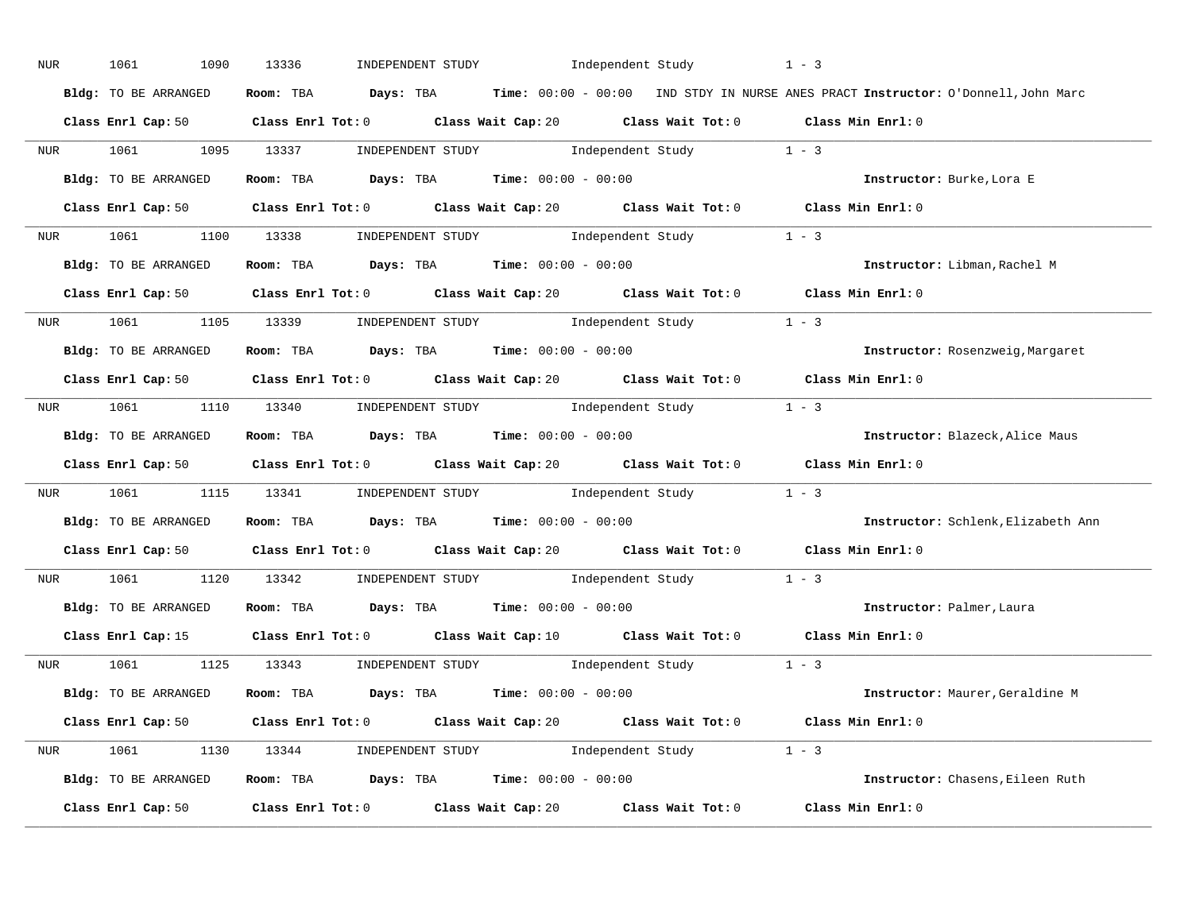NUR 1061 1090 13336 INDEPENDENT STUDY Independent Study 1 - 3

**Bldg:** TO BE ARRANGED **Room:** TBA **Days:** TBA **Time:** 00:00 - 00:00 IND STDY IN NURSE ANES PRACT **Instructor:** O'Donnell,John Marc

**Class Enrl Cap:** 50 **Class Enrl Tot:** 0 **Class Wait Cap:** 20 **Class Wait Tot:** 0 **Class Min Enrl:** 0

---

NUR 1061 1095 13337 INDEPENDENT STUDY Independent Study 1 - 3

**Bldg:** TO BE ARRANGED **Room:** TBA **Days:** TBA **Time:** 00:00 - 00:00 **Instructor:** Burke,Lora E

**Class Enrl Cap:** 50 **Class Enrl Tot:** 0 **Class Wait Cap:** 20 **Class Wait Tot:** 0 **Class Min Enrl:** 0

---

NUR 1061 1100 13338 INDEPENDENT STUDY Independent Study 1 - 3

**Bldg:** TO BE ARRANGED **Room:** TBA **Days:** TBA **Time:** 00:00 - 00:00 **Instructor:** Libman,Rachel M

**Class Enrl Cap:** 50 **Class Enrl Tot:** 0 **Class Wait Cap:** 20 **Class Wait Tot:** 0 **Class Min Enrl:** 0

---

NUR 1061 1105 13339 INDEPENDENT STUDY Independent Study 1 - 3

**Bldg:** TO BE ARRANGED **Room:** TBA **Days:** TBA **Time:** 00:00 - 00:00 **Instructor:** Rosenzweig,Margaret

**Class Enrl Cap:** 50 **Class Enrl Tot:** 0 **Class Wait Cap:** 20 **Class Wait Tot:** 0 **Class Min Enrl:** 0

---

NUR 1061 1110 13340 INDEPENDENT STUDY Independent Study 1 - 3

**Bldg:** TO BE ARRANGED **Room:** TBA **Days:** TBA **Time:** 00:00 - 00:00 **Instructor:** Blazeck,Alice Maus

**Class Enrl Cap:** 50 **Class Enrl Tot:** 0 **Class Wait Cap:** 20 **Class Wait Tot:** 0 **Class Min Enrl:** 0

---

NUR 1061 1115 13341 INDEPENDENT STUDY Independent Study 1 - 3

**Bldg:** TO BE ARRANGED **Room:** TBA **Days:** TBA **Time:** 00:00 - 00:00 **Instructor:** Schlenk,Elizabeth Ann

**Class Enrl Cap:** 50 **Class Enrl Tot:** 0 **Class Wait Cap:** 20 **Class Wait Tot:** 0 **Class Min Enrl:** 0

---

NUR 1061 1120 13342 INDEPENDENT STUDY Independent Study 1 - 3

**Bldg:** TO BE ARRANGED **Room:** TBA **Days:** TBA **Time:** 00:00 - 00:00 **Instructor:** Palmer,Laura

**Class Enrl Cap:** 15 **Class Enrl Tot:** 0 **Class Wait Cap:** 10 **Class Wait Tot:** 0 **Class Min Enrl:** 0

---

NUR 1061 1125 13343 INDEPENDENT STUDY Independent Study 1 - 3

**Bldg:** TO BE ARRANGED **Room:** TBA **Days:** TBA **Time:** 00:00 - 00:00 **Instructor:** Maurer,Geraldine M

**Class Enrl Cap:** 50 **Class Enrl Tot:** 0 **Class Wait Cap:** 20 **Class Wait Tot:** 0 **Class Min Enrl:** 0

---

NUR 1061 1130 13344 INDEPENDENT STUDY Independent Study 1 - 3

**Bldg:** TO BE ARRANGED **Room:** TBA **Days:** TBA **Time:** 00:00 - 00:00 **Instructor:** Chasens,Eileen Ruth

**Class Enrl Cap:** 50 **Class Enrl Tot:** 0 **Class Wait Cap:** 20 **Class Wait Tot:** 0 **Class Min Enrl:** 0

---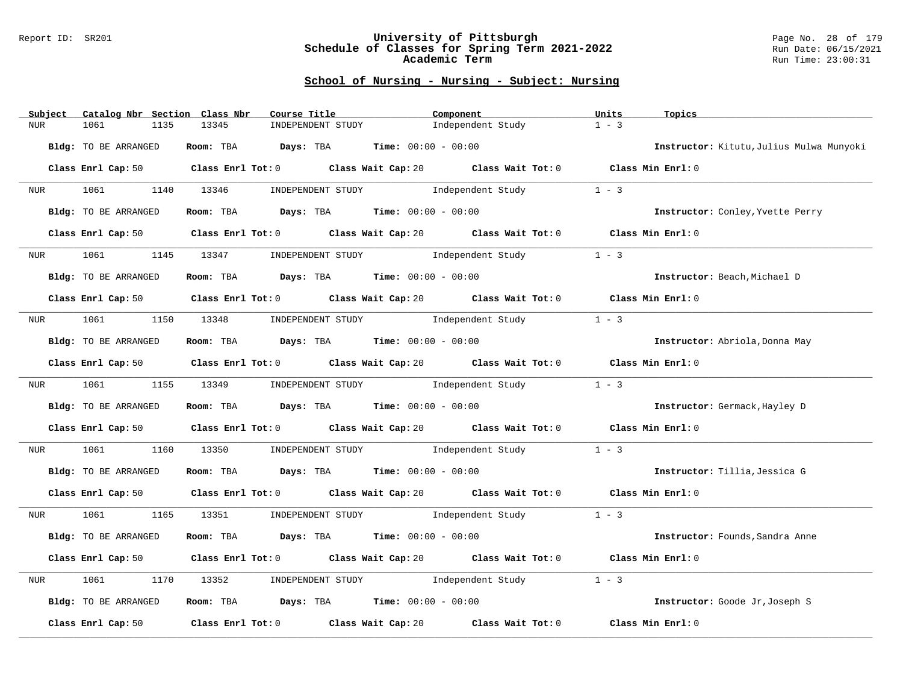## School of Nursing - Nursing - Subject: Nursing

| Subject | Catalog Nbr | Section | Class Nbr | Course Title | Component | Units | Topics |
|---|---|---|---|---|---|---|---|
| NUR | 1061 | 1135 | 13345 | INDEPENDENT STUDY | Independent Study | 1 - 3 | |

**Bldg:** TO BE ARRANGED **Room:** TBA **Days:** TBA **Time:** 00:00 - 00:00 **Instructor:** Kitutu,Julius Mulwa Munyoki

**Class Enrl Cap:** 50 **Class Enrl Tot:** 0 **Class Wait Cap:** 20 **Class Wait Tot:** 0 **Class Min Enrl:** 0

---

| Subject | Catalog Nbr | Section | Class Nbr | Course Title | Component | Units | Topics |
|---|---|---|---|---|---|---|---|
| NUR | 1061 | 1140 | 13346 | INDEPENDENT STUDY | Independent Study | 1 - 3 | |

**Bldg:** TO BE ARRANGED **Room:** TBA **Days:** TBA **Time:** 00:00 - 00:00 **Instructor:** Conley,Yvette Perry

**Class Enrl Cap:** 50 **Class Enrl Tot:** 0 **Class Wait Cap:** 20 **Class Wait Tot:** 0 **Class Min Enrl:** 0

---

| Subject | Catalog Nbr | Section | Class Nbr | Course Title | Component | Units | Topics |
|---|---|---|---|---|---|---|---|
| NUR | 1061 | 1145 | 13347 | INDEPENDENT STUDY | Independent Study | 1 - 3 | |

**Bldg:** TO BE ARRANGED **Room:** TBA **Days:** TBA **Time:** 00:00 - 00:00 **Instructor:** Beach,Michael D

**Class Enrl Cap:** 50 **Class Enrl Tot:** 0 **Class Wait Cap:** 20 **Class Wait Tot:** 0 **Class Min Enrl:** 0

---

| Subject | Catalog Nbr | Section | Class Nbr | Course Title | Component | Units | Topics |
|---|---|---|---|---|---|---|---|
| NUR | 1061 | 1150 | 13348 | INDEPENDENT STUDY | Independent Study | 1 - 3 | |

**Bldg:** TO BE ARRANGED **Room:** TBA **Days:** TBA **Time:** 00:00 - 00:00 **Instructor:** Abriola,Donna May

**Class Enrl Cap:** 50 **Class Enrl Tot:** 0 **Class Wait Cap:** 20 **Class Wait Tot:** 0 **Class Min Enrl:** 0

---

| Subject | Catalog Nbr | Section | Class Nbr | Course Title | Component | Units | Topics |
|---|---|---|---|---|---|---|---|
| NUR | 1061 | 1155 | 13349 | INDEPENDENT STUDY | Independent Study | 1 - 3 | |

**Bldg:** TO BE ARRANGED **Room:** TBA **Days:** TBA **Time:** 00:00 - 00:00 **Instructor:** Germack,Hayley D

**Class Enrl Cap:** 50 **Class Enrl Tot:** 0 **Class Wait Cap:** 20 **Class Wait Tot:** 0 **Class Min Enrl:** 0

---

| Subject | Catalog Nbr | Section | Class Nbr | Course Title | Component | Units | Topics |
|---|---|---|---|---|---|---|---|
| NUR | 1061 | 1160 | 13350 | INDEPENDENT STUDY | Independent Study | 1 - 3 | |

**Bldg:** TO BE ARRANGED **Room:** TBA **Days:** TBA **Time:** 00:00 - 00:00 **Instructor:** Tillia,Jessica G

**Class Enrl Cap:** 50 **Class Enrl Tot:** 0 **Class Wait Cap:** 20 **Class Wait Tot:** 0 **Class Min Enrl:** 0

---

| Subject | Catalog Nbr | Section | Class Nbr | Course Title | Component | Units | Topics |
|---|---|---|---|---|---|---|---|
| NUR | 1061 | 1165 | 13351 | INDEPENDENT STUDY | Independent Study | 1 - 3 | |

**Bldg:** TO BE ARRANGED **Room:** TBA **Days:** TBA **Time:** 00:00 - 00:00 **Instructor:** Founds,Sandra Anne

**Class Enrl Cap:** 50 **Class Enrl Tot:** 0 **Class Wait Cap:** 20 **Class Wait Tot:** 0 **Class Min Enrl:** 0

---

| Subject | Catalog Nbr | Section | Class Nbr | Course Title | Component | Units | Topics |
|---|---|---|---|---|---|---|---|
| NUR | 1061 | 1170 | 13352 | INDEPENDENT STUDY | Independent Study | 1 - 3 | |

**Bldg:** TO BE ARRANGED **Room:** TBA **Days:** TBA **Time:** 00:00 - 00:00 **Instructor:** Goode Jr,Joseph S

**Class Enrl Cap:** 50 **Class Enrl Tot:** 0 **Class Wait Cap:** 20 **Class Wait Tot:** 0 **Class Min Enrl:** 0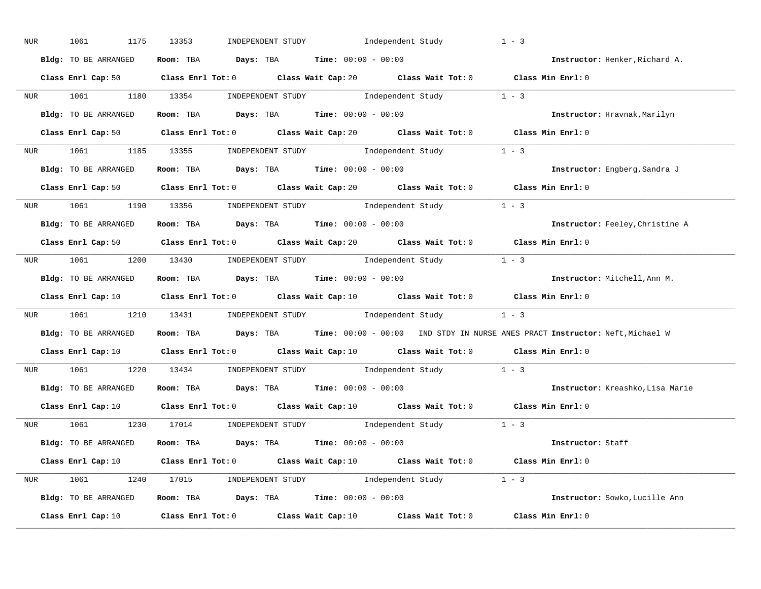NUR 1061 1175 13353 INDEPENDENT STUDY Independent Study 1 - 3

**Bldg:** TO BE ARRANGED **Room:** TBA **Days:** TBA **Time:** 00:00 - 00:00 **Instructor:** Henker,Richard A.

**Class Enrl Cap:** 50 **Class Enrl Tot:** 0 **Class Wait Cap:** 20 **Class Wait Tot:** 0 **Class Min Enrl:** 0

---

NUR 1061 1180 13354 INDEPENDENT STUDY Independent Study 1 - 3

**Bldg:** TO BE ARRANGED **Room:** TBA **Days:** TBA **Time:** 00:00 - 00:00 **Instructor:** Hravnak,Marilyn

**Class Enrl Cap:** 50 **Class Enrl Tot:** 0 **Class Wait Cap:** 20 **Class Wait Tot:** 0 **Class Min Enrl:** 0

---

NUR 1061 1185 13355 INDEPENDENT STUDY Independent Study 1 - 3

**Bldg:** TO BE ARRANGED **Room:** TBA **Days:** TBA **Time:** 00:00 - 00:00 **Instructor:** Engberg,Sandra J

**Class Enrl Cap:** 50 **Class Enrl Tot:** 0 **Class Wait Cap:** 20 **Class Wait Tot:** 0 **Class Min Enrl:** 0

---

NUR 1061 1190 13356 INDEPENDENT STUDY Independent Study 1 - 3

**Bldg:** TO BE ARRANGED **Room:** TBA **Days:** TBA **Time:** 00:00 - 00:00 **Instructor:** Feeley,Christine A

**Class Enrl Cap:** 50 **Class Enrl Tot:** 0 **Class Wait Cap:** 20 **Class Wait Tot:** 0 **Class Min Enrl:** 0

---

NUR 1061 1200 13430 INDEPENDENT STUDY Independent Study 1 - 3

**Bldg:** TO BE ARRANGED **Room:** TBA **Days:** TBA **Time:** 00:00 - 00:00 **Instructor:** Mitchell,Ann M.

**Class Enrl Cap:** 10 **Class Enrl Tot:** 0 **Class Wait Cap:** 10 **Class Wait Tot:** 0 **Class Min Enrl:** 0

---

NUR 1061 1210 13431 INDEPENDENT STUDY Independent Study 1 - 3

**Bldg:** TO BE ARRANGED **Room:** TBA **Days:** TBA **Time:** 00:00 - 00:00 IND STDY IN NURSE ANES PRACT **Instructor:** Neft,Michael W

**Class Enrl Cap:** 10 **Class Enrl Tot:** 0 **Class Wait Cap:** 10 **Class Wait Tot:** 0 **Class Min Enrl:** 0

---

NUR 1061 1220 13434 INDEPENDENT STUDY Independent Study 1 - 3

**Bldg:** TO BE ARRANGED **Room:** TBA **Days:** TBA **Time:** 00:00 - 00:00 **Instructor:** Kreashko,Lisa Marie

**Class Enrl Cap:** 10 **Class Enrl Tot:** 0 **Class Wait Cap:** 10 **Class Wait Tot:** 0 **Class Min Enrl:** 0

---

NUR 1061 1230 17014 INDEPENDENT STUDY Independent Study 1 - 3

**Bldg:** TO BE ARRANGED **Room:** TBA **Days:** TBA **Time:** 00:00 - 00:00 **Instructor:** Staff

**Class Enrl Cap:** 10 **Class Enrl Tot:** 0 **Class Wait Cap:** 10 **Class Wait Tot:** 0 **Class Min Enrl:** 0

---

NUR 1061 1240 17015 INDEPENDENT STUDY Independent Study 1 - 3

**Bldg:** TO BE ARRANGED **Room:** TBA **Days:** TBA **Time:** 00:00 - 00:00 **Instructor:** Sowko,Lucille Ann

**Class Enrl Cap:** 10 **Class Enrl Tot:** 0 **Class Wait Cap:** 10 **Class Wait Tot:** 0 **Class Min Enrl:** 0

---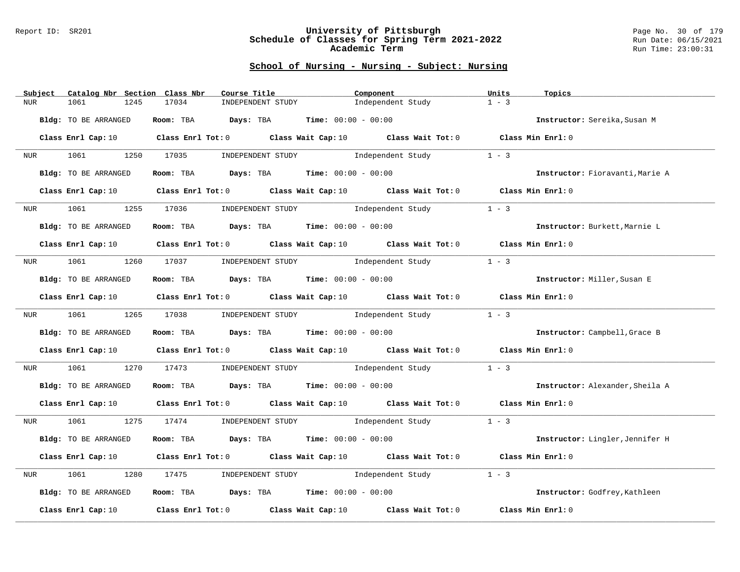## School of Nursing - Nursing - Subject: Nursing

| Subject | Catalog Nbr | Section | Class Nbr | Course Title | Component | Units | Topics |
|---|---|---|---|---|---|---|---|
| NUR | 1061 | 1245 | 17034 | INDEPENDENT STUDY | Independent Study | 1 - 3 | |

**Bldg:** TO BE ARRANGED **Room:** TBA **Days:** TBA **Time:** 00:00 - 00:00 **Instructor:** Sereika,Susan M

**Class Enrl Cap:** 10 **Class Enrl Tot:** 0 **Class Wait Cap:** 10 **Class Wait Tot:** 0 **Class Min Enrl:** 0

| Subject | Catalog Nbr | Section | Class Nbr | Course Title | Component | Units | Topics |
|---|---|---|---|---|---|---|---|
| NUR | 1061 | 1250 | 17035 | INDEPENDENT STUDY | Independent Study | 1 - 3 | |

**Bldg:** TO BE ARRANGED **Room:** TBA **Days:** TBA **Time:** 00:00 - 00:00 **Instructor:** Fioravanti,Marie A

**Class Enrl Cap:** 10 **Class Enrl Tot:** 0 **Class Wait Cap:** 10 **Class Wait Tot:** 0 **Class Min Enrl:** 0

| Subject | Catalog Nbr | Section | Class Nbr | Course Title | Component | Units | Topics |
|---|---|---|---|---|---|---|---|
| NUR | 1061 | 1255 | 17036 | INDEPENDENT STUDY | Independent Study | 1 - 3 | |

**Bldg:** TO BE ARRANGED **Room:** TBA **Days:** TBA **Time:** 00:00 - 00:00 **Instructor:** Burkett,Marnie L

**Class Enrl Cap:** 10 **Class Enrl Tot:** 0 **Class Wait Cap:** 10 **Class Wait Tot:** 0 **Class Min Enrl:** 0

| Subject | Catalog Nbr | Section | Class Nbr | Course Title | Component | Units | Topics |
|---|---|---|---|---|---|---|---|
| NUR | 1061 | 1260 | 17037 | INDEPENDENT STUDY | Independent Study | 1 - 3 | |

**Bldg:** TO BE ARRANGED **Room:** TBA **Days:** TBA **Time:** 00:00 - 00:00 **Instructor:** Miller,Susan E

**Class Enrl Cap:** 10 **Class Enrl Tot:** 0 **Class Wait Cap:** 10 **Class Wait Tot:** 0 **Class Min Enrl:** 0

| Subject | Catalog Nbr | Section | Class Nbr | Course Title | Component | Units | Topics |
|---|---|---|---|---|---|---|---|
| NUR | 1061 | 1265 | 17038 | INDEPENDENT STUDY | Independent Study | 1 - 3 | |

**Bldg:** TO BE ARRANGED **Room:** TBA **Days:** TBA **Time:** 00:00 - 00:00 **Instructor:** Campbell,Grace B

**Class Enrl Cap:** 10 **Class Enrl Tot:** 0 **Class Wait Cap:** 10 **Class Wait Tot:** 0 **Class Min Enrl:** 0

| Subject | Catalog Nbr | Section | Class Nbr | Course Title | Component | Units | Topics |
|---|---|---|---|---|---|---|---|
| NUR | 1061 | 1270 | 17473 | INDEPENDENT STUDY | Independent Study | 1 - 3 | |

**Bldg:** TO BE ARRANGED **Room:** TBA **Days:** TBA **Time:** 00:00 - 00:00 **Instructor:** Alexander,Sheila A

**Class Enrl Cap:** 10 **Class Enrl Tot:** 0 **Class Wait Cap:** 10 **Class Wait Tot:** 0 **Class Min Enrl:** 0

| Subject | Catalog Nbr | Section | Class Nbr | Course Title | Component | Units | Topics |
|---|---|---|---|---|---|---|---|
| NUR | 1061 | 1275 | 17474 | INDEPENDENT STUDY | Independent Study | 1 - 3 | |

**Bldg:** TO BE ARRANGED **Room:** TBA **Days:** TBA **Time:** 00:00 - 00:00 **Instructor:** Lingler,Jennifer H

**Class Enrl Cap:** 10 **Class Enrl Tot:** 0 **Class Wait Cap:** 10 **Class Wait Tot:** 0 **Class Min Enrl:** 0

| Subject | Catalog Nbr | Section | Class Nbr | Course Title | Component | Units | Topics |
|---|---|---|---|---|---|---|---|
| NUR | 1061 | 1280 | 17475 | INDEPENDENT STUDY | Independent Study | 1 - 3 | |

**Bldg:** TO BE ARRANGED **Room:** TBA **Days:** TBA **Time:** 00:00 - 00:00 **Instructor:** Godfrey,Kathleen

**Class Enrl Cap:** 10 **Class Enrl Tot:** 0 **Class Wait Cap:** 10 **Class Wait Tot:** 0 **Class Min Enrl:** 0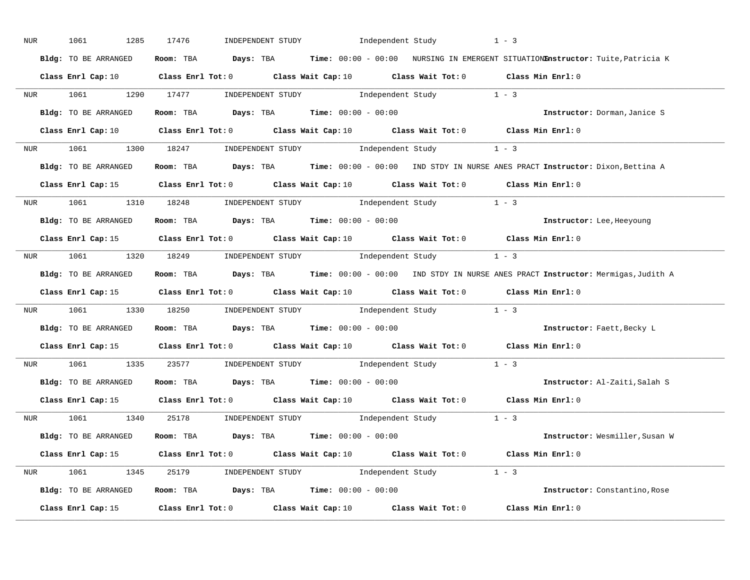NUR 1061 1285 17476 INDEPENDENT STUDY Independent Study 1 - 3

**Bldg:** TO BE ARRANGED **Room:** TBA **Days:** TBA **Time:** 00:00 - 00:00 NURSING IN EMERGENT SITUATIONS **Instructor:** Tuite,Patricia K

**Class Enrl Cap:** 10 **Class Enrl Tot:** 0 **Class Wait Cap:** 10 **Class Wait Tot:** 0 **Class Min Enrl:** 0

---

NUR 1061 1290 17477 INDEPENDENT STUDY Independent Study 1 - 3

**Bldg:** TO BE ARRANGED **Room:** TBA **Days:** TBA **Time:** 00:00 - 00:00 **Instructor:** Dorman,Janice S

**Class Enrl Cap:** 10 **Class Enrl Tot:** 0 **Class Wait Cap:** 10 **Class Wait Tot:** 0 **Class Min Enrl:** 0

---

NUR 1061 1300 18247 INDEPENDENT STUDY Independent Study 1 - 3

**Bldg:** TO BE ARRANGED **Room:** TBA **Days:** TBA **Time:** 00:00 - 00:00 IND STDY IN NURSE ANES PRACT **Instructor:** Dixon,Bettina A

**Class Enrl Cap:** 15 **Class Enrl Tot:** 0 **Class Wait Cap:** 10 **Class Wait Tot:** 0 **Class Min Enrl:** 0

---

NUR 1061 1310 18248 INDEPENDENT STUDY Independent Study 1 - 3

**Bldg:** TO BE ARRANGED **Room:** TBA **Days:** TBA **Time:** 00:00 - 00:00 **Instructor:** Lee,Heeyoung

**Class Enrl Cap:** 15 **Class Enrl Tot:** 0 **Class Wait Cap:** 10 **Class Wait Tot:** 0 **Class Min Enrl:** 0

---

NUR 1061 1320 18249 INDEPENDENT STUDY Independent Study 1 - 3

**Bldg:** TO BE ARRANGED **Room:** TBA **Days:** TBA **Time:** 00:00 - 00:00 IND STDY IN NURSE ANES PRACT **Instructor:** Mermigas,Judith A

**Class Enrl Cap:** 15 **Class Enrl Tot:** 0 **Class Wait Cap:** 10 **Class Wait Tot:** 0 **Class Min Enrl:** 0

---

NUR 1061 1330 18250 INDEPENDENT STUDY Independent Study 1 - 3

**Bldg:** TO BE ARRANGED **Room:** TBA **Days:** TBA **Time:** 00:00 - 00:00 **Instructor:** Faett,Becky L

**Class Enrl Cap:** 15 **Class Enrl Tot:** 0 **Class Wait Cap:** 10 **Class Wait Tot:** 0 **Class Min Enrl:** 0

---

NUR 1061 1335 23577 INDEPENDENT STUDY Independent Study 1 - 3

**Bldg:** TO BE ARRANGED **Room:** TBA **Days:** TBA **Time:** 00:00 - 00:00 **Instructor:** Al-Zaiti,Salah S

**Class Enrl Cap:** 15 **Class Enrl Tot:** 0 **Class Wait Cap:** 10 **Class Wait Tot:** 0 **Class Min Enrl:** 0

---

NUR 1061 1340 25178 INDEPENDENT STUDY Independent Study 1 - 3

**Bldg:** TO BE ARRANGED **Room:** TBA **Days:** TBA **Time:** 00:00 - 00:00 **Instructor:** Wesmiller,Susan W

**Class Enrl Cap:** 15 **Class Enrl Tot:** 0 **Class Wait Cap:** 10 **Class Wait Tot:** 0 **Class Min Enrl:** 0

---

NUR 1061 1345 25179 INDEPENDENT STUDY Independent Study 1 - 3

**Bldg:** TO BE ARRANGED **Room:** TBA **Days:** TBA **Time:** 00:00 - 00:00 **Instructor:** Constantino,Rose

**Class Enrl Cap:** 15 **Class Enrl Tot:** 0 **Class Wait Cap:** 10 **Class Wait Tot:** 0 **Class Min Enrl:** 0

---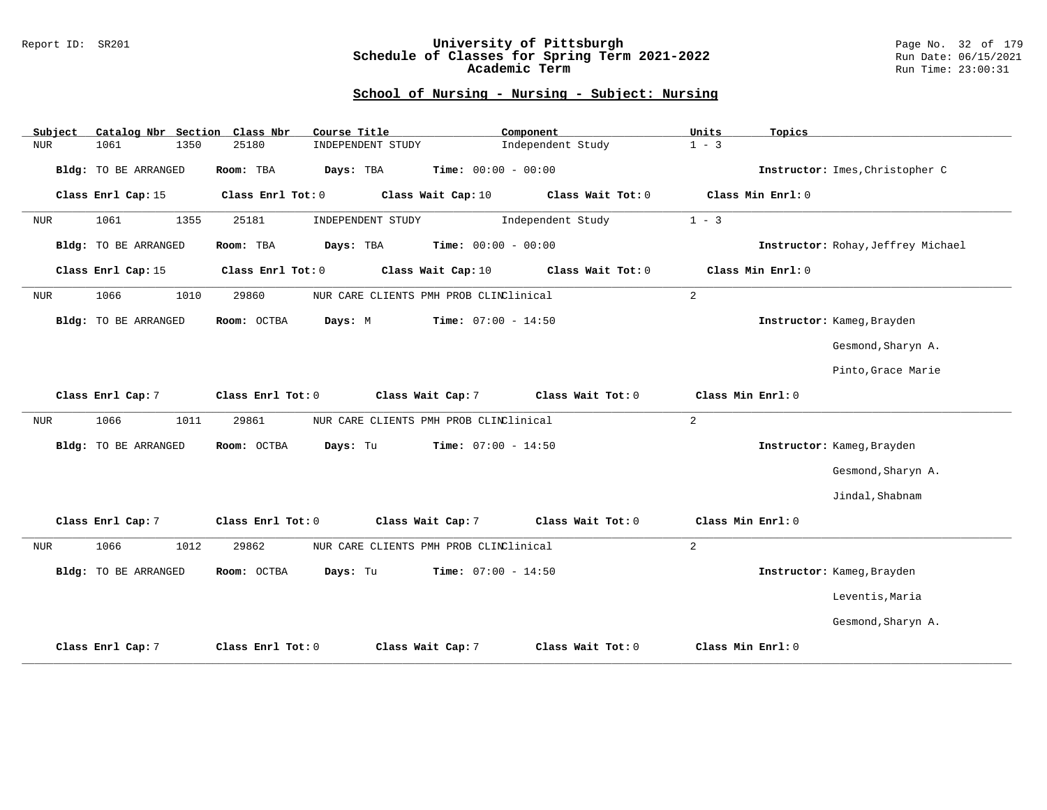## School of Nursing - Nursing - Subject: Nursing

| Subject | Catalog Nbr | Section | Class Nbr | Course Title | Component | Units | Topics |
|---|---|---|---|---|---|---|---|
| NUR | 1061 | 1350 | 25180 | INDEPENDENT STUDY | Independent Study | 1 - 3 | |

**Bldg:** TO BE ARRANGED **Room:** TBA **Days:** TBA **Time:** 00:00 - 00:00 **Instructor:** Imes,Christopher C

**Class Enrl Cap:** 15 **Class Enrl Tot:** 0 **Class Wait Cap:** 10 **Class Wait Tot:** 0 **Class Min Enrl:** 0

| Subject | Catalog Nbr | Section | Class Nbr | Course Title | Component | Units | Topics |
|---|---|---|---|---|---|---|---|
| NUR | 1061 | 1355 | 25181 | INDEPENDENT STUDY | Independent Study | 1 - 3 | |

**Bldg:** TO BE ARRANGED **Room:** TBA **Days:** TBA **Time:** 00:00 - 00:00 **Instructor:** Rohay,Jeffrey Michael

**Class Enrl Cap:** 15 **Class Enrl Tot:** 0 **Class Wait Cap:** 10 **Class Wait Tot:** 0 **Class Min Enrl:** 0

| Subject | Catalog Nbr | Section | Class Nbr | Course Title | Component | Units | Topics |
|---|---|---|---|---|---|---|---|
| NUR | 1066 | 1010 | 29860 | NUR CARE CLIENTS PMH PROB CLIN | Clinical | 2 | |

**Bldg:** TO BE ARRANGED **Room:** OCTBA **Days:** M **Time:** 07:00 - 14:50 **Instructor:** Kameg,Brayden
Gesmond,Sharyn A.
Pinto,Grace Marie

**Class Enrl Cap:** 7 **Class Enrl Tot:** 0 **Class Wait Cap:** 7 **Class Wait Tot:** 0 **Class Min Enrl:** 0

| Subject | Catalog Nbr | Section | Class Nbr | Course Title | Component | Units | Topics |
|---|---|---|---|---|---|---|---|
| NUR | 1066 | 1011 | 29861 | NUR CARE CLIENTS PMH PROB CLIN | Clinical | 2 | |

**Bldg:** TO BE ARRANGED **Room:** OCTBA **Days:** Tu **Time:** 07:00 - 14:50 **Instructor:** Kameg,Brayden
Gesmond,Sharyn A.
Jindal,Shabnam

**Class Enrl Cap:** 7 **Class Enrl Tot:** 0 **Class Wait Cap:** 7 **Class Wait Tot:** 0 **Class Min Enrl:** 0

| Subject | Catalog Nbr | Section | Class Nbr | Course Title | Component | Units | Topics |
|---|---|---|---|---|---|---|---|
| NUR | 1066 | 1012 | 29862 | NUR CARE CLIENTS PMH PROB CLIN | Clinical | 2 | |

**Bldg:** TO BE ARRANGED **Room:** OCTBA **Days:** Tu **Time:** 07:00 - 14:50 **Instructor:** Kameg,Brayden
Leventis,Maria
Gesmond,Sharyn A.

**Class Enrl Cap:** 7 **Class Enrl Tot:** 0 **Class Wait Cap:** 7 **Class Wait Tot:** 0 **Class Min Enrl:** 0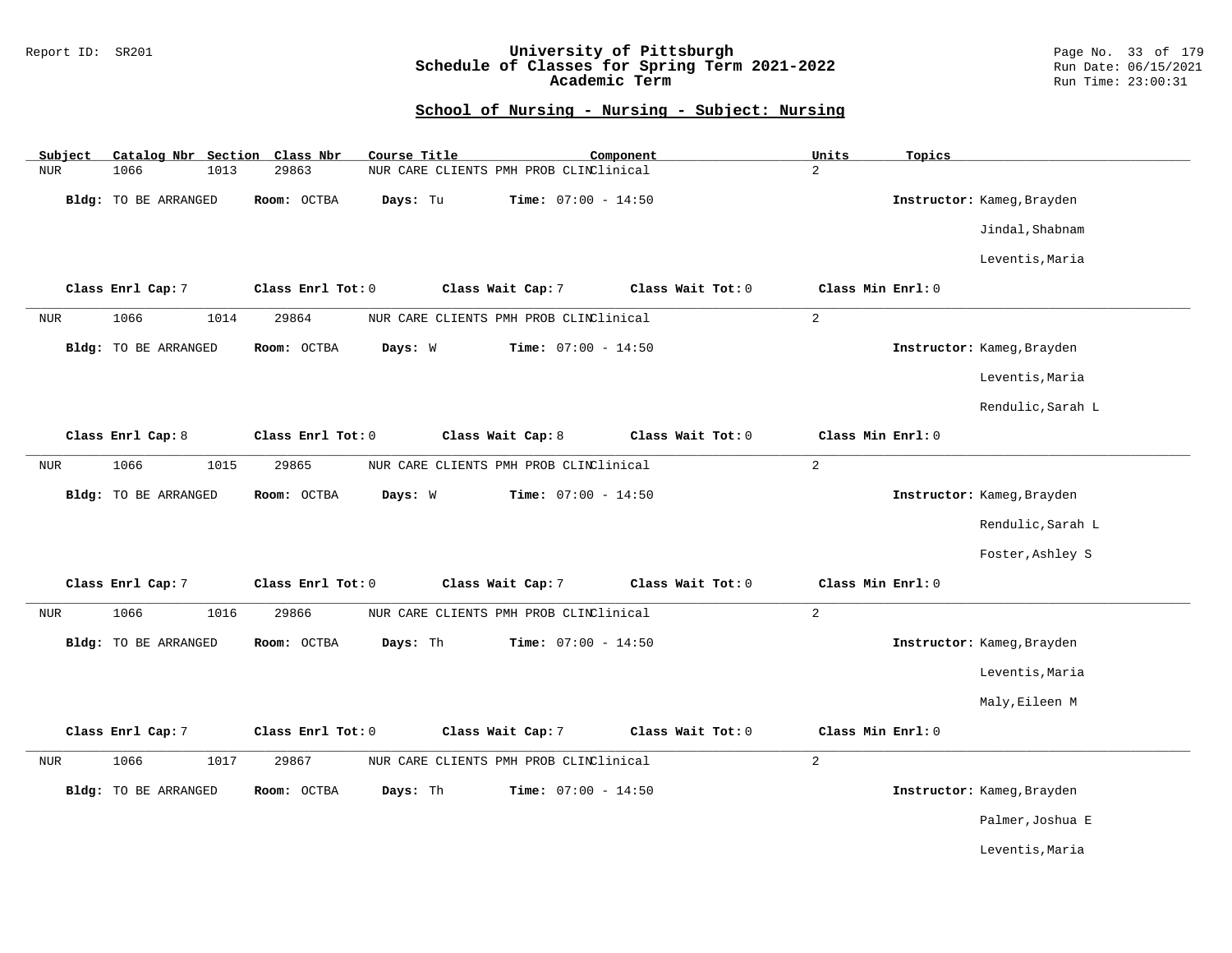## School of Nursing - Nursing - Subject: Nursing

| Subject | Catalog Nbr | Section | Class Nbr | Course Title | Component | Units | Topics |
|---|---|---|---|---|---|---|---|
| NUR | 1066 | 1013 | 29863 | NUR CARE CLIENTS PMH PROB CLIN | Clinical | 2 | |

**Bldg:** TO BE ARRANGED **Room:** OCTBA **Days:** Tu **Time:** 07:00 - 14:50 **Instructor:** Kameg,Brayden; Jindal,Shabnam; Leventis,Maria

**Class Enrl Cap:** 7 **Class Enrl Tot:** 0 **Class Wait Cap:** 7 **Class Wait Tot:** 0 **Class Min Enrl:** 0

---

| Subject | Catalog Nbr | Section | Class Nbr | Course Title | Component | Units | Topics |
|---|---|---|---|---|---|---|---|
| NUR | 1066 | 1014 | 29864 | NUR CARE CLIENTS PMH PROB CLIN | Clinical | 2 | |

**Bldg:** TO BE ARRANGED **Room:** OCTBA **Days:** W **Time:** 07:00 - 14:50 **Instructor:** Kameg,Brayden; Leventis,Maria; Rendulic,Sarah L

**Class Enrl Cap:** 8 **Class Enrl Tot:** 0 **Class Wait Cap:** 8 **Class Wait Tot:** 0 **Class Min Enrl:** 0

---

| Subject | Catalog Nbr | Section | Class Nbr | Course Title | Component | Units | Topics |
|---|---|---|---|---|---|---|---|
| NUR | 1066 | 1015 | 29865 | NUR CARE CLIENTS PMH PROB CLIN | Clinical | 2 | |

**Bldg:** TO BE ARRANGED **Room:** OCTBA **Days:** W **Time:** 07:00 - 14:50 **Instructor:** Kameg,Brayden; Rendulic,Sarah L; Foster,Ashley S

**Class Enrl Cap:** 7 **Class Enrl Tot:** 0 **Class Wait Cap:** 7 **Class Wait Tot:** 0 **Class Min Enrl:** 0

---

| Subject | Catalog Nbr | Section | Class Nbr | Course Title | Component | Units | Topics |
|---|---|---|---|---|---|---|---|
| NUR | 1066 | 1016 | 29866 | NUR CARE CLIENTS PMH PROB CLIN | Clinical | 2 | |

**Bldg:** TO BE ARRANGED **Room:** OCTBA **Days:** Th **Time:** 07:00 - 14:50 **Instructor:** Kameg,Brayden; Leventis,Maria; Maly,Eileen M

**Class Enrl Cap:** 7 **Class Enrl Tot:** 0 **Class Wait Cap:** 7 **Class Wait Tot:** 0 **Class Min Enrl:** 0

---

| Subject | Catalog Nbr | Section | Class Nbr | Course Title | Component | Units | Topics |
|---|---|---|---|---|---|---|---|
| NUR | 1066 | 1017 | 29867 | NUR CARE CLIENTS PMH PROB CLIN | Clinical | 2 | |

**Bldg:** TO BE ARRANGED **Room:** OCTBA **Days:** Th **Time:** 07:00 - 14:50 **Instructor:** Kameg,Brayden; Palmer,Joshua E; Leventis,Maria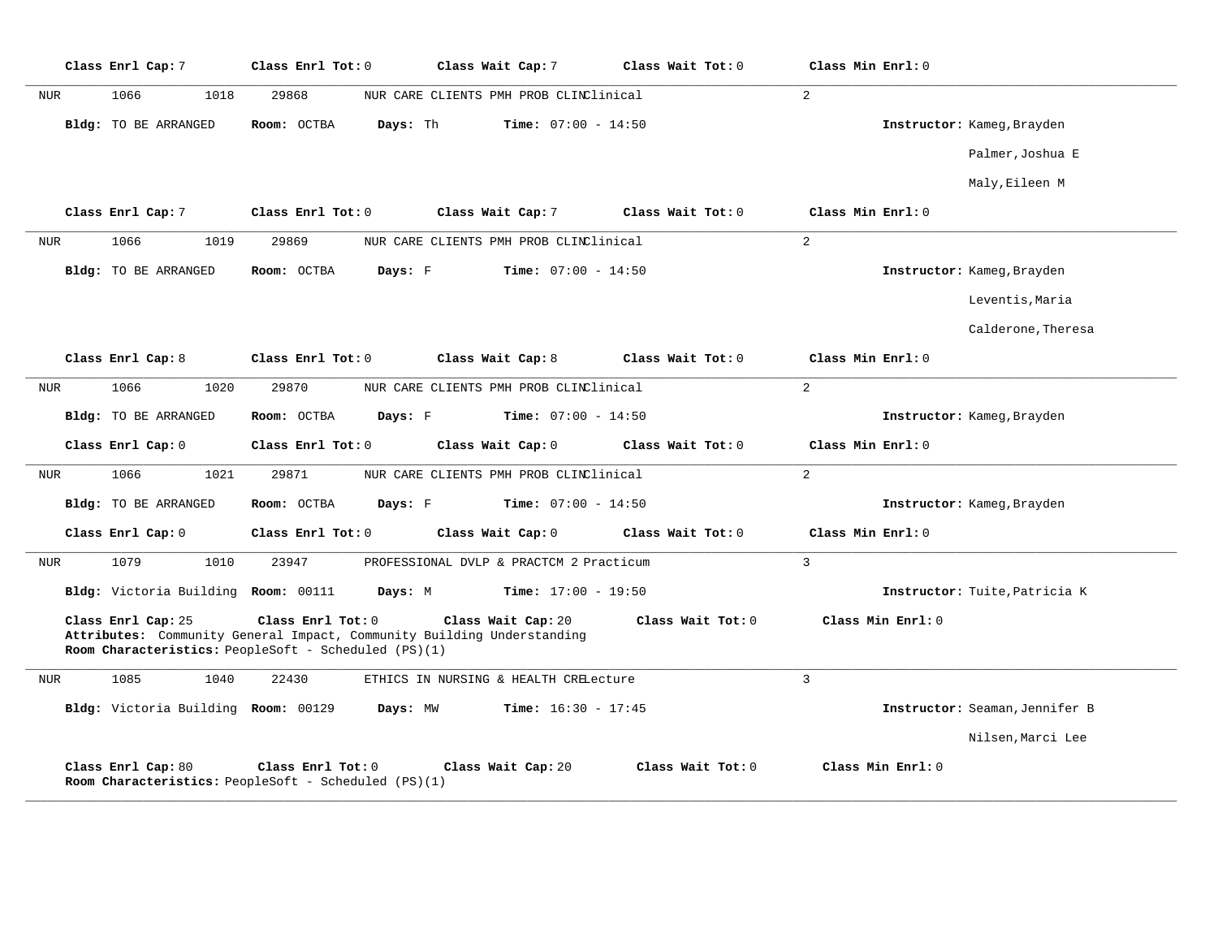**Class Enrl Cap:** 7 **Class Enrl Tot:** 0 **Class Wait Cap:** 7 **Class Wait Tot:** 0 **Class Min Enrl:** 0

---

NUR 1066 1018 29868 NUR CARE CLIENTS PMH PROB CLINClinical 2

**Bldg:** TO BE ARRANGED **Room:** OCTBA **Days:** Th **Time:** 07:00 - 14:50 **Instructor:** Kameg,Brayden
Palmer,Joshua E
Maly,Eileen M

**Class Enrl Cap:** 7 **Class Enrl Tot:** 0 **Class Wait Cap:** 7 **Class Wait Tot:** 0 **Class Min Enrl:** 0

---

NUR 1066 1019 29869 NUR CARE CLIENTS PMH PROB CLINClinical 2

**Bldg:** TO BE ARRANGED **Room:** OCTBA **Days:** F **Time:** 07:00 - 14:50 **Instructor:** Kameg,Brayden
Leventis,Maria
Calderone,Theresa

**Class Enrl Cap:** 8 **Class Enrl Tot:** 0 **Class Wait Cap:** 8 **Class Wait Tot:** 0 **Class Min Enrl:** 0

---

NUR 1066 1020 29870 NUR CARE CLIENTS PMH PROB CLINClinical 2

**Bldg:** TO BE ARRANGED **Room:** OCTBA **Days:** F **Time:** 07:00 - 14:50 **Instructor:** Kameg,Brayden

**Class Enrl Cap:** 0 **Class Enrl Tot:** 0 **Class Wait Cap:** 0 **Class Wait Tot:** 0 **Class Min Enrl:** 0

---

NUR 1066 1021 29871 NUR CARE CLIENTS PMH PROB CLINClinical 2

**Bldg:** TO BE ARRANGED **Room:** OCTBA **Days:** F **Time:** 07:00 - 14:50 **Instructor:** Kameg,Brayden

**Class Enrl Cap:** 0 **Class Enrl Tot:** 0 **Class Wait Cap:** 0 **Class Wait Tot:** 0 **Class Min Enrl:** 0

---

NUR 1079 1010 23947 PROFESSIONAL DVLP & PRACTCM 2 Practicum 3

**Bldg:** Victoria Building **Room:** 00111 **Days:** M **Time:** 17:00 - 19:50 **Instructor:** Tuite,Patricia K

**Class Enrl Cap:** 25 **Class Enrl Tot:** 0 **Class Wait Cap:** 20 **Class Wait Tot:** 0 **Class Min Enrl:** 0
**Attributes:** Community General Impact, Community Building Understanding
**Room Characteristics:** PeopleSoft - Scheduled (PS)(1)

---

NUR 1085 1040 22430 ETHICS IN NURSING & HEALTH CRELecture 3

**Bldg:** Victoria Building **Room:** 00129 **Days:** MW **Time:** 16:30 - 17:45 **Instructor:** Seaman,Jennifer B
Nilsen,Marci Lee

**Class Enrl Cap:** 80 **Class Enrl Tot:** 0 **Class Wait Cap:** 20 **Class Wait Tot:** 0 **Class Min Enrl:** 0
**Room Characteristics:** PeopleSoft - Scheduled (PS)(1)

---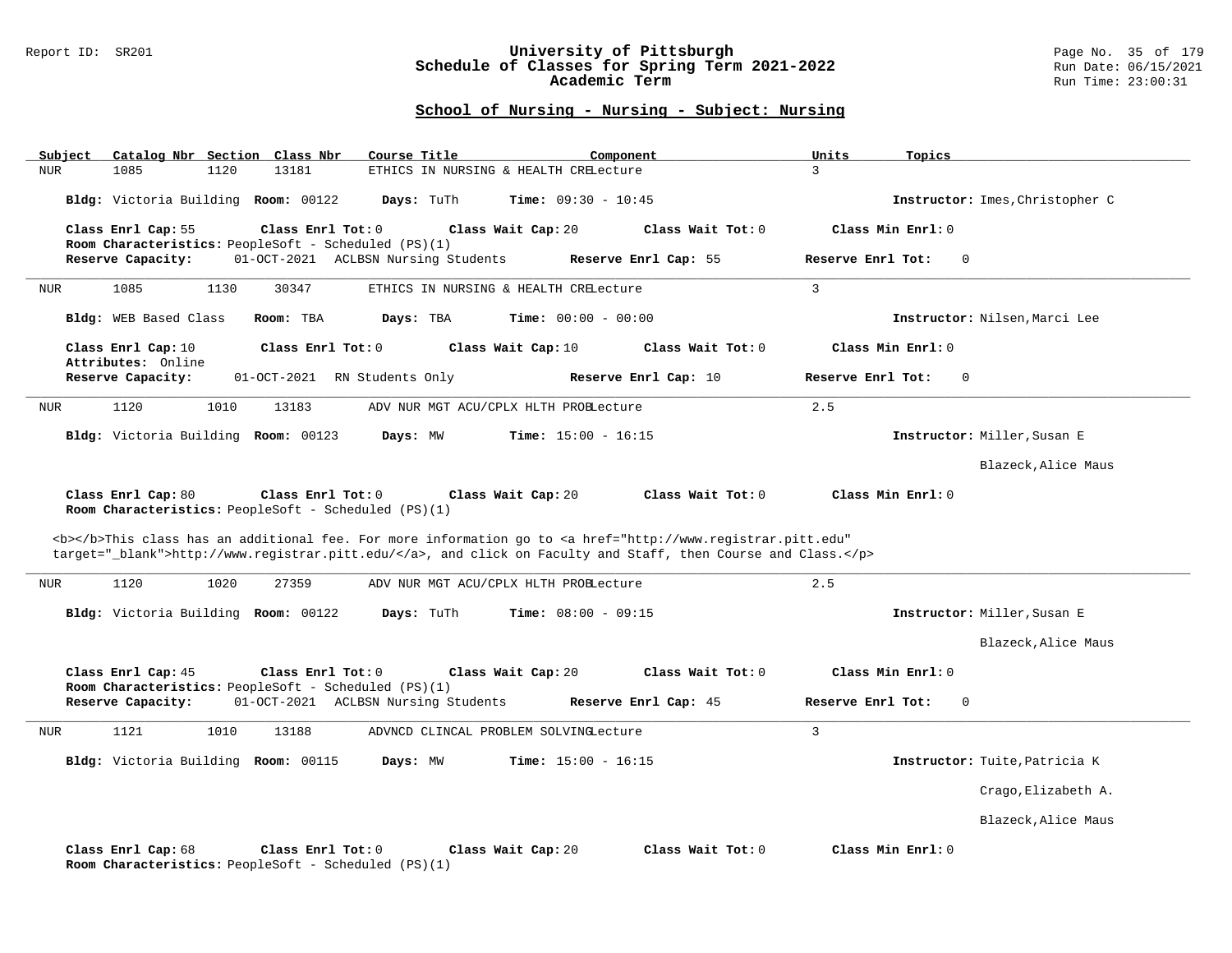## School of Nursing - Nursing - Subject: Nursing

| Subject | Catalog Nbr | Section | Class Nbr | Course Title | Component | Units | Topics |
|---|---|---|---|---|---|---|---|
| NUR | 1085 | 1120 | 13181 | ETHICS IN NURSING & HEALTH CRE | Lecture | 3 | |

**Bldg:** Victoria Building **Room:** 00122 **Days:** TuTh **Time:** 09:30 - 10:45 **Instructor:** Imes,Christopher C

**Class Enrl Cap:** 55 **Class Enrl Tot:** 0 **Class Wait Cap:** 20 **Class Wait Tot:** 0 **Class Min Enrl:** 0
**Room Characteristics:** PeopleSoft - Scheduled (PS)(1)
**Reserve Capacity:** 01-OCT-2021 ACLBSN Nursing Students **Reserve Enrl Cap:** 55 **Reserve Enrl Tot:** 0

---

| Subject | Catalog Nbr | Section | Class Nbr | Course Title | Component | Units | Topics |
|---|---|---|---|---|---|---|---|
| NUR | 1085 | 1130 | 30347 | ETHICS IN NURSING & HEALTH CRE | Lecture | 3 | |

**Bldg:** WEB Based Class **Room:** TBA **Days:** TBA **Time:** 00:00 - 00:00 **Instructor:** Nilsen,Marci Lee

**Class Enrl Cap:** 10 **Class Enrl Tot:** 0 **Class Wait Cap:** 10 **Class Wait Tot:** 0 **Class Min Enrl:** 0
**Attributes:** Online
**Reserve Capacity:** 01-OCT-2021 RN Students Only **Reserve Enrl Cap:** 10 **Reserve Enrl Tot:** 0

---

| Subject | Catalog Nbr | Section | Class Nbr | Course Title | Component | Units | Topics |
|---|---|---|---|---|---|---|---|
| NUR | 1120 | 1010 | 13183 | ADV NUR MGT ACU/CPLX HLTH PROB | Lecture | 2.5 | |

**Bldg:** Victoria Building **Room:** 00123 **Days:** MW **Time:** 15:00 - 16:15 **Instructor:** Miller,Susan E

Blazeck,Alice Maus

**Class Enrl Cap:** 80 **Class Enrl Tot:** 0 **Class Wait Cap:** 20 **Class Wait Tot:** 0 **Class Min Enrl:** 0
**Room Characteristics:** PeopleSoft - Scheduled (PS)(1)

<b></b>This class has an additional fee. For more information go to <a href="http://www.registrar.pitt.edu" target="_blank">http://www.registrar.pitt.edu/</a>, and click on Faculty and Staff, then Course and Class.</p>

---

| Subject | Catalog Nbr | Section | Class Nbr | Course Title | Component | Units | Topics |
|---|---|---|---|---|---|---|---|
| NUR | 1120 | 1020 | 27359 | ADV NUR MGT ACU/CPLX HLTH PROB | Lecture | 2.5 | |

**Bldg:** Victoria Building **Room:** 00122 **Days:** TuTh **Time:** 08:00 - 09:15 **Instructor:** Miller,Susan E

Blazeck,Alice Maus

**Class Enrl Cap:** 45 **Class Enrl Tot:** 0 **Class Wait Cap:** 20 **Class Wait Tot:** 0 **Class Min Enrl:** 0
**Room Characteristics:** PeopleSoft - Scheduled (PS)(1)
**Reserve Capacity:** 01-OCT-2021 ACLBSN Nursing Students **Reserve Enrl Cap:** 45 **Reserve Enrl Tot:** 0

---

| Subject | Catalog Nbr | Section | Class Nbr | Course Title | Component | Units | Topics |
|---|---|---|---|---|---|---|---|
| NUR | 1121 | 1010 | 13188 | ADVNCD CLINCAL PROBLEM SOLVING | Lecture | 3 | |

**Bldg:** Victoria Building **Room:** 00115 **Days:** MW **Time:** 15:00 - 16:15 **Instructor:** Tuite,Patricia K

Crago,Elizabeth A.

Blazeck,Alice Maus

**Class Enrl Cap:** 68 **Class Enrl Tot:** 0 **Class Wait Cap:** 20 **Class Wait Tot:** 0 **Class Min Enrl:** 0
**Room Characteristics:** PeopleSoft - Scheduled (PS)(1)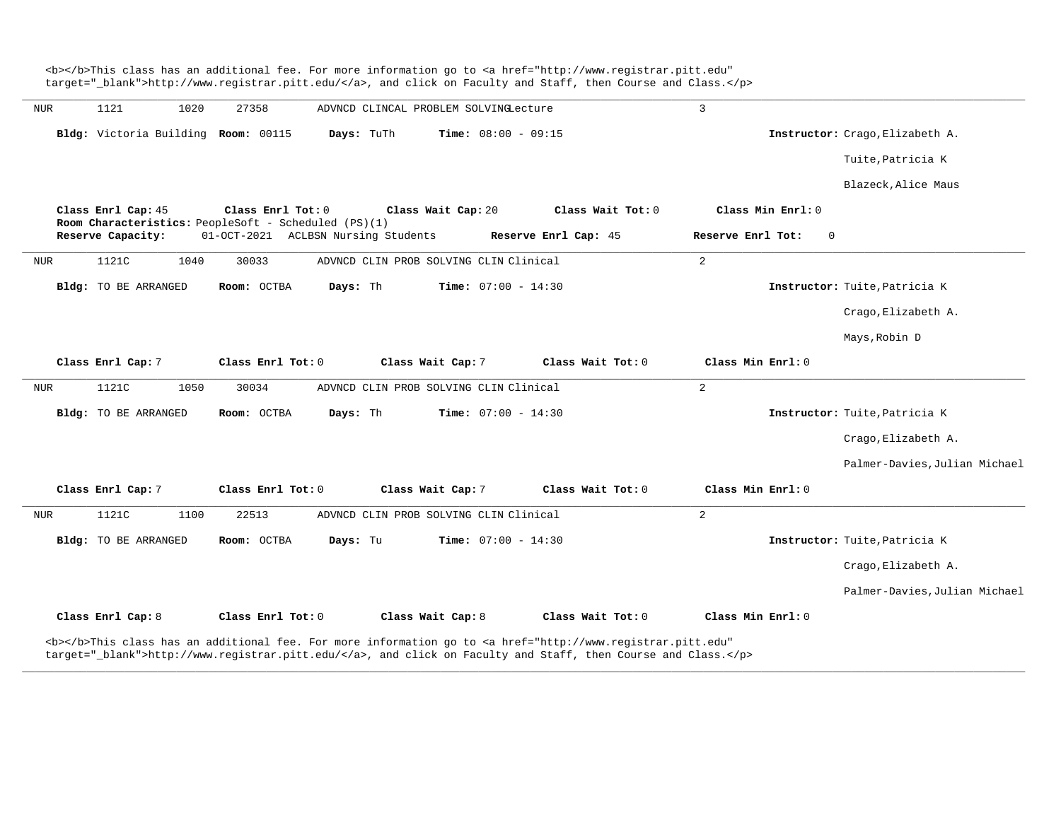<b></b>This class has an additional fee. For more information go to <a href="http://www.registrar.pitt.edu" target="_blank">http://www.registrar.pitt.edu/</a>, and click on Faculty and Staff, then Course and Class.</p>

---

NUR 1121 1020 27358 ADVNCD CLINCAL PROBLEM SOLVING Lecture 3

**Bldg:** Victoria Building **Room:** 00115 **Days:** TuTh **Time:** 08:00 - 09:15 **Instructor:** Crago,Elizabeth A.
Tuite,Patricia K
Blazeck,Alice Maus

**Class Enrl Cap:** 45 **Class Enrl Tot:** 0 **Class Wait Cap:** 20 **Class Wait Tot:** 0 **Class Min Enrl:** 0
**Room Characteristics:** PeopleSoft - Scheduled (PS)(1)
**Reserve Capacity:** 01-OCT-2021 ACLBSN Nursing Students **Reserve Enrl Cap:** 45 **Reserve Enrl Tot:** 0

---

NUR 1121C 1040 30033 ADVNCD CLIN PROB SOLVING CLIN Clinical 2

**Bldg:** TO BE ARRANGED **Room:** OCTBA **Days:** Th **Time:** 07:00 - 14:30 **Instructor:** Tuite,Patricia K
Crago,Elizabeth A.
Mays,Robin D

**Class Enrl Cap:** 7 **Class Enrl Tot:** 0 **Class Wait Cap:** 7 **Class Wait Tot:** 0 **Class Min Enrl:** 0

---

NUR 1121C 1050 30034 ADVNCD CLIN PROB SOLVING CLIN Clinical 2

**Bldg:** TO BE ARRANGED **Room:** OCTBA **Days:** Th **Time:** 07:00 - 14:30 **Instructor:** Tuite,Patricia K
Crago,Elizabeth A.
Palmer-Davies,Julian Michael

**Class Enrl Cap:** 7 **Class Enrl Tot:** 0 **Class Wait Cap:** 7 **Class Wait Tot:** 0 **Class Min Enrl:** 0

---

NUR 1121C 1100 22513 ADVNCD CLIN PROB SOLVING CLIN Clinical 2

**Bldg:** TO BE ARRANGED **Room:** OCTBA **Days:** Tu **Time:** 07:00 - 14:30 **Instructor:** Tuite,Patricia K
Crago,Elizabeth A.
Palmer-Davies,Julian Michael

**Class Enrl Cap:** 8 **Class Enrl Tot:** 0 **Class Wait Cap:** 8 **Class Wait Tot:** 0 **Class Min Enrl:** 0

<b></b>This class has an additional fee. For more information go to <a href="http://www.registrar.pitt.edu" target="_blank">http://www.registrar.pitt.edu/</a>, and click on Faculty and Staff, then Course and Class.</p>

---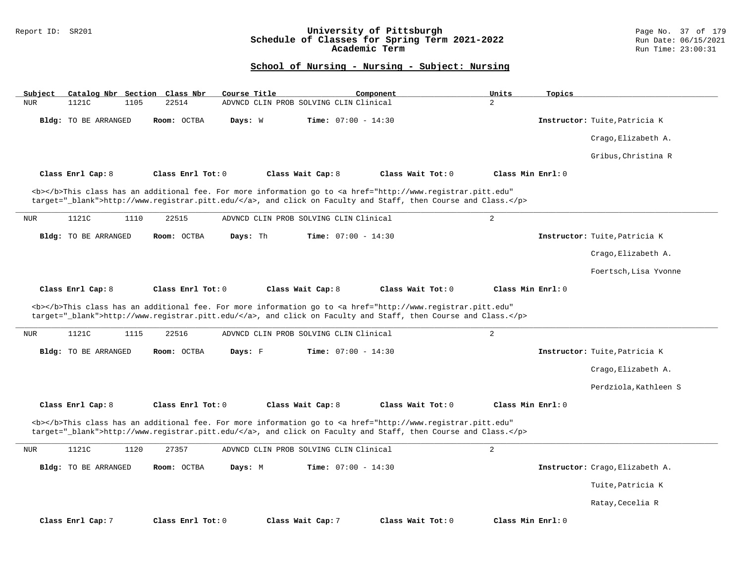## School of Nursing - Nursing - Subject: Nursing

| Subject | Catalog Nbr | Section | Class Nbr | Course Title | Component | Units | Topics |
|---|---|---|---|---|---|---|---|
| NUR | 1121C | 1105 | 22514 | ADVNCD CLIN PROB SOLVING CLIN | Clinical | 2 | |

**Bldg:** TO BE ARRANGED **Room:** OCTBA **Days:** W **Time:** 07:00 - 14:30 **Instructor:** Tuite,Patricia K; Crago,Elizabeth A.; Gribus,Christina R

**Class Enrl Cap:** 8 **Class Enrl Tot:** 0 **Class Wait Cap:** 8 **Class Wait Tot:** 0 **Class Min Enrl:** 0

<b></b>This class has an additional fee. For more information go to <a href="http://www.registrar.pitt.edu" target="_blank">http://www.registrar.pitt.edu/</a>, and click on Faculty and Staff, then Course and Class.</p>

---

| Subject | Catalog Nbr | Section | Class Nbr | Course Title | Component | Units | Topics |
|---|---|---|---|---|---|---|---|
| NUR | 1121C | 1110 | 22515 | ADVNCD CLIN PROB SOLVING CLIN | Clinical | 2 | |

**Bldg:** TO BE ARRANGED **Room:** OCTBA **Days:** Th **Time:** 07:00 - 14:30 **Instructor:** Tuite,Patricia K; Crago,Elizabeth A.; Foertsch,Lisa Yvonne

**Class Enrl Cap:** 8 **Class Enrl Tot:** 0 **Class Wait Cap:** 8 **Class Wait Tot:** 0 **Class Min Enrl:** 0

<b></b>This class has an additional fee. For more information go to <a href="http://www.registrar.pitt.edu" target="_blank">http://www.registrar.pitt.edu/</a>, and click on Faculty and Staff, then Course and Class.</p>

---

| Subject | Catalog Nbr | Section | Class Nbr | Course Title | Component | Units | Topics |
|---|---|---|---|---|---|---|---|
| NUR | 1121C | 1115 | 22516 | ADVNCD CLIN PROB SOLVING CLIN | Clinical | 2 | |

**Bldg:** TO BE ARRANGED **Room:** OCTBA **Days:** F **Time:** 07:00 - 14:30 **Instructor:** Tuite,Patricia K; Crago,Elizabeth A.; Perdziola,Kathleen S

**Class Enrl Cap:** 8 **Class Enrl Tot:** 0 **Class Wait Cap:** 8 **Class Wait Tot:** 0 **Class Min Enrl:** 0

<b></b>This class has an additional fee. For more information go to <a href="http://www.registrar.pitt.edu" target="_blank">http://www.registrar.pitt.edu/</a>, and click on Faculty and Staff, then Course and Class.</p>

---

| Subject | Catalog Nbr | Section | Class Nbr | Course Title | Component | Units | Topics |
|---|---|---|---|---|---|---|---|
| NUR | 1121C | 1120 | 27357 | ADVNCD CLIN PROB SOLVING CLIN | Clinical | 2 | |

**Bldg:** TO BE ARRANGED **Room:** OCTBA **Days:** M **Time:** 07:00 - 14:30 **Instructor:** Crago,Elizabeth A.; Tuite,Patricia K; Ratay,Cecelia R

**Class Enrl Cap:** 7 **Class Enrl Tot:** 0 **Class Wait Cap:** 7 **Class Wait Tot:** 0 **Class Min Enrl:** 0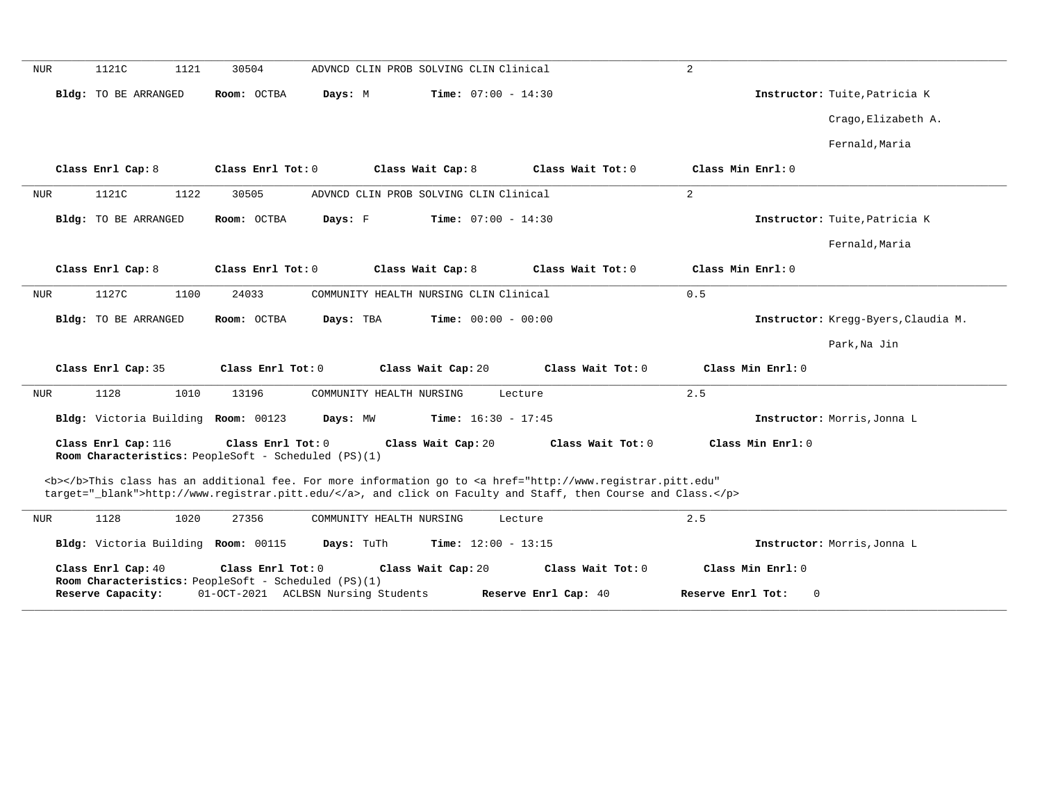NUR 1121C 1121 30504 ADVNCD CLIN PROB SOLVING CLIN Clinical 2

**Bldg:** TO BE ARRANGED **Room:** OCTBA **Days:** M **Time:** 07:00 - 14:30 **Instructor:** Tuite,Patricia K

Crago,Elizabeth A.

Fernald,Maria

**Class Enrl Cap:** 8 **Class Enrl Tot:** 0 **Class Wait Cap:** 8 **Class Wait Tot:** 0 **Class Min Enrl:** 0

---

NUR 1121C 1122 30505 ADVNCD CLIN PROB SOLVING CLIN Clinical 2

**Bldg:** TO BE ARRANGED **Room:** OCTBA **Days:** F **Time:** 07:00 - 14:30 **Instructor:** Tuite,Patricia K

Fernald,Maria

**Class Enrl Cap:** 8 **Class Enrl Tot:** 0 **Class Wait Cap:** 8 **Class Wait Tot:** 0 **Class Min Enrl:** 0

---

NUR 1127C 1100 24033 COMMUNITY HEALTH NURSING CLIN Clinical 0.5

**Bldg:** TO BE ARRANGED **Room:** OCTBA **Days:** TBA **Time:** 00:00 - 00:00 **Instructor:** Kregg-Byers,Claudia M.

Park,Na Jin

**Class Enrl Cap:** 35 **Class Enrl Tot:** 0 **Class Wait Cap:** 20 **Class Wait Tot:** 0 **Class Min Enrl:** 0

---

NUR 1128 1010 13196 COMMUNITY HEALTH NURSING Lecture 2.5

**Bldg:** Victoria Building **Room:** 00123 **Days:** MW **Time:** 16:30 - 17:45 **Instructor:** Morris,Jonna L

**Class Enrl Cap:** 116 **Class Enrl Tot:** 0 **Class Wait Cap:** 20 **Class Wait Tot:** 0 **Class Min Enrl:** 0
**Room Characteristics:** PeopleSoft - Scheduled (PS)(1)

<b></b>This class has an additional fee. For more information go to <a href="http://www.registrar.pitt.edu" target="_blank">http://www.registrar.pitt.edu/</a>, and click on Faculty and Staff, then Course and Class.</p>

---

NUR 1128 1020 27356 COMMUNITY HEALTH NURSING Lecture 2.5

**Bldg:** Victoria Building **Room:** 00115 **Days:** TuTh **Time:** 12:00 - 13:15 **Instructor:** Morris,Jonna L

**Class Enrl Cap:** 40 **Class Enrl Tot:** 0 **Class Wait Cap:** 20 **Class Wait Tot:** 0 **Class Min Enrl:** 0
**Room Characteristics:** PeopleSoft - Scheduled (PS)(1)
**Reserve Capacity:** 01-OCT-2021 ACLBSN Nursing Students **Reserve Enrl Cap:** 40 **Reserve Enrl Tot:** 0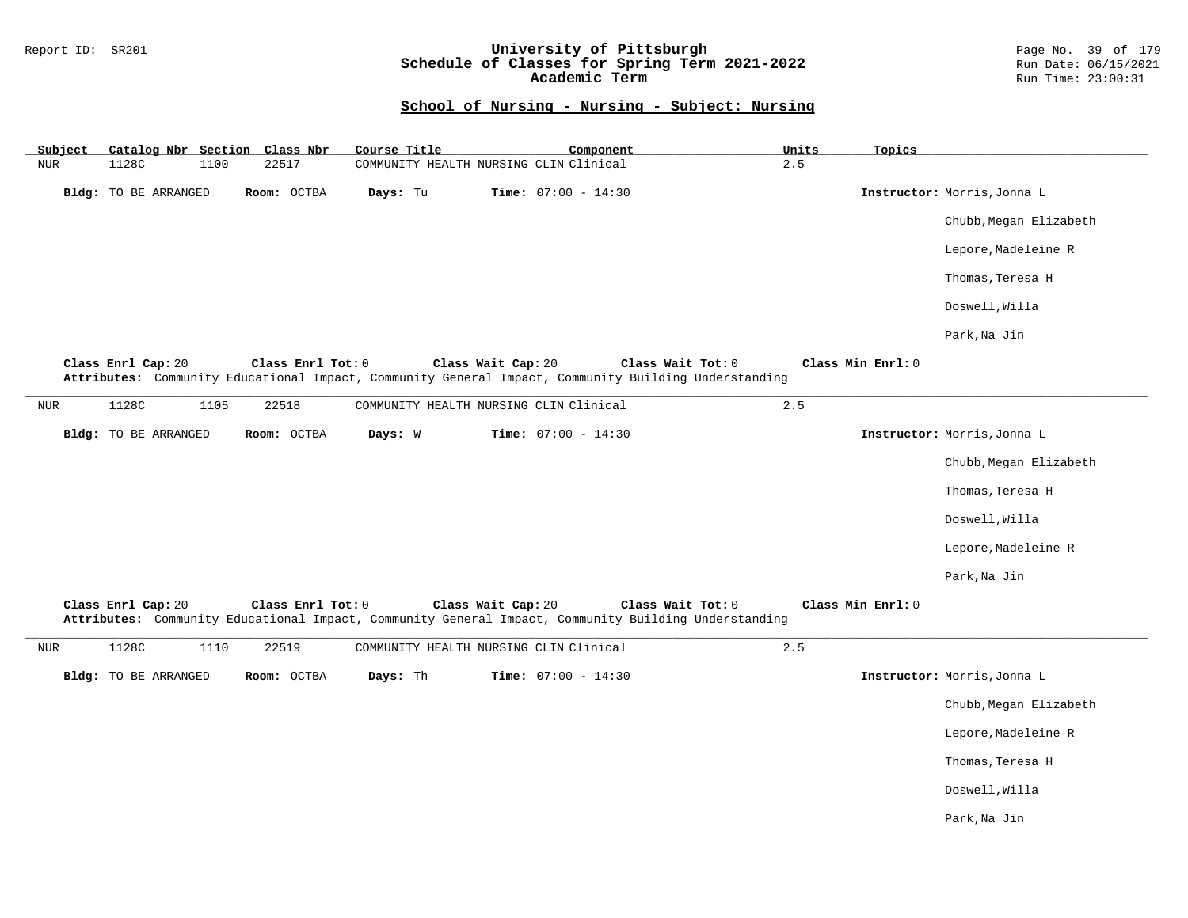## School of Nursing - Nursing - Subject: Nursing

| Subject | Catalog Nbr | Section | Class Nbr | Course Title | Component | Units | Topics |
|---|---|---|---|---|---|---|---|
| NUR | 1128C | 1100 | 22517 | COMMUNITY HEALTH NURSING CLIN | Clinical | 2.5 | |

**Bldg:** TO BE ARRANGED **Room:** OCTBA **Days:** Tu **Time:** 07:00 - 14:30 **Instructor:** Morris,Jonna L

Chubb,Megan Elizabeth

Lepore,Madeleine R

Thomas,Teresa H

Doswell,Willa

Park,Na Jin

**Class Enrl Cap:** 20 **Class Enrl Tot:** 0 **Class Wait Cap:** 20 **Class Wait Tot:** 0 **Class Min Enrl:** 0

**Attributes:** Community Educational Impact, Community General Impact, Community Building Understanding

---

| Subject | Catalog Nbr | Section | Class Nbr | Course Title | Component | Units | Topics |
|---|---|---|---|---|---|---|---|
| NUR | 1128C | 1105 | 22518 | COMMUNITY HEALTH NURSING CLIN | Clinical | 2.5 | |

**Bldg:** TO BE ARRANGED **Room:** OCTBA **Days:** W **Time:** 07:00 - 14:30 **Instructor:** Morris,Jonna L

Chubb,Megan Elizabeth

Thomas,Teresa H

Doswell,Willa

Lepore,Madeleine R

Park,Na Jin

**Class Enrl Cap:** 20 **Class Enrl Tot:** 0 **Class Wait Cap:** 20 **Class Wait Tot:** 0 **Class Min Enrl:** 0

**Attributes:** Community Educational Impact, Community General Impact, Community Building Understanding

---

| Subject | Catalog Nbr | Section | Class Nbr | Course Title | Component | Units | Topics |
|---|---|---|---|---|---|---|---|
| NUR | 1128C | 1110 | 22519 | COMMUNITY HEALTH NURSING CLIN | Clinical | 2.5 | |

**Bldg:** TO BE ARRANGED **Room:** OCTBA **Days:** Th **Time:** 07:00 - 14:30 **Instructor:** Morris,Jonna L

Chubb,Megan Elizabeth

Lepore,Madeleine R

Thomas,Teresa H

Doswell,Willa

Park,Na Jin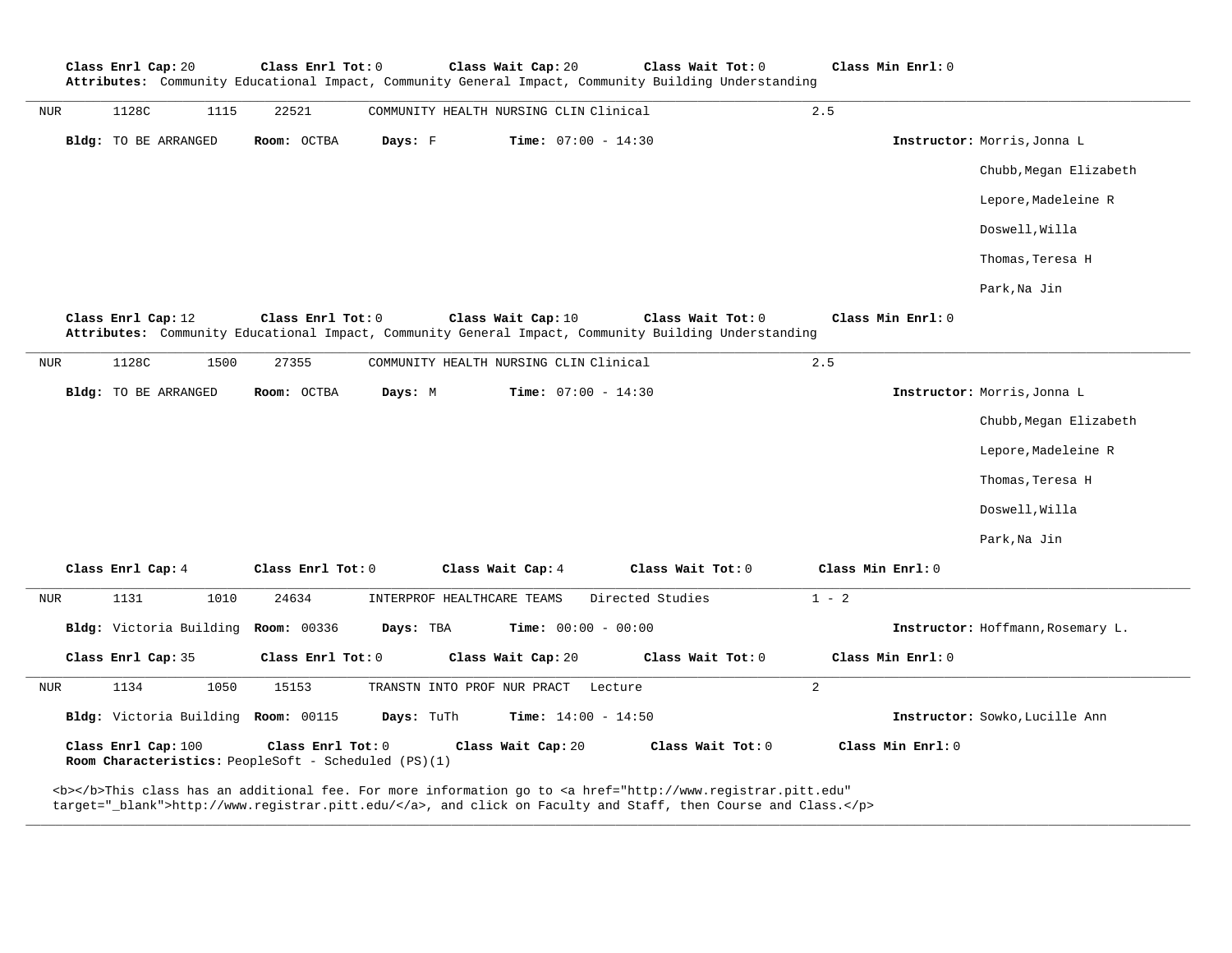**Class Enrl Cap:** 20 **Class Enrl Tot:** 0 **Class Wait Cap:** 20 **Class Wait Tot:** 0 **Class Min Enrl:** 0
**Attributes:** Community Educational Impact, Community General Impact, Community Building Understanding

---

NUR 1128C 1115 22521 COMMUNITY HEALTH NURSING CLIN Clinical 2.5

**Bldg:** TO BE ARRANGED **Room:** OCTBA **Days:** F **Time:** 07:00 - 14:30 **Instructor:** Morris,Jonna L

Chubb,Megan Elizabeth

Lepore,Madeleine R

Doswell,Willa

Thomas,Teresa H

Park,Na Jin

**Class Enrl Cap:** 12 **Class Enrl Tot:** 0 **Class Wait Cap:** 10 **Class Wait Tot:** 0 **Class Min Enrl:** 0
**Attributes:** Community Educational Impact, Community General Impact, Community Building Understanding

---

NUR 1128C 1500 27355 COMMUNITY HEALTH NURSING CLIN Clinical 2.5

**Bldg:** TO BE ARRANGED **Room:** OCTBA **Days:** M **Time:** 07:00 - 14:30 **Instructor:** Morris,Jonna L

Chubb,Megan Elizabeth

Lepore,Madeleine R

Thomas,Teresa H

Doswell,Willa

Park,Na Jin

**Class Enrl Cap:** 4 **Class Enrl Tot:** 0 **Class Wait Cap:** 4 **Class Wait Tot:** 0 **Class Min Enrl:** 0

---

NUR 1131 1010 24634 INTERPROF HEALTHCARE TEAMS Directed Studies 1 - 2

**Bldg:** Victoria Building **Room:** 00336 **Days:** TBA **Time:** 00:00 - 00:00 **Instructor:** Hoffmann,Rosemary L.

**Class Enrl Cap:** 35 **Class Enrl Tot:** 0 **Class Wait Cap:** 20 **Class Wait Tot:** 0 **Class Min Enrl:** 0

---

NUR 1134 1050 15153 TRANSTN INTO PROF NUR PRACT Lecture 2

**Bldg:** Victoria Building **Room:** 00115 **Days:** TuTh **Time:** 14:00 - 14:50 **Instructor:** Sowko,Lucille Ann

**Class Enrl Cap:** 100 **Class Enrl Tot:** 0 **Class Wait Cap:** 20 **Class Wait Tot:** 0 **Class Min Enrl:** 0
**Room Characteristics:** PeopleSoft - Scheduled (PS)(1)

<b></b>This class has an additional fee. For more information go to <a href="http://www.registrar.pitt.edu" target="_blank">http://www.registrar.pitt.edu/</a>, and click on Faculty and Staff, then Course and Class.</p>

---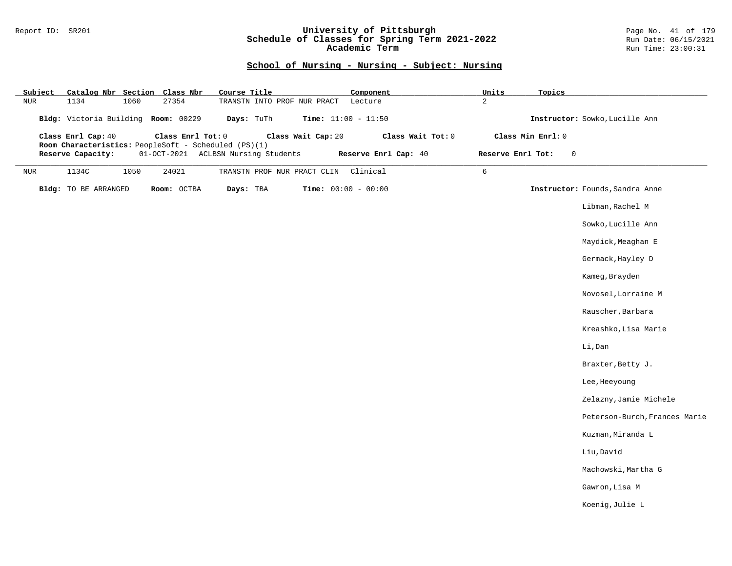## School of Nursing - Nursing - Subject: Nursing

| Subject | Catalog Nbr | Section | Class Nbr | Course Title | Component | Units | Topics |
|---|---|---|---|---|---|---|---|
| NUR | 1134 | 1060 | 27354 | TRANSTN INTO PROF NUR PRACT | Lecture | 2 | |

**Bldg:** Victoria Building **Room:** 00229 **Days:** TuTh **Time:** 11:00 - 11:50 **Instructor:** Sowko,Lucille Ann

**Class Enrl Cap:** 40 **Class Enrl Tot:** 0 **Class Wait Cap:** 20 **Class Wait Tot:** 0 **Class Min Enrl:** 0

**Room Characteristics:** PeopleSoft - Scheduled (PS)(1)

**Reserve Capacity:** 01-OCT-2021 ACLBSN Nursing Students **Reserve Enrl Cap:** 40 **Reserve Enrl Tot:** 0

---

| Subject | Catalog Nbr | Section | Class Nbr | Course Title | Component | Units | Topics |
|---|---|---|---|---|---|---|---|
| NUR | 1134C | 1050 | 24021 | TRANSTN PROF NUR PRACT CLIN | Clinical | 6 | |

**Bldg:** TO BE ARRANGED **Room:** OCTBA **Days:** TBA **Time:** 00:00 - 00:00 **Instructor:** Founds,Sandra Anne

Libman,Rachel M

Sowko,Lucille Ann

Maydick,Meaghan E

Germack,Hayley D

Kameg,Brayden

Novosel,Lorraine M

Rauscher,Barbara

Kreashko,Lisa Marie

Li,Dan

Braxter,Betty J.

Lee,Heeyoung

Zelazny,Jamie Michele

Peterson-Burch,Frances Marie

Kuzman,Miranda L

Liu,David

Machowski,Martha G

Gawron,Lisa M

Koenig,Julie L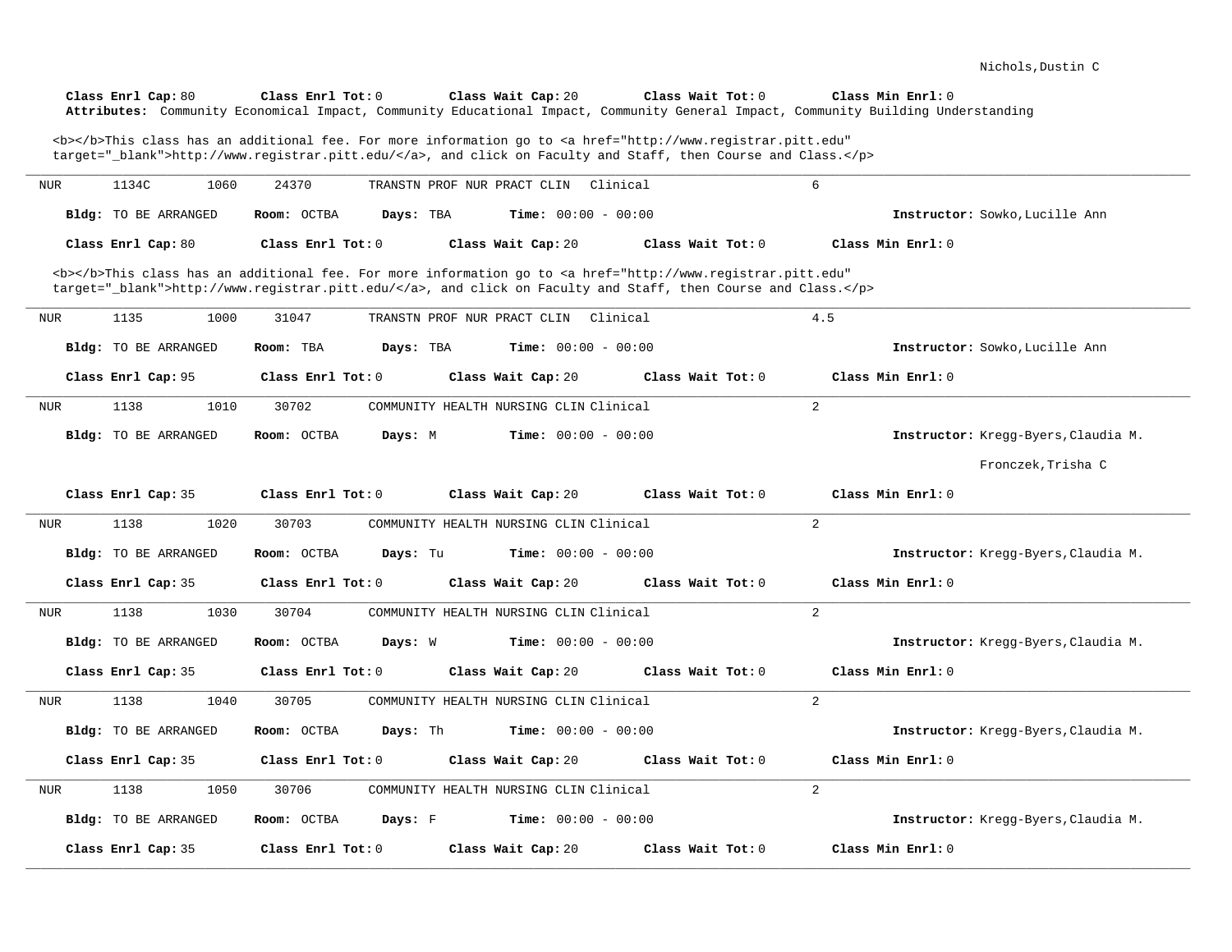Nichols,Dustin C

**Class Enrl Cap:** 80 **Class Enrl Tot:** 0 **Class Wait Cap:** 20 **Class Wait Tot:** 0 **Class Min Enrl:** 0
**Attributes:** Community Economical Impact, Community Educational Impact, Community General Impact, Community Building Understanding

<b></b>This class has an additional fee. For more information go to <a href="http://www.registrar.pitt.edu" target="_blank">http://www.registrar.pitt.edu/</a>, and click on Faculty and Staff, then Course and Class.</p>

---

NUR 1134C 1060 24370 TRANSTN PROF NUR PRACT CLIN Clinical 6

**Bldg:** TO BE ARRANGED **Room:** OCTBA **Days:** TBA **Time:** 00:00 - 00:00 **Instructor:** Sowko,Lucille Ann

**Class Enrl Cap:** 80 **Class Enrl Tot:** 0 **Class Wait Cap:** 20 **Class Wait Tot:** 0 **Class Min Enrl:** 0

<b></b>This class has an additional fee. For more information go to <a href="http://www.registrar.pitt.edu" target="_blank">http://www.registrar.pitt.edu/</a>, and click on Faculty and Staff, then Course and Class.</p>

---

NUR 1135 1000 31047 TRANSTN PROF NUR PRACT CLIN Clinical 4.5

**Bldg:** TO BE ARRANGED **Room:** TBA **Days:** TBA **Time:** 00:00 - 00:00 **Instructor:** Sowko,Lucille Ann

**Class Enrl Cap:** 95 **Class Enrl Tot:** 0 **Class Wait Cap:** 20 **Class Wait Tot:** 0 **Class Min Enrl:** 0

---

NUR 1138 1010 30702 COMMUNITY HEALTH NURSING CLIN Clinical 2

**Bldg:** TO BE ARRANGED **Room:** OCTBA **Days:** M **Time:** 00:00 - 00:00 **Instructor:** Kregg-Byers,Claudia M.

Fronczek,Trisha C

**Class Enrl Cap:** 35 **Class Enrl Tot:** 0 **Class Wait Cap:** 20 **Class Wait Tot:** 0 **Class Min Enrl:** 0

---

NUR 1138 1020 30703 COMMUNITY HEALTH NURSING CLIN Clinical 2

**Bldg:** TO BE ARRANGED **Room:** OCTBA **Days:** Tu **Time:** 00:00 - 00:00 **Instructor:** Kregg-Byers,Claudia M.

**Class Enrl Cap:** 35 **Class Enrl Tot:** 0 **Class Wait Cap:** 20 **Class Wait Tot:** 0 **Class Min Enrl:** 0

---

NUR 1138 1030 30704 COMMUNITY HEALTH NURSING CLIN Clinical 2

**Bldg:** TO BE ARRANGED **Room:** OCTBA **Days:** W **Time:** 00:00 - 00:00 **Instructor:** Kregg-Byers,Claudia M.

**Class Enrl Cap:** 35 **Class Enrl Tot:** 0 **Class Wait Cap:** 20 **Class Wait Tot:** 0 **Class Min Enrl:** 0

---

NUR 1138 1040 30705 COMMUNITY HEALTH NURSING CLIN Clinical 2

**Bldg:** TO BE ARRANGED **Room:** OCTBA **Days:** Th **Time:** 00:00 - 00:00 **Instructor:** Kregg-Byers,Claudia M.

**Class Enrl Cap:** 35 **Class Enrl Tot:** 0 **Class Wait Cap:** 20 **Class Wait Tot:** 0 **Class Min Enrl:** 0

---

NUR 1138 1050 30706 COMMUNITY HEALTH NURSING CLIN Clinical 2

**Bldg:** TO BE ARRANGED **Room:** OCTBA **Days:** F **Time:** 00:00 - 00:00 **Instructor:** Kregg-Byers,Claudia M.

**Class Enrl Cap:** 35 **Class Enrl Tot:** 0 **Class Wait Cap:** 20 **Class Wait Tot:** 0 **Class Min Enrl:** 0

---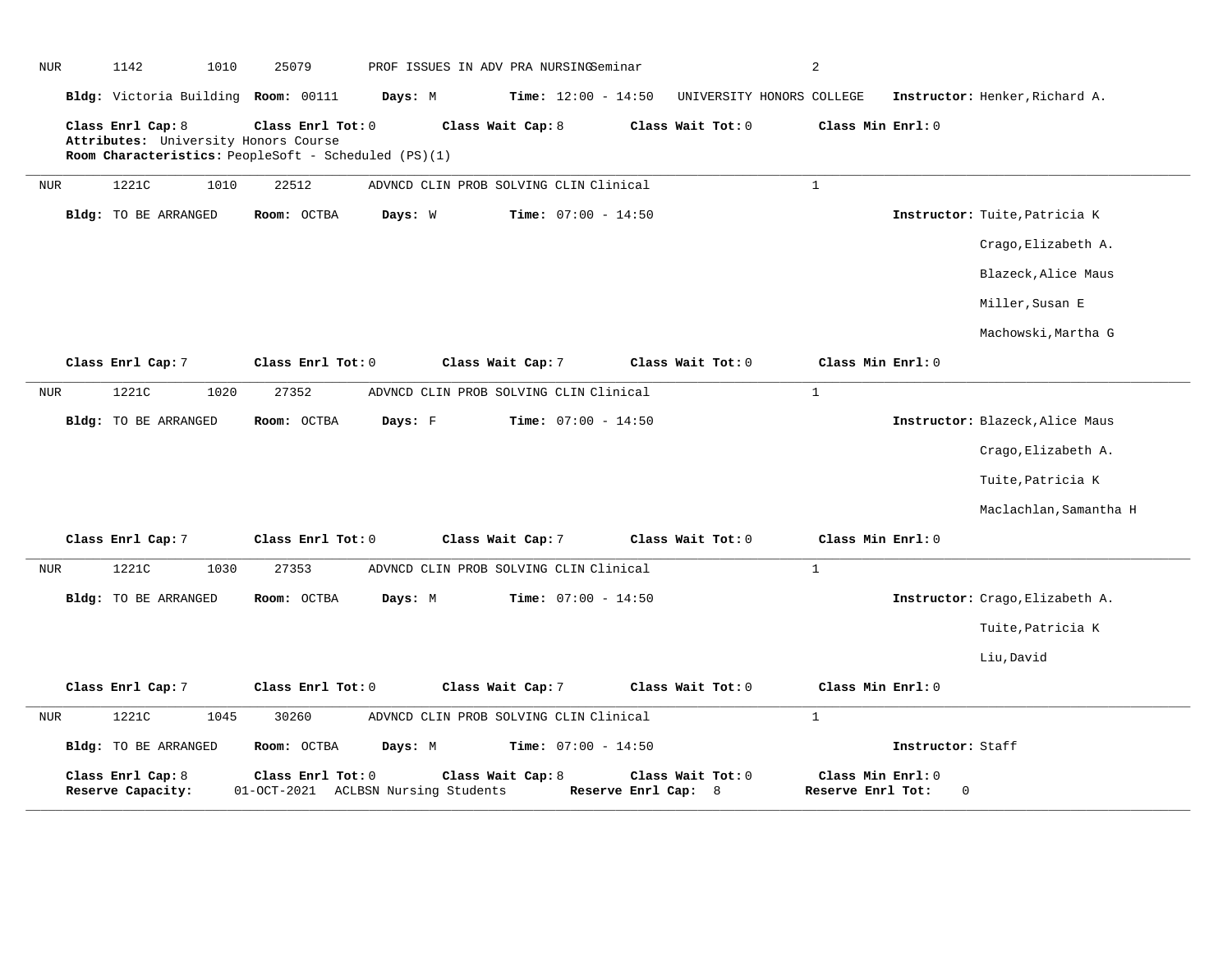NUR 1142 1010 25079 PROF ISSUES IN ADV PRA NURSING Seminar 2

**Bldg:** Victoria Building **Room:** 00111 **Days:** M **Time:** 12:00 - 14:50 UNIVERSITY HONORS COLLEGE **Instructor:** Henker,Richard A.

**Class Enrl Cap:** 8 **Class Enrl Tot:** 0 **Class Wait Cap:** 8 **Class Wait Tot:** 0 **Class Min Enrl:** 0
**Attributes:** University Honors Course
**Room Characteristics:** PeopleSoft - Scheduled (PS)(1)

---

NUR 1221C 1010 22512 ADVNCD CLIN PROB SOLVING CLIN Clinical 1

**Bldg:** TO BE ARRANGED **Room:** OCTBA **Days:** W **Time:** 07:00 - 14:50 **Instructor:** Tuite,Patricia K
Crago,Elizabeth A.
Blazeck,Alice Maus
Miller,Susan E
Machowski,Martha G

**Class Enrl Cap:** 7 **Class Enrl Tot:** 0 **Class Wait Cap:** 7 **Class Wait Tot:** 0 **Class Min Enrl:** 0

---

NUR 1221C 1020 27352 ADVNCD CLIN PROB SOLVING CLIN Clinical 1

**Bldg:** TO BE ARRANGED **Room:** OCTBA **Days:** F **Time:** 07:00 - 14:50 **Instructor:** Blazeck,Alice Maus
Crago,Elizabeth A.
Tuite,Patricia K
Maclachlan,Samantha H

**Class Enrl Cap:** 7 **Class Enrl Tot:** 0 **Class Wait Cap:** 7 **Class Wait Tot:** 0 **Class Min Enrl:** 0

---

NUR 1221C 1030 27353 ADVNCD CLIN PROB SOLVING CLIN Clinical 1

**Bldg:** TO BE ARRANGED **Room:** OCTBA **Days:** M **Time:** 07:00 - 14:50 **Instructor:** Crago,Elizabeth A.
Tuite,Patricia K
Liu,David

**Class Enrl Cap:** 7 **Class Enrl Tot:** 0 **Class Wait Cap:** 7 **Class Wait Tot:** 0 **Class Min Enrl:** 0

---

NUR 1221C 1045 30260 ADVNCD CLIN PROB SOLVING CLIN Clinical 1

**Bldg:** TO BE ARRANGED **Room:** OCTBA **Days:** M **Time:** 07:00 - 14:50 **Instructor:** Staff

**Class Enrl Cap:** 8 **Class Enrl Tot:** 0 **Class Wait Cap:** 8 **Class Wait Tot:** 0 **Class Min Enrl:** 0
**Reserve Capacity:** 01-OCT-2021 ACLBSN Nursing Students **Reserve Enrl Cap:** 8 **Reserve Enrl Tot:** 0

---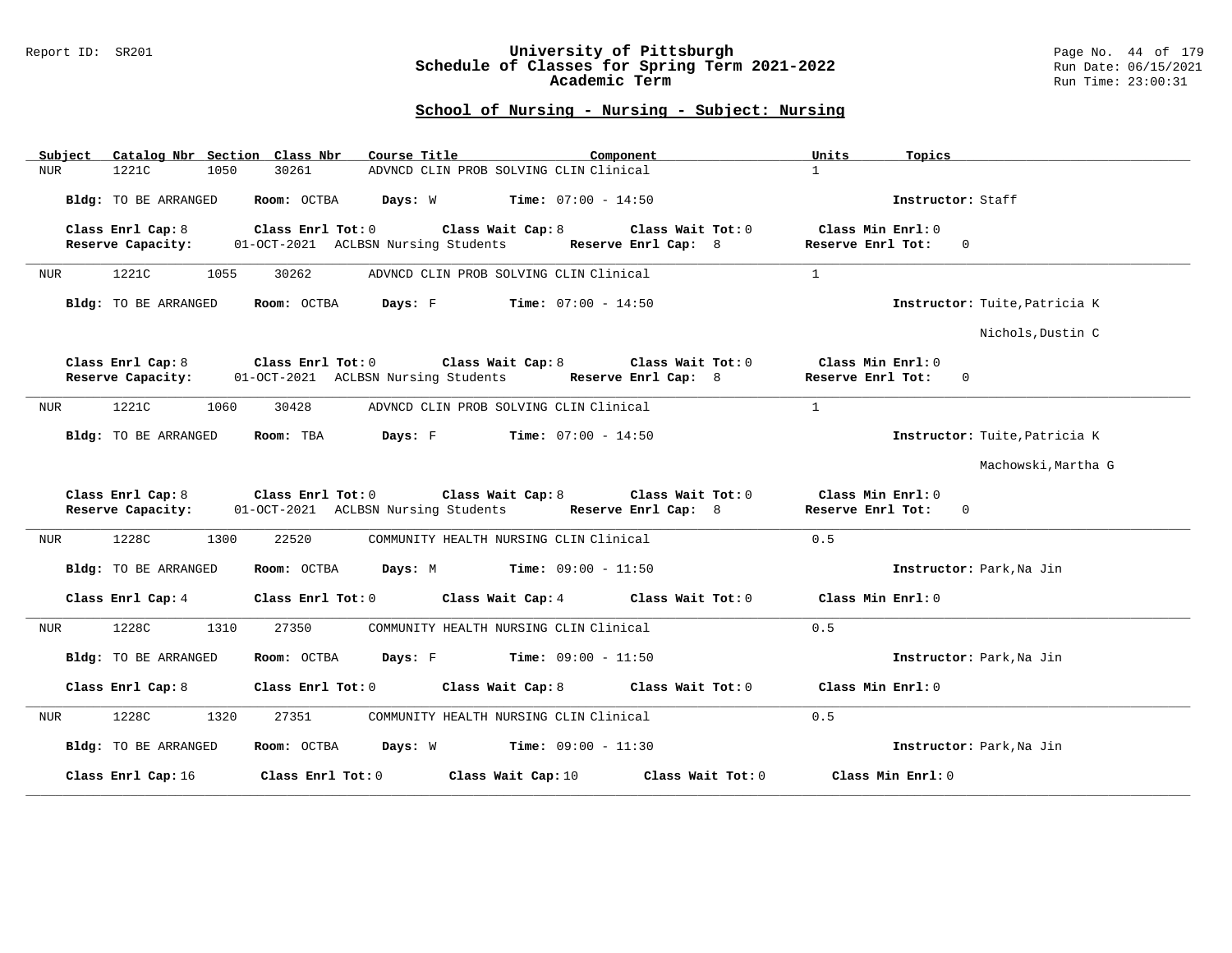## School of Nursing - Nursing - Subject: Nursing

| Subject | Catalog Nbr | Section | Class Nbr | Course Title | Component | Units | Topics |
|---|---|---|---|---|---|---|---|
| NUR | 1221C | 1050 | 30261 | ADVNCD CLIN PROB SOLVING CLIN | Clinical | 1 | |

**Bldg:** TO BE ARRANGED **Room:** OCTBA **Days:** W **Time:** 07:00 - 14:50 **Instructor:** Staff

**Class Enrl Cap:** 8 **Class Enrl Tot:** 0 **Class Wait Cap:** 8 **Class Wait Tot:** 0 **Class Min Enrl:** 0
**Reserve Capacity:** 01-OCT-2021 ACLBSN Nursing Students **Reserve Enrl Cap:** 8 **Reserve Enrl Tot:** 0

---

| Subject | Catalog Nbr | Section | Class Nbr | Course Title | Component | Units | Topics |
|---|---|---|---|---|---|---|---|
| NUR | 1221C | 1055 | 30262 | ADVNCD CLIN PROB SOLVING CLIN | Clinical | 1 | |

**Bldg:** TO BE ARRANGED **Room:** OCTBA **Days:** F **Time:** 07:00 - 14:50 **Instructor:** Tuite,Patricia K

Nichols,Dustin C

**Class Enrl Cap:** 8 **Class Enrl Tot:** 0 **Class Wait Cap:** 8 **Class Wait Tot:** 0 **Class Min Enrl:** 0
**Reserve Capacity:** 01-OCT-2021 ACLBSN Nursing Students **Reserve Enrl Cap:** 8 **Reserve Enrl Tot:** 0

---

| Subject | Catalog Nbr | Section | Class Nbr | Course Title | Component | Units | Topics |
|---|---|---|---|---|---|---|---|
| NUR | 1221C | 1060 | 30428 | ADVNCD CLIN PROB SOLVING CLIN | Clinical | 1 | |

**Bldg:** TO BE ARRANGED **Room:** TBA **Days:** F **Time:** 07:00 - 14:50 **Instructor:** Tuite,Patricia K

Machowski,Martha G

**Class Enrl Cap:** 8 **Class Enrl Tot:** 0 **Class Wait Cap:** 8 **Class Wait Tot:** 0 **Class Min Enrl:** 0
**Reserve Capacity:** 01-OCT-2021 ACLBSN Nursing Students **Reserve Enrl Cap:** 8 **Reserve Enrl Tot:** 0

---

| Subject | Catalog Nbr | Section | Class Nbr | Course Title | Component | Units | Topics |
|---|---|---|---|---|---|---|---|
| NUR | 1228C | 1300 | 22520 | COMMUNITY HEALTH NURSING CLIN | Clinical | 0.5 | |

**Bldg:** TO BE ARRANGED **Room:** OCTBA **Days:** M **Time:** 09:00 - 11:50 **Instructor:** Park,Na Jin

**Class Enrl Cap:** 4 **Class Enrl Tot:** 0 **Class Wait Cap:** 4 **Class Wait Tot:** 0 **Class Min Enrl:** 0

---

| Subject | Catalog Nbr | Section | Class Nbr | Course Title | Component | Units | Topics |
|---|---|---|---|---|---|---|---|
| NUR | 1228C | 1310 | 27350 | COMMUNITY HEALTH NURSING CLIN | Clinical | 0.5 | |

**Bldg:** TO BE ARRANGED **Room:** OCTBA **Days:** F **Time:** 09:00 - 11:50 **Instructor:** Park,Na Jin

**Class Enrl Cap:** 8 **Class Enrl Tot:** 0 **Class Wait Cap:** 8 **Class Wait Tot:** 0 **Class Min Enrl:** 0

---

| Subject | Catalog Nbr | Section | Class Nbr | Course Title | Component | Units | Topics |
|---|---|---|---|---|---|---|---|
| NUR | 1228C | 1320 | 27351 | COMMUNITY HEALTH NURSING CLIN | Clinical | 0.5 | |

**Bldg:** TO BE ARRANGED **Room:** OCTBA **Days:** W **Time:** 09:00 - 11:30 **Instructor:** Park,Na Jin

**Class Enrl Cap:** 16 **Class Enrl Tot:** 0 **Class Wait Cap:** 10 **Class Wait Tot:** 0 **Class Min Enrl:** 0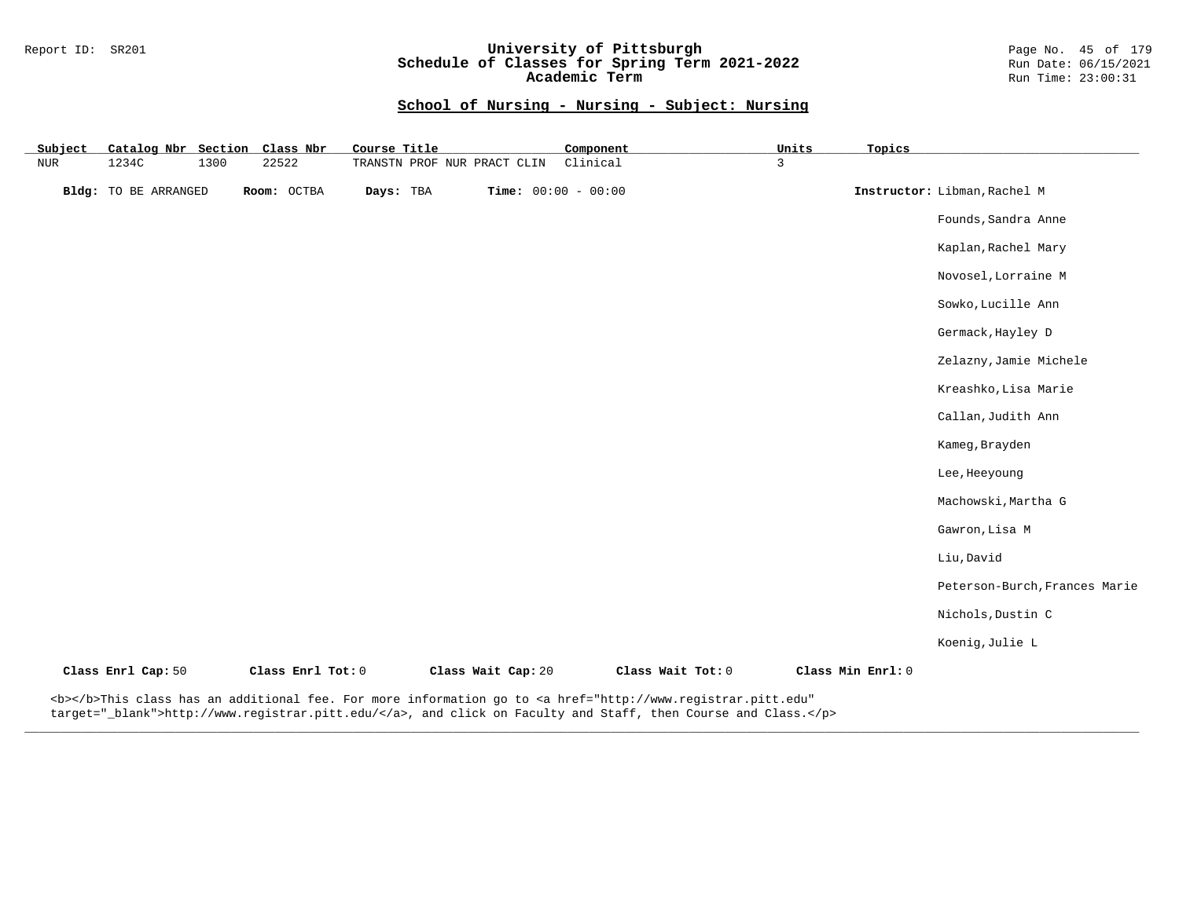## School of Nursing - Nursing - Subject: Nursing

| Subject | Catalog Nbr | Section | Class Nbr | Course Title | Component | Units | Topics |
|---|---|---|---|---|---|---|---|
| NUR | 1234C | 1300 | 22522 | TRANSTN PROF NUR PRACT CLIN | Clinical | 3 | |

**Bldg:** TO BE ARRANGED **Room:** OCTBA **Days:** TBA **Time:** 00:00 - 00:00 **Instructor:** Libman,Rachel M

Founds,Sandra Anne

Kaplan,Rachel Mary

Novosel,Lorraine M

Sowko,Lucille Ann

Germack,Hayley D

Zelazny,Jamie Michele

Kreashko,Lisa Marie

Callan,Judith Ann

Kameg,Brayden

Lee,Heeyoung

Machowski,Martha G

Gawron,Lisa M

Liu,David

Peterson-Burch,Frances Marie

Nichols,Dustin C

Koenig,Julie L

**Class Enrl Cap:** 50 **Class Enrl Tot:** 0 **Class Wait Cap:** 20 **Class Wait Tot:** 0 **Class Min Enrl:** 0

<b></b>This class has an additional fee. For more information go to <a href="http://www.registrar.pitt.edu" target="_blank">http://www.registrar.pitt.edu/</a>, and click on Faculty and Staff, then Course and Class.</p>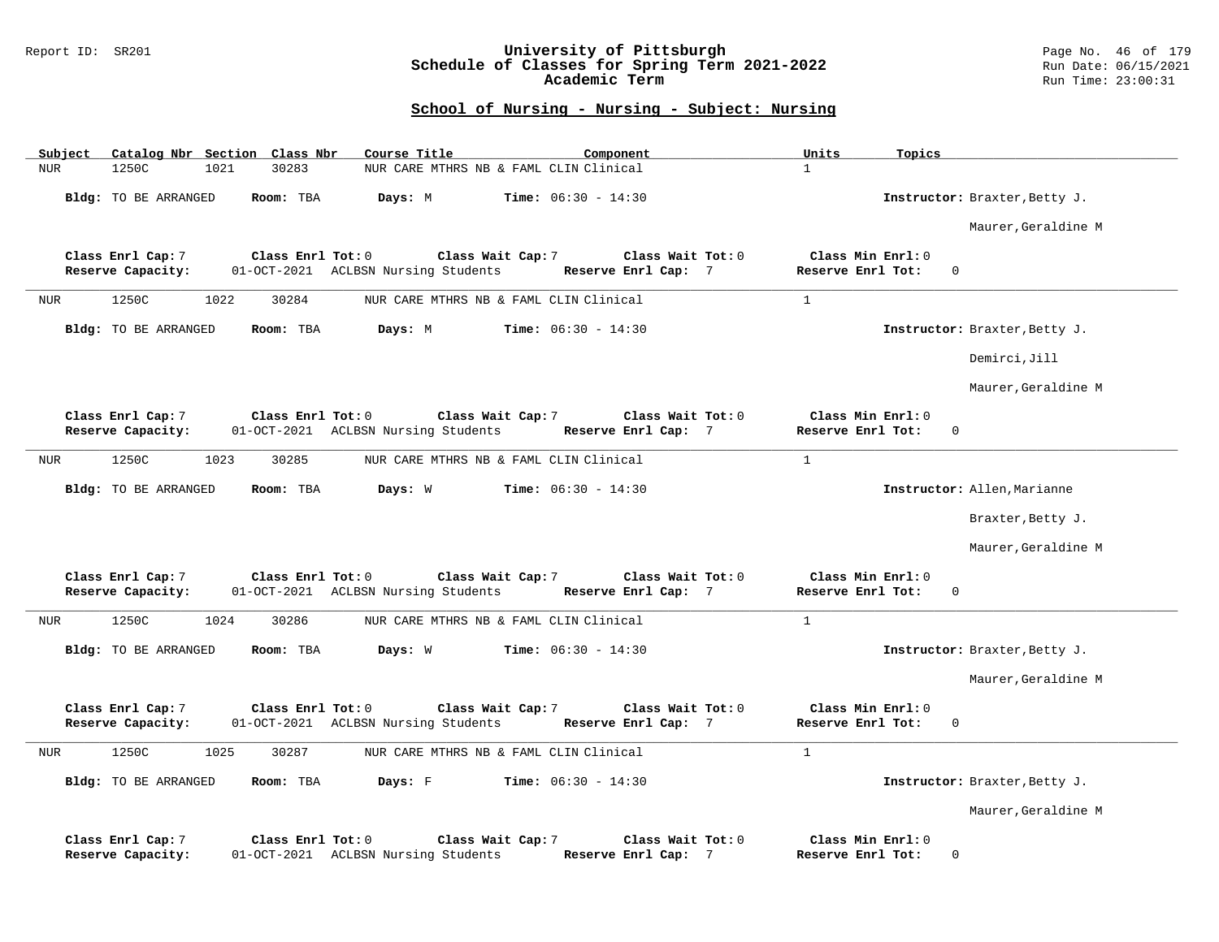## School of Nursing - Nursing - Subject: Nursing

| Subject | Catalog Nbr | Section | Class Nbr | Course Title | Component | Units | Topics |
|---|---|---|---|---|---|---|---|
| NUR | 1250C | 1021 | 30283 | NUR CARE MTHRS NB & FAML CLIN | Clinical | 1 | |

**Bldg:** TO BE ARRANGED **Room:** TBA **Days:** M **Time:** 06:30 - 14:30 **Instructor:** Braxter,Betty J.; Maurer,Geraldine M

**Class Enrl Cap:** 7 **Class Enrl Tot:** 0 **Class Wait Cap:** 7 **Class Wait Tot:** 0 **Class Min Enrl:** 0
**Reserve Capacity:** 01-OCT-2021 ACLBSN Nursing Students **Reserve Enrl Cap:** 7 **Reserve Enrl Tot:** 0

---

| Subject | Catalog Nbr | Section | Class Nbr | Course Title | Component | Units | Topics |
|---|---|---|---|---|---|---|---|
| NUR | 1250C | 1022 | 30284 | NUR CARE MTHRS NB & FAML CLIN | Clinical | 1 | |

**Bldg:** TO BE ARRANGED **Room:** TBA **Days:** M **Time:** 06:30 - 14:30 **Instructor:** Braxter,Betty J.; Demirci,Jill; Maurer,Geraldine M

**Class Enrl Cap:** 7 **Class Enrl Tot:** 0 **Class Wait Cap:** 7 **Class Wait Tot:** 0 **Class Min Enrl:** 0
**Reserve Capacity:** 01-OCT-2021 ACLBSN Nursing Students **Reserve Enrl Cap:** 7 **Reserve Enrl Tot:** 0

---

| Subject | Catalog Nbr | Section | Class Nbr | Course Title | Component | Units | Topics |
|---|---|---|---|---|---|---|---|
| NUR | 1250C | 1023 | 30285 | NUR CARE MTHRS NB & FAML CLIN | Clinical | 1 | |

**Bldg:** TO BE ARRANGED **Room:** TBA **Days:** W **Time:** 06:30 - 14:30 **Instructor:** Allen,Marianne; Braxter,Betty J.; Maurer,Geraldine M

**Class Enrl Cap:** 7 **Class Enrl Tot:** 0 **Class Wait Cap:** 7 **Class Wait Tot:** 0 **Class Min Enrl:** 0
**Reserve Capacity:** 01-OCT-2021 ACLBSN Nursing Students **Reserve Enrl Cap:** 7 **Reserve Enrl Tot:** 0

---

| Subject | Catalog Nbr | Section | Class Nbr | Course Title | Component | Units | Topics |
|---|---|---|---|---|---|---|---|
| NUR | 1250C | 1024 | 30286 | NUR CARE MTHRS NB & FAML CLIN | Clinical | 1 | |

**Bldg:** TO BE ARRANGED **Room:** TBA **Days:** W **Time:** 06:30 - 14:30 **Instructor:** Braxter,Betty J.; Maurer,Geraldine M

**Class Enrl Cap:** 7 **Class Enrl Tot:** 0 **Class Wait Cap:** 7 **Class Wait Tot:** 0 **Class Min Enrl:** 0
**Reserve Capacity:** 01-OCT-2021 ACLBSN Nursing Students **Reserve Enrl Cap:** 7 **Reserve Enrl Tot:** 0

---

| Subject | Catalog Nbr | Section | Class Nbr | Course Title | Component | Units | Topics |
|---|---|---|---|---|---|---|---|
| NUR | 1250C | 1025 | 30287 | NUR CARE MTHRS NB & FAML CLIN | Clinical | 1 | |

**Bldg:** TO BE ARRANGED **Room:** TBA **Days:** F **Time:** 06:30 - 14:30 **Instructor:** Braxter,Betty J.; Maurer,Geraldine M

**Class Enrl Cap:** 7 **Class Enrl Tot:** 0 **Class Wait Cap:** 7 **Class Wait Tot:** 0 **Class Min Enrl:** 0
**Reserve Capacity:** 01-OCT-2021 ACLBSN Nursing Students **Reserve Enrl Cap:** 7 **Reserve Enrl Tot:** 0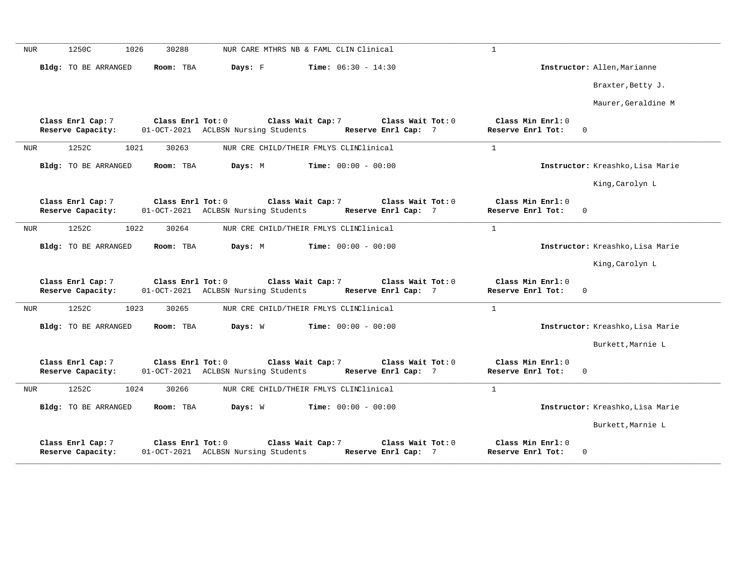NUR 1250C 1026 30288 NUR CARE MTHRS NB & FAML CLIN Clinical 1

**Bldg:** TO BE ARRANGED **Room:** TBA **Days:** F **Time:** 06:30 - 14:30 **Instructor:** Allen,Marianne

Braxter,Betty J.

Maurer,Geraldine M

**Class Enrl Cap:** 7 **Class Enrl Tot:** 0 **Class Wait Cap:** 7 **Class Wait Tot:** 0 **Class Min Enrl:** 0
**Reserve Capacity:** 01-OCT-2021 ACLBSN Nursing Students **Reserve Enrl Cap:** 7 **Reserve Enrl Tot:** 0

---

NUR 1252C 1021 30263 NUR CRE CHILD/THEIR FMLYS CLINClinical 1

**Bldg:** TO BE ARRANGED **Room:** TBA **Days:** M **Time:** 00:00 - 00:00 **Instructor:** Kreashko,Lisa Marie

King,Carolyn L

**Class Enrl Cap:** 7 **Class Enrl Tot:** 0 **Class Wait Cap:** 7 **Class Wait Tot:** 0 **Class Min Enrl:** 0
**Reserve Capacity:** 01-OCT-2021 ACLBSN Nursing Students **Reserve Enrl Cap:** 7 **Reserve Enrl Tot:** 0

---

NUR 1252C 1022 30264 NUR CRE CHILD/THEIR FMLYS CLINClinical 1

**Bldg:** TO BE ARRANGED **Room:** TBA **Days:** M **Time:** 00:00 - 00:00 **Instructor:** Kreashko,Lisa Marie

King,Carolyn L

**Class Enrl Cap:** 7 **Class Enrl Tot:** 0 **Class Wait Cap:** 7 **Class Wait Tot:** 0 **Class Min Enrl:** 0
**Reserve Capacity:** 01-OCT-2021 ACLBSN Nursing Students **Reserve Enrl Cap:** 7 **Reserve Enrl Tot:** 0

---

NUR 1252C 1023 30265 NUR CRE CHILD/THEIR FMLYS CLINClinical 1

**Bldg:** TO BE ARRANGED **Room:** TBA **Days:** W **Time:** 00:00 - 00:00 **Instructor:** Kreashko,Lisa Marie

Burkett,Marnie L

**Class Enrl Cap:** 7 **Class Enrl Tot:** 0 **Class Wait Cap:** 7 **Class Wait Tot:** 0 **Class Min Enrl:** 0
**Reserve Capacity:** 01-OCT-2021 ACLBSN Nursing Students **Reserve Enrl Cap:** 7 **Reserve Enrl Tot:** 0

---

NUR 1252C 1024 30266 NUR CRE CHILD/THEIR FMLYS CLINClinical 1

**Bldg:** TO BE ARRANGED **Room:** TBA **Days:** W **Time:** 00:00 - 00:00 **Instructor:** Kreashko,Lisa Marie

Burkett,Marnie L

**Class Enrl Cap:** 7 **Class Enrl Tot:** 0 **Class Wait Cap:** 7 **Class Wait Tot:** 0 **Class Min Enrl:** 0
**Reserve Capacity:** 01-OCT-2021 ACLBSN Nursing Students **Reserve Enrl Cap:** 7 **Reserve Enrl Tot:** 0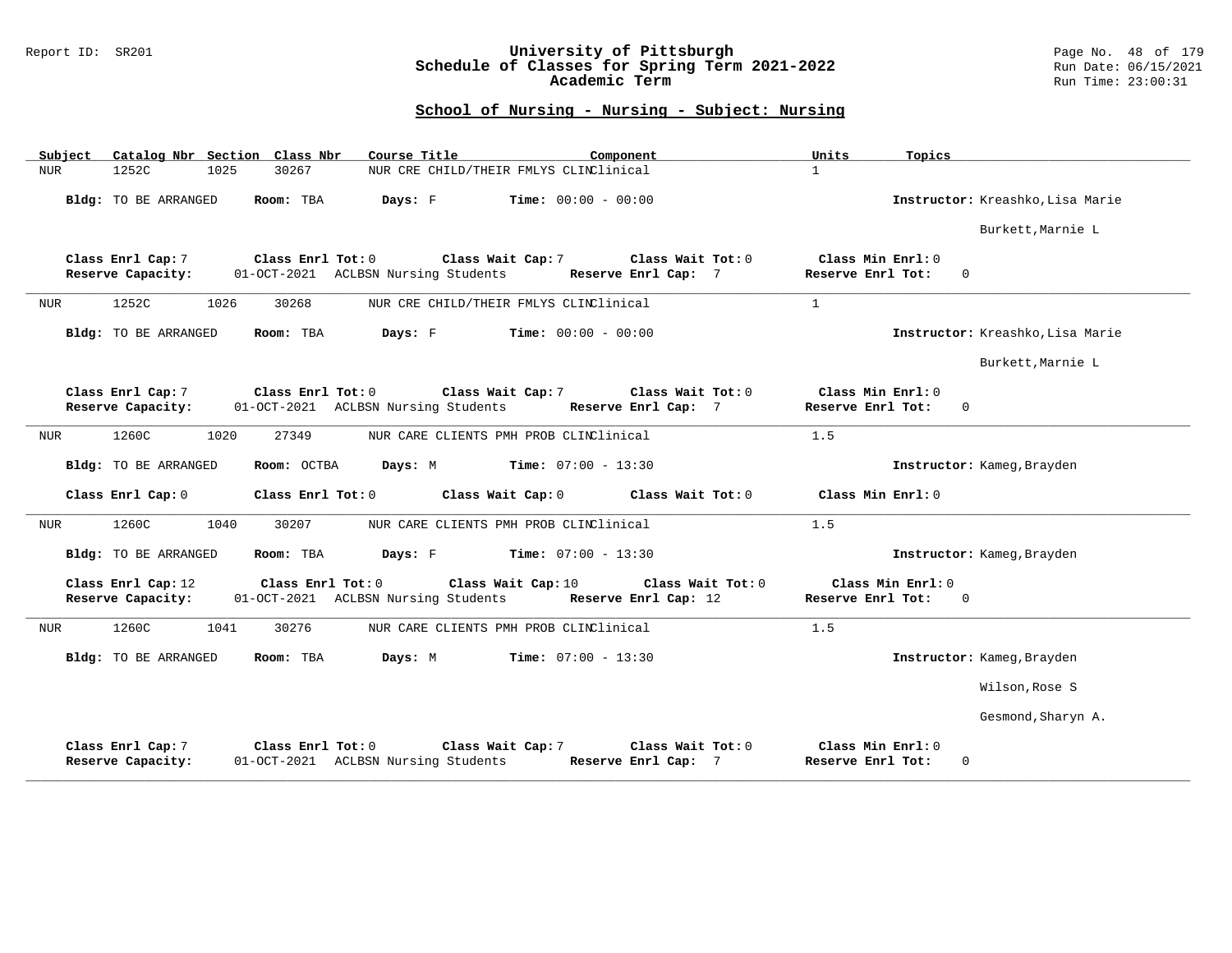## School of Nursing - Nursing - Subject: Nursing

| Subject | Catalog Nbr | Section | Class Nbr | Course Title | Component | Units | Topics |
|---|---|---|---|---|---|---|---|
| NUR | 1252C | 1025 | 30267 | NUR CRE CHILD/THEIR FMLYS CLIN | Clinical | 1 | |

**Bldg:** TO BE ARRANGED **Room:** TBA **Days:** F **Time:** 00:00 - 00:00 **Instructor:** Kreashko,Lisa Marie; Burkett,Marnie L

**Class Enrl Cap:** 7 **Class Enrl Tot:** 0 **Class Wait Cap:** 7 **Class Wait Tot:** 0 **Class Min Enrl:** 0
**Reserve Capacity:** 01-OCT-2021 ACLBSN Nursing Students **Reserve Enrl Cap:** 7 **Reserve Enrl Tot:** 0

---

| Subject | Catalog Nbr | Section | Class Nbr | Course Title | Component | Units | Topics |
|---|---|---|---|---|---|---|---|
| NUR | 1252C | 1026 | 30268 | NUR CRE CHILD/THEIR FMLYS CLIN | Clinical | 1 | |

**Bldg:** TO BE ARRANGED **Room:** TBA **Days:** F **Time:** 00:00 - 00:00 **Instructor:** Kreashko,Lisa Marie; Burkett,Marnie L

**Class Enrl Cap:** 7 **Class Enrl Tot:** 0 **Class Wait Cap:** 7 **Class Wait Tot:** 0 **Class Min Enrl:** 0
**Reserve Capacity:** 01-OCT-2021 ACLBSN Nursing Students **Reserve Enrl Cap:** 7 **Reserve Enrl Tot:** 0

---

| Subject | Catalog Nbr | Section | Class Nbr | Course Title | Component | Units | Topics |
|---|---|---|---|---|---|---|---|
| NUR | 1260C | 1020 | 27349 | NUR CARE CLIENTS PMH PROB CLIN | Clinical | 1.5 | |

**Bldg:** TO BE ARRANGED **Room:** OCTBA **Days:** M **Time:** 07:00 - 13:30 **Instructor:** Kameg,Brayden

**Class Enrl Cap:** 0 **Class Enrl Tot:** 0 **Class Wait Cap:** 0 **Class Wait Tot:** 0 **Class Min Enrl:** 0

---

| Subject | Catalog Nbr | Section | Class Nbr | Course Title | Component | Units | Topics |
|---|---|---|---|---|---|---|---|
| NUR | 1260C | 1040 | 30207 | NUR CARE CLIENTS PMH PROB CLIN | Clinical | 1.5 | |

**Bldg:** TO BE ARRANGED **Room:** TBA **Days:** F **Time:** 07:00 - 13:30 **Instructor:** Kameg,Brayden

**Class Enrl Cap:** 12 **Class Enrl Tot:** 0 **Class Wait Cap:** 10 **Class Wait Tot:** 0 **Class Min Enrl:** 0
**Reserve Capacity:** 01-OCT-2021 ACLBSN Nursing Students **Reserve Enrl Cap:** 12 **Reserve Enrl Tot:** 0

---

| Subject | Catalog Nbr | Section | Class Nbr | Course Title | Component | Units | Topics |
|---|---|---|---|---|---|---|---|
| NUR | 1260C | 1041 | 30276 | NUR CARE CLIENTS PMH PROB CLIN | Clinical | 1.5 | |

**Bldg:** TO BE ARRANGED **Room:** TBA **Days:** M **Time:** 07:00 - 13:30 **Instructor:** Kameg,Brayden; Wilson,Rose S; Gesmond,Sharyn A.

**Class Enrl Cap:** 7 **Class Enrl Tot:** 0 **Class Wait Cap:** 7 **Class Wait Tot:** 0 **Class Min Enrl:** 0
**Reserve Capacity:** 01-OCT-2021 ACLBSN Nursing Students **Reserve Enrl Cap:** 7 **Reserve Enrl Tot:** 0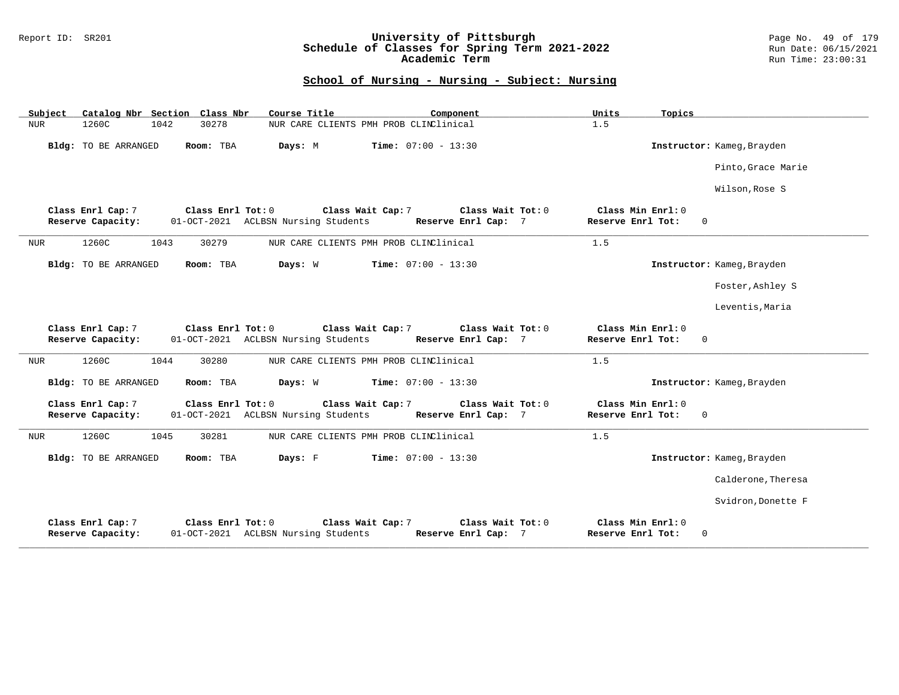# University of Pittsburgh
## Schedule of Classes for Spring Term 2021-2022
### Academic Term

Report ID: SR201

Run Date: 06/15/2021
Run Time: 23:00:31

## School of Nursing - Nursing - Subject: Nursing

| Subject | Catalog Nbr | Section | Class Nbr | Course Title | Component | Units | Topics |
|---|---|---|---|---|---|---|---|
| NUR | 1260C | 1042 | 30278 | NUR CARE CLIENTS PMH PROB CLIN | Clinical | 1.5 | |

**Bldg:** TO BE ARRANGED **Room:** TBA **Days:** M **Time:** 07:00 - 13:30 **Instructor:** Kameg,Brayden; Pinto,Grace Marie; Wilson,Rose S

**Class Enrl Cap:** 7 **Class Enrl Tot:** 0 **Class Wait Cap:** 7 **Class Wait Tot:** 0 **Class Min Enrl:** 0
**Reserve Capacity:** 01-OCT-2021 ACLBSN Nursing Students **Reserve Enrl Cap:** 7 **Reserve Enrl Tot:** 0

---

| Subject | Catalog Nbr | Section | Class Nbr | Course Title | Component | Units | Topics |
|---|---|---|---|---|---|---|---|
| NUR | 1260C | 1043 | 30279 | NUR CARE CLIENTS PMH PROB CLIN | Clinical | 1.5 | |

**Bldg:** TO BE ARRANGED **Room:** TBA **Days:** W **Time:** 07:00 - 13:30 **Instructor:** Kameg,Brayden; Foster,Ashley S; Leventis,Maria

**Class Enrl Cap:** 7 **Class Enrl Tot:** 0 **Class Wait Cap:** 7 **Class Wait Tot:** 0 **Class Min Enrl:** 0
**Reserve Capacity:** 01-OCT-2021 ACLBSN Nursing Students **Reserve Enrl Cap:** 7 **Reserve Enrl Tot:** 0

---

| Subject | Catalog Nbr | Section | Class Nbr | Course Title | Component | Units | Topics |
|---|---|---|---|---|---|---|---|
| NUR | 1260C | 1044 | 30280 | NUR CARE CLIENTS PMH PROB CLIN | Clinical | 1.5 | |

**Bldg:** TO BE ARRANGED **Room:** TBA **Days:** W **Time:** 07:00 - 13:30 **Instructor:** Kameg,Brayden

**Class Enrl Cap:** 7 **Class Enrl Tot:** 0 **Class Wait Cap:** 7 **Class Wait Tot:** 0 **Class Min Enrl:** 0
**Reserve Capacity:** 01-OCT-2021 ACLBSN Nursing Students **Reserve Enrl Cap:** 7 **Reserve Enrl Tot:** 0

---

| Subject | Catalog Nbr | Section | Class Nbr | Course Title | Component | Units | Topics |
|---|---|---|---|---|---|---|---|
| NUR | 1260C | 1045 | 30281 | NUR CARE CLIENTS PMH PROB CLIN | Clinical | 1.5 | |

**Bldg:** TO BE ARRANGED **Room:** TBA **Days:** F **Time:** 07:00 - 13:30 **Instructor:** Kameg,Brayden; Calderone,Theresa; Svidron,Donette F

**Class Enrl Cap:** 7 **Class Enrl Tot:** 0 **Class Wait Cap:** 7 **Class Wait Tot:** 0 **Class Min Enrl:** 0
**Reserve Capacity:** 01-OCT-2021 ACLBSN Nursing Students **Reserve Enrl Cap:** 7 **Reserve Enrl Tot:** 0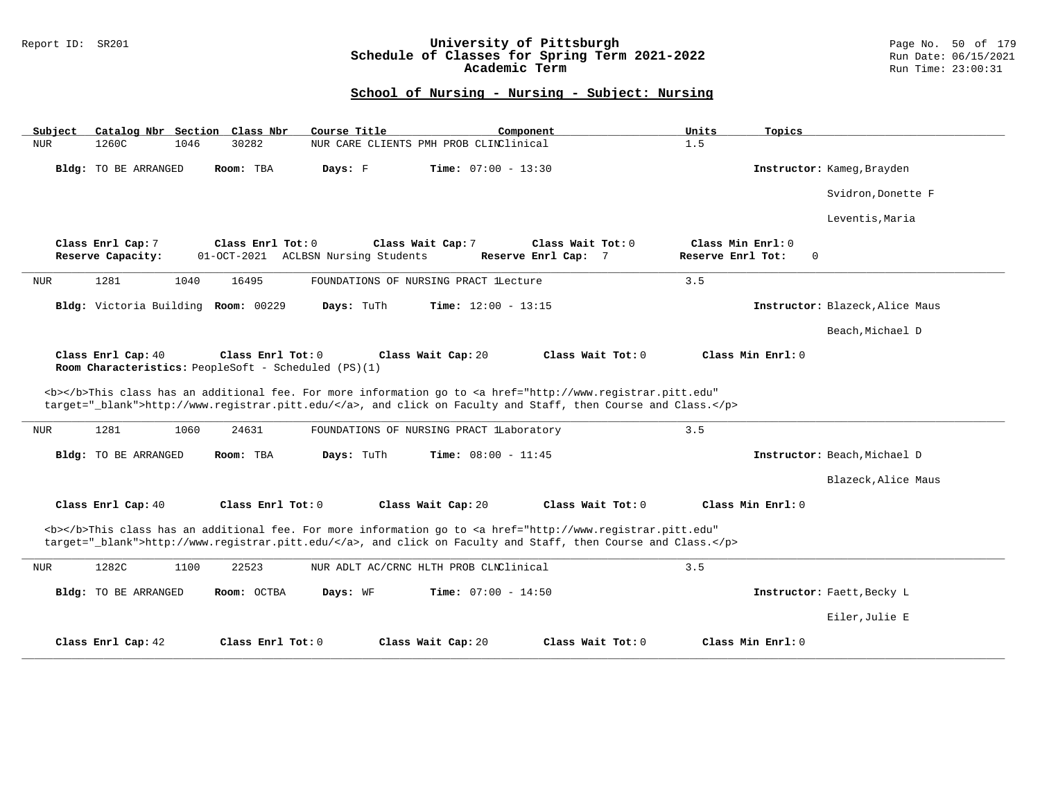## School of Nursing - Nursing - Subject: Nursing

| Subject | Catalog Nbr | Section | Class Nbr | Course Title | Component | Units | Topics |
|---|---|---|---|---|---|---|---|
| NUR | 1260C | 1046 | 30282 | NUR CARE CLIENTS PMH PROB CLIN | Clinical | 1.5 | |

**Bldg:** TO BE ARRANGED **Room:** TBA **Days:** F **Time:** 07:00 - 13:30 **Instructor:** Kameg,Brayden; Svidron,Donette F; Leventis,Maria

**Class Enrl Cap:** 7 **Class Enrl Tot:** 0 **Class Wait Cap:** 7 **Class Wait Tot:** 0 **Class Min Enrl:** 0
**Reserve Capacity:** 01-OCT-2021 ACLBSN Nursing Students **Reserve Enrl Cap:** 7 **Reserve Enrl Tot:** 0

---

| Subject | Catalog Nbr | Section | Class Nbr | Course Title | Component | Units | Topics |
|---|---|---|---|---|---|---|---|
| NUR | 1281 | 1040 | 16495 | FOUNDATIONS OF NURSING PRACT 1 | Lecture | 3.5 | |

**Bldg:** Victoria Building **Room:** 00229 **Days:** TuTh **Time:** 12:00 - 13:15 **Instructor:** Blazeck,Alice Maus; Beach,Michael D

**Class Enrl Cap:** 40 **Class Enrl Tot:** 0 **Class Wait Cap:** 20 **Class Wait Tot:** 0 **Class Min Enrl:** 0
**Room Characteristics:** PeopleSoft - Scheduled (PS)(1)

<b></b>This class has an additional fee. For more information go to <a href="http://www.registrar.pitt.edu" target="_blank">http://www.registrar.pitt.edu/</a>, and click on Faculty and Staff, then Course and Class.</p>

---

| Subject | Catalog Nbr | Section | Class Nbr | Course Title | Component | Units | Topics |
|---|---|---|---|---|---|---|---|
| NUR | 1281 | 1060 | 24631 | FOUNDATIONS OF NURSING PRACT 1 | Laboratory | 3.5 | |

**Bldg:** TO BE ARRANGED **Room:** TBA **Days:** TuTh **Time:** 08:00 - 11:45 **Instructor:** Beach,Michael D; Blazeck,Alice Maus

**Class Enrl Cap:** 40 **Class Enrl Tot:** 0 **Class Wait Cap:** 20 **Class Wait Tot:** 0 **Class Min Enrl:** 0

<b></b>This class has an additional fee. For more information go to <a href="http://www.registrar.pitt.edu" target="_blank">http://www.registrar.pitt.edu/</a>, and click on Faculty and Staff, then Course and Class.</p>

---

| Subject | Catalog Nbr | Section | Class Nbr | Course Title | Component | Units | Topics |
|---|---|---|---|---|---|---|---|
| NUR | 1282C | 1100 | 22523 | NUR ADLT AC/CRNC HLTH PROB CLN | Clinical | 3.5 | |

**Bldg:** TO BE ARRANGED **Room:** OCTBA **Days:** WF **Time:** 07:00 - 14:50 **Instructor:** Faett,Becky L; Eiler,Julie E

**Class Enrl Cap:** 42 **Class Enrl Tot:** 0 **Class Wait Cap:** 20 **Class Wait Tot:** 0 **Class Min Enrl:** 0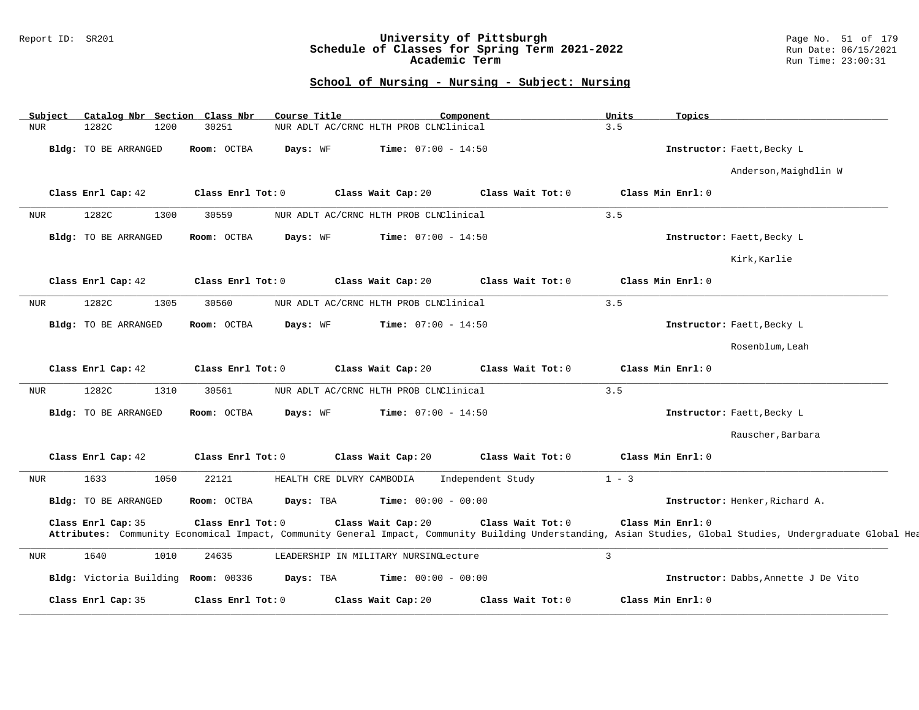## School of Nursing - Nursing - Subject: Nursing

| Subject | Catalog Nbr | Section | Class Nbr | Course Title | Component | Units | Topics |
|---|---|---|---|---|---|---|---|
| NUR | 1282C | 1200 | 30251 | NUR ADLT AC/CRNC HLTH PROB CLN | Clinical | 3.5 | |

**Bldg:** TO BE ARRANGED **Room:** OCTBA **Days:** WF **Time:** 07:00 - 14:50 **Instructor:** Faett,Becky L; Anderson,Maighdlin W

**Class Enrl Cap:** 42 **Class Enrl Tot:** 0 **Class Wait Cap:** 20 **Class Wait Tot:** 0 **Class Min Enrl:** 0

---

| Subject | Catalog Nbr | Section | Class Nbr | Course Title | Component | Units | Topics |
|---|---|---|---|---|---|---|---|
| NUR | 1282C | 1300 | 30559 | NUR ADLT AC/CRNC HLTH PROB CLN | Clinical | 3.5 | |

**Bldg:** TO BE ARRANGED **Room:** OCTBA **Days:** WF **Time:** 07:00 - 14:50 **Instructor:** Faett,Becky L; Kirk,Karlie

**Class Enrl Cap:** 42 **Class Enrl Tot:** 0 **Class Wait Cap:** 20 **Class Wait Tot:** 0 **Class Min Enrl:** 0

---

| Subject | Catalog Nbr | Section | Class Nbr | Course Title | Component | Units | Topics |
|---|---|---|---|---|---|---|---|
| NUR | 1282C | 1305 | 30560 | NUR ADLT AC/CRNC HLTH PROB CLN | Clinical | 3.5 | |

**Bldg:** TO BE ARRANGED **Room:** OCTBA **Days:** WF **Time:** 07:00 - 14:50 **Instructor:** Faett,Becky L; Rosenblum,Leah

**Class Enrl Cap:** 42 **Class Enrl Tot:** 0 **Class Wait Cap:** 20 **Class Wait Tot:** 0 **Class Min Enrl:** 0

---

| Subject | Catalog Nbr | Section | Class Nbr | Course Title | Component | Units | Topics |
|---|---|---|---|---|---|---|---|
| NUR | 1282C | 1310 | 30561 | NUR ADLT AC/CRNC HLTH PROB CLN | Clinical | 3.5 | |

**Bldg:** TO BE ARRANGED **Room:** OCTBA **Days:** WF **Time:** 07:00 - 14:50 **Instructor:** Faett,Becky L; Rauscher,Barbara

**Class Enrl Cap:** 42 **Class Enrl Tot:** 0 **Class Wait Cap:** 20 **Class Wait Tot:** 0 **Class Min Enrl:** 0

---

| Subject | Catalog Nbr | Section | Class Nbr | Course Title | Component | Units | Topics |
|---|---|---|---|---|---|---|---|
| NUR | 1633 | 1050 | 22121 | HEALTH CRE DLVRY CAMBODIA | Independent Study | 1 - 3 | |

**Bldg:** TO BE ARRANGED **Room:** OCTBA **Days:** TBA **Time:** 00:00 - 00:00 **Instructor:** Henker,Richard A.

**Class Enrl Cap:** 35 **Class Enrl Tot:** 0 **Class Wait Cap:** 20 **Class Wait Tot:** 0 **Class Min Enrl:** 0

**Attributes:** Community Economical Impact, Community General Impact, Community Building Understanding, Asian Studies, Global Studies, Undergraduate Global Hea

---

| Subject | Catalog Nbr | Section | Class Nbr | Course Title | Component | Units | Topics |
|---|---|---|---|---|---|---|---|
| NUR | 1640 | 1010 | 24635 | LEADERSHIP IN MILITARY NURSING | Lecture | 3 | |

**Bldg:** Victoria Building **Room:** 00336 **Days:** TBA **Time:** 00:00 - 00:00 **Instructor:** Dabbs,Annette J De Vito

**Class Enrl Cap:** 35 **Class Enrl Tot:** 0 **Class Wait Cap:** 20 **Class Wait Tot:** 0 **Class Min Enrl:** 0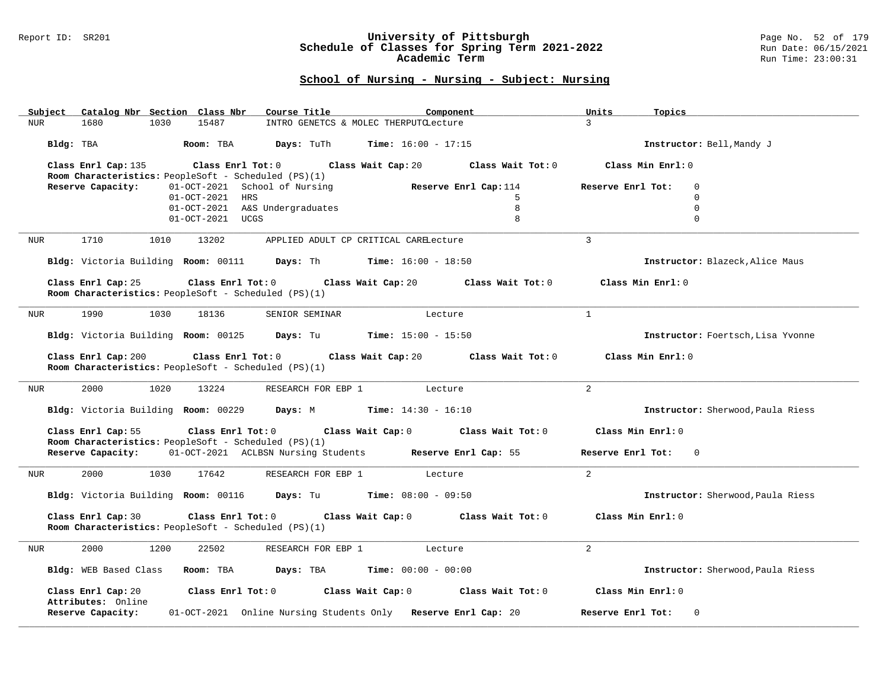## School of Nursing - Nursing - Subject: Nursing

| Subject | Catalog Nbr | Section | Class Nbr | Course Title | Component | Units | Topics |
|---|---|---|---|---|---|---|---|
| NUR | 1680 | 1030 | 15487 | INTRO GENETCS & MOLEC THERPUTC | Lecture | 3 | |

**Bldg:** TBA **Room:** TBA **Days:** TuTh **Time:** 16:00 - 17:15 **Instructor:** Bell,Mandy J

**Class Enrl Cap:** 135 **Class Enrl Tot:** 0 **Class Wait Cap:** 20 **Class Wait Tot:** 0 **Class Min Enrl:** 0
**Room Characteristics:** PeopleSoft - Scheduled (PS)(1)

**Reserve Capacity:**

| Date | Group | Reserve Enrl Cap | Reserve Enrl Tot |
|---|---|---|---|
| 01-OCT-2021 | School of Nursing | 114 | 0 |
| 01-OCT-2021 | HRS | 5 | 0 |
| 01-OCT-2021 | A&S Undergraduates | 8 | 0 |
| 01-OCT-2021 | UCGS | 8 | 0 |

---

| Subject | Catalog Nbr | Section | Class Nbr | Course Title | Component | Units | Topics |
|---|---|---|---|---|---|---|---|
| NUR | 1710 | 1010 | 13202 | APPLIED ADULT CP CRITICAL CARE | Lecture | 3 | |

**Bldg:** Victoria Building **Room:** 00111 **Days:** Th **Time:** 16:00 - 18:50 **Instructor:** Blazeck,Alice Maus

**Class Enrl Cap:** 25 **Class Enrl Tot:** 0 **Class Wait Cap:** 20 **Class Wait Tot:** 0 **Class Min Enrl:** 0
**Room Characteristics:** PeopleSoft - Scheduled (PS)(1)

---

| Subject | Catalog Nbr | Section | Class Nbr | Course Title | Component | Units | Topics |
|---|---|---|---|---|---|---|---|
| NUR | 1990 | 1030 | 18136 | SENIOR SEMINAR | Lecture | 1 | |

**Bldg:** Victoria Building **Room:** 00125 **Days:** Tu **Time:** 15:00 - 15:50 **Instructor:** Foertsch,Lisa Yvonne

**Class Enrl Cap:** 200 **Class Enrl Tot:** 0 **Class Wait Cap:** 20 **Class Wait Tot:** 0 **Class Min Enrl:** 0
**Room Characteristics:** PeopleSoft - Scheduled (PS)(1)

---

| Subject | Catalog Nbr | Section | Class Nbr | Course Title | Component | Units | Topics |
|---|---|---|---|---|---|---|---|
| NUR | 2000 | 1020 | 13224 | RESEARCH FOR EBP 1 | Lecture | 2 | |

**Bldg:** Victoria Building **Room:** 00229 **Days:** M **Time:** 14:30 - 16:10 **Instructor:** Sherwood,Paula Riess

**Class Enrl Cap:** 55 **Class Enrl Tot:** 0 **Class Wait Cap:** 0 **Class Wait Tot:** 0 **Class Min Enrl:** 0
**Room Characteristics:** PeopleSoft - Scheduled (PS)(1)
**Reserve Capacity:** 01-OCT-2021 ACLBSN Nursing Students **Reserve Enrl Cap:** 55 **Reserve Enrl Tot:** 0

---

| Subject | Catalog Nbr | Section | Class Nbr | Course Title | Component | Units | Topics |
|---|---|---|---|---|---|---|---|
| NUR | 2000 | 1030 | 17642 | RESEARCH FOR EBP 1 | Lecture | 2 | |

**Bldg:** Victoria Building **Room:** 00116 **Days:** Tu **Time:** 08:00 - 09:50 **Instructor:** Sherwood,Paula Riess

**Class Enrl Cap:** 30 **Class Enrl Tot:** 0 **Class Wait Cap:** 0 **Class Wait Tot:** 0 **Class Min Enrl:** 0
**Room Characteristics:** PeopleSoft - Scheduled (PS)(1)

---

| Subject | Catalog Nbr | Section | Class Nbr | Course Title | Component | Units | Topics |
|---|---|---|---|---|---|---|---|
| NUR | 2000 | 1200 | 22502 | RESEARCH FOR EBP 1 | Lecture | 2 | |

**Bldg:** WEB Based Class **Room:** TBA **Days:** TBA **Time:** 00:00 - 00:00 **Instructor:** Sherwood,Paula Riess

**Class Enrl Cap:** 20 **Class Enrl Tot:** 0 **Class Wait Cap:** 0 **Class Wait Tot:** 0 **Class Min Enrl:** 0
**Attributes:** Online
**Reserve Capacity:** 01-OCT-2021 Online Nursing Students Only **Reserve Enrl Cap:** 20 **Reserve Enrl Tot:** 0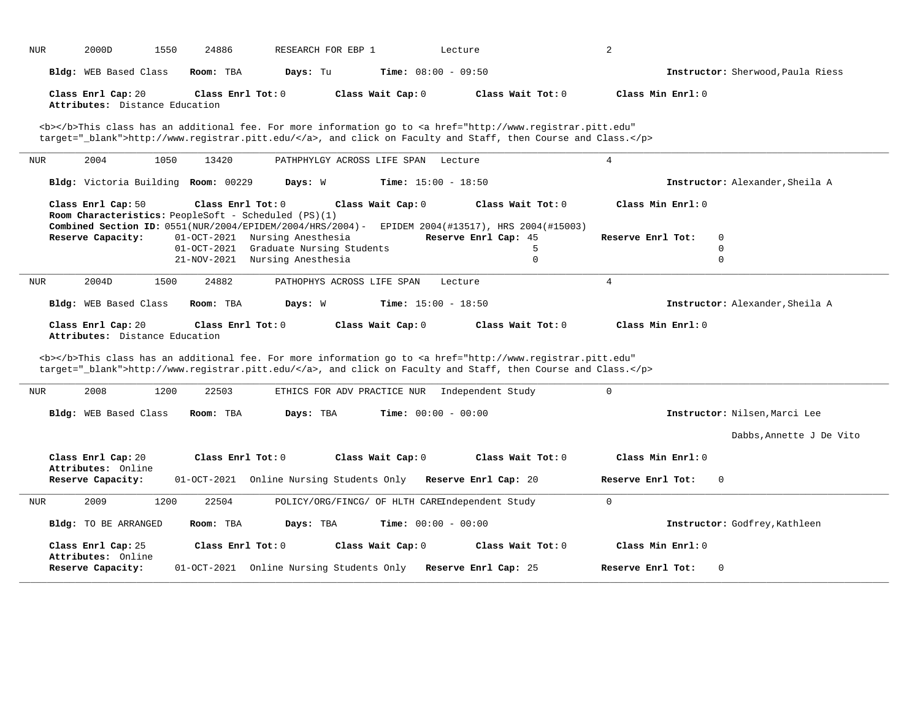NUR 2000D 1550 24886 RESEARCH FOR EBP 1 Lecture 2

**Bldg:** WEB Based Class **Room:** TBA **Days:** Tu **Time:** 08:00 - 09:50 **Instructor:** Sherwood,Paula Riess

**Class Enrl Cap:** 20 **Class Enrl Tot:** 0 **Class Wait Cap:** 0 **Class Wait Tot:** 0 **Class Min Enrl:** 0
**Attributes:** Distance Education

<b></b>This class has an additional fee. For more information go to <a href="http://www.registrar.pitt.edu" target="_blank">http://www.registrar.pitt.edu/</a>, and click on Faculty and Staff, then Course and Class.</p>

---

NUR 2004 1050 13420 PATHPHYLGY ACROSS LIFE SPAN Lecture 4

**Bldg:** Victoria Building **Room:** 00229 **Days:** W **Time:** 15:00 - 18:50 **Instructor:** Alexander,Sheila A

**Class Enrl Cap:** 50 **Class Enrl Tot:** 0 **Class Wait Cap:** 0 **Class Wait Tot:** 0 **Class Min Enrl:** 0
**Room Characteristics:** PeopleSoft - Scheduled (PS)(1)
**Combined Section ID:** 0551(NUR/2004/EPIDEM/2004/HRS/2004)- EPIDEM 2004(#13517), HRS 2004(#15003)

| **Reserve Capacity:** | | | | |
|---|---|---|---|---|
| | 01-OCT-2021 | Nursing Anesthesia | **Reserve Enrl Cap:** 45 | **Reserve Enrl Tot:** 0 |
| | 01-OCT-2021 | Graduate Nursing Students | 5 | 0 |
| | 21-NOV-2021 | Nursing Anesthesia | 0 | 0 |

---

NUR 2004D 1500 24882 PATHOPHYS ACROSS LIFE SPAN Lecture 4

**Bldg:** WEB Based Class **Room:** TBA **Days:** W **Time:** 15:00 - 18:50 **Instructor:** Alexander,Sheila A

**Class Enrl Cap:** 20 **Class Enrl Tot:** 0 **Class Wait Cap:** 0 **Class Wait Tot:** 0 **Class Min Enrl:** 0
**Attributes:** Distance Education

<b></b>This class has an additional fee. For more information go to <a href="http://www.registrar.pitt.edu" target="_blank">http://www.registrar.pitt.edu/</a>, and click on Faculty and Staff, then Course and Class.</p>

---

NUR 2008 1200 22503 ETHICS FOR ADV PRACTICE NUR Independent Study 0

**Bldg:** WEB Based Class **Room:** TBA **Days:** TBA **Time:** 00:00 - 00:00 **Instructor:** Nilsen,Marci Lee
Dabbs,Annette J De Vito

**Class Enrl Cap:** 20 **Class Enrl Tot:** 0 **Class Wait Cap:** 0 **Class Wait Tot:** 0 **Class Min Enrl:** 0
**Attributes:** Online
**Reserve Capacity:** 01-OCT-2021 Online Nursing Students Only **Reserve Enrl Cap:** 20 **Reserve Enrl Tot:** 0

---

NUR 2009 1200 22504 POLICY/ORG/FINCG/ OF HLTH CAREIndependent Study 0

**Bldg:** TO BE ARRANGED **Room:** TBA **Days:** TBA **Time:** 00:00 - 00:00 **Instructor:** Godfrey,Kathleen

**Class Enrl Cap:** 25 **Class Enrl Tot:** 0 **Class Wait Cap:** 0 **Class Wait Tot:** 0 **Class Min Enrl:** 0
**Attributes:** Online
**Reserve Capacity:** 01-OCT-2021 Online Nursing Students Only **Reserve Enrl Cap:** 25 **Reserve Enrl Tot:** 0

---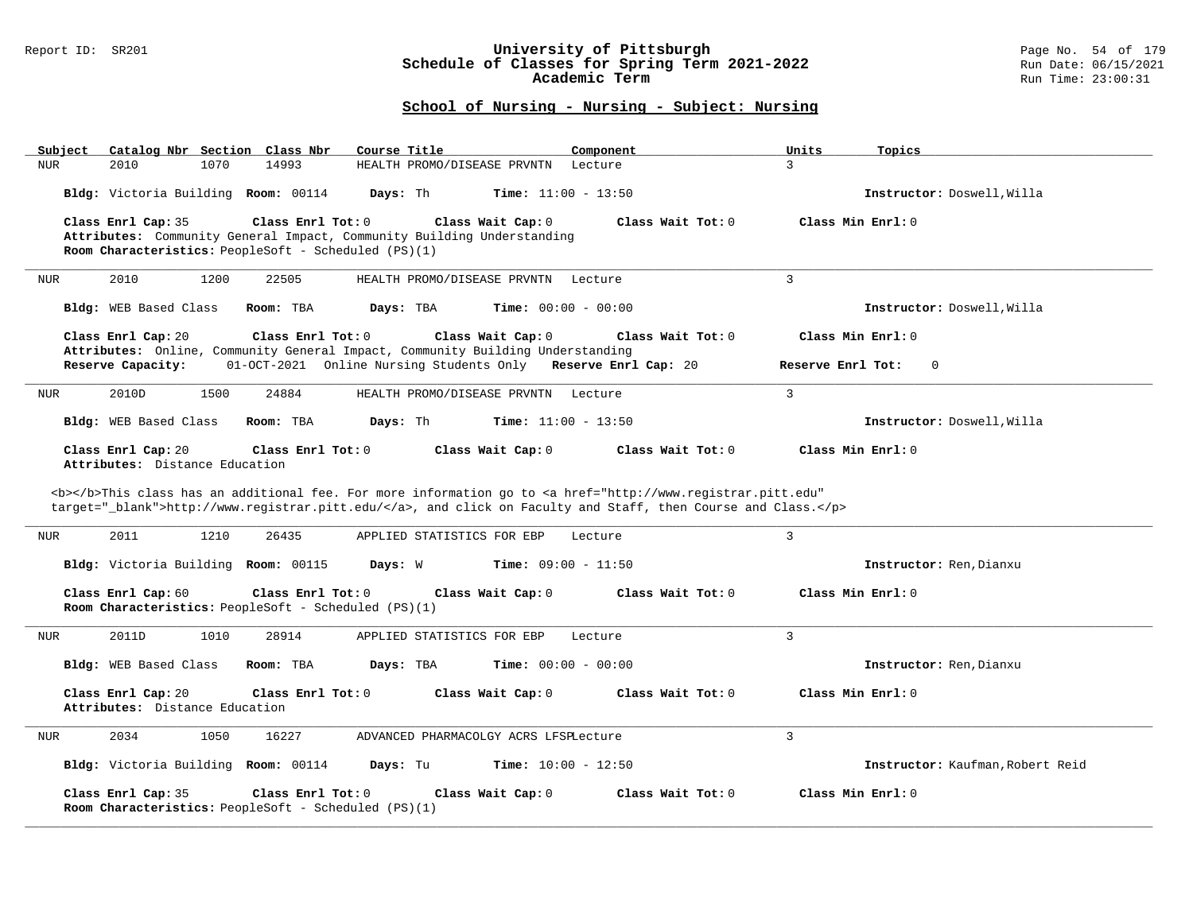## School of Nursing - Nursing - Subject: Nursing

| Subject | Catalog Nbr | Section | Class Nbr | Course Title | Component | Units | Topics |
|---|---|---|---|---|---|---|---|
| NUR | 2010 | 1070 | 14993 | HEALTH PROMO/DISEASE PRVNTN | Lecture | 3 | |

**Bldg:** Victoria Building **Room:** 00114 **Days:** Th **Time:** 11:00 - 13:50 **Instructor:** Doswell,Willa

**Class Enrl Cap:** 35 **Class Enrl Tot:** 0 **Class Wait Cap:** 0 **Class Wait Tot:** 0 **Class Min Enrl:** 0

**Attributes:** Community General Impact, Community Building Understanding

**Room Characteristics:** PeopleSoft - Scheduled (PS)(1)

---

| Subject | Catalog Nbr | Section | Class Nbr | Course Title | Component | Units | Topics |
|---|---|---|---|---|---|---|---|
| NUR | 2010 | 1200 | 22505 | HEALTH PROMO/DISEASE PRVNTN | Lecture | 3 | |

**Bldg:** WEB Based Class **Room:** TBA **Days:** TBA **Time:** 00:00 - 00:00 **Instructor:** Doswell,Willa

**Class Enrl Cap:** 20 **Class Enrl Tot:** 0 **Class Wait Cap:** 0 **Class Wait Tot:** 0 **Class Min Enrl:** 0

**Attributes:** Online, Community General Impact, Community Building Understanding

**Reserve Capacity:** 01-OCT-2021 Online Nursing Students Only **Reserve Enrl Cap:** 20 **Reserve Enrl Tot:** 0

---

| Subject | Catalog Nbr | Section | Class Nbr | Course Title | Component | Units | Topics |
|---|---|---|---|---|---|---|---|
| NUR | 2010D | 1500 | 24884 | HEALTH PROMO/DISEASE PRVNTN | Lecture | 3 | |

**Bldg:** WEB Based Class **Room:** TBA **Days:** Th **Time:** 11:00 - 13:50 **Instructor:** Doswell,Willa

**Class Enrl Cap:** 20 **Class Enrl Tot:** 0 **Class Wait Cap:** 0 **Class Wait Tot:** 0 **Class Min Enrl:** 0

**Attributes:** Distance Education

<b></b>This class has an additional fee. For more information go to <a href="http://www.registrar.pitt.edu" target="_blank">http://www.registrar.pitt.edu/</a>, and click on Faculty and Staff, then Course and Class.</p>

---

| Subject | Catalog Nbr | Section | Class Nbr | Course Title | Component | Units | Topics |
|---|---|---|---|---|---|---|---|
| NUR | 2011 | 1210 | 26435 | APPLIED STATISTICS FOR EBP | Lecture | 3 | |

**Bldg:** Victoria Building **Room:** 00115 **Days:** W **Time:** 09:00 - 11:50 **Instructor:** Ren,Dianxu

**Class Enrl Cap:** 60 **Class Enrl Tot:** 0 **Class Wait Cap:** 0 **Class Wait Tot:** 0 **Class Min Enrl:** 0

**Room Characteristics:** PeopleSoft - Scheduled (PS)(1)

---

| Subject | Catalog Nbr | Section | Class Nbr | Course Title | Component | Units | Topics |
|---|---|---|---|---|---|---|---|
| NUR | 2011D | 1010 | 28914 | APPLIED STATISTICS FOR EBP | Lecture | 3 | |

**Bldg:** WEB Based Class **Room:** TBA **Days:** TBA **Time:** 00:00 - 00:00 **Instructor:** Ren,Dianxu

**Class Enrl Cap:** 20 **Class Enrl Tot:** 0 **Class Wait Cap:** 0 **Class Wait Tot:** 0 **Class Min Enrl:** 0

**Attributes:** Distance Education

---

| Subject | Catalog Nbr | Section | Class Nbr | Course Title | Component | Units | Topics |
|---|---|---|---|---|---|---|---|
| NUR | 2034 | 1050 | 16227 | ADVANCED PHARMACOLGY ACRS LFSP | Lecture | 3 | |

**Bldg:** Victoria Building **Room:** 00114 **Days:** Tu **Time:** 10:00 - 12:50 **Instructor:** Kaufman,Robert Reid

**Class Enrl Cap:** 35 **Class Enrl Tot:** 0 **Class Wait Cap:** 0 **Class Wait Tot:** 0 **Class Min Enrl:** 0

**Room Characteristics:** PeopleSoft - Scheduled (PS)(1)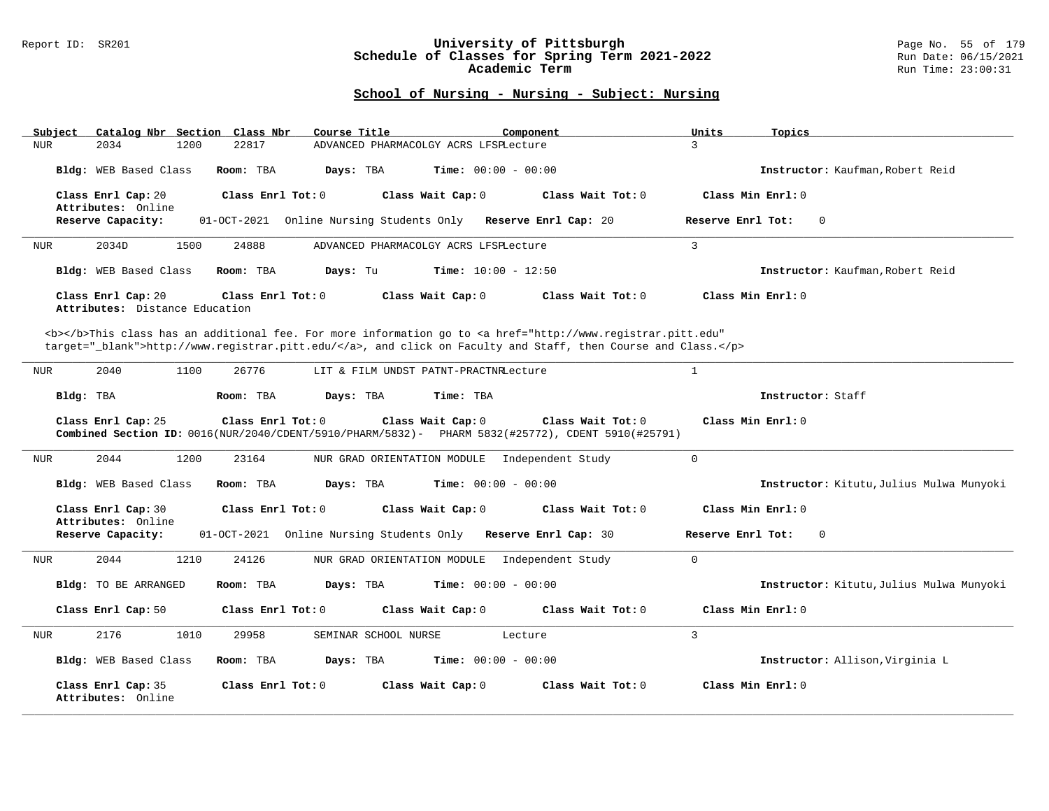## School of Nursing - Nursing - Subject: Nursing

| Subject | Catalog Nbr | Section | Class Nbr | Course Title | Component | Units | Topics |
|---|---|---|---|---|---|---|---|
| NUR | 2034 | 1200 | 22817 | ADVANCED PHARMACOLGY ACRS LFSP | Lecture | 3 | |

**Bldg:** WEB Based Class **Room:** TBA **Days:** TBA **Time:** 00:00 - 00:00 **Instructor:** Kaufman,Robert Reid

**Class Enrl Cap:** 20 **Class Enrl Tot:** 0 **Class Wait Cap:** 0 **Class Wait Tot:** 0 **Class Min Enrl:** 0
**Attributes:** Online
**Reserve Capacity:** 01-OCT-2021 Online Nursing Students Only **Reserve Enrl Cap:** 20 **Reserve Enrl Tot:** 0

---

| Subject | Catalog Nbr | Section | Class Nbr | Course Title | Component | Units | Topics |
|---|---|---|---|---|---|---|---|
| NUR | 2034D | 1500 | 24888 | ADVANCED PHARMACOLGY ACRS LFSP | Lecture | 3 | |

**Bldg:** WEB Based Class **Room:** TBA **Days:** Tu **Time:** 10:00 - 12:50 **Instructor:** Kaufman,Robert Reid

**Class Enrl Cap:** 20 **Class Enrl Tot:** 0 **Class Wait Cap:** 0 **Class Wait Tot:** 0 **Class Min Enrl:** 0
**Attributes:** Distance Education

<b></b>This class has an additional fee. For more information go to <a href="http://www.registrar.pitt.edu" target="_blank">http://www.registrar.pitt.edu/</a>, and click on Faculty and Staff, then Course and Class.</p>

---

| Subject | Catalog Nbr | Section | Class Nbr | Course Title | Component | Units | Topics |
|---|---|---|---|---|---|---|---|
| NUR | 2040 | 1100 | 26776 | LIT & FILM UNDST PATNT-PRACTNR | Lecture | 1 | |

**Bldg:** TBA **Room:** TBA **Days:** TBA **Time:** TBA **Instructor:** Staff

**Class Enrl Cap:** 25 **Class Enrl Tot:** 0 **Class Wait Cap:** 0 **Class Wait Tot:** 0 **Class Min Enrl:** 0
**Combined Section ID:** 0016(NUR/2040/CDENT/5910/PHARM/5832)- PHARM 5832(#25772), CDENT 5910(#25791)

---

| Subject | Catalog Nbr | Section | Class Nbr | Course Title | Component | Units | Topics |
|---|---|---|---|---|---|---|---|
| NUR | 2044 | 1200 | 23164 | NUR GRAD ORIENTATION MODULE | Independent Study | 0 | |

**Bldg:** WEB Based Class **Room:** TBA **Days:** TBA **Time:** 00:00 - 00:00 **Instructor:** Kitutu,Julius Mulwa Munyoki

**Class Enrl Cap:** 30 **Class Enrl Tot:** 0 **Class Wait Cap:** 0 **Class Wait Tot:** 0 **Class Min Enrl:** 0
**Attributes:** Online
**Reserve Capacity:** 01-OCT-2021 Online Nursing Students Only **Reserve Enrl Cap:** 30 **Reserve Enrl Tot:** 0

---

| Subject | Catalog Nbr | Section | Class Nbr | Course Title | Component | Units | Topics |
|---|---|---|---|---|---|---|---|
| NUR | 2044 | 1210 | 24126 | NUR GRAD ORIENTATION MODULE | Independent Study | 0 | |

**Bldg:** TO BE ARRANGED **Room:** TBA **Days:** TBA **Time:** 00:00 - 00:00 **Instructor:** Kitutu,Julius Mulwa Munyoki

**Class Enrl Cap:** 50 **Class Enrl Tot:** 0 **Class Wait Cap:** 0 **Class Wait Tot:** 0 **Class Min Enrl:** 0

---

| Subject | Catalog Nbr | Section | Class Nbr | Course Title | Component | Units | Topics |
|---|---|---|---|---|---|---|---|
| NUR | 2176 | 1010 | 29958 | SEMINAR SCHOOL NURSE | Lecture | 3 | |

**Bldg:** WEB Based Class **Room:** TBA **Days:** TBA **Time:** 00:00 - 00:00 **Instructor:** Allison,Virginia L

**Class Enrl Cap:** 35 **Class Enrl Tot:** 0 **Class Wait Cap:** 0 **Class Wait Tot:** 0 **Class Min Enrl:** 0
**Attributes:** Online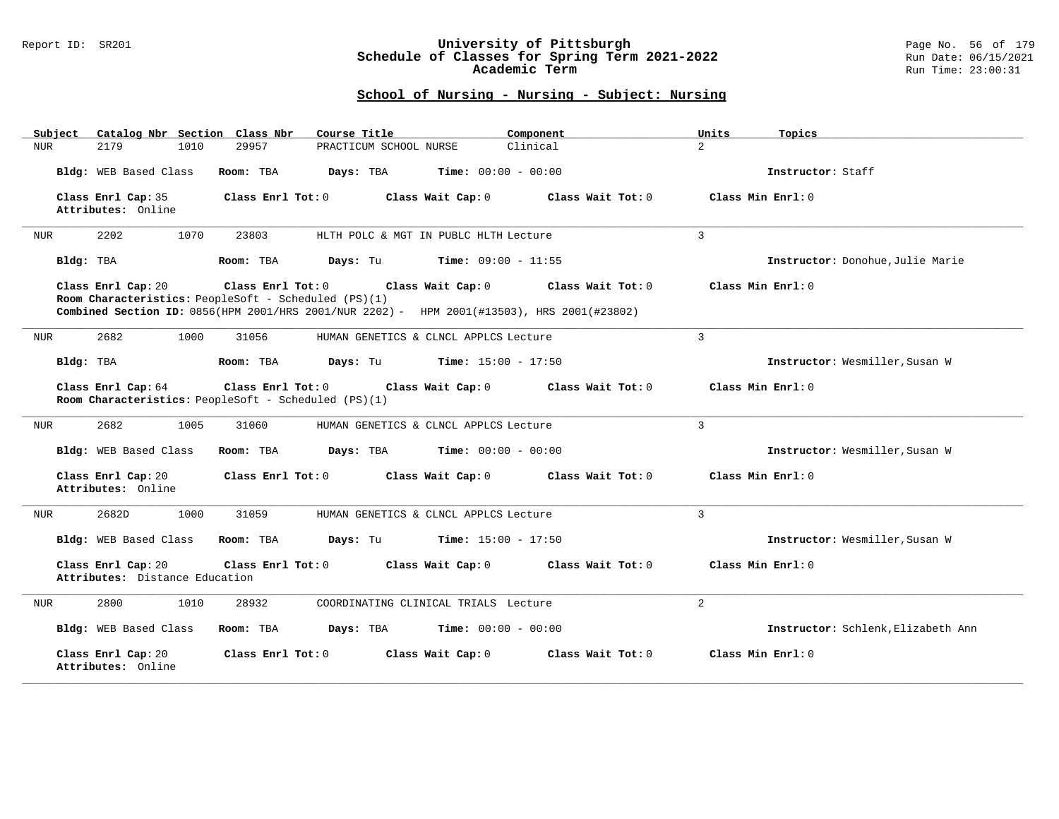## School of Nursing - Nursing - Subject: Nursing

| Subject | Catalog Nbr | Section | Class Nbr | Course Title | Component | Units | Topics |
|---|---|---|---|---|---|---|---|
| NUR | 2179 | 1010 | 29957 | PRACTICUM SCHOOL NURSE | Clinical | 2 | |

**Bldg:** WEB Based Class **Room:** TBA **Days:** TBA **Time:** 00:00 - 00:00 **Instructor:** Staff

**Class Enrl Cap:** 35 **Class Enrl Tot:** 0 **Class Wait Cap:** 0 **Class Wait Tot:** 0 **Class Min Enrl:** 0
**Attributes:** Online

---

| Subject | Catalog Nbr | Section | Class Nbr | Course Title | Component | Units | Topics |
|---|---|---|---|---|---|---|---|
| NUR | 2202 | 1070 | 23803 | HLTH POLC & MGT IN PUBLC HLTH | Lecture | 3 | |

**Bldg:** TBA **Room:** TBA **Days:** Tu **Time:** 09:00 - 11:55 **Instructor:** Donohue,Julie Marie

**Class Enrl Cap:** 20 **Class Enrl Tot:** 0 **Class Wait Cap:** 0 **Class Wait Tot:** 0 **Class Min Enrl:** 0
**Room Characteristics:** PeopleSoft - Scheduled (PS)(1)
**Combined Section ID:** 0856(HPM 2001/HRS 2001/NUR 2202) - HPM 2001(#13503), HRS 2001(#23802)

---

| Subject | Catalog Nbr | Section | Class Nbr | Course Title | Component | Units | Topics |
|---|---|---|---|---|---|---|---|
| NUR | 2682 | 1000 | 31056 | HUMAN GENETICS & CLNCL APPLCS | Lecture | 3 | |

**Bldg:** TBA **Room:** TBA **Days:** Tu **Time:** 15:00 - 17:50 **Instructor:** Wesmiller,Susan W

**Class Enrl Cap:** 64 **Class Enrl Tot:** 0 **Class Wait Cap:** 0 **Class Wait Tot:** 0 **Class Min Enrl:** 0
**Room Characteristics:** PeopleSoft - Scheduled (PS)(1)

---

| Subject | Catalog Nbr | Section | Class Nbr | Course Title | Component | Units | Topics |
|---|---|---|---|---|---|---|---|
| NUR | 2682 | 1005 | 31060 | HUMAN GENETICS & CLNCL APPLCS | Lecture | 3 | |

**Bldg:** WEB Based Class **Room:** TBA **Days:** TBA **Time:** 00:00 - 00:00 **Instructor:** Wesmiller,Susan W

**Class Enrl Cap:** 20 **Class Enrl Tot:** 0 **Class Wait Cap:** 0 **Class Wait Tot:** 0 **Class Min Enrl:** 0
**Attributes:** Online

---

| Subject | Catalog Nbr | Section | Class Nbr | Course Title | Component | Units | Topics |
|---|---|---|---|---|---|---|---|
| NUR | 2682D | 1000 | 31059 | HUMAN GENETICS & CLNCL APPLCS | Lecture | 3 | |

**Bldg:** WEB Based Class **Room:** TBA **Days:** Tu **Time:** 15:00 - 17:50 **Instructor:** Wesmiller,Susan W

**Class Enrl Cap:** 20 **Class Enrl Tot:** 0 **Class Wait Cap:** 0 **Class Wait Tot:** 0 **Class Min Enrl:** 0
**Attributes:** Distance Education

---

| Subject | Catalog Nbr | Section | Class Nbr | Course Title | Component | Units | Topics |
|---|---|---|---|---|---|---|---|
| NUR | 2800 | 1010 | 28932 | COORDINATING CLINICAL TRIALS | Lecture | 2 | |

**Bldg:** WEB Based Class **Room:** TBA **Days:** TBA **Time:** 00:00 - 00:00 **Instructor:** Schlenk,Elizabeth Ann

**Class Enrl Cap:** 20 **Class Enrl Tot:** 0 **Class Wait Cap:** 0 **Class Wait Tot:** 0 **Class Min Enrl:** 0
**Attributes:** Online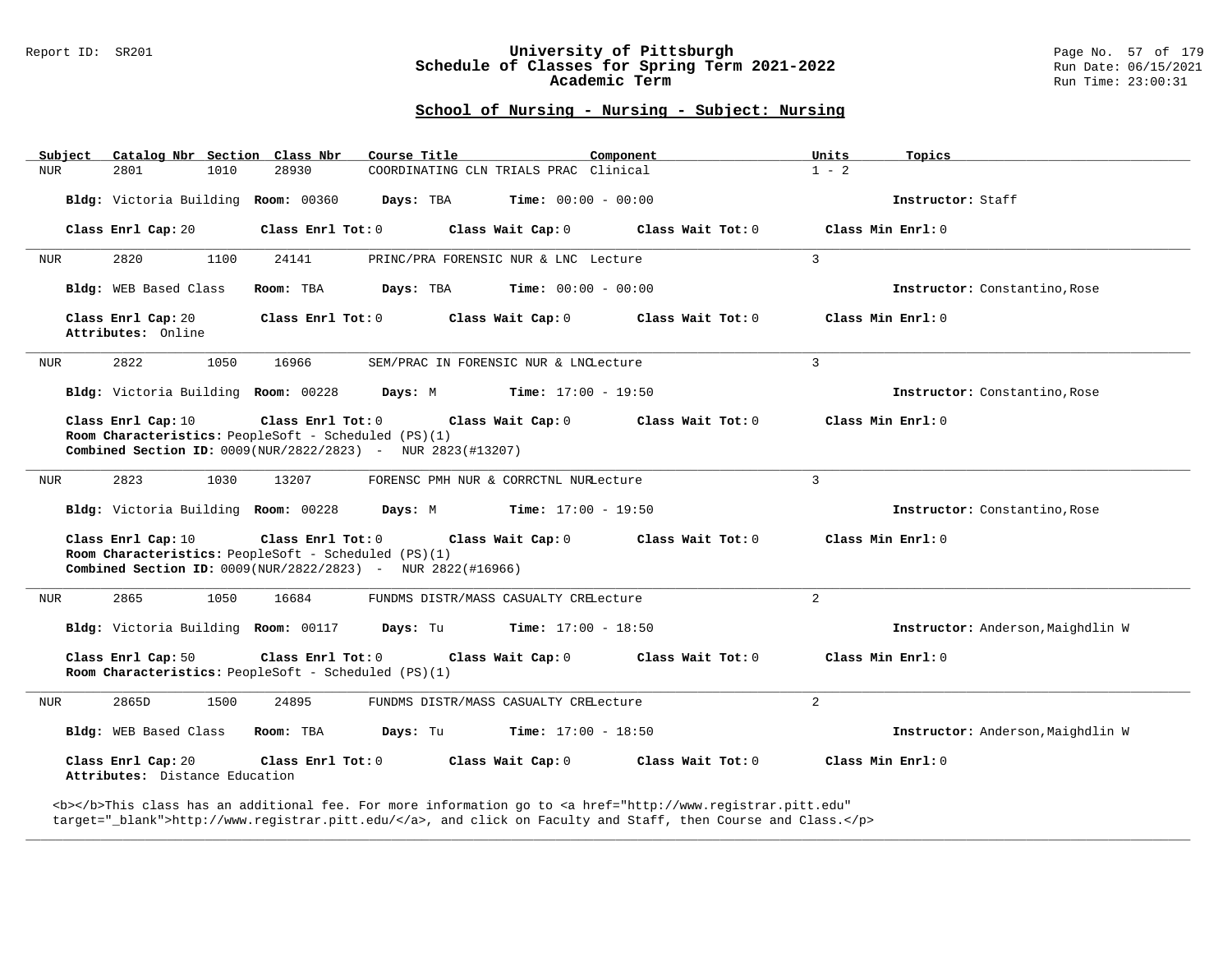## School of Nursing - Nursing - Subject: Nursing

| Subject | Catalog Nbr | Section | Class Nbr | Course Title | Component | Units | Topics |
|---|---|---|---|---|---|---|---|
| NUR | 2801 | 1010 | 28930 | COORDINATING CLN TRIALS PRAC | Clinical | 1 - 2 | |

**Bldg:** Victoria Building **Room:** 00360 **Days:** TBA **Time:** 00:00 - 00:00 **Instructor:** Staff

**Class Enrl Cap:** 20 **Class Enrl Tot:** 0 **Class Wait Cap:** 0 **Class Wait Tot:** 0 **Class Min Enrl:** 0

---

| Subject | Catalog Nbr | Section | Class Nbr | Course Title | Component | Units | Topics |
|---|---|---|---|---|---|---|---|
| NUR | 2820 | 1100 | 24141 | PRINC/PRA FORENSIC NUR & LNC | Lecture | 3 | |

**Bldg:** WEB Based Class **Room:** TBA **Days:** TBA **Time:** 00:00 - 00:00 **Instructor:** Constantino,Rose

**Class Enrl Cap:** 20 **Class Enrl Tot:** 0 **Class Wait Cap:** 0 **Class Wait Tot:** 0 **Class Min Enrl:** 0
**Attributes:** Online

---

| Subject | Catalog Nbr | Section | Class Nbr | Course Title | Component | Units | Topics |
|---|---|---|---|---|---|---|---|
| NUR | 2822 | 1050 | 16966 | SEM/PRAC IN FORENSIC NUR & LNC | Lecture | 3 | |

**Bldg:** Victoria Building **Room:** 00228 **Days:** M **Time:** 17:00 - 19:50 **Instructor:** Constantino,Rose

**Class Enrl Cap:** 10 **Class Enrl Tot:** 0 **Class Wait Cap:** 0 **Class Wait Tot:** 0 **Class Min Enrl:** 0
**Room Characteristics:** PeopleSoft - Scheduled (PS)(1)
**Combined Section ID:** 0009(NUR/2822/2823) - NUR 2823(#13207)

---

| Subject | Catalog Nbr | Section | Class Nbr | Course Title | Component | Units | Topics |
|---|---|---|---|---|---|---|---|
| NUR | 2823 | 1030 | 13207 | FORENSC PMH NUR & CORRCTNL NUR | Lecture | 3 | |

**Bldg:** Victoria Building **Room:** 00228 **Days:** M **Time:** 17:00 - 19:50 **Instructor:** Constantino,Rose

**Class Enrl Cap:** 10 **Class Enrl Tot:** 0 **Class Wait Cap:** 0 **Class Wait Tot:** 0 **Class Min Enrl:** 0
**Room Characteristics:** PeopleSoft - Scheduled (PS)(1)
**Combined Section ID:** 0009(NUR/2822/2823) - NUR 2822(#16966)

---

| Subject | Catalog Nbr | Section | Class Nbr | Course Title | Component | Units | Topics |
|---|---|---|---|---|---|---|---|
| NUR | 2865 | 1050 | 16684 | FUNDMS DISTR/MASS CASUALTY CRE | Lecture | 2 | |

**Bldg:** Victoria Building **Room:** 00117 **Days:** Tu **Time:** 17:00 - 18:50 **Instructor:** Anderson,Maighdlin W

**Class Enrl Cap:** 50 **Class Enrl Tot:** 0 **Class Wait Cap:** 0 **Class Wait Tot:** 0 **Class Min Enrl:** 0
**Room Characteristics:** PeopleSoft - Scheduled (PS)(1)

---

| Subject | Catalog Nbr | Section | Class Nbr | Course Title | Component | Units | Topics |
|---|---|---|---|---|---|---|---|
| NUR | 2865D | 1500 | 24895 | FUNDMS DISTR/MASS CASUALTY CRE | Lecture | 2 | |

**Bldg:** WEB Based Class **Room:** TBA **Days:** Tu **Time:** 17:00 - 18:50 **Instructor:** Anderson,Maighdlin W

**Class Enrl Cap:** 20 **Class Enrl Tot:** 0 **Class Wait Cap:** 0 **Class Wait Tot:** 0 **Class Min Enrl:** 0
**Attributes:** Distance Education

<b></b>This class has an additional fee. For more information go to <a href="http://www.registrar.pitt.edu" target="_blank">http://www.registrar.pitt.edu/</a>, and click on Faculty and Staff, then Course and Class.</p>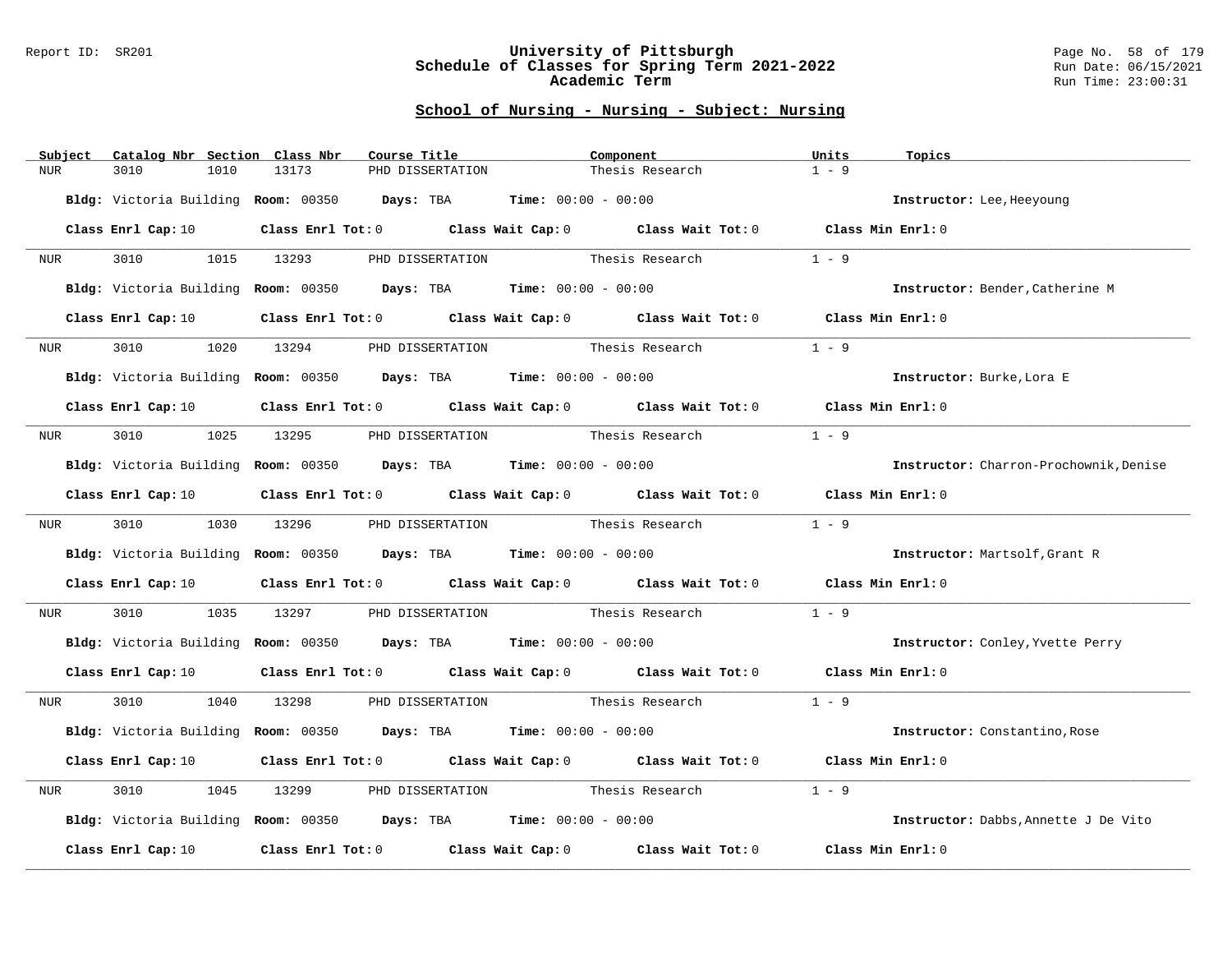## School of Nursing - Nursing - Subject: Nursing

| Subject | Catalog Nbr | Section | Class Nbr | Course Title | Component | Units | Topics |
|---|---|---|---|---|---|---|---|
| NUR | 3010 | 1010 | 13173 | PHD DISSERTATION | Thesis Research | 1 - 9 | |

**Bldg:** Victoria Building **Room:** 00350 **Days:** TBA **Time:** 00:00 - 00:00 **Instructor:** Lee,Heeyoung

**Class Enrl Cap:** 10 **Class Enrl Tot:** 0 **Class Wait Cap:** 0 **Class Wait Tot:** 0 **Class Min Enrl:** 0

| Subject | Catalog Nbr | Section | Class Nbr | Course Title | Component | Units | Topics |
|---|---|---|---|---|---|---|---|
| NUR | 3010 | 1015 | 13293 | PHD DISSERTATION | Thesis Research | 1 - 9 | |

**Bldg:** Victoria Building **Room:** 00350 **Days:** TBA **Time:** 00:00 - 00:00 **Instructor:** Bender,Catherine M

**Class Enrl Cap:** 10 **Class Enrl Tot:** 0 **Class Wait Cap:** 0 **Class Wait Tot:** 0 **Class Min Enrl:** 0

| Subject | Catalog Nbr | Section | Class Nbr | Course Title | Component | Units | Topics |
|---|---|---|---|---|---|---|---|
| NUR | 3010 | 1020 | 13294 | PHD DISSERTATION | Thesis Research | 1 - 9 | |

**Bldg:** Victoria Building **Room:** 00350 **Days:** TBA **Time:** 00:00 - 00:00 **Instructor:** Burke,Lora E

**Class Enrl Cap:** 10 **Class Enrl Tot:** 0 **Class Wait Cap:** 0 **Class Wait Tot:** 0 **Class Min Enrl:** 0

| Subject | Catalog Nbr | Section | Class Nbr | Course Title | Component | Units | Topics |
|---|---|---|---|---|---|---|---|
| NUR | 3010 | 1025 | 13295 | PHD DISSERTATION | Thesis Research | 1 - 9 | |

**Bldg:** Victoria Building **Room:** 00350 **Days:** TBA **Time:** 00:00 - 00:00 **Instructor:** Charron-Prochownik,Denise

**Class Enrl Cap:** 10 **Class Enrl Tot:** 0 **Class Wait Cap:** 0 **Class Wait Tot:** 0 **Class Min Enrl:** 0

| Subject | Catalog Nbr | Section | Class Nbr | Course Title | Component | Units | Topics |
|---|---|---|---|---|---|---|---|
| NUR | 3010 | 1030 | 13296 | PHD DISSERTATION | Thesis Research | 1 - 9 | |

**Bldg:** Victoria Building **Room:** 00350 **Days:** TBA **Time:** 00:00 - 00:00 **Instructor:** Martsolf,Grant R

**Class Enrl Cap:** 10 **Class Enrl Tot:** 0 **Class Wait Cap:** 0 **Class Wait Tot:** 0 **Class Min Enrl:** 0

| Subject | Catalog Nbr | Section | Class Nbr | Course Title | Component | Units | Topics |
|---|---|---|---|---|---|---|---|
| NUR | 3010 | 1035 | 13297 | PHD DISSERTATION | Thesis Research | 1 - 9 | |

**Bldg:** Victoria Building **Room:** 00350 **Days:** TBA **Time:** 00:00 - 00:00 **Instructor:** Conley,Yvette Perry

**Class Enrl Cap:** 10 **Class Enrl Tot:** 0 **Class Wait Cap:** 0 **Class Wait Tot:** 0 **Class Min Enrl:** 0

| Subject | Catalog Nbr | Section | Class Nbr | Course Title | Component | Units | Topics |
|---|---|---|---|---|---|---|---|
| NUR | 3010 | 1040 | 13298 | PHD DISSERTATION | Thesis Research | 1 - 9 | |

**Bldg:** Victoria Building **Room:** 00350 **Days:** TBA **Time:** 00:00 - 00:00 **Instructor:** Constantino,Rose

**Class Enrl Cap:** 10 **Class Enrl Tot:** 0 **Class Wait Cap:** 0 **Class Wait Tot:** 0 **Class Min Enrl:** 0

| Subject | Catalog Nbr | Section | Class Nbr | Course Title | Component | Units | Topics |
|---|---|---|---|---|---|---|---|
| NUR | 3010 | 1045 | 13299 | PHD DISSERTATION | Thesis Research | 1 - 9 | |

**Bldg:** Victoria Building **Room:** 00350 **Days:** TBA **Time:** 00:00 - 00:00 **Instructor:** Dabbs,Annette J De Vito

**Class Enrl Cap:** 10 **Class Enrl Tot:** 0 **Class Wait Cap:** 0 **Class Wait Tot:** 0 **Class Min Enrl:** 0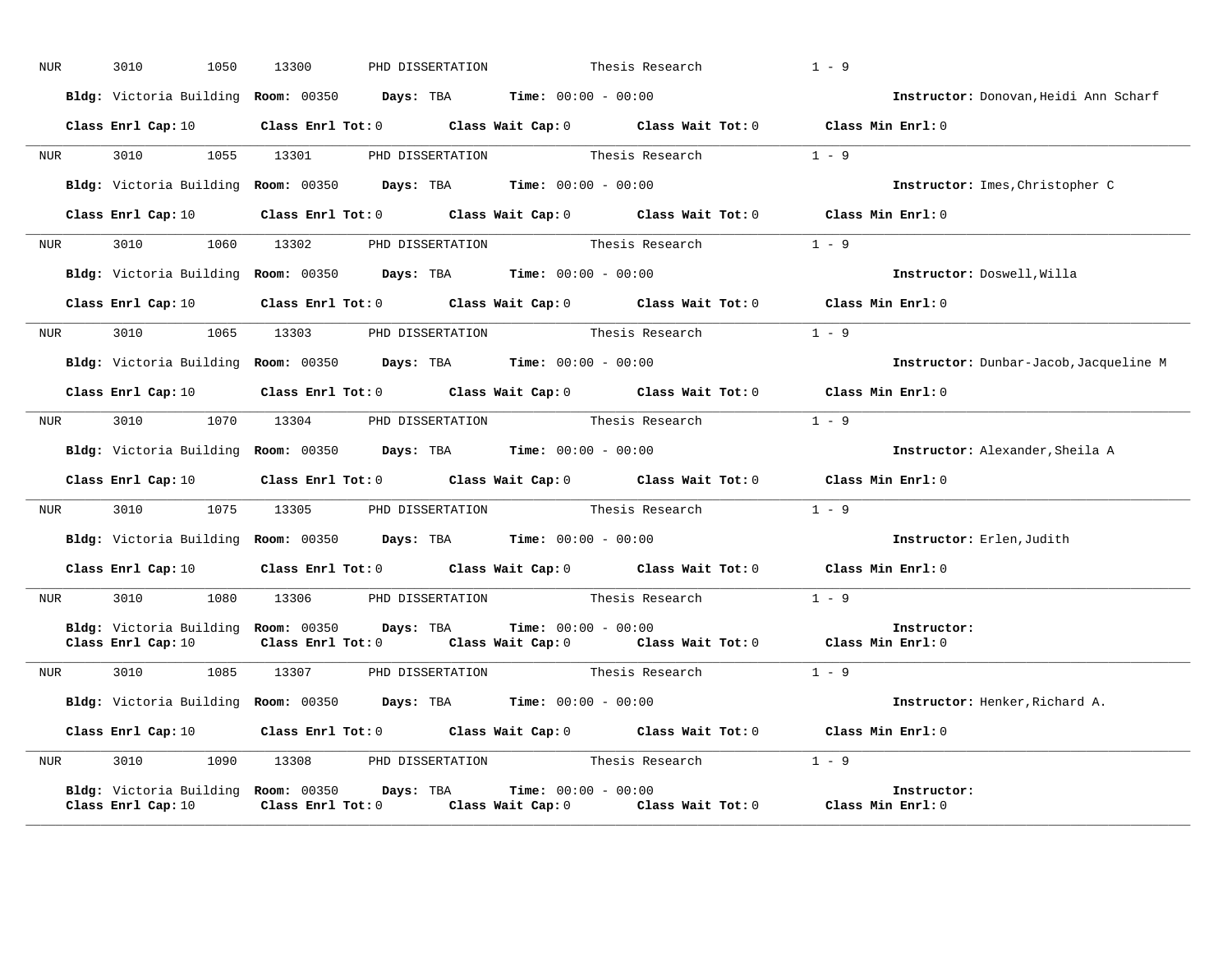NUR 3010 1050 13300 PHD DISSERTATION Thesis Research 1 - 9

**Bldg:** Victoria Building **Room:** 00350 **Days:** TBA **Time:** 00:00 - 00:00 **Instructor:** Donovan,Heidi Ann Scharf

**Class Enrl Cap:** 10 **Class Enrl Tot:** 0 **Class Wait Cap:** 0 **Class Wait Tot:** 0 **Class Min Enrl:** 0

---

NUR 3010 1055 13301 PHD DISSERTATION Thesis Research 1 - 9

**Bldg:** Victoria Building **Room:** 00350 **Days:** TBA **Time:** 00:00 - 00:00 **Instructor:** Imes,Christopher C

**Class Enrl Cap:** 10 **Class Enrl Tot:** 0 **Class Wait Cap:** 0 **Class Wait Tot:** 0 **Class Min Enrl:** 0

---

NUR 3010 1060 13302 PHD DISSERTATION Thesis Research 1 - 9

**Bldg:** Victoria Building **Room:** 00350 **Days:** TBA **Time:** 00:00 - 00:00 **Instructor:** Doswell,Willa

**Class Enrl Cap:** 10 **Class Enrl Tot:** 0 **Class Wait Cap:** 0 **Class Wait Tot:** 0 **Class Min Enrl:** 0

---

NUR 3010 1065 13303 PHD DISSERTATION Thesis Research 1 - 9

**Bldg:** Victoria Building **Room:** 00350 **Days:** TBA **Time:** 00:00 - 00:00 **Instructor:** Dunbar-Jacob,Jacqueline M

**Class Enrl Cap:** 10 **Class Enrl Tot:** 0 **Class Wait Cap:** 0 **Class Wait Tot:** 0 **Class Min Enrl:** 0

---

NUR 3010 1070 13304 PHD DISSERTATION Thesis Research 1 - 9

**Bldg:** Victoria Building **Room:** 00350 **Days:** TBA **Time:** 00:00 - 00:00 **Instructor:** Alexander,Sheila A

**Class Enrl Cap:** 10 **Class Enrl Tot:** 0 **Class Wait Cap:** 0 **Class Wait Tot:** 0 **Class Min Enrl:** 0

---

NUR 3010 1075 13305 PHD DISSERTATION Thesis Research 1 - 9

**Bldg:** Victoria Building **Room:** 00350 **Days:** TBA **Time:** 00:00 - 00:00 **Instructor:** Erlen,Judith

**Class Enrl Cap:** 10 **Class Enrl Tot:** 0 **Class Wait Cap:** 0 **Class Wait Tot:** 0 **Class Min Enrl:** 0

---

NUR 3010 1080 13306 PHD DISSERTATION Thesis Research 1 - 9

**Bldg:** Victoria Building **Room:** 00350 **Days:** TBA **Time:** 00:00 - 00:00 **Instructor:**
**Class Enrl Cap:** 10 **Class Enrl Tot:** 0 **Class Wait Cap:** 0 **Class Wait Tot:** 0 **Class Min Enrl:** 0

---

NUR 3010 1085 13307 PHD DISSERTATION Thesis Research 1 - 9

**Bldg:** Victoria Building **Room:** 00350 **Days:** TBA **Time:** 00:00 - 00:00 **Instructor:** Henker,Richard A.

**Class Enrl Cap:** 10 **Class Enrl Tot:** 0 **Class Wait Cap:** 0 **Class Wait Tot:** 0 **Class Min Enrl:** 0

---

NUR 3010 1090 13308 PHD DISSERTATION Thesis Research 1 - 9

**Bldg:** Victoria Building **Room:** 00350 **Days:** TBA **Time:** 00:00 - 00:00 **Instructor:**
**Class Enrl Cap:** 10 **Class Enrl Tot:** 0 **Class Wait Cap:** 0 **Class Wait Tot:** 0 **Class Min Enrl:** 0

---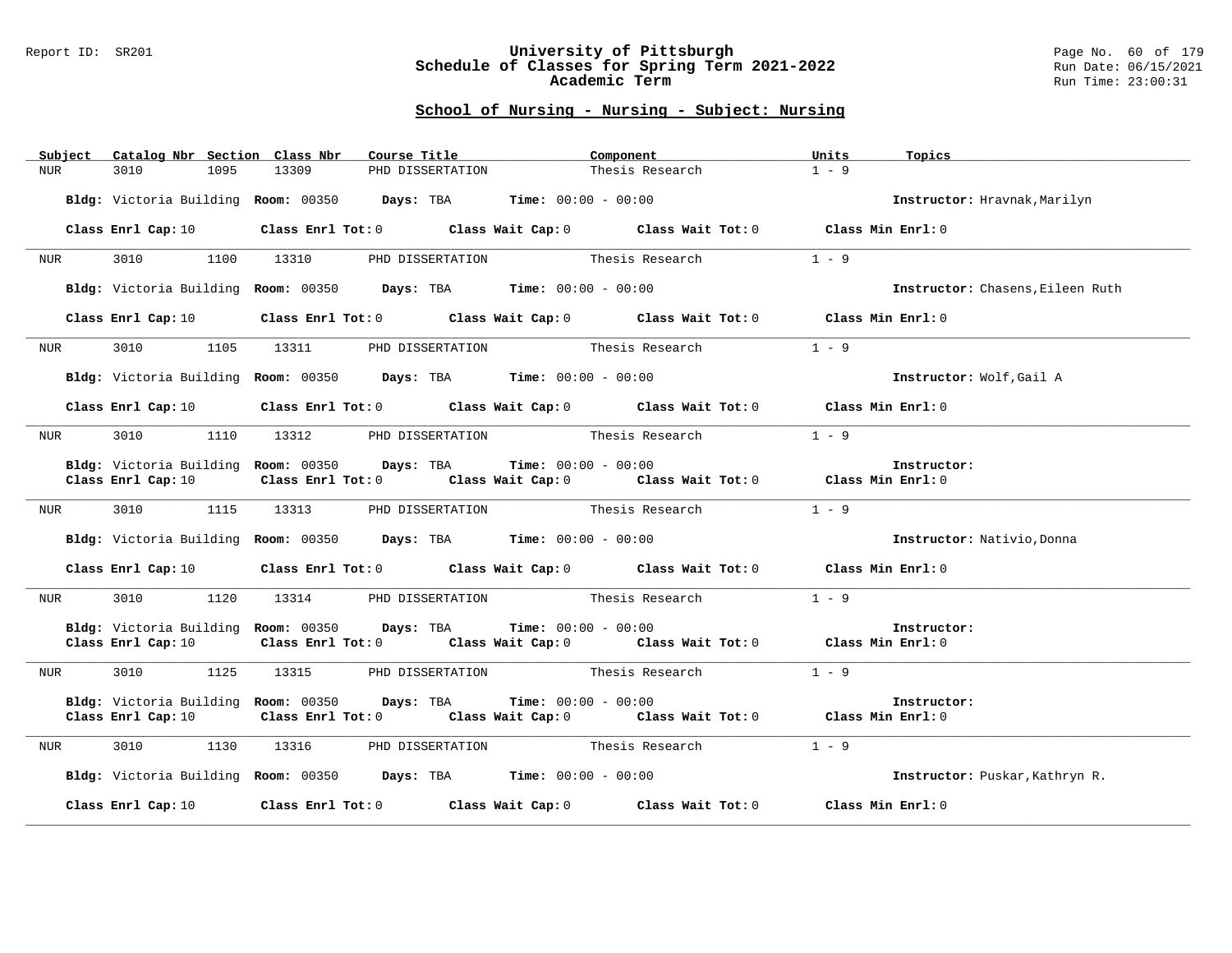## School of Nursing - Nursing - Subject: Nursing

| Subject | Catalog Nbr | Section | Class Nbr | Course Title | Component | Units | Topics |
|---|---|---|---|---|---|---|---|
| NUR | 3010 | 1095 | 13309 | PHD DISSERTATION | Thesis Research | 1 - 9 | |

**Bldg:** Victoria Building **Room:** 00350 **Days:** TBA **Time:** 00:00 - 00:00 **Instructor:** Hravnak,Marilyn

**Class Enrl Cap:** 10 **Class Enrl Tot:** 0 **Class Wait Cap:** 0 **Class Wait Tot:** 0 **Class Min Enrl:** 0

| Subject | Catalog Nbr | Section | Class Nbr | Course Title | Component | Units | Topics |
|---|---|---|---|---|---|---|---|
| NUR | 3010 | 1100 | 13310 | PHD DISSERTATION | Thesis Research | 1 - 9 | |

**Bldg:** Victoria Building **Room:** 00350 **Days:** TBA **Time:** 00:00 - 00:00 **Instructor:** Chasens,Eileen Ruth

**Class Enrl Cap:** 10 **Class Enrl Tot:** 0 **Class Wait Cap:** 0 **Class Wait Tot:** 0 **Class Min Enrl:** 0

| Subject | Catalog Nbr | Section | Class Nbr | Course Title | Component | Units | Topics |
|---|---|---|---|---|---|---|---|
| NUR | 3010 | 1105 | 13311 | PHD DISSERTATION | Thesis Research | 1 - 9 | |

**Bldg:** Victoria Building **Room:** 00350 **Days:** TBA **Time:** 00:00 - 00:00 **Instructor:** Wolf,Gail A

**Class Enrl Cap:** 10 **Class Enrl Tot:** 0 **Class Wait Cap:** 0 **Class Wait Tot:** 0 **Class Min Enrl:** 0

| Subject | Catalog Nbr | Section | Class Nbr | Course Title | Component | Units | Topics |
|---|---|---|---|---|---|---|---|
| NUR | 3010 | 1110 | 13312 | PHD DISSERTATION | Thesis Research | 1 - 9 | |

**Bldg:** Victoria Building **Room:** 00350 **Days:** TBA **Time:** 00:00 - 00:00 **Instructor:**
**Class Enrl Cap:** 10 **Class Enrl Tot:** 0 **Class Wait Cap:** 0 **Class Wait Tot:** 0 **Class Min Enrl:** 0

| Subject | Catalog Nbr | Section | Class Nbr | Course Title | Component | Units | Topics |
|---|---|---|---|---|---|---|---|
| NUR | 3010 | 1115 | 13313 | PHD DISSERTATION | Thesis Research | 1 - 9 | |

**Bldg:** Victoria Building **Room:** 00350 **Days:** TBA **Time:** 00:00 - 00:00 **Instructor:** Nativio,Donna

**Class Enrl Cap:** 10 **Class Enrl Tot:** 0 **Class Wait Cap:** 0 **Class Wait Tot:** 0 **Class Min Enrl:** 0

| Subject | Catalog Nbr | Section | Class Nbr | Course Title | Component | Units | Topics |
|---|---|---|---|---|---|---|---|
| NUR | 3010 | 1120 | 13314 | PHD DISSERTATION | Thesis Research | 1 - 9 | |

**Bldg:** Victoria Building **Room:** 00350 **Days:** TBA **Time:** 00:00 - 00:00 **Instructor:**
**Class Enrl Cap:** 10 **Class Enrl Tot:** 0 **Class Wait Cap:** 0 **Class Wait Tot:** 0 **Class Min Enrl:** 0

| Subject | Catalog Nbr | Section | Class Nbr | Course Title | Component | Units | Topics |
|---|---|---|---|---|---|---|---|
| NUR | 3010 | 1125 | 13315 | PHD DISSERTATION | Thesis Research | 1 - 9 | |

**Bldg:** Victoria Building **Room:** 00350 **Days:** TBA **Time:** 00:00 - 00:00 **Instructor:**
**Class Enrl Cap:** 10 **Class Enrl Tot:** 0 **Class Wait Cap:** 0 **Class Wait Tot:** 0 **Class Min Enrl:** 0

| Subject | Catalog Nbr | Section | Class Nbr | Course Title | Component | Units | Topics |
|---|---|---|---|---|---|---|---|
| NUR | 3010 | 1130 | 13316 | PHD DISSERTATION | Thesis Research | 1 - 9 | |

**Bldg:** Victoria Building **Room:** 00350 **Days:** TBA **Time:** 00:00 - 00:00 **Instructor:** Puskar,Kathryn R.

**Class Enrl Cap:** 10 **Class Enrl Tot:** 0 **Class Wait Cap:** 0 **Class Wait Tot:** 0 **Class Min Enrl:** 0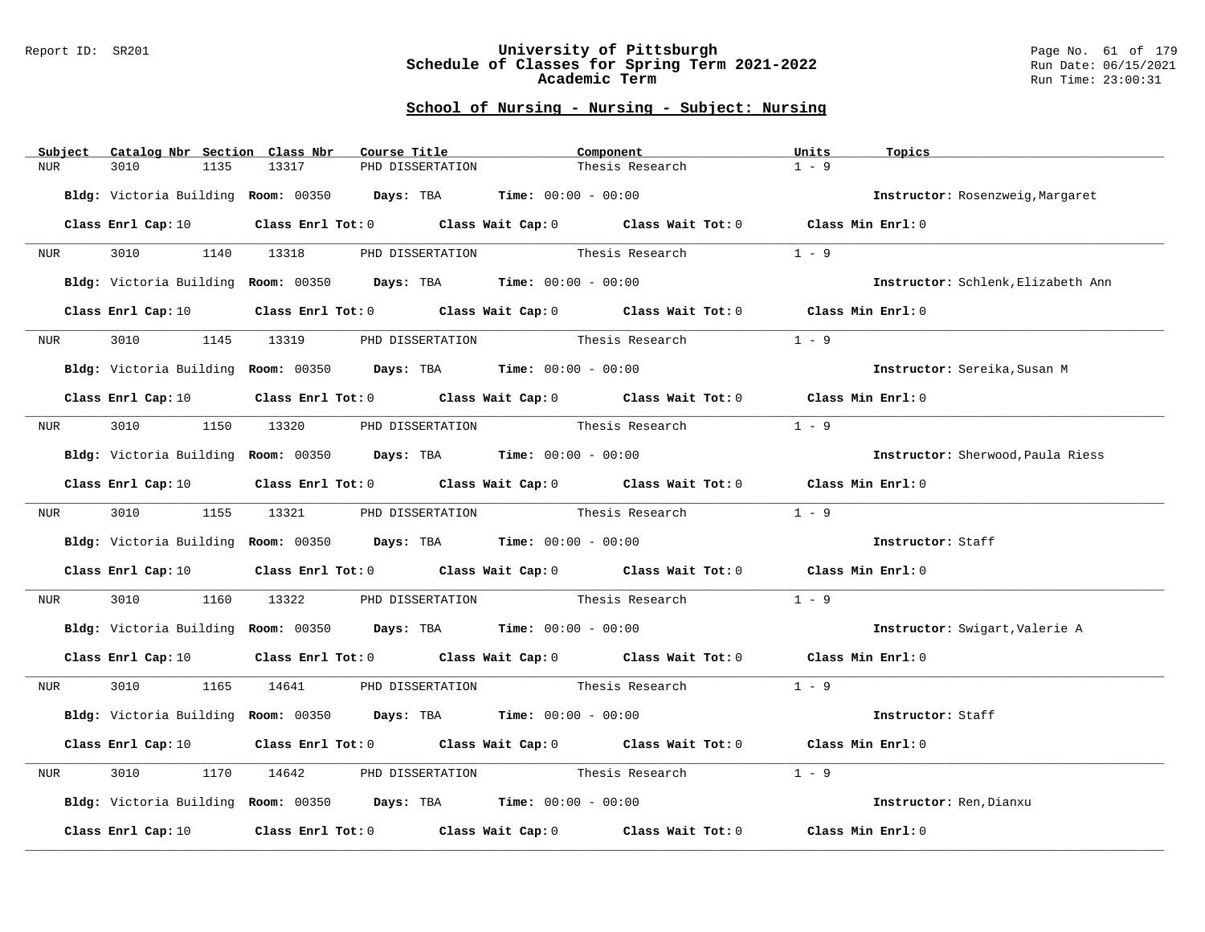## School of Nursing - Nursing - Subject: Nursing

| Subject | Catalog Nbr | Section | Class Nbr | Course Title | Component | Units | Topics |
|---|---|---|---|---|---|---|---|
| NUR | 3010 | 1135 | 13317 | PHD DISSERTATION | Thesis Research | 1 - 9 | |

**Bldg:** Victoria Building **Room:** 00350 **Days:** TBA **Time:** 00:00 - 00:00 **Instructor:** Rosenzweig,Margaret

**Class Enrl Cap:** 10 **Class Enrl Tot:** 0 **Class Wait Cap:** 0 **Class Wait Tot:** 0 **Class Min Enrl:** 0

| Subject | Catalog Nbr | Section | Class Nbr | Course Title | Component | Units | Topics |
|---|---|---|---|---|---|---|---|
| NUR | 3010 | 1140 | 13318 | PHD DISSERTATION | Thesis Research | 1 - 9 | |

**Bldg:** Victoria Building **Room:** 00350 **Days:** TBA **Time:** 00:00 - 00:00 **Instructor:** Schlenk,Elizabeth Ann

**Class Enrl Cap:** 10 **Class Enrl Tot:** 0 **Class Wait Cap:** 0 **Class Wait Tot:** 0 **Class Min Enrl:** 0

| Subject | Catalog Nbr | Section | Class Nbr | Course Title | Component | Units | Topics |
|---|---|---|---|---|---|---|---|
| NUR | 3010 | 1145 | 13319 | PHD DISSERTATION | Thesis Research | 1 - 9 | |

**Bldg:** Victoria Building **Room:** 00350 **Days:** TBA **Time:** 00:00 - 00:00 **Instructor:** Sereika,Susan M

**Class Enrl Cap:** 10 **Class Enrl Tot:** 0 **Class Wait Cap:** 0 **Class Wait Tot:** 0 **Class Min Enrl:** 0

| Subject | Catalog Nbr | Section | Class Nbr | Course Title | Component | Units | Topics |
|---|---|---|---|---|---|---|---|
| NUR | 3010 | 1150 | 13320 | PHD DISSERTATION | Thesis Research | 1 - 9 | |

**Bldg:** Victoria Building **Room:** 00350 **Days:** TBA **Time:** 00:00 - 00:00 **Instructor:** Sherwood,Paula Riess

**Class Enrl Cap:** 10 **Class Enrl Tot:** 0 **Class Wait Cap:** 0 **Class Wait Tot:** 0 **Class Min Enrl:** 0

| Subject | Catalog Nbr | Section | Class Nbr | Course Title | Component | Units | Topics |
|---|---|---|---|---|---|---|---|
| NUR | 3010 | 1155 | 13321 | PHD DISSERTATION | Thesis Research | 1 - 9 | |

**Bldg:** Victoria Building **Room:** 00350 **Days:** TBA **Time:** 00:00 - 00:00 **Instructor:** Staff

**Class Enrl Cap:** 10 **Class Enrl Tot:** 0 **Class Wait Cap:** 0 **Class Wait Tot:** 0 **Class Min Enrl:** 0

| Subject | Catalog Nbr | Section | Class Nbr | Course Title | Component | Units | Topics |
|---|---|---|---|---|---|---|---|
| NUR | 3010 | 1160 | 13322 | PHD DISSERTATION | Thesis Research | 1 - 9 | |

**Bldg:** Victoria Building **Room:** 00350 **Days:** TBA **Time:** 00:00 - 00:00 **Instructor:** Swigart,Valerie A

**Class Enrl Cap:** 10 **Class Enrl Tot:** 0 **Class Wait Cap:** 0 **Class Wait Tot:** 0 **Class Min Enrl:** 0

| Subject | Catalog Nbr | Section | Class Nbr | Course Title | Component | Units | Topics |
|---|---|---|---|---|---|---|---|
| NUR | 3010 | 1165 | 14641 | PHD DISSERTATION | Thesis Research | 1 - 9 | |

**Bldg:** Victoria Building **Room:** 00350 **Days:** TBA **Time:** 00:00 - 00:00 **Instructor:** Staff

**Class Enrl Cap:** 10 **Class Enrl Tot:** 0 **Class Wait Cap:** 0 **Class Wait Tot:** 0 **Class Min Enrl:** 0

| Subject | Catalog Nbr | Section | Class Nbr | Course Title | Component | Units | Topics |
|---|---|---|---|---|---|---|---|
| NUR | 3010 | 1170 | 14642 | PHD DISSERTATION | Thesis Research | 1 - 9 | |

**Bldg:** Victoria Building **Room:** 00350 **Days:** TBA **Time:** 00:00 - 00:00 **Instructor:** Ren,Dianxu

**Class Enrl Cap:** 10 **Class Enrl Tot:** 0 **Class Wait Cap:** 0 **Class Wait Tot:** 0 **Class Min Enrl:** 0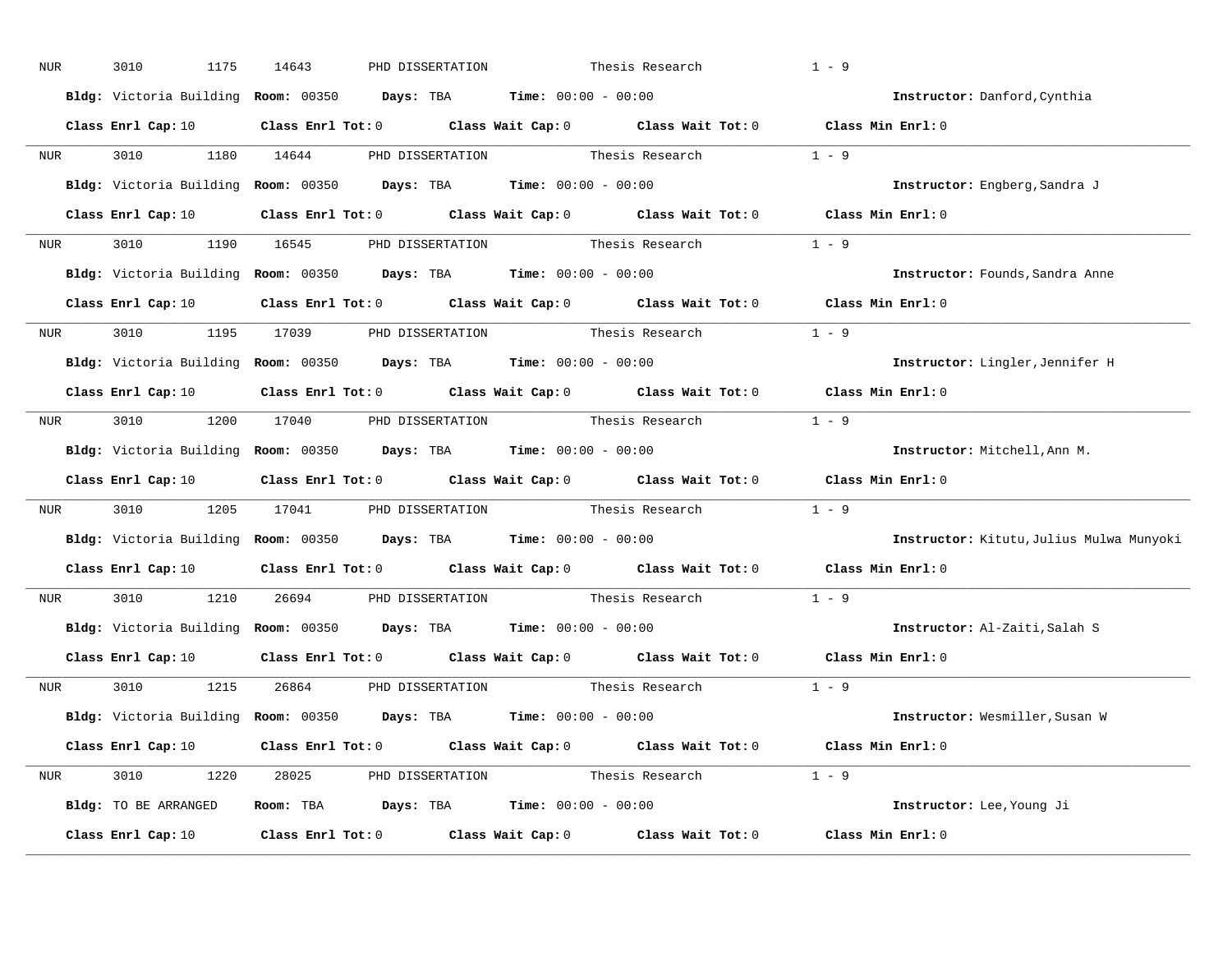NUR 3010 1175 14643 PHD DISSERTATION Thesis Research 1 - 9

**Bldg:** Victoria Building **Room:** 00350 **Days:** TBA **Time:** 00:00 - 00:00 **Instructor:** Danford,Cynthia

**Class Enrl Cap:** 10 **Class Enrl Tot:** 0 **Class Wait Cap:** 0 **Class Wait Tot:** 0 **Class Min Enrl:** 0

---

NUR 3010 1180 14644 PHD DISSERTATION Thesis Research 1 - 9

**Bldg:** Victoria Building **Room:** 00350 **Days:** TBA **Time:** 00:00 - 00:00 **Instructor:** Engberg,Sandra J

**Class Enrl Cap:** 10 **Class Enrl Tot:** 0 **Class Wait Cap:** 0 **Class Wait Tot:** 0 **Class Min Enrl:** 0

---

NUR 3010 1190 16545 PHD DISSERTATION Thesis Research 1 - 9

**Bldg:** Victoria Building **Room:** 00350 **Days:** TBA **Time:** 00:00 - 00:00 **Instructor:** Founds,Sandra Anne

**Class Enrl Cap:** 10 **Class Enrl Tot:** 0 **Class Wait Cap:** 0 **Class Wait Tot:** 0 **Class Min Enrl:** 0

---

NUR 3010 1195 17039 PHD DISSERTATION Thesis Research 1 - 9

**Bldg:** Victoria Building **Room:** 00350 **Days:** TBA **Time:** 00:00 - 00:00 **Instructor:** Lingler,Jennifer H

**Class Enrl Cap:** 10 **Class Enrl Tot:** 0 **Class Wait Cap:** 0 **Class Wait Tot:** 0 **Class Min Enrl:** 0

---

NUR 3010 1200 17040 PHD DISSERTATION Thesis Research 1 - 9

**Bldg:** Victoria Building **Room:** 00350 **Days:** TBA **Time:** 00:00 - 00:00 **Instructor:** Mitchell,Ann M.

**Class Enrl Cap:** 10 **Class Enrl Tot:** 0 **Class Wait Cap:** 0 **Class Wait Tot:** 0 **Class Min Enrl:** 0

---

NUR 3010 1205 17041 PHD DISSERTATION Thesis Research 1 - 9

**Bldg:** Victoria Building **Room:** 00350 **Days:** TBA **Time:** 00:00 - 00:00 **Instructor:** Kitutu,Julius Mulwa Munyoki

**Class Enrl Cap:** 10 **Class Enrl Tot:** 0 **Class Wait Cap:** 0 **Class Wait Tot:** 0 **Class Min Enrl:** 0

---

NUR 3010 1210 26694 PHD DISSERTATION Thesis Research 1 - 9

**Bldg:** Victoria Building **Room:** 00350 **Days:** TBA **Time:** 00:00 - 00:00 **Instructor:** Al-Zaiti,Salah S

**Class Enrl Cap:** 10 **Class Enrl Tot:** 0 **Class Wait Cap:** 0 **Class Wait Tot:** 0 **Class Min Enrl:** 0

---

NUR 3010 1215 26864 PHD DISSERTATION Thesis Research 1 - 9

**Bldg:** Victoria Building **Room:** 00350 **Days:** TBA **Time:** 00:00 - 00:00 **Instructor:** Wesmiller,Susan W

**Class Enrl Cap:** 10 **Class Enrl Tot:** 0 **Class Wait Cap:** 0 **Class Wait Tot:** 0 **Class Min Enrl:** 0

---

NUR 3010 1220 28025 PHD DISSERTATION Thesis Research 1 - 9

**Bldg:** TO BE ARRANGED **Room:** TBA **Days:** TBA **Time:** 00:00 - 00:00 **Instructor:** Lee,Young Ji

**Class Enrl Cap:** 10 **Class Enrl Tot:** 0 **Class Wait Cap:** 0 **Class Wait Tot:** 0 **Class Min Enrl:** 0

---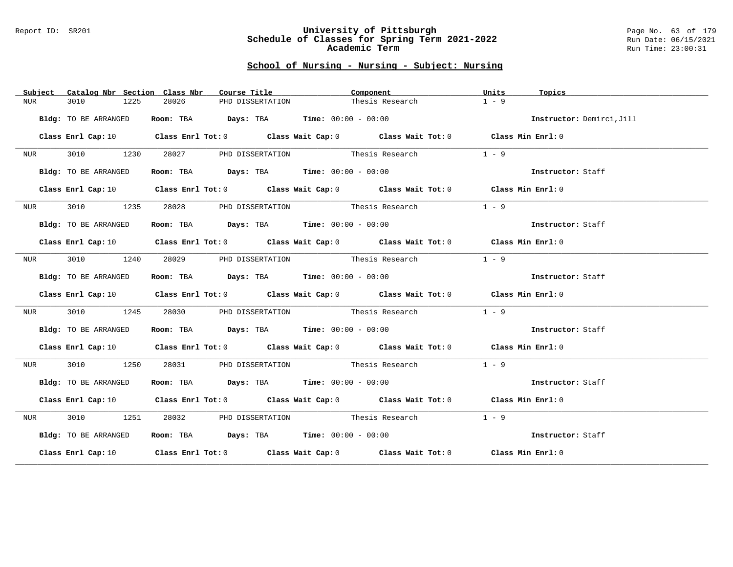## School of Nursing - Nursing - Subject: Nursing

| Subject | Catalog Nbr | Section | Class Nbr | Course Title | Component | Units | Topics |
|---|---|---|---|---|---|---|---|
| NUR | 3010 | 1225 | 28026 | PHD DISSERTATION | Thesis Research | 1 - 9 | |

**Bldg:** TO BE ARRANGED **Room:** TBA **Days:** TBA **Time:** 00:00 - 00:00 **Instructor:** Demirci,Jill

**Class Enrl Cap:** 10 **Class Enrl Tot:** 0 **Class Wait Cap:** 0 **Class Wait Tot:** 0 **Class Min Enrl:** 0

---

| Subject | Catalog Nbr | Section | Class Nbr | Course Title | Component | Units | Topics |
|---|---|---|---|---|---|---|---|
| NUR | 3010 | 1230 | 28027 | PHD DISSERTATION | Thesis Research | 1 - 9 | |

**Bldg:** TO BE ARRANGED **Room:** TBA **Days:** TBA **Time:** 00:00 - 00:00 **Instructor:** Staff

**Class Enrl Cap:** 10 **Class Enrl Tot:** 0 **Class Wait Cap:** 0 **Class Wait Tot:** 0 **Class Min Enrl:** 0

---

| Subject | Catalog Nbr | Section | Class Nbr | Course Title | Component | Units | Topics |
|---|---|---|---|---|---|---|---|
| NUR | 3010 | 1235 | 28028 | PHD DISSERTATION | Thesis Research | 1 - 9 | |

**Bldg:** TO BE ARRANGED **Room:** TBA **Days:** TBA **Time:** 00:00 - 00:00 **Instructor:** Staff

**Class Enrl Cap:** 10 **Class Enrl Tot:** 0 **Class Wait Cap:** 0 **Class Wait Tot:** 0 **Class Min Enrl:** 0

---

| Subject | Catalog Nbr | Section | Class Nbr | Course Title | Component | Units | Topics |
|---|---|---|---|---|---|---|---|
| NUR | 3010 | 1240 | 28029 | PHD DISSERTATION | Thesis Research | 1 - 9 | |

**Bldg:** TO BE ARRANGED **Room:** TBA **Days:** TBA **Time:** 00:00 - 00:00 **Instructor:** Staff

**Class Enrl Cap:** 10 **Class Enrl Tot:** 0 **Class Wait Cap:** 0 **Class Wait Tot:** 0 **Class Min Enrl:** 0

---

| Subject | Catalog Nbr | Section | Class Nbr | Course Title | Component | Units | Topics |
|---|---|---|---|---|---|---|---|
| NUR | 3010 | 1245 | 28030 | PHD DISSERTATION | Thesis Research | 1 - 9 | |

**Bldg:** TO BE ARRANGED **Room:** TBA **Days:** TBA **Time:** 00:00 - 00:00 **Instructor:** Staff

**Class Enrl Cap:** 10 **Class Enrl Tot:** 0 **Class Wait Cap:** 0 **Class Wait Tot:** 0 **Class Min Enrl:** 0

---

| Subject | Catalog Nbr | Section | Class Nbr | Course Title | Component | Units | Topics |
|---|---|---|---|---|---|---|---|
| NUR | 3010 | 1250 | 28031 | PHD DISSERTATION | Thesis Research | 1 - 9 | |

**Bldg:** TO BE ARRANGED **Room:** TBA **Days:** TBA **Time:** 00:00 - 00:00 **Instructor:** Staff

**Class Enrl Cap:** 10 **Class Enrl Tot:** 0 **Class Wait Cap:** 0 **Class Wait Tot:** 0 **Class Min Enrl:** 0

---

| Subject | Catalog Nbr | Section | Class Nbr | Course Title | Component | Units | Topics |
|---|---|---|---|---|---|---|---|
| NUR | 3010 | 1251 | 28032 | PHD DISSERTATION | Thesis Research | 1 - 9 | |

**Bldg:** TO BE ARRANGED **Room:** TBA **Days:** TBA **Time:** 00:00 - 00:00 **Instructor:** Staff

**Class Enrl Cap:** 10 **Class Enrl Tot:** 0 **Class Wait Cap:** 0 **Class Wait Tot:** 0 **Class Min Enrl:** 0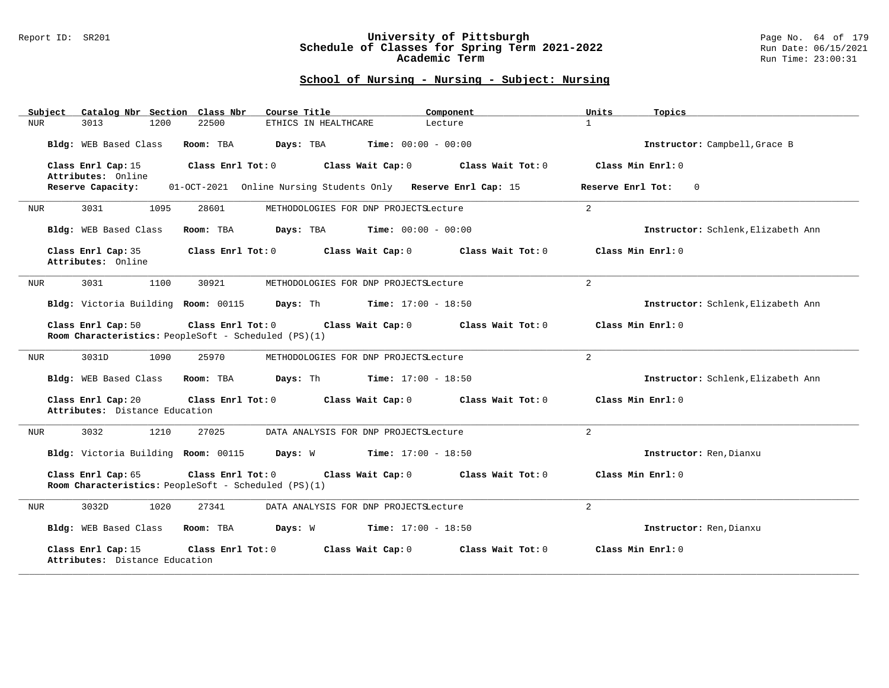## School of Nursing - Nursing - Subject: Nursing

| Subject | Catalog Nbr | Section | Class Nbr | Course Title | Component | Units | Topics |
|---|---|---|---|---|---|---|---|
| NUR | 3013 | 1200 | 22500 | ETHICS IN HEALTHCARE | Lecture | 1 | |

**Bldg:** WEB Based Class **Room:** TBA **Days:** TBA **Time:** 00:00 - 00:00 **Instructor:** Campbell,Grace B

**Class Enrl Cap:** 15 **Class Enrl Tot:** 0 **Class Wait Cap:** 0 **Class Wait Tot:** 0 **Class Min Enrl:** 0
**Attributes:** Online
**Reserve Capacity:** 01-OCT-2021 Online Nursing Students Only **Reserve Enrl Cap:** 15 **Reserve Enrl Tot:** 0

---

| Subject | Catalog Nbr | Section | Class Nbr | Course Title | Component | Units | Topics |
|---|---|---|---|---|---|---|---|
| NUR | 3031 | 1095 | 28601 | METHODOLOGIES FOR DNP PROJECTS | Lecture | 2 | |

**Bldg:** WEB Based Class **Room:** TBA **Days:** TBA **Time:** 00:00 - 00:00 **Instructor:** Schlenk,Elizabeth Ann

**Class Enrl Cap:** 35 **Class Enrl Tot:** 0 **Class Wait Cap:** 0 **Class Wait Tot:** 0 **Class Min Enrl:** 0
**Attributes:** Online

---

| Subject | Catalog Nbr | Section | Class Nbr | Course Title | Component | Units | Topics |
|---|---|---|---|---|---|---|---|
| NUR | 3031 | 1100 | 30921 | METHODOLOGIES FOR DNP PROJECTS | Lecture | 2 | |

**Bldg:** Victoria Building **Room:** 00115 **Days:** Th **Time:** 17:00 - 18:50 **Instructor:** Schlenk,Elizabeth Ann

**Class Enrl Cap:** 50 **Class Enrl Tot:** 0 **Class Wait Cap:** 0 **Class Wait Tot:** 0 **Class Min Enrl:** 0
**Room Characteristics:** PeopleSoft - Scheduled (PS)(1)

---

| Subject | Catalog Nbr | Section | Class Nbr | Course Title | Component | Units | Topics |
|---|---|---|---|---|---|---|---|
| NUR | 3031D | 1090 | 25970 | METHODOLOGIES FOR DNP PROJECTS | Lecture | 2 | |

**Bldg:** WEB Based Class **Room:** TBA **Days:** Th **Time:** 17:00 - 18:50 **Instructor:** Schlenk,Elizabeth Ann

**Class Enrl Cap:** 20 **Class Enrl Tot:** 0 **Class Wait Cap:** 0 **Class Wait Tot:** 0 **Class Min Enrl:** 0
**Attributes:** Distance Education

---

| Subject | Catalog Nbr | Section | Class Nbr | Course Title | Component | Units | Topics |
|---|---|---|---|---|---|---|---|
| NUR | 3032 | 1210 | 27025 | DATA ANALYSIS FOR DNP PROJECTS | Lecture | 2 | |

**Bldg:** Victoria Building **Room:** 00115 **Days:** W **Time:** 17:00 - 18:50 **Instructor:** Ren,Dianxu

**Class Enrl Cap:** 65 **Class Enrl Tot:** 0 **Class Wait Cap:** 0 **Class Wait Tot:** 0 **Class Min Enrl:** 0
**Room Characteristics:** PeopleSoft - Scheduled (PS)(1)

---

| Subject | Catalog Nbr | Section | Class Nbr | Course Title | Component | Units | Topics |
|---|---|---|---|---|---|---|---|
| NUR | 3032D | 1020 | 27341 | DATA ANALYSIS FOR DNP PROJECTS | Lecture | 2 | |

**Bldg:** WEB Based Class **Room:** TBA **Days:** W **Time:** 17:00 - 18:50 **Instructor:** Ren,Dianxu

**Class Enrl Cap:** 15 **Class Enrl Tot:** 0 **Class Wait Cap:** 0 **Class Wait Tot:** 0 **Class Min Enrl:** 0
**Attributes:** Distance Education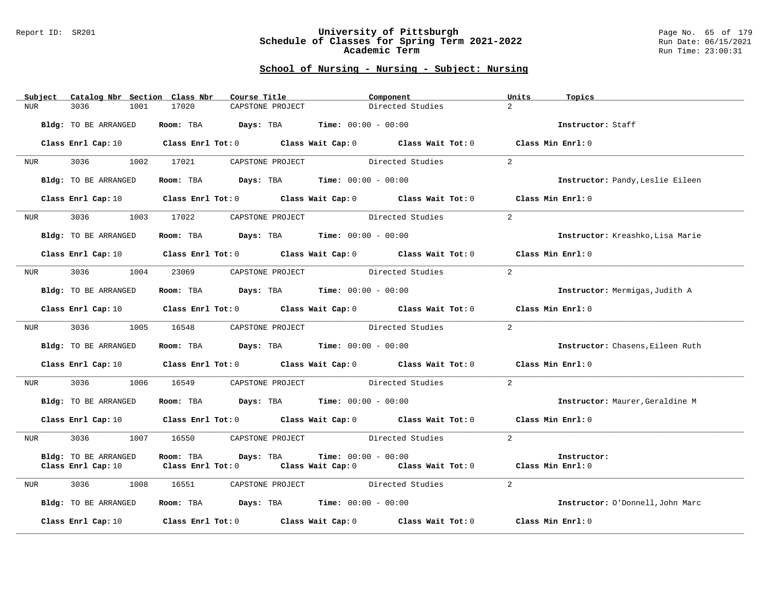## School of Nursing - Nursing - Subject: Nursing

| Subject | Catalog Nbr | Section | Class Nbr | Course Title | Component | Units | Topics |
|---|---|---|---|---|---|---|---|
| NUR | 3036 | 1001 | 17020 | CAPSTONE PROJECT | Directed Studies | 2 | |

**Bldg:** TO BE ARRANGED **Room:** TBA **Days:** TBA **Time:** 00:00 - 00:00 **Instructor:** Staff

**Class Enrl Cap:** 10 **Class Enrl Tot:** 0 **Class Wait Cap:** 0 **Class Wait Tot:** 0 **Class Min Enrl:** 0

| Subject | Catalog Nbr | Section | Class Nbr | Course Title | Component | Units | Topics |
|---|---|---|---|---|---|---|---|
| NUR | 3036 | 1002 | 17021 | CAPSTONE PROJECT | Directed Studies | 2 | |

**Bldg:** TO BE ARRANGED **Room:** TBA **Days:** TBA **Time:** 00:00 - 00:00 **Instructor:** Pandy,Leslie Eileen

**Class Enrl Cap:** 10 **Class Enrl Tot:** 0 **Class Wait Cap:** 0 **Class Wait Tot:** 0 **Class Min Enrl:** 0

| Subject | Catalog Nbr | Section | Class Nbr | Course Title | Component | Units | Topics |
|---|---|---|---|---|---|---|---|
| NUR | 3036 | 1003 | 17022 | CAPSTONE PROJECT | Directed Studies | 2 | |

**Bldg:** TO BE ARRANGED **Room:** TBA **Days:** TBA **Time:** 00:00 - 00:00 **Instructor:** Kreashko,Lisa Marie

**Class Enrl Cap:** 10 **Class Enrl Tot:** 0 **Class Wait Cap:** 0 **Class Wait Tot:** 0 **Class Min Enrl:** 0

| Subject | Catalog Nbr | Section | Class Nbr | Course Title | Component | Units | Topics |
|---|---|---|---|---|---|---|---|
| NUR | 3036 | 1004 | 23069 | CAPSTONE PROJECT | Directed Studies | 2 | |

**Bldg:** TO BE ARRANGED **Room:** TBA **Days:** TBA **Time:** 00:00 - 00:00 **Instructor:** Mermigas,Judith A

**Class Enrl Cap:** 10 **Class Enrl Tot:** 0 **Class Wait Cap:** 0 **Class Wait Tot:** 0 **Class Min Enrl:** 0

| Subject | Catalog Nbr | Section | Class Nbr | Course Title | Component | Units | Topics |
|---|---|---|---|---|---|---|---|
| NUR | 3036 | 1005 | 16548 | CAPSTONE PROJECT | Directed Studies | 2 | |

**Bldg:** TO BE ARRANGED **Room:** TBA **Days:** TBA **Time:** 00:00 - 00:00 **Instructor:** Chasens,Eileen Ruth

**Class Enrl Cap:** 10 **Class Enrl Tot:** 0 **Class Wait Cap:** 0 **Class Wait Tot:** 0 **Class Min Enrl:** 0

| Subject | Catalog Nbr | Section | Class Nbr | Course Title | Component | Units | Topics |
|---|---|---|---|---|---|---|---|
| NUR | 3036 | 1006 | 16549 | CAPSTONE PROJECT | Directed Studies | 2 | |

**Bldg:** TO BE ARRANGED **Room:** TBA **Days:** TBA **Time:** 00:00 - 00:00 **Instructor:** Maurer,Geraldine M

**Class Enrl Cap:** 10 **Class Enrl Tot:** 0 **Class Wait Cap:** 0 **Class Wait Tot:** 0 **Class Min Enrl:** 0

| Subject | Catalog Nbr | Section | Class Nbr | Course Title | Component | Units | Topics |
|---|---|---|---|---|---|---|---|
| NUR | 3036 | 1007 | 16550 | CAPSTONE PROJECT | Directed Studies | 2 | |

**Bldg:** TO BE ARRANGED **Room:** TBA **Days:** TBA **Time:** 00:00 - 00:00 **Instructor:**

**Class Enrl Cap:** 10 **Class Enrl Tot:** 0 **Class Wait Cap:** 0 **Class Wait Tot:** 0 **Class Min Enrl:** 0

| Subject | Catalog Nbr | Section | Class Nbr | Course Title | Component | Units | Topics |
|---|---|---|---|---|---|---|---|
| NUR | 3036 | 1008 | 16551 | CAPSTONE PROJECT | Directed Studies | 2 | |

**Bldg:** TO BE ARRANGED **Room:** TBA **Days:** TBA **Time:** 00:00 - 00:00 **Instructor:** O'Donnell,John Marc

**Class Enrl Cap:** 10 **Class Enrl Tot:** 0 **Class Wait Cap:** 0 **Class Wait Tot:** 0 **Class Min Enrl:** 0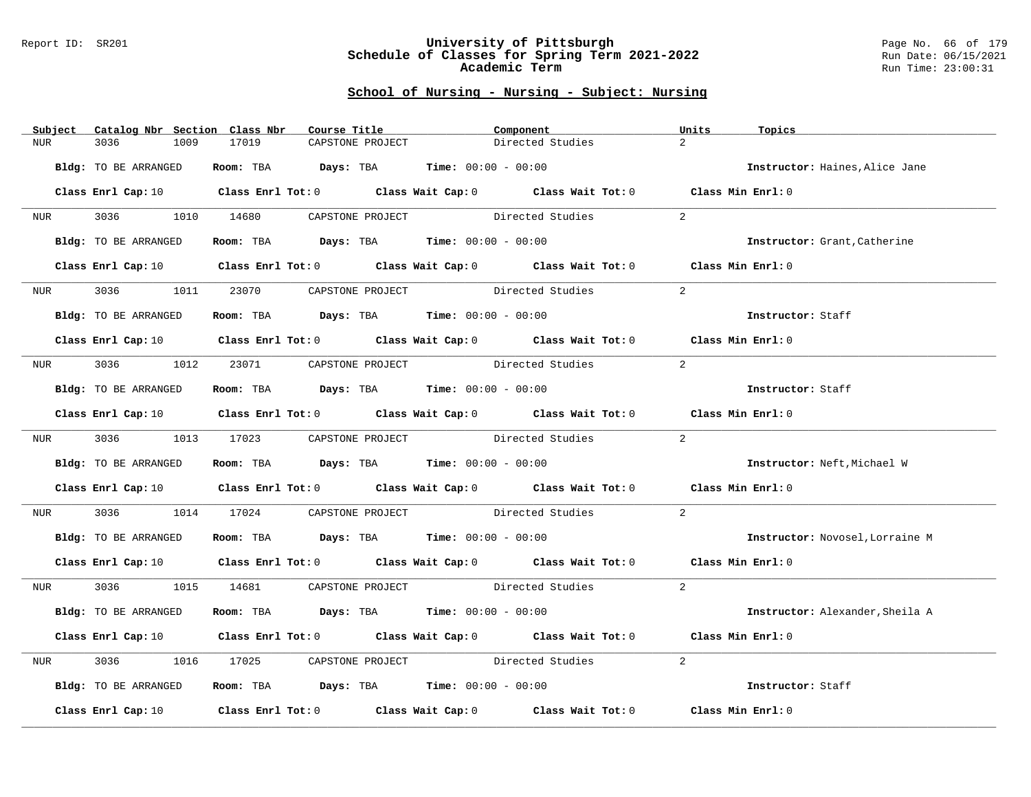## School of Nursing - Nursing - Subject: Nursing

| Subject | Catalog Nbr | Section | Class Nbr | Course Title | Component | Units | Topics |
|---|---|---|---|---|---|---|---|
| NUR | 3036 | 1009 | 17019 | CAPSTONE PROJECT | Directed Studies | 2 | |

**Bldg:** TO BE ARRANGED **Room:** TBA **Days:** TBA **Time:** 00:00 - 00:00 **Instructor:** Haines,Alice Jane

**Class Enrl Cap:** 10 **Class Enrl Tot:** 0 **Class Wait Cap:** 0 **Class Wait Tot:** 0 **Class Min Enrl:** 0

---

| Subject | Catalog Nbr | Section | Class Nbr | Course Title | Component | Units | Topics |
|---|---|---|---|---|---|---|---|
| NUR | 3036 | 1010 | 14680 | CAPSTONE PROJECT | Directed Studies | 2 | |

**Bldg:** TO BE ARRANGED **Room:** TBA **Days:** TBA **Time:** 00:00 - 00:00 **Instructor:** Grant,Catherine

**Class Enrl Cap:** 10 **Class Enrl Tot:** 0 **Class Wait Cap:** 0 **Class Wait Tot:** 0 **Class Min Enrl:** 0

---

| Subject | Catalog Nbr | Section | Class Nbr | Course Title | Component | Units | Topics |
|---|---|---|---|---|---|---|---|
| NUR | 3036 | 1011 | 23070 | CAPSTONE PROJECT | Directed Studies | 2 | |

**Bldg:** TO BE ARRANGED **Room:** TBA **Days:** TBA **Time:** 00:00 - 00:00 **Instructor:** Staff

**Class Enrl Cap:** 10 **Class Enrl Tot:** 0 **Class Wait Cap:** 0 **Class Wait Tot:** 0 **Class Min Enrl:** 0

---

| Subject | Catalog Nbr | Section | Class Nbr | Course Title | Component | Units | Topics |
|---|---|---|---|---|---|---|---|
| NUR | 3036 | 1012 | 23071 | CAPSTONE PROJECT | Directed Studies | 2 | |

**Bldg:** TO BE ARRANGED **Room:** TBA **Days:** TBA **Time:** 00:00 - 00:00 **Instructor:** Staff

**Class Enrl Cap:** 10 **Class Enrl Tot:** 0 **Class Wait Cap:** 0 **Class Wait Tot:** 0 **Class Min Enrl:** 0

---

| Subject | Catalog Nbr | Section | Class Nbr | Course Title | Component | Units | Topics |
|---|---|---|---|---|---|---|---|
| NUR | 3036 | 1013 | 17023 | CAPSTONE PROJECT | Directed Studies | 2 | |

**Bldg:** TO BE ARRANGED **Room:** TBA **Days:** TBA **Time:** 00:00 - 00:00 **Instructor:** Neft,Michael W

**Class Enrl Cap:** 10 **Class Enrl Tot:** 0 **Class Wait Cap:** 0 **Class Wait Tot:** 0 **Class Min Enrl:** 0

---

| Subject | Catalog Nbr | Section | Class Nbr | Course Title | Component | Units | Topics |
|---|---|---|---|---|---|---|---|
| NUR | 3036 | 1014 | 17024 | CAPSTONE PROJECT | Directed Studies | 2 | |

**Bldg:** TO BE ARRANGED **Room:** TBA **Days:** TBA **Time:** 00:00 - 00:00 **Instructor:** Novosel,Lorraine M

**Class Enrl Cap:** 10 **Class Enrl Tot:** 0 **Class Wait Cap:** 0 **Class Wait Tot:** 0 **Class Min Enrl:** 0

---

| Subject | Catalog Nbr | Section | Class Nbr | Course Title | Component | Units | Topics |
|---|---|---|---|---|---|---|---|
| NUR | 3036 | 1015 | 14681 | CAPSTONE PROJECT | Directed Studies | 2 | |

**Bldg:** TO BE ARRANGED **Room:** TBA **Days:** TBA **Time:** 00:00 - 00:00 **Instructor:** Alexander,Sheila A

**Class Enrl Cap:** 10 **Class Enrl Tot:** 0 **Class Wait Cap:** 0 **Class Wait Tot:** 0 **Class Min Enrl:** 0

---

| Subject | Catalog Nbr | Section | Class Nbr | Course Title | Component | Units | Topics |
|---|---|---|---|---|---|---|---|
| NUR | 3036 | 1016 | 17025 | CAPSTONE PROJECT | Directed Studies | 2 | |

**Bldg:** TO BE ARRANGED **Room:** TBA **Days:** TBA **Time:** 00:00 - 00:00 **Instructor:** Staff

**Class Enrl Cap:** 10 **Class Enrl Tot:** 0 **Class Wait Cap:** 0 **Class Wait Tot:** 0 **Class Min Enrl:** 0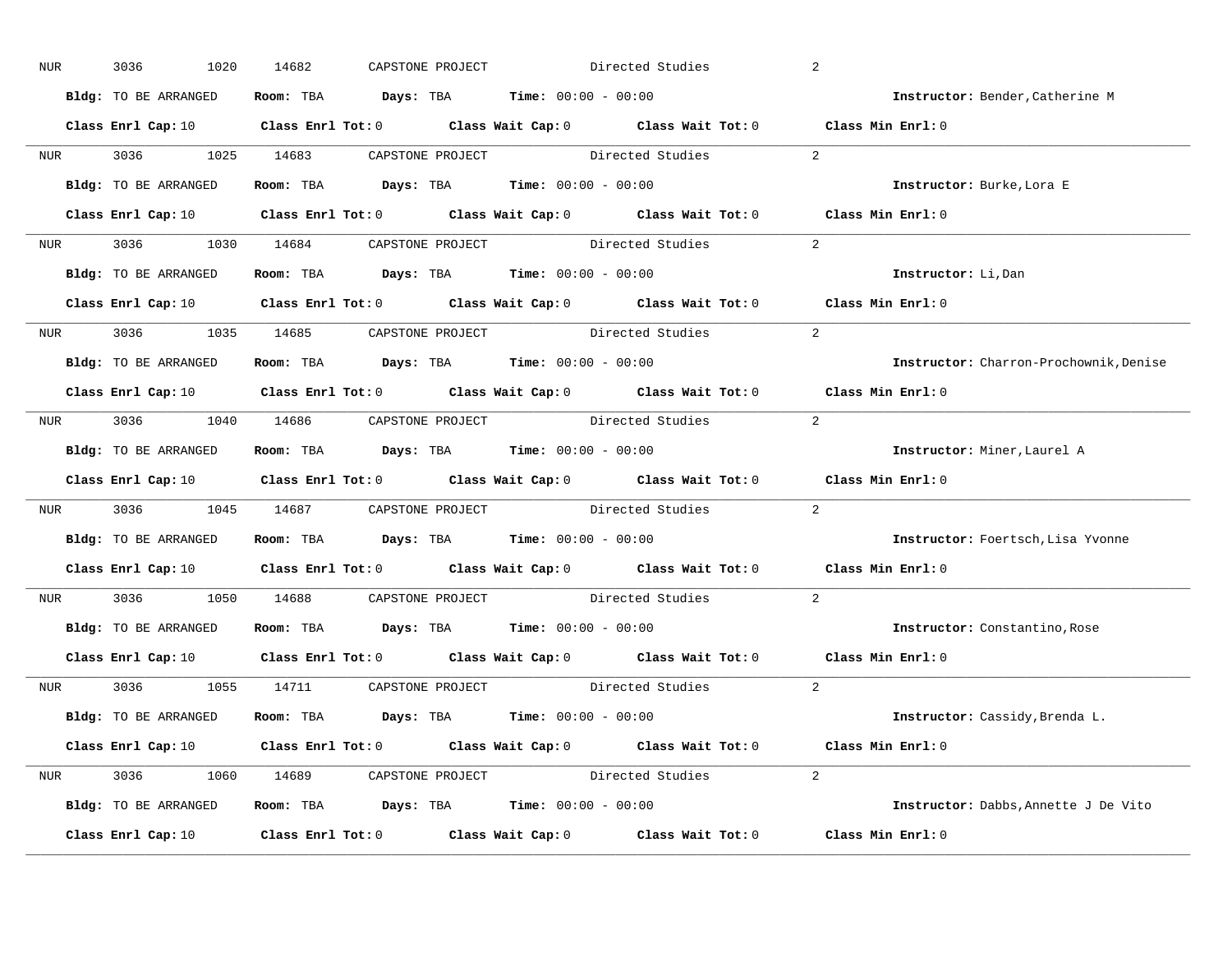NUR 3036 1020 14682 CAPSTONE PROJECT Directed Studies 2

**Bldg:** TO BE ARRANGED **Room:** TBA **Days:** TBA **Time:** 00:00 - 00:00 **Instructor:** Bender,Catherine M

**Class Enrl Cap:** 10 **Class Enrl Tot:** 0 **Class Wait Cap:** 0 **Class Wait Tot:** 0 **Class Min Enrl:** 0

---

NUR 3036 1025 14683 CAPSTONE PROJECT Directed Studies 2

**Bldg:** TO BE ARRANGED **Room:** TBA **Days:** TBA **Time:** 00:00 - 00:00 **Instructor:** Burke,Lora E

**Class Enrl Cap:** 10 **Class Enrl Tot:** 0 **Class Wait Cap:** 0 **Class Wait Tot:** 0 **Class Min Enrl:** 0

---

NUR 3036 1030 14684 CAPSTONE PROJECT Directed Studies 2

**Bldg:** TO BE ARRANGED **Room:** TBA **Days:** TBA **Time:** 00:00 - 00:00 **Instructor:** Li,Dan

**Class Enrl Cap:** 10 **Class Enrl Tot:** 0 **Class Wait Cap:** 0 **Class Wait Tot:** 0 **Class Min Enrl:** 0

---

NUR 3036 1035 14685 CAPSTONE PROJECT Directed Studies 2

**Bldg:** TO BE ARRANGED **Room:** TBA **Days:** TBA **Time:** 00:00 - 00:00 **Instructor:** Charron-Prochownik,Denise

**Class Enrl Cap:** 10 **Class Enrl Tot:** 0 **Class Wait Cap:** 0 **Class Wait Tot:** 0 **Class Min Enrl:** 0

---

NUR 3036 1040 14686 CAPSTONE PROJECT Directed Studies 2

**Bldg:** TO BE ARRANGED **Room:** TBA **Days:** TBA **Time:** 00:00 - 00:00 **Instructor:** Miner,Laurel A

**Class Enrl Cap:** 10 **Class Enrl Tot:** 0 **Class Wait Cap:** 0 **Class Wait Tot:** 0 **Class Min Enrl:** 0

---

NUR 3036 1045 14687 CAPSTONE PROJECT Directed Studies 2

**Bldg:** TO BE ARRANGED **Room:** TBA **Days:** TBA **Time:** 00:00 - 00:00 **Instructor:** Foertsch,Lisa Yvonne

**Class Enrl Cap:** 10 **Class Enrl Tot:** 0 **Class Wait Cap:** 0 **Class Wait Tot:** 0 **Class Min Enrl:** 0

---

NUR 3036 1050 14688 CAPSTONE PROJECT Directed Studies 2

**Bldg:** TO BE ARRANGED **Room:** TBA **Days:** TBA **Time:** 00:00 - 00:00 **Instructor:** Constantino,Rose

**Class Enrl Cap:** 10 **Class Enrl Tot:** 0 **Class Wait Cap:** 0 **Class Wait Tot:** 0 **Class Min Enrl:** 0

---

NUR 3036 1055 14711 CAPSTONE PROJECT Directed Studies 2

**Bldg:** TO BE ARRANGED **Room:** TBA **Days:** TBA **Time:** 00:00 - 00:00 **Instructor:** Cassidy,Brenda L.

**Class Enrl Cap:** 10 **Class Enrl Tot:** 0 **Class Wait Cap:** 0 **Class Wait Tot:** 0 **Class Min Enrl:** 0

---

NUR 3036 1060 14689 CAPSTONE PROJECT Directed Studies 2

**Bldg:** TO BE ARRANGED **Room:** TBA **Days:** TBA **Time:** 00:00 - 00:00 **Instructor:** Dabbs,Annette J De Vito

**Class Enrl Cap:** 10 **Class Enrl Tot:** 0 **Class Wait Cap:** 0 **Class Wait Tot:** 0 **Class Min Enrl:** 0

---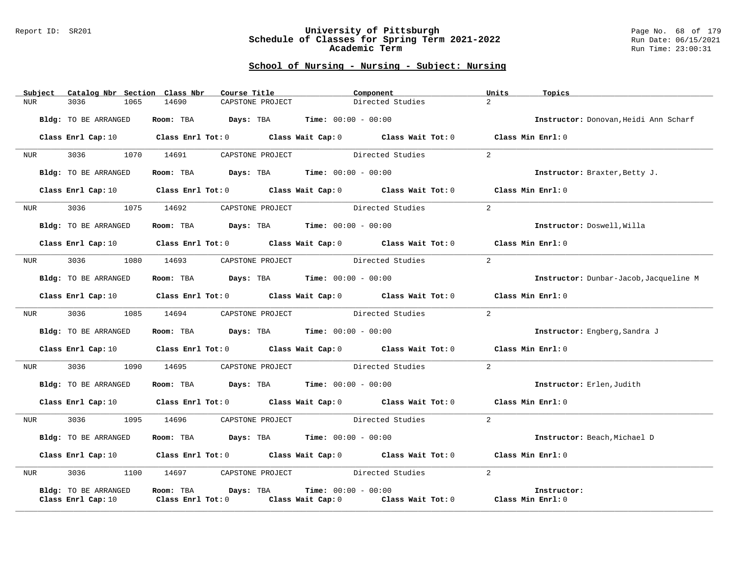## School of Nursing - Nursing - Subject: Nursing

| Subject | Catalog Nbr | Section | Class Nbr | Course Title | Component | Units | Topics |
|---|---|---|---|---|---|---|---|
| NUR | 3036 | 1065 | 14690 | CAPSTONE PROJECT | Directed Studies | 2 | |

**Bldg:** TO BE ARRANGED **Room:** TBA **Days:** TBA **Time:** 00:00 - 00:00 **Instructor:** Donovan,Heidi Ann Scharf

**Class Enrl Cap:** 10 **Class Enrl Tot:** 0 **Class Wait Cap:** 0 **Class Wait Tot:** 0 **Class Min Enrl:** 0

---

| Subject | Catalog Nbr | Section | Class Nbr | Course Title | Component | Units | Topics |
|---|---|---|---|---|---|---|---|
| NUR | 3036 | 1070 | 14691 | CAPSTONE PROJECT | Directed Studies | 2 | |

**Bldg:** TO BE ARRANGED **Room:** TBA **Days:** TBA **Time:** 00:00 - 00:00 **Instructor:** Braxter,Betty J.

**Class Enrl Cap:** 10 **Class Enrl Tot:** 0 **Class Wait Cap:** 0 **Class Wait Tot:** 0 **Class Min Enrl:** 0

---

| Subject | Catalog Nbr | Section | Class Nbr | Course Title | Component | Units | Topics |
|---|---|---|---|---|---|---|---|
| NUR | 3036 | 1075 | 14692 | CAPSTONE PROJECT | Directed Studies | 2 | |

**Bldg:** TO BE ARRANGED **Room:** TBA **Days:** TBA **Time:** 00:00 - 00:00 **Instructor:** Doswell,Willa

**Class Enrl Cap:** 10 **Class Enrl Tot:** 0 **Class Wait Cap:** 0 **Class Wait Tot:** 0 **Class Min Enrl:** 0

---

| Subject | Catalog Nbr | Section | Class Nbr | Course Title | Component | Units | Topics |
|---|---|---|---|---|---|---|---|
| NUR | 3036 | 1080 | 14693 | CAPSTONE PROJECT | Directed Studies | 2 | |

**Bldg:** TO BE ARRANGED **Room:** TBA **Days:** TBA **Time:** 00:00 - 00:00 **Instructor:** Dunbar-Jacob,Jacqueline M

**Class Enrl Cap:** 10 **Class Enrl Tot:** 0 **Class Wait Cap:** 0 **Class Wait Tot:** 0 **Class Min Enrl:** 0

---

| Subject | Catalog Nbr | Section | Class Nbr | Course Title | Component | Units | Topics |
|---|---|---|---|---|---|---|---|
| NUR | 3036 | 1085 | 14694 | CAPSTONE PROJECT | Directed Studies | 2 | |

**Bldg:** TO BE ARRANGED **Room:** TBA **Days:** TBA **Time:** 00:00 - 00:00 **Instructor:** Engberg,Sandra J

**Class Enrl Cap:** 10 **Class Enrl Tot:** 0 **Class Wait Cap:** 0 **Class Wait Tot:** 0 **Class Min Enrl:** 0

---

| Subject | Catalog Nbr | Section | Class Nbr | Course Title | Component | Units | Topics |
|---|---|---|---|---|---|---|---|
| NUR | 3036 | 1090 | 14695 | CAPSTONE PROJECT | Directed Studies | 2 | |

**Bldg:** TO BE ARRANGED **Room:** TBA **Days:** TBA **Time:** 00:00 - 00:00 **Instructor:** Erlen,Judith

**Class Enrl Cap:** 10 **Class Enrl Tot:** 0 **Class Wait Cap:** 0 **Class Wait Tot:** 0 **Class Min Enrl:** 0

---

| Subject | Catalog Nbr | Section | Class Nbr | Course Title | Component | Units | Topics |
|---|---|---|---|---|---|---|---|
| NUR | 3036 | 1095 | 14696 | CAPSTONE PROJECT | Directed Studies | 2 | |

**Bldg:** TO BE ARRANGED **Room:** TBA **Days:** TBA **Time:** 00:00 - 00:00 **Instructor:** Beach,Michael D

**Class Enrl Cap:** 10 **Class Enrl Tot:** 0 **Class Wait Cap:** 0 **Class Wait Tot:** 0 **Class Min Enrl:** 0

---

| Subject | Catalog Nbr | Section | Class Nbr | Course Title | Component | Units | Topics |
|---|---|---|---|---|---|---|---|
| NUR | 3036 | 1100 | 14697 | CAPSTONE PROJECT | Directed Studies | 2 | |

**Bldg:** TO BE ARRANGED **Room:** TBA **Days:** TBA **Time:** 00:00 - 00:00 **Instructor:**

**Class Enrl Cap:** 10 **Class Enrl Tot:** 0 **Class Wait Cap:** 0 **Class Wait Tot:** 0 **Class Min Enrl:** 0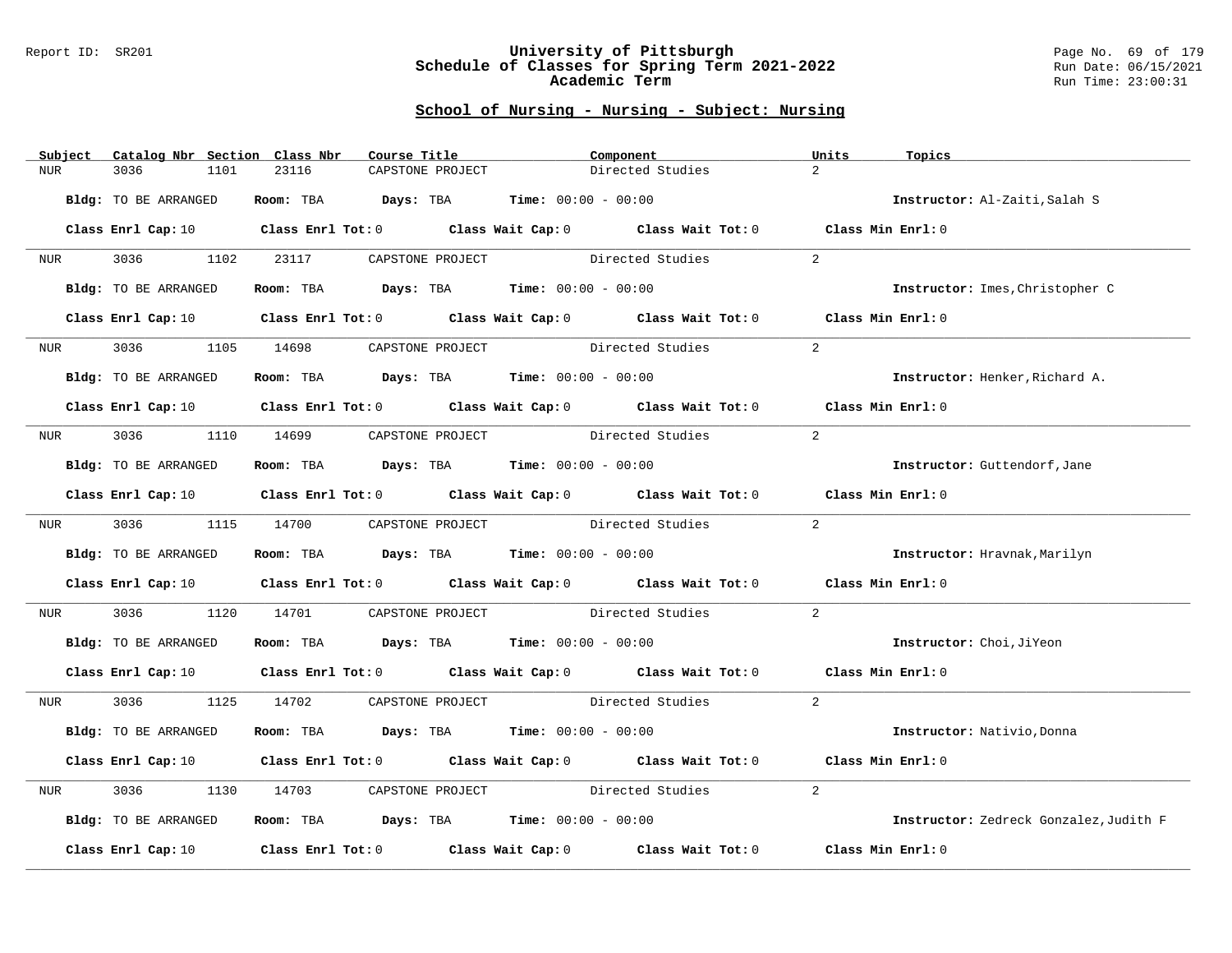## School of Nursing - Nursing - Subject: Nursing

| Subject | Catalog Nbr | Section | Class Nbr | Course Title | Component | Units | Topics |
|---|---|---|---|---|---|---|---|
| NUR | 3036 | 1101 | 23116 | CAPSTONE PROJECT | Directed Studies | 2 | |

**Bldg:** TO BE ARRANGED **Room:** TBA **Days:** TBA **Time:** 00:00 - 00:00 **Instructor:** Al-Zaiti,Salah S

**Class Enrl Cap:** 10 **Class Enrl Tot:** 0 **Class Wait Cap:** 0 **Class Wait Tot:** 0 **Class Min Enrl:** 0

| Subject | Catalog Nbr | Section | Class Nbr | Course Title | Component | Units | Topics |
|---|---|---|---|---|---|---|---|
| NUR | 3036 | 1102 | 23117 | CAPSTONE PROJECT | Directed Studies | 2 | |

**Bldg:** TO BE ARRANGED **Room:** TBA **Days:** TBA **Time:** 00:00 - 00:00 **Instructor:** Imes,Christopher C

**Class Enrl Cap:** 10 **Class Enrl Tot:** 0 **Class Wait Cap:** 0 **Class Wait Tot:** 0 **Class Min Enrl:** 0

| Subject | Catalog Nbr | Section | Class Nbr | Course Title | Component | Units | Topics |
|---|---|---|---|---|---|---|---|
| NUR | 3036 | 1105 | 14698 | CAPSTONE PROJECT | Directed Studies | 2 | |

**Bldg:** TO BE ARRANGED **Room:** TBA **Days:** TBA **Time:** 00:00 - 00:00 **Instructor:** Henker,Richard A.

**Class Enrl Cap:** 10 **Class Enrl Tot:** 0 **Class Wait Cap:** 0 **Class Wait Tot:** 0 **Class Min Enrl:** 0

| Subject | Catalog Nbr | Section | Class Nbr | Course Title | Component | Units | Topics |
|---|---|---|---|---|---|---|---|
| NUR | 3036 | 1110 | 14699 | CAPSTONE PROJECT | Directed Studies | 2 | |

**Bldg:** TO BE ARRANGED **Room:** TBA **Days:** TBA **Time:** 00:00 - 00:00 **Instructor:** Guttendorf,Jane

**Class Enrl Cap:** 10 **Class Enrl Tot:** 0 **Class Wait Cap:** 0 **Class Wait Tot:** 0 **Class Min Enrl:** 0

| Subject | Catalog Nbr | Section | Class Nbr | Course Title | Component | Units | Topics |
|---|---|---|---|---|---|---|---|
| NUR | 3036 | 1115 | 14700 | CAPSTONE PROJECT | Directed Studies | 2 | |

**Bldg:** TO BE ARRANGED **Room:** TBA **Days:** TBA **Time:** 00:00 - 00:00 **Instructor:** Hravnak,Marilyn

**Class Enrl Cap:** 10 **Class Enrl Tot:** 0 **Class Wait Cap:** 0 **Class Wait Tot:** 0 **Class Min Enrl:** 0

| Subject | Catalog Nbr | Section | Class Nbr | Course Title | Component | Units | Topics |
|---|---|---|---|---|---|---|---|
| NUR | 3036 | 1120 | 14701 | CAPSTONE PROJECT | Directed Studies | 2 | |

**Bldg:** TO BE ARRANGED **Room:** TBA **Days:** TBA **Time:** 00:00 - 00:00 **Instructor:** Choi,JiYeon

**Class Enrl Cap:** 10 **Class Enrl Tot:** 0 **Class Wait Cap:** 0 **Class Wait Tot:** 0 **Class Min Enrl:** 0

| Subject | Catalog Nbr | Section | Class Nbr | Course Title | Component | Units | Topics |
|---|---|---|---|---|---|---|---|
| NUR | 3036 | 1125 | 14702 | CAPSTONE PROJECT | Directed Studies | 2 | |

**Bldg:** TO BE ARRANGED **Room:** TBA **Days:** TBA **Time:** 00:00 - 00:00 **Instructor:** Nativio,Donna

**Class Enrl Cap:** 10 **Class Enrl Tot:** 0 **Class Wait Cap:** 0 **Class Wait Tot:** 0 **Class Min Enrl:** 0

| Subject | Catalog Nbr | Section | Class Nbr | Course Title | Component | Units | Topics |
|---|---|---|---|---|---|---|---|
| NUR | 3036 | 1130 | 14703 | CAPSTONE PROJECT | Directed Studies | 2 | |

**Bldg:** TO BE ARRANGED **Room:** TBA **Days:** TBA **Time:** 00:00 - 00:00 **Instructor:** Zedreck Gonzalez,Judith F

**Class Enrl Cap:** 10 **Class Enrl Tot:** 0 **Class Wait Cap:** 0 **Class Wait Tot:** 0 **Class Min Enrl:** 0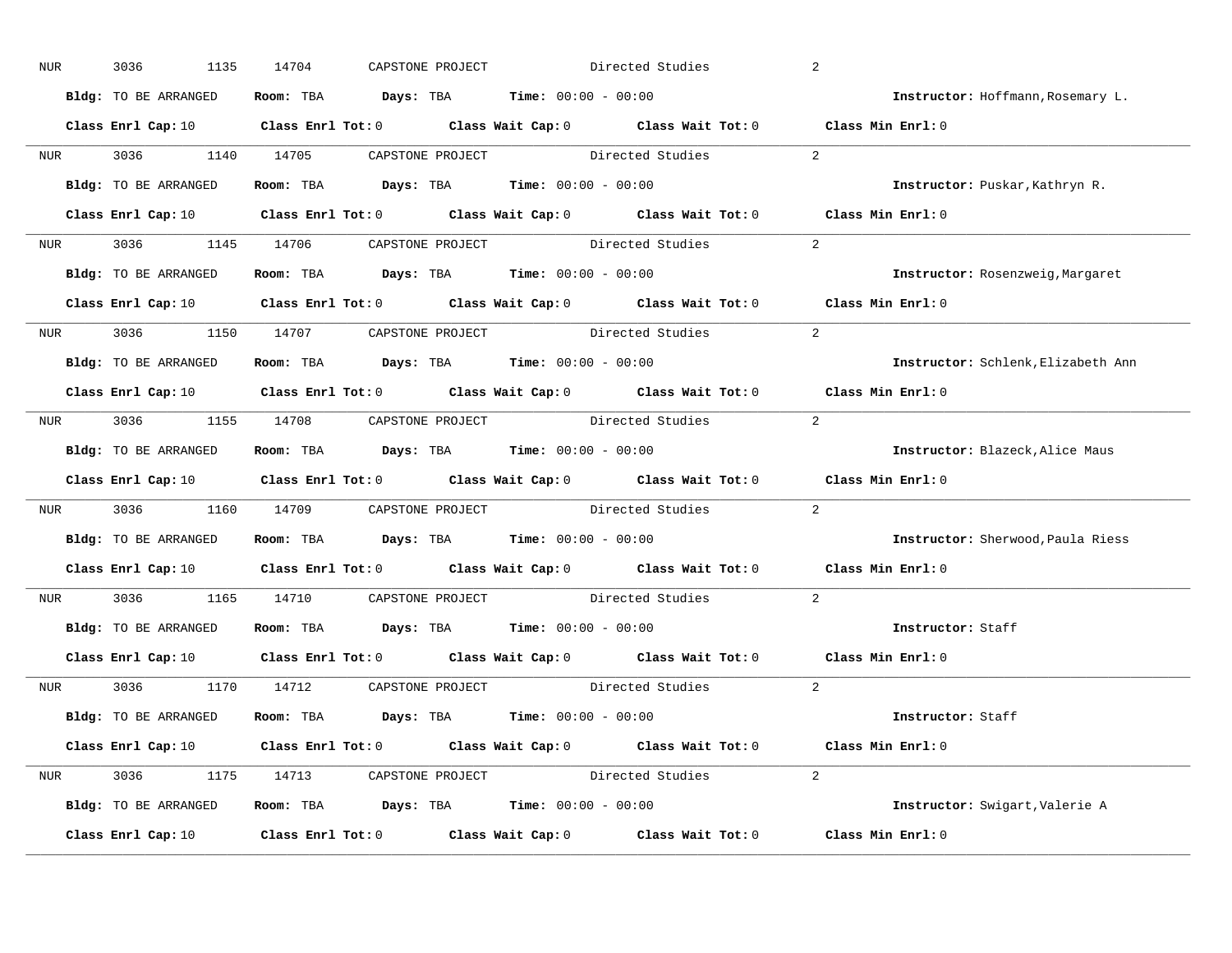NUR 3036 1135 14704 CAPSTONE PROJECT Directed Studies 2

**Bldg:** TO BE ARRANGED **Room:** TBA **Days:** TBA **Time:** 00:00 - 00:00 **Instructor:** Hoffmann,Rosemary L.

**Class Enrl Cap:** 10 **Class Enrl Tot:** 0 **Class Wait Cap:** 0 **Class Wait Tot:** 0 **Class Min Enrl:** 0

---

NUR 3036 1140 14705 CAPSTONE PROJECT Directed Studies 2

**Bldg:** TO BE ARRANGED **Room:** TBA **Days:** TBA **Time:** 00:00 - 00:00 **Instructor:** Puskar,Kathryn R.

**Class Enrl Cap:** 10 **Class Enrl Tot:** 0 **Class Wait Cap:** 0 **Class Wait Tot:** 0 **Class Min Enrl:** 0

---

NUR 3036 1145 14706 CAPSTONE PROJECT Directed Studies 2

**Bldg:** TO BE ARRANGED **Room:** TBA **Days:** TBA **Time:** 00:00 - 00:00 **Instructor:** Rosenzweig,Margaret

**Class Enrl Cap:** 10 **Class Enrl Tot:** 0 **Class Wait Cap:** 0 **Class Wait Tot:** 0 **Class Min Enrl:** 0

---

NUR 3036 1150 14707 CAPSTONE PROJECT Directed Studies 2

**Bldg:** TO BE ARRANGED **Room:** TBA **Days:** TBA **Time:** 00:00 - 00:00 **Instructor:** Schlenk,Elizabeth Ann

**Class Enrl Cap:** 10 **Class Enrl Tot:** 0 **Class Wait Cap:** 0 **Class Wait Tot:** 0 **Class Min Enrl:** 0

---

NUR 3036 1155 14708 CAPSTONE PROJECT Directed Studies 2

**Bldg:** TO BE ARRANGED **Room:** TBA **Days:** TBA **Time:** 00:00 - 00:00 **Instructor:** Blazeck,Alice Maus

**Class Enrl Cap:** 10 **Class Enrl Tot:** 0 **Class Wait Cap:** 0 **Class Wait Tot:** 0 **Class Min Enrl:** 0

---

NUR 3036 1160 14709 CAPSTONE PROJECT Directed Studies 2

**Bldg:** TO BE ARRANGED **Room:** TBA **Days:** TBA **Time:** 00:00 - 00:00 **Instructor:** Sherwood,Paula Riess

**Class Enrl Cap:** 10 **Class Enrl Tot:** 0 **Class Wait Cap:** 0 **Class Wait Tot:** 0 **Class Min Enrl:** 0

---

NUR 3036 1165 14710 CAPSTONE PROJECT Directed Studies 2

**Bldg:** TO BE ARRANGED **Room:** TBA **Days:** TBA **Time:** 00:00 - 00:00 **Instructor:** Staff

**Class Enrl Cap:** 10 **Class Enrl Tot:** 0 **Class Wait Cap:** 0 **Class Wait Tot:** 0 **Class Min Enrl:** 0

---

NUR 3036 1170 14712 CAPSTONE PROJECT Directed Studies 2

**Bldg:** TO BE ARRANGED **Room:** TBA **Days:** TBA **Time:** 00:00 - 00:00 **Instructor:** Staff

**Class Enrl Cap:** 10 **Class Enrl Tot:** 0 **Class Wait Cap:** 0 **Class Wait Tot:** 0 **Class Min Enrl:** 0

---

NUR 3036 1175 14713 CAPSTONE PROJECT Directed Studies 2

**Bldg:** TO BE ARRANGED **Room:** TBA **Days:** TBA **Time:** 00:00 - 00:00 **Instructor:** Swigart,Valerie A

**Class Enrl Cap:** 10 **Class Enrl Tot:** 0 **Class Wait Cap:** 0 **Class Wait Tot:** 0 **Class Min Enrl:** 0

---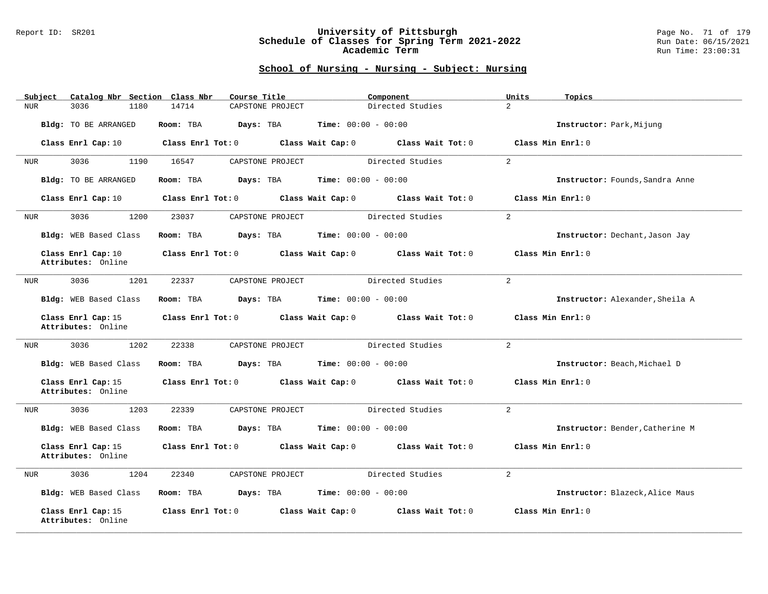## School of Nursing - Nursing - Subject: Nursing

| Subject | Catalog Nbr | Section | Class Nbr | Course Title | Component | Units | Topics |
|---|---|---|---|---|---|---|---|
| NUR | 3036 | 1180 | 14714 | CAPSTONE PROJECT | Directed Studies | 2 | |

**Bldg:** TO BE ARRANGED **Room:** TBA **Days:** TBA **Time:** 00:00 - 00:00 **Instructor:** Park,Mijung

**Class Enrl Cap:** 10 **Class Enrl Tot:** 0 **Class Wait Cap:** 0 **Class Wait Tot:** 0 **Class Min Enrl:** 0

---

| Subject | Catalog Nbr | Section | Class Nbr | Course Title | Component | Units | Topics |
|---|---|---|---|---|---|---|---|
| NUR | 3036 | 1190 | 16547 | CAPSTONE PROJECT | Directed Studies | 2 | |

**Bldg:** TO BE ARRANGED **Room:** TBA **Days:** TBA **Time:** 00:00 - 00:00 **Instructor:** Founds,Sandra Anne

**Class Enrl Cap:** 10 **Class Enrl Tot:** 0 **Class Wait Cap:** 0 **Class Wait Tot:** 0 **Class Min Enrl:** 0

---

| Subject | Catalog Nbr | Section | Class Nbr | Course Title | Component | Units | Topics |
|---|---|---|---|---|---|---|---|
| NUR | 3036 | 1200 | 23037 | CAPSTONE PROJECT | Directed Studies | 2 | |

**Bldg:** WEB Based Class **Room:** TBA **Days:** TBA **Time:** 00:00 - 00:00 **Instructor:** Dechant,Jason Jay

**Class Enrl Cap:** 10 **Class Enrl Tot:** 0 **Class Wait Cap:** 0 **Class Wait Tot:** 0 **Class Min Enrl:** 0
**Attributes:** Online

---

| Subject | Catalog Nbr | Section | Class Nbr | Course Title | Component | Units | Topics |
|---|---|---|---|---|---|---|---|
| NUR | 3036 | 1201 | 22337 | CAPSTONE PROJECT | Directed Studies | 2 | |

**Bldg:** WEB Based Class **Room:** TBA **Days:** TBA **Time:** 00:00 - 00:00 **Instructor:** Alexander,Sheila A

**Class Enrl Cap:** 15 **Class Enrl Tot:** 0 **Class Wait Cap:** 0 **Class Wait Tot:** 0 **Class Min Enrl:** 0
**Attributes:** Online

---

| Subject | Catalog Nbr | Section | Class Nbr | Course Title | Component | Units | Topics |
|---|---|---|---|---|---|---|---|
| NUR | 3036 | 1202 | 22338 | CAPSTONE PROJECT | Directed Studies | 2 | |

**Bldg:** WEB Based Class **Room:** TBA **Days:** TBA **Time:** 00:00 - 00:00 **Instructor:** Beach,Michael D

**Class Enrl Cap:** 15 **Class Enrl Tot:** 0 **Class Wait Cap:** 0 **Class Wait Tot:** 0 **Class Min Enrl:** 0
**Attributes:** Online

---

| Subject | Catalog Nbr | Section | Class Nbr | Course Title | Component | Units | Topics |
|---|---|---|---|---|---|---|---|
| NUR | 3036 | 1203 | 22339 | CAPSTONE PROJECT | Directed Studies | 2 | |

**Bldg:** WEB Based Class **Room:** TBA **Days:** TBA **Time:** 00:00 - 00:00 **Instructor:** Bender,Catherine M

**Class Enrl Cap:** 15 **Class Enrl Tot:** 0 **Class Wait Cap:** 0 **Class Wait Tot:** 0 **Class Min Enrl:** 0
**Attributes:** Online

---

| Subject | Catalog Nbr | Section | Class Nbr | Course Title | Component | Units | Topics |
|---|---|---|---|---|---|---|---|
| NUR | 3036 | 1204 | 22340 | CAPSTONE PROJECT | Directed Studies | 2 | |

**Bldg:** WEB Based Class **Room:** TBA **Days:** TBA **Time:** 00:00 - 00:00 **Instructor:** Blazeck,Alice Maus

**Class Enrl Cap:** 15 **Class Enrl Tot:** 0 **Class Wait Cap:** 0 **Class Wait Tot:** 0 **Class Min Enrl:** 0
**Attributes:** Online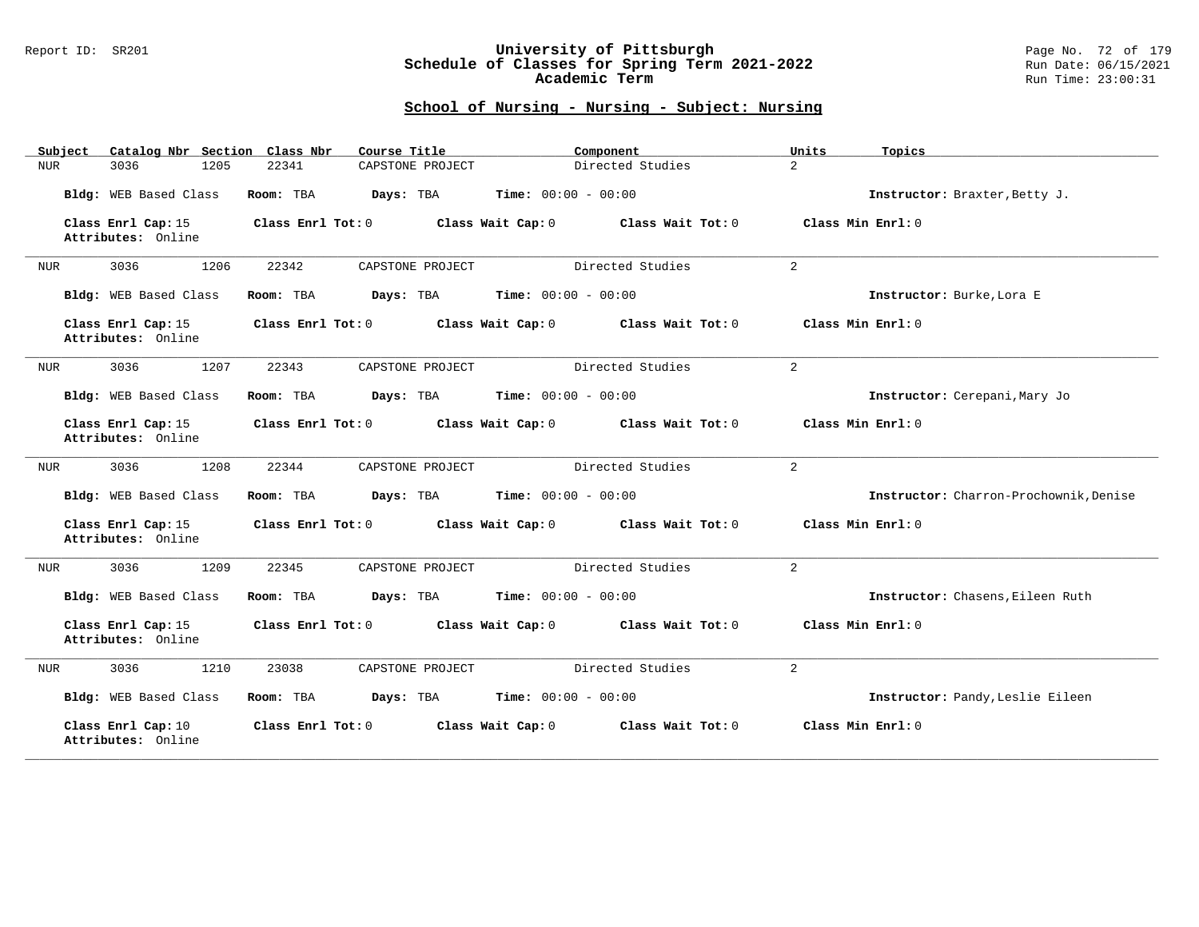## School of Nursing - Nursing - Subject: Nursing

| Subject | Catalog Nbr | Section | Class Nbr | Course Title | Component | Units | Topics |
|---|---|---|---|---|---|---|---|
| NUR | 3036 | 1205 | 22341 | CAPSTONE PROJECT | Directed Studies | 2 | |

**Bldg:** WEB Based Class **Room:** TBA **Days:** TBA **Time:** 00:00 - 00:00 **Instructor:** Braxter,Betty J.

**Class Enrl Cap:** 15 **Class Enrl Tot:** 0 **Class Wait Cap:** 0 **Class Wait Tot:** 0 **Class Min Enrl:** 0
**Attributes:** Online

---

| Subject | Catalog Nbr | Section | Class Nbr | Course Title | Component | Units | Topics |
|---|---|---|---|---|---|---|---|
| NUR | 3036 | 1206 | 22342 | CAPSTONE PROJECT | Directed Studies | 2 | |

**Bldg:** WEB Based Class **Room:** TBA **Days:** TBA **Time:** 00:00 - 00:00 **Instructor:** Burke,Lora E

**Class Enrl Cap:** 15 **Class Enrl Tot:** 0 **Class Wait Cap:** 0 **Class Wait Tot:** 0 **Class Min Enrl:** 0
**Attributes:** Online

---

| Subject | Catalog Nbr | Section | Class Nbr | Course Title | Component | Units | Topics |
|---|---|---|---|---|---|---|---|
| NUR | 3036 | 1207 | 22343 | CAPSTONE PROJECT | Directed Studies | 2 | |

**Bldg:** WEB Based Class **Room:** TBA **Days:** TBA **Time:** 00:00 - 00:00 **Instructor:** Cerepani,Mary Jo

**Class Enrl Cap:** 15 **Class Enrl Tot:** 0 **Class Wait Cap:** 0 **Class Wait Tot:** 0 **Class Min Enrl:** 0
**Attributes:** Online

---

| Subject | Catalog Nbr | Section | Class Nbr | Course Title | Component | Units | Topics |
|---|---|---|---|---|---|---|---|
| NUR | 3036 | 1208 | 22344 | CAPSTONE PROJECT | Directed Studies | 2 | |

**Bldg:** WEB Based Class **Room:** TBA **Days:** TBA **Time:** 00:00 - 00:00 **Instructor:** Charron-Prochownik,Denise

**Class Enrl Cap:** 15 **Class Enrl Tot:** 0 **Class Wait Cap:** 0 **Class Wait Tot:** 0 **Class Min Enrl:** 0
**Attributes:** Online

---

| Subject | Catalog Nbr | Section | Class Nbr | Course Title | Component | Units | Topics |
|---|---|---|---|---|---|---|---|
| NUR | 3036 | 1209 | 22345 | CAPSTONE PROJECT | Directed Studies | 2 | |

**Bldg:** WEB Based Class **Room:** TBA **Days:** TBA **Time:** 00:00 - 00:00 **Instructor:** Chasens,Eileen Ruth

**Class Enrl Cap:** 15 **Class Enrl Tot:** 0 **Class Wait Cap:** 0 **Class Wait Tot:** 0 **Class Min Enrl:** 0
**Attributes:** Online

---

| Subject | Catalog Nbr | Section | Class Nbr | Course Title | Component | Units | Topics |
|---|---|---|---|---|---|---|---|
| NUR | 3036 | 1210 | 23038 | CAPSTONE PROJECT | Directed Studies | 2 | |

**Bldg:** WEB Based Class **Room:** TBA **Days:** TBA **Time:** 00:00 - 00:00 **Instructor:** Pandy,Leslie Eileen

**Class Enrl Cap:** 10 **Class Enrl Tot:** 0 **Class Wait Cap:** 0 **Class Wait Tot:** 0 **Class Min Enrl:** 0
**Attributes:** Online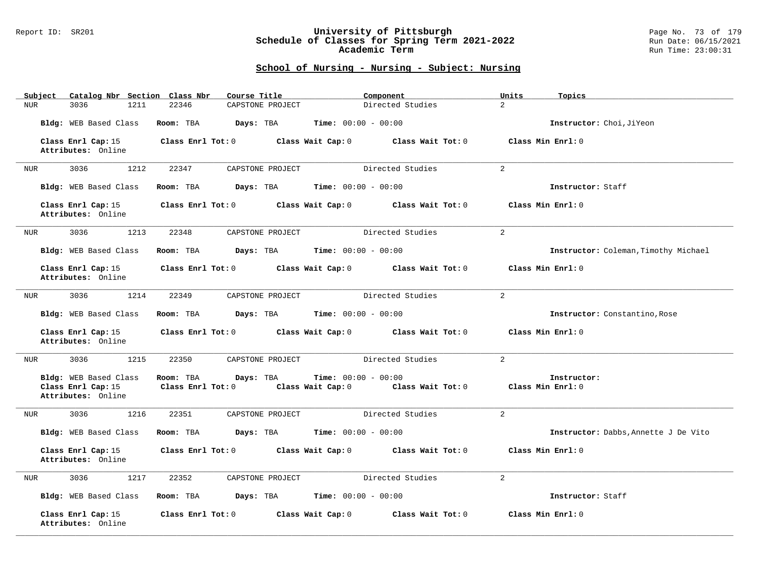## School of Nursing - Nursing - Subject: Nursing

| Subject | Catalog Nbr | Section | Class Nbr | Course Title | Component | Units | Topics |
|---|---|---|---|---|---|---|---|
| NUR | 3036 | 1211 | 22346 | CAPSTONE PROJECT | Directed Studies | 2 | |

**Bldg:** WEB Based Class **Room:** TBA **Days:** TBA **Time:** 00:00 - 00:00 **Instructor:** Choi,JiYeon

**Class Enrl Cap:** 15 **Class Enrl Tot:** 0 **Class Wait Cap:** 0 **Class Wait Tot:** 0 **Class Min Enrl:** 0
**Attributes:** Online

---

| Subject | Catalog Nbr | Section | Class Nbr | Course Title | Component | Units | Topics |
|---|---|---|---|---|---|---|---|
| NUR | 3036 | 1212 | 22347 | CAPSTONE PROJECT | Directed Studies | 2 | |

**Bldg:** WEB Based Class **Room:** TBA **Days:** TBA **Time:** 00:00 - 00:00 **Instructor:** Staff

**Class Enrl Cap:** 15 **Class Enrl Tot:** 0 **Class Wait Cap:** 0 **Class Wait Tot:** 0 **Class Min Enrl:** 0
**Attributes:** Online

---

| Subject | Catalog Nbr | Section | Class Nbr | Course Title | Component | Units | Topics |
|---|---|---|---|---|---|---|---|
| NUR | 3036 | 1213 | 22348 | CAPSTONE PROJECT | Directed Studies | 2 | |

**Bldg:** WEB Based Class **Room:** TBA **Days:** TBA **Time:** 00:00 - 00:00 **Instructor:** Coleman,Timothy Michael

**Class Enrl Cap:** 15 **Class Enrl Tot:** 0 **Class Wait Cap:** 0 **Class Wait Tot:** 0 **Class Min Enrl:** 0
**Attributes:** Online

---

| Subject | Catalog Nbr | Section | Class Nbr | Course Title | Component | Units | Topics |
|---|---|---|---|---|---|---|---|
| NUR | 3036 | 1214 | 22349 | CAPSTONE PROJECT | Directed Studies | 2 | |

**Bldg:** WEB Based Class **Room:** TBA **Days:** TBA **Time:** 00:00 - 00:00 **Instructor:** Constantino,Rose

**Class Enrl Cap:** 15 **Class Enrl Tot:** 0 **Class Wait Cap:** 0 **Class Wait Tot:** 0 **Class Min Enrl:** 0
**Attributes:** Online

---

| Subject | Catalog Nbr | Section | Class Nbr | Course Title | Component | Units | Topics |
|---|---|---|---|---|---|---|---|
| NUR | 3036 | 1215 | 22350 | CAPSTONE PROJECT | Directed Studies | 2 | |

**Bldg:** WEB Based Class **Room:** TBA **Days:** TBA **Time:** 00:00 - 00:00 **Instructor:**
**Class Enrl Cap:** 15 **Class Enrl Tot:** 0 **Class Wait Cap:** 0 **Class Wait Tot:** 0 **Class Min Enrl:** 0
**Attributes:** Online

---

| Subject | Catalog Nbr | Section | Class Nbr | Course Title | Component | Units | Topics |
|---|---|---|---|---|---|---|---|
| NUR | 3036 | 1216 | 22351 | CAPSTONE PROJECT | Directed Studies | 2 | |

**Bldg:** WEB Based Class **Room:** TBA **Days:** TBA **Time:** 00:00 - 00:00 **Instructor:** Dabbs,Annette J De Vito

**Class Enrl Cap:** 15 **Class Enrl Tot:** 0 **Class Wait Cap:** 0 **Class Wait Tot:** 0 **Class Min Enrl:** 0
**Attributes:** Online

---

| Subject | Catalog Nbr | Section | Class Nbr | Course Title | Component | Units | Topics |
|---|---|---|---|---|---|---|---|
| NUR | 3036 | 1217 | 22352 | CAPSTONE PROJECT | Directed Studies | 2 | |

**Bldg:** WEB Based Class **Room:** TBA **Days:** TBA **Time:** 00:00 - 00:00 **Instructor:** Staff

**Class Enrl Cap:** 15 **Class Enrl Tot:** 0 **Class Wait Cap:** 0 **Class Wait Tot:** 0 **Class Min Enrl:** 0
**Attributes:** Online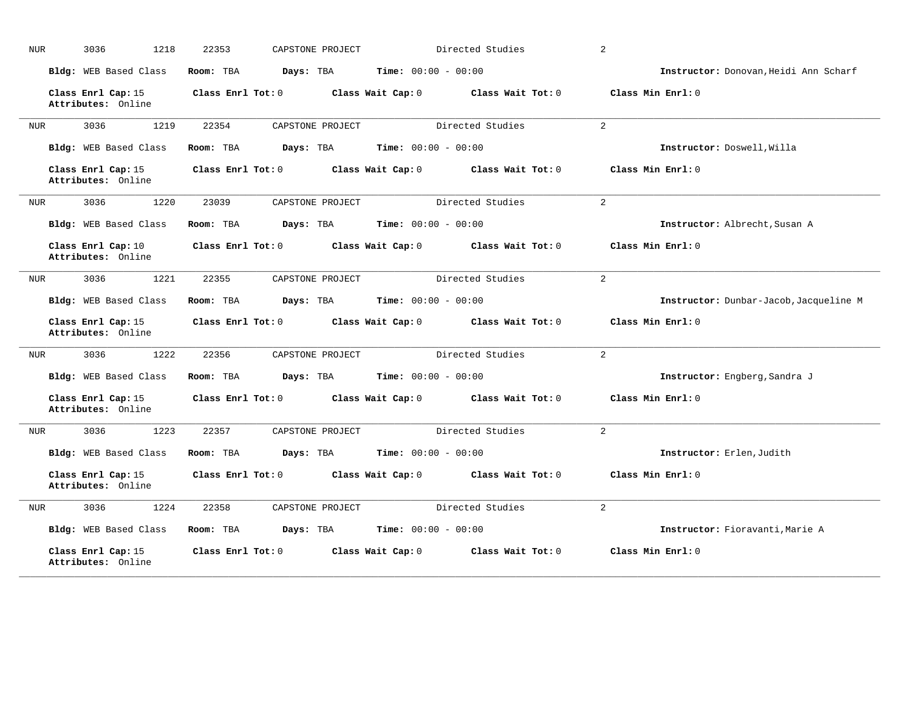NUR 3036 1218 22353 CAPSTONE PROJECT Directed Studies 2

**Bldg:** WEB Based Class **Room:** TBA **Days:** TBA **Time:** 00:00 - 00:00 **Instructor:** Donovan,Heidi Ann Scharf

**Class Enrl Cap:** 15 **Class Enrl Tot:** 0 **Class Wait Cap:** 0 **Class Wait Tot:** 0 **Class Min Enrl:** 0
**Attributes:** Online

---

NUR 3036 1219 22354 CAPSTONE PROJECT Directed Studies 2

**Bldg:** WEB Based Class **Room:** TBA **Days:** TBA **Time:** 00:00 - 00:00 **Instructor:** Doswell,Willa

**Class Enrl Cap:** 15 **Class Enrl Tot:** 0 **Class Wait Cap:** 0 **Class Wait Tot:** 0 **Class Min Enrl:** 0
**Attributes:** Online

---

NUR 3036 1220 23039 CAPSTONE PROJECT Directed Studies 2

**Bldg:** WEB Based Class **Room:** TBA **Days:** TBA **Time:** 00:00 - 00:00 **Instructor:** Albrecht,Susan A

**Class Enrl Cap:** 10 **Class Enrl Tot:** 0 **Class Wait Cap:** 0 **Class Wait Tot:** 0 **Class Min Enrl:** 0
**Attributes:** Online

---

NUR 3036 1221 22355 CAPSTONE PROJECT Directed Studies 2

**Bldg:** WEB Based Class **Room:** TBA **Days:** TBA **Time:** 00:00 - 00:00 **Instructor:** Dunbar-Jacob,Jacqueline M

**Class Enrl Cap:** 15 **Class Enrl Tot:** 0 **Class Wait Cap:** 0 **Class Wait Tot:** 0 **Class Min Enrl:** 0
**Attributes:** Online

---

NUR 3036 1222 22356 CAPSTONE PROJECT Directed Studies 2

**Bldg:** WEB Based Class **Room:** TBA **Days:** TBA **Time:** 00:00 - 00:00 **Instructor:** Engberg,Sandra J

**Class Enrl Cap:** 15 **Class Enrl Tot:** 0 **Class Wait Cap:** 0 **Class Wait Tot:** 0 **Class Min Enrl:** 0
**Attributes:** Online

---

NUR 3036 1223 22357 CAPSTONE PROJECT Directed Studies 2

**Bldg:** WEB Based Class **Room:** TBA **Days:** TBA **Time:** 00:00 - 00:00 **Instructor:** Erlen,Judith

**Class Enrl Cap:** 15 **Class Enrl Tot:** 0 **Class Wait Cap:** 0 **Class Wait Tot:** 0 **Class Min Enrl:** 0
**Attributes:** Online

---

NUR 3036 1224 22358 CAPSTONE PROJECT Directed Studies 2

**Bldg:** WEB Based Class **Room:** TBA **Days:** TBA **Time:** 00:00 - 00:00 **Instructor:** Fioravanti,Marie A

**Class Enrl Cap:** 15 **Class Enrl Tot:** 0 **Class Wait Cap:** 0 **Class Wait Tot:** 0 **Class Min Enrl:** 0
**Attributes:** Online

---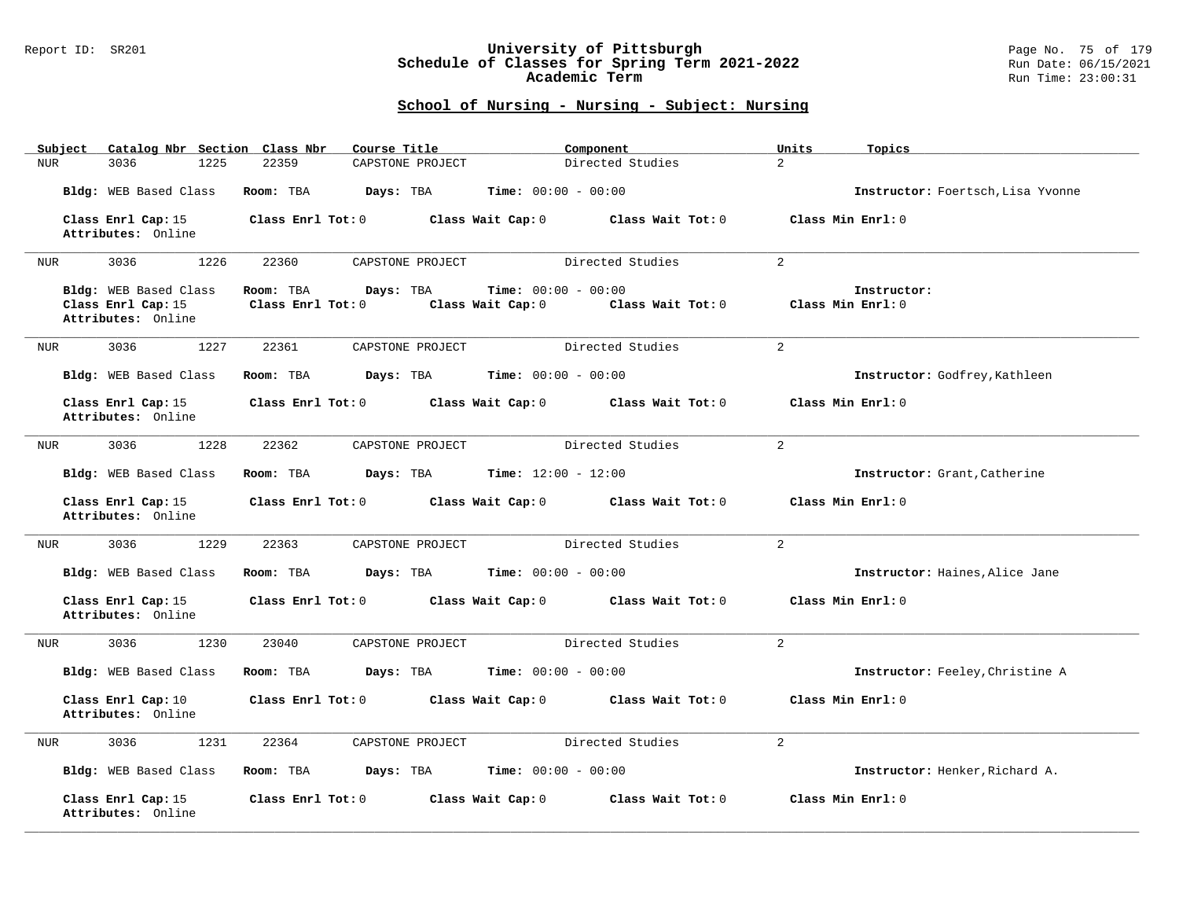## School of Nursing - Nursing - Subject: Nursing

| Subject | Catalog Nbr | Section | Class Nbr | Course Title | Component | Units | Topics |
|---|---|---|---|---|---|---|---|
| NUR | 3036 | 1225 | 22359 | CAPSTONE PROJECT | Directed Studies | 2 | |

**Bldg:** WEB Based Class **Room:** TBA **Days:** TBA **Time:** 00:00 - 00:00 **Instructor:** Foertsch,Lisa Yvonne

**Class Enrl Cap:** 15 **Class Enrl Tot:** 0 **Class Wait Cap:** 0 **Class Wait Tot:** 0 **Class Min Enrl:** 0
**Attributes:** Online

---

| Subject | Catalog Nbr | Section | Class Nbr | Course Title | Component | Units | Topics |
|---|---|---|---|---|---|---|---|
| NUR | 3036 | 1226 | 22360 | CAPSTONE PROJECT | Directed Studies | 2 | |

**Bldg:** WEB Based Class **Room:** TBA **Days:** TBA **Time:** 00:00 - 00:00 **Instructor:**
**Class Enrl Cap:** 15 **Class Enrl Tot:** 0 **Class Wait Cap:** 0 **Class Wait Tot:** 0 **Class Min Enrl:** 0
**Attributes:** Online

---

| Subject | Catalog Nbr | Section | Class Nbr | Course Title | Component | Units | Topics |
|---|---|---|---|---|---|---|---|
| NUR | 3036 | 1227 | 22361 | CAPSTONE PROJECT | Directed Studies | 2 | |

**Bldg:** WEB Based Class **Room:** TBA **Days:** TBA **Time:** 00:00 - 00:00 **Instructor:** Godfrey,Kathleen

**Class Enrl Cap:** 15 **Class Enrl Tot:** 0 **Class Wait Cap:** 0 **Class Wait Tot:** 0 **Class Min Enrl:** 0
**Attributes:** Online

---

| Subject | Catalog Nbr | Section | Class Nbr | Course Title | Component | Units | Topics |
|---|---|---|---|---|---|---|---|
| NUR | 3036 | 1228 | 22362 | CAPSTONE PROJECT | Directed Studies | 2 | |

**Bldg:** WEB Based Class **Room:** TBA **Days:** TBA **Time:** 12:00 - 12:00 **Instructor:** Grant,Catherine

**Class Enrl Cap:** 15 **Class Enrl Tot:** 0 **Class Wait Cap:** 0 **Class Wait Tot:** 0 **Class Min Enrl:** 0
**Attributes:** Online

---

| Subject | Catalog Nbr | Section | Class Nbr | Course Title | Component | Units | Topics |
|---|---|---|---|---|---|---|---|
| NUR | 3036 | 1229 | 22363 | CAPSTONE PROJECT | Directed Studies | 2 | |

**Bldg:** WEB Based Class **Room:** TBA **Days:** TBA **Time:** 00:00 - 00:00 **Instructor:** Haines,Alice Jane

**Class Enrl Cap:** 15 **Class Enrl Tot:** 0 **Class Wait Cap:** 0 **Class Wait Tot:** 0 **Class Min Enrl:** 0
**Attributes:** Online

---

| Subject | Catalog Nbr | Section | Class Nbr | Course Title | Component | Units | Topics |
|---|---|---|---|---|---|---|---|
| NUR | 3036 | 1230 | 23040 | CAPSTONE PROJECT | Directed Studies | 2 | |

**Bldg:** WEB Based Class **Room:** TBA **Days:** TBA **Time:** 00:00 - 00:00 **Instructor:** Feeley,Christine A

**Class Enrl Cap:** 10 **Class Enrl Tot:** 0 **Class Wait Cap:** 0 **Class Wait Tot:** 0 **Class Min Enrl:** 0
**Attributes:** Online

---

| Subject | Catalog Nbr | Section | Class Nbr | Course Title | Component | Units | Topics |
|---|---|---|---|---|---|---|---|
| NUR | 3036 | 1231 | 22364 | CAPSTONE PROJECT | Directed Studies | 2 | |

**Bldg:** WEB Based Class **Room:** TBA **Days:** TBA **Time:** 00:00 - 00:00 **Instructor:** Henker,Richard A.

**Class Enrl Cap:** 15 **Class Enrl Tot:** 0 **Class Wait Cap:** 0 **Class Wait Tot:** 0 **Class Min Enrl:** 0
**Attributes:** Online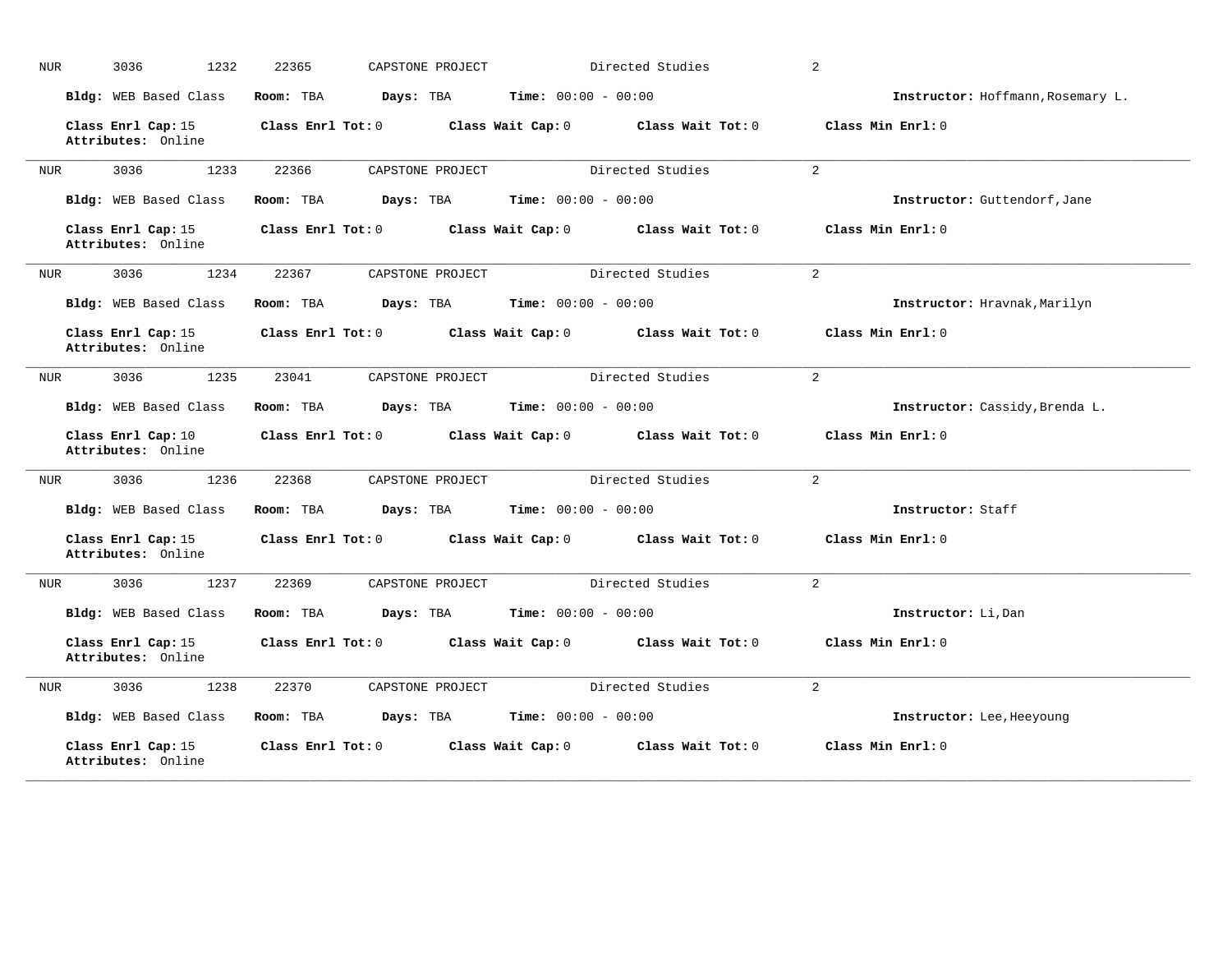NUR 3036 1232 22365 CAPSTONE PROJECT Directed Studies 2

**Bldg:** WEB Based Class **Room:** TBA **Days:** TBA **Time:** 00:00 - 00:00 **Instructor:** Hoffmann,Rosemary L.

**Class Enrl Cap:** 15 **Class Enrl Tot:** 0 **Class Wait Cap:** 0 **Class Wait Tot:** 0 **Class Min Enrl:** 0
**Attributes:** Online

---

NUR 3036 1233 22366 CAPSTONE PROJECT Directed Studies 2

**Bldg:** WEB Based Class **Room:** TBA **Days:** TBA **Time:** 00:00 - 00:00 **Instructor:** Guttendorf,Jane

**Class Enrl Cap:** 15 **Class Enrl Tot:** 0 **Class Wait Cap:** 0 **Class Wait Tot:** 0 **Class Min Enrl:** 0
**Attributes:** Online

---

NUR 3036 1234 22367 CAPSTONE PROJECT Directed Studies 2

**Bldg:** WEB Based Class **Room:** TBA **Days:** TBA **Time:** 00:00 - 00:00 **Instructor:** Hravnak,Marilyn

**Class Enrl Cap:** 15 **Class Enrl Tot:** 0 **Class Wait Cap:** 0 **Class Wait Tot:** 0 **Class Min Enrl:** 0
**Attributes:** Online

---

NUR 3036 1235 23041 CAPSTONE PROJECT Directed Studies 2

**Bldg:** WEB Based Class **Room:** TBA **Days:** TBA **Time:** 00:00 - 00:00 **Instructor:** Cassidy,Brenda L.

**Class Enrl Cap:** 10 **Class Enrl Tot:** 0 **Class Wait Cap:** 0 **Class Wait Tot:** 0 **Class Min Enrl:** 0
**Attributes:** Online

---

NUR 3036 1236 22368 CAPSTONE PROJECT Directed Studies 2

**Bldg:** WEB Based Class **Room:** TBA **Days:** TBA **Time:** 00:00 - 00:00 **Instructor:** Staff

**Class Enrl Cap:** 15 **Class Enrl Tot:** 0 **Class Wait Cap:** 0 **Class Wait Tot:** 0 **Class Min Enrl:** 0
**Attributes:** Online

---

NUR 3036 1237 22369 CAPSTONE PROJECT Directed Studies 2

**Bldg:** WEB Based Class **Room:** TBA **Days:** TBA **Time:** 00:00 - 00:00 **Instructor:** Li,Dan

**Class Enrl Cap:** 15 **Class Enrl Tot:** 0 **Class Wait Cap:** 0 **Class Wait Tot:** 0 **Class Min Enrl:** 0
**Attributes:** Online

---

NUR 3036 1238 22370 CAPSTONE PROJECT Directed Studies 2

**Bldg:** WEB Based Class **Room:** TBA **Days:** TBA **Time:** 00:00 - 00:00 **Instructor:** Lee,Heeyoung

**Class Enrl Cap:** 15 **Class Enrl Tot:** 0 **Class Wait Cap:** 0 **Class Wait Tot:** 0 **Class Min Enrl:** 0
**Attributes:** Online

---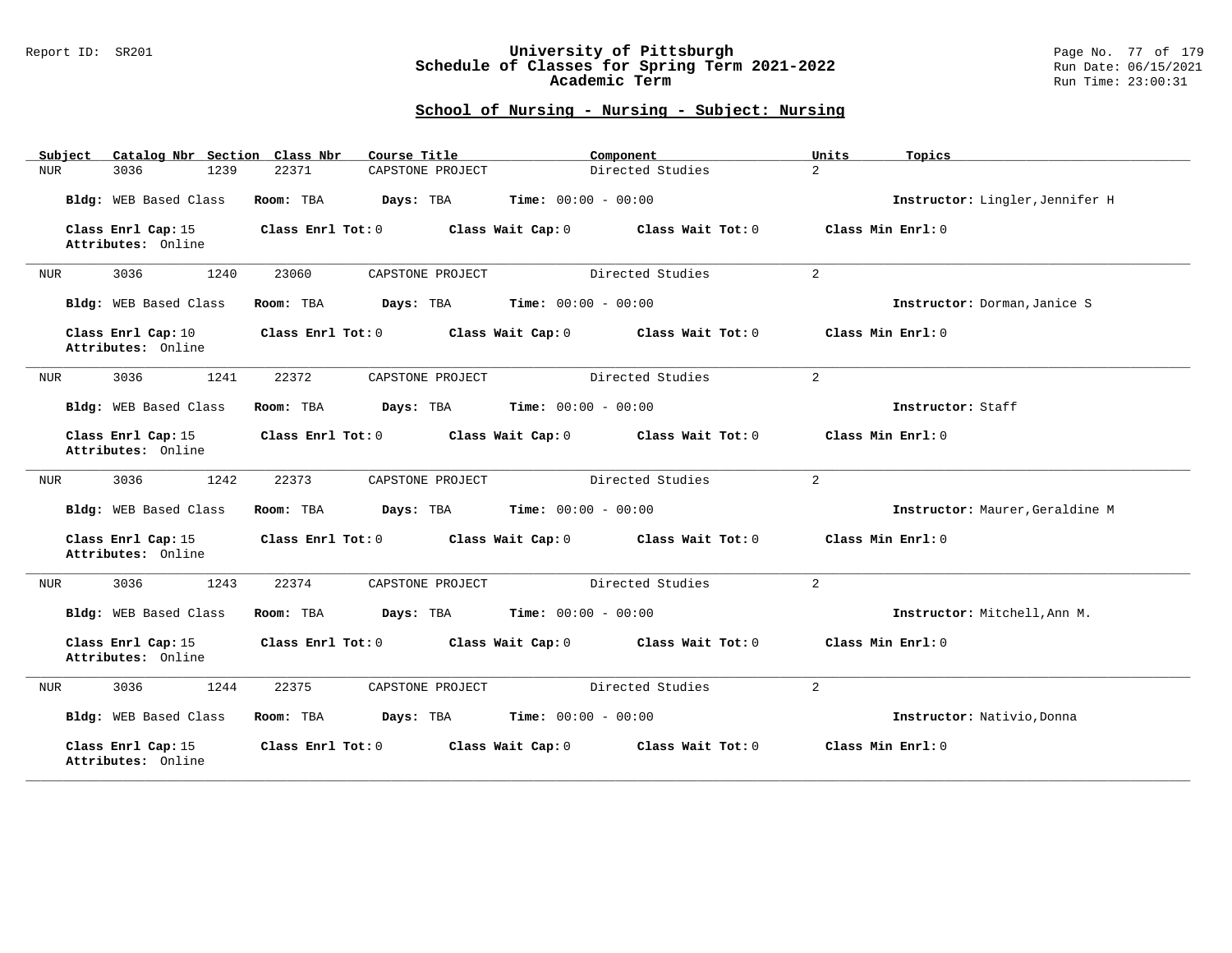## School of Nursing - Nursing - Subject: Nursing

| Subject | Catalog Nbr | Section | Class Nbr | Course Title | Component | Units | Topics |
|---|---|---|---|---|---|---|---|
| NUR | 3036 | 1239 | 22371 | CAPSTONE PROJECT | Directed Studies | 2 | |

**Bldg:** WEB Based Class **Room:** TBA **Days:** TBA **Time:** 00:00 - 00:00 **Instructor:** Lingler,Jennifer H

**Class Enrl Cap:** 15 **Class Enrl Tot:** 0 **Class Wait Cap:** 0 **Class Wait Tot:** 0 **Class Min Enrl:** 0
**Attributes:** Online

| Subject | Catalog Nbr | Section | Class Nbr | Course Title | Component | Units | Topics |
|---|---|---|---|---|---|---|---|
| NUR | 3036 | 1240 | 23060 | CAPSTONE PROJECT | Directed Studies | 2 | |

**Bldg:** WEB Based Class **Room:** TBA **Days:** TBA **Time:** 00:00 - 00:00 **Instructor:** Dorman,Janice S

**Class Enrl Cap:** 10 **Class Enrl Tot:** 0 **Class Wait Cap:** 0 **Class Wait Tot:** 0 **Class Min Enrl:** 0
**Attributes:** Online

| Subject | Catalog Nbr | Section | Class Nbr | Course Title | Component | Units | Topics |
|---|---|---|---|---|---|---|---|
| NUR | 3036 | 1241 | 22372 | CAPSTONE PROJECT | Directed Studies | 2 | |

**Bldg:** WEB Based Class **Room:** TBA **Days:** TBA **Time:** 00:00 - 00:00 **Instructor:** Staff

**Class Enrl Cap:** 15 **Class Enrl Tot:** 0 **Class Wait Cap:** 0 **Class Wait Tot:** 0 **Class Min Enrl:** 0
**Attributes:** Online

| Subject | Catalog Nbr | Section | Class Nbr | Course Title | Component | Units | Topics |
|---|---|---|---|---|---|---|---|
| NUR | 3036 | 1242 | 22373 | CAPSTONE PROJECT | Directed Studies | 2 | |

**Bldg:** WEB Based Class **Room:** TBA **Days:** TBA **Time:** 00:00 - 00:00 **Instructor:** Maurer,Geraldine M

**Class Enrl Cap:** 15 **Class Enrl Tot:** 0 **Class Wait Cap:** 0 **Class Wait Tot:** 0 **Class Min Enrl:** 0
**Attributes:** Online

| Subject | Catalog Nbr | Section | Class Nbr | Course Title | Component | Units | Topics |
|---|---|---|---|---|---|---|---|
| NUR | 3036 | 1243 | 22374 | CAPSTONE PROJECT | Directed Studies | 2 | |

**Bldg:** WEB Based Class **Room:** TBA **Days:** TBA **Time:** 00:00 - 00:00 **Instructor:** Mitchell,Ann M.

**Class Enrl Cap:** 15 **Class Enrl Tot:** 0 **Class Wait Cap:** 0 **Class Wait Tot:** 0 **Class Min Enrl:** 0
**Attributes:** Online

| Subject | Catalog Nbr | Section | Class Nbr | Course Title | Component | Units | Topics |
|---|---|---|---|---|---|---|---|
| NUR | 3036 | 1244 | 22375 | CAPSTONE PROJECT | Directed Studies | 2 | |

**Bldg:** WEB Based Class **Room:** TBA **Days:** TBA **Time:** 00:00 - 00:00 **Instructor:** Nativio,Donna

**Class Enrl Cap:** 15 **Class Enrl Tot:** 0 **Class Wait Cap:** 0 **Class Wait Tot:** 0 **Class Min Enrl:** 0
**Attributes:** Online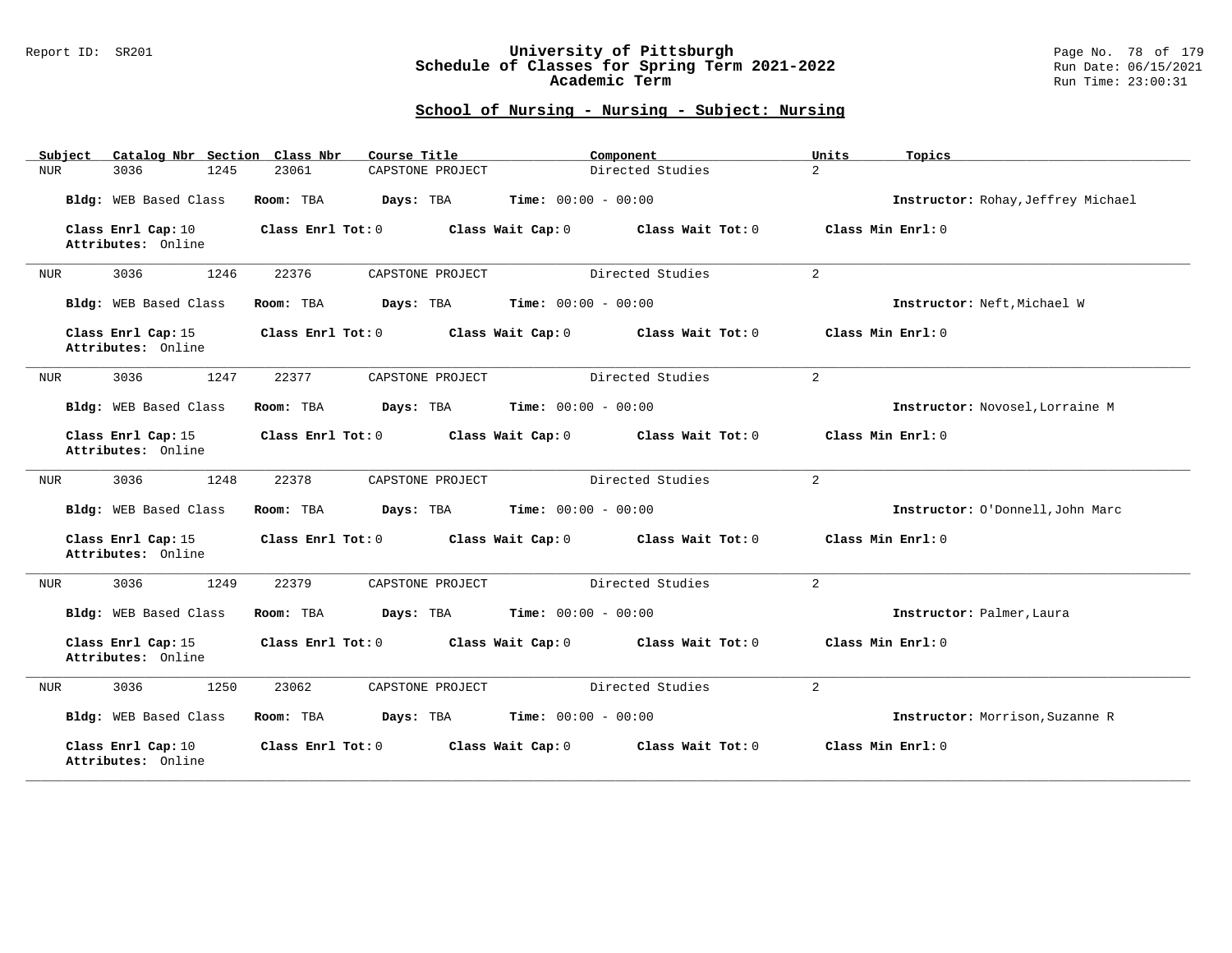## School of Nursing - Nursing - Subject: Nursing

| Subject | Catalog Nbr | Section | Class Nbr | Course Title | Component | Units | Topics |
|---|---|---|---|---|---|---|---|
| NUR | 3036 | 1245 | 23061 | CAPSTONE PROJECT | Directed Studies | 2 | |

**Bldg:** WEB Based Class **Room:** TBA **Days:** TBA **Time:** 00:00 - 00:00 **Instructor:** Rohay,Jeffrey Michael

**Class Enrl Cap:** 10 **Class Enrl Tot:** 0 **Class Wait Cap:** 0 **Class Wait Tot:** 0 **Class Min Enrl:** 0
**Attributes:** Online

| Subject | Catalog Nbr | Section | Class Nbr | Course Title | Component | Units | Topics |
|---|---|---|---|---|---|---|---|
| NUR | 3036 | 1246 | 22376 | CAPSTONE PROJECT | Directed Studies | 2 | |

**Bldg:** WEB Based Class **Room:** TBA **Days:** TBA **Time:** 00:00 - 00:00 **Instructor:** Neft,Michael W

**Class Enrl Cap:** 15 **Class Enrl Tot:** 0 **Class Wait Cap:** 0 **Class Wait Tot:** 0 **Class Min Enrl:** 0
**Attributes:** Online

| Subject | Catalog Nbr | Section | Class Nbr | Course Title | Component | Units | Topics |
|---|---|---|---|---|---|---|---|
| NUR | 3036 | 1247 | 22377 | CAPSTONE PROJECT | Directed Studies | 2 | |

**Bldg:** WEB Based Class **Room:** TBA **Days:** TBA **Time:** 00:00 - 00:00 **Instructor:** Novosel,Lorraine M

**Class Enrl Cap:** 15 **Class Enrl Tot:** 0 **Class Wait Cap:** 0 **Class Wait Tot:** 0 **Class Min Enrl:** 0
**Attributes:** Online

| Subject | Catalog Nbr | Section | Class Nbr | Course Title | Component | Units | Topics |
|---|---|---|---|---|---|---|---|
| NUR | 3036 | 1248 | 22378 | CAPSTONE PROJECT | Directed Studies | 2 | |

**Bldg:** WEB Based Class **Room:** TBA **Days:** TBA **Time:** 00:00 - 00:00 **Instructor:** O'Donnell,John Marc

**Class Enrl Cap:** 15 **Class Enrl Tot:** 0 **Class Wait Cap:** 0 **Class Wait Tot:** 0 **Class Min Enrl:** 0
**Attributes:** Online

| Subject | Catalog Nbr | Section | Class Nbr | Course Title | Component | Units | Topics |
|---|---|---|---|---|---|---|---|
| NUR | 3036 | 1249 | 22379 | CAPSTONE PROJECT | Directed Studies | 2 | |

**Bldg:** WEB Based Class **Room:** TBA **Days:** TBA **Time:** 00:00 - 00:00 **Instructor:** Palmer,Laura

**Class Enrl Cap:** 15 **Class Enrl Tot:** 0 **Class Wait Cap:** 0 **Class Wait Tot:** 0 **Class Min Enrl:** 0
**Attributes:** Online

| Subject | Catalog Nbr | Section | Class Nbr | Course Title | Component | Units | Topics |
|---|---|---|---|---|---|---|---|
| NUR | 3036 | 1250 | 23062 | CAPSTONE PROJECT | Directed Studies | 2 | |

**Bldg:** WEB Based Class **Room:** TBA **Days:** TBA **Time:** 00:00 - 00:00 **Instructor:** Morrison,Suzanne R

**Class Enrl Cap:** 10 **Class Enrl Tot:** 0 **Class Wait Cap:** 0 **Class Wait Tot:** 0 **Class Min Enrl:** 0
**Attributes:** Online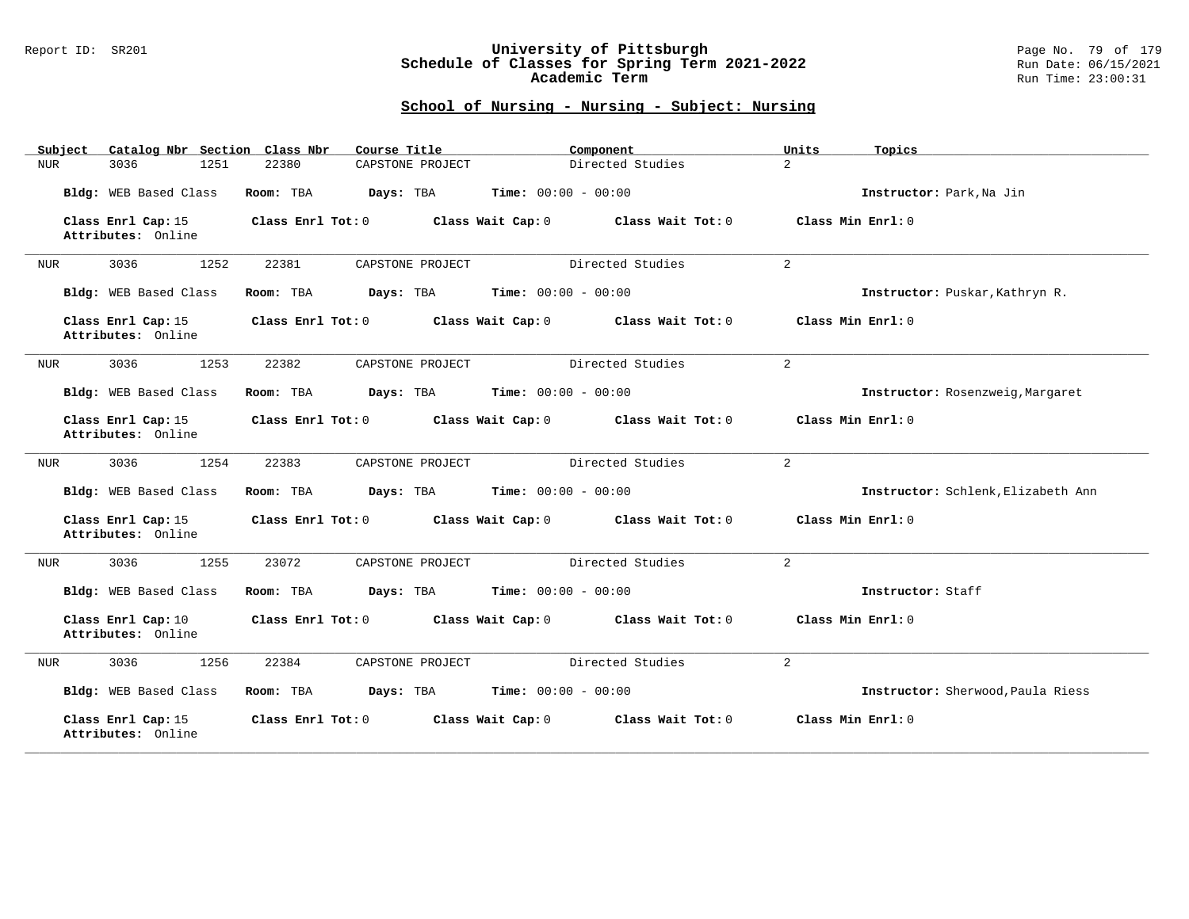## School of Nursing - Nursing - Subject: Nursing

| Subject | Catalog Nbr | Section | Class Nbr | Course Title | Component | Units | Topics |
|---|---|---|---|---|---|---|---|
| NUR | 3036 | 1251 | 22380 | CAPSTONE PROJECT | Directed Studies | 2 | |

**Bldg:** WEB Based Class **Room:** TBA **Days:** TBA **Time:** 00:00 - 00:00 **Instructor:** Park,Na Jin

**Class Enrl Cap:** 15 **Class Enrl Tot:** 0 **Class Wait Cap:** 0 **Class Wait Tot:** 0 **Class Min Enrl:** 0
**Attributes:** Online

---

| Subject | Catalog Nbr | Section | Class Nbr | Course Title | Component | Units | Topics |
|---|---|---|---|---|---|---|---|
| NUR | 3036 | 1252 | 22381 | CAPSTONE PROJECT | Directed Studies | 2 | |

**Bldg:** WEB Based Class **Room:** TBA **Days:** TBA **Time:** 00:00 - 00:00 **Instructor:** Puskar,Kathryn R.

**Class Enrl Cap:** 15 **Class Enrl Tot:** 0 **Class Wait Cap:** 0 **Class Wait Tot:** 0 **Class Min Enrl:** 0
**Attributes:** Online

---

| Subject | Catalog Nbr | Section | Class Nbr | Course Title | Component | Units | Topics |
|---|---|---|---|---|---|---|---|
| NUR | 3036 | 1253 | 22382 | CAPSTONE PROJECT | Directed Studies | 2 | |

**Bldg:** WEB Based Class **Room:** TBA **Days:** TBA **Time:** 00:00 - 00:00 **Instructor:** Rosenzweig,Margaret

**Class Enrl Cap:** 15 **Class Enrl Tot:** 0 **Class Wait Cap:** 0 **Class Wait Tot:** 0 **Class Min Enrl:** 0
**Attributes:** Online

---

| Subject | Catalog Nbr | Section | Class Nbr | Course Title | Component | Units | Topics |
|---|---|---|---|---|---|---|---|
| NUR | 3036 | 1254 | 22383 | CAPSTONE PROJECT | Directed Studies | 2 | |

**Bldg:** WEB Based Class **Room:** TBA **Days:** TBA **Time:** 00:00 - 00:00 **Instructor:** Schlenk,Elizabeth Ann

**Class Enrl Cap:** 15 **Class Enrl Tot:** 0 **Class Wait Cap:** 0 **Class Wait Tot:** 0 **Class Min Enrl:** 0
**Attributes:** Online

---

| Subject | Catalog Nbr | Section | Class Nbr | Course Title | Component | Units | Topics |
|---|---|---|---|---|---|---|---|
| NUR | 3036 | 1255 | 23072 | CAPSTONE PROJECT | Directed Studies | 2 | |

**Bldg:** WEB Based Class **Room:** TBA **Days:** TBA **Time:** 00:00 - 00:00 **Instructor:** Staff

**Class Enrl Cap:** 10 **Class Enrl Tot:** 0 **Class Wait Cap:** 0 **Class Wait Tot:** 0 **Class Min Enrl:** 0
**Attributes:** Online

---

| Subject | Catalog Nbr | Section | Class Nbr | Course Title | Component | Units | Topics |
|---|---|---|---|---|---|---|---|
| NUR | 3036 | 1256 | 22384 | CAPSTONE PROJECT | Directed Studies | 2 | |

**Bldg:** WEB Based Class **Room:** TBA **Days:** TBA **Time:** 00:00 - 00:00 **Instructor:** Sherwood,Paula Riess

**Class Enrl Cap:** 15 **Class Enrl Tot:** 0 **Class Wait Cap:** 0 **Class Wait Tot:** 0 **Class Min Enrl:** 0
**Attributes:** Online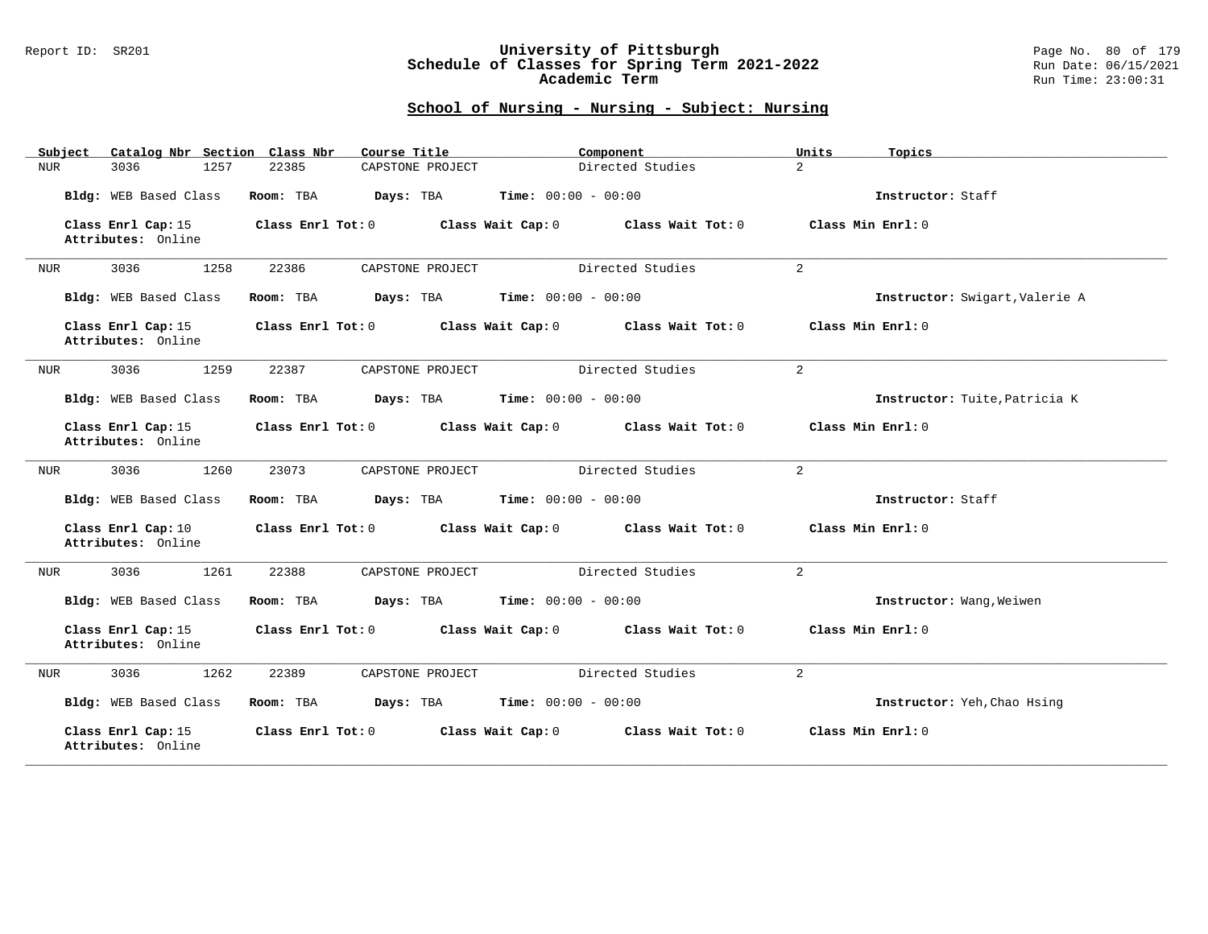## School of Nursing - Nursing - Subject: Nursing

| Subject | Catalog Nbr | Section | Class Nbr | Course Title | Component | Units | Topics |
|---|---|---|---|---|---|---|---|
| NUR | 3036 | 1257 | 22385 | CAPSTONE PROJECT | Directed Studies | 2 | |

**Bldg:** WEB Based Class **Room:** TBA **Days:** TBA **Time:** 00:00 - 00:00 **Instructor:** Staff

**Class Enrl Cap:** 15 **Class Enrl Tot:** 0 **Class Wait Cap:** 0 **Class Wait Tot:** 0 **Class Min Enrl:** 0
**Attributes:** Online

---

| Subject | Catalog Nbr | Section | Class Nbr | Course Title | Component | Units | Topics |
|---|---|---|---|---|---|---|---|
| NUR | 3036 | 1258 | 22386 | CAPSTONE PROJECT | Directed Studies | 2 | |

**Bldg:** WEB Based Class **Room:** TBA **Days:** TBA **Time:** 00:00 - 00:00 **Instructor:** Swigart,Valerie A

**Class Enrl Cap:** 15 **Class Enrl Tot:** 0 **Class Wait Cap:** 0 **Class Wait Tot:** 0 **Class Min Enrl:** 0
**Attributes:** Online

---

| Subject | Catalog Nbr | Section | Class Nbr | Course Title | Component | Units | Topics |
|---|---|---|---|---|---|---|---|
| NUR | 3036 | 1259 | 22387 | CAPSTONE PROJECT | Directed Studies | 2 | |

**Bldg:** WEB Based Class **Room:** TBA **Days:** TBA **Time:** 00:00 - 00:00 **Instructor:** Tuite,Patricia K

**Class Enrl Cap:** 15 **Class Enrl Tot:** 0 **Class Wait Cap:** 0 **Class Wait Tot:** 0 **Class Min Enrl:** 0
**Attributes:** Online

---

| Subject | Catalog Nbr | Section | Class Nbr | Course Title | Component | Units | Topics |
|---|---|---|---|---|---|---|---|
| NUR | 3036 | 1260 | 23073 | CAPSTONE PROJECT | Directed Studies | 2 | |

**Bldg:** WEB Based Class **Room:** TBA **Days:** TBA **Time:** 00:00 - 00:00 **Instructor:** Staff

**Class Enrl Cap:** 10 **Class Enrl Tot:** 0 **Class Wait Cap:** 0 **Class Wait Tot:** 0 **Class Min Enrl:** 0
**Attributes:** Online

---

| Subject | Catalog Nbr | Section | Class Nbr | Course Title | Component | Units | Topics |
|---|---|---|---|---|---|---|---|
| NUR | 3036 | 1261 | 22388 | CAPSTONE PROJECT | Directed Studies | 2 | |

**Bldg:** WEB Based Class **Room:** TBA **Days:** TBA **Time:** 00:00 - 00:00 **Instructor:** Wang,Weiwen

**Class Enrl Cap:** 15 **Class Enrl Tot:** 0 **Class Wait Cap:** 0 **Class Wait Tot:** 0 **Class Min Enrl:** 0
**Attributes:** Online

---

| Subject | Catalog Nbr | Section | Class Nbr | Course Title | Component | Units | Topics |
|---|---|---|---|---|---|---|---|
| NUR | 3036 | 1262 | 22389 | CAPSTONE PROJECT | Directed Studies | 2 | |

**Bldg:** WEB Based Class **Room:** TBA **Days:** TBA **Time:** 00:00 - 00:00 **Instructor:** Yeh,Chao Hsing

**Class Enrl Cap:** 15 **Class Enrl Tot:** 0 **Class Wait Cap:** 0 **Class Wait Tot:** 0 **Class Min Enrl:** 0
**Attributes:** Online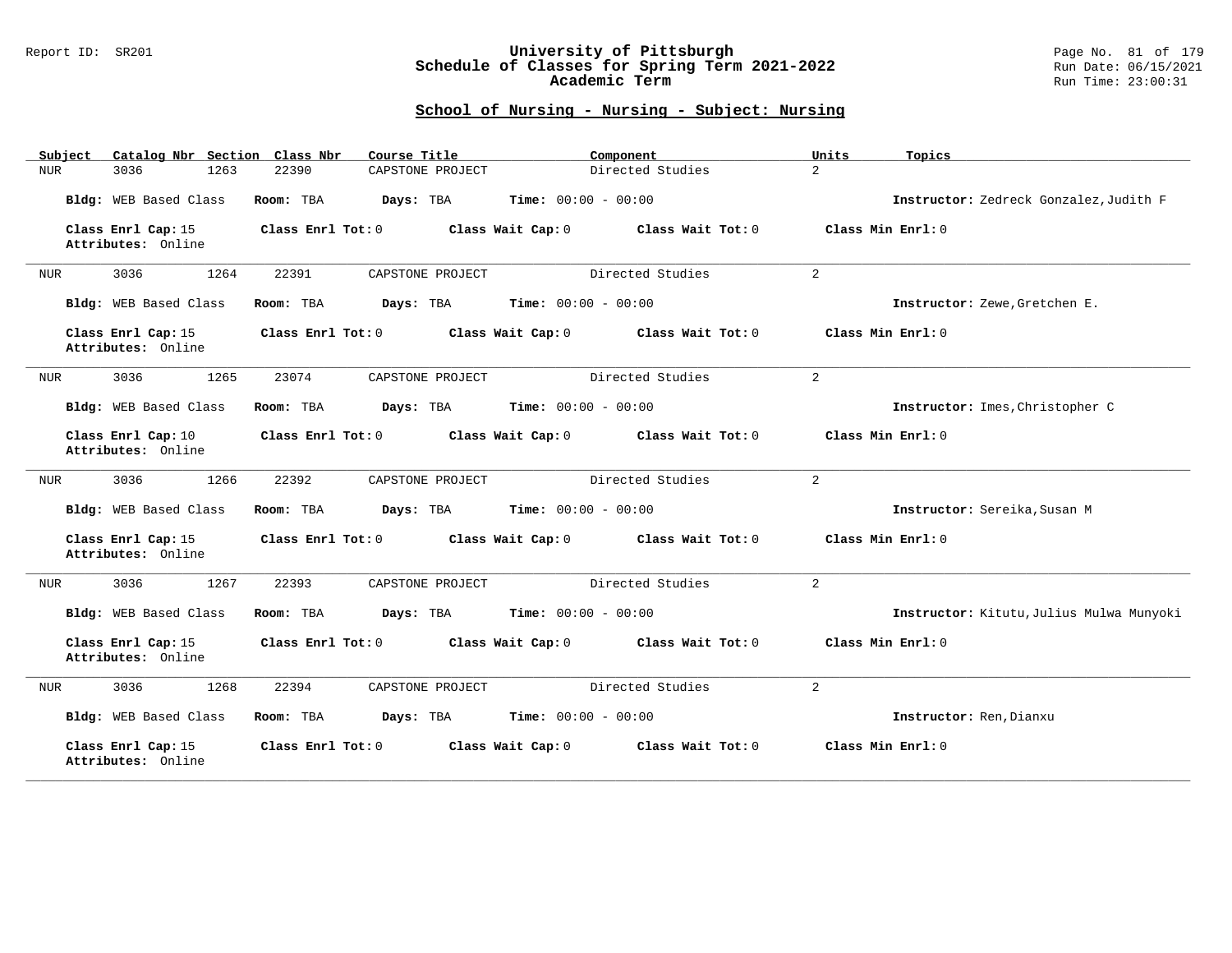## School of Nursing - Nursing - Subject: Nursing

| Subject | Catalog Nbr | Section | Class Nbr | Course Title | Component | Units | Topics |
|---|---|---|---|---|---|---|---|
| NUR | 3036 | 1263 | 22390 | CAPSTONE PROJECT | Directed Studies | 2 | |

**Bldg:** WEB Based Class **Room:** TBA **Days:** TBA **Time:** 00:00 - 00:00 **Instructor:** Zedreck Gonzalez,Judith F

**Class Enrl Cap:** 15 **Class Enrl Tot:** 0 **Class Wait Cap:** 0 **Class Wait Tot:** 0 **Class Min Enrl:** 0
**Attributes:** Online

---

| Subject | Catalog Nbr | Section | Class Nbr | Course Title | Component | Units | Topics |
|---|---|---|---|---|---|---|---|
| NUR | 3036 | 1264 | 22391 | CAPSTONE PROJECT | Directed Studies | 2 | |

**Bldg:** WEB Based Class **Room:** TBA **Days:** TBA **Time:** 00:00 - 00:00 **Instructor:** Zewe,Gretchen E.

**Class Enrl Cap:** 15 **Class Enrl Tot:** 0 **Class Wait Cap:** 0 **Class Wait Tot:** 0 **Class Min Enrl:** 0
**Attributes:** Online

---

| Subject | Catalog Nbr | Section | Class Nbr | Course Title | Component | Units | Topics |
|---|---|---|---|---|---|---|---|
| NUR | 3036 | 1265 | 23074 | CAPSTONE PROJECT | Directed Studies | 2 | |

**Bldg:** WEB Based Class **Room:** TBA **Days:** TBA **Time:** 00:00 - 00:00 **Instructor:** Imes,Christopher C

**Class Enrl Cap:** 10 **Class Enrl Tot:** 0 **Class Wait Cap:** 0 **Class Wait Tot:** 0 **Class Min Enrl:** 0
**Attributes:** Online

---

| Subject | Catalog Nbr | Section | Class Nbr | Course Title | Component | Units | Topics |
|---|---|---|---|---|---|---|---|
| NUR | 3036 | 1266 | 22392 | CAPSTONE PROJECT | Directed Studies | 2 | |

**Bldg:** WEB Based Class **Room:** TBA **Days:** TBA **Time:** 00:00 - 00:00 **Instructor:** Sereika,Susan M

**Class Enrl Cap:** 15 **Class Enrl Tot:** 0 **Class Wait Cap:** 0 **Class Wait Tot:** 0 **Class Min Enrl:** 0
**Attributes:** Online

---

| Subject | Catalog Nbr | Section | Class Nbr | Course Title | Component | Units | Topics |
|---|---|---|---|---|---|---|---|
| NUR | 3036 | 1267 | 22393 | CAPSTONE PROJECT | Directed Studies | 2 | |

**Bldg:** WEB Based Class **Room:** TBA **Days:** TBA **Time:** 00:00 - 00:00 **Instructor:** Kitutu,Julius Mulwa Munyoki

**Class Enrl Cap:** 15 **Class Enrl Tot:** 0 **Class Wait Cap:** 0 **Class Wait Tot:** 0 **Class Min Enrl:** 0
**Attributes:** Online

---

| Subject | Catalog Nbr | Section | Class Nbr | Course Title | Component | Units | Topics |
|---|---|---|---|---|---|---|---|
| NUR | 3036 | 1268 | 22394 | CAPSTONE PROJECT | Directed Studies | 2 | |

**Bldg:** WEB Based Class **Room:** TBA **Days:** TBA **Time:** 00:00 - 00:00 **Instructor:** Ren,Dianxu

**Class Enrl Cap:** 15 **Class Enrl Tot:** 0 **Class Wait Cap:** 0 **Class Wait Tot:** 0 **Class Min Enrl:** 0
**Attributes:** Online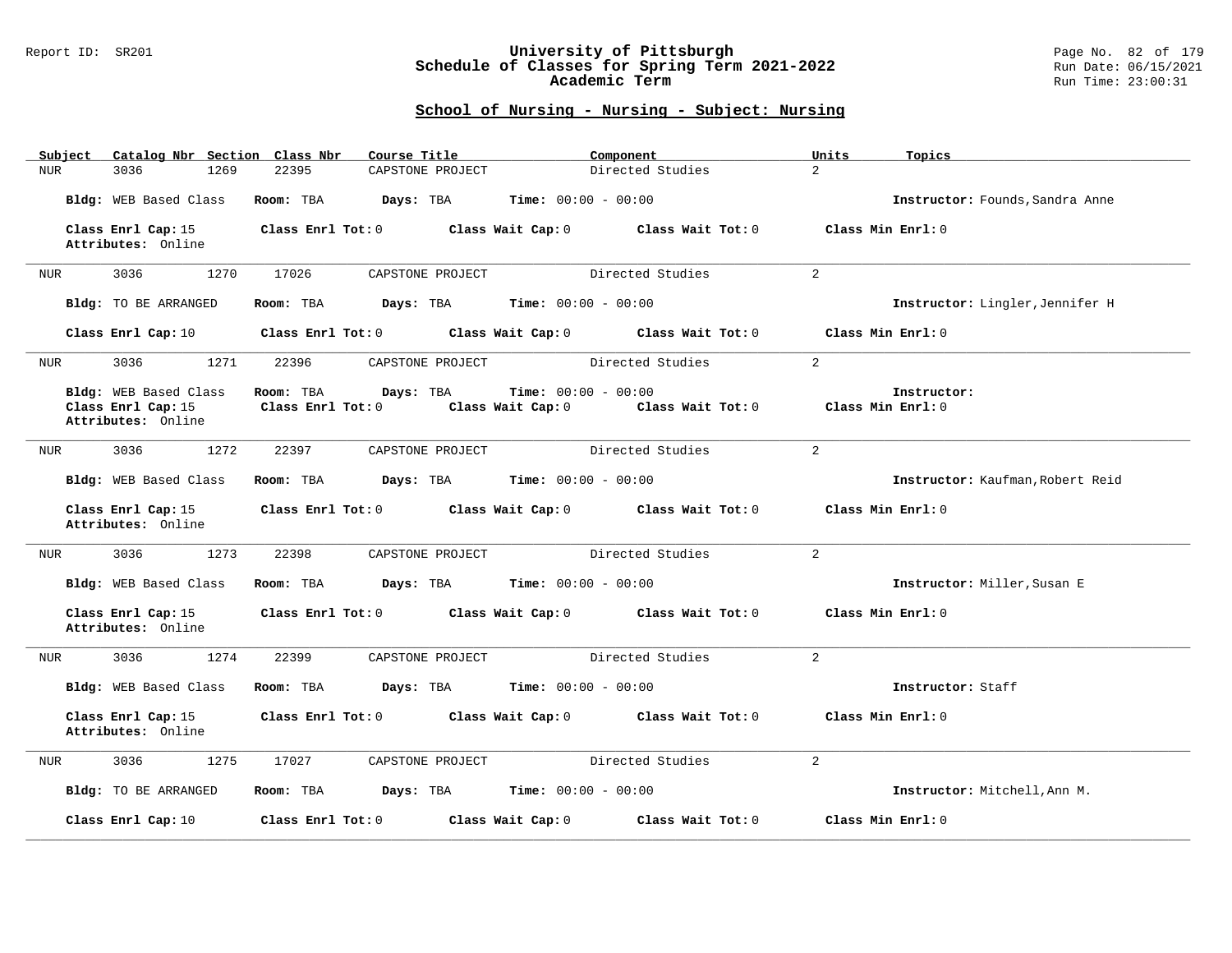## School of Nursing - Nursing - Subject: Nursing

| Subject | Catalog Nbr | Section | Class Nbr | Course Title | Component | Units | Topics |
|---|---|---|---|---|---|---|---|
| NUR | 3036 | 1269 | 22395 | CAPSTONE PROJECT | Directed Studies | 2 | |

**Bldg:** WEB Based Class **Room:** TBA **Days:** TBA **Time:** 00:00 - 00:00 **Instructor:** Founds,Sandra Anne

**Class Enrl Cap:** 15 **Class Enrl Tot:** 0 **Class Wait Cap:** 0 **Class Wait Tot:** 0 **Class Min Enrl:** 0
**Attributes:** Online

---

| Subject | Catalog Nbr | Section | Class Nbr | Course Title | Component | Units | Topics |
|---|---|---|---|---|---|---|---|
| NUR | 3036 | 1270 | 17026 | CAPSTONE PROJECT | Directed Studies | 2 | |

**Bldg:** TO BE ARRANGED **Room:** TBA **Days:** TBA **Time:** 00:00 - 00:00 **Instructor:** Lingler,Jennifer H

**Class Enrl Cap:** 10 **Class Enrl Tot:** 0 **Class Wait Cap:** 0 **Class Wait Tot:** 0 **Class Min Enrl:** 0

---

| Subject | Catalog Nbr | Section | Class Nbr | Course Title | Component | Units | Topics |
|---|---|---|---|---|---|---|---|
| NUR | 3036 | 1271 | 22396 | CAPSTONE PROJECT | Directed Studies | 2 | |

**Bldg:** WEB Based Class **Room:** TBA **Days:** TBA **Time:** 00:00 - 00:00 **Instructor:**
**Class Enrl Cap:** 15 **Class Enrl Tot:** 0 **Class Wait Cap:** 0 **Class Wait Tot:** 0 **Class Min Enrl:** 0
**Attributes:** Online

---

| Subject | Catalog Nbr | Section | Class Nbr | Course Title | Component | Units | Topics |
|---|---|---|---|---|---|---|---|
| NUR | 3036 | 1272 | 22397 | CAPSTONE PROJECT | Directed Studies | 2 | |

**Bldg:** WEB Based Class **Room:** TBA **Days:** TBA **Time:** 00:00 - 00:00 **Instructor:** Kaufman,Robert Reid

**Class Enrl Cap:** 15 **Class Enrl Tot:** 0 **Class Wait Cap:** 0 **Class Wait Tot:** 0 **Class Min Enrl:** 0
**Attributes:** Online

---

| Subject | Catalog Nbr | Section | Class Nbr | Course Title | Component | Units | Topics |
|---|---|---|---|---|---|---|---|
| NUR | 3036 | 1273 | 22398 | CAPSTONE PROJECT | Directed Studies | 2 | |

**Bldg:** WEB Based Class **Room:** TBA **Days:** TBA **Time:** 00:00 - 00:00 **Instructor:** Miller,Susan E

**Class Enrl Cap:** 15 **Class Enrl Tot:** 0 **Class Wait Cap:** 0 **Class Wait Tot:** 0 **Class Min Enrl:** 0
**Attributes:** Online

---

| Subject | Catalog Nbr | Section | Class Nbr | Course Title | Component | Units | Topics |
|---|---|---|---|---|---|---|---|
| NUR | 3036 | 1274 | 22399 | CAPSTONE PROJECT | Directed Studies | 2 | |

**Bldg:** WEB Based Class **Room:** TBA **Days:** TBA **Time:** 00:00 - 00:00 **Instructor:** Staff

**Class Enrl Cap:** 15 **Class Enrl Tot:** 0 **Class Wait Cap:** 0 **Class Wait Tot:** 0 **Class Min Enrl:** 0
**Attributes:** Online

---

| Subject | Catalog Nbr | Section | Class Nbr | Course Title | Component | Units | Topics |
|---|---|---|---|---|---|---|---|
| NUR | 3036 | 1275 | 17027 | CAPSTONE PROJECT | Directed Studies | 2 | |

**Bldg:** TO BE ARRANGED **Room:** TBA **Days:** TBA **Time:** 00:00 - 00:00 **Instructor:** Mitchell,Ann M.

**Class Enrl Cap:** 10 **Class Enrl Tot:** 0 **Class Wait Cap:** 0 **Class Wait Tot:** 0 **Class Min Enrl:** 0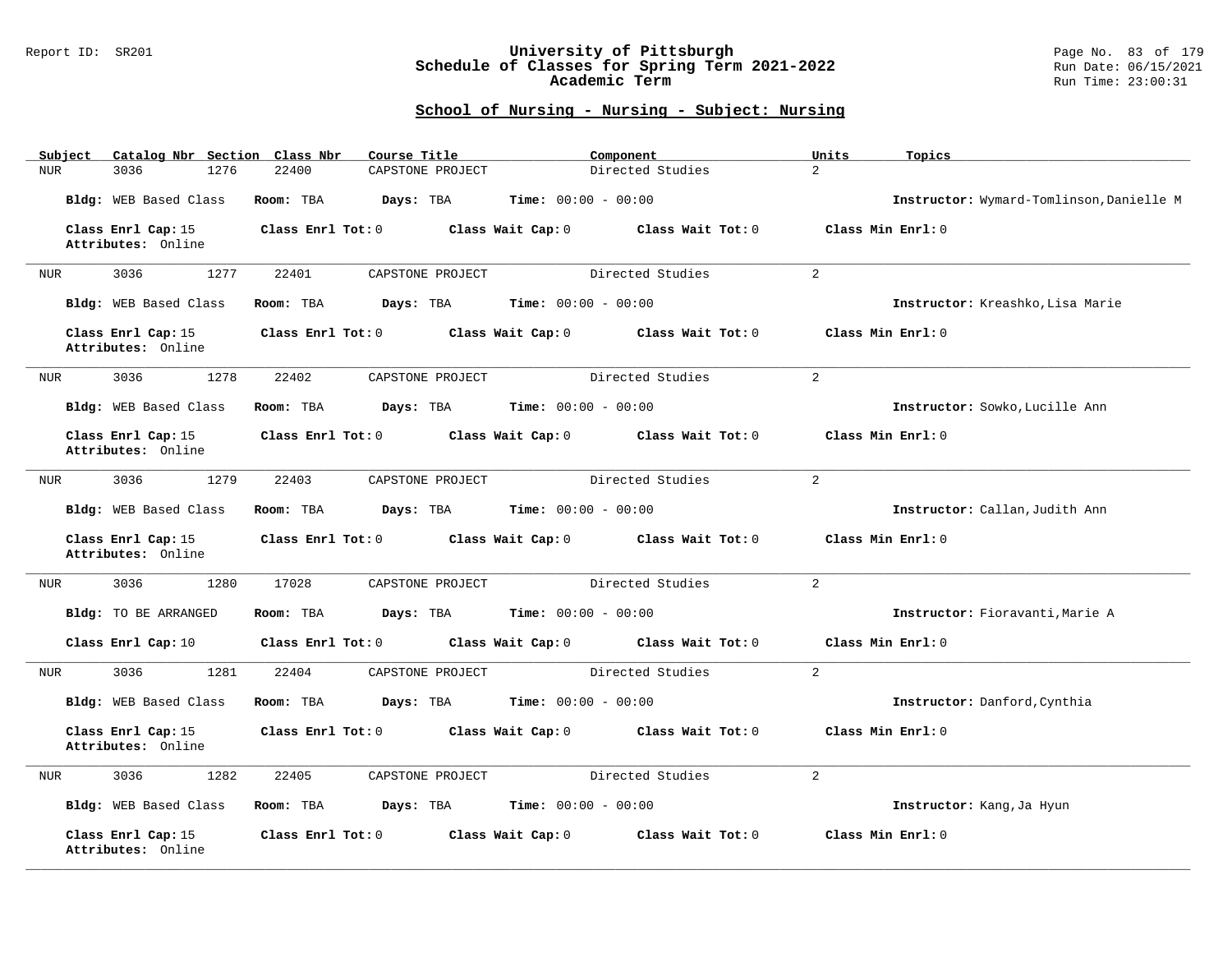## School of Nursing - Nursing - Subject: Nursing

| Subject | Catalog Nbr | Section | Class Nbr | Course Title | Component | Units | Topics |
|---|---|---|---|---|---|---|---|
| NUR | 3036 | 1276 | 22400 | CAPSTONE PROJECT | Directed Studies | 2 | |

**Bldg:** WEB Based Class **Room:** TBA **Days:** TBA **Time:** 00:00 - 00:00 **Instructor:** Wymard-Tomlinson,Danielle M

**Class Enrl Cap:** 15 **Class Enrl Tot:** 0 **Class Wait Cap:** 0 **Class Wait Tot:** 0 **Class Min Enrl:** 0
**Attributes:** Online

---

| Subject | Catalog Nbr | Section | Class Nbr | Course Title | Component | Units | Topics |
|---|---|---|---|---|---|---|---|
| NUR | 3036 | 1277 | 22401 | CAPSTONE PROJECT | Directed Studies | 2 | |

**Bldg:** WEB Based Class **Room:** TBA **Days:** TBA **Time:** 00:00 - 00:00 **Instructor:** Kreashko,Lisa Marie

**Class Enrl Cap:** 15 **Class Enrl Tot:** 0 **Class Wait Cap:** 0 **Class Wait Tot:** 0 **Class Min Enrl:** 0
**Attributes:** Online

---

| Subject | Catalog Nbr | Section | Class Nbr | Course Title | Component | Units | Topics |
|---|---|---|---|---|---|---|---|
| NUR | 3036 | 1278 | 22402 | CAPSTONE PROJECT | Directed Studies | 2 | |

**Bldg:** WEB Based Class **Room:** TBA **Days:** TBA **Time:** 00:00 - 00:00 **Instructor:** Sowko,Lucille Ann

**Class Enrl Cap:** 15 **Class Enrl Tot:** 0 **Class Wait Cap:** 0 **Class Wait Tot:** 0 **Class Min Enrl:** 0
**Attributes:** Online

---

| Subject | Catalog Nbr | Section | Class Nbr | Course Title | Component | Units | Topics |
|---|---|---|---|---|---|---|---|
| NUR | 3036 | 1279 | 22403 | CAPSTONE PROJECT | Directed Studies | 2 | |

**Bldg:** WEB Based Class **Room:** TBA **Days:** TBA **Time:** 00:00 - 00:00 **Instructor:** Callan,Judith Ann

**Class Enrl Cap:** 15 **Class Enrl Tot:** 0 **Class Wait Cap:** 0 **Class Wait Tot:** 0 **Class Min Enrl:** 0
**Attributes:** Online

---

| Subject | Catalog Nbr | Section | Class Nbr | Course Title | Component | Units | Topics |
|---|---|---|---|---|---|---|---|
| NUR | 3036 | 1280 | 17028 | CAPSTONE PROJECT | Directed Studies | 2 | |

**Bldg:** TO BE ARRANGED **Room:** TBA **Days:** TBA **Time:** 00:00 - 00:00 **Instructor:** Fioravanti,Marie A

**Class Enrl Cap:** 10 **Class Enrl Tot:** 0 **Class Wait Cap:** 0 **Class Wait Tot:** 0 **Class Min Enrl:** 0

---

| Subject | Catalog Nbr | Section | Class Nbr | Course Title | Component | Units | Topics |
|---|---|---|---|---|---|---|---|
| NUR | 3036 | 1281 | 22404 | CAPSTONE PROJECT | Directed Studies | 2 | |

**Bldg:** WEB Based Class **Room:** TBA **Days:** TBA **Time:** 00:00 - 00:00 **Instructor:** Danford,Cynthia

**Class Enrl Cap:** 15 **Class Enrl Tot:** 0 **Class Wait Cap:** 0 **Class Wait Tot:** 0 **Class Min Enrl:** 0
**Attributes:** Online

---

| Subject | Catalog Nbr | Section | Class Nbr | Course Title | Component | Units | Topics |
|---|---|---|---|---|---|---|---|
| NUR | 3036 | 1282 | 22405 | CAPSTONE PROJECT | Directed Studies | 2 | |

**Bldg:** WEB Based Class **Room:** TBA **Days:** TBA **Time:** 00:00 - 00:00 **Instructor:** Kang,Ja Hyun

**Class Enrl Cap:** 15 **Class Enrl Tot:** 0 **Class Wait Cap:** 0 **Class Wait Tot:** 0 **Class Min Enrl:** 0
**Attributes:** Online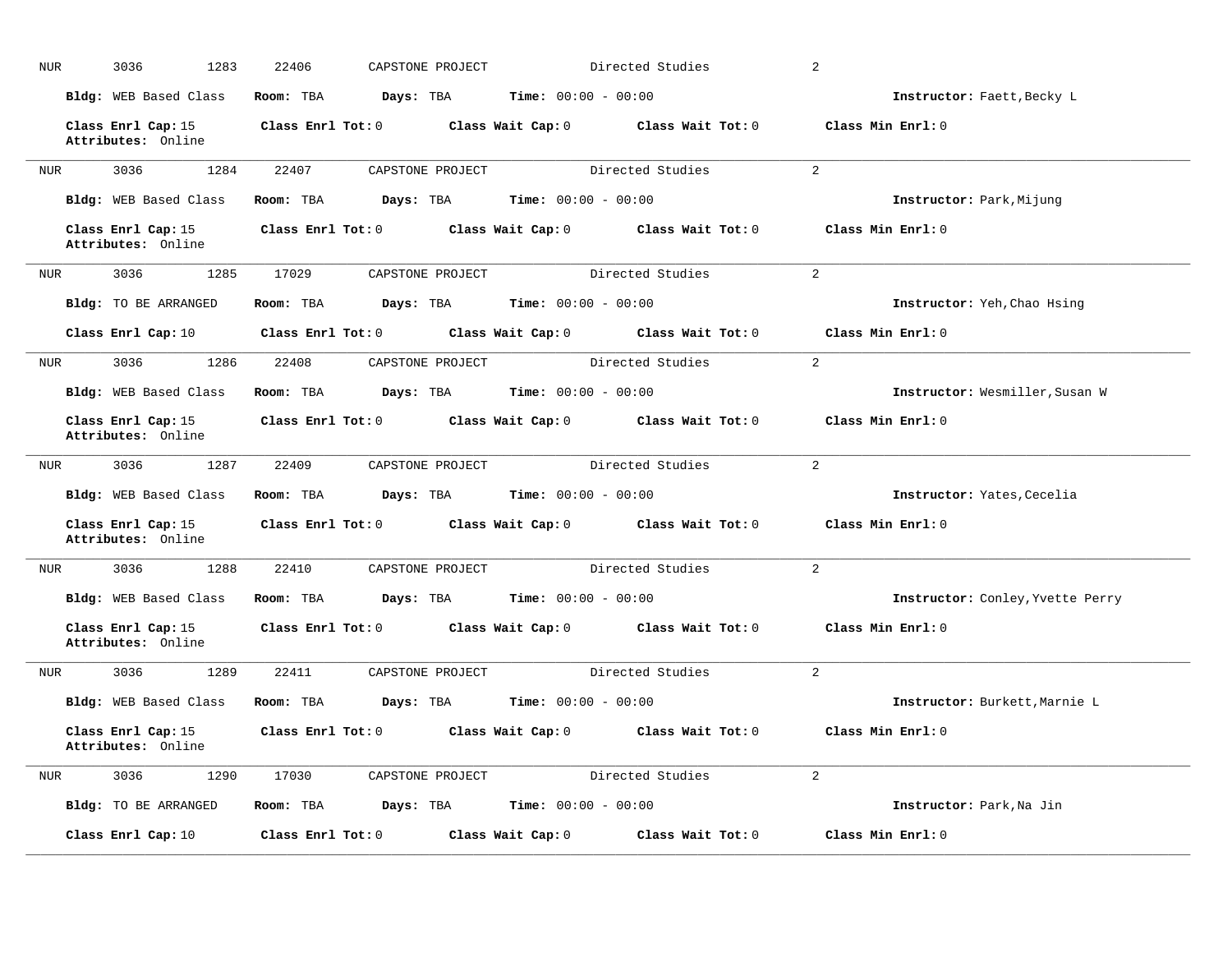NUR 3036 1283 22406 CAPSTONE PROJECT Directed Studies 2

**Bldg:** WEB Based Class **Room:** TBA **Days:** TBA **Time:** 00:00 - 00:00 **Instructor:** Faett,Becky L

**Class Enrl Cap:** 15 **Class Enrl Tot:** 0 **Class Wait Cap:** 0 **Class Wait Tot:** 0 **Class Min Enrl:** 0
**Attributes:** Online

---

NUR 3036 1284 22407 CAPSTONE PROJECT Directed Studies 2

**Bldg:** WEB Based Class **Room:** TBA **Days:** TBA **Time:** 00:00 - 00:00 **Instructor:** Park,Mijung

**Class Enrl Cap:** 15 **Class Enrl Tot:** 0 **Class Wait Cap:** 0 **Class Wait Tot:** 0 **Class Min Enrl:** 0
**Attributes:** Online

---

NUR 3036 1285 17029 CAPSTONE PROJECT Directed Studies 2

**Bldg:** TO BE ARRANGED **Room:** TBA **Days:** TBA **Time:** 00:00 - 00:00 **Instructor:** Yeh,Chao Hsing

**Class Enrl Cap:** 10 **Class Enrl Tot:** 0 **Class Wait Cap:** 0 **Class Wait Tot:** 0 **Class Min Enrl:** 0

---

NUR 3036 1286 22408 CAPSTONE PROJECT Directed Studies 2

**Bldg:** WEB Based Class **Room:** TBA **Days:** TBA **Time:** 00:00 - 00:00 **Instructor:** Wesmiller,Susan W

**Class Enrl Cap:** 15 **Class Enrl Tot:** 0 **Class Wait Cap:** 0 **Class Wait Tot:** 0 **Class Min Enrl:** 0
**Attributes:** Online

---

NUR 3036 1287 22409 CAPSTONE PROJECT Directed Studies 2

**Bldg:** WEB Based Class **Room:** TBA **Days:** TBA **Time:** 00:00 - 00:00 **Instructor:** Yates,Cecelia

**Class Enrl Cap:** 15 **Class Enrl Tot:** 0 **Class Wait Cap:** 0 **Class Wait Tot:** 0 **Class Min Enrl:** 0
**Attributes:** Online

---

NUR 3036 1288 22410 CAPSTONE PROJECT Directed Studies 2

**Bldg:** WEB Based Class **Room:** TBA **Days:** TBA **Time:** 00:00 - 00:00 **Instructor:** Conley,Yvette Perry

**Class Enrl Cap:** 15 **Class Enrl Tot:** 0 **Class Wait Cap:** 0 **Class Wait Tot:** 0 **Class Min Enrl:** 0
**Attributes:** Online

---

NUR 3036 1289 22411 CAPSTONE PROJECT Directed Studies 2

**Bldg:** WEB Based Class **Room:** TBA **Days:** TBA **Time:** 00:00 - 00:00 **Instructor:** Burkett,Marnie L

**Class Enrl Cap:** 15 **Class Enrl Tot:** 0 **Class Wait Cap:** 0 **Class Wait Tot:** 0 **Class Min Enrl:** 0
**Attributes:** Online

---

NUR 3036 1290 17030 CAPSTONE PROJECT Directed Studies 2

**Bldg:** TO BE ARRANGED **Room:** TBA **Days:** TBA **Time:** 00:00 - 00:00 **Instructor:** Park,Na Jin

**Class Enrl Cap:** 10 **Class Enrl Tot:** 0 **Class Wait Cap:** 0 **Class Wait Tot:** 0 **Class Min Enrl:** 0

---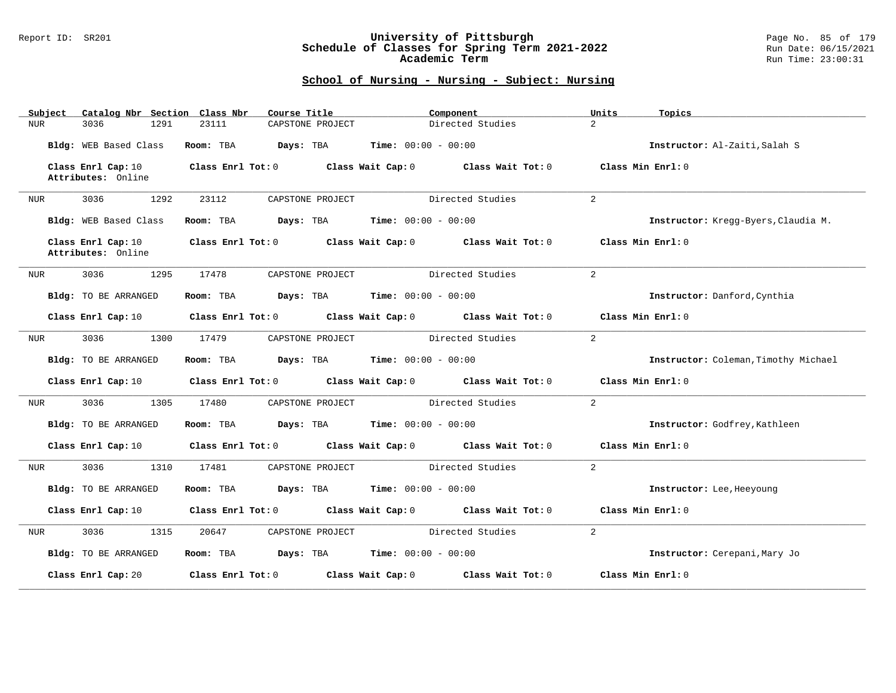## School of Nursing - Nursing - Subject: Nursing

| Subject | Catalog Nbr | Section | Class Nbr | Course Title | Component | Units | Topics |
|---|---|---|---|---|---|---|---|
| NUR | 3036 | 1291 | 23111 | CAPSTONE PROJECT | Directed Studies | 2 | |

**Bldg:** WEB Based Class **Room:** TBA **Days:** TBA **Time:** 00:00 - 00:00 **Instructor:** Al-Zaiti,Salah S

**Class Enrl Cap:** 10 **Class Enrl Tot:** 0 **Class Wait Cap:** 0 **Class Wait Tot:** 0 **Class Min Enrl:** 0
**Attributes:** Online

---

| Subject | Catalog Nbr | Section | Class Nbr | Course Title | Component | Units | Topics |
|---|---|---|---|---|---|---|---|
| NUR | 3036 | 1292 | 23112 | CAPSTONE PROJECT | Directed Studies | 2 | |

**Bldg:** WEB Based Class **Room:** TBA **Days:** TBA **Time:** 00:00 - 00:00 **Instructor:** Kregg-Byers,Claudia M.

**Class Enrl Cap:** 10 **Class Enrl Tot:** 0 **Class Wait Cap:** 0 **Class Wait Tot:** 0 **Class Min Enrl:** 0
**Attributes:** Online

---

| Subject | Catalog Nbr | Section | Class Nbr | Course Title | Component | Units | Topics |
|---|---|---|---|---|---|---|---|
| NUR | 3036 | 1295 | 17478 | CAPSTONE PROJECT | Directed Studies | 2 | |

**Bldg:** TO BE ARRANGED **Room:** TBA **Days:** TBA **Time:** 00:00 - 00:00 **Instructor:** Danford,Cynthia

**Class Enrl Cap:** 10 **Class Enrl Tot:** 0 **Class Wait Cap:** 0 **Class Wait Tot:** 0 **Class Min Enrl:** 0

---

| Subject | Catalog Nbr | Section | Class Nbr | Course Title | Component | Units | Topics |
|---|---|---|---|---|---|---|---|
| NUR | 3036 | 1300 | 17479 | CAPSTONE PROJECT | Directed Studies | 2 | |

**Bldg:** TO BE ARRANGED **Room:** TBA **Days:** TBA **Time:** 00:00 - 00:00 **Instructor:** Coleman,Timothy Michael

**Class Enrl Cap:** 10 **Class Enrl Tot:** 0 **Class Wait Cap:** 0 **Class Wait Tot:** 0 **Class Min Enrl:** 0

---

| Subject | Catalog Nbr | Section | Class Nbr | Course Title | Component | Units | Topics |
|---|---|---|---|---|---|---|---|
| NUR | 3036 | 1305 | 17480 | CAPSTONE PROJECT | Directed Studies | 2 | |

**Bldg:** TO BE ARRANGED **Room:** TBA **Days:** TBA **Time:** 00:00 - 00:00 **Instructor:** Godfrey,Kathleen

**Class Enrl Cap:** 10 **Class Enrl Tot:** 0 **Class Wait Cap:** 0 **Class Wait Tot:** 0 **Class Min Enrl:** 0

---

| Subject | Catalog Nbr | Section | Class Nbr | Course Title | Component | Units | Topics |
|---|---|---|---|---|---|---|---|
| NUR | 3036 | 1310 | 17481 | CAPSTONE PROJECT | Directed Studies | 2 | |

**Bldg:** TO BE ARRANGED **Room:** TBA **Days:** TBA **Time:** 00:00 - 00:00 **Instructor:** Lee,Heeyoung

**Class Enrl Cap:** 10 **Class Enrl Tot:** 0 **Class Wait Cap:** 0 **Class Wait Tot:** 0 **Class Min Enrl:** 0

---

| Subject | Catalog Nbr | Section | Class Nbr | Course Title | Component | Units | Topics |
|---|---|---|---|---|---|---|---|
| NUR | 3036 | 1315 | 20647 | CAPSTONE PROJECT | Directed Studies | 2 | |

**Bldg:** TO BE ARRANGED **Room:** TBA **Days:** TBA **Time:** 00:00 - 00:00 **Instructor:** Cerepani,Mary Jo

**Class Enrl Cap:** 20 **Class Enrl Tot:** 0 **Class Wait Cap:** 0 **Class Wait Tot:** 0 **Class Min Enrl:** 0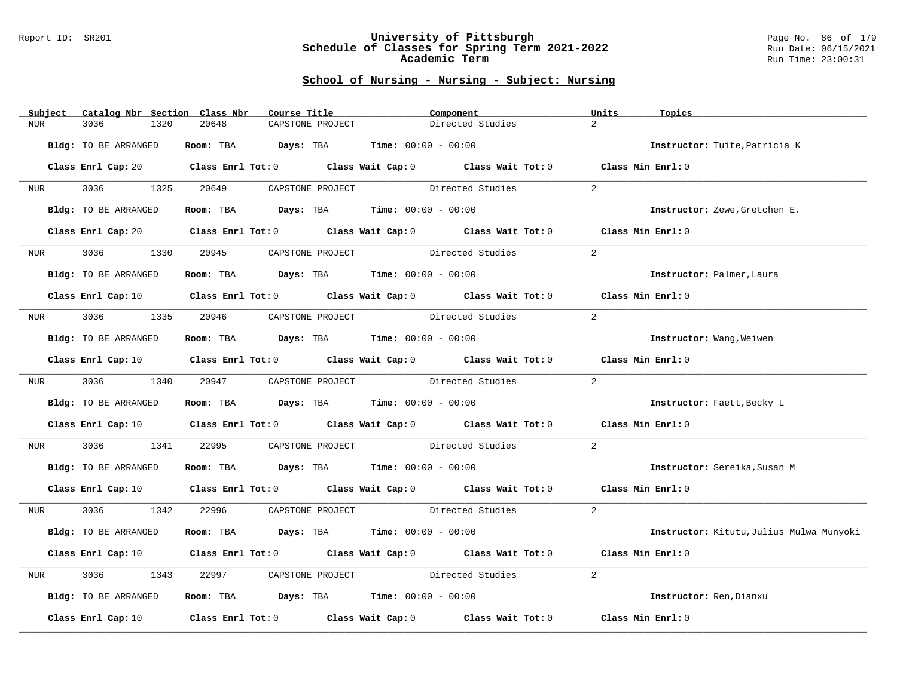## School of Nursing - Nursing - Subject: Nursing

| Subject | Catalog Nbr | Section | Class Nbr | Course Title | Component | Units | Topics |
|---|---|---|---|---|---|---|---|
| NUR | 3036 | 1320 | 20648 | CAPSTONE PROJECT | Directed Studies | 2 | |

**Bldg:** TO BE ARRANGED **Room:** TBA **Days:** TBA **Time:** 00:00 - 00:00 **Instructor:** Tuite,Patricia K

**Class Enrl Cap:** 20 **Class Enrl Tot:** 0 **Class Wait Cap:** 0 **Class Wait Tot:** 0 **Class Min Enrl:** 0

| Subject | Catalog Nbr | Section | Class Nbr | Course Title | Component | Units | Topics |
|---|---|---|---|---|---|---|---|
| NUR | 3036 | 1325 | 20649 | CAPSTONE PROJECT | Directed Studies | 2 | |

**Bldg:** TO BE ARRANGED **Room:** TBA **Days:** TBA **Time:** 00:00 - 00:00 **Instructor:** Zewe,Gretchen E.

**Class Enrl Cap:** 20 **Class Enrl Tot:** 0 **Class Wait Cap:** 0 **Class Wait Tot:** 0 **Class Min Enrl:** 0

| Subject | Catalog Nbr | Section | Class Nbr | Course Title | Component | Units | Topics |
|---|---|---|---|---|---|---|---|
| NUR | 3036 | 1330 | 20945 | CAPSTONE PROJECT | Directed Studies | 2 | |

**Bldg:** TO BE ARRANGED **Room:** TBA **Days:** TBA **Time:** 00:00 - 00:00 **Instructor:** Palmer,Laura

**Class Enrl Cap:** 10 **Class Enrl Tot:** 0 **Class Wait Cap:** 0 **Class Wait Tot:** 0 **Class Min Enrl:** 0

| Subject | Catalog Nbr | Section | Class Nbr | Course Title | Component | Units | Topics |
|---|---|---|---|---|---|---|---|
| NUR | 3036 | 1335 | 20946 | CAPSTONE PROJECT | Directed Studies | 2 | |

**Bldg:** TO BE ARRANGED **Room:** TBA **Days:** TBA **Time:** 00:00 - 00:00 **Instructor:** Wang,Weiwen

**Class Enrl Cap:** 10 **Class Enrl Tot:** 0 **Class Wait Cap:** 0 **Class Wait Tot:** 0 **Class Min Enrl:** 0

| Subject | Catalog Nbr | Section | Class Nbr | Course Title | Component | Units | Topics |
|---|---|---|---|---|---|---|---|
| NUR | 3036 | 1340 | 20947 | CAPSTONE PROJECT | Directed Studies | 2 | |

**Bldg:** TO BE ARRANGED **Room:** TBA **Days:** TBA **Time:** 00:00 - 00:00 **Instructor:** Faett,Becky L

**Class Enrl Cap:** 10 **Class Enrl Tot:** 0 **Class Wait Cap:** 0 **Class Wait Tot:** 0 **Class Min Enrl:** 0

| Subject | Catalog Nbr | Section | Class Nbr | Course Title | Component | Units | Topics |
|---|---|---|---|---|---|---|---|
| NUR | 3036 | 1341 | 22995 | CAPSTONE PROJECT | Directed Studies | 2 | |

**Bldg:** TO BE ARRANGED **Room:** TBA **Days:** TBA **Time:** 00:00 - 00:00 **Instructor:** Sereika,Susan M

**Class Enrl Cap:** 10 **Class Enrl Tot:** 0 **Class Wait Cap:** 0 **Class Wait Tot:** 0 **Class Min Enrl:** 0

| Subject | Catalog Nbr | Section | Class Nbr | Course Title | Component | Units | Topics |
|---|---|---|---|---|---|---|---|
| NUR | 3036 | 1342 | 22996 | CAPSTONE PROJECT | Directed Studies | 2 | |

**Bldg:** TO BE ARRANGED **Room:** TBA **Days:** TBA **Time:** 00:00 - 00:00 **Instructor:** Kitutu,Julius Mulwa Munyoki

**Class Enrl Cap:** 10 **Class Enrl Tot:** 0 **Class Wait Cap:** 0 **Class Wait Tot:** 0 **Class Min Enrl:** 0

| Subject | Catalog Nbr | Section | Class Nbr | Course Title | Component | Units | Topics |
|---|---|---|---|---|---|---|---|
| NUR | 3036 | 1343 | 22997 | CAPSTONE PROJECT | Directed Studies | 2 | |

**Bldg:** TO BE ARRANGED **Room:** TBA **Days:** TBA **Time:** 00:00 - 00:00 **Instructor:** Ren,Dianxu

**Class Enrl Cap:** 10 **Class Enrl Tot:** 0 **Class Wait Cap:** 0 **Class Wait Tot:** 0 **Class Min Enrl:** 0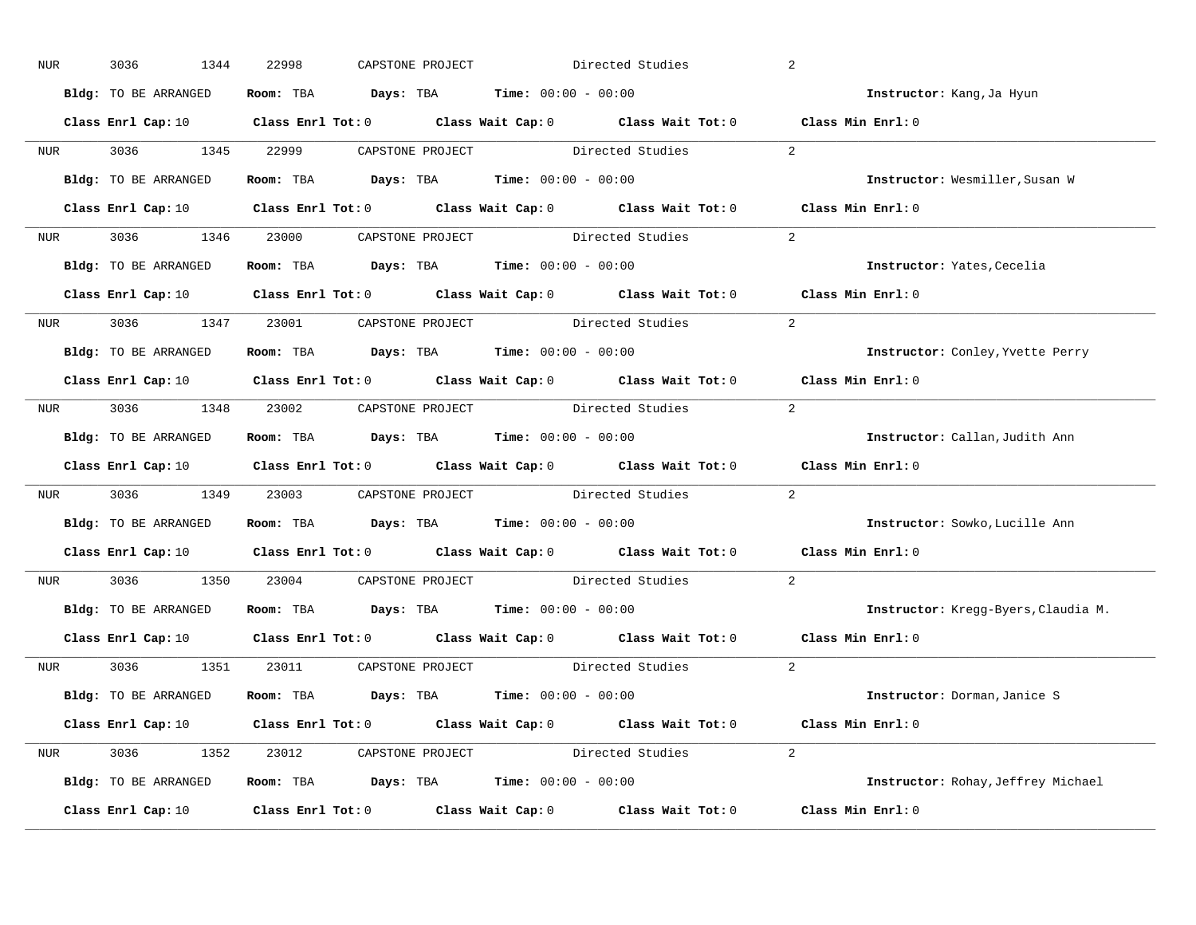NUR 3036 1344 22998 CAPSTONE PROJECT Directed Studies 2

**Bldg:** TO BE ARRANGED **Room:** TBA **Days:** TBA **Time:** 00:00 - 00:00 **Instructor:** Kang,Ja Hyun

**Class Enrl Cap:** 10 **Class Enrl Tot:** 0 **Class Wait Cap:** 0 **Class Wait Tot:** 0 **Class Min Enrl:** 0

---

NUR 3036 1345 22999 CAPSTONE PROJECT Directed Studies 2

**Bldg:** TO BE ARRANGED **Room:** TBA **Days:** TBA **Time:** 00:00 - 00:00 **Instructor:** Wesmiller,Susan W

**Class Enrl Cap:** 10 **Class Enrl Tot:** 0 **Class Wait Cap:** 0 **Class Wait Tot:** 0 **Class Min Enrl:** 0

---

NUR 3036 1346 23000 CAPSTONE PROJECT Directed Studies 2

**Bldg:** TO BE ARRANGED **Room:** TBA **Days:** TBA **Time:** 00:00 - 00:00 **Instructor:** Yates,Cecelia

**Class Enrl Cap:** 10 **Class Enrl Tot:** 0 **Class Wait Cap:** 0 **Class Wait Tot:** 0 **Class Min Enrl:** 0

---

NUR 3036 1347 23001 CAPSTONE PROJECT Directed Studies 2

**Bldg:** TO BE ARRANGED **Room:** TBA **Days:** TBA **Time:** 00:00 - 00:00 **Instructor:** Conley,Yvette Perry

**Class Enrl Cap:** 10 **Class Enrl Tot:** 0 **Class Wait Cap:** 0 **Class Wait Tot:** 0 **Class Min Enrl:** 0

---

NUR 3036 1348 23002 CAPSTONE PROJECT Directed Studies 2

**Bldg:** TO BE ARRANGED **Room:** TBA **Days:** TBA **Time:** 00:00 - 00:00 **Instructor:** Callan,Judith Ann

**Class Enrl Cap:** 10 **Class Enrl Tot:** 0 **Class Wait Cap:** 0 **Class Wait Tot:** 0 **Class Min Enrl:** 0

---

NUR 3036 1349 23003 CAPSTONE PROJECT Directed Studies 2

**Bldg:** TO BE ARRANGED **Room:** TBA **Days:** TBA **Time:** 00:00 - 00:00 **Instructor:** Sowko,Lucille Ann

**Class Enrl Cap:** 10 **Class Enrl Tot:** 0 **Class Wait Cap:** 0 **Class Wait Tot:** 0 **Class Min Enrl:** 0

---

NUR 3036 1350 23004 CAPSTONE PROJECT Directed Studies 2

**Bldg:** TO BE ARRANGED **Room:** TBA **Days:** TBA **Time:** 00:00 - 00:00 **Instructor:** Kregg-Byers,Claudia M.

**Class Enrl Cap:** 10 **Class Enrl Tot:** 0 **Class Wait Cap:** 0 **Class Wait Tot:** 0 **Class Min Enrl:** 0

---

NUR 3036 1351 23011 CAPSTONE PROJECT Directed Studies 2

**Bldg:** TO BE ARRANGED **Room:** TBA **Days:** TBA **Time:** 00:00 - 00:00 **Instructor:** Dorman,Janice S

**Class Enrl Cap:** 10 **Class Enrl Tot:** 0 **Class Wait Cap:** 0 **Class Wait Tot:** 0 **Class Min Enrl:** 0

---

NUR 3036 1352 23012 CAPSTONE PROJECT Directed Studies 2

**Bldg:** TO BE ARRANGED **Room:** TBA **Days:** TBA **Time:** 00:00 - 00:00 **Instructor:** Rohay,Jeffrey Michael

**Class Enrl Cap:** 10 **Class Enrl Tot:** 0 **Class Wait Cap:** 0 **Class Wait Tot:** 0 **Class Min Enrl:** 0

---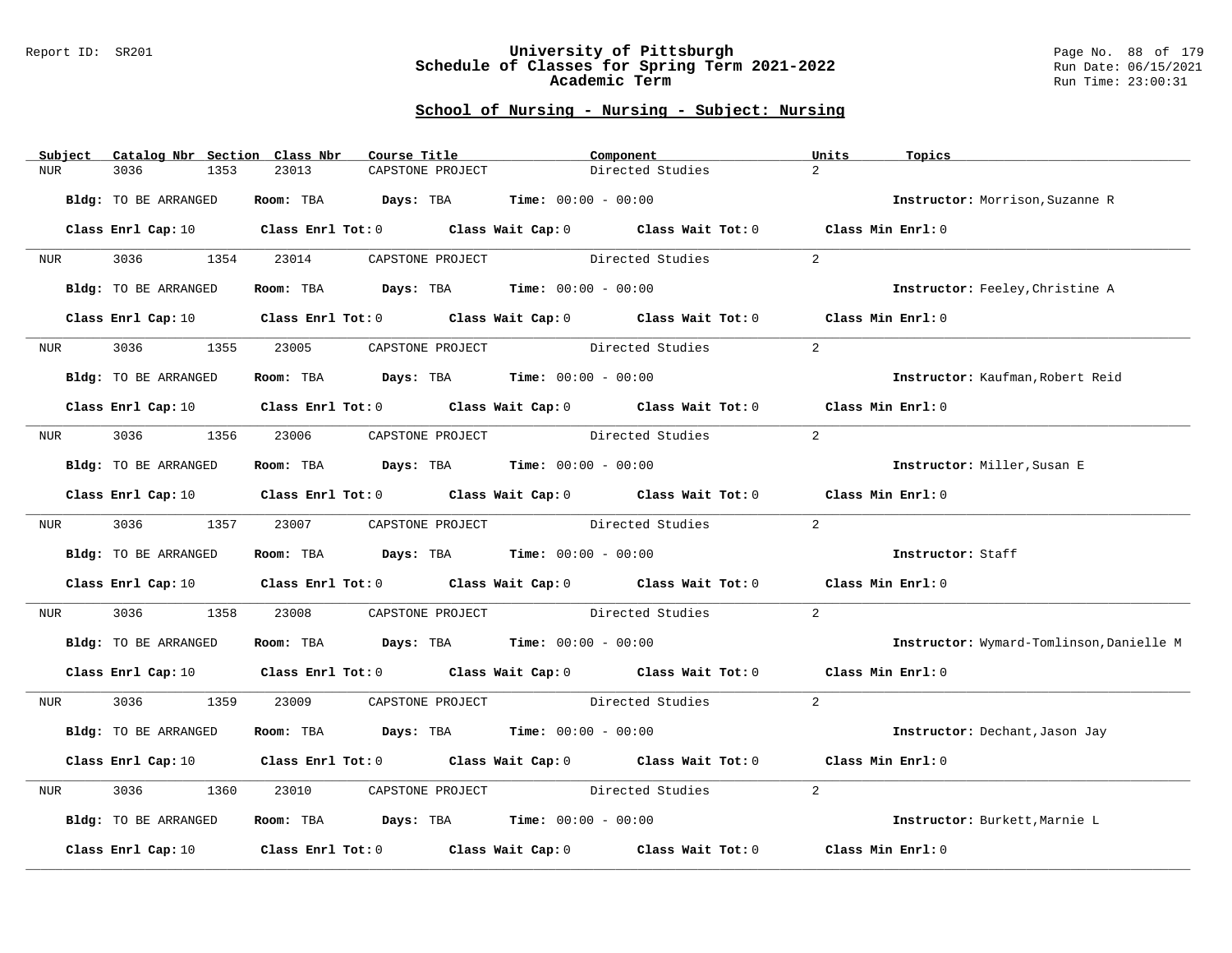## School of Nursing - Nursing - Subject: Nursing

| Subject | Catalog Nbr | Section | Class Nbr | Course Title | Component | Units | Topics |
|---|---|---|---|---|---|---|---|
| NUR | 3036 | 1353 | 23013 | CAPSTONE PROJECT | Directed Studies | 2 | |

**Bldg:** TO BE ARRANGED **Room:** TBA **Days:** TBA **Time:** 00:00 - 00:00 **Instructor:** Morrison,Suzanne R

**Class Enrl Cap:** 10 **Class Enrl Tot:** 0 **Class Wait Cap:** 0 **Class Wait Tot:** 0 **Class Min Enrl:** 0

| Subject | Catalog Nbr | Section | Class Nbr | Course Title | Component | Units | Topics |
|---|---|---|---|---|---|---|---|
| NUR | 3036 | 1354 | 23014 | CAPSTONE PROJECT | Directed Studies | 2 | |

**Bldg:** TO BE ARRANGED **Room:** TBA **Days:** TBA **Time:** 00:00 - 00:00 **Instructor:** Feeley,Christine A

**Class Enrl Cap:** 10 **Class Enrl Tot:** 0 **Class Wait Cap:** 0 **Class Wait Tot:** 0 **Class Min Enrl:** 0

| Subject | Catalog Nbr | Section | Class Nbr | Course Title | Component | Units | Topics |
|---|---|---|---|---|---|---|---|
| NUR | 3036 | 1355 | 23005 | CAPSTONE PROJECT | Directed Studies | 2 | |

**Bldg:** TO BE ARRANGED **Room:** TBA **Days:** TBA **Time:** 00:00 - 00:00 **Instructor:** Kaufman,Robert Reid

**Class Enrl Cap:** 10 **Class Enrl Tot:** 0 **Class Wait Cap:** 0 **Class Wait Tot:** 0 **Class Min Enrl:** 0

| Subject | Catalog Nbr | Section | Class Nbr | Course Title | Component | Units | Topics |
|---|---|---|---|---|---|---|---|
| NUR | 3036 | 1356 | 23006 | CAPSTONE PROJECT | Directed Studies | 2 | |

**Bldg:** TO BE ARRANGED **Room:** TBA **Days:** TBA **Time:** 00:00 - 00:00 **Instructor:** Miller,Susan E

**Class Enrl Cap:** 10 **Class Enrl Tot:** 0 **Class Wait Cap:** 0 **Class Wait Tot:** 0 **Class Min Enrl:** 0

| Subject | Catalog Nbr | Section | Class Nbr | Course Title | Component | Units | Topics |
|---|---|---|---|---|---|---|---|
| NUR | 3036 | 1357 | 23007 | CAPSTONE PROJECT | Directed Studies | 2 | |

**Bldg:** TO BE ARRANGED **Room:** TBA **Days:** TBA **Time:** 00:00 - 00:00 **Instructor:** Staff

**Class Enrl Cap:** 10 **Class Enrl Tot:** 0 **Class Wait Cap:** 0 **Class Wait Tot:** 0 **Class Min Enrl:** 0

| Subject | Catalog Nbr | Section | Class Nbr | Course Title | Component | Units | Topics |
|---|---|---|---|---|---|---|---|
| NUR | 3036 | 1358 | 23008 | CAPSTONE PROJECT | Directed Studies | 2 | |

**Bldg:** TO BE ARRANGED **Room:** TBA **Days:** TBA **Time:** 00:00 - 00:00 **Instructor:** Wymard-Tomlinson,Danielle M

**Class Enrl Cap:** 10 **Class Enrl Tot:** 0 **Class Wait Cap:** 0 **Class Wait Tot:** 0 **Class Min Enrl:** 0

| Subject | Catalog Nbr | Section | Class Nbr | Course Title | Component | Units | Topics |
|---|---|---|---|---|---|---|---|
| NUR | 3036 | 1359 | 23009 | CAPSTONE PROJECT | Directed Studies | 2 | |

**Bldg:** TO BE ARRANGED **Room:** TBA **Days:** TBA **Time:** 00:00 - 00:00 **Instructor:** Dechant,Jason Jay

**Class Enrl Cap:** 10 **Class Enrl Tot:** 0 **Class Wait Cap:** 0 **Class Wait Tot:** 0 **Class Min Enrl:** 0

| Subject | Catalog Nbr | Section | Class Nbr | Course Title | Component | Units | Topics |
|---|---|---|---|---|---|---|---|
| NUR | 3036 | 1360 | 23010 | CAPSTONE PROJECT | Directed Studies | 2 | |

**Bldg:** TO BE ARRANGED **Room:** TBA **Days:** TBA **Time:** 00:00 - 00:00 **Instructor:** Burkett,Marnie L

**Class Enrl Cap:** 10 **Class Enrl Tot:** 0 **Class Wait Cap:** 0 **Class Wait Tot:** 0 **Class Min Enrl:** 0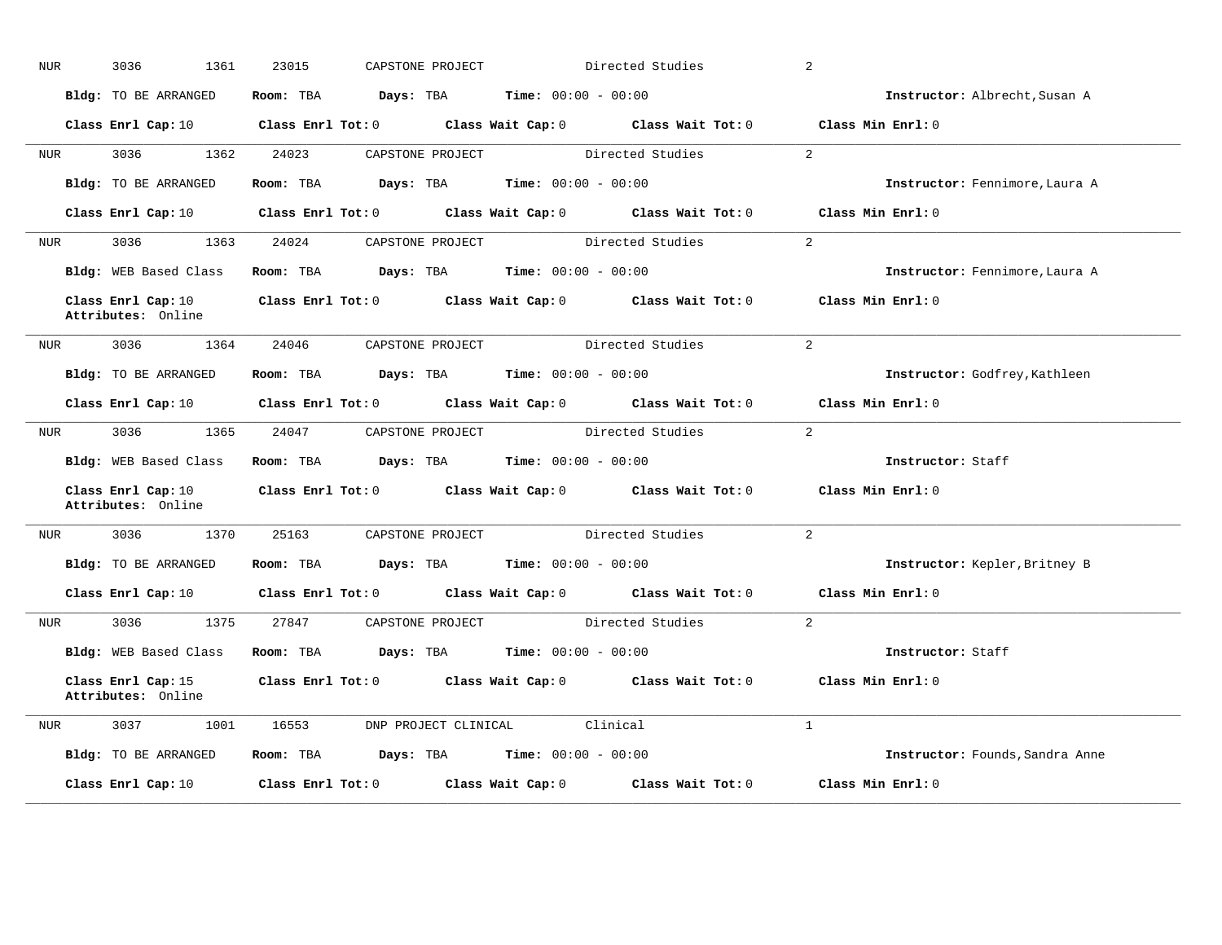NUR 3036 1361 23015 CAPSTONE PROJECT Directed Studies 2

**Bldg:** TO BE ARRANGED **Room:** TBA **Days:** TBA **Time:** 00:00 - 00:00 **Instructor:** Albrecht,Susan A

**Class Enrl Cap:** 10 **Class Enrl Tot:** 0 **Class Wait Cap:** 0 **Class Wait Tot:** 0 **Class Min Enrl:** 0

---

NUR 3036 1362 24023 CAPSTONE PROJECT Directed Studies 2

**Bldg:** TO BE ARRANGED **Room:** TBA **Days:** TBA **Time:** 00:00 - 00:00 **Instructor:** Fennimore,Laura A

**Class Enrl Cap:** 10 **Class Enrl Tot:** 0 **Class Wait Cap:** 0 **Class Wait Tot:** 0 **Class Min Enrl:** 0

---

NUR 3036 1363 24024 CAPSTONE PROJECT Directed Studies 2

**Bldg:** WEB Based Class **Room:** TBA **Days:** TBA **Time:** 00:00 - 00:00 **Instructor:** Fennimore,Laura A

**Class Enrl Cap:** 10 **Class Enrl Tot:** 0 **Class Wait Cap:** 0 **Class Wait Tot:** 0 **Class Min Enrl:** 0
**Attributes:** Online

---

NUR 3036 1364 24046 CAPSTONE PROJECT Directed Studies 2

**Bldg:** TO BE ARRANGED **Room:** TBA **Days:** TBA **Time:** 00:00 - 00:00 **Instructor:** Godfrey,Kathleen

**Class Enrl Cap:** 10 **Class Enrl Tot:** 0 **Class Wait Cap:** 0 **Class Wait Tot:** 0 **Class Min Enrl:** 0

---

NUR 3036 1365 24047 CAPSTONE PROJECT Directed Studies 2

**Bldg:** WEB Based Class **Room:** TBA **Days:** TBA **Time:** 00:00 - 00:00 **Instructor:** Staff

**Class Enrl Cap:** 10 **Class Enrl Tot:** 0 **Class Wait Cap:** 0 **Class Wait Tot:** 0 **Class Min Enrl:** 0
**Attributes:** Online

---

NUR 3036 1370 25163 CAPSTONE PROJECT Directed Studies 2

**Bldg:** TO BE ARRANGED **Room:** TBA **Days:** TBA **Time:** 00:00 - 00:00 **Instructor:** Kepler,Britney B

**Class Enrl Cap:** 10 **Class Enrl Tot:** 0 **Class Wait Cap:** 0 **Class Wait Tot:** 0 **Class Min Enrl:** 0

---

NUR 3036 1375 27847 CAPSTONE PROJECT Directed Studies 2

**Bldg:** WEB Based Class **Room:** TBA **Days:** TBA **Time:** 00:00 - 00:00 **Instructor:** Staff

**Class Enrl Cap:** 15 **Class Enrl Tot:** 0 **Class Wait Cap:** 0 **Class Wait Tot:** 0 **Class Min Enrl:** 0
**Attributes:** Online

---

NUR 3037 1001 16553 DNP PROJECT CLINICAL Clinical 1

**Bldg:** TO BE ARRANGED **Room:** TBA **Days:** TBA **Time:** 00:00 - 00:00 **Instructor:** Founds,Sandra Anne

**Class Enrl Cap:** 10 **Class Enrl Tot:** 0 **Class Wait Cap:** 0 **Class Wait Tot:** 0 **Class Min Enrl:** 0

---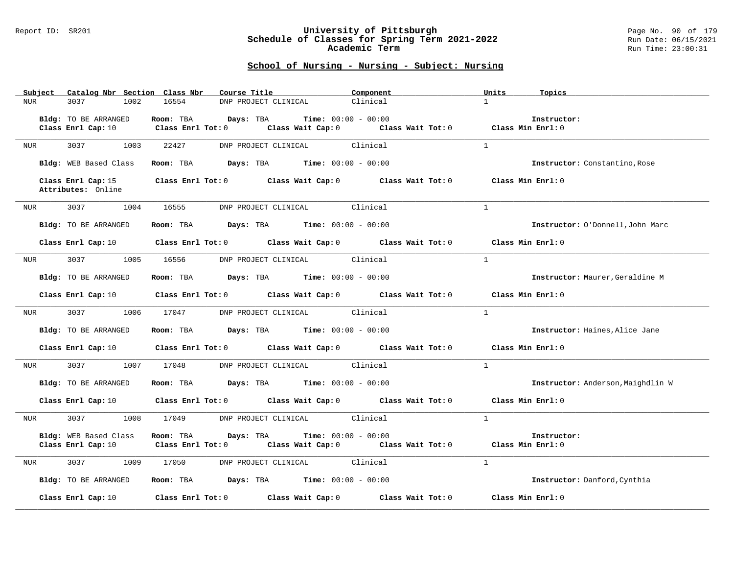## School of Nursing - Nursing - Subject: Nursing

| Subject | Catalog Nbr | Section | Class Nbr | Course Title | Component | Units | Topics |
|---|---|---|---|---|---|---|---|
| NUR | 3037 | 1002 | 16554 | DNP PROJECT CLINICAL | Clinical | 1 | |

**Bldg:** TO BE ARRANGED **Room:** TBA **Days:** TBA **Time:** 00:00 - 00:00 **Instructor:**
**Class Enrl Cap:** 10 **Class Enrl Tot:** 0 **Class Wait Cap:** 0 **Class Wait Tot:** 0 **Class Min Enrl:** 0

| Subject | Catalog Nbr | Section | Class Nbr | Course Title | Component | Units | Topics |
|---|---|---|---|---|---|---|---|
| NUR | 3037 | 1003 | 22427 | DNP PROJECT CLINICAL | Clinical | 1 | |

**Bldg:** WEB Based Class **Room:** TBA **Days:** TBA **Time:** 00:00 - 00:00 **Instructor:** Constantino,Rose
**Class Enrl Cap:** 15 **Class Enrl Tot:** 0 **Class Wait Cap:** 0 **Class Wait Tot:** 0 **Class Min Enrl:** 0
**Attributes:** Online

| Subject | Catalog Nbr | Section | Class Nbr | Course Title | Component | Units | Topics |
|---|---|---|---|---|---|---|---|
| NUR | 3037 | 1004 | 16555 | DNP PROJECT CLINICAL | Clinical | 1 | |

**Bldg:** TO BE ARRANGED **Room:** TBA **Days:** TBA **Time:** 00:00 - 00:00 **Instructor:** O'Donnell,John Marc
**Class Enrl Cap:** 10 **Class Enrl Tot:** 0 **Class Wait Cap:** 0 **Class Wait Tot:** 0 **Class Min Enrl:** 0

| Subject | Catalog Nbr | Section | Class Nbr | Course Title | Component | Units | Topics |
|---|---|---|---|---|---|---|---|
| NUR | 3037 | 1005 | 16556 | DNP PROJECT CLINICAL | Clinical | 1 | |

**Bldg:** TO BE ARRANGED **Room:** TBA **Days:** TBA **Time:** 00:00 - 00:00 **Instructor:** Maurer,Geraldine M
**Class Enrl Cap:** 10 **Class Enrl Tot:** 0 **Class Wait Cap:** 0 **Class Wait Tot:** 0 **Class Min Enrl:** 0

| Subject | Catalog Nbr | Section | Class Nbr | Course Title | Component | Units | Topics |
|---|---|---|---|---|---|---|---|
| NUR | 3037 | 1006 | 17047 | DNP PROJECT CLINICAL | Clinical | 1 | |

**Bldg:** TO BE ARRANGED **Room:** TBA **Days:** TBA **Time:** 00:00 - 00:00 **Instructor:** Haines,Alice Jane
**Class Enrl Cap:** 10 **Class Enrl Tot:** 0 **Class Wait Cap:** 0 **Class Wait Tot:** 0 **Class Min Enrl:** 0

| Subject | Catalog Nbr | Section | Class Nbr | Course Title | Component | Units | Topics |
|---|---|---|---|---|---|---|---|
| NUR | 3037 | 1007 | 17048 | DNP PROJECT CLINICAL | Clinical | 1 | |

**Bldg:** TO BE ARRANGED **Room:** TBA **Days:** TBA **Time:** 00:00 - 00:00 **Instructor:** Anderson,Maighdlin W
**Class Enrl Cap:** 10 **Class Enrl Tot:** 0 **Class Wait Cap:** 0 **Class Wait Tot:** 0 **Class Min Enrl:** 0

| Subject | Catalog Nbr | Section | Class Nbr | Course Title | Component | Units | Topics |
|---|---|---|---|---|---|---|---|
| NUR | 3037 | 1008 | 17049 | DNP PROJECT CLINICAL | Clinical | 1 | |

**Bldg:** WEB Based Class **Room:** TBA **Days:** TBA **Time:** 00:00 - 00:00 **Instructor:**
**Class Enrl Cap:** 10 **Class Enrl Tot:** 0 **Class Wait Cap:** 0 **Class Wait Tot:** 0 **Class Min Enrl:** 0

| Subject | Catalog Nbr | Section | Class Nbr | Course Title | Component | Units | Topics |
|---|---|---|---|---|---|---|---|
| NUR | 3037 | 1009 | 17050 | DNP PROJECT CLINICAL | Clinical | 1 | |

**Bldg:** TO BE ARRANGED **Room:** TBA **Days:** TBA **Time:** 00:00 - 00:00 **Instructor:** Danford,Cynthia
**Class Enrl Cap:** 10 **Class Enrl Tot:** 0 **Class Wait Cap:** 0 **Class Wait Tot:** 0 **Class Min Enrl:** 0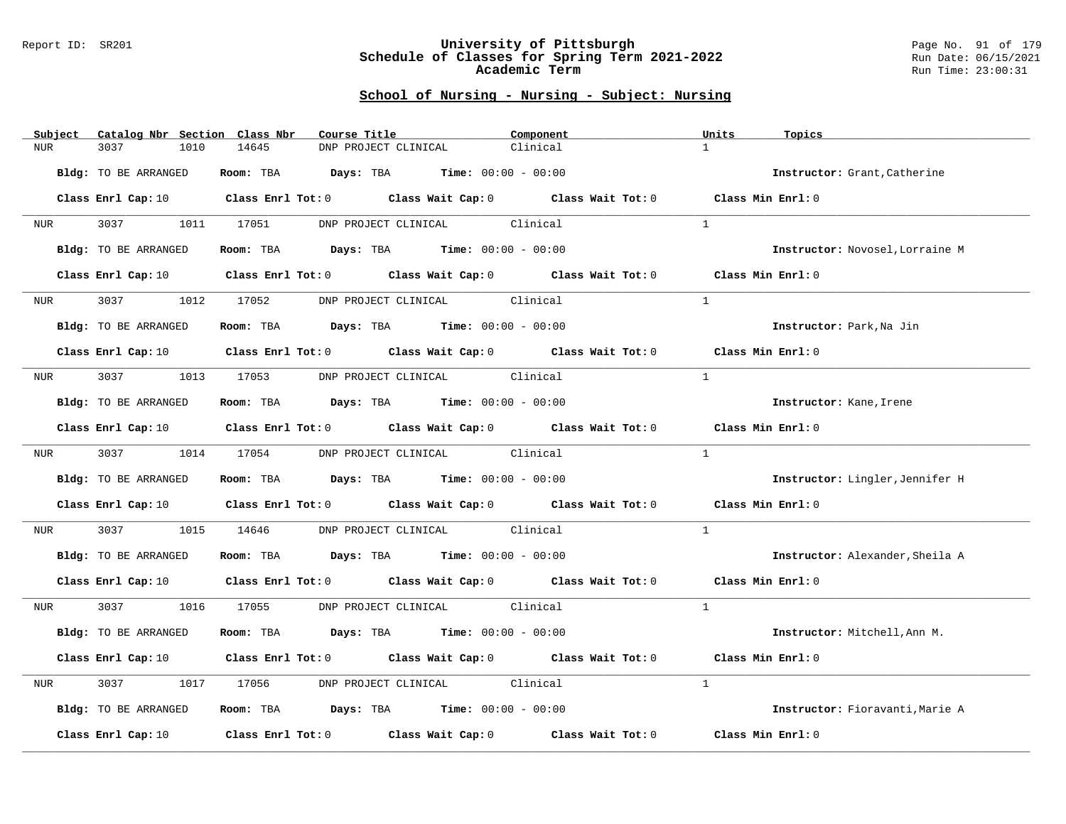## School of Nursing - Nursing - Subject: Nursing

| Subject | Catalog Nbr | Section | Class Nbr | Course Title | Component | Units | Topics |
|---|---|---|---|---|---|---|---|
| NUR | 3037 | 1010 | 14645 | DNP PROJECT CLINICAL | Clinical | 1 | |

**Bldg:** TO BE ARRANGED **Room:** TBA **Days:** TBA **Time:** 00:00 - 00:00 **Instructor:** Grant,Catherine

**Class Enrl Cap:** 10 **Class Enrl Tot:** 0 **Class Wait Cap:** 0 **Class Wait Tot:** 0 **Class Min Enrl:** 0

---

| Subject | Catalog Nbr | Section | Class Nbr | Course Title | Component | Units | Topics |
|---|---|---|---|---|---|---|---|
| NUR | 3037 | 1011 | 17051 | DNP PROJECT CLINICAL | Clinical | 1 | |

**Bldg:** TO BE ARRANGED **Room:** TBA **Days:** TBA **Time:** 00:00 - 00:00 **Instructor:** Novosel,Lorraine M

**Class Enrl Cap:** 10 **Class Enrl Tot:** 0 **Class Wait Cap:** 0 **Class Wait Tot:** 0 **Class Min Enrl:** 0

---

| Subject | Catalog Nbr | Section | Class Nbr | Course Title | Component | Units | Topics |
|---|---|---|---|---|---|---|---|
| NUR | 3037 | 1012 | 17052 | DNP PROJECT CLINICAL | Clinical | 1 | |

**Bldg:** TO BE ARRANGED **Room:** TBA **Days:** TBA **Time:** 00:00 - 00:00 **Instructor:** Park,Na Jin

**Class Enrl Cap:** 10 **Class Enrl Tot:** 0 **Class Wait Cap:** 0 **Class Wait Tot:** 0 **Class Min Enrl:** 0

---

| Subject | Catalog Nbr | Section | Class Nbr | Course Title | Component | Units | Topics |
|---|---|---|---|---|---|---|---|
| NUR | 3037 | 1013 | 17053 | DNP PROJECT CLINICAL | Clinical | 1 | |

**Bldg:** TO BE ARRANGED **Room:** TBA **Days:** TBA **Time:** 00:00 - 00:00 **Instructor:** Kane,Irene

**Class Enrl Cap:** 10 **Class Enrl Tot:** 0 **Class Wait Cap:** 0 **Class Wait Tot:** 0 **Class Min Enrl:** 0

---

| Subject | Catalog Nbr | Section | Class Nbr | Course Title | Component | Units | Topics |
|---|---|---|---|---|---|---|---|
| NUR | 3037 | 1014 | 17054 | DNP PROJECT CLINICAL | Clinical | 1 | |

**Bldg:** TO BE ARRANGED **Room:** TBA **Days:** TBA **Time:** 00:00 - 00:00 **Instructor:** Lingler,Jennifer H

**Class Enrl Cap:** 10 **Class Enrl Tot:** 0 **Class Wait Cap:** 0 **Class Wait Tot:** 0 **Class Min Enrl:** 0

---

| Subject | Catalog Nbr | Section | Class Nbr | Course Title | Component | Units | Topics |
|---|---|---|---|---|---|---|---|
| NUR | 3037 | 1015 | 14646 | DNP PROJECT CLINICAL | Clinical | 1 | |

**Bldg:** TO BE ARRANGED **Room:** TBA **Days:** TBA **Time:** 00:00 - 00:00 **Instructor:** Alexander,Sheila A

**Class Enrl Cap:** 10 **Class Enrl Tot:** 0 **Class Wait Cap:** 0 **Class Wait Tot:** 0 **Class Min Enrl:** 0

---

| Subject | Catalog Nbr | Section | Class Nbr | Course Title | Component | Units | Topics |
|---|---|---|---|---|---|---|---|
| NUR | 3037 | 1016 | 17055 | DNP PROJECT CLINICAL | Clinical | 1 | |

**Bldg:** TO BE ARRANGED **Room:** TBA **Days:** TBA **Time:** 00:00 - 00:00 **Instructor:** Mitchell,Ann M.

**Class Enrl Cap:** 10 **Class Enrl Tot:** 0 **Class Wait Cap:** 0 **Class Wait Tot:** 0 **Class Min Enrl:** 0

---

| Subject | Catalog Nbr | Section | Class Nbr | Course Title | Component | Units | Topics |
|---|---|---|---|---|---|---|---|
| NUR | 3037 | 1017 | 17056 | DNP PROJECT CLINICAL | Clinical | 1 | |

**Bldg:** TO BE ARRANGED **Room:** TBA **Days:** TBA **Time:** 00:00 - 00:00 **Instructor:** Fioravanti,Marie A

**Class Enrl Cap:** 10 **Class Enrl Tot:** 0 **Class Wait Cap:** 0 **Class Wait Tot:** 0 **Class Min Enrl:** 0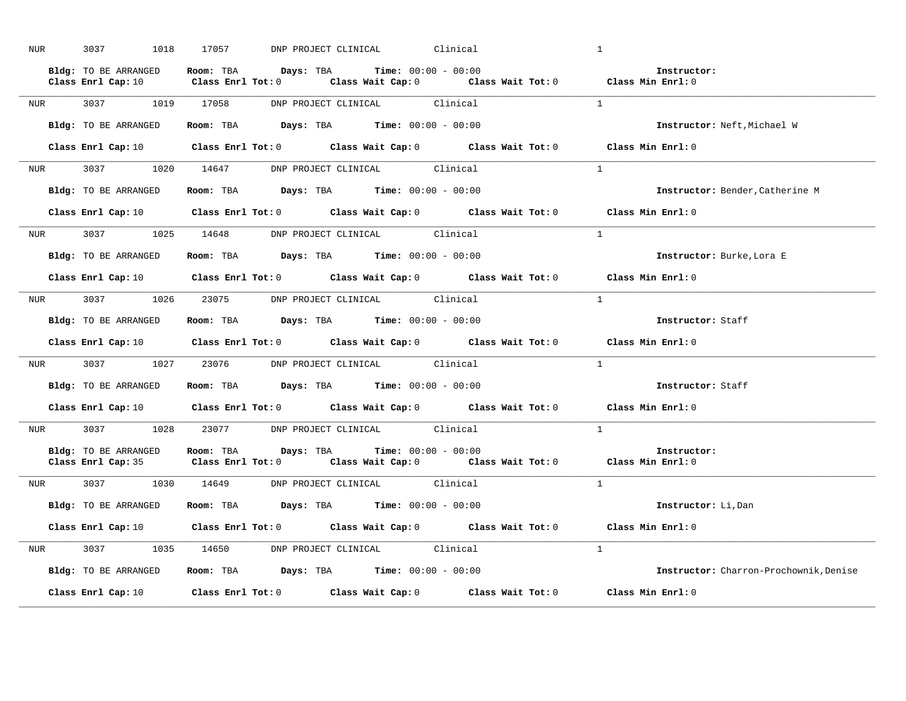NUR 3037 1018 17057 DNP PROJECT CLINICAL Clinical 1

**Bldg:** TO BE ARRANGED **Room:** TBA **Days:** TBA **Time:** 00:00 - 00:00 **Instructor:**
**Class Enrl Cap:** 10 **Class Enrl Tot:** 0 **Class Wait Cap:** 0 **Class Wait Tot:** 0 **Class Min Enrl:** 0

---

NUR 3037 1019 17058 DNP PROJECT CLINICAL Clinical 1

**Bldg:** TO BE ARRANGED **Room:** TBA **Days:** TBA **Time:** 00:00 - 00:00 **Instructor:** Neft,Michael W

**Class Enrl Cap:** 10 **Class Enrl Tot:** 0 **Class Wait Cap:** 0 **Class Wait Tot:** 0 **Class Min Enrl:** 0

---

NUR 3037 1020 14647 DNP PROJECT CLINICAL Clinical 1

**Bldg:** TO BE ARRANGED **Room:** TBA **Days:** TBA **Time:** 00:00 - 00:00 **Instructor:** Bender,Catherine M

**Class Enrl Cap:** 10 **Class Enrl Tot:** 0 **Class Wait Cap:** 0 **Class Wait Tot:** 0 **Class Min Enrl:** 0

---

NUR 3037 1025 14648 DNP PROJECT CLINICAL Clinical 1

**Bldg:** TO BE ARRANGED **Room:** TBA **Days:** TBA **Time:** 00:00 - 00:00 **Instructor:** Burke,Lora E

**Class Enrl Cap:** 10 **Class Enrl Tot:** 0 **Class Wait Cap:** 0 **Class Wait Tot:** 0 **Class Min Enrl:** 0

---

NUR 3037 1026 23075 DNP PROJECT CLINICAL Clinical 1

**Bldg:** TO BE ARRANGED **Room:** TBA **Days:** TBA **Time:** 00:00 - 00:00 **Instructor:** Staff

**Class Enrl Cap:** 10 **Class Enrl Tot:** 0 **Class Wait Cap:** 0 **Class Wait Tot:** 0 **Class Min Enrl:** 0

---

NUR 3037 1027 23076 DNP PROJECT CLINICAL Clinical 1

**Bldg:** TO BE ARRANGED **Room:** TBA **Days:** TBA **Time:** 00:00 - 00:00 **Instructor:** Staff

**Class Enrl Cap:** 10 **Class Enrl Tot:** 0 **Class Wait Cap:** 0 **Class Wait Tot:** 0 **Class Min Enrl:** 0

---

NUR 3037 1028 23077 DNP PROJECT CLINICAL Clinical 1

**Bldg:** TO BE ARRANGED **Room:** TBA **Days:** TBA **Time:** 00:00 - 00:00 **Instructor:**
**Class Enrl Cap:** 35 **Class Enrl Tot:** 0 **Class Wait Cap:** 0 **Class Wait Tot:** 0 **Class Min Enrl:** 0

---

NUR 3037 1030 14649 DNP PROJECT CLINICAL Clinical 1

**Bldg:** TO BE ARRANGED **Room:** TBA **Days:** TBA **Time:** 00:00 - 00:00 **Instructor:** Li,Dan

**Class Enrl Cap:** 10 **Class Enrl Tot:** 0 **Class Wait Cap:** 0 **Class Wait Tot:** 0 **Class Min Enrl:** 0

---

NUR 3037 1035 14650 DNP PROJECT CLINICAL Clinical 1

**Bldg:** TO BE ARRANGED **Room:** TBA **Days:** TBA **Time:** 00:00 - 00:00 **Instructor:** Charron-Prochownik,Denise

**Class Enrl Cap:** 10 **Class Enrl Tot:** 0 **Class Wait Cap:** 0 **Class Wait Tot:** 0 **Class Min Enrl:** 0

---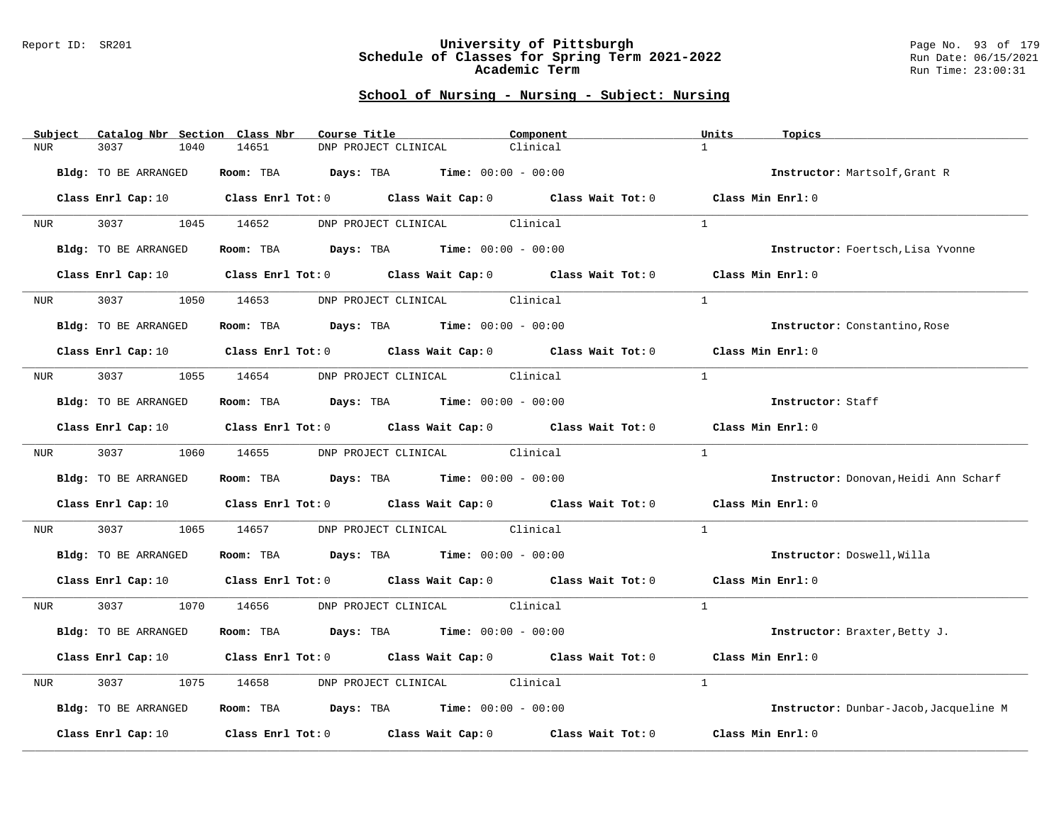## School of Nursing - Nursing - Subject: Nursing

| Subject | Catalog Nbr | Section | Class Nbr | Course Title | Component | Units | Topics |
|---|---|---|---|---|---|---|---|
| NUR | 3037 | 1040 | 14651 | DNP PROJECT CLINICAL | Clinical | 1 | |

**Bldg:** TO BE ARRANGED **Room:** TBA **Days:** TBA **Time:** 00:00 - 00:00 **Instructor:** Martsolf,Grant R

**Class Enrl Cap:** 10 **Class Enrl Tot:** 0 **Class Wait Cap:** 0 **Class Wait Tot:** 0 **Class Min Enrl:** 0

---

| Subject | Catalog Nbr | Section | Class Nbr | Course Title | Component | Units | Topics |
|---|---|---|---|---|---|---|---|
| NUR | 3037 | 1045 | 14652 | DNP PROJECT CLINICAL | Clinical | 1 | |

**Bldg:** TO BE ARRANGED **Room:** TBA **Days:** TBA **Time:** 00:00 - 00:00 **Instructor:** Foertsch,Lisa Yvonne

**Class Enrl Cap:** 10 **Class Enrl Tot:** 0 **Class Wait Cap:** 0 **Class Wait Tot:** 0 **Class Min Enrl:** 0

---

| Subject | Catalog Nbr | Section | Class Nbr | Course Title | Component | Units | Topics |
|---|---|---|---|---|---|---|---|
| NUR | 3037 | 1050 | 14653 | DNP PROJECT CLINICAL | Clinical | 1 | |

**Bldg:** TO BE ARRANGED **Room:** TBA **Days:** TBA **Time:** 00:00 - 00:00 **Instructor:** Constantino,Rose

**Class Enrl Cap:** 10 **Class Enrl Tot:** 0 **Class Wait Cap:** 0 **Class Wait Tot:** 0 **Class Min Enrl:** 0

---

| Subject | Catalog Nbr | Section | Class Nbr | Course Title | Component | Units | Topics |
|---|---|---|---|---|---|---|---|
| NUR | 3037 | 1055 | 14654 | DNP PROJECT CLINICAL | Clinical | 1 | |

**Bldg:** TO BE ARRANGED **Room:** TBA **Days:** TBA **Time:** 00:00 - 00:00 **Instructor:** Staff

**Class Enrl Cap:** 10 **Class Enrl Tot:** 0 **Class Wait Cap:** 0 **Class Wait Tot:** 0 **Class Min Enrl:** 0

---

| Subject | Catalog Nbr | Section | Class Nbr | Course Title | Component | Units | Topics |
|---|---|---|---|---|---|---|---|
| NUR | 3037 | 1060 | 14655 | DNP PROJECT CLINICAL | Clinical | 1 | |

**Bldg:** TO BE ARRANGED **Room:** TBA **Days:** TBA **Time:** 00:00 - 00:00 **Instructor:** Donovan,Heidi Ann Scharf

**Class Enrl Cap:** 10 **Class Enrl Tot:** 0 **Class Wait Cap:** 0 **Class Wait Tot:** 0 **Class Min Enrl:** 0

---

| Subject | Catalog Nbr | Section | Class Nbr | Course Title | Component | Units | Topics |
|---|---|---|---|---|---|---|---|
| NUR | 3037 | 1065 | 14657 | DNP PROJECT CLINICAL | Clinical | 1 | |

**Bldg:** TO BE ARRANGED **Room:** TBA **Days:** TBA **Time:** 00:00 - 00:00 **Instructor:** Doswell,Willa

**Class Enrl Cap:** 10 **Class Enrl Tot:** 0 **Class Wait Cap:** 0 **Class Wait Tot:** 0 **Class Min Enrl:** 0

---

| Subject | Catalog Nbr | Section | Class Nbr | Course Title | Component | Units | Topics |
|---|---|---|---|---|---|---|---|
| NUR | 3037 | 1070 | 14656 | DNP PROJECT CLINICAL | Clinical | 1 | |

**Bldg:** TO BE ARRANGED **Room:** TBA **Days:** TBA **Time:** 00:00 - 00:00 **Instructor:** Braxter,Betty J.

**Class Enrl Cap:** 10 **Class Enrl Tot:** 0 **Class Wait Cap:** 0 **Class Wait Tot:** 0 **Class Min Enrl:** 0

---

| Subject | Catalog Nbr | Section | Class Nbr | Course Title | Component | Units | Topics |
|---|---|---|---|---|---|---|---|
| NUR | 3037 | 1075 | 14658 | DNP PROJECT CLINICAL | Clinical | 1 | |

**Bldg:** TO BE ARRANGED **Room:** TBA **Days:** TBA **Time:** 00:00 - 00:00 **Instructor:** Dunbar-Jacob,Jacqueline M

**Class Enrl Cap:** 10 **Class Enrl Tot:** 0 **Class Wait Cap:** 0 **Class Wait Tot:** 0 **Class Min Enrl:** 0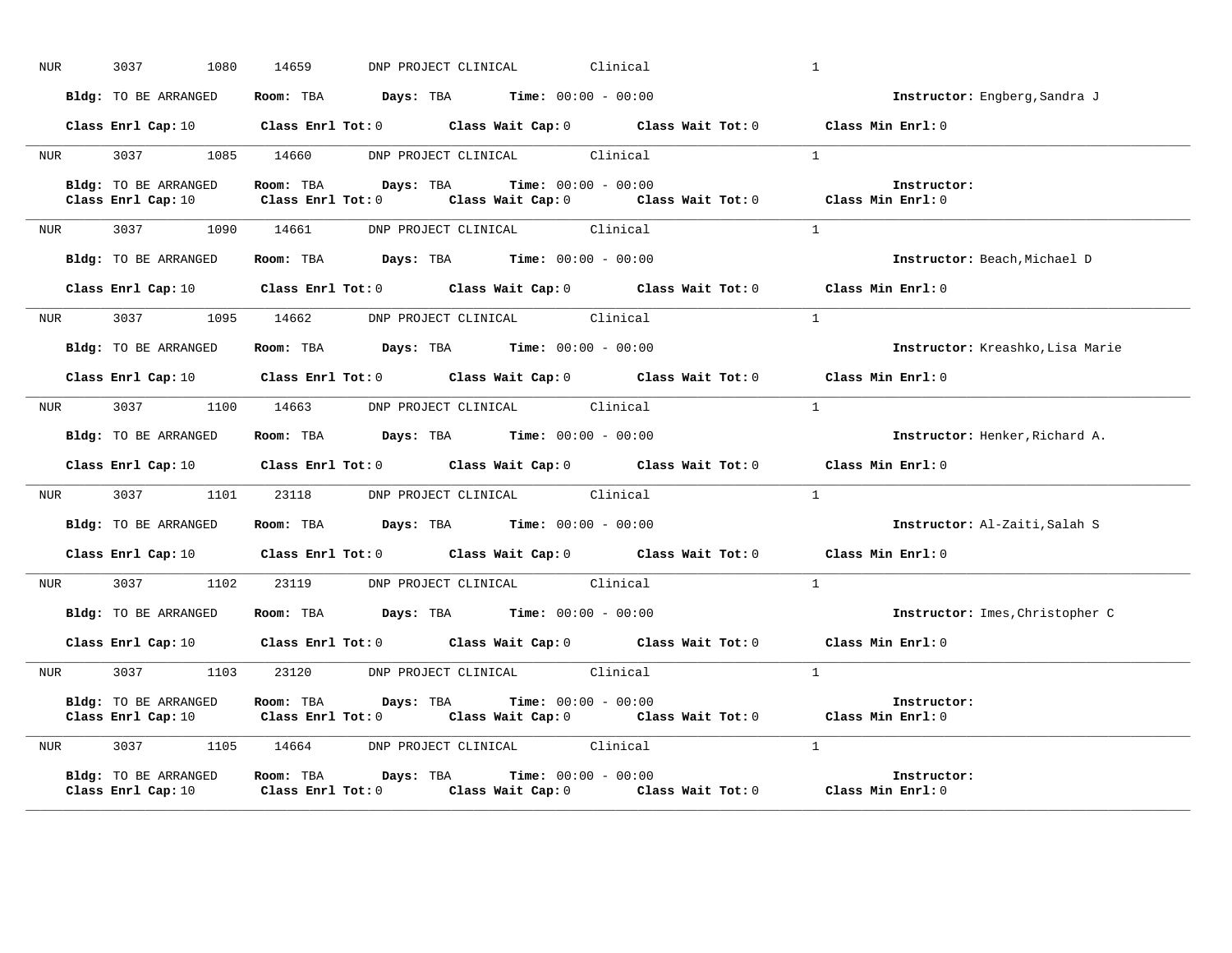NUR 3037 1080 14659 DNP PROJECT CLINICAL Clinical 1

**Bldg:** TO BE ARRANGED **Room:** TBA **Days:** TBA **Time:** 00:00 - 00:00 **Instructor:** Engberg,Sandra J

**Class Enrl Cap:** 10 **Class Enrl Tot:** 0 **Class Wait Cap:** 0 **Class Wait Tot:** 0 **Class Min Enrl:** 0

---

NUR 3037 1085 14660 DNP PROJECT CLINICAL Clinical 1

**Bldg:** TO BE ARRANGED **Room:** TBA **Days:** TBA **Time:** 00:00 - 00:00 **Instructor:**
**Class Enrl Cap:** 10 **Class Enrl Tot:** 0 **Class Wait Cap:** 0 **Class Wait Tot:** 0 **Class Min Enrl:** 0

---

NUR 3037 1090 14661 DNP PROJECT CLINICAL Clinical 1

**Bldg:** TO BE ARRANGED **Room:** TBA **Days:** TBA **Time:** 00:00 - 00:00 **Instructor:** Beach,Michael D

**Class Enrl Cap:** 10 **Class Enrl Tot:** 0 **Class Wait Cap:** 0 **Class Wait Tot:** 0 **Class Min Enrl:** 0

---

NUR 3037 1095 14662 DNP PROJECT CLINICAL Clinical 1

**Bldg:** TO BE ARRANGED **Room:** TBA **Days:** TBA **Time:** 00:00 - 00:00 **Instructor:** Kreashko,Lisa Marie

**Class Enrl Cap:** 10 **Class Enrl Tot:** 0 **Class Wait Cap:** 0 **Class Wait Tot:** 0 **Class Min Enrl:** 0

---

NUR 3037 1100 14663 DNP PROJECT CLINICAL Clinical 1

**Bldg:** TO BE ARRANGED **Room:** TBA **Days:** TBA **Time:** 00:00 - 00:00 **Instructor:** Henker,Richard A.

**Class Enrl Cap:** 10 **Class Enrl Tot:** 0 **Class Wait Cap:** 0 **Class Wait Tot:** 0 **Class Min Enrl:** 0

---

NUR 3037 1101 23118 DNP PROJECT CLINICAL Clinical 1

**Bldg:** TO BE ARRANGED **Room:** TBA **Days:** TBA **Time:** 00:00 - 00:00 **Instructor:** Al-Zaiti,Salah S

**Class Enrl Cap:** 10 **Class Enrl Tot:** 0 **Class Wait Cap:** 0 **Class Wait Tot:** 0 **Class Min Enrl:** 0

---

NUR 3037 1102 23119 DNP PROJECT CLINICAL Clinical 1

**Bldg:** TO BE ARRANGED **Room:** TBA **Days:** TBA **Time:** 00:00 - 00:00 **Instructor:** Imes,Christopher C

**Class Enrl Cap:** 10 **Class Enrl Tot:** 0 **Class Wait Cap:** 0 **Class Wait Tot:** 0 **Class Min Enrl:** 0

---

NUR 3037 1103 23120 DNP PROJECT CLINICAL Clinical 1

**Bldg:** TO BE ARRANGED **Room:** TBA **Days:** TBA **Time:** 00:00 - 00:00 **Instructor:**
**Class Enrl Cap:** 10 **Class Enrl Tot:** 0 **Class Wait Cap:** 0 **Class Wait Tot:** 0 **Class Min Enrl:** 0

---

NUR 3037 1105 14664 DNP PROJECT CLINICAL Clinical 1

**Bldg:** TO BE ARRANGED **Room:** TBA **Days:** TBA **Time:** 00:00 - 00:00 **Instructor:**
**Class Enrl Cap:** 10 **Class Enrl Tot:** 0 **Class Wait Cap:** 0 **Class Wait Tot:** 0 **Class Min Enrl:** 0

---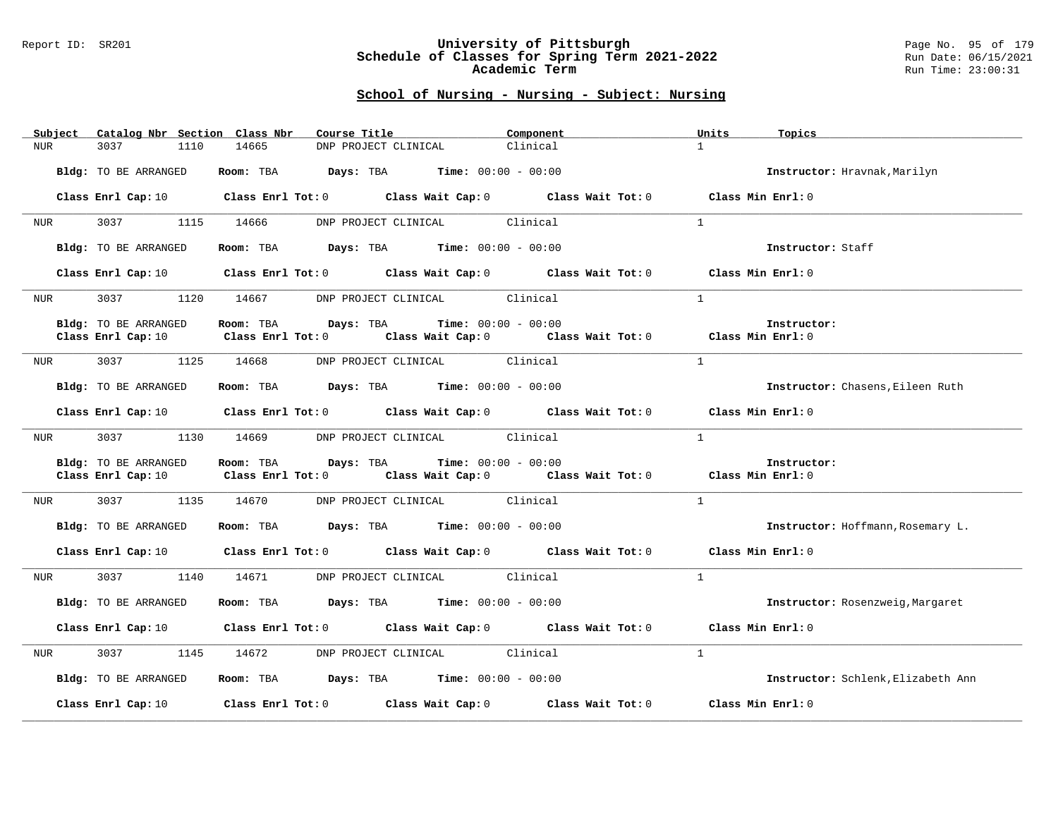## School of Nursing - Nursing - Subject: Nursing

| Subject | Catalog Nbr | Section | Class Nbr | Course Title | Component | Units | Topics |
|---|---|---|---|---|---|---|---|
| NUR | 3037 | 1110 | 14665 | DNP PROJECT CLINICAL | Clinical | 1 | |

**Bldg:** TO BE ARRANGED **Room:** TBA **Days:** TBA **Time:** 00:00 - 00:00 **Instructor:** Hravnak,Marilyn

**Class Enrl Cap:** 10 **Class Enrl Tot:** 0 **Class Wait Cap:** 0 **Class Wait Tot:** 0 **Class Min Enrl:** 0

---

| Subject | Catalog Nbr | Section | Class Nbr | Course Title | Component | Units | Topics |
|---|---|---|---|---|---|---|---|
| NUR | 3037 | 1115 | 14666 | DNP PROJECT CLINICAL | Clinical | 1 | |

**Bldg:** TO BE ARRANGED **Room:** TBA **Days:** TBA **Time:** 00:00 - 00:00 **Instructor:** Staff

**Class Enrl Cap:** 10 **Class Enrl Tot:** 0 **Class Wait Cap:** 0 **Class Wait Tot:** 0 **Class Min Enrl:** 0

---

| Subject | Catalog Nbr | Section | Class Nbr | Course Title | Component | Units | Topics |
|---|---|---|---|---|---|---|---|
| NUR | 3037 | 1120 | 14667 | DNP PROJECT CLINICAL | Clinical | 1 | |

**Bldg:** TO BE ARRANGED **Room:** TBA **Days:** TBA **Time:** 00:00 - 00:00 **Instructor:**
**Class Enrl Cap:** 10 **Class Enrl Tot:** 0 **Class Wait Cap:** 0 **Class Wait Tot:** 0 **Class Min Enrl:** 0

---

| Subject | Catalog Nbr | Section | Class Nbr | Course Title | Component | Units | Topics |
|---|---|---|---|---|---|---|---|
| NUR | 3037 | 1125 | 14668 | DNP PROJECT CLINICAL | Clinical | 1 | |

**Bldg:** TO BE ARRANGED **Room:** TBA **Days:** TBA **Time:** 00:00 - 00:00 **Instructor:** Chasens,Eileen Ruth

**Class Enrl Cap:** 10 **Class Enrl Tot:** 0 **Class Wait Cap:** 0 **Class Wait Tot:** 0 **Class Min Enrl:** 0

---

| Subject | Catalog Nbr | Section | Class Nbr | Course Title | Component | Units | Topics |
|---|---|---|---|---|---|---|---|
| NUR | 3037 | 1130 | 14669 | DNP PROJECT CLINICAL | Clinical | 1 | |

**Bldg:** TO BE ARRANGED **Room:** TBA **Days:** TBA **Time:** 00:00 - 00:00 **Instructor:**
**Class Enrl Cap:** 10 **Class Enrl Tot:** 0 **Class Wait Cap:** 0 **Class Wait Tot:** 0 **Class Min Enrl:** 0

---

| Subject | Catalog Nbr | Section | Class Nbr | Course Title | Component | Units | Topics |
|---|---|---|---|---|---|---|---|
| NUR | 3037 | 1135 | 14670 | DNP PROJECT CLINICAL | Clinical | 1 | |

**Bldg:** TO BE ARRANGED **Room:** TBA **Days:** TBA **Time:** 00:00 - 00:00 **Instructor:** Hoffmann,Rosemary L.

**Class Enrl Cap:** 10 **Class Enrl Tot:** 0 **Class Wait Cap:** 0 **Class Wait Tot:** 0 **Class Min Enrl:** 0

---

| Subject | Catalog Nbr | Section | Class Nbr | Course Title | Component | Units | Topics |
|---|---|---|---|---|---|---|---|
| NUR | 3037 | 1140 | 14671 | DNP PROJECT CLINICAL | Clinical | 1 | |

**Bldg:** TO BE ARRANGED **Room:** TBA **Days:** TBA **Time:** 00:00 - 00:00 **Instructor:** Rosenzweig,Margaret

**Class Enrl Cap:** 10 **Class Enrl Tot:** 0 **Class Wait Cap:** 0 **Class Wait Tot:** 0 **Class Min Enrl:** 0

---

| Subject | Catalog Nbr | Section | Class Nbr | Course Title | Component | Units | Topics |
|---|---|---|---|---|---|---|---|
| NUR | 3037 | 1145 | 14672 | DNP PROJECT CLINICAL | Clinical | 1 | |

**Bldg:** TO BE ARRANGED **Room:** TBA **Days:** TBA **Time:** 00:00 - 00:00 **Instructor:** Schlenk,Elizabeth Ann

**Class Enrl Cap:** 10 **Class Enrl Tot:** 0 **Class Wait Cap:** 0 **Class Wait Tot:** 0 **Class Min Enrl:** 0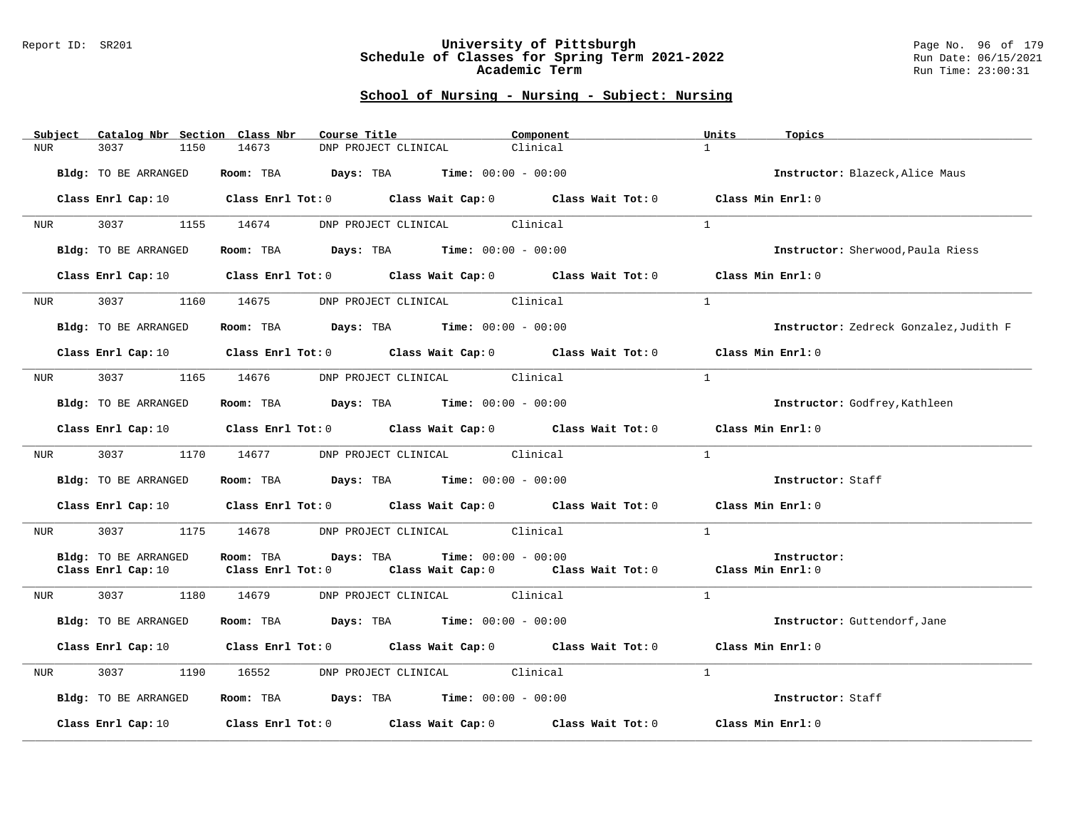## School of Nursing - Nursing - Subject: Nursing

| Subject | Catalog Nbr | Section | Class Nbr | Course Title | Component | Units | Topics |
|---|---|---|---|---|---|---|---|
| NUR | 3037 | 1150 | 14673 | DNP PROJECT CLINICAL | Clinical | 1 | |

**Bldg:** TO BE ARRANGED **Room:** TBA **Days:** TBA **Time:** 00:00 - 00:00 **Instructor:** Blazeck,Alice Maus

**Class Enrl Cap:** 10 **Class Enrl Tot:** 0 **Class Wait Cap:** 0 **Class Wait Tot:** 0 **Class Min Enrl:** 0

| Subject | Catalog Nbr | Section | Class Nbr | Course Title | Component | Units | Topics |
|---|---|---|---|---|---|---|---|
| NUR | 3037 | 1155 | 14674 | DNP PROJECT CLINICAL | Clinical | 1 | |

**Bldg:** TO BE ARRANGED **Room:** TBA **Days:** TBA **Time:** 00:00 - 00:00 **Instructor:** Sherwood,Paula Riess

**Class Enrl Cap:** 10 **Class Enrl Tot:** 0 **Class Wait Cap:** 0 **Class Wait Tot:** 0 **Class Min Enrl:** 0

| Subject | Catalog Nbr | Section | Class Nbr | Course Title | Component | Units | Topics |
|---|---|---|---|---|---|---|---|
| NUR | 3037 | 1160 | 14675 | DNP PROJECT CLINICAL | Clinical | 1 | |

**Bldg:** TO BE ARRANGED **Room:** TBA **Days:** TBA **Time:** 00:00 - 00:00 **Instructor:** Zedreck Gonzalez,Judith F

**Class Enrl Cap:** 10 **Class Enrl Tot:** 0 **Class Wait Cap:** 0 **Class Wait Tot:** 0 **Class Min Enrl:** 0

| Subject | Catalog Nbr | Section | Class Nbr | Course Title | Component | Units | Topics |
|---|---|---|---|---|---|---|---|
| NUR | 3037 | 1165 | 14676 | DNP PROJECT CLINICAL | Clinical | 1 | |

**Bldg:** TO BE ARRANGED **Room:** TBA **Days:** TBA **Time:** 00:00 - 00:00 **Instructor:** Godfrey,Kathleen

**Class Enrl Cap:** 10 **Class Enrl Tot:** 0 **Class Wait Cap:** 0 **Class Wait Tot:** 0 **Class Min Enrl:** 0

| Subject | Catalog Nbr | Section | Class Nbr | Course Title | Component | Units | Topics |
|---|---|---|---|---|---|---|---|
| NUR | 3037 | 1170 | 14677 | DNP PROJECT CLINICAL | Clinical | 1 | |

**Bldg:** TO BE ARRANGED **Room:** TBA **Days:** TBA **Time:** 00:00 - 00:00 **Instructor:** Staff

**Class Enrl Cap:** 10 **Class Enrl Tot:** 0 **Class Wait Cap:** 0 **Class Wait Tot:** 0 **Class Min Enrl:** 0

| Subject | Catalog Nbr | Section | Class Nbr | Course Title | Component | Units | Topics |
|---|---|---|---|---|---|---|---|
| NUR | 3037 | 1175 | 14678 | DNP PROJECT CLINICAL | Clinical | 1 | |

**Bldg:** TO BE ARRANGED **Room:** TBA **Days:** TBA **Time:** 00:00 - 00:00 **Instructor:**
**Class Enrl Cap:** 10 **Class Enrl Tot:** 0 **Class Wait Cap:** 0 **Class Wait Tot:** 0 **Class Min Enrl:** 0

| Subject | Catalog Nbr | Section | Class Nbr | Course Title | Component | Units | Topics |
|---|---|---|---|---|---|---|---|
| NUR | 3037 | 1180 | 14679 | DNP PROJECT CLINICAL | Clinical | 1 | |

**Bldg:** TO BE ARRANGED **Room:** TBA **Days:** TBA **Time:** 00:00 - 00:00 **Instructor:** Guttendorf,Jane

**Class Enrl Cap:** 10 **Class Enrl Tot:** 0 **Class Wait Cap:** 0 **Class Wait Tot:** 0 **Class Min Enrl:** 0

| Subject | Catalog Nbr | Section | Class Nbr | Course Title | Component | Units | Topics |
|---|---|---|---|---|---|---|---|
| NUR | 3037 | 1190 | 16552 | DNP PROJECT CLINICAL | Clinical | 1 | |

**Bldg:** TO BE ARRANGED **Room:** TBA **Days:** TBA **Time:** 00:00 - 00:00 **Instructor:** Staff

**Class Enrl Cap:** 10 **Class Enrl Tot:** 0 **Class Wait Cap:** 0 **Class Wait Tot:** 0 **Class Min Enrl:** 0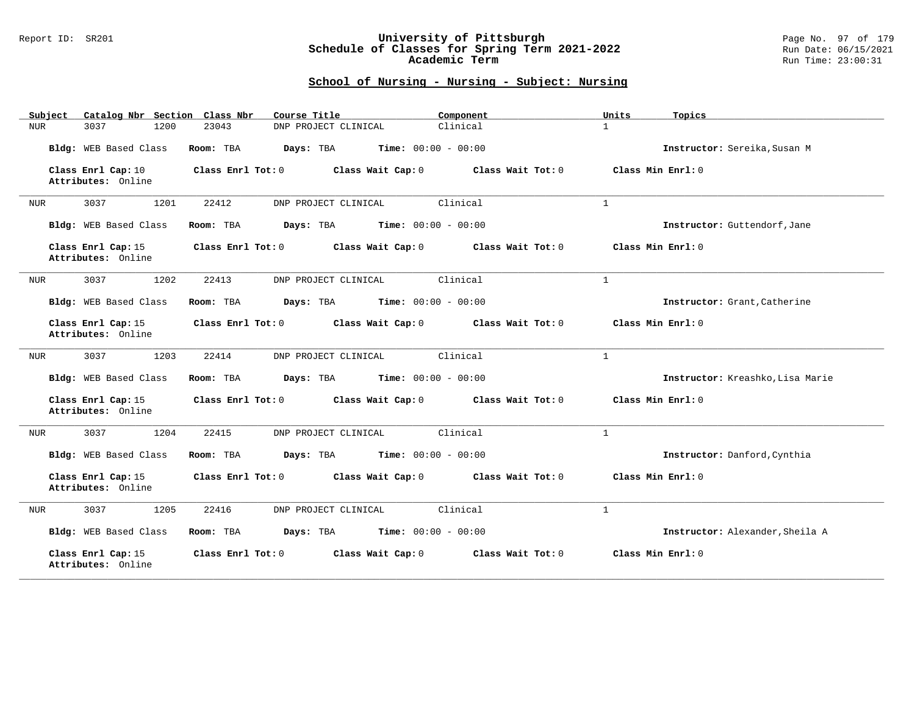## School of Nursing - Nursing - Subject: Nursing

| Subject | Catalog Nbr | Section | Class Nbr | Course Title | Component | Units | Topics |
|---|---|---|---|---|---|---|---|
| NUR | 3037 | 1200 | 23043 | DNP PROJECT CLINICAL | Clinical | 1 | |

**Bldg:** WEB Based Class **Room:** TBA **Days:** TBA **Time:** 00:00 - 00:00 **Instructor:** Sereika,Susan M

**Class Enrl Cap:** 10 **Class Enrl Tot:** 0 **Class Wait Cap:** 0 **Class Wait Tot:** 0 **Class Min Enrl:** 0
**Attributes:** Online

| Subject | Catalog Nbr | Section | Class Nbr | Course Title | Component | Units | Topics |
|---|---|---|---|---|---|---|---|
| NUR | 3037 | 1201 | 22412 | DNP PROJECT CLINICAL | Clinical | 1 | |

**Bldg:** WEB Based Class **Room:** TBA **Days:** TBA **Time:** 00:00 - 00:00 **Instructor:** Guttendorf,Jane

**Class Enrl Cap:** 15 **Class Enrl Tot:** 0 **Class Wait Cap:** 0 **Class Wait Tot:** 0 **Class Min Enrl:** 0
**Attributes:** Online

| Subject | Catalog Nbr | Section | Class Nbr | Course Title | Component | Units | Topics |
|---|---|---|---|---|---|---|---|
| NUR | 3037 | 1202 | 22413 | DNP PROJECT CLINICAL | Clinical | 1 | |

**Bldg:** WEB Based Class **Room:** TBA **Days:** TBA **Time:** 00:00 - 00:00 **Instructor:** Grant,Catherine

**Class Enrl Cap:** 15 **Class Enrl Tot:** 0 **Class Wait Cap:** 0 **Class Wait Tot:** 0 **Class Min Enrl:** 0
**Attributes:** Online

| Subject | Catalog Nbr | Section | Class Nbr | Course Title | Component | Units | Topics |
|---|---|---|---|---|---|---|---|
| NUR | 3037 | 1203 | 22414 | DNP PROJECT CLINICAL | Clinical | 1 | |

**Bldg:** WEB Based Class **Room:** TBA **Days:** TBA **Time:** 00:00 - 00:00 **Instructor:** Kreashko,Lisa Marie

**Class Enrl Cap:** 15 **Class Enrl Tot:** 0 **Class Wait Cap:** 0 **Class Wait Tot:** 0 **Class Min Enrl:** 0
**Attributes:** Online

| Subject | Catalog Nbr | Section | Class Nbr | Course Title | Component | Units | Topics |
|---|---|---|---|---|---|---|---|
| NUR | 3037 | 1204 | 22415 | DNP PROJECT CLINICAL | Clinical | 1 | |

**Bldg:** WEB Based Class **Room:** TBA **Days:** TBA **Time:** 00:00 - 00:00 **Instructor:** Danford,Cynthia

**Class Enrl Cap:** 15 **Class Enrl Tot:** 0 **Class Wait Cap:** 0 **Class Wait Tot:** 0 **Class Min Enrl:** 0
**Attributes:** Online

| Subject | Catalog Nbr | Section | Class Nbr | Course Title | Component | Units | Topics |
|---|---|---|---|---|---|---|---|
| NUR | 3037 | 1205 | 22416 | DNP PROJECT CLINICAL | Clinical | 1 | |

**Bldg:** WEB Based Class **Room:** TBA **Days:** TBA **Time:** 00:00 - 00:00 **Instructor:** Alexander,Sheila A

**Class Enrl Cap:** 15 **Class Enrl Tot:** 0 **Class Wait Cap:** 0 **Class Wait Tot:** 0 **Class Min Enrl:** 0
**Attributes:** Online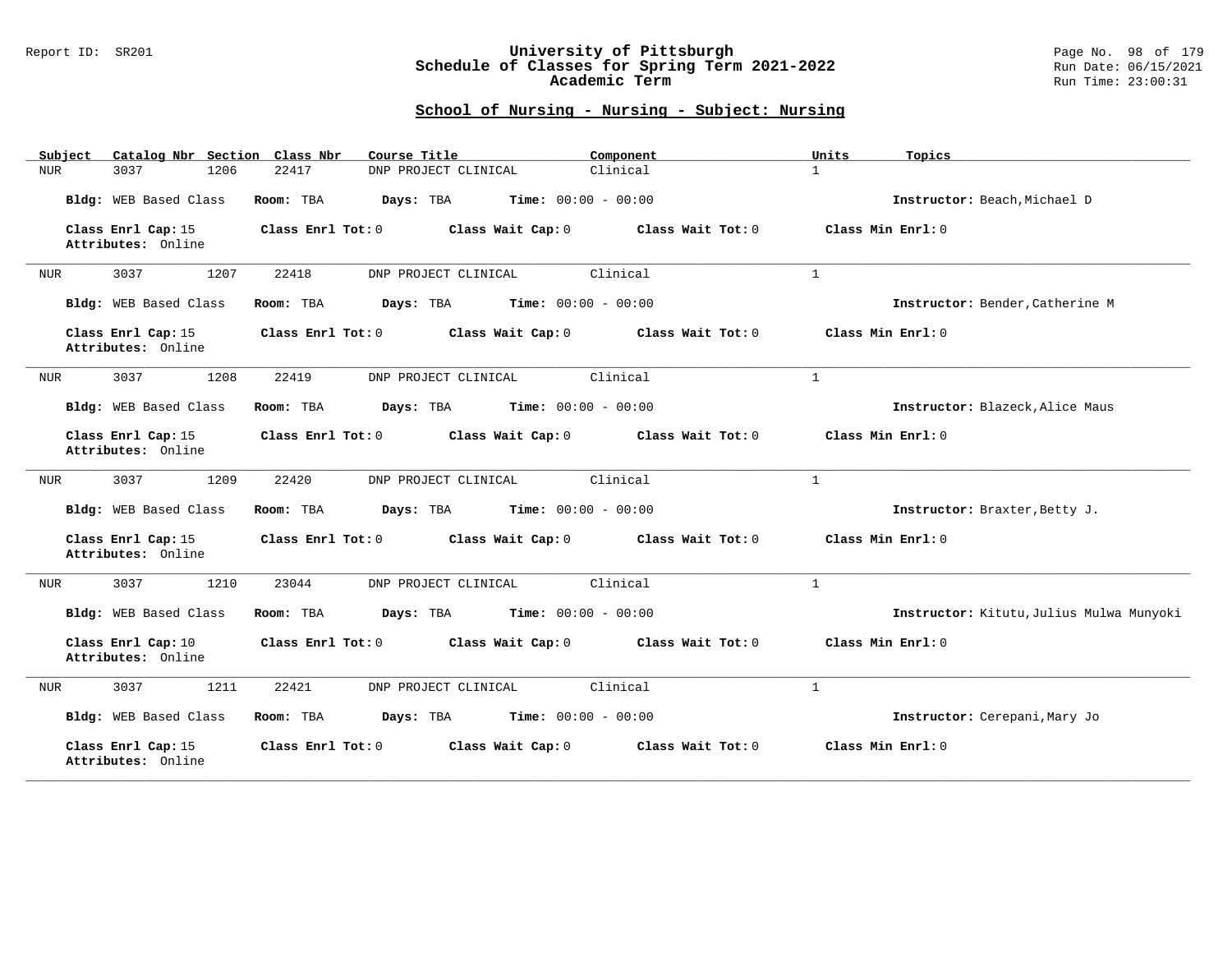## School of Nursing - Nursing - Subject: Nursing

| Subject | Catalog Nbr | Section | Class Nbr | Course Title | Component | Units | Topics |
|---|---|---|---|---|---|---|---|
| NUR | 3037 | 1206 | 22417 | DNP PROJECT CLINICAL | Clinical | 1 | |

**Bldg:** WEB Based Class **Room:** TBA **Days:** TBA **Time:** 00:00 - 00:00 **Instructor:** Beach,Michael D

**Class Enrl Cap:** 15 **Class Enrl Tot:** 0 **Class Wait Cap:** 0 **Class Wait Tot:** 0 **Class Min Enrl:** 0
**Attributes:** Online

---

| Subject | Catalog Nbr | Section | Class Nbr | Course Title | Component | Units | Topics |
|---|---|---|---|---|---|---|---|
| NUR | 3037 | 1207 | 22418 | DNP PROJECT CLINICAL | Clinical | 1 | |

**Bldg:** WEB Based Class **Room:** TBA **Days:** TBA **Time:** 00:00 - 00:00 **Instructor:** Bender,Catherine M

**Class Enrl Cap:** 15 **Class Enrl Tot:** 0 **Class Wait Cap:** 0 **Class Wait Tot:** 0 **Class Min Enrl:** 0
**Attributes:** Online

---

| Subject | Catalog Nbr | Section | Class Nbr | Course Title | Component | Units | Topics |
|---|---|---|---|---|---|---|---|
| NUR | 3037 | 1208 | 22419 | DNP PROJECT CLINICAL | Clinical | 1 | |

**Bldg:** WEB Based Class **Room:** TBA **Days:** TBA **Time:** 00:00 - 00:00 **Instructor:** Blazeck,Alice Maus

**Class Enrl Cap:** 15 **Class Enrl Tot:** 0 **Class Wait Cap:** 0 **Class Wait Tot:** 0 **Class Min Enrl:** 0
**Attributes:** Online

---

| Subject | Catalog Nbr | Section | Class Nbr | Course Title | Component | Units | Topics |
|---|---|---|---|---|---|---|---|
| NUR | 3037 | 1209 | 22420 | DNP PROJECT CLINICAL | Clinical | 1 | |

**Bldg:** WEB Based Class **Room:** TBA **Days:** TBA **Time:** 00:00 - 00:00 **Instructor:** Braxter,Betty J.

**Class Enrl Cap:** 15 **Class Enrl Tot:** 0 **Class Wait Cap:** 0 **Class Wait Tot:** 0 **Class Min Enrl:** 0
**Attributes:** Online

---

| Subject | Catalog Nbr | Section | Class Nbr | Course Title | Component | Units | Topics |
|---|---|---|---|---|---|---|---|
| NUR | 3037 | 1210 | 23044 | DNP PROJECT CLINICAL | Clinical | 1 | |

**Bldg:** WEB Based Class **Room:** TBA **Days:** TBA **Time:** 00:00 - 00:00 **Instructor:** Kitutu,Julius Mulwa Munyoki

**Class Enrl Cap:** 10 **Class Enrl Tot:** 0 **Class Wait Cap:** 0 **Class Wait Tot:** 0 **Class Min Enrl:** 0
**Attributes:** Online

---

| Subject | Catalog Nbr | Section | Class Nbr | Course Title | Component | Units | Topics |
|---|---|---|---|---|---|---|---|
| NUR | 3037 | 1211 | 22421 | DNP PROJECT CLINICAL | Clinical | 1 | |

**Bldg:** WEB Based Class **Room:** TBA **Days:** TBA **Time:** 00:00 - 00:00 **Instructor:** Cerepani,Mary Jo

**Class Enrl Cap:** 15 **Class Enrl Tot:** 0 **Class Wait Cap:** 0 **Class Wait Tot:** 0 **Class Min Enrl:** 0
**Attributes:** Online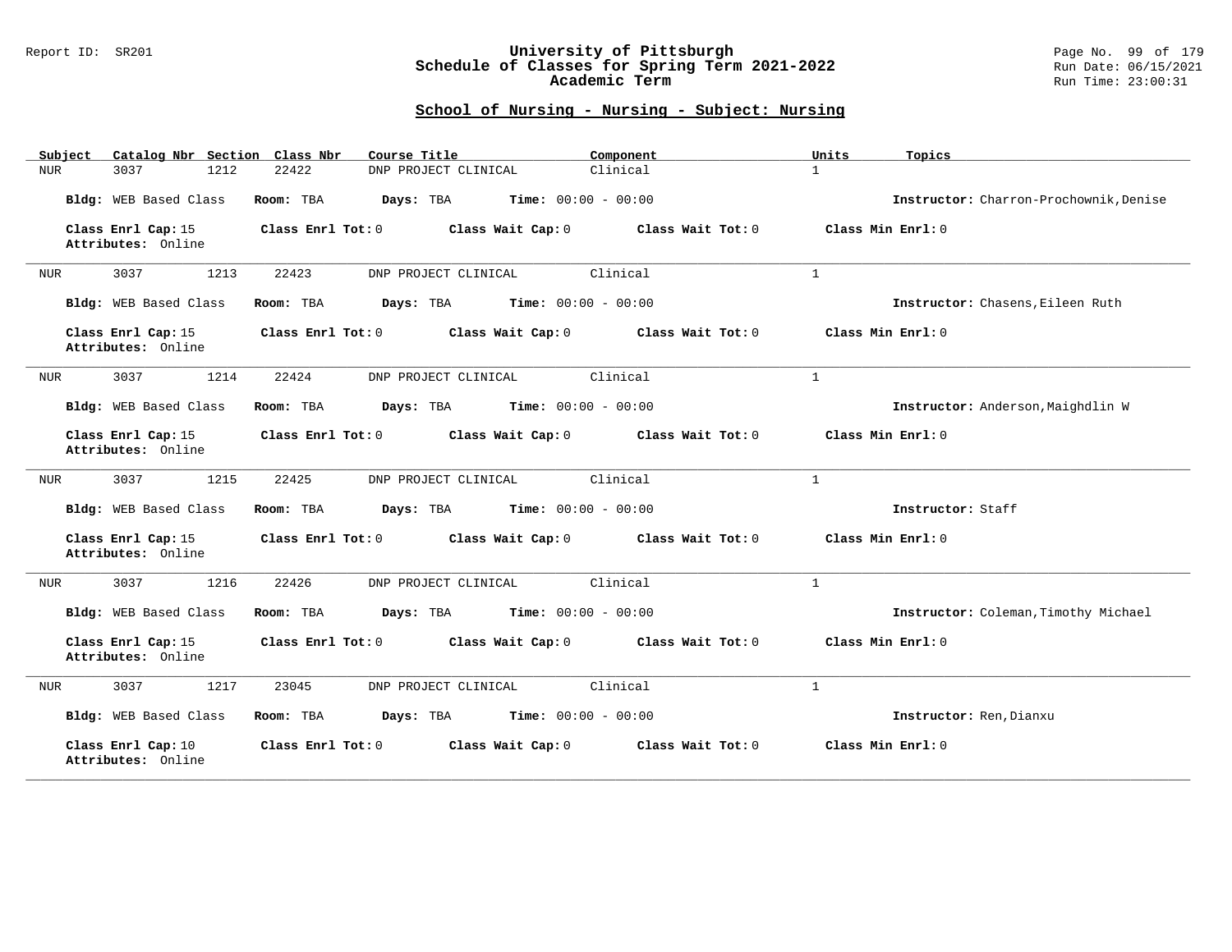## School of Nursing - Nursing - Subject: Nursing

| Subject | Catalog Nbr | Section | Class Nbr | Course Title | Component | Units | Topics |
|---|---|---|---|---|---|---|---|
| NUR | 3037 | 1212 | 22422 | DNP PROJECT CLINICAL | Clinical | 1 | |

**Bldg:** WEB Based Class **Room:** TBA **Days:** TBA **Time:** 00:00 - 00:00 **Instructor:** Charron-Prochownik,Denise

**Class Enrl Cap:** 15 **Class Enrl Tot:** 0 **Class Wait Cap:** 0 **Class Wait Tot:** 0 **Class Min Enrl:** 0
**Attributes:** Online

---

| Subject | Catalog Nbr | Section | Class Nbr | Course Title | Component | Units | Topics |
|---|---|---|---|---|---|---|---|
| NUR | 3037 | 1213 | 22423 | DNP PROJECT CLINICAL | Clinical | 1 | |

**Bldg:** WEB Based Class **Room:** TBA **Days:** TBA **Time:** 00:00 - 00:00 **Instructor:** Chasens,Eileen Ruth

**Class Enrl Cap:** 15 **Class Enrl Tot:** 0 **Class Wait Cap:** 0 **Class Wait Tot:** 0 **Class Min Enrl:** 0
**Attributes:** Online

---

| Subject | Catalog Nbr | Section | Class Nbr | Course Title | Component | Units | Topics |
|---|---|---|---|---|---|---|---|
| NUR | 3037 | 1214 | 22424 | DNP PROJECT CLINICAL | Clinical | 1 | |

**Bldg:** WEB Based Class **Room:** TBA **Days:** TBA **Time:** 00:00 - 00:00 **Instructor:** Anderson,Maighdlin W

**Class Enrl Cap:** 15 **Class Enrl Tot:** 0 **Class Wait Cap:** 0 **Class Wait Tot:** 0 **Class Min Enrl:** 0
**Attributes:** Online

---

| Subject | Catalog Nbr | Section | Class Nbr | Course Title | Component | Units | Topics |
|---|---|---|---|---|---|---|---|
| NUR | 3037 | 1215 | 22425 | DNP PROJECT CLINICAL | Clinical | 1 | |

**Bldg:** WEB Based Class **Room:** TBA **Days:** TBA **Time:** 00:00 - 00:00 **Instructor:** Staff

**Class Enrl Cap:** 15 **Class Enrl Tot:** 0 **Class Wait Cap:** 0 **Class Wait Tot:** 0 **Class Min Enrl:** 0
**Attributes:** Online

---

| Subject | Catalog Nbr | Section | Class Nbr | Course Title | Component | Units | Topics |
|---|---|---|---|---|---|---|---|
| NUR | 3037 | 1216 | 22426 | DNP PROJECT CLINICAL | Clinical | 1 | |

**Bldg:** WEB Based Class **Room:** TBA **Days:** TBA **Time:** 00:00 - 00:00 **Instructor:** Coleman,Timothy Michael

**Class Enrl Cap:** 15 **Class Enrl Tot:** 0 **Class Wait Cap:** 0 **Class Wait Tot:** 0 **Class Min Enrl:** 0
**Attributes:** Online

---

| Subject | Catalog Nbr | Section | Class Nbr | Course Title | Component | Units | Topics |
|---|---|---|---|---|---|---|---|
| NUR | 3037 | 1217 | 23045 | DNP PROJECT CLINICAL | Clinical | 1 | |

**Bldg:** WEB Based Class **Room:** TBA **Days:** TBA **Time:** 00:00 - 00:00 **Instructor:** Ren,Dianxu

**Class Enrl Cap:** 10 **Class Enrl Tot:** 0 **Class Wait Cap:** 0 **Class Wait Tot:** 0 **Class Min Enrl:** 0
**Attributes:** Online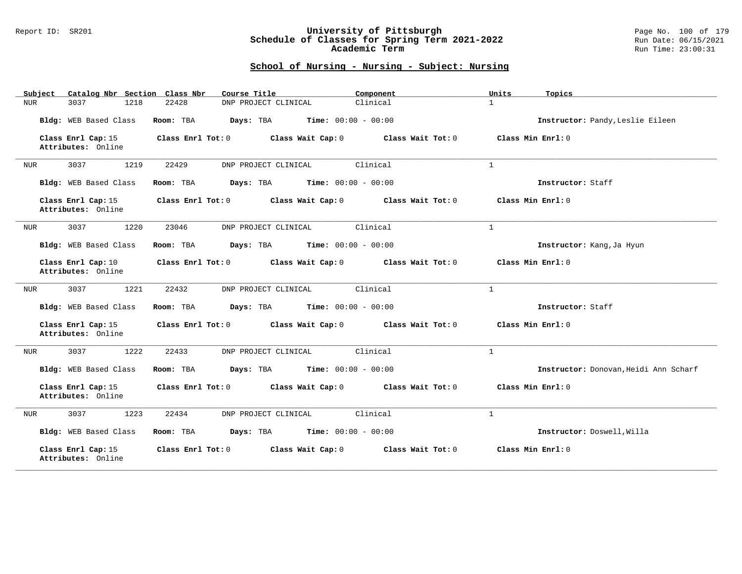**University of Pittsburgh**
**Schedule of Classes for Spring Term 2021-2022**
**Academic Term**

Report ID: SR201
Run Date: 06/15/2021
Run Time: 23:00:31

## School of Nursing - Nursing - Subject: Nursing

| Subject | Catalog Nbr | Section | Class Nbr | Course Title | Component | Units | Topics |
|---|---|---|---|---|---|---|---|
| NUR | 3037 | 1218 | 22428 | DNP PROJECT CLINICAL | Clinical | 1 | |

**Bldg:** WEB Based Class **Room:** TBA **Days:** TBA **Time:** 00:00 - 00:00 **Instructor:** Pandy,Leslie Eileen

**Class Enrl Cap:** 15 **Class Enrl Tot:** 0 **Class Wait Cap:** 0 **Class Wait Tot:** 0 **Class Min Enrl:** 0
**Attributes:** Online

---

| Subject | Catalog Nbr | Section | Class Nbr | Course Title | Component | Units | Topics |
|---|---|---|---|---|---|---|---|
| NUR | 3037 | 1219 | 22429 | DNP PROJECT CLINICAL | Clinical | 1 | |

**Bldg:** WEB Based Class **Room:** TBA **Days:** TBA **Time:** 00:00 - 00:00 **Instructor:** Staff

**Class Enrl Cap:** 15 **Class Enrl Tot:** 0 **Class Wait Cap:** 0 **Class Wait Tot:** 0 **Class Min Enrl:** 0
**Attributes:** Online

---

| Subject | Catalog Nbr | Section | Class Nbr | Course Title | Component | Units | Topics |
|---|---|---|---|---|---|---|---|
| NUR | 3037 | 1220 | 23046 | DNP PROJECT CLINICAL | Clinical | 1 | |

**Bldg:** WEB Based Class **Room:** TBA **Days:** TBA **Time:** 00:00 - 00:00 **Instructor:** Kang,Ja Hyun

**Class Enrl Cap:** 10 **Class Enrl Tot:** 0 **Class Wait Cap:** 0 **Class Wait Tot:** 0 **Class Min Enrl:** 0
**Attributes:** Online

---

| Subject | Catalog Nbr | Section | Class Nbr | Course Title | Component | Units | Topics |
|---|---|---|---|---|---|---|---|
| NUR | 3037 | 1221 | 22432 | DNP PROJECT CLINICAL | Clinical | 1 | |

**Bldg:** WEB Based Class **Room:** TBA **Days:** TBA **Time:** 00:00 - 00:00 **Instructor:** Staff

**Class Enrl Cap:** 15 **Class Enrl Tot:** 0 **Class Wait Cap:** 0 **Class Wait Tot:** 0 **Class Min Enrl:** 0
**Attributes:** Online

---

| Subject | Catalog Nbr | Section | Class Nbr | Course Title | Component | Units | Topics |
|---|---|---|---|---|---|---|---|
| NUR | 3037 | 1222 | 22433 | DNP PROJECT CLINICAL | Clinical | 1 | |

**Bldg:** WEB Based Class **Room:** TBA **Days:** TBA **Time:** 00:00 - 00:00 **Instructor:** Donovan,Heidi Ann Scharf

**Class Enrl Cap:** 15 **Class Enrl Tot:** 0 **Class Wait Cap:** 0 **Class Wait Tot:** 0 **Class Min Enrl:** 0
**Attributes:** Online

---

| Subject | Catalog Nbr | Section | Class Nbr | Course Title | Component | Units | Topics |
|---|---|---|---|---|---|---|---|
| NUR | 3037 | 1223 | 22434 | DNP PROJECT CLINICAL | Clinical | 1 | |

**Bldg:** WEB Based Class **Room:** TBA **Days:** TBA **Time:** 00:00 - 00:00 **Instructor:** Doswell,Willa

**Class Enrl Cap:** 15 **Class Enrl Tot:** 0 **Class Wait Cap:** 0 **Class Wait Tot:** 0 **Class Min Enrl:** 0
**Attributes:** Online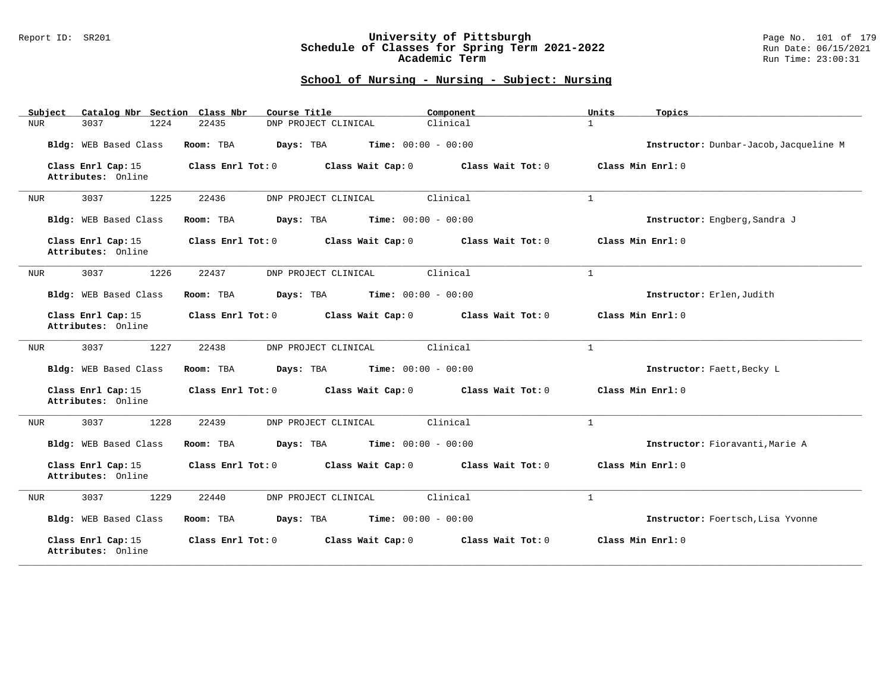## School of Nursing - Nursing - Subject: Nursing

| Subject | Catalog Nbr | Section | Class Nbr | Course Title | Component | Units | Topics |
|---|---|---|---|---|---|---|---|
| NUR | 3037 | 1224 | 22435 | DNP PROJECT CLINICAL | Clinical | 1 | |

**Bldg:** WEB Based Class **Room:** TBA **Days:** TBA **Time:** 00:00 - 00:00 **Instructor:** Dunbar-Jacob,Jacqueline M

**Class Enrl Cap:** 15 **Class Enrl Tot:** 0 **Class Wait Cap:** 0 **Class Wait Tot:** 0 **Class Min Enrl:** 0
**Attributes:** Online

---

| Subject | Catalog Nbr | Section | Class Nbr | Course Title | Component | Units | Topics |
|---|---|---|---|---|---|---|---|
| NUR | 3037 | 1225 | 22436 | DNP PROJECT CLINICAL | Clinical | 1 | |

**Bldg:** WEB Based Class **Room:** TBA **Days:** TBA **Time:** 00:00 - 00:00 **Instructor:** Engberg,Sandra J

**Class Enrl Cap:** 15 **Class Enrl Tot:** 0 **Class Wait Cap:** 0 **Class Wait Tot:** 0 **Class Min Enrl:** 0
**Attributes:** Online

---

| Subject | Catalog Nbr | Section | Class Nbr | Course Title | Component | Units | Topics |
|---|---|---|---|---|---|---|---|
| NUR | 3037 | 1226 | 22437 | DNP PROJECT CLINICAL | Clinical | 1 | |

**Bldg:** WEB Based Class **Room:** TBA **Days:** TBA **Time:** 00:00 - 00:00 **Instructor:** Erlen,Judith

**Class Enrl Cap:** 15 **Class Enrl Tot:** 0 **Class Wait Cap:** 0 **Class Wait Tot:** 0 **Class Min Enrl:** 0
**Attributes:** Online

---

| Subject | Catalog Nbr | Section | Class Nbr | Course Title | Component | Units | Topics |
|---|---|---|---|---|---|---|---|
| NUR | 3037 | 1227 | 22438 | DNP PROJECT CLINICAL | Clinical | 1 | |

**Bldg:** WEB Based Class **Room:** TBA **Days:** TBA **Time:** 00:00 - 00:00 **Instructor:** Faett,Becky L

**Class Enrl Cap:** 15 **Class Enrl Tot:** 0 **Class Wait Cap:** 0 **Class Wait Tot:** 0 **Class Min Enrl:** 0
**Attributes:** Online

---

| Subject | Catalog Nbr | Section | Class Nbr | Course Title | Component | Units | Topics |
|---|---|---|---|---|---|---|---|
| NUR | 3037 | 1228 | 22439 | DNP PROJECT CLINICAL | Clinical | 1 | |

**Bldg:** WEB Based Class **Room:** TBA **Days:** TBA **Time:** 00:00 - 00:00 **Instructor:** Fioravanti,Marie A

**Class Enrl Cap:** 15 **Class Enrl Tot:** 0 **Class Wait Cap:** 0 **Class Wait Tot:** 0 **Class Min Enrl:** 0
**Attributes:** Online

---

| Subject | Catalog Nbr | Section | Class Nbr | Course Title | Component | Units | Topics |
|---|---|---|---|---|---|---|---|
| NUR | 3037 | 1229 | 22440 | DNP PROJECT CLINICAL | Clinical | 1 | |

**Bldg:** WEB Based Class **Room:** TBA **Days:** TBA **Time:** 00:00 - 00:00 **Instructor:** Foertsch,Lisa Yvonne

**Class Enrl Cap:** 15 **Class Enrl Tot:** 0 **Class Wait Cap:** 0 **Class Wait Tot:** 0 **Class Min Enrl:** 0
**Attributes:** Online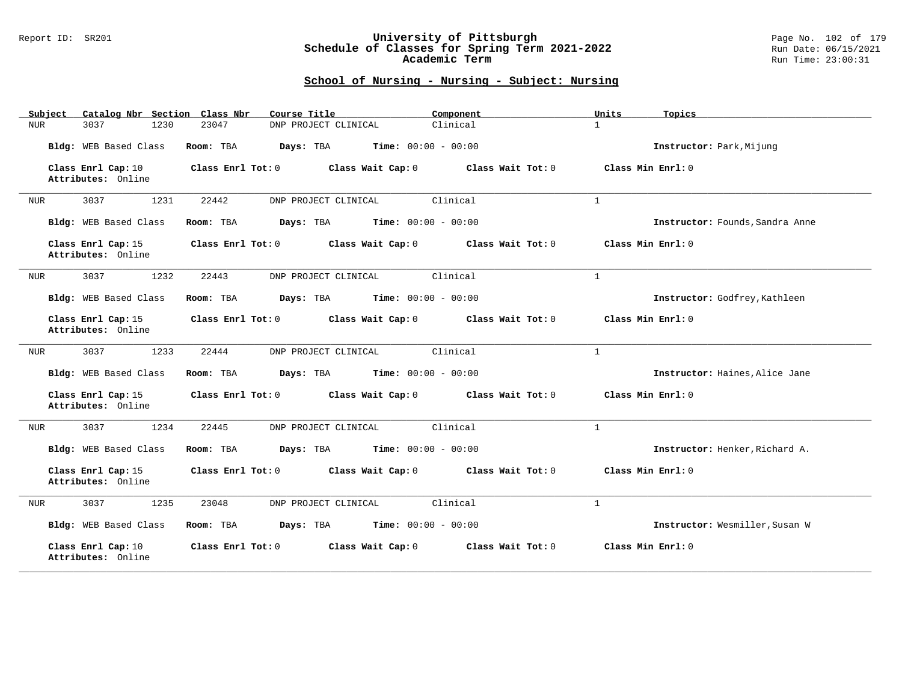## School of Nursing - Nursing - Subject: Nursing

| Subject | Catalog Nbr | Section | Class Nbr | Course Title | Component | Units | Topics |
|---|---|---|---|---|---|---|---|
| NUR | 3037 | 1230 | 23047 | DNP PROJECT CLINICAL | Clinical | 1 | |

**Bldg:** WEB Based Class **Room:** TBA **Days:** TBA **Time:** 00:00 - 00:00 **Instructor:** Park,Mijung

**Class Enrl Cap:** 10 **Class Enrl Tot:** 0 **Class Wait Cap:** 0 **Class Wait Tot:** 0 **Class Min Enrl:** 0
**Attributes:** Online

---

| Subject | Catalog Nbr | Section | Class Nbr | Course Title | Component | Units | Topics |
|---|---|---|---|---|---|---|---|
| NUR | 3037 | 1231 | 22442 | DNP PROJECT CLINICAL | Clinical | 1 | |

**Bldg:** WEB Based Class **Room:** TBA **Days:** TBA **Time:** 00:00 - 00:00 **Instructor:** Founds,Sandra Anne

**Class Enrl Cap:** 15 **Class Enrl Tot:** 0 **Class Wait Cap:** 0 **Class Wait Tot:** 0 **Class Min Enrl:** 0
**Attributes:** Online

---

| Subject | Catalog Nbr | Section | Class Nbr | Course Title | Component | Units | Topics |
|---|---|---|---|---|---|---|---|
| NUR | 3037 | 1232 | 22443 | DNP PROJECT CLINICAL | Clinical | 1 | |

**Bldg:** WEB Based Class **Room:** TBA **Days:** TBA **Time:** 00:00 - 00:00 **Instructor:** Godfrey,Kathleen

**Class Enrl Cap:** 15 **Class Enrl Tot:** 0 **Class Wait Cap:** 0 **Class Wait Tot:** 0 **Class Min Enrl:** 0
**Attributes:** Online

---

| Subject | Catalog Nbr | Section | Class Nbr | Course Title | Component | Units | Topics |
|---|---|---|---|---|---|---|---|
| NUR | 3037 | 1233 | 22444 | DNP PROJECT CLINICAL | Clinical | 1 | |

**Bldg:** WEB Based Class **Room:** TBA **Days:** TBA **Time:** 00:00 - 00:00 **Instructor:** Haines,Alice Jane

**Class Enrl Cap:** 15 **Class Enrl Tot:** 0 **Class Wait Cap:** 0 **Class Wait Tot:** 0 **Class Min Enrl:** 0
**Attributes:** Online

---

| Subject | Catalog Nbr | Section | Class Nbr | Course Title | Component | Units | Topics |
|---|---|---|---|---|---|---|---|
| NUR | 3037 | 1234 | 22445 | DNP PROJECT CLINICAL | Clinical | 1 | |

**Bldg:** WEB Based Class **Room:** TBA **Days:** TBA **Time:** 00:00 - 00:00 **Instructor:** Henker,Richard A.

**Class Enrl Cap:** 15 **Class Enrl Tot:** 0 **Class Wait Cap:** 0 **Class Wait Tot:** 0 **Class Min Enrl:** 0
**Attributes:** Online

---

| Subject | Catalog Nbr | Section | Class Nbr | Course Title | Component | Units | Topics |
|---|---|---|---|---|---|---|---|
| NUR | 3037 | 1235 | 23048 | DNP PROJECT CLINICAL | Clinical | 1 | |

**Bldg:** WEB Based Class **Room:** TBA **Days:** TBA **Time:** 00:00 - 00:00 **Instructor:** Wesmiller,Susan W

**Class Enrl Cap:** 10 **Class Enrl Tot:** 0 **Class Wait Cap:** 0 **Class Wait Tot:** 0 **Class Min Enrl:** 0
**Attributes:** Online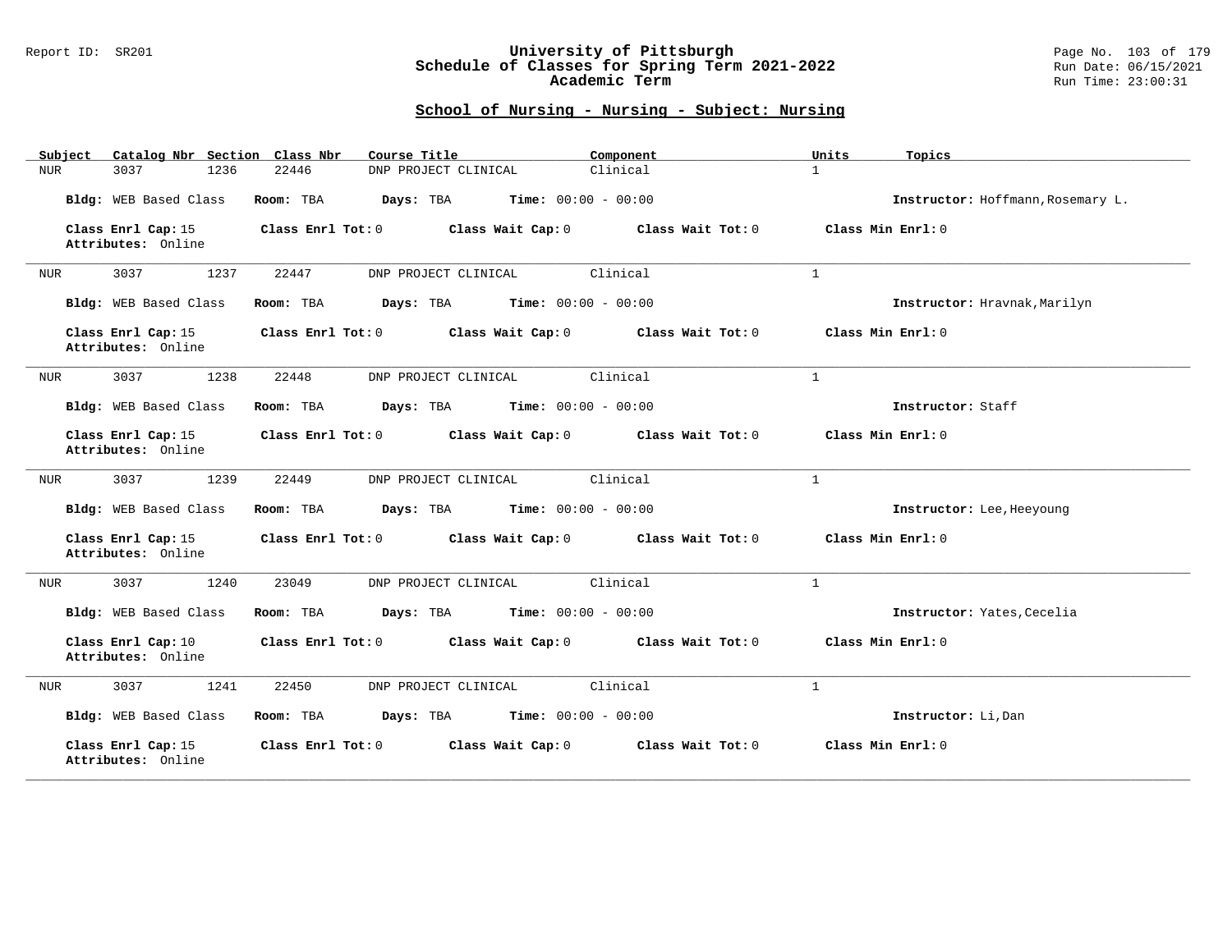## School of Nursing - Nursing - Subject: Nursing

| Subject | Catalog Nbr | Section | Class Nbr | Course Title | Component | Units | Topics |
|---|---|---|---|---|---|---|---|
| NUR | 3037 | 1236 | 22446 | DNP PROJECT CLINICAL | Clinical | 1 | |

**Bldg:** WEB Based Class **Room:** TBA **Days:** TBA **Time:** 00:00 - 00:00 **Instructor:** Hoffmann,Rosemary L.

**Class Enrl Cap:** 15 **Class Enrl Tot:** 0 **Class Wait Cap:** 0 **Class Wait Tot:** 0 **Class Min Enrl:** 0
**Attributes:** Online

---

| Subject | Catalog Nbr | Section | Class Nbr | Course Title | Component | Units | Topics |
|---|---|---|---|---|---|---|---|
| NUR | 3037 | 1237 | 22447 | DNP PROJECT CLINICAL | Clinical | 1 | |

**Bldg:** WEB Based Class **Room:** TBA **Days:** TBA **Time:** 00:00 - 00:00 **Instructor:** Hravnak,Marilyn

**Class Enrl Cap:** 15 **Class Enrl Tot:** 0 **Class Wait Cap:** 0 **Class Wait Tot:** 0 **Class Min Enrl:** 0
**Attributes:** Online

---

| Subject | Catalog Nbr | Section | Class Nbr | Course Title | Component | Units | Topics |
|---|---|---|---|---|---|---|---|
| NUR | 3037 | 1238 | 22448 | DNP PROJECT CLINICAL | Clinical | 1 | |

**Bldg:** WEB Based Class **Room:** TBA **Days:** TBA **Time:** 00:00 - 00:00 **Instructor:** Staff

**Class Enrl Cap:** 15 **Class Enrl Tot:** 0 **Class Wait Cap:** 0 **Class Wait Tot:** 0 **Class Min Enrl:** 0
**Attributes:** Online

---

| Subject | Catalog Nbr | Section | Class Nbr | Course Title | Component | Units | Topics |
|---|---|---|---|---|---|---|---|
| NUR | 3037 | 1239 | 22449 | DNP PROJECT CLINICAL | Clinical | 1 | |

**Bldg:** WEB Based Class **Room:** TBA **Days:** TBA **Time:** 00:00 - 00:00 **Instructor:** Lee,Heeyoung

**Class Enrl Cap:** 15 **Class Enrl Tot:** 0 **Class Wait Cap:** 0 **Class Wait Tot:** 0 **Class Min Enrl:** 0
**Attributes:** Online

---

| Subject | Catalog Nbr | Section | Class Nbr | Course Title | Component | Units | Topics |
|---|---|---|---|---|---|---|---|
| NUR | 3037 | 1240 | 23049 | DNP PROJECT CLINICAL | Clinical | 1 | |

**Bldg:** WEB Based Class **Room:** TBA **Days:** TBA **Time:** 00:00 - 00:00 **Instructor:** Yates,Cecelia

**Class Enrl Cap:** 10 **Class Enrl Tot:** 0 **Class Wait Cap:** 0 **Class Wait Tot:** 0 **Class Min Enrl:** 0
**Attributes:** Online

---

| Subject | Catalog Nbr | Section | Class Nbr | Course Title | Component | Units | Topics |
|---|---|---|---|---|---|---|---|
| NUR | 3037 | 1241 | 22450 | DNP PROJECT CLINICAL | Clinical | 1 | |

**Bldg:** WEB Based Class **Room:** TBA **Days:** TBA **Time:** 00:00 - 00:00 **Instructor:** Li,Dan

**Class Enrl Cap:** 15 **Class Enrl Tot:** 0 **Class Wait Cap:** 0 **Class Wait Tot:** 0 **Class Min Enrl:** 0
**Attributes:** Online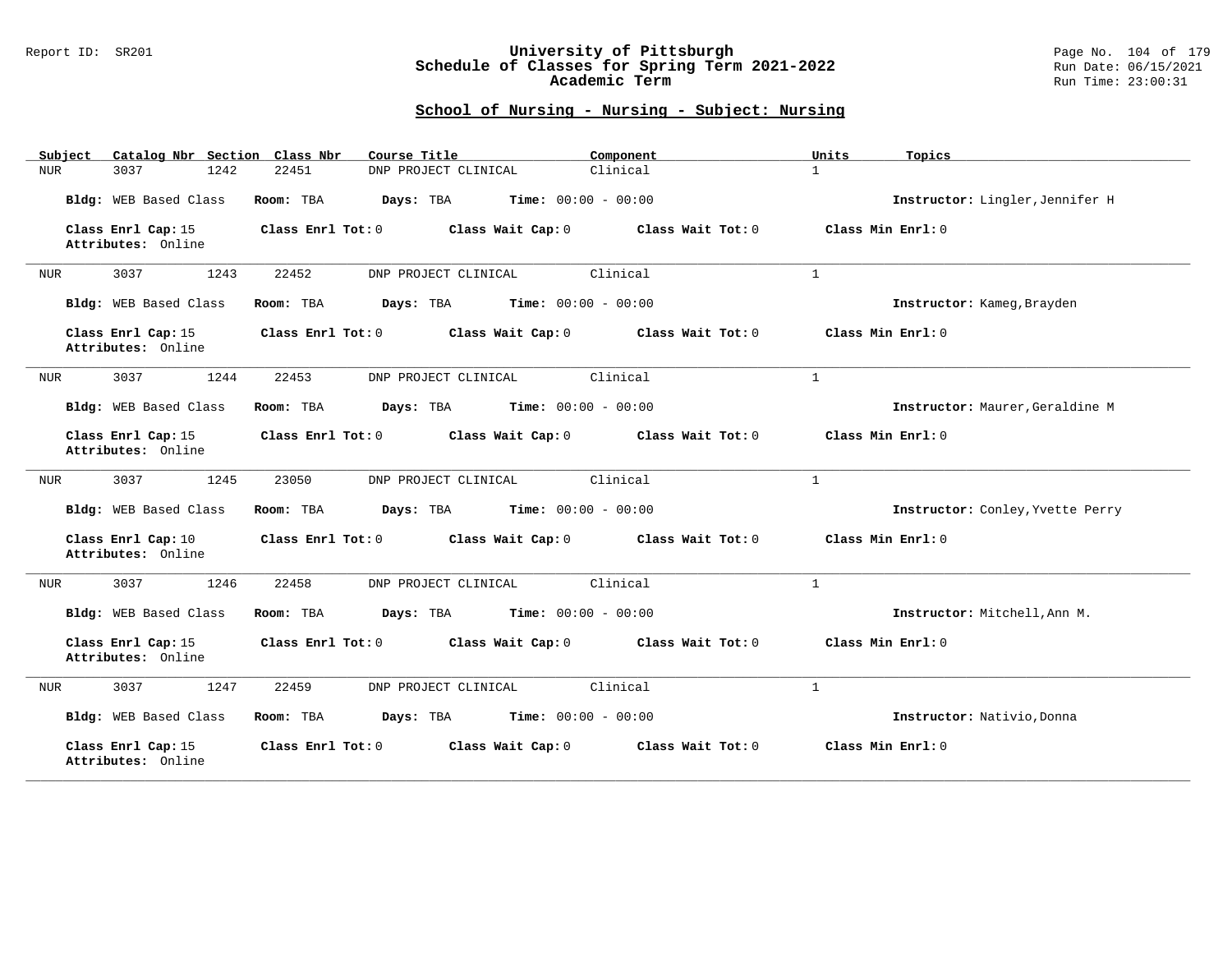## School of Nursing - Nursing - Subject: Nursing

| Subject | Catalog Nbr | Section | Class Nbr | Course Title | Component | Units | Topics |
|---|---|---|---|---|---|---|---|
| NUR | 3037 | 1242 | 22451 | DNP PROJECT CLINICAL | Clinical | 1 | |

**Bldg:** WEB Based Class **Room:** TBA **Days:** TBA **Time:** 00:00 - 00:00 **Instructor:** Lingler,Jennifer H

**Class Enrl Cap:** 15 **Class Enrl Tot:** 0 **Class Wait Cap:** 0 **Class Wait Tot:** 0 **Class Min Enrl:** 0
**Attributes:** Online

---

| Subject | Catalog Nbr | Section | Class Nbr | Course Title | Component | Units | Topics |
|---|---|---|---|---|---|---|---|
| NUR | 3037 | 1243 | 22452 | DNP PROJECT CLINICAL | Clinical | 1 | |

**Bldg:** WEB Based Class **Room:** TBA **Days:** TBA **Time:** 00:00 - 00:00 **Instructor:** Kameg,Brayden

**Class Enrl Cap:** 15 **Class Enrl Tot:** 0 **Class Wait Cap:** 0 **Class Wait Tot:** 0 **Class Min Enrl:** 0
**Attributes:** Online

---

| Subject | Catalog Nbr | Section | Class Nbr | Course Title | Component | Units | Topics |
|---|---|---|---|---|---|---|---|
| NUR | 3037 | 1244 | 22453 | DNP PROJECT CLINICAL | Clinical | 1 | |

**Bldg:** WEB Based Class **Room:** TBA **Days:** TBA **Time:** 00:00 - 00:00 **Instructor:** Maurer,Geraldine M

**Class Enrl Cap:** 15 **Class Enrl Tot:** 0 **Class Wait Cap:** 0 **Class Wait Tot:** 0 **Class Min Enrl:** 0
**Attributes:** Online

---

| Subject | Catalog Nbr | Section | Class Nbr | Course Title | Component | Units | Topics |
|---|---|---|---|---|---|---|---|
| NUR | 3037 | 1245 | 23050 | DNP PROJECT CLINICAL | Clinical | 1 | |

**Bldg:** WEB Based Class **Room:** TBA **Days:** TBA **Time:** 00:00 - 00:00 **Instructor:** Conley,Yvette Perry

**Class Enrl Cap:** 10 **Class Enrl Tot:** 0 **Class Wait Cap:** 0 **Class Wait Tot:** 0 **Class Min Enrl:** 0
**Attributes:** Online

---

| Subject | Catalog Nbr | Section | Class Nbr | Course Title | Component | Units | Topics |
|---|---|---|---|---|---|---|---|
| NUR | 3037 | 1246 | 22458 | DNP PROJECT CLINICAL | Clinical | 1 | |

**Bldg:** WEB Based Class **Room:** TBA **Days:** TBA **Time:** 00:00 - 00:00 **Instructor:** Mitchell,Ann M.

**Class Enrl Cap:** 15 **Class Enrl Tot:** 0 **Class Wait Cap:** 0 **Class Wait Tot:** 0 **Class Min Enrl:** 0
**Attributes:** Online

---

| Subject | Catalog Nbr | Section | Class Nbr | Course Title | Component | Units | Topics |
|---|---|---|---|---|---|---|---|
| NUR | 3037 | 1247 | 22459 | DNP PROJECT CLINICAL | Clinical | 1 | |

**Bldg:** WEB Based Class **Room:** TBA **Days:** TBA **Time:** 00:00 - 00:00 **Instructor:** Nativio,Donna

**Class Enrl Cap:** 15 **Class Enrl Tot:** 0 **Class Wait Cap:** 0 **Class Wait Tot:** 0 **Class Min Enrl:** 0
**Attributes:** Online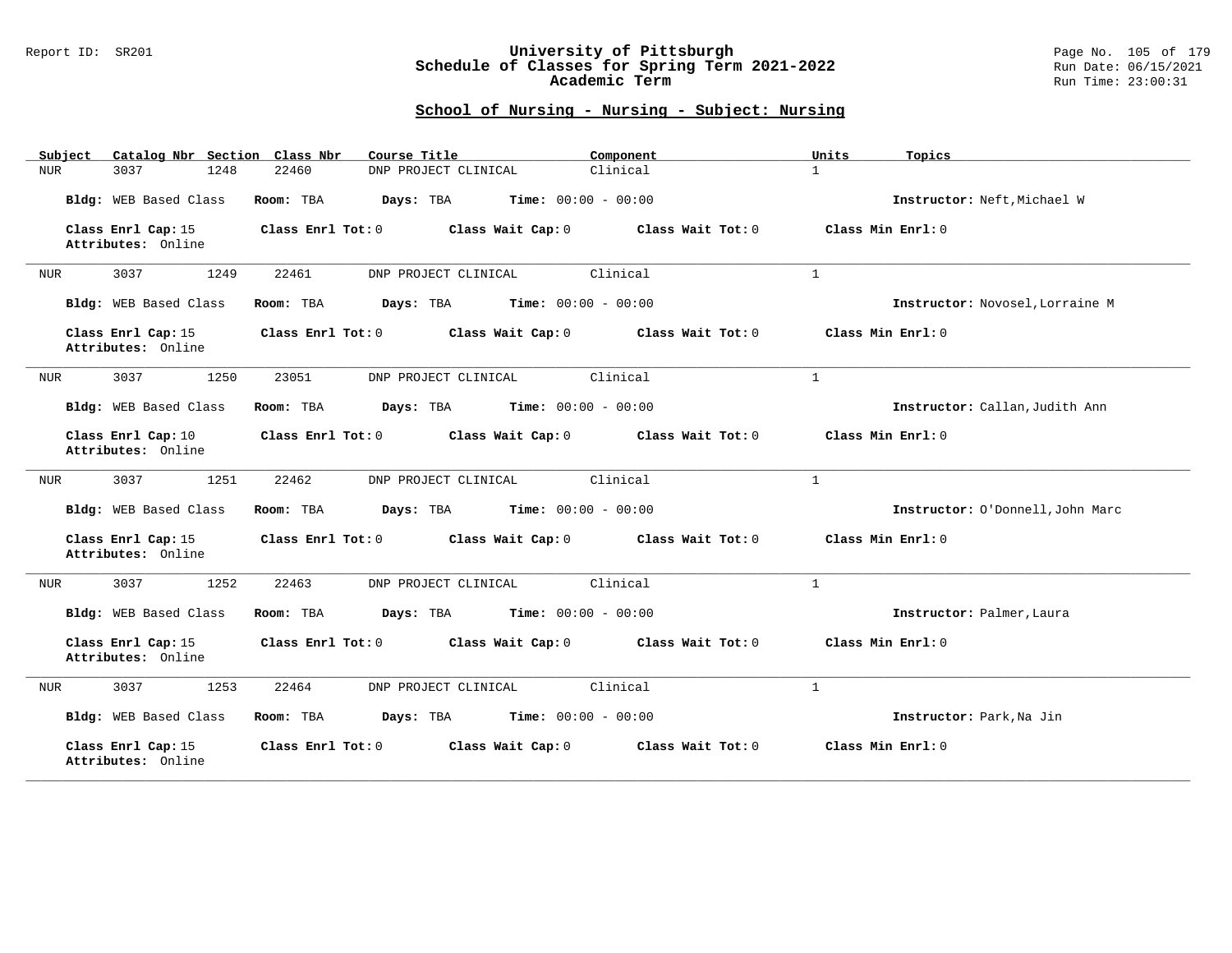## School of Nursing - Nursing - Subject: Nursing

| Subject | Catalog Nbr | Section | Class Nbr | Course Title | Component | Units | Topics |
|---|---|---|---|---|---|---|---|
| NUR | 3037 | 1248 | 22460 | DNP PROJECT CLINICAL | Clinical | 1 | |

**Bldg:** WEB Based Class **Room:** TBA **Days:** TBA **Time:** 00:00 - 00:00 **Instructor:** Neft,Michael W

**Class Enrl Cap:** 15 **Class Enrl Tot:** 0 **Class Wait Cap:** 0 **Class Wait Tot:** 0 **Class Min Enrl:** 0
**Attributes:** Online

---

| Subject | Catalog Nbr | Section | Class Nbr | Course Title | Component | Units | Topics |
|---|---|---|---|---|---|---|---|
| NUR | 3037 | 1249 | 22461 | DNP PROJECT CLINICAL | Clinical | 1 | |

**Bldg:** WEB Based Class **Room:** TBA **Days:** TBA **Time:** 00:00 - 00:00 **Instructor:** Novosel,Lorraine M

**Class Enrl Cap:** 15 **Class Enrl Tot:** 0 **Class Wait Cap:** 0 **Class Wait Tot:** 0 **Class Min Enrl:** 0
**Attributes:** Online

---

| Subject | Catalog Nbr | Section | Class Nbr | Course Title | Component | Units | Topics |
|---|---|---|---|---|---|---|---|
| NUR | 3037 | 1250 | 23051 | DNP PROJECT CLINICAL | Clinical | 1 | |

**Bldg:** WEB Based Class **Room:** TBA **Days:** TBA **Time:** 00:00 - 00:00 **Instructor:** Callan,Judith Ann

**Class Enrl Cap:** 10 **Class Enrl Tot:** 0 **Class Wait Cap:** 0 **Class Wait Tot:** 0 **Class Min Enrl:** 0
**Attributes:** Online

---

| Subject | Catalog Nbr | Section | Class Nbr | Course Title | Component | Units | Topics |
|---|---|---|---|---|---|---|---|
| NUR | 3037 | 1251 | 22462 | DNP PROJECT CLINICAL | Clinical | 1 | |

**Bldg:** WEB Based Class **Room:** TBA **Days:** TBA **Time:** 00:00 - 00:00 **Instructor:** O'Donnell,John Marc

**Class Enrl Cap:** 15 **Class Enrl Tot:** 0 **Class Wait Cap:** 0 **Class Wait Tot:** 0 **Class Min Enrl:** 0
**Attributes:** Online

---

| Subject | Catalog Nbr | Section | Class Nbr | Course Title | Component | Units | Topics |
|---|---|---|---|---|---|---|---|
| NUR | 3037 | 1252 | 22463 | DNP PROJECT CLINICAL | Clinical | 1 | |

**Bldg:** WEB Based Class **Room:** TBA **Days:** TBA **Time:** 00:00 - 00:00 **Instructor:** Palmer,Laura

**Class Enrl Cap:** 15 **Class Enrl Tot:** 0 **Class Wait Cap:** 0 **Class Wait Tot:** 0 **Class Min Enrl:** 0
**Attributes:** Online

---

| Subject | Catalog Nbr | Section | Class Nbr | Course Title | Component | Units | Topics |
|---|---|---|---|---|---|---|---|
| NUR | 3037 | 1253 | 22464 | DNP PROJECT CLINICAL | Clinical | 1 | |

**Bldg:** WEB Based Class **Room:** TBA **Days:** TBA **Time:** 00:00 - 00:00 **Instructor:** Park,Na Jin

**Class Enrl Cap:** 15 **Class Enrl Tot:** 0 **Class Wait Cap:** 0 **Class Wait Tot:** 0 **Class Min Enrl:** 0
**Attributes:** Online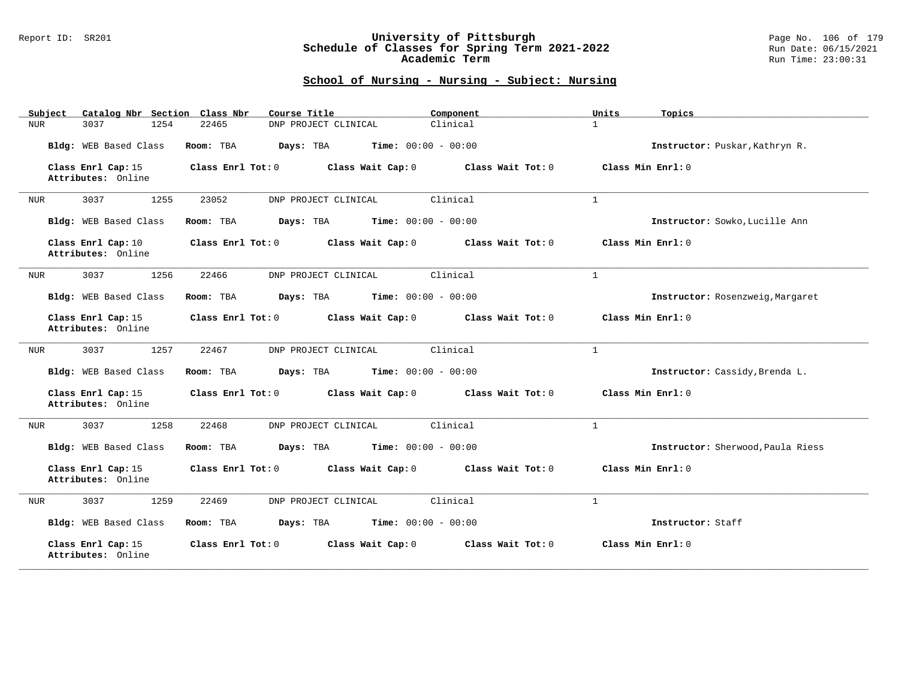Report ID: SR201

# University of Pittsburgh
## Schedule of Classes for Spring Term 2021-2022
### Academic Term

Run Date: 06/15/2021
Run Time: 23:00:31

## School of Nursing - Nursing - Subject: Nursing

| Subject | Catalog Nbr | Section | Class Nbr | Course Title | Component | Units | Topics |
|---|---|---|---|---|---|---|---|
| NUR | 3037 | 1254 | 22465 | DNP PROJECT CLINICAL | Clinical | 1 | |

**Bldg:** WEB Based Class **Room:** TBA **Days:** TBA **Time:** 00:00 - 00:00 **Instructor:** Puskar,Kathryn R.

**Class Enrl Cap:** 15 **Class Enrl Tot:** 0 **Class Wait Cap:** 0 **Class Wait Tot:** 0 **Class Min Enrl:** 0
**Attributes:** Online

| Subject | Catalog Nbr | Section | Class Nbr | Course Title | Component | Units | Topics |
|---|---|---|---|---|---|---|---|
| NUR | 3037 | 1255 | 23052 | DNP PROJECT CLINICAL | Clinical | 1 | |

**Bldg:** WEB Based Class **Room:** TBA **Days:** TBA **Time:** 00:00 - 00:00 **Instructor:** Sowko,Lucille Ann

**Class Enrl Cap:** 10 **Class Enrl Tot:** 0 **Class Wait Cap:** 0 **Class Wait Tot:** 0 **Class Min Enrl:** 0
**Attributes:** Online

| Subject | Catalog Nbr | Section | Class Nbr | Course Title | Component | Units | Topics |
|---|---|---|---|---|---|---|---|
| NUR | 3037 | 1256 | 22466 | DNP PROJECT CLINICAL | Clinical | 1 | |

**Bldg:** WEB Based Class **Room:** TBA **Days:** TBA **Time:** 00:00 - 00:00 **Instructor:** Rosenzweig,Margaret

**Class Enrl Cap:** 15 **Class Enrl Tot:** 0 **Class Wait Cap:** 0 **Class Wait Tot:** 0 **Class Min Enrl:** 0
**Attributes:** Online

| Subject | Catalog Nbr | Section | Class Nbr | Course Title | Component | Units | Topics |
|---|---|---|---|---|---|---|---|
| NUR | 3037 | 1257 | 22467 | DNP PROJECT CLINICAL | Clinical | 1 | |

**Bldg:** WEB Based Class **Room:** TBA **Days:** TBA **Time:** 00:00 - 00:00 **Instructor:** Cassidy,Brenda L.

**Class Enrl Cap:** 15 **Class Enrl Tot:** 0 **Class Wait Cap:** 0 **Class Wait Tot:** 0 **Class Min Enrl:** 0
**Attributes:** Online

| Subject | Catalog Nbr | Section | Class Nbr | Course Title | Component | Units | Topics |
|---|---|---|---|---|---|---|---|
| NUR | 3037 | 1258 | 22468 | DNP PROJECT CLINICAL | Clinical | 1 | |

**Bldg:** WEB Based Class **Room:** TBA **Days:** TBA **Time:** 00:00 - 00:00 **Instructor:** Sherwood,Paula Riess

**Class Enrl Cap:** 15 **Class Enrl Tot:** 0 **Class Wait Cap:** 0 **Class Wait Tot:** 0 **Class Min Enrl:** 0
**Attributes:** Online

| Subject | Catalog Nbr | Section | Class Nbr | Course Title | Component | Units | Topics |
|---|---|---|---|---|---|---|---|
| NUR | 3037 | 1259 | 22469 | DNP PROJECT CLINICAL | Clinical | 1 | |

**Bldg:** WEB Based Class **Room:** TBA **Days:** TBA **Time:** 00:00 - 00:00 **Instructor:** Staff

**Class Enrl Cap:** 15 **Class Enrl Tot:** 0 **Class Wait Cap:** 0 **Class Wait Tot:** 0 **Class Min Enrl:** 0
**Attributes:** Online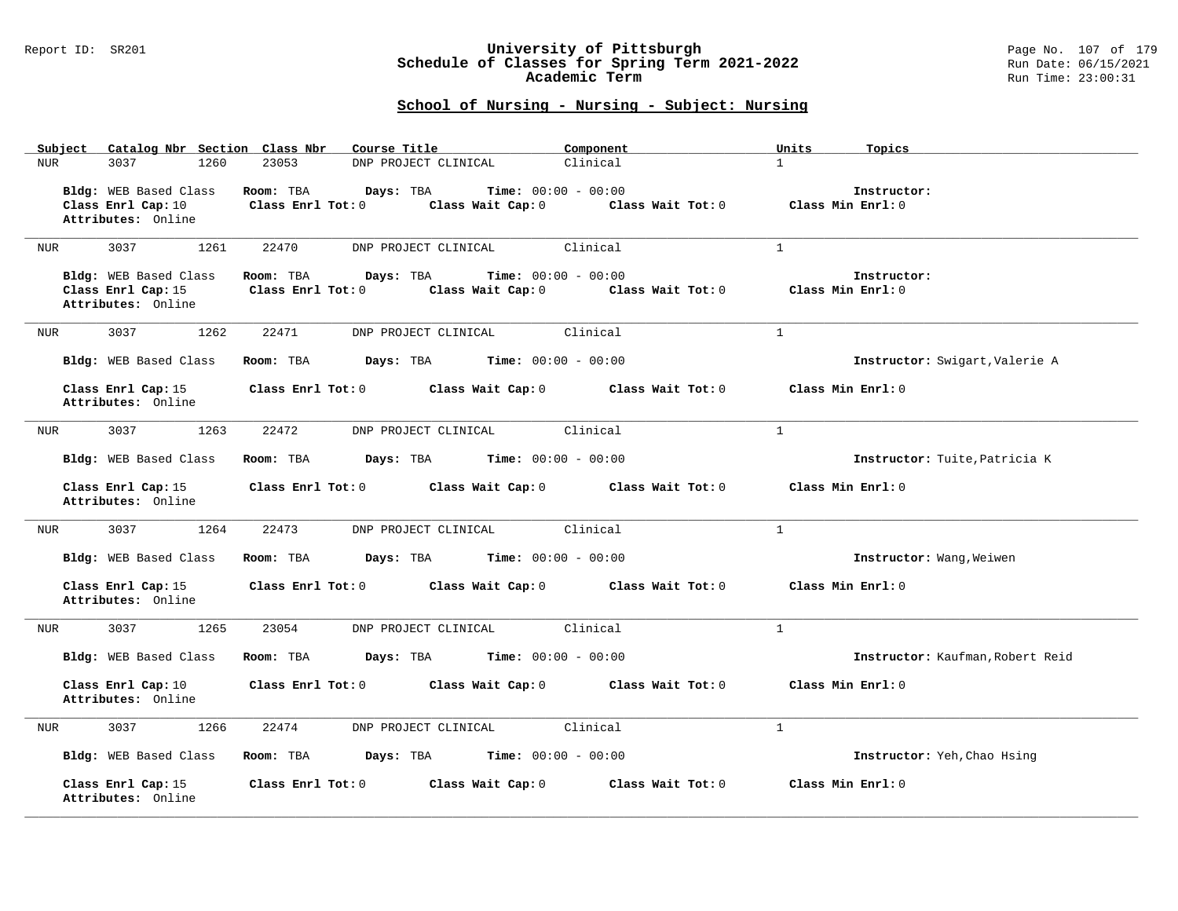## School of Nursing - Nursing - Subject: Nursing

| Subject | Catalog Nbr | Section | Class Nbr | Course Title | Component | Units | Topics |
|---|---|---|---|---|---|---|---|
| NUR | 3037 | 1260 | 23053 | DNP PROJECT CLINICAL | Clinical | 1 | |

**Bldg:** WEB Based Class **Room:** TBA **Days:** TBA **Time:** 00:00 - 00:00 **Instructor:**
**Class Enrl Cap:** 10 **Class Enrl Tot:** 0 **Class Wait Cap:** 0 **Class Wait Tot:** 0 **Class Min Enrl:** 0
**Attributes:** Online

---

| Subject | Catalog Nbr | Section | Class Nbr | Course Title | Component | Units | Topics |
|---|---|---|---|---|---|---|---|
| NUR | 3037 | 1261 | 22470 | DNP PROJECT CLINICAL | Clinical | 1 | |

**Bldg:** WEB Based Class **Room:** TBA **Days:** TBA **Time:** 00:00 - 00:00 **Instructor:**
**Class Enrl Cap:** 15 **Class Enrl Tot:** 0 **Class Wait Cap:** 0 **Class Wait Tot:** 0 **Class Min Enrl:** 0
**Attributes:** Online

---

| Subject | Catalog Nbr | Section | Class Nbr | Course Title | Component | Units | Topics |
|---|---|---|---|---|---|---|---|
| NUR | 3037 | 1262 | 22471 | DNP PROJECT CLINICAL | Clinical | 1 | |

**Bldg:** WEB Based Class **Room:** TBA **Days:** TBA **Time:** 00:00 - 00:00 **Instructor:** Swigart,Valerie A
**Class Enrl Cap:** 15 **Class Enrl Tot:** 0 **Class Wait Cap:** 0 **Class Wait Tot:** 0 **Class Min Enrl:** 0
**Attributes:** Online

---

| Subject | Catalog Nbr | Section | Class Nbr | Course Title | Component | Units | Topics |
|---|---|---|---|---|---|---|---|
| NUR | 3037 | 1263 | 22472 | DNP PROJECT CLINICAL | Clinical | 1 | |

**Bldg:** WEB Based Class **Room:** TBA **Days:** TBA **Time:** 00:00 - 00:00 **Instructor:** Tuite,Patricia K
**Class Enrl Cap:** 15 **Class Enrl Tot:** 0 **Class Wait Cap:** 0 **Class Wait Tot:** 0 **Class Min Enrl:** 0
**Attributes:** Online

---

| Subject | Catalog Nbr | Section | Class Nbr | Course Title | Component | Units | Topics |
|---|---|---|---|---|---|---|---|
| NUR | 3037 | 1264 | 22473 | DNP PROJECT CLINICAL | Clinical | 1 | |

**Bldg:** WEB Based Class **Room:** TBA **Days:** TBA **Time:** 00:00 - 00:00 **Instructor:** Wang,Weiwen
**Class Enrl Cap:** 15 **Class Enrl Tot:** 0 **Class Wait Cap:** 0 **Class Wait Tot:** 0 **Class Min Enrl:** 0
**Attributes:** Online

---

| Subject | Catalog Nbr | Section | Class Nbr | Course Title | Component | Units | Topics |
|---|---|---|---|---|---|---|---|
| NUR | 3037 | 1265 | 23054 | DNP PROJECT CLINICAL | Clinical | 1 | |

**Bldg:** WEB Based Class **Room:** TBA **Days:** TBA **Time:** 00:00 - 00:00 **Instructor:** Kaufman,Robert Reid
**Class Enrl Cap:** 10 **Class Enrl Tot:** 0 **Class Wait Cap:** 0 **Class Wait Tot:** 0 **Class Min Enrl:** 0
**Attributes:** Online

---

| Subject | Catalog Nbr | Section | Class Nbr | Course Title | Component | Units | Topics |
|---|---|---|---|---|---|---|---|
| NUR | 3037 | 1266 | 22474 | DNP PROJECT CLINICAL | Clinical | 1 | |

**Bldg:** WEB Based Class **Room:** TBA **Days:** TBA **Time:** 00:00 - 00:00 **Instructor:** Yeh,Chao Hsing
**Class Enrl Cap:** 15 **Class Enrl Tot:** 0 **Class Wait Cap:** 0 **Class Wait Tot:** 0 **Class Min Enrl:** 0
**Attributes:** Online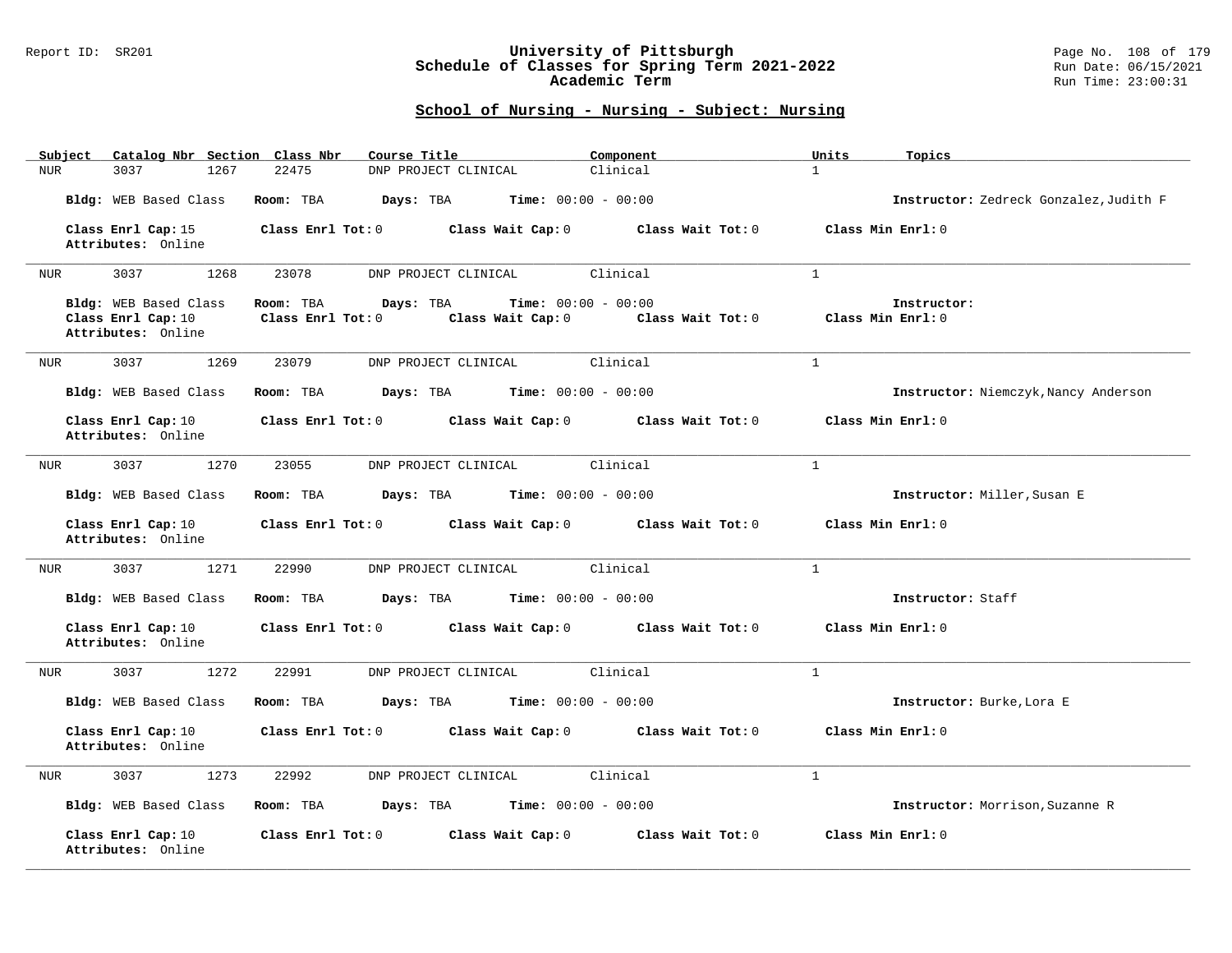## School of Nursing - Nursing - Subject: Nursing

| Subject | Catalog Nbr | Section | Class Nbr | Course Title | Component | Units | Topics |
|---|---|---|---|---|---|---|---|
| NUR | 3037 | 1267 | 22475 | DNP PROJECT CLINICAL | Clinical | 1 | |

**Bldg:** WEB Based Class **Room:** TBA **Days:** TBA **Time:** 00:00 - 00:00 **Instructor:** Zedreck Gonzalez,Judith F

**Class Enrl Cap:** 15 **Class Enrl Tot:** 0 **Class Wait Cap:** 0 **Class Wait Tot:** 0 **Class Min Enrl:** 0
**Attributes:** Online

---

| Subject | Catalog Nbr | Section | Class Nbr | Course Title | Component | Units | Topics |
|---|---|---|---|---|---|---|---|
| NUR | 3037 | 1268 | 23078 | DNP PROJECT CLINICAL | Clinical | 1 | |

**Bldg:** WEB Based Class **Room:** TBA **Days:** TBA **Time:** 00:00 - 00:00 **Instructor:**
**Class Enrl Cap:** 10 **Class Enrl Tot:** 0 **Class Wait Cap:** 0 **Class Wait Tot:** 0 **Class Min Enrl:** 0
**Attributes:** Online

---

| Subject | Catalog Nbr | Section | Class Nbr | Course Title | Component | Units | Topics |
|---|---|---|---|---|---|---|---|
| NUR | 3037 | 1269 | 23079 | DNP PROJECT CLINICAL | Clinical | 1 | |

**Bldg:** WEB Based Class **Room:** TBA **Days:** TBA **Time:** 00:00 - 00:00 **Instructor:** Niemczyk,Nancy Anderson

**Class Enrl Cap:** 10 **Class Enrl Tot:** 0 **Class Wait Cap:** 0 **Class Wait Tot:** 0 **Class Min Enrl:** 0
**Attributes:** Online

---

| Subject | Catalog Nbr | Section | Class Nbr | Course Title | Component | Units | Topics |
|---|---|---|---|---|---|---|---|
| NUR | 3037 | 1270 | 23055 | DNP PROJECT CLINICAL | Clinical | 1 | |

**Bldg:** WEB Based Class **Room:** TBA **Days:** TBA **Time:** 00:00 - 00:00 **Instructor:** Miller,Susan E

**Class Enrl Cap:** 10 **Class Enrl Tot:** 0 **Class Wait Cap:** 0 **Class Wait Tot:** 0 **Class Min Enrl:** 0
**Attributes:** Online

---

| Subject | Catalog Nbr | Section | Class Nbr | Course Title | Component | Units | Topics |
|---|---|---|---|---|---|---|---|
| NUR | 3037 | 1271 | 22990 | DNP PROJECT CLINICAL | Clinical | 1 | |

**Bldg:** WEB Based Class **Room:** TBA **Days:** TBA **Time:** 00:00 - 00:00 **Instructor:** Staff

**Class Enrl Cap:** 10 **Class Enrl Tot:** 0 **Class Wait Cap:** 0 **Class Wait Tot:** 0 **Class Min Enrl:** 0
**Attributes:** Online

---

| Subject | Catalog Nbr | Section | Class Nbr | Course Title | Component | Units | Topics |
|---|---|---|---|---|---|---|---|
| NUR | 3037 | 1272 | 22991 | DNP PROJECT CLINICAL | Clinical | 1 | |

**Bldg:** WEB Based Class **Room:** TBA **Days:** TBA **Time:** 00:00 - 00:00 **Instructor:** Burke,Lora E

**Class Enrl Cap:** 10 **Class Enrl Tot:** 0 **Class Wait Cap:** 0 **Class Wait Tot:** 0 **Class Min Enrl:** 0
**Attributes:** Online

---

| Subject | Catalog Nbr | Section | Class Nbr | Course Title | Component | Units | Topics |
|---|---|---|---|---|---|---|---|
| NUR | 3037 | 1273 | 22992 | DNP PROJECT CLINICAL | Clinical | 1 | |

**Bldg:** WEB Based Class **Room:** TBA **Days:** TBA **Time:** 00:00 - 00:00 **Instructor:** Morrison,Suzanne R

**Class Enrl Cap:** 10 **Class Enrl Tot:** 0 **Class Wait Cap:** 0 **Class Wait Tot:** 0 **Class Min Enrl:** 0
**Attributes:** Online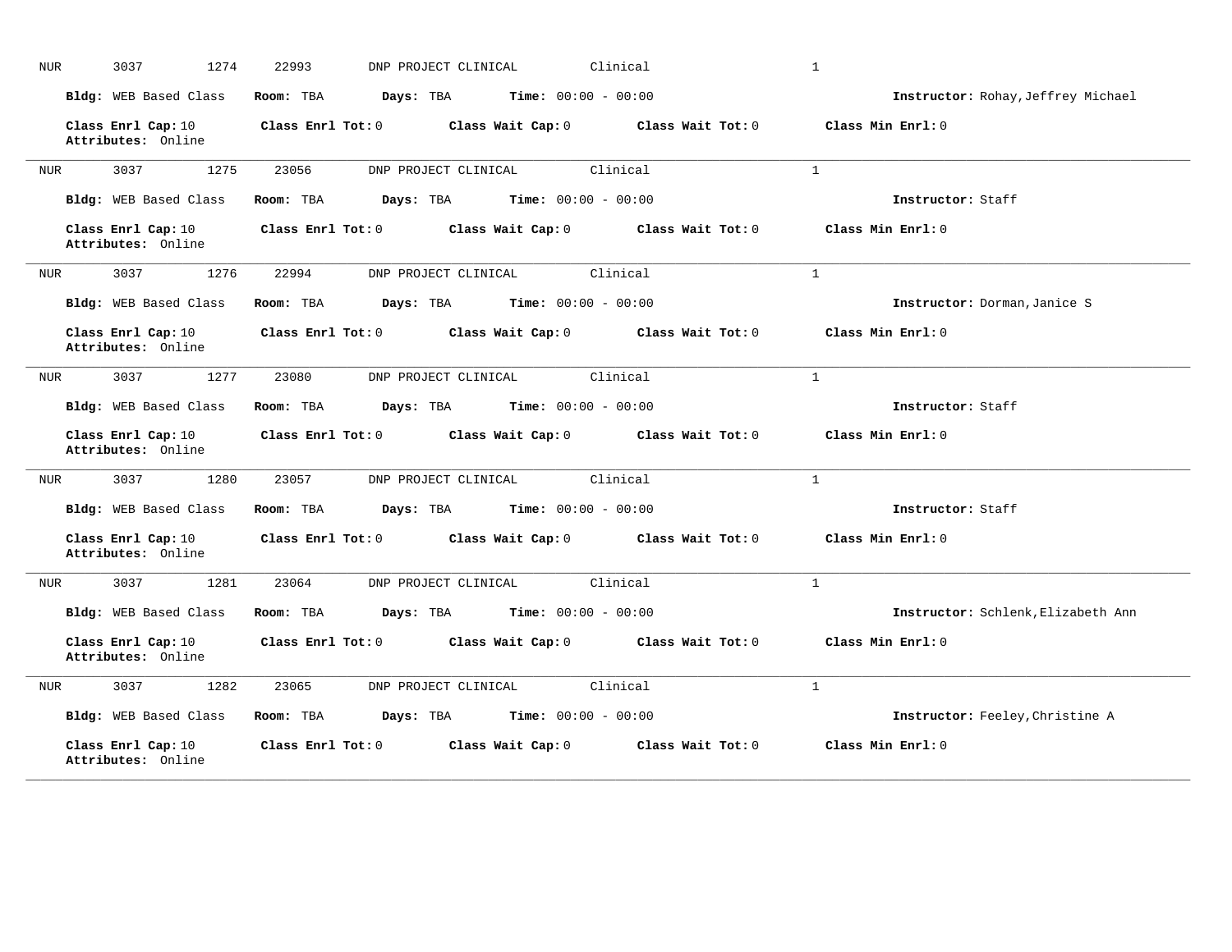NUR 3037 1274 22993 DNP PROJECT CLINICAL Clinical 1

**Bldg:** WEB Based Class **Room:** TBA **Days:** TBA **Time:** 00:00 - 00:00 **Instructor:** Rohay,Jeffrey Michael

**Class Enrl Cap:** 10 **Class Enrl Tot:** 0 **Class Wait Cap:** 0 **Class Wait Tot:** 0 **Class Min Enrl:** 0
**Attributes:** Online

---

NUR 3037 1275 23056 DNP PROJECT CLINICAL Clinical 1

**Bldg:** WEB Based Class **Room:** TBA **Days:** TBA **Time:** 00:00 - 00:00 **Instructor:** Staff

**Class Enrl Cap:** 10 **Class Enrl Tot:** 0 **Class Wait Cap:** 0 **Class Wait Tot:** 0 **Class Min Enrl:** 0
**Attributes:** Online

---

NUR 3037 1276 22994 DNP PROJECT CLINICAL Clinical 1

**Bldg:** WEB Based Class **Room:** TBA **Days:** TBA **Time:** 00:00 - 00:00 **Instructor:** Dorman,Janice S

**Class Enrl Cap:** 10 **Class Enrl Tot:** 0 **Class Wait Cap:** 0 **Class Wait Tot:** 0 **Class Min Enrl:** 0
**Attributes:** Online

---

NUR 3037 1277 23080 DNP PROJECT CLINICAL Clinical 1

**Bldg:** WEB Based Class **Room:** TBA **Days:** TBA **Time:** 00:00 - 00:00 **Instructor:** Staff

**Class Enrl Cap:** 10 **Class Enrl Tot:** 0 **Class Wait Cap:** 0 **Class Wait Tot:** 0 **Class Min Enrl:** 0
**Attributes:** Online

---

NUR 3037 1280 23057 DNP PROJECT CLINICAL Clinical 1

**Bldg:** WEB Based Class **Room:** TBA **Days:** TBA **Time:** 00:00 - 00:00 **Instructor:** Staff

**Class Enrl Cap:** 10 **Class Enrl Tot:** 0 **Class Wait Cap:** 0 **Class Wait Tot:** 0 **Class Min Enrl:** 0
**Attributes:** Online

---

NUR 3037 1281 23064 DNP PROJECT CLINICAL Clinical 1

**Bldg:** WEB Based Class **Room:** TBA **Days:** TBA **Time:** 00:00 - 00:00 **Instructor:** Schlenk,Elizabeth Ann

**Class Enrl Cap:** 10 **Class Enrl Tot:** 0 **Class Wait Cap:** 0 **Class Wait Tot:** 0 **Class Min Enrl:** 0
**Attributes:** Online

---

NUR 3037 1282 23065 DNP PROJECT CLINICAL Clinical 1

**Bldg:** WEB Based Class **Room:** TBA **Days:** TBA **Time:** 00:00 - 00:00 **Instructor:** Feeley,Christine A

**Class Enrl Cap:** 10 **Class Enrl Tot:** 0 **Class Wait Cap:** 0 **Class Wait Tot:** 0 **Class Min Enrl:** 0
**Attributes:** Online

---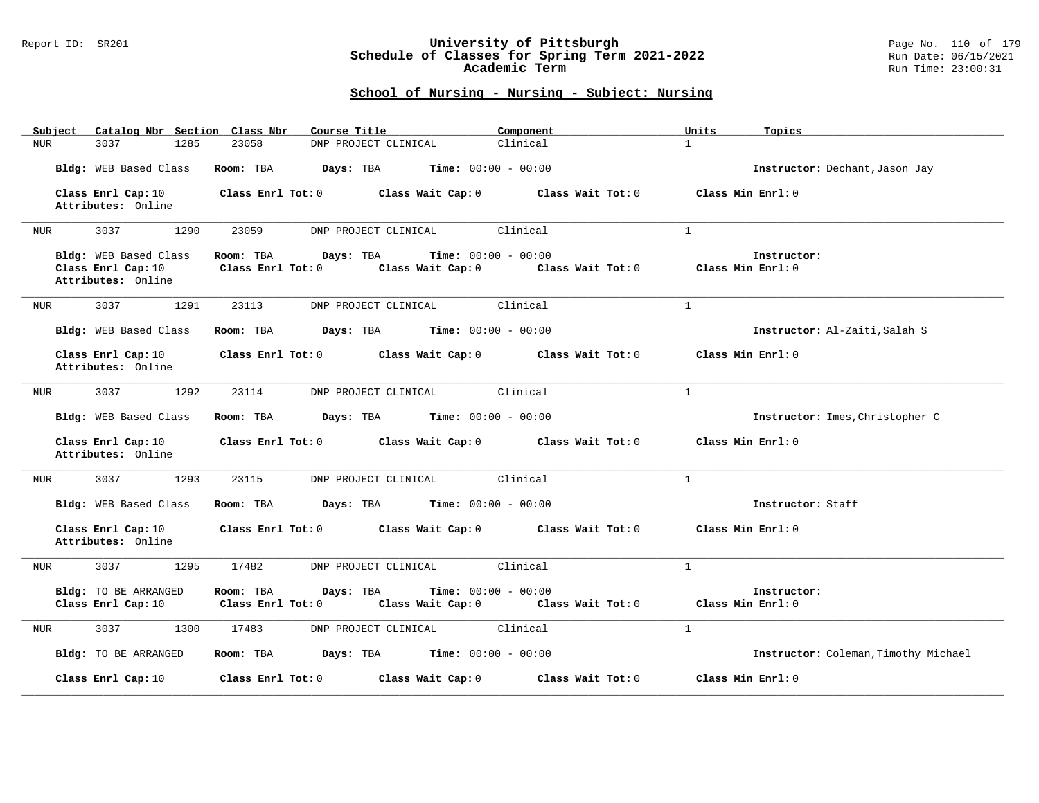## School of Nursing - Nursing - Subject: Nursing

| Subject | Catalog Nbr | Section | Class Nbr | Course Title | Component | Units | Topics |
|---|---|---|---|---|---|---|---|
| NUR | 3037 | 1285 | 23058 | DNP PROJECT CLINICAL | Clinical | 1 | |

**Bldg:** WEB Based Class **Room:** TBA **Days:** TBA **Time:** 00:00 - 00:00 **Instructor:** Dechant,Jason Jay

**Class Enrl Cap:** 10 **Class Enrl Tot:** 0 **Class Wait Cap:** 0 **Class Wait Tot:** 0 **Class Min Enrl:** 0
**Attributes:** Online

---

| Subject | Catalog Nbr | Section | Class Nbr | Course Title | Component | Units | Topics |
|---|---|---|---|---|---|---|---|
| NUR | 3037 | 1290 | 23059 | DNP PROJECT CLINICAL | Clinical | 1 | |

**Bldg:** WEB Based Class **Room:** TBA **Days:** TBA **Time:** 00:00 - 00:00 **Instructor:**
**Class Enrl Cap:** 10 **Class Enrl Tot:** 0 **Class Wait Cap:** 0 **Class Wait Tot:** 0 **Class Min Enrl:** 0
**Attributes:** Online

---

| Subject | Catalog Nbr | Section | Class Nbr | Course Title | Component | Units | Topics |
|---|---|---|---|---|---|---|---|
| NUR | 3037 | 1291 | 23113 | DNP PROJECT CLINICAL | Clinical | 1 | |

**Bldg:** WEB Based Class **Room:** TBA **Days:** TBA **Time:** 00:00 - 00:00 **Instructor:** Al-Zaiti,Salah S

**Class Enrl Cap:** 10 **Class Enrl Tot:** 0 **Class Wait Cap:** 0 **Class Wait Tot:** 0 **Class Min Enrl:** 0
**Attributes:** Online

---

| Subject | Catalog Nbr | Section | Class Nbr | Course Title | Component | Units | Topics |
|---|---|---|---|---|---|---|---|
| NUR | 3037 | 1292 | 23114 | DNP PROJECT CLINICAL | Clinical | 1 | |

**Bldg:** WEB Based Class **Room:** TBA **Days:** TBA **Time:** 00:00 - 00:00 **Instructor:** Imes,Christopher C

**Class Enrl Cap:** 10 **Class Enrl Tot:** 0 **Class Wait Cap:** 0 **Class Wait Tot:** 0 **Class Min Enrl:** 0
**Attributes:** Online

---

| Subject | Catalog Nbr | Section | Class Nbr | Course Title | Component | Units | Topics |
|---|---|---|---|---|---|---|---|
| NUR | 3037 | 1293 | 23115 | DNP PROJECT CLINICAL | Clinical | 1 | |

**Bldg:** WEB Based Class **Room:** TBA **Days:** TBA **Time:** 00:00 - 00:00 **Instructor:** Staff

**Class Enrl Cap:** 10 **Class Enrl Tot:** 0 **Class Wait Cap:** 0 **Class Wait Tot:** 0 **Class Min Enrl:** 0
**Attributes:** Online

---

| Subject | Catalog Nbr | Section | Class Nbr | Course Title | Component | Units | Topics |
|---|---|---|---|---|---|---|---|
| NUR | 3037 | 1295 | 17482 | DNP PROJECT CLINICAL | Clinical | 1 | |

**Bldg:** TO BE ARRANGED **Room:** TBA **Days:** TBA **Time:** 00:00 - 00:00 **Instructor:**
**Class Enrl Cap:** 10 **Class Enrl Tot:** 0 **Class Wait Cap:** 0 **Class Wait Tot:** 0 **Class Min Enrl:** 0

---

| Subject | Catalog Nbr | Section | Class Nbr | Course Title | Component | Units | Topics |
|---|---|---|---|---|---|---|---|
| NUR | 3037 | 1300 | 17483 | DNP PROJECT CLINICAL | Clinical | 1 | |

**Bldg:** TO BE ARRANGED **Room:** TBA **Days:** TBA **Time:** 00:00 - 00:00 **Instructor:** Coleman,Timothy Michael

**Class Enrl Cap:** 10 **Class Enrl Tot:** 0 **Class Wait Cap:** 0 **Class Wait Tot:** 0 **Class Min Enrl:** 0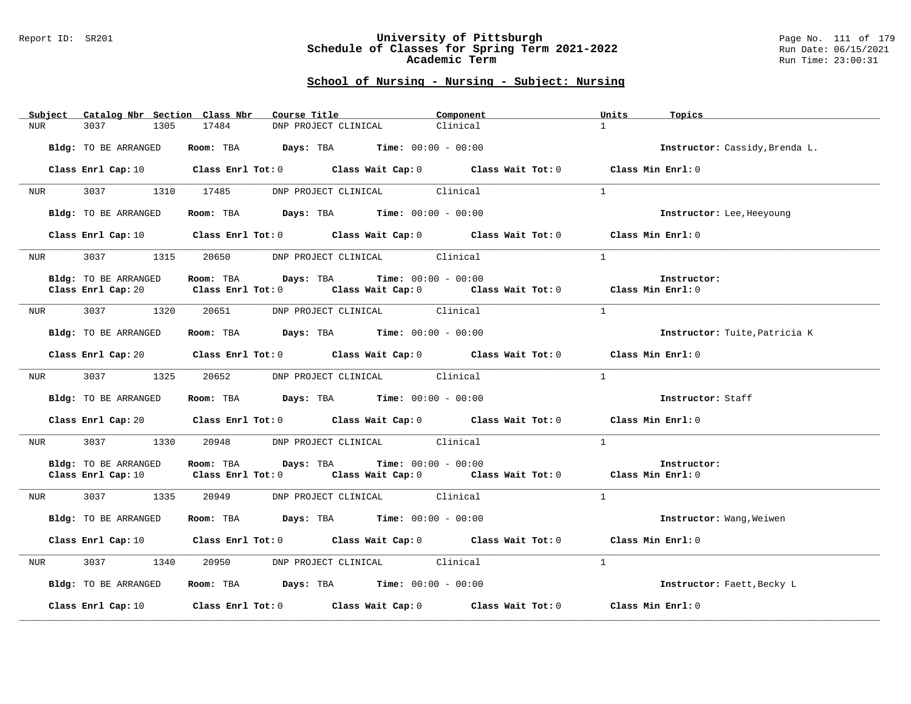## School of Nursing - Nursing - Subject: Nursing

| Subject | Catalog Nbr | Section | Class Nbr | Course Title | Component | Units | Topics |
|---|---|---|---|---|---|---|---|
| NUR | 3037 | 1305 | 17484 | DNP PROJECT CLINICAL | Clinical | 1 | |

**Bldg:** TO BE ARRANGED **Room:** TBA **Days:** TBA **Time:** 00:00 - 00:00 **Instructor:** Cassidy,Brenda L.

**Class Enrl Cap:** 10 **Class Enrl Tot:** 0 **Class Wait Cap:** 0 **Class Wait Tot:** 0 **Class Min Enrl:** 0

---

| Subject | Catalog Nbr | Section | Class Nbr | Course Title | Component | Units | Topics |
|---|---|---|---|---|---|---|---|
| NUR | 3037 | 1310 | 17485 | DNP PROJECT CLINICAL | Clinical | 1 | |

**Bldg:** TO BE ARRANGED **Room:** TBA **Days:** TBA **Time:** 00:00 - 00:00 **Instructor:** Lee,Heeyoung

**Class Enrl Cap:** 10 **Class Enrl Tot:** 0 **Class Wait Cap:** 0 **Class Wait Tot:** 0 **Class Min Enrl:** 0

---

| Subject | Catalog Nbr | Section | Class Nbr | Course Title | Component | Units | Topics |
|---|---|---|---|---|---|---|---|
| NUR | 3037 | 1315 | 20650 | DNP PROJECT CLINICAL | Clinical | 1 | |

**Bldg:** TO BE ARRANGED **Room:** TBA **Days:** TBA **Time:** 00:00 - 00:00 **Instructor:**
**Class Enrl Cap:** 20 **Class Enrl Tot:** 0 **Class Wait Cap:** 0 **Class Wait Tot:** 0 **Class Min Enrl:** 0

---

| Subject | Catalog Nbr | Section | Class Nbr | Course Title | Component | Units | Topics |
|---|---|---|---|---|---|---|---|
| NUR | 3037 | 1320 | 20651 | DNP PROJECT CLINICAL | Clinical | 1 | |

**Bldg:** TO BE ARRANGED **Room:** TBA **Days:** TBA **Time:** 00:00 - 00:00 **Instructor:** Tuite,Patricia K

**Class Enrl Cap:** 20 **Class Enrl Tot:** 0 **Class Wait Cap:** 0 **Class Wait Tot:** 0 **Class Min Enrl:** 0

---

| Subject | Catalog Nbr | Section | Class Nbr | Course Title | Component | Units | Topics |
|---|---|---|---|---|---|---|---|
| NUR | 3037 | 1325 | 20652 | DNP PROJECT CLINICAL | Clinical | 1 | |

**Bldg:** TO BE ARRANGED **Room:** TBA **Days:** TBA **Time:** 00:00 - 00:00 **Instructor:** Staff

**Class Enrl Cap:** 20 **Class Enrl Tot:** 0 **Class Wait Cap:** 0 **Class Wait Tot:** 0 **Class Min Enrl:** 0

---

| Subject | Catalog Nbr | Section | Class Nbr | Course Title | Component | Units | Topics |
|---|---|---|---|---|---|---|---|
| NUR | 3037 | 1330 | 20948 | DNP PROJECT CLINICAL | Clinical | 1 | |

**Bldg:** TO BE ARRANGED **Room:** TBA **Days:** TBA **Time:** 00:00 - 00:00 **Instructor:**
**Class Enrl Cap:** 10 **Class Enrl Tot:** 0 **Class Wait Cap:** 0 **Class Wait Tot:** 0 **Class Min Enrl:** 0

---

| Subject | Catalog Nbr | Section | Class Nbr | Course Title | Component | Units | Topics |
|---|---|---|---|---|---|---|---|
| NUR | 3037 | 1335 | 20949 | DNP PROJECT CLINICAL | Clinical | 1 | |

**Bldg:** TO BE ARRANGED **Room:** TBA **Days:** TBA **Time:** 00:00 - 00:00 **Instructor:** Wang,Weiwen

**Class Enrl Cap:** 10 **Class Enrl Tot:** 0 **Class Wait Cap:** 0 **Class Wait Tot:** 0 **Class Min Enrl:** 0

---

| Subject | Catalog Nbr | Section | Class Nbr | Course Title | Component | Units | Topics |
|---|---|---|---|---|---|---|---|
| NUR | 3037 | 1340 | 20950 | DNP PROJECT CLINICAL | Clinical | 1 | |

**Bldg:** TO BE ARRANGED **Room:** TBA **Days:** TBA **Time:** 00:00 - 00:00 **Instructor:** Faett,Becky L

**Class Enrl Cap:** 10 **Class Enrl Tot:** 0 **Class Wait Cap:** 0 **Class Wait Tot:** 0 **Class Min Enrl:** 0

---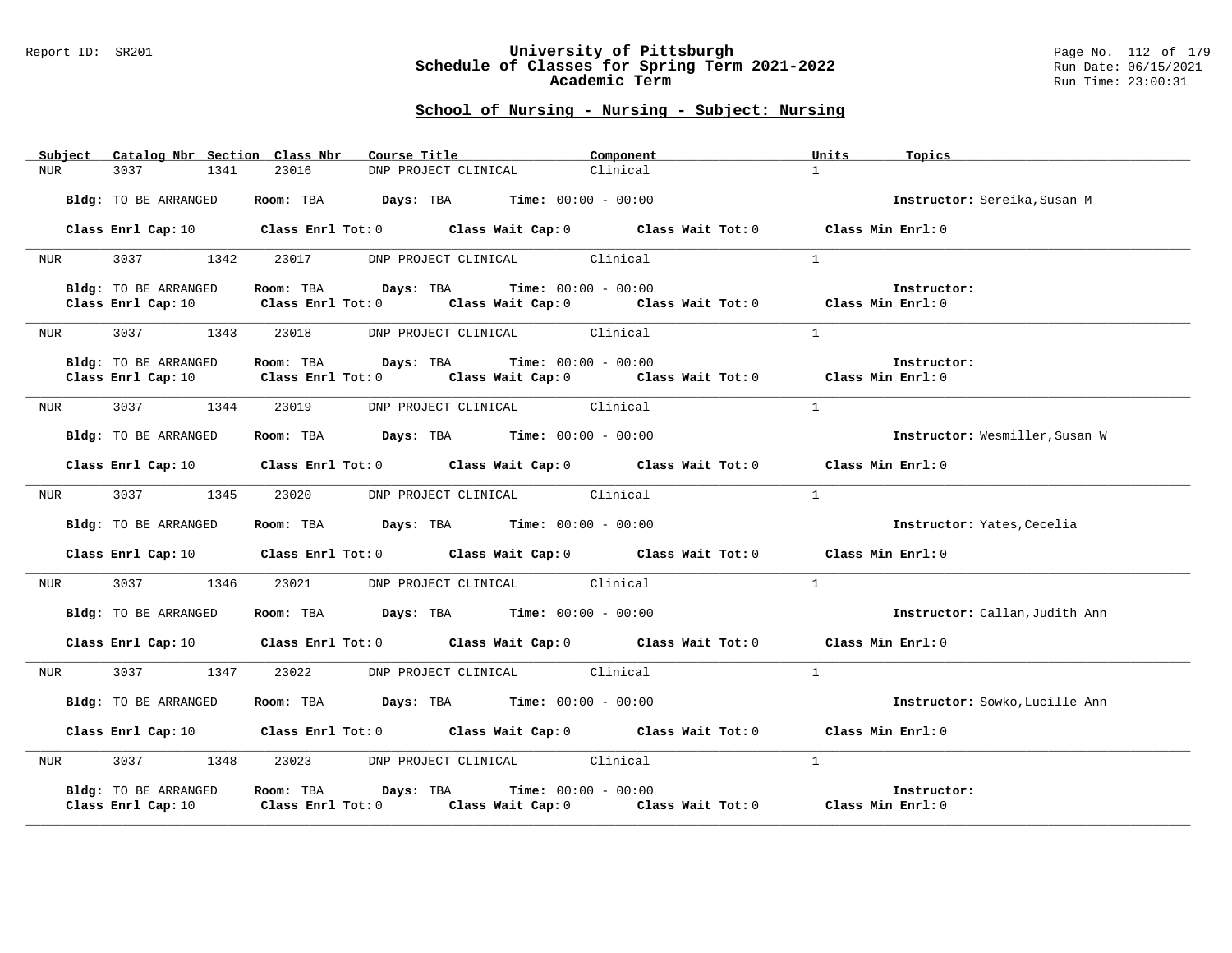## School of Nursing - Nursing - Subject: Nursing

| Subject | Catalog Nbr | Section | Class Nbr | Course Title | Component | Units | Topics |
|---|---|---|---|---|---|---|---|
| NUR | 3037 | 1341 | 23016 | DNP PROJECT CLINICAL | Clinical | 1 | |

**Bldg:** TO BE ARRANGED **Room:** TBA **Days:** TBA **Time:** 00:00 - 00:00 **Instructor:** Sereika,Susan M

**Class Enrl Cap:** 10 **Class Enrl Tot:** 0 **Class Wait Cap:** 0 **Class Wait Tot:** 0 **Class Min Enrl:** 0

---

| Subject | Catalog Nbr | Section | Class Nbr | Course Title | Component | Units | Topics |
|---|---|---|---|---|---|---|---|
| NUR | 3037 | 1342 | 23017 | DNP PROJECT CLINICAL | Clinical | 1 | |

**Bldg:** TO BE ARRANGED **Room:** TBA **Days:** TBA **Time:** 00:00 - 00:00 **Instructor:**

**Class Enrl Cap:** 10 **Class Enrl Tot:** 0 **Class Wait Cap:** 0 **Class Wait Tot:** 0 **Class Min Enrl:** 0

---

| Subject | Catalog Nbr | Section | Class Nbr | Course Title | Component | Units | Topics |
|---|---|---|---|---|---|---|---|
| NUR | 3037 | 1343 | 23018 | DNP PROJECT CLINICAL | Clinical | 1 | |

**Bldg:** TO BE ARRANGED **Room:** TBA **Days:** TBA **Time:** 00:00 - 00:00 **Instructor:**

**Class Enrl Cap:** 10 **Class Enrl Tot:** 0 **Class Wait Cap:** 0 **Class Wait Tot:** 0 **Class Min Enrl:** 0

---

| Subject | Catalog Nbr | Section | Class Nbr | Course Title | Component | Units | Topics |
|---|---|---|---|---|---|---|---|
| NUR | 3037 | 1344 | 23019 | DNP PROJECT CLINICAL | Clinical | 1 | |

**Bldg:** TO BE ARRANGED **Room:** TBA **Days:** TBA **Time:** 00:00 - 00:00 **Instructor:** Wesmiller,Susan W

**Class Enrl Cap:** 10 **Class Enrl Tot:** 0 **Class Wait Cap:** 0 **Class Wait Tot:** 0 **Class Min Enrl:** 0

---

| Subject | Catalog Nbr | Section | Class Nbr | Course Title | Component | Units | Topics |
|---|---|---|---|---|---|---|---|
| NUR | 3037 | 1345 | 23020 | DNP PROJECT CLINICAL | Clinical | 1 | |

**Bldg:** TO BE ARRANGED **Room:** TBA **Days:** TBA **Time:** 00:00 - 00:00 **Instructor:** Yates,Cecelia

**Class Enrl Cap:** 10 **Class Enrl Tot:** 0 **Class Wait Cap:** 0 **Class Wait Tot:** 0 **Class Min Enrl:** 0

---

| Subject | Catalog Nbr | Section | Class Nbr | Course Title | Component | Units | Topics |
|---|---|---|---|---|---|---|---|
| NUR | 3037 | 1346 | 23021 | DNP PROJECT CLINICAL | Clinical | 1 | |

**Bldg:** TO BE ARRANGED **Room:** TBA **Days:** TBA **Time:** 00:00 - 00:00 **Instructor:** Callan,Judith Ann

**Class Enrl Cap:** 10 **Class Enrl Tot:** 0 **Class Wait Cap:** 0 **Class Wait Tot:** 0 **Class Min Enrl:** 0

---

| Subject | Catalog Nbr | Section | Class Nbr | Course Title | Component | Units | Topics |
|---|---|---|---|---|---|---|---|
| NUR | 3037 | 1347 | 23022 | DNP PROJECT CLINICAL | Clinical | 1 | |

**Bldg:** TO BE ARRANGED **Room:** TBA **Days:** TBA **Time:** 00:00 - 00:00 **Instructor:** Sowko,Lucille Ann

**Class Enrl Cap:** 10 **Class Enrl Tot:** 0 **Class Wait Cap:** 0 **Class Wait Tot:** 0 **Class Min Enrl:** 0

---

| Subject | Catalog Nbr | Section | Class Nbr | Course Title | Component | Units | Topics |
|---|---|---|---|---|---|---|---|
| NUR | 3037 | 1348 | 23023 | DNP PROJECT CLINICAL | Clinical | 1 | |

**Bldg:** TO BE ARRANGED **Room:** TBA **Days:** TBA **Time:** 00:00 - 00:00 **Instructor:**

**Class Enrl Cap:** 10 **Class Enrl Tot:** 0 **Class Wait Cap:** 0 **Class Wait Tot:** 0 **Class Min Enrl:** 0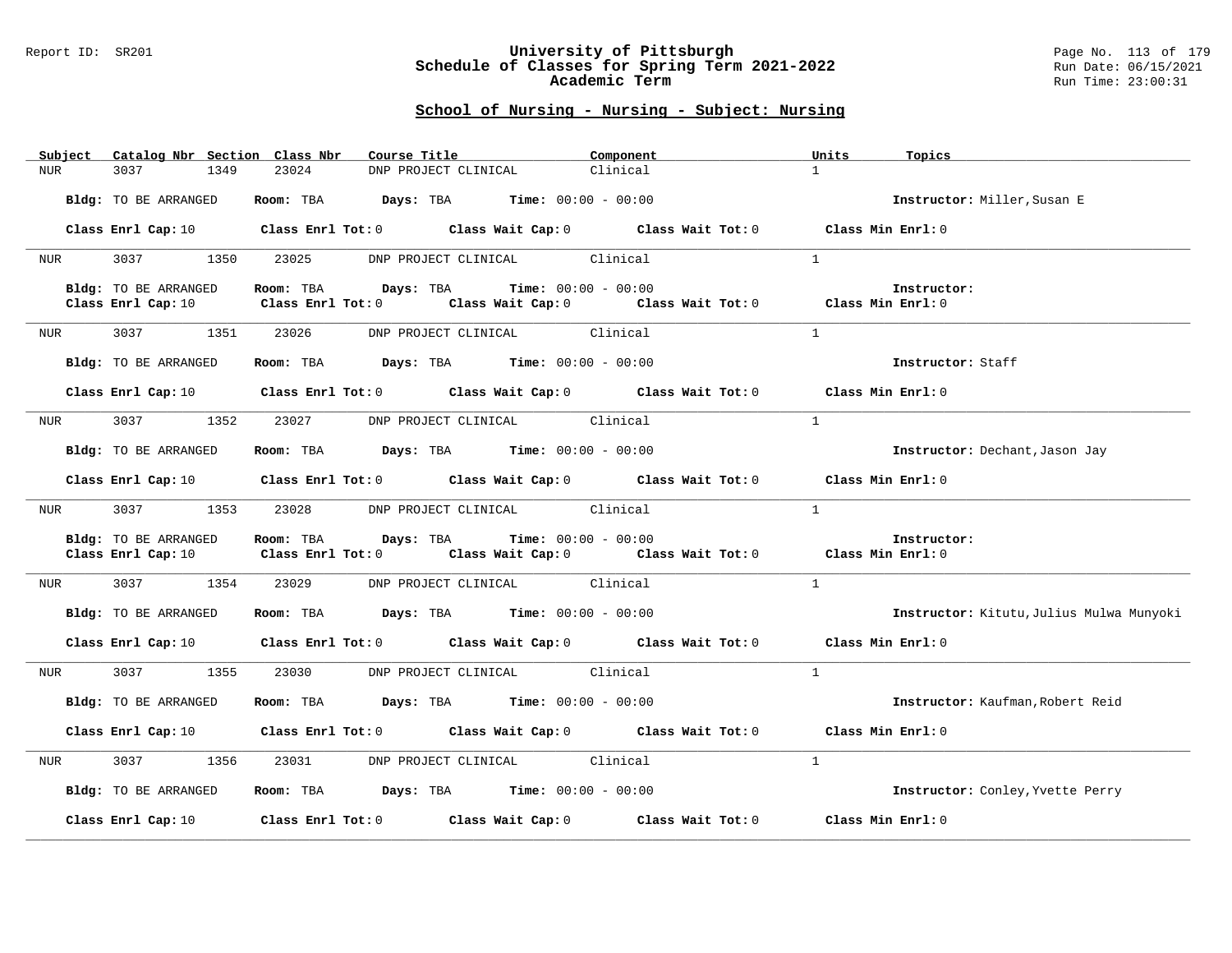## School of Nursing - Nursing - Subject: Nursing

| Subject | Catalog Nbr | Section | Class Nbr | Course Title | Component | Units | Topics |
|---|---|---|---|---|---|---|---|
| NUR | 3037 | 1349 | 23024 | DNP PROJECT CLINICAL | Clinical | 1 | |

**Bldg:** TO BE ARRANGED **Room:** TBA **Days:** TBA **Time:** 00:00 - 00:00 **Instructor:** Miller,Susan E

**Class Enrl Cap:** 10 **Class Enrl Tot:** 0 **Class Wait Cap:** 0 **Class Wait Tot:** 0 **Class Min Enrl:** 0

---

| Subject | Catalog Nbr | Section | Class Nbr | Course Title | Component | Units | Topics |
|---|---|---|---|---|---|---|---|
| NUR | 3037 | 1350 | 23025 | DNP PROJECT CLINICAL | Clinical | 1 | |

**Bldg:** TO BE ARRANGED **Room:** TBA **Days:** TBA **Time:** 00:00 - 00:00 **Instructor:**

**Class Enrl Cap:** 10 **Class Enrl Tot:** 0 **Class Wait Cap:** 0 **Class Wait Tot:** 0 **Class Min Enrl:** 0

---

| Subject | Catalog Nbr | Section | Class Nbr | Course Title | Component | Units | Topics |
|---|---|---|---|---|---|---|---|
| NUR | 3037 | 1351 | 23026 | DNP PROJECT CLINICAL | Clinical | 1 | |

**Bldg:** TO BE ARRANGED **Room:** TBA **Days:** TBA **Time:** 00:00 - 00:00 **Instructor:** Staff

**Class Enrl Cap:** 10 **Class Enrl Tot:** 0 **Class Wait Cap:** 0 **Class Wait Tot:** 0 **Class Min Enrl:** 0

---

| Subject | Catalog Nbr | Section | Class Nbr | Course Title | Component | Units | Topics |
|---|---|---|---|---|---|---|---|
| NUR | 3037 | 1352 | 23027 | DNP PROJECT CLINICAL | Clinical | 1 | |

**Bldg:** TO BE ARRANGED **Room:** TBA **Days:** TBA **Time:** 00:00 - 00:00 **Instructor:** Dechant,Jason Jay

**Class Enrl Cap:** 10 **Class Enrl Tot:** 0 **Class Wait Cap:** 0 **Class Wait Tot:** 0 **Class Min Enrl:** 0

---

| Subject | Catalog Nbr | Section | Class Nbr | Course Title | Component | Units | Topics |
|---|---|---|---|---|---|---|---|
| NUR | 3037 | 1353 | 23028 | DNP PROJECT CLINICAL | Clinical | 1 | |

**Bldg:** TO BE ARRANGED **Room:** TBA **Days:** TBA **Time:** 00:00 - 00:00 **Instructor:**

**Class Enrl Cap:** 10 **Class Enrl Tot:** 0 **Class Wait Cap:** 0 **Class Wait Tot:** 0 **Class Min Enrl:** 0

---

| Subject | Catalog Nbr | Section | Class Nbr | Course Title | Component | Units | Topics |
|---|---|---|---|---|---|---|---|
| NUR | 3037 | 1354 | 23029 | DNP PROJECT CLINICAL | Clinical | 1 | |

**Bldg:** TO BE ARRANGED **Room:** TBA **Days:** TBA **Time:** 00:00 - 00:00 **Instructor:** Kitutu,Julius Mulwa Munyoki

**Class Enrl Cap:** 10 **Class Enrl Tot:** 0 **Class Wait Cap:** 0 **Class Wait Tot:** 0 **Class Min Enrl:** 0

---

| Subject | Catalog Nbr | Section | Class Nbr | Course Title | Component | Units | Topics |
|---|---|---|---|---|---|---|---|
| NUR | 3037 | 1355 | 23030 | DNP PROJECT CLINICAL | Clinical | 1 | |

**Bldg:** TO BE ARRANGED **Room:** TBA **Days:** TBA **Time:** 00:00 - 00:00 **Instructor:** Kaufman,Robert Reid

**Class Enrl Cap:** 10 **Class Enrl Tot:** 0 **Class Wait Cap:** 0 **Class Wait Tot:** 0 **Class Min Enrl:** 0

---

| Subject | Catalog Nbr | Section | Class Nbr | Course Title | Component | Units | Topics |
|---|---|---|---|---|---|---|---|
| NUR | 3037 | 1356 | 23031 | DNP PROJECT CLINICAL | Clinical | 1 | |

**Bldg:** TO BE ARRANGED **Room:** TBA **Days:** TBA **Time:** 00:00 - 00:00 **Instructor:** Conley,Yvette Perry

**Class Enrl Cap:** 10 **Class Enrl Tot:** 0 **Class Wait Cap:** 0 **Class Wait Tot:** 0 **Class Min Enrl:** 0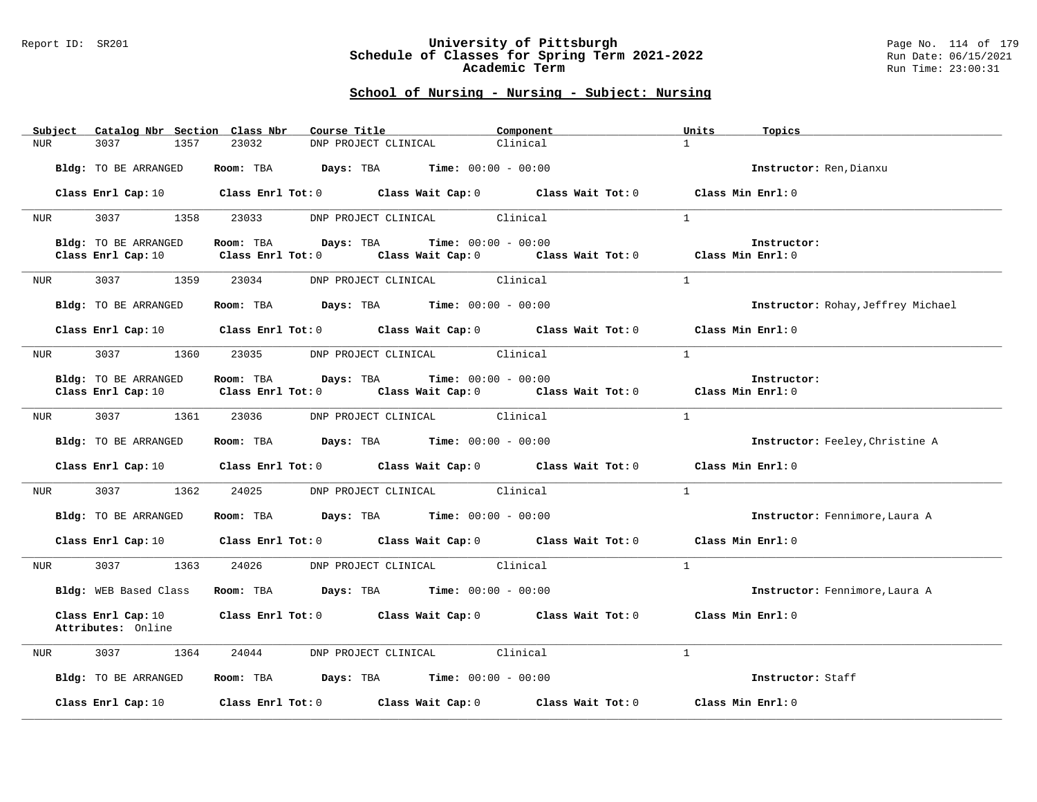## School of Nursing - Nursing - Subject: Nursing

| Subject | Catalog Nbr | Section | Class Nbr | Course Title | Component | Units | Topics |
|---|---|---|---|---|---|---|---|
| NUR | 3037 | 1357 | 23032 | DNP PROJECT CLINICAL | Clinical | 1 | |

**Bldg:** TO BE ARRANGED **Room:** TBA **Days:** TBA **Time:** 00:00 - 00:00 **Instructor:** Ren,Dianxu

**Class Enrl Cap:** 10 **Class Enrl Tot:** 0 **Class Wait Cap:** 0 **Class Wait Tot:** 0 **Class Min Enrl:** 0

---

| Subject | Catalog Nbr | Section | Class Nbr | Course Title | Component | Units | Topics |
|---|---|---|---|---|---|---|---|
| NUR | 3037 | 1358 | 23033 | DNP PROJECT CLINICAL | Clinical | 1 | |

**Bldg:** TO BE ARRANGED **Room:** TBA **Days:** TBA **Time:** 00:00 - 00:00 **Instructor:**

**Class Enrl Cap:** 10 **Class Enrl Tot:** 0 **Class Wait Cap:** 0 **Class Wait Tot:** 0 **Class Min Enrl:** 0

---

| Subject | Catalog Nbr | Section | Class Nbr | Course Title | Component | Units | Topics |
|---|---|---|---|---|---|---|---|
| NUR | 3037 | 1359 | 23034 | DNP PROJECT CLINICAL | Clinical | 1 | |

**Bldg:** TO BE ARRANGED **Room:** TBA **Days:** TBA **Time:** 00:00 - 00:00 **Instructor:** Rohay,Jeffrey Michael

**Class Enrl Cap:** 10 **Class Enrl Tot:** 0 **Class Wait Cap:** 0 **Class Wait Tot:** 0 **Class Min Enrl:** 0

---

| Subject | Catalog Nbr | Section | Class Nbr | Course Title | Component | Units | Topics |
|---|---|---|---|---|---|---|---|
| NUR | 3037 | 1360 | 23035 | DNP PROJECT CLINICAL | Clinical | 1 | |

**Bldg:** TO BE ARRANGED **Room:** TBA **Days:** TBA **Time:** 00:00 - 00:00 **Instructor:**

**Class Enrl Cap:** 10 **Class Enrl Tot:** 0 **Class Wait Cap:** 0 **Class Wait Tot:** 0 **Class Min Enrl:** 0

---

| Subject | Catalog Nbr | Section | Class Nbr | Course Title | Component | Units | Topics |
|---|---|---|---|---|---|---|---|
| NUR | 3037 | 1361 | 23036 | DNP PROJECT CLINICAL | Clinical | 1 | |

**Bldg:** TO BE ARRANGED **Room:** TBA **Days:** TBA **Time:** 00:00 - 00:00 **Instructor:** Feeley,Christine A

**Class Enrl Cap:** 10 **Class Enrl Tot:** 0 **Class Wait Cap:** 0 **Class Wait Tot:** 0 **Class Min Enrl:** 0

---

| Subject | Catalog Nbr | Section | Class Nbr | Course Title | Component | Units | Topics |
|---|---|---|---|---|---|---|---|
| NUR | 3037 | 1362 | 24025 | DNP PROJECT CLINICAL | Clinical | 1 | |

**Bldg:** TO BE ARRANGED **Room:** TBA **Days:** TBA **Time:** 00:00 - 00:00 **Instructor:** Fennimore,Laura A

**Class Enrl Cap:** 10 **Class Enrl Tot:** 0 **Class Wait Cap:** 0 **Class Wait Tot:** 0 **Class Min Enrl:** 0

---

| Subject | Catalog Nbr | Section | Class Nbr | Course Title | Component | Units | Topics |
|---|---|---|---|---|---|---|---|
| NUR | 3037 | 1363 | 24026 | DNP PROJECT CLINICAL | Clinical | 1 | |

**Bldg:** WEB Based Class **Room:** TBA **Days:** TBA **Time:** 00:00 - 00:00 **Instructor:** Fennimore,Laura A

**Class Enrl Cap:** 10 **Class Enrl Tot:** 0 **Class Wait Cap:** 0 **Class Wait Tot:** 0 **Class Min Enrl:** 0
**Attributes:** Online

---

| Subject | Catalog Nbr | Section | Class Nbr | Course Title | Component | Units | Topics |
|---|---|---|---|---|---|---|---|
| NUR | 3037 | 1364 | 24044 | DNP PROJECT CLINICAL | Clinical | 1 | |

**Bldg:** TO BE ARRANGED **Room:** TBA **Days:** TBA **Time:** 00:00 - 00:00 **Instructor:** Staff

**Class Enrl Cap:** 10 **Class Enrl Tot:** 0 **Class Wait Cap:** 0 **Class Wait Tot:** 0 **Class Min Enrl:** 0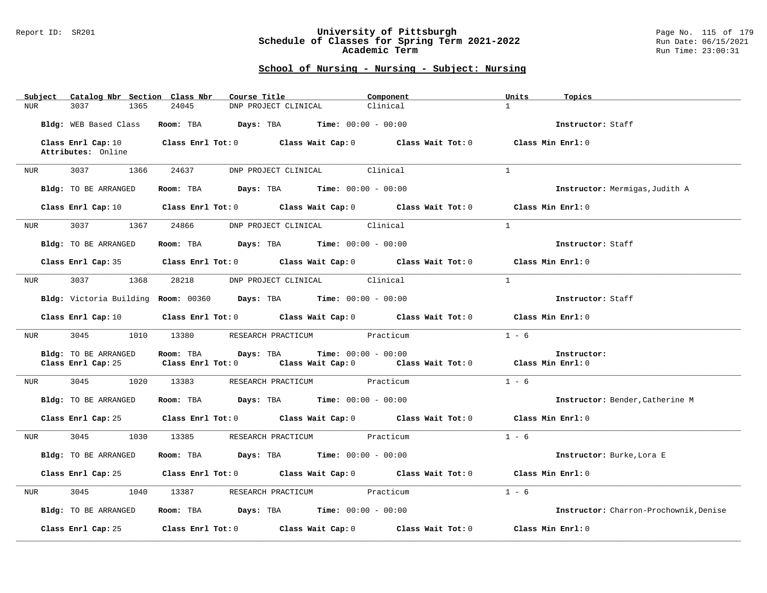## School of Nursing - Nursing - Subject: Nursing

| Subject | Catalog Nbr | Section | Class Nbr | Course Title | Component | Units | Topics |
|---|---|---|---|---|---|---|---|
| NUR | 3037 | 1365 | 24045 | DNP PROJECT CLINICAL | Clinical | 1 | |

**Bldg:** WEB Based Class **Room:** TBA **Days:** TBA **Time:** 00:00 - 00:00 **Instructor:** Staff

**Class Enrl Cap:** 10 **Class Enrl Tot:** 0 **Class Wait Cap:** 0 **Class Wait Tot:** 0 **Class Min Enrl:** 0
**Attributes:** Online

---

| Subject | Catalog Nbr | Section | Class Nbr | Course Title | Component | Units | Topics |
|---|---|---|---|---|---|---|---|
| NUR | 3037 | 1366 | 24637 | DNP PROJECT CLINICAL | Clinical | 1 | |

**Bldg:** TO BE ARRANGED **Room:** TBA **Days:** TBA **Time:** 00:00 - 00:00 **Instructor:** Mermigas,Judith A

**Class Enrl Cap:** 10 **Class Enrl Tot:** 0 **Class Wait Cap:** 0 **Class Wait Tot:** 0 **Class Min Enrl:** 0

---

| Subject | Catalog Nbr | Section | Class Nbr | Course Title | Component | Units | Topics |
|---|---|---|---|---|---|---|---|
| NUR | 3037 | 1367 | 24866 | DNP PROJECT CLINICAL | Clinical | 1 | |

**Bldg:** TO BE ARRANGED **Room:** TBA **Days:** TBA **Time:** 00:00 - 00:00 **Instructor:** Staff

**Class Enrl Cap:** 35 **Class Enrl Tot:** 0 **Class Wait Cap:** 0 **Class Wait Tot:** 0 **Class Min Enrl:** 0

---

| Subject | Catalog Nbr | Section | Class Nbr | Course Title | Component | Units | Topics |
|---|---|---|---|---|---|---|---|
| NUR | 3037 | 1368 | 28218 | DNP PROJECT CLINICAL | Clinical | 1 | |

**Bldg:** Victoria Building **Room:** 00360 **Days:** TBA **Time:** 00:00 - 00:00 **Instructor:** Staff

**Class Enrl Cap:** 10 **Class Enrl Tot:** 0 **Class Wait Cap:** 0 **Class Wait Tot:** 0 **Class Min Enrl:** 0

---

| Subject | Catalog Nbr | Section | Class Nbr | Course Title | Component | Units | Topics |
|---|---|---|---|---|---|---|---|
| NUR | 3045 | 1010 | 13380 | RESEARCH PRACTICUM | Practicum | 1 - 6 | |

**Bldg:** TO BE ARRANGED **Room:** TBA **Days:** TBA **Time:** 00:00 - 00:00 **Instructor:**
**Class Enrl Cap:** 25 **Class Enrl Tot:** 0 **Class Wait Cap:** 0 **Class Wait Tot:** 0 **Class Min Enrl:** 0

---

| Subject | Catalog Nbr | Section | Class Nbr | Course Title | Component | Units | Topics |
|---|---|---|---|---|---|---|---|
| NUR | 3045 | 1020 | 13383 | RESEARCH PRACTICUM | Practicum | 1 - 6 | |

**Bldg:** TO BE ARRANGED **Room:** TBA **Days:** TBA **Time:** 00:00 - 00:00 **Instructor:** Bender,Catherine M

**Class Enrl Cap:** 25 **Class Enrl Tot:** 0 **Class Wait Cap:** 0 **Class Wait Tot:** 0 **Class Min Enrl:** 0

---

| Subject | Catalog Nbr | Section | Class Nbr | Course Title | Component | Units | Topics |
|---|---|---|---|---|---|---|---|
| NUR | 3045 | 1030 | 13385 | RESEARCH PRACTICUM | Practicum | 1 - 6 | |

**Bldg:** TO BE ARRANGED **Room:** TBA **Days:** TBA **Time:** 00:00 - 00:00 **Instructor:** Burke,Lora E

**Class Enrl Cap:** 25 **Class Enrl Tot:** 0 **Class Wait Cap:** 0 **Class Wait Tot:** 0 **Class Min Enrl:** 0

---

| Subject | Catalog Nbr | Section | Class Nbr | Course Title | Component | Units | Topics |
|---|---|---|---|---|---|---|---|
| NUR | 3045 | 1040 | 13387 | RESEARCH PRACTICUM | Practicum | 1 - 6 | |

**Bldg:** TO BE ARRANGED **Room:** TBA **Days:** TBA **Time:** 00:00 - 00:00 **Instructor:** Charron-Prochownik,Denise

**Class Enrl Cap:** 25 **Class Enrl Tot:** 0 **Class Wait Cap:** 0 **Class Wait Tot:** 0 **Class Min Enrl:** 0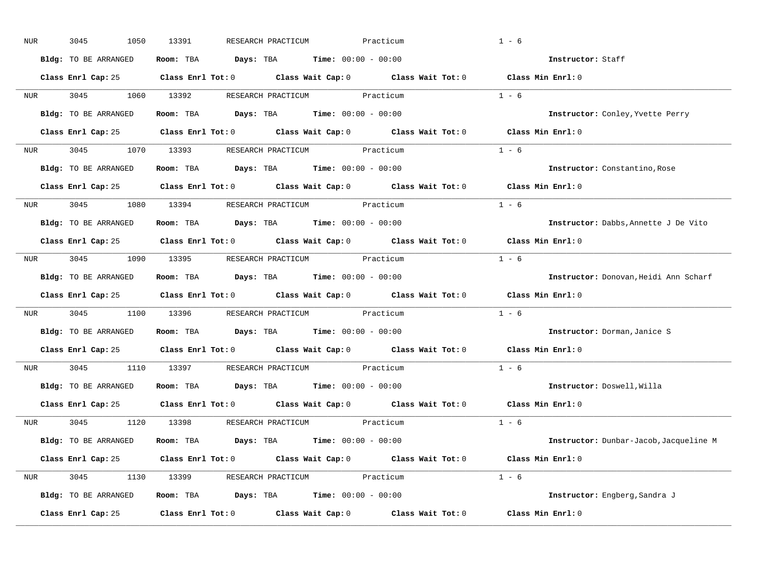NUR 3045 1050 13391 RESEARCH PRACTICUM Practicum 1 - 6

**Bldg:** TO BE ARRANGED **Room:** TBA **Days:** TBA **Time:** 00:00 - 00:00 **Instructor:** Staff

**Class Enrl Cap:** 25 **Class Enrl Tot:** 0 **Class Wait Cap:** 0 **Class Wait Tot:** 0 **Class Min Enrl:** 0

---

NUR 3045 1060 13392 RESEARCH PRACTICUM Practicum 1 - 6

**Bldg:** TO BE ARRANGED **Room:** TBA **Days:** TBA **Time:** 00:00 - 00:00 **Instructor:** Conley,Yvette Perry

**Class Enrl Cap:** 25 **Class Enrl Tot:** 0 **Class Wait Cap:** 0 **Class Wait Tot:** 0 **Class Min Enrl:** 0

---

NUR 3045 1070 13393 RESEARCH PRACTICUM Practicum 1 - 6

**Bldg:** TO BE ARRANGED **Room:** TBA **Days:** TBA **Time:** 00:00 - 00:00 **Instructor:** Constantino,Rose

**Class Enrl Cap:** 25 **Class Enrl Tot:** 0 **Class Wait Cap:** 0 **Class Wait Tot:** 0 **Class Min Enrl:** 0

---

NUR 3045 1080 13394 RESEARCH PRACTICUM Practicum 1 - 6

**Bldg:** TO BE ARRANGED **Room:** TBA **Days:** TBA **Time:** 00:00 - 00:00 **Instructor:** Dabbs,Annette J De Vito

**Class Enrl Cap:** 25 **Class Enrl Tot:** 0 **Class Wait Cap:** 0 **Class Wait Tot:** 0 **Class Min Enrl:** 0

---

NUR 3045 1090 13395 RESEARCH PRACTICUM Practicum 1 - 6

**Bldg:** TO BE ARRANGED **Room:** TBA **Days:** TBA **Time:** 00:00 - 00:00 **Instructor:** Donovan,Heidi Ann Scharf

**Class Enrl Cap:** 25 **Class Enrl Tot:** 0 **Class Wait Cap:** 0 **Class Wait Tot:** 0 **Class Min Enrl:** 0

---

NUR 3045 1100 13396 RESEARCH PRACTICUM Practicum 1 - 6

**Bldg:** TO BE ARRANGED **Room:** TBA **Days:** TBA **Time:** 00:00 - 00:00 **Instructor:** Dorman,Janice S

**Class Enrl Cap:** 25 **Class Enrl Tot:** 0 **Class Wait Cap:** 0 **Class Wait Tot:** 0 **Class Min Enrl:** 0

---

NUR 3045 1110 13397 RESEARCH PRACTICUM Practicum 1 - 6

**Bldg:** TO BE ARRANGED **Room:** TBA **Days:** TBA **Time:** 00:00 - 00:00 **Instructor:** Doswell,Willa

**Class Enrl Cap:** 25 **Class Enrl Tot:** 0 **Class Wait Cap:** 0 **Class Wait Tot:** 0 **Class Min Enrl:** 0

---

NUR 3045 1120 13398 RESEARCH PRACTICUM Practicum 1 - 6

**Bldg:** TO BE ARRANGED **Room:** TBA **Days:** TBA **Time:** 00:00 - 00:00 **Instructor:** Dunbar-Jacob,Jacqueline M

**Class Enrl Cap:** 25 **Class Enrl Tot:** 0 **Class Wait Cap:** 0 **Class Wait Tot:** 0 **Class Min Enrl:** 0

---

NUR 3045 1130 13399 RESEARCH PRACTICUM Practicum 1 - 6

**Bldg:** TO BE ARRANGED **Room:** TBA **Days:** TBA **Time:** 00:00 - 00:00 **Instructor:** Engberg,Sandra J

**Class Enrl Cap:** 25 **Class Enrl Tot:** 0 **Class Wait Cap:** 0 **Class Wait Tot:** 0 **Class Min Enrl:** 0

---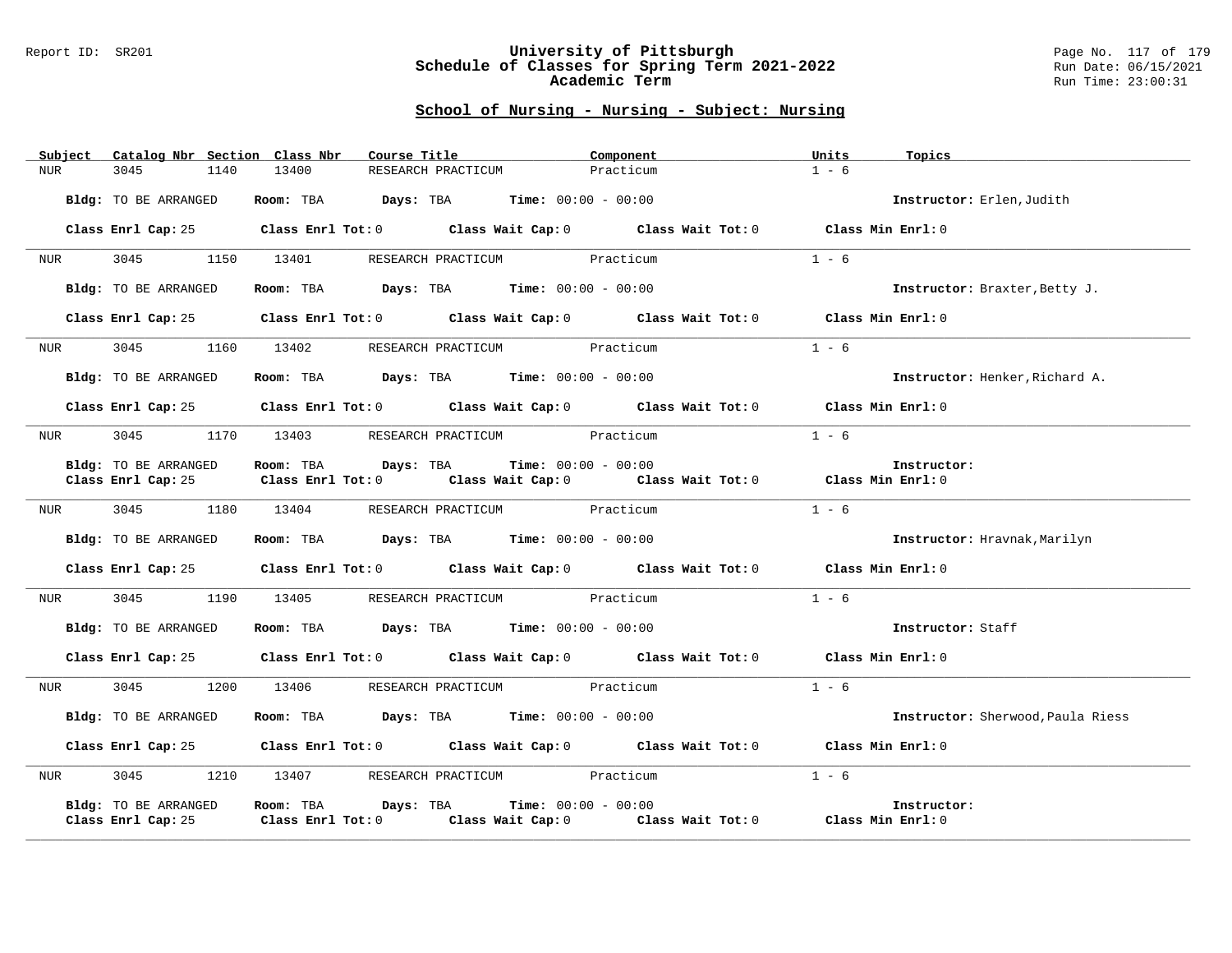## School of Nursing - Nursing - Subject: Nursing

| Subject | Catalog Nbr | Section | Class Nbr | Course Title | Component | Units | Topics |
|---|---|---|---|---|---|---|---|
| NUR | 3045 | 1140 | 13400 | RESEARCH PRACTICUM | Practicum | 1 - 6 | |

**Bldg:** TO BE ARRANGED **Room:** TBA **Days:** TBA **Time:** 00:00 - 00:00 **Instructor:** Erlen,Judith

**Class Enrl Cap:** 25 **Class Enrl Tot:** 0 **Class Wait Cap:** 0 **Class Wait Tot:** 0 **Class Min Enrl:** 0

---

| Subject | Catalog Nbr | Section | Class Nbr | Course Title | Component | Units | Topics |
|---|---|---|---|---|---|---|---|
| NUR | 3045 | 1150 | 13401 | RESEARCH PRACTICUM | Practicum | 1 - 6 | |

**Bldg:** TO BE ARRANGED **Room:** TBA **Days:** TBA **Time:** 00:00 - 00:00 **Instructor:** Braxter,Betty J.

**Class Enrl Cap:** 25 **Class Enrl Tot:** 0 **Class Wait Cap:** 0 **Class Wait Tot:** 0 **Class Min Enrl:** 0

---

| Subject | Catalog Nbr | Section | Class Nbr | Course Title | Component | Units | Topics |
|---|---|---|---|---|---|---|---|
| NUR | 3045 | 1160 | 13402 | RESEARCH PRACTICUM | Practicum | 1 - 6 | |

**Bldg:** TO BE ARRANGED **Room:** TBA **Days:** TBA **Time:** 00:00 - 00:00 **Instructor:** Henker,Richard A.

**Class Enrl Cap:** 25 **Class Enrl Tot:** 0 **Class Wait Cap:** 0 **Class Wait Tot:** 0 **Class Min Enrl:** 0

---

| Subject | Catalog Nbr | Section | Class Nbr | Course Title | Component | Units | Topics |
|---|---|---|---|---|---|---|---|
| NUR | 3045 | 1170 | 13403 | RESEARCH PRACTICUM | Practicum | 1 - 6 | |

**Bldg:** TO BE ARRANGED **Room:** TBA **Days:** TBA **Time:** 00:00 - 00:00 **Instructor:**
**Class Enrl Cap:** 25 **Class Enrl Tot:** 0 **Class Wait Cap:** 0 **Class Wait Tot:** 0 **Class Min Enrl:** 0

---

| Subject | Catalog Nbr | Section | Class Nbr | Course Title | Component | Units | Topics |
|---|---|---|---|---|---|---|---|
| NUR | 3045 | 1180 | 13404 | RESEARCH PRACTICUM | Practicum | 1 - 6 | |

**Bldg:** TO BE ARRANGED **Room:** TBA **Days:** TBA **Time:** 00:00 - 00:00 **Instructor:** Hravnak,Marilyn

**Class Enrl Cap:** 25 **Class Enrl Tot:** 0 **Class Wait Cap:** 0 **Class Wait Tot:** 0 **Class Min Enrl:** 0

---

| Subject | Catalog Nbr | Section | Class Nbr | Course Title | Component | Units | Topics |
|---|---|---|---|---|---|---|---|
| NUR | 3045 | 1190 | 13405 | RESEARCH PRACTICUM | Practicum | 1 - 6 | |

**Bldg:** TO BE ARRANGED **Room:** TBA **Days:** TBA **Time:** 00:00 - 00:00 **Instructor:** Staff

**Class Enrl Cap:** 25 **Class Enrl Tot:** 0 **Class Wait Cap:** 0 **Class Wait Tot:** 0 **Class Min Enrl:** 0

---

| Subject | Catalog Nbr | Section | Class Nbr | Course Title | Component | Units | Topics |
|---|---|---|---|---|---|---|---|
| NUR | 3045 | 1200 | 13406 | RESEARCH PRACTICUM | Practicum | 1 - 6 | |

**Bldg:** TO BE ARRANGED **Room:** TBA **Days:** TBA **Time:** 00:00 - 00:00 **Instructor:** Sherwood,Paula Riess

**Class Enrl Cap:** 25 **Class Enrl Tot:** 0 **Class Wait Cap:** 0 **Class Wait Tot:** 0 **Class Min Enrl:** 0

---

| Subject | Catalog Nbr | Section | Class Nbr | Course Title | Component | Units | Topics |
|---|---|---|---|---|---|---|---|
| NUR | 3045 | 1210 | 13407 | RESEARCH PRACTICUM | Practicum | 1 - 6 | |

**Bldg:** TO BE ARRANGED **Room:** TBA **Days:** TBA **Time:** 00:00 - 00:00 **Instructor:**
**Class Enrl Cap:** 25 **Class Enrl Tot:** 0 **Class Wait Cap:** 0 **Class Wait Tot:** 0 **Class Min Enrl:** 0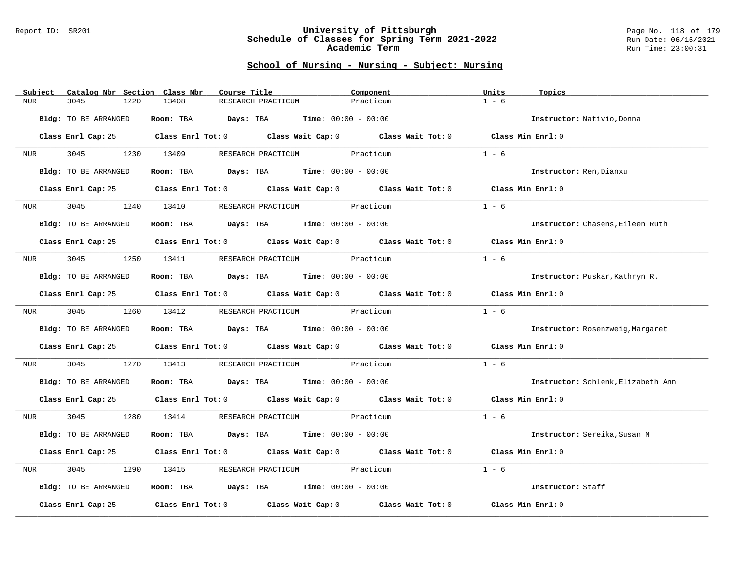## School of Nursing - Nursing - Subject: Nursing

| Subject | Catalog Nbr | Section | Class Nbr | Course Title | Component | Units | Topics |
|---|---|---|---|---|---|---|---|
| NUR | 3045 | 1220 | 13408 | RESEARCH PRACTICUM | Practicum | 1 - 6 | |

**Bldg:** TO BE ARRANGED **Room:** TBA **Days:** TBA **Time:** 00:00 - 00:00 **Instructor:** Nativio,Donna

**Class Enrl Cap:** 25 **Class Enrl Tot:** 0 **Class Wait Cap:** 0 **Class Wait Tot:** 0 **Class Min Enrl:** 0

| Subject | Catalog Nbr | Section | Class Nbr | Course Title | Component | Units | Topics |
|---|---|---|---|---|---|---|---|
| NUR | 3045 | 1230 | 13409 | RESEARCH PRACTICUM | Practicum | 1 - 6 | |

**Bldg:** TO BE ARRANGED **Room:** TBA **Days:** TBA **Time:** 00:00 - 00:00 **Instructor:** Ren,Dianxu

**Class Enrl Cap:** 25 **Class Enrl Tot:** 0 **Class Wait Cap:** 0 **Class Wait Tot:** 0 **Class Min Enrl:** 0

| Subject | Catalog Nbr | Section | Class Nbr | Course Title | Component | Units | Topics |
|---|---|---|---|---|---|---|---|
| NUR | 3045 | 1240 | 13410 | RESEARCH PRACTICUM | Practicum | 1 - 6 | |

**Bldg:** TO BE ARRANGED **Room:** TBA **Days:** TBA **Time:** 00:00 - 00:00 **Instructor:** Chasens,Eileen Ruth

**Class Enrl Cap:** 25 **Class Enrl Tot:** 0 **Class Wait Cap:** 0 **Class Wait Tot:** 0 **Class Min Enrl:** 0

| Subject | Catalog Nbr | Section | Class Nbr | Course Title | Component | Units | Topics |
|---|---|---|---|---|---|---|---|
| NUR | 3045 | 1250 | 13411 | RESEARCH PRACTICUM | Practicum | 1 - 6 | |

**Bldg:** TO BE ARRANGED **Room:** TBA **Days:** TBA **Time:** 00:00 - 00:00 **Instructor:** Puskar,Kathryn R.

**Class Enrl Cap:** 25 **Class Enrl Tot:** 0 **Class Wait Cap:** 0 **Class Wait Tot:** 0 **Class Min Enrl:** 0

| Subject | Catalog Nbr | Section | Class Nbr | Course Title | Component | Units | Topics |
|---|---|---|---|---|---|---|---|
| NUR | 3045 | 1260 | 13412 | RESEARCH PRACTICUM | Practicum | 1 - 6 | |

**Bldg:** TO BE ARRANGED **Room:** TBA **Days:** TBA **Time:** 00:00 - 00:00 **Instructor:** Rosenzweig,Margaret

**Class Enrl Cap:** 25 **Class Enrl Tot:** 0 **Class Wait Cap:** 0 **Class Wait Tot:** 0 **Class Min Enrl:** 0

| Subject | Catalog Nbr | Section | Class Nbr | Course Title | Component | Units | Topics |
|---|---|---|---|---|---|---|---|
| NUR | 3045 | 1270 | 13413 | RESEARCH PRACTICUM | Practicum | 1 - 6 | |

**Bldg:** TO BE ARRANGED **Room:** TBA **Days:** TBA **Time:** 00:00 - 00:00 **Instructor:** Schlenk,Elizabeth Ann

**Class Enrl Cap:** 25 **Class Enrl Tot:** 0 **Class Wait Cap:** 0 **Class Wait Tot:** 0 **Class Min Enrl:** 0

| Subject | Catalog Nbr | Section | Class Nbr | Course Title | Component | Units | Topics |
|---|---|---|---|---|---|---|---|
| NUR | 3045 | 1280 | 13414 | RESEARCH PRACTICUM | Practicum | 1 - 6 | |

**Bldg:** TO BE ARRANGED **Room:** TBA **Days:** TBA **Time:** 00:00 - 00:00 **Instructor:** Sereika,Susan M

**Class Enrl Cap:** 25 **Class Enrl Tot:** 0 **Class Wait Cap:** 0 **Class Wait Tot:** 0 **Class Min Enrl:** 0

| Subject | Catalog Nbr | Section | Class Nbr | Course Title | Component | Units | Topics |
|---|---|---|---|---|---|---|---|
| NUR | 3045 | 1290 | 13415 | RESEARCH PRACTICUM | Practicum | 1 - 6 | |

**Bldg:** TO BE ARRANGED **Room:** TBA **Days:** TBA **Time:** 00:00 - 00:00 **Instructor:** Staff

**Class Enrl Cap:** 25 **Class Enrl Tot:** 0 **Class Wait Cap:** 0 **Class Wait Tot:** 0 **Class Min Enrl:** 0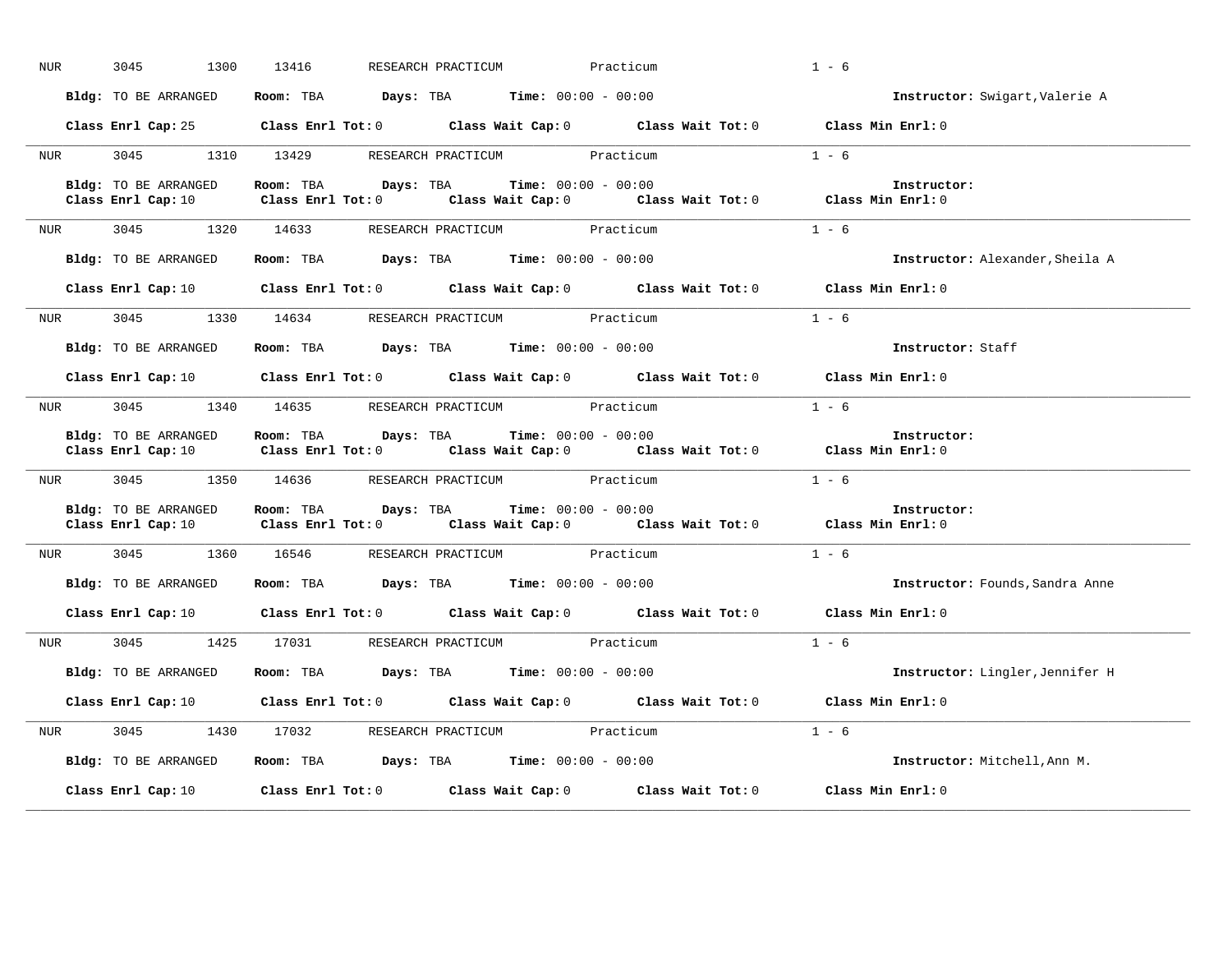NUR 3045 1300 13416 RESEARCH PRACTICUM Practicum 1 - 6

**Bldg:** TO BE ARRANGED **Room:** TBA **Days:** TBA **Time:** 00:00 - 00:00 **Instructor:** Swigart,Valerie A

**Class Enrl Cap:** 25 **Class Enrl Tot:** 0 **Class Wait Cap:** 0 **Class Wait Tot:** 0 **Class Min Enrl:** 0

---

NUR 3045 1310 13429 RESEARCH PRACTICUM Practicum 1 - 6

**Bldg:** TO BE ARRANGED **Room:** TBA **Days:** TBA **Time:** 00:00 - 00:00 **Instructor:**
**Class Enrl Cap:** 10 **Class Enrl Tot:** 0 **Class Wait Cap:** 0 **Class Wait Tot:** 0 **Class Min Enrl:** 0

---

NUR 3045 1320 14633 RESEARCH PRACTICUM Practicum 1 - 6

**Bldg:** TO BE ARRANGED **Room:** TBA **Days:** TBA **Time:** 00:00 - 00:00 **Instructor:** Alexander,Sheila A

**Class Enrl Cap:** 10 **Class Enrl Tot:** 0 **Class Wait Cap:** 0 **Class Wait Tot:** 0 **Class Min Enrl:** 0

---

NUR 3045 1330 14634 RESEARCH PRACTICUM Practicum 1 - 6

**Bldg:** TO BE ARRANGED **Room:** TBA **Days:** TBA **Time:** 00:00 - 00:00 **Instructor:** Staff

**Class Enrl Cap:** 10 **Class Enrl Tot:** 0 **Class Wait Cap:** 0 **Class Wait Tot:** 0 **Class Min Enrl:** 0

---

NUR 3045 1340 14635 RESEARCH PRACTICUM Practicum 1 - 6

**Bldg:** TO BE ARRANGED **Room:** TBA **Days:** TBA **Time:** 00:00 - 00:00 **Instructor:**
**Class Enrl Cap:** 10 **Class Enrl Tot:** 0 **Class Wait Cap:** 0 **Class Wait Tot:** 0 **Class Min Enrl:** 0

---

NUR 3045 1350 14636 RESEARCH PRACTICUM Practicum 1 - 6

**Bldg:** TO BE ARRANGED **Room:** TBA **Days:** TBA **Time:** 00:00 - 00:00 **Instructor:**
**Class Enrl Cap:** 10 **Class Enrl Tot:** 0 **Class Wait Cap:** 0 **Class Wait Tot:** 0 **Class Min Enrl:** 0

---

NUR 3045 1360 16546 RESEARCH PRACTICUM Practicum 1 - 6

**Bldg:** TO BE ARRANGED **Room:** TBA **Days:** TBA **Time:** 00:00 - 00:00 **Instructor:** Founds,Sandra Anne

**Class Enrl Cap:** 10 **Class Enrl Tot:** 0 **Class Wait Cap:** 0 **Class Wait Tot:** 0 **Class Min Enrl:** 0

---

NUR 3045 1425 17031 RESEARCH PRACTICUM Practicum 1 - 6

**Bldg:** TO BE ARRANGED **Room:** TBA **Days:** TBA **Time:** 00:00 - 00:00 **Instructor:** Lingler,Jennifer H

**Class Enrl Cap:** 10 **Class Enrl Tot:** 0 **Class Wait Cap:** 0 **Class Wait Tot:** 0 **Class Min Enrl:** 0

---

NUR 3045 1430 17032 RESEARCH PRACTICUM Practicum 1 - 6

**Bldg:** TO BE ARRANGED **Room:** TBA **Days:** TBA **Time:** 00:00 - 00:00 **Instructor:** Mitchell,Ann M.

**Class Enrl Cap:** 10 **Class Enrl Tot:** 0 **Class Wait Cap:** 0 **Class Wait Tot:** 0 **Class Min Enrl:** 0

---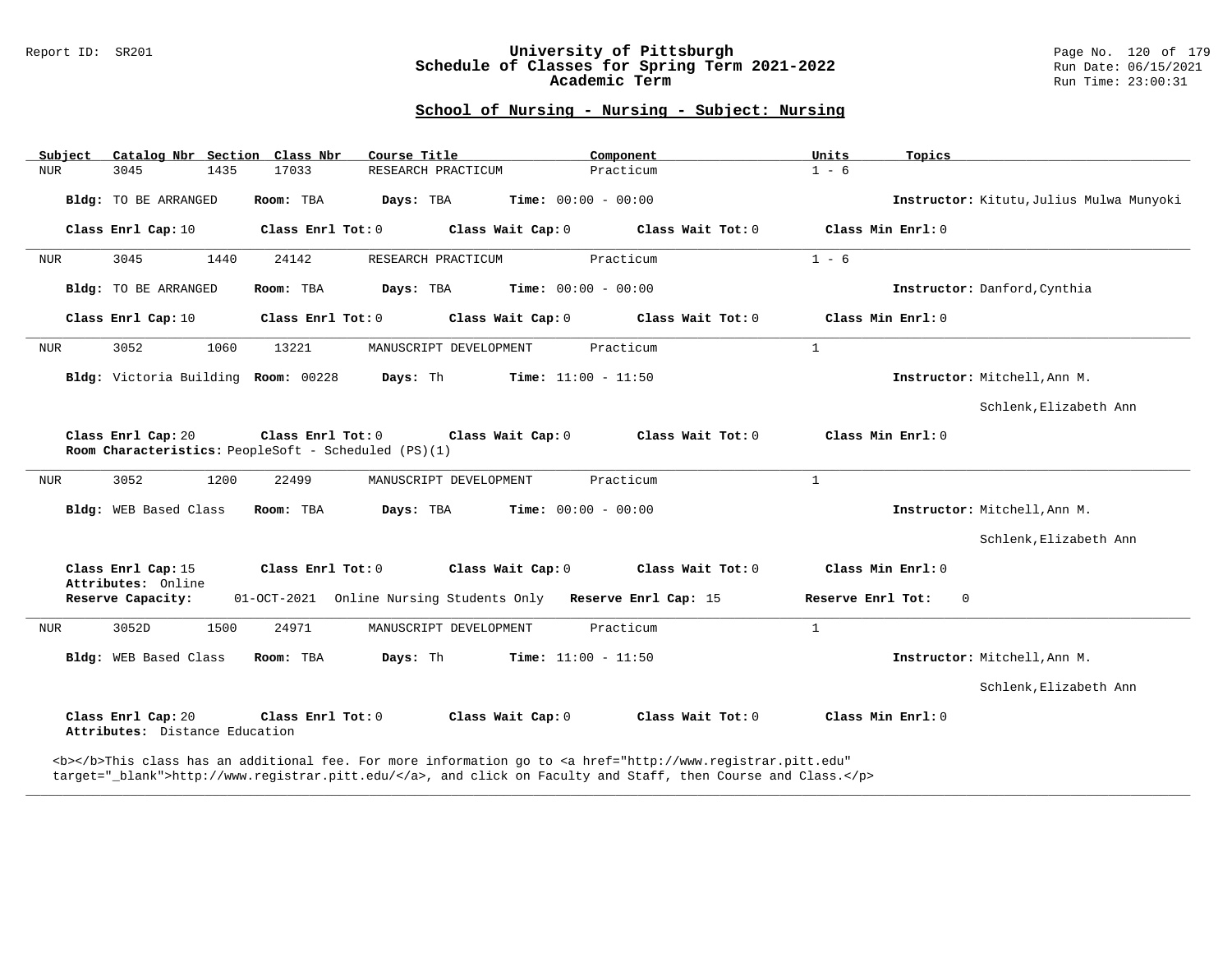## School of Nursing - Nursing - Subject: Nursing

| Subject | Catalog Nbr | Section | Class Nbr | Course Title | Component | Units | Topics |
|---|---|---|---|---|---|---|---|
| NUR | 3045 | 1435 | 17033 | RESEARCH PRACTICUM | Practicum | 1 - 6 | |

**Bldg:** TO BE ARRANGED **Room:** TBA **Days:** TBA **Time:** 00:00 - 00:00 **Instructor:** Kitutu,Julius Mulwa Munyoki

**Class Enrl Cap:** 10 **Class Enrl Tot:** 0 **Class Wait Cap:** 0 **Class Wait Tot:** 0 **Class Min Enrl:** 0

---

| Subject | Catalog Nbr | Section | Class Nbr | Course Title | Component | Units | Topics |
|---|---|---|---|---|---|---|---|
| NUR | 3045 | 1440 | 24142 | RESEARCH PRACTICUM | Practicum | 1 - 6 | |

**Bldg:** TO BE ARRANGED **Room:** TBA **Days:** TBA **Time:** 00:00 - 00:00 **Instructor:** Danford,Cynthia

**Class Enrl Cap:** 10 **Class Enrl Tot:** 0 **Class Wait Cap:** 0 **Class Wait Tot:** 0 **Class Min Enrl:** 0

---

| Subject | Catalog Nbr | Section | Class Nbr | Course Title | Component | Units | Topics |
|---|---|---|---|---|---|---|---|
| NUR | 3052 | 1060 | 13221 | MANUSCRIPT DEVELOPMENT | Practicum | 1 | |

**Bldg:** Victoria Building **Room:** 00228 **Days:** Th **Time:** 11:00 - 11:50 **Instructor:** Mitchell,Ann M.

Schlenk,Elizabeth Ann

**Class Enrl Cap:** 20 **Class Enrl Tot:** 0 **Class Wait Cap:** 0 **Class Wait Tot:** 0 **Class Min Enrl:** 0

**Room Characteristics:** PeopleSoft - Scheduled (PS)(1)

---

| Subject | Catalog Nbr | Section | Class Nbr | Course Title | Component | Units | Topics |
|---|---|---|---|---|---|---|---|
| NUR | 3052 | 1200 | 22499 | MANUSCRIPT DEVELOPMENT | Practicum | 1 | |

**Bldg:** WEB Based Class **Room:** TBA **Days:** TBA **Time:** 00:00 - 00:00 **Instructor:** Mitchell,Ann M.

Schlenk,Elizabeth Ann

**Class Enrl Cap:** 15 **Class Enrl Tot:** 0 **Class Wait Cap:** 0 **Class Wait Tot:** 0 **Class Min Enrl:** 0

**Attributes:** Online

**Reserve Capacity:** 01-OCT-2021 Online Nursing Students Only **Reserve Enrl Cap:** 15 **Reserve Enrl Tot:** 0

---

| Subject | Catalog Nbr | Section | Class Nbr | Course Title | Component | Units | Topics |
|---|---|---|---|---|---|---|---|
| NUR | 3052D | 1500 | 24971 | MANUSCRIPT DEVELOPMENT | Practicum | 1 | |

**Bldg:** WEB Based Class **Room:** TBA **Days:** Th **Time:** 11:00 - 11:50 **Instructor:** Mitchell,Ann M.

Schlenk,Elizabeth Ann

**Class Enrl Cap:** 20 **Class Enrl Tot:** 0 **Class Wait Cap:** 0 **Class Wait Tot:** 0 **Class Min Enrl:** 0

**Attributes:** Distance Education

<b></b>This class has an additional fee. For more information go to <a href="http://www.registrar.pitt.edu" target="_blank">http://www.registrar.pitt.edu/</a>, and click on Faculty and Staff, then Course and Class.</p>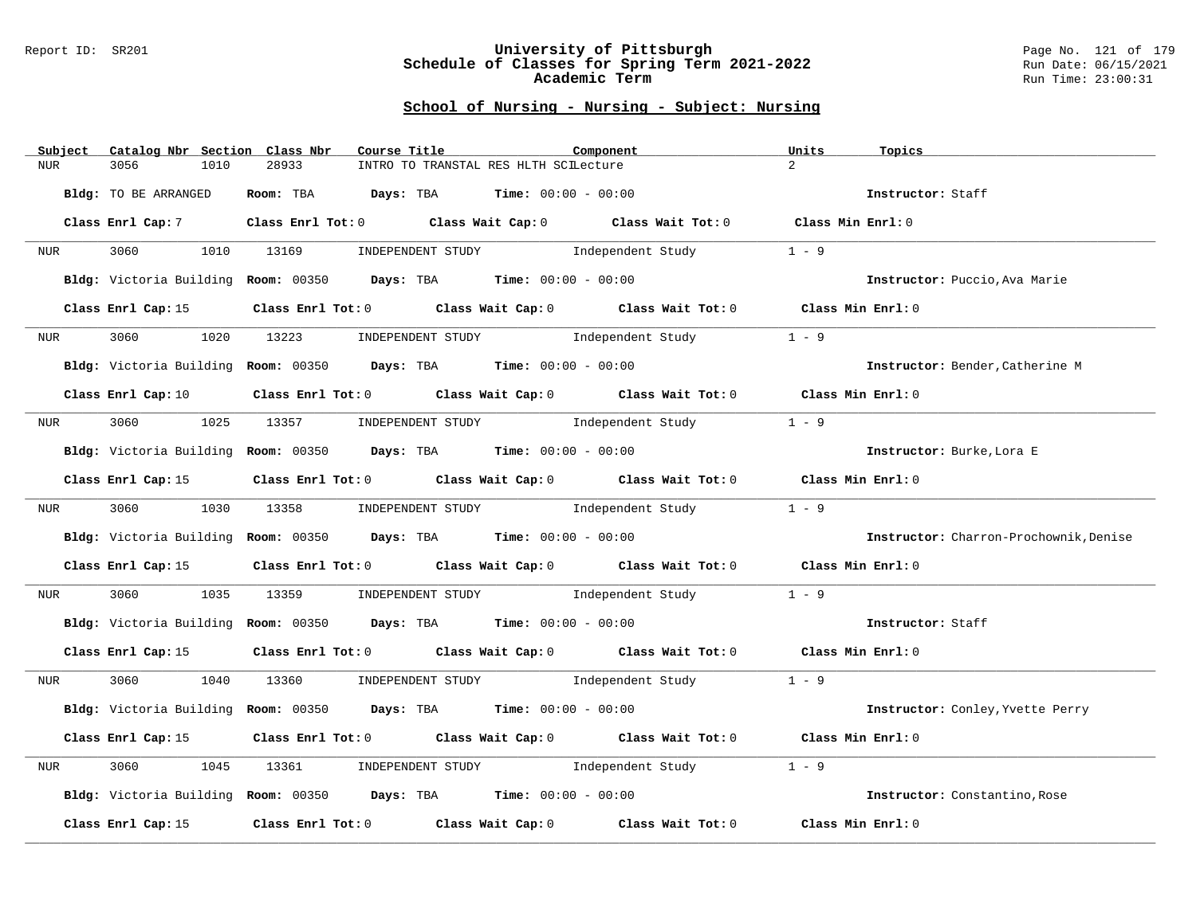## School of Nursing - Nursing - Subject: Nursing

| Subject | Catalog Nbr | Section | Class Nbr | Course Title | Component | Units | Topics |
|---|---|---|---|---|---|---|---|
| NUR | 3056 | 1010 | 28933 | INTRO TO TRANSTAL RES HLTH SCI | Lecture | 2 | |

**Bldg:** TO BE ARRANGED **Room:** TBA **Days:** TBA **Time:** 00:00 - 00:00 **Instructor:** Staff

**Class Enrl Cap:** 7 **Class Enrl Tot:** 0 **Class Wait Cap:** 0 **Class Wait Tot:** 0 **Class Min Enrl:** 0

---

| Subject | Catalog Nbr | Section | Class Nbr | Course Title | Component | Units | Topics |
|---|---|---|---|---|---|---|---|
| NUR | 3060 | 1010 | 13169 | INDEPENDENT STUDY | Independent Study | 1 - 9 | |

**Bldg:** Victoria Building **Room:** 00350 **Days:** TBA **Time:** 00:00 - 00:00 **Instructor:** Puccio,Ava Marie

**Class Enrl Cap:** 15 **Class Enrl Tot:** 0 **Class Wait Cap:** 0 **Class Wait Tot:** 0 **Class Min Enrl:** 0

---

| Subject | Catalog Nbr | Section | Class Nbr | Course Title | Component | Units | Topics |
|---|---|---|---|---|---|---|---|
| NUR | 3060 | 1020 | 13223 | INDEPENDENT STUDY | Independent Study | 1 - 9 | |

**Bldg:** Victoria Building **Room:** 00350 **Days:** TBA **Time:** 00:00 - 00:00 **Instructor:** Bender,Catherine M

**Class Enrl Cap:** 10 **Class Enrl Tot:** 0 **Class Wait Cap:** 0 **Class Wait Tot:** 0 **Class Min Enrl:** 0

---

| Subject | Catalog Nbr | Section | Class Nbr | Course Title | Component | Units | Topics |
|---|---|---|---|---|---|---|---|
| NUR | 3060 | 1025 | 13357 | INDEPENDENT STUDY | Independent Study | 1 - 9 | |

**Bldg:** Victoria Building **Room:** 00350 **Days:** TBA **Time:** 00:00 - 00:00 **Instructor:** Burke,Lora E

**Class Enrl Cap:** 15 **Class Enrl Tot:** 0 **Class Wait Cap:** 0 **Class Wait Tot:** 0 **Class Min Enrl:** 0

---

| Subject | Catalog Nbr | Section | Class Nbr | Course Title | Component | Units | Topics |
|---|---|---|---|---|---|---|---|
| NUR | 3060 | 1030 | 13358 | INDEPENDENT STUDY | Independent Study | 1 - 9 | |

**Bldg:** Victoria Building **Room:** 00350 **Days:** TBA **Time:** 00:00 - 00:00 **Instructor:** Charron-Prochownik,Denise

**Class Enrl Cap:** 15 **Class Enrl Tot:** 0 **Class Wait Cap:** 0 **Class Wait Tot:** 0 **Class Min Enrl:** 0

---

| Subject | Catalog Nbr | Section | Class Nbr | Course Title | Component | Units | Topics |
|---|---|---|---|---|---|---|---|
| NUR | 3060 | 1035 | 13359 | INDEPENDENT STUDY | Independent Study | 1 - 9 | |

**Bldg:** Victoria Building **Room:** 00350 **Days:** TBA **Time:** 00:00 - 00:00 **Instructor:** Staff

**Class Enrl Cap:** 15 **Class Enrl Tot:** 0 **Class Wait Cap:** 0 **Class Wait Tot:** 0 **Class Min Enrl:** 0

---

| Subject | Catalog Nbr | Section | Class Nbr | Course Title | Component | Units | Topics |
|---|---|---|---|---|---|---|---|
| NUR | 3060 | 1040 | 13360 | INDEPENDENT STUDY | Independent Study | 1 - 9 | |

**Bldg:** Victoria Building **Room:** 00350 **Days:** TBA **Time:** 00:00 - 00:00 **Instructor:** Conley,Yvette Perry

**Class Enrl Cap:** 15 **Class Enrl Tot:** 0 **Class Wait Cap:** 0 **Class Wait Tot:** 0 **Class Min Enrl:** 0

---

| Subject | Catalog Nbr | Section | Class Nbr | Course Title | Component | Units | Topics |
|---|---|---|---|---|---|---|---|
| NUR | 3060 | 1045 | 13361 | INDEPENDENT STUDY | Independent Study | 1 - 9 | |

**Bldg:** Victoria Building **Room:** 00350 **Days:** TBA **Time:** 00:00 - 00:00 **Instructor:** Constantino,Rose

**Class Enrl Cap:** 15 **Class Enrl Tot:** 0 **Class Wait Cap:** 0 **Class Wait Tot:** 0 **Class Min Enrl:** 0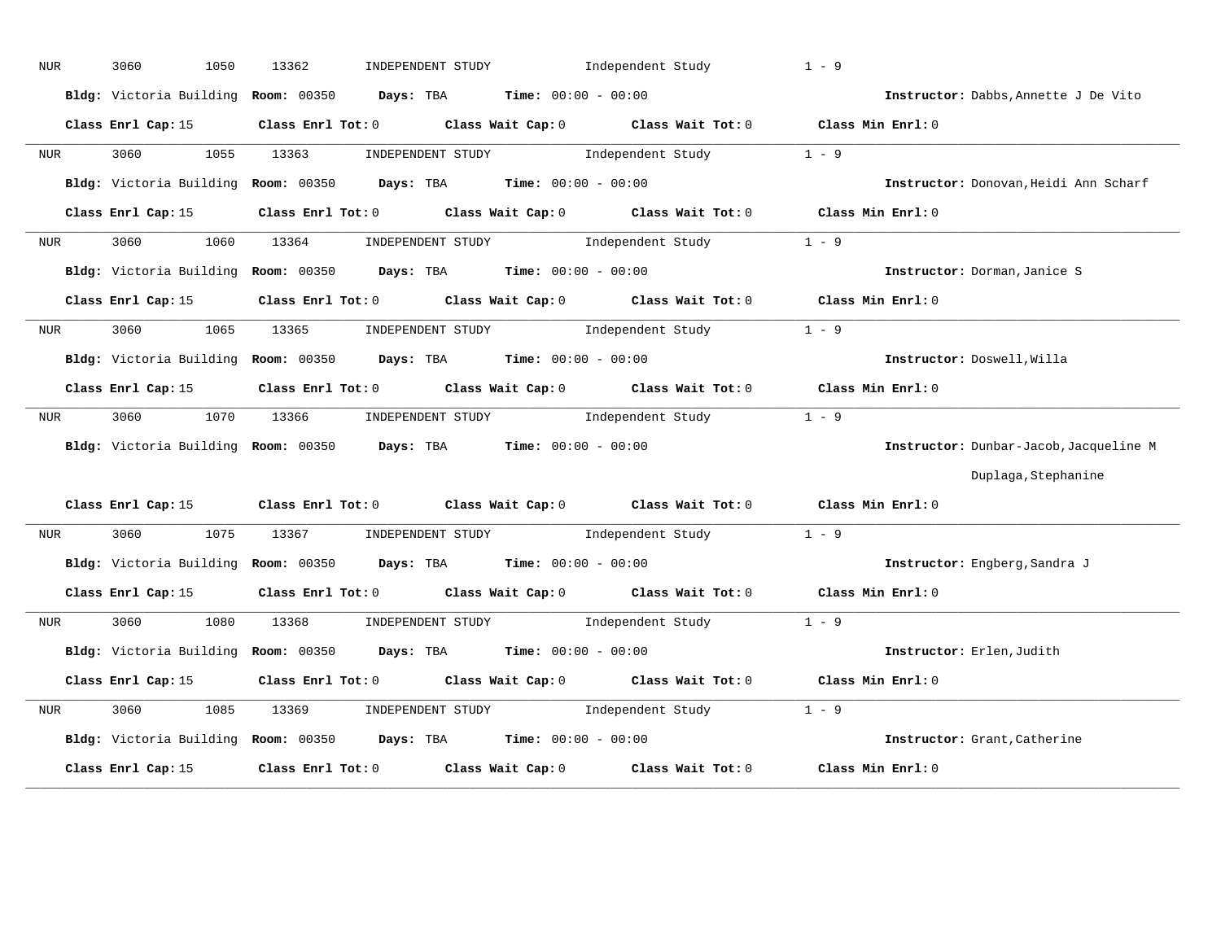NUR 3060 1050 13362 INDEPENDENT STUDY Independent Study 1 - 9

**Bldg:** Victoria Building **Room:** 00350 **Days:** TBA **Time:** 00:00 - 00:00 **Instructor:** Dabbs,Annette J De Vito

**Class Enrl Cap:** 15 **Class Enrl Tot:** 0 **Class Wait Cap:** 0 **Class Wait Tot:** 0 **Class Min Enrl:** 0

---

NUR 3060 1055 13363 INDEPENDENT STUDY Independent Study 1 - 9

**Bldg:** Victoria Building **Room:** 00350 **Days:** TBA **Time:** 00:00 - 00:00 **Instructor:** Donovan,Heidi Ann Scharf

**Class Enrl Cap:** 15 **Class Enrl Tot:** 0 **Class Wait Cap:** 0 **Class Wait Tot:** 0 **Class Min Enrl:** 0

---

NUR 3060 1060 13364 INDEPENDENT STUDY Independent Study 1 - 9

**Bldg:** Victoria Building **Room:** 00350 **Days:** TBA **Time:** 00:00 - 00:00 **Instructor:** Dorman,Janice S

**Class Enrl Cap:** 15 **Class Enrl Tot:** 0 **Class Wait Cap:** 0 **Class Wait Tot:** 0 **Class Min Enrl:** 0

---

NUR 3060 1065 13365 INDEPENDENT STUDY Independent Study 1 - 9

**Bldg:** Victoria Building **Room:** 00350 **Days:** TBA **Time:** 00:00 - 00:00 **Instructor:** Doswell,Willa

**Class Enrl Cap:** 15 **Class Enrl Tot:** 0 **Class Wait Cap:** 0 **Class Wait Tot:** 0 **Class Min Enrl:** 0

---

NUR 3060 1070 13366 INDEPENDENT STUDY Independent Study 1 - 9

**Bldg:** Victoria Building **Room:** 00350 **Days:** TBA **Time:** 00:00 - 00:00 **Instructor:** Dunbar-Jacob,Jacqueline M

Duplaga,Stephanine

**Class Enrl Cap:** 15 **Class Enrl Tot:** 0 **Class Wait Cap:** 0 **Class Wait Tot:** 0 **Class Min Enrl:** 0

---

NUR 3060 1075 13367 INDEPENDENT STUDY Independent Study 1 - 9

**Bldg:** Victoria Building **Room:** 00350 **Days:** TBA **Time:** 00:00 - 00:00 **Instructor:** Engberg,Sandra J

**Class Enrl Cap:** 15 **Class Enrl Tot:** 0 **Class Wait Cap:** 0 **Class Wait Tot:** 0 **Class Min Enrl:** 0

---

NUR 3060 1080 13368 INDEPENDENT STUDY Independent Study 1 - 9

**Bldg:** Victoria Building **Room:** 00350 **Days:** TBA **Time:** 00:00 - 00:00 **Instructor:** Erlen,Judith

**Class Enrl Cap:** 15 **Class Enrl Tot:** 0 **Class Wait Cap:** 0 **Class Wait Tot:** 0 **Class Min Enrl:** 0

---

NUR 3060 1085 13369 INDEPENDENT STUDY Independent Study 1 - 9

**Bldg:** Victoria Building **Room:** 00350 **Days:** TBA **Time:** 00:00 - 00:00 **Instructor:** Grant,Catherine

**Class Enrl Cap:** 15 **Class Enrl Tot:** 0 **Class Wait Cap:** 0 **Class Wait Tot:** 0 **Class Min Enrl:** 0

---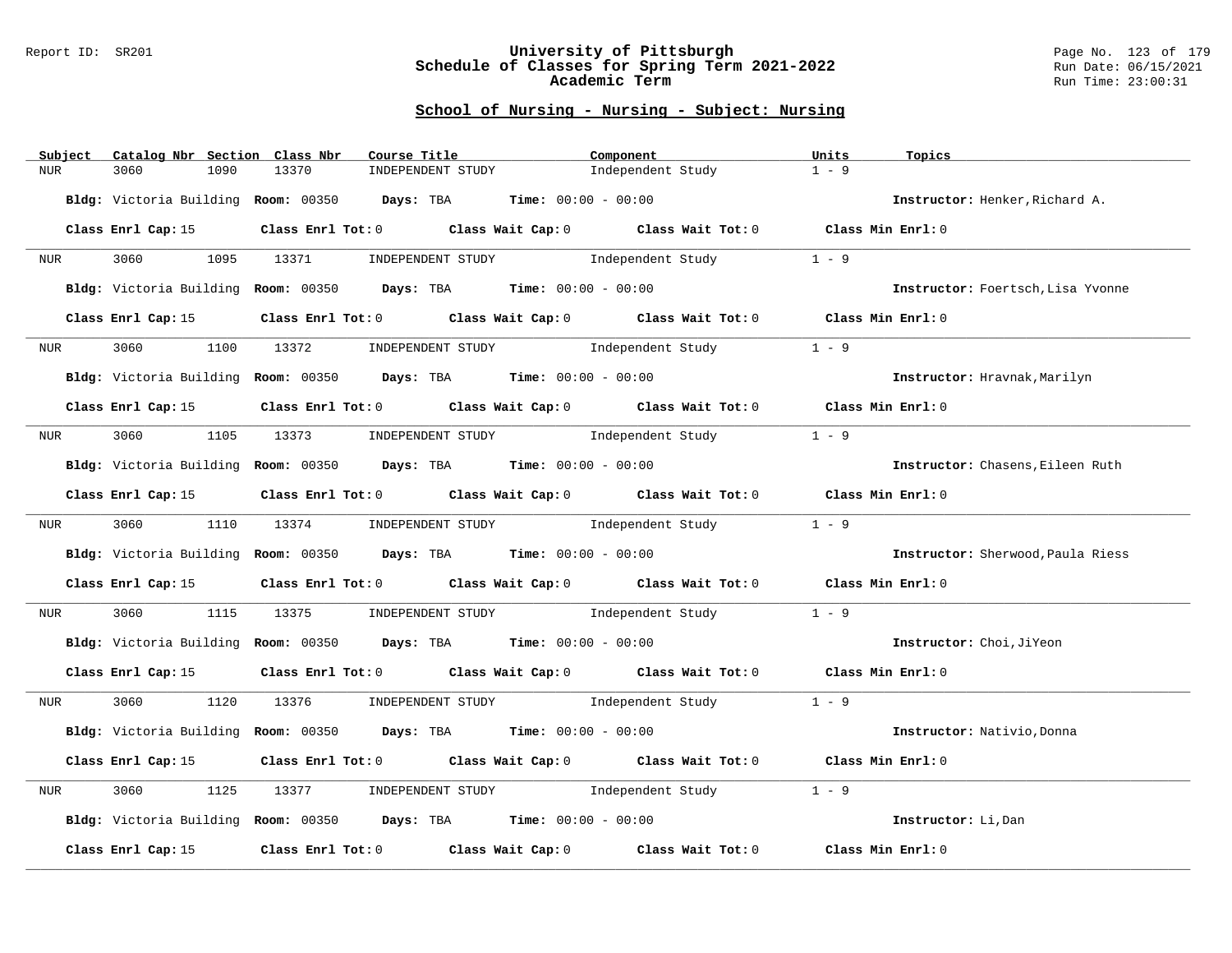## School of Nursing - Nursing - Subject: Nursing

| Subject | Catalog Nbr | Section | Class Nbr | Course Title | Component | Units | Topics |
|---|---|---|---|---|---|---|---|
| NUR | 3060 | 1090 | 13370 | INDEPENDENT STUDY | Independent Study | 1 - 9 | |

**Bldg:** Victoria Building **Room:** 00350 **Days:** TBA **Time:** 00:00 - 00:00 **Instructor:** Henker,Richard A.

**Class Enrl Cap:** 15 **Class Enrl Tot:** 0 **Class Wait Cap:** 0 **Class Wait Tot:** 0 **Class Min Enrl:** 0

---

| Subject | Catalog Nbr | Section | Class Nbr | Course Title | Component | Units | Topics |
|---|---|---|---|---|---|---|---|
| NUR | 3060 | 1095 | 13371 | INDEPENDENT STUDY | Independent Study | 1 - 9 | |

**Bldg:** Victoria Building **Room:** 00350 **Days:** TBA **Time:** 00:00 - 00:00 **Instructor:** Foertsch,Lisa Yvonne

**Class Enrl Cap:** 15 **Class Enrl Tot:** 0 **Class Wait Cap:** 0 **Class Wait Tot:** 0 **Class Min Enrl:** 0

---

| Subject | Catalog Nbr | Section | Class Nbr | Course Title | Component | Units | Topics |
|---|---|---|---|---|---|---|---|
| NUR | 3060 | 1100 | 13372 | INDEPENDENT STUDY | Independent Study | 1 - 9 | |

**Bldg:** Victoria Building **Room:** 00350 **Days:** TBA **Time:** 00:00 - 00:00 **Instructor:** Hravnak,Marilyn

**Class Enrl Cap:** 15 **Class Enrl Tot:** 0 **Class Wait Cap:** 0 **Class Wait Tot:** 0 **Class Min Enrl:** 0

---

| Subject | Catalog Nbr | Section | Class Nbr | Course Title | Component | Units | Topics |
|---|---|---|---|---|---|---|---|
| NUR | 3060 | 1105 | 13373 | INDEPENDENT STUDY | Independent Study | 1 - 9 | |

**Bldg:** Victoria Building **Room:** 00350 **Days:** TBA **Time:** 00:00 - 00:00 **Instructor:** Chasens,Eileen Ruth

**Class Enrl Cap:** 15 **Class Enrl Tot:** 0 **Class Wait Cap:** 0 **Class Wait Tot:** 0 **Class Min Enrl:** 0

---

| Subject | Catalog Nbr | Section | Class Nbr | Course Title | Component | Units | Topics |
|---|---|---|---|---|---|---|---|
| NUR | 3060 | 1110 | 13374 | INDEPENDENT STUDY | Independent Study | 1 - 9 | |

**Bldg:** Victoria Building **Room:** 00350 **Days:** TBA **Time:** 00:00 - 00:00 **Instructor:** Sherwood,Paula Riess

**Class Enrl Cap:** 15 **Class Enrl Tot:** 0 **Class Wait Cap:** 0 **Class Wait Tot:** 0 **Class Min Enrl:** 0

---

| Subject | Catalog Nbr | Section | Class Nbr | Course Title | Component | Units | Topics |
|---|---|---|---|---|---|---|---|
| NUR | 3060 | 1115 | 13375 | INDEPENDENT STUDY | Independent Study | 1 - 9 | |

**Bldg:** Victoria Building **Room:** 00350 **Days:** TBA **Time:** 00:00 - 00:00 **Instructor:** Choi,JiYeon

**Class Enrl Cap:** 15 **Class Enrl Tot:** 0 **Class Wait Cap:** 0 **Class Wait Tot:** 0 **Class Min Enrl:** 0

---

| Subject | Catalog Nbr | Section | Class Nbr | Course Title | Component | Units | Topics |
|---|---|---|---|---|---|---|---|
| NUR | 3060 | 1120 | 13376 | INDEPENDENT STUDY | Independent Study | 1 - 9 | |

**Bldg:** Victoria Building **Room:** 00350 **Days:** TBA **Time:** 00:00 - 00:00 **Instructor:** Nativio,Donna

**Class Enrl Cap:** 15 **Class Enrl Tot:** 0 **Class Wait Cap:** 0 **Class Wait Tot:** 0 **Class Min Enrl:** 0

---

| Subject | Catalog Nbr | Section | Class Nbr | Course Title | Component | Units | Topics |
|---|---|---|---|---|---|---|---|
| NUR | 3060 | 1125 | 13377 | INDEPENDENT STUDY | Independent Study | 1 - 9 | |

**Bldg:** Victoria Building **Room:** 00350 **Days:** TBA **Time:** 00:00 - 00:00 **Instructor:** Li,Dan

**Class Enrl Cap:** 15 **Class Enrl Tot:** 0 **Class Wait Cap:** 0 **Class Wait Tot:** 0 **Class Min Enrl:** 0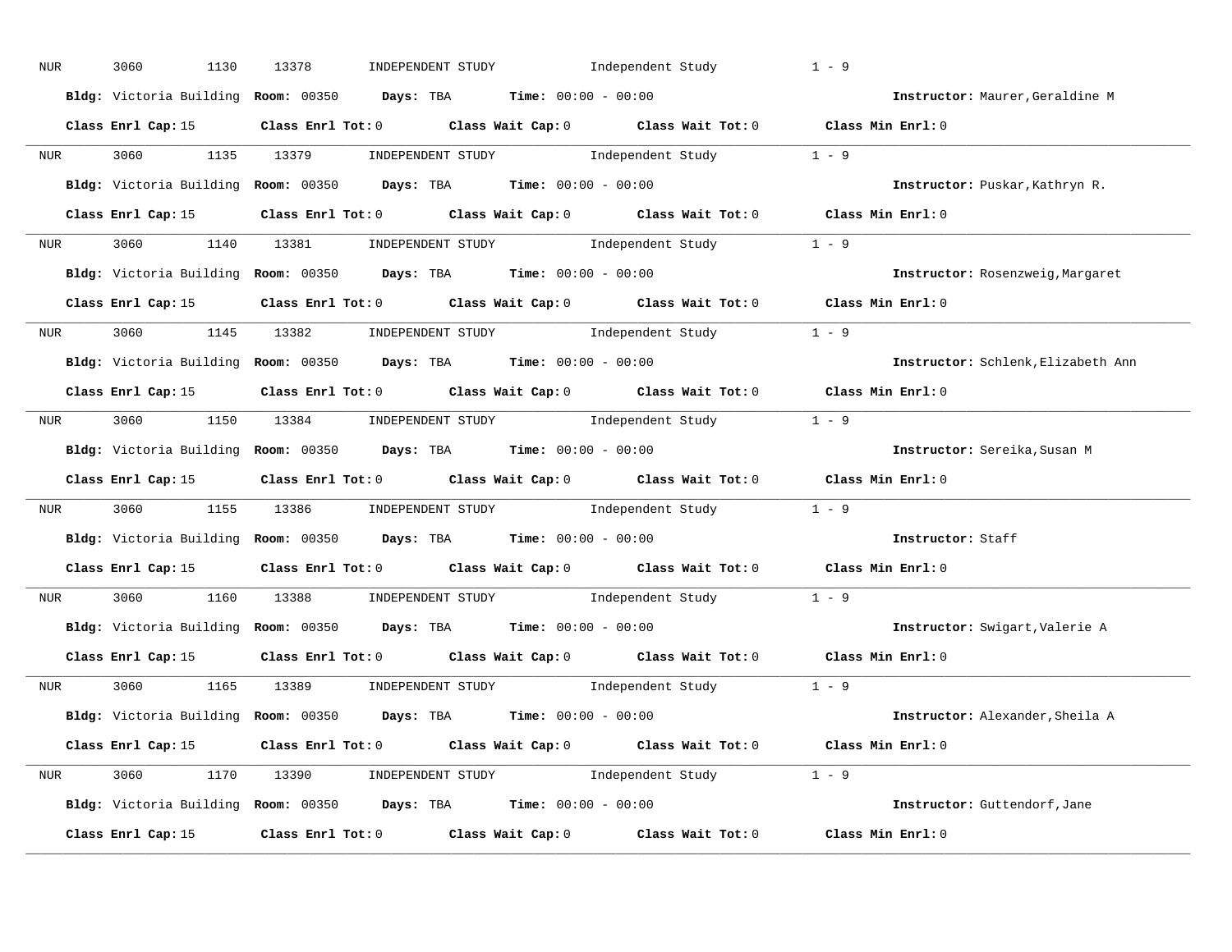NUR 3060 1130 13378 INDEPENDENT STUDY Independent Study 1 - 9

**Bldg:** Victoria Building **Room:** 00350 **Days:** TBA **Time:** 00:00 - 00:00 **Instructor:** Maurer,Geraldine M

**Class Enrl Cap:** 15 **Class Enrl Tot:** 0 **Class Wait Cap:** 0 **Class Wait Tot:** 0 **Class Min Enrl:** 0

---

NUR 3060 1135 13379 INDEPENDENT STUDY Independent Study 1 - 9

**Bldg:** Victoria Building **Room:** 00350 **Days:** TBA **Time:** 00:00 - 00:00 **Instructor:** Puskar,Kathryn R.

**Class Enrl Cap:** 15 **Class Enrl Tot:** 0 **Class Wait Cap:** 0 **Class Wait Tot:** 0 **Class Min Enrl:** 0

---

NUR 3060 1140 13381 INDEPENDENT STUDY Independent Study 1 - 9

**Bldg:** Victoria Building **Room:** 00350 **Days:** TBA **Time:** 00:00 - 00:00 **Instructor:** Rosenzweig,Margaret

**Class Enrl Cap:** 15 **Class Enrl Tot:** 0 **Class Wait Cap:** 0 **Class Wait Tot:** 0 **Class Min Enrl:** 0

---

NUR 3060 1145 13382 INDEPENDENT STUDY Independent Study 1 - 9

**Bldg:** Victoria Building **Room:** 00350 **Days:** TBA **Time:** 00:00 - 00:00 **Instructor:** Schlenk,Elizabeth Ann

**Class Enrl Cap:** 15 **Class Enrl Tot:** 0 **Class Wait Cap:** 0 **Class Wait Tot:** 0 **Class Min Enrl:** 0

---

NUR 3060 1150 13384 INDEPENDENT STUDY Independent Study 1 - 9

**Bldg:** Victoria Building **Room:** 00350 **Days:** TBA **Time:** 00:00 - 00:00 **Instructor:** Sereika,Susan M

**Class Enrl Cap:** 15 **Class Enrl Tot:** 0 **Class Wait Cap:** 0 **Class Wait Tot:** 0 **Class Min Enrl:** 0

---

NUR 3060 1155 13386 INDEPENDENT STUDY Independent Study 1 - 9

**Bldg:** Victoria Building **Room:** 00350 **Days:** TBA **Time:** 00:00 - 00:00 **Instructor:** Staff

**Class Enrl Cap:** 15 **Class Enrl Tot:** 0 **Class Wait Cap:** 0 **Class Wait Tot:** 0 **Class Min Enrl:** 0

---

NUR 3060 1160 13388 INDEPENDENT STUDY Independent Study 1 - 9

**Bldg:** Victoria Building **Room:** 00350 **Days:** TBA **Time:** 00:00 - 00:00 **Instructor:** Swigart,Valerie A

**Class Enrl Cap:** 15 **Class Enrl Tot:** 0 **Class Wait Cap:** 0 **Class Wait Tot:** 0 **Class Min Enrl:** 0

---

NUR 3060 1165 13389 INDEPENDENT STUDY Independent Study 1 - 9

**Bldg:** Victoria Building **Room:** 00350 **Days:** TBA **Time:** 00:00 - 00:00 **Instructor:** Alexander,Sheila A

**Class Enrl Cap:** 15 **Class Enrl Tot:** 0 **Class Wait Cap:** 0 **Class Wait Tot:** 0 **Class Min Enrl:** 0

---

NUR 3060 1170 13390 INDEPENDENT STUDY Independent Study 1 - 9

**Bldg:** Victoria Building **Room:** 00350 **Days:** TBA **Time:** 00:00 - 00:00 **Instructor:** Guttendorf,Jane

**Class Enrl Cap:** 15 **Class Enrl Tot:** 0 **Class Wait Cap:** 0 **Class Wait Tot:** 0 **Class Min Enrl:** 0

---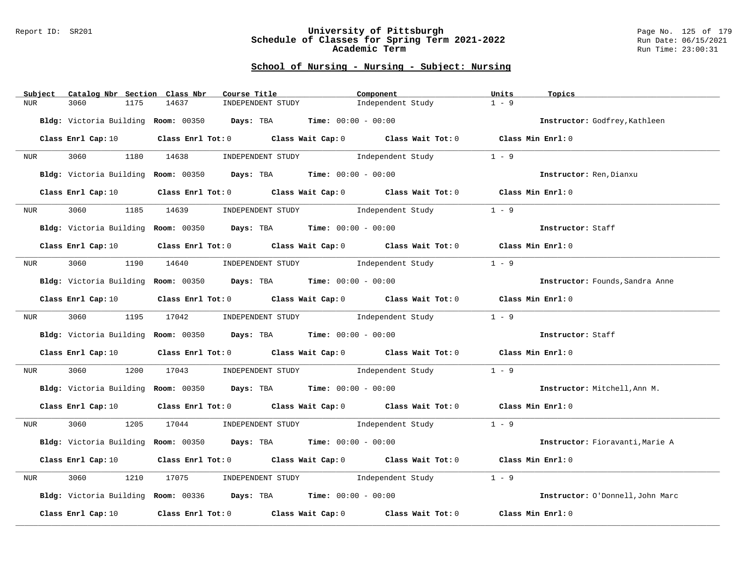## School of Nursing - Nursing - Subject: Nursing

| Subject | Catalog Nbr | Section | Class Nbr | Course Title | Component | Units | Topics |
| --- | --- | --- | --- | --- | --- | --- | --- |
| NUR | 3060 | 1175 | 14637 | INDEPENDENT STUDY | Independent Study | 1 - 9 | |

**Bldg:** Victoria Building **Room:** 00350 **Days:** TBA **Time:** 00:00 - 00:00 **Instructor:** Godfrey,Kathleen

**Class Enrl Cap:** 10 **Class Enrl Tot:** 0 **Class Wait Cap:** 0 **Class Wait Tot:** 0 **Class Min Enrl:** 0

| Subject | Catalog Nbr | Section | Class Nbr | Course Title | Component | Units | Topics |
| --- | --- | --- | --- | --- | --- | --- | --- |
| NUR | 3060 | 1180 | 14638 | INDEPENDENT STUDY | Independent Study | 1 - 9 | |

**Bldg:** Victoria Building **Room:** 00350 **Days:** TBA **Time:** 00:00 - 00:00 **Instructor:** Ren,Dianxu

**Class Enrl Cap:** 10 **Class Enrl Tot:** 0 **Class Wait Cap:** 0 **Class Wait Tot:** 0 **Class Min Enrl:** 0

| Subject | Catalog Nbr | Section | Class Nbr | Course Title | Component | Units | Topics |
| --- | --- | --- | --- | --- | --- | --- | --- |
| NUR | 3060 | 1185 | 14639 | INDEPENDENT STUDY | Independent Study | 1 - 9 | |

**Bldg:** Victoria Building **Room:** 00350 **Days:** TBA **Time:** 00:00 - 00:00 **Instructor:** Staff

**Class Enrl Cap:** 10 **Class Enrl Tot:** 0 **Class Wait Cap:** 0 **Class Wait Tot:** 0 **Class Min Enrl:** 0

| Subject | Catalog Nbr | Section | Class Nbr | Course Title | Component | Units | Topics |
| --- | --- | --- | --- | --- | --- | --- | --- |
| NUR | 3060 | 1190 | 14640 | INDEPENDENT STUDY | Independent Study | 1 - 9 | |

**Bldg:** Victoria Building **Room:** 00350 **Days:** TBA **Time:** 00:00 - 00:00 **Instructor:** Founds,Sandra Anne

**Class Enrl Cap:** 10 **Class Enrl Tot:** 0 **Class Wait Cap:** 0 **Class Wait Tot:** 0 **Class Min Enrl:** 0

| Subject | Catalog Nbr | Section | Class Nbr | Course Title | Component | Units | Topics |
| --- | --- | --- | --- | --- | --- | --- | --- |
| NUR | 3060 | 1195 | 17042 | INDEPENDENT STUDY | Independent Study | 1 - 9 | |

**Bldg:** Victoria Building **Room:** 00350 **Days:** TBA **Time:** 00:00 - 00:00 **Instructor:** Staff

**Class Enrl Cap:** 10 **Class Enrl Tot:** 0 **Class Wait Cap:** 0 **Class Wait Tot:** 0 **Class Min Enrl:** 0

| Subject | Catalog Nbr | Section | Class Nbr | Course Title | Component | Units | Topics |
| --- | --- | --- | --- | --- | --- | --- | --- |
| NUR | 3060 | 1200 | 17043 | INDEPENDENT STUDY | Independent Study | 1 - 9 | |

**Bldg:** Victoria Building **Room:** 00350 **Days:** TBA **Time:** 00:00 - 00:00 **Instructor:** Mitchell,Ann M.

**Class Enrl Cap:** 10 **Class Enrl Tot:** 0 **Class Wait Cap:** 0 **Class Wait Tot:** 0 **Class Min Enrl:** 0

| Subject | Catalog Nbr | Section | Class Nbr | Course Title | Component | Units | Topics |
| --- | --- | --- | --- | --- | --- | --- | --- |
| NUR | 3060 | 1205 | 17044 | INDEPENDENT STUDY | Independent Study | 1 - 9 | |

**Bldg:** Victoria Building **Room:** 00350 **Days:** TBA **Time:** 00:00 - 00:00 **Instructor:** Fioravanti,Marie A

**Class Enrl Cap:** 10 **Class Enrl Tot:** 0 **Class Wait Cap:** 0 **Class Wait Tot:** 0 **Class Min Enrl:** 0

| Subject | Catalog Nbr | Section | Class Nbr | Course Title | Component | Units | Topics |
| --- | --- | --- | --- | --- | --- | --- | --- |
| NUR | 3060 | 1210 | 17075 | INDEPENDENT STUDY | Independent Study | 1 - 9 | |

**Bldg:** Victoria Building **Room:** 00336 **Days:** TBA **Time:** 00:00 - 00:00 **Instructor:** O'Donnell,John Marc

**Class Enrl Cap:** 10 **Class Enrl Tot:** 0 **Class Wait Cap:** 0 **Class Wait Tot:** 0 **Class Min Enrl:** 0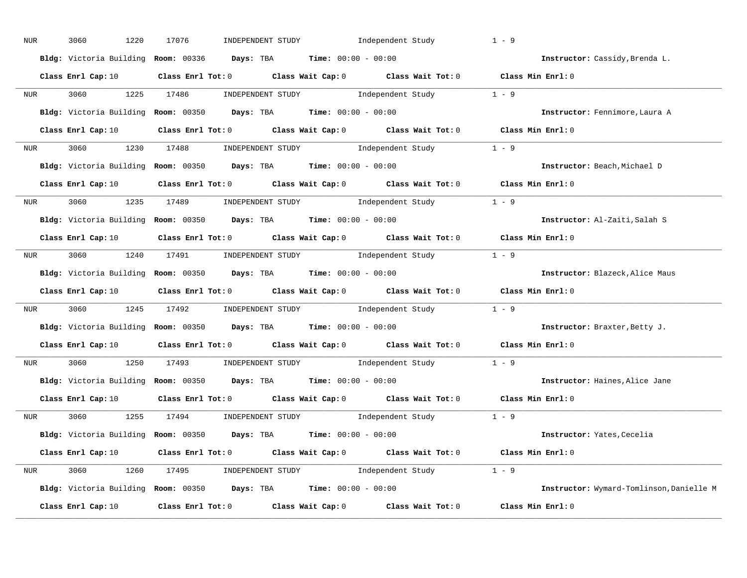NUR 3060 1220 17076 INDEPENDENT STUDY Independent Study 1 - 9

**Bldg:** Victoria Building **Room:** 00336 **Days:** TBA **Time:** 00:00 - 00:00 **Instructor:** Cassidy,Brenda L.

**Class Enrl Cap:** 10 **Class Enrl Tot:** 0 **Class Wait Cap:** 0 **Class Wait Tot:** 0 **Class Min Enrl:** 0

---

NUR 3060 1225 17486 INDEPENDENT STUDY Independent Study 1 - 9

**Bldg:** Victoria Building **Room:** 00350 **Days:** TBA **Time:** 00:00 - 00:00 **Instructor:** Fennimore,Laura A

**Class Enrl Cap:** 10 **Class Enrl Tot:** 0 **Class Wait Cap:** 0 **Class Wait Tot:** 0 **Class Min Enrl:** 0

---

NUR 3060 1230 17488 INDEPENDENT STUDY Independent Study 1 - 9

**Bldg:** Victoria Building **Room:** 00350 **Days:** TBA **Time:** 00:00 - 00:00 **Instructor:** Beach,Michael D

**Class Enrl Cap:** 10 **Class Enrl Tot:** 0 **Class Wait Cap:** 0 **Class Wait Tot:** 0 **Class Min Enrl:** 0

---

NUR 3060 1235 17489 INDEPENDENT STUDY Independent Study 1 - 9

**Bldg:** Victoria Building **Room:** 00350 **Days:** TBA **Time:** 00:00 - 00:00 **Instructor:** Al-Zaiti,Salah S

**Class Enrl Cap:** 10 **Class Enrl Tot:** 0 **Class Wait Cap:** 0 **Class Wait Tot:** 0 **Class Min Enrl:** 0

---

NUR 3060 1240 17491 INDEPENDENT STUDY Independent Study 1 - 9

**Bldg:** Victoria Building **Room:** 00350 **Days:** TBA **Time:** 00:00 - 00:00 **Instructor:** Blazeck,Alice Maus

**Class Enrl Cap:** 10 **Class Enrl Tot:** 0 **Class Wait Cap:** 0 **Class Wait Tot:** 0 **Class Min Enrl:** 0

---

NUR 3060 1245 17492 INDEPENDENT STUDY Independent Study 1 - 9

**Bldg:** Victoria Building **Room:** 00350 **Days:** TBA **Time:** 00:00 - 00:00 **Instructor:** Braxter,Betty J.

**Class Enrl Cap:** 10 **Class Enrl Tot:** 0 **Class Wait Cap:** 0 **Class Wait Tot:** 0 **Class Min Enrl:** 0

---

NUR 3060 1250 17493 INDEPENDENT STUDY Independent Study 1 - 9

**Bldg:** Victoria Building **Room:** 00350 **Days:** TBA **Time:** 00:00 - 00:00 **Instructor:** Haines,Alice Jane

**Class Enrl Cap:** 10 **Class Enrl Tot:** 0 **Class Wait Cap:** 0 **Class Wait Tot:** 0 **Class Min Enrl:** 0

---

NUR 3060 1255 17494 INDEPENDENT STUDY Independent Study 1 - 9

**Bldg:** Victoria Building **Room:** 00350 **Days:** TBA **Time:** 00:00 - 00:00 **Instructor:** Yates,Cecelia

**Class Enrl Cap:** 10 **Class Enrl Tot:** 0 **Class Wait Cap:** 0 **Class Wait Tot:** 0 **Class Min Enrl:** 0

---

NUR 3060 1260 17495 INDEPENDENT STUDY Independent Study 1 - 9

**Bldg:** Victoria Building **Room:** 00350 **Days:** TBA **Time:** 00:00 - 00:00 **Instructor:** Wymard-Tomlinson,Danielle M

**Class Enrl Cap:** 10 **Class Enrl Tot:** 0 **Class Wait Cap:** 0 **Class Wait Tot:** 0 **Class Min Enrl:** 0

---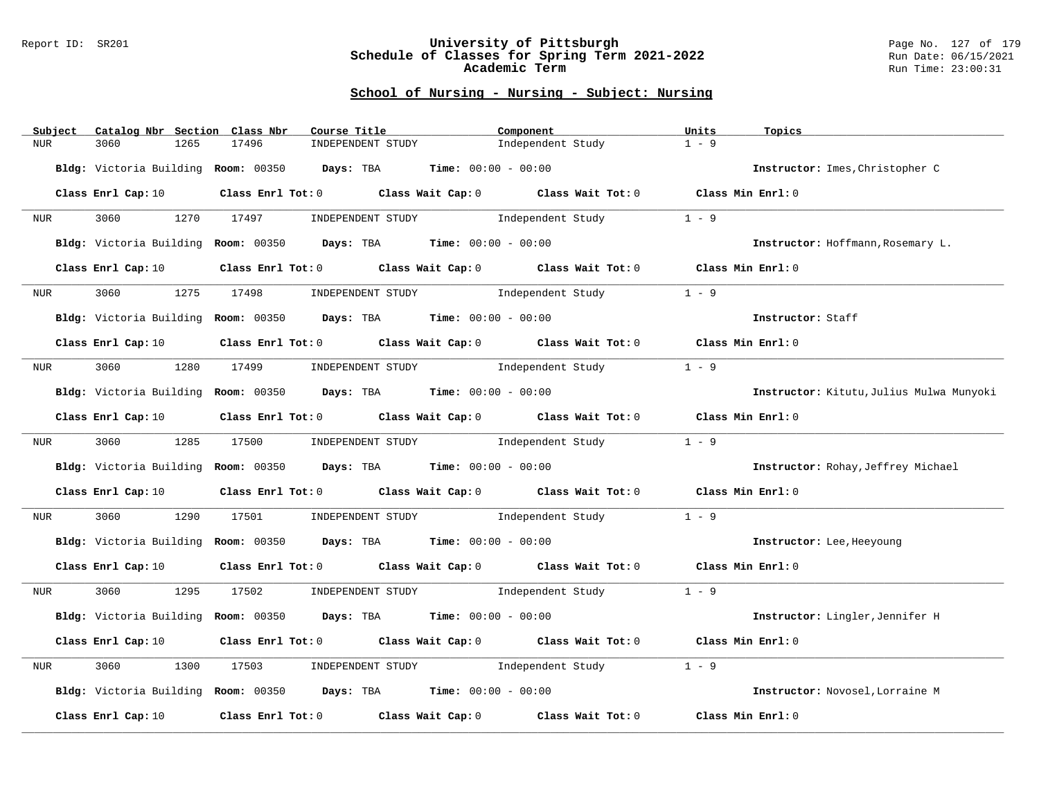## School of Nursing - Nursing - Subject: Nursing

| Subject | Catalog Nbr | Section | Class Nbr | Course Title | Component | Units | Topics |
|---|---|---|---|---|---|---|---|
| NUR | 3060 | 1265 | 17496 | INDEPENDENT STUDY | Independent Study | 1 - 9 | |

**Bldg:** Victoria Building **Room:** 00350 **Days:** TBA **Time:** 00:00 - 00:00 **Instructor:** Imes,Christopher C

**Class Enrl Cap:** 10 **Class Enrl Tot:** 0 **Class Wait Cap:** 0 **Class Wait Tot:** 0 **Class Min Enrl:** 0

| Subject | Catalog Nbr | Section | Class Nbr | Course Title | Component | Units | Topics |
|---|---|---|---|---|---|---|---|
| NUR | 3060 | 1270 | 17497 | INDEPENDENT STUDY | Independent Study | 1 - 9 | |

**Bldg:** Victoria Building **Room:** 00350 **Days:** TBA **Time:** 00:00 - 00:00 **Instructor:** Hoffmann,Rosemary L.

**Class Enrl Cap:** 10 **Class Enrl Tot:** 0 **Class Wait Cap:** 0 **Class Wait Tot:** 0 **Class Min Enrl:** 0

| Subject | Catalog Nbr | Section | Class Nbr | Course Title | Component | Units | Topics |
|---|---|---|---|---|---|---|---|
| NUR | 3060 | 1275 | 17498 | INDEPENDENT STUDY | Independent Study | 1 - 9 | |

**Bldg:** Victoria Building **Room:** 00350 **Days:** TBA **Time:** 00:00 - 00:00 **Instructor:** Staff

**Class Enrl Cap:** 10 **Class Enrl Tot:** 0 **Class Wait Cap:** 0 **Class Wait Tot:** 0 **Class Min Enrl:** 0

| Subject | Catalog Nbr | Section | Class Nbr | Course Title | Component | Units | Topics |
|---|---|---|---|---|---|---|---|
| NUR | 3060 | 1280 | 17499 | INDEPENDENT STUDY | Independent Study | 1 - 9 | |

**Bldg:** Victoria Building **Room:** 00350 **Days:** TBA **Time:** 00:00 - 00:00 **Instructor:** Kitutu,Julius Mulwa Munyoki

**Class Enrl Cap:** 10 **Class Enrl Tot:** 0 **Class Wait Cap:** 0 **Class Wait Tot:** 0 **Class Min Enrl:** 0

| Subject | Catalog Nbr | Section | Class Nbr | Course Title | Component | Units | Topics |
|---|---|---|---|---|---|---|---|
| NUR | 3060 | 1285 | 17500 | INDEPENDENT STUDY | Independent Study | 1 - 9 | |

**Bldg:** Victoria Building **Room:** 00350 **Days:** TBA **Time:** 00:00 - 00:00 **Instructor:** Rohay,Jeffrey Michael

**Class Enrl Cap:** 10 **Class Enrl Tot:** 0 **Class Wait Cap:** 0 **Class Wait Tot:** 0 **Class Min Enrl:** 0

| Subject | Catalog Nbr | Section | Class Nbr | Course Title | Component | Units | Topics |
|---|---|---|---|---|---|---|---|
| NUR | 3060 | 1290 | 17501 | INDEPENDENT STUDY | Independent Study | 1 - 9 | |

**Bldg:** Victoria Building **Room:** 00350 **Days:** TBA **Time:** 00:00 - 00:00 **Instructor:** Lee,Heeyoung

**Class Enrl Cap:** 10 **Class Enrl Tot:** 0 **Class Wait Cap:** 0 **Class Wait Tot:** 0 **Class Min Enrl:** 0

| Subject | Catalog Nbr | Section | Class Nbr | Course Title | Component | Units | Topics |
|---|---|---|---|---|---|---|---|
| NUR | 3060 | 1295 | 17502 | INDEPENDENT STUDY | Independent Study | 1 - 9 | |

**Bldg:** Victoria Building **Room:** 00350 **Days:** TBA **Time:** 00:00 - 00:00 **Instructor:** Lingler,Jennifer H

**Class Enrl Cap:** 10 **Class Enrl Tot:** 0 **Class Wait Cap:** 0 **Class Wait Tot:** 0 **Class Min Enrl:** 0

| Subject | Catalog Nbr | Section | Class Nbr | Course Title | Component | Units | Topics |
|---|---|---|---|---|---|---|---|
| NUR | 3060 | 1300 | 17503 | INDEPENDENT STUDY | Independent Study | 1 - 9 | |

**Bldg:** Victoria Building **Room:** 00350 **Days:** TBA **Time:** 00:00 - 00:00 **Instructor:** Novosel,Lorraine M

**Class Enrl Cap:** 10 **Class Enrl Tot:** 0 **Class Wait Cap:** 0 **Class Wait Tot:** 0 **Class Min Enrl:** 0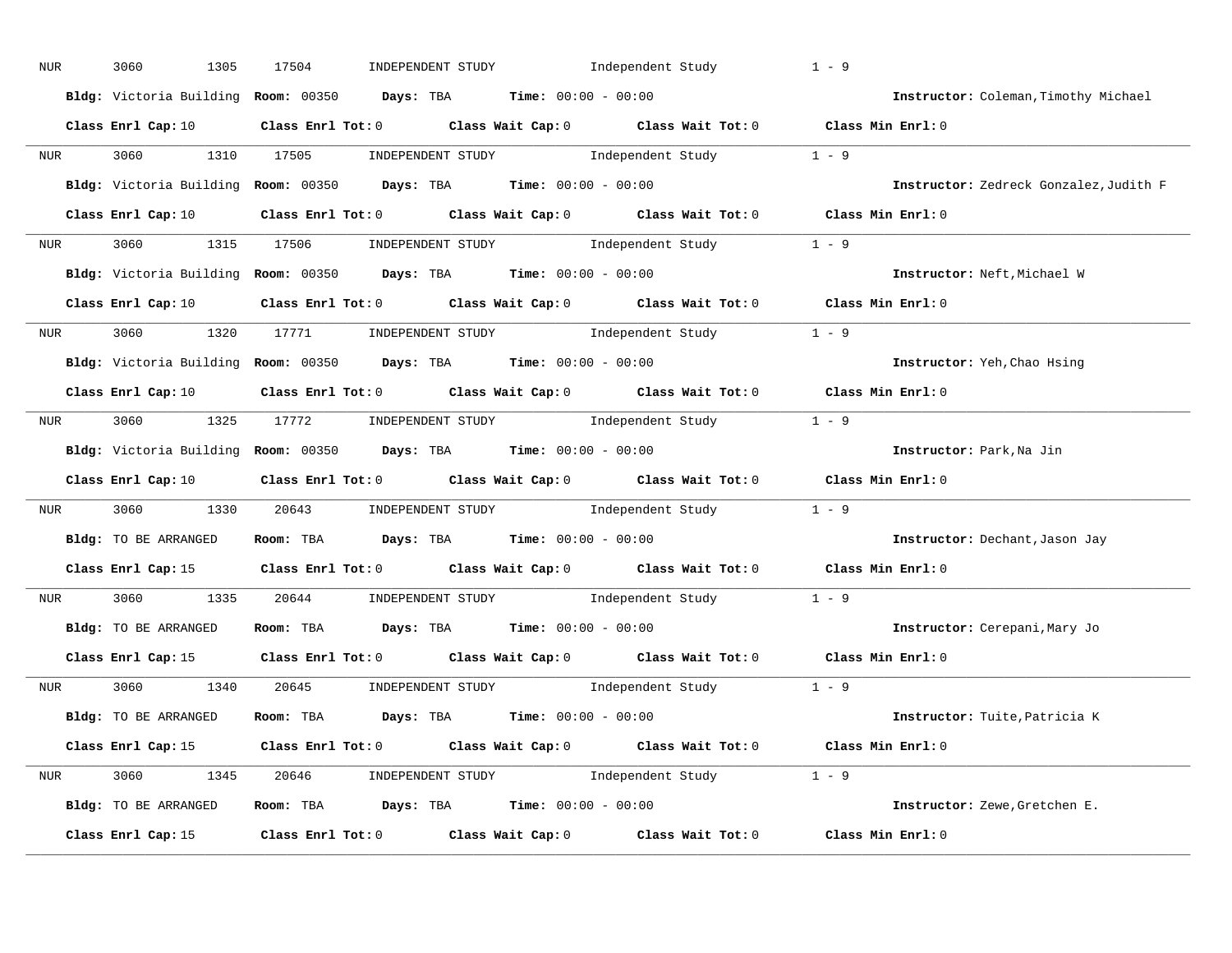NUR 3060 1305 17504 INDEPENDENT STUDY Independent Study 1 - 9

**Bldg:** Victoria Building **Room:** 00350 **Days:** TBA **Time:** 00:00 - 00:00 **Instructor:** Coleman,Timothy Michael

**Class Enrl Cap:** 10 **Class Enrl Tot:** 0 **Class Wait Cap:** 0 **Class Wait Tot:** 0 **Class Min Enrl:** 0

---

NUR 3060 1310 17505 INDEPENDENT STUDY Independent Study 1 - 9

**Bldg:** Victoria Building **Room:** 00350 **Days:** TBA **Time:** 00:00 - 00:00 **Instructor:** Zedreck Gonzalez,Judith F

**Class Enrl Cap:** 10 **Class Enrl Tot:** 0 **Class Wait Cap:** 0 **Class Wait Tot:** 0 **Class Min Enrl:** 0

---

NUR 3060 1315 17506 INDEPENDENT STUDY Independent Study 1 - 9

**Bldg:** Victoria Building **Room:** 00350 **Days:** TBA **Time:** 00:00 - 00:00 **Instructor:** Neft,Michael W

**Class Enrl Cap:** 10 **Class Enrl Tot:** 0 **Class Wait Cap:** 0 **Class Wait Tot:** 0 **Class Min Enrl:** 0

---

NUR 3060 1320 17771 INDEPENDENT STUDY Independent Study 1 - 9

**Bldg:** Victoria Building **Room:** 00350 **Days:** TBA **Time:** 00:00 - 00:00 **Instructor:** Yeh,Chao Hsing

**Class Enrl Cap:** 10 **Class Enrl Tot:** 0 **Class Wait Cap:** 0 **Class Wait Tot:** 0 **Class Min Enrl:** 0

---

NUR 3060 1325 17772 INDEPENDENT STUDY Independent Study 1 - 9

**Bldg:** Victoria Building **Room:** 00350 **Days:** TBA **Time:** 00:00 - 00:00 **Instructor:** Park,Na Jin

**Class Enrl Cap:** 10 **Class Enrl Tot:** 0 **Class Wait Cap:** 0 **Class Wait Tot:** 0 **Class Min Enrl:** 0

---

NUR 3060 1330 20643 INDEPENDENT STUDY Independent Study 1 - 9

**Bldg:** TO BE ARRANGED **Room:** TBA **Days:** TBA **Time:** 00:00 - 00:00 **Instructor:** Dechant,Jason Jay

**Class Enrl Cap:** 15 **Class Enrl Tot:** 0 **Class Wait Cap:** 0 **Class Wait Tot:** 0 **Class Min Enrl:** 0

---

NUR 3060 1335 20644 INDEPENDENT STUDY Independent Study 1 - 9

**Bldg:** TO BE ARRANGED **Room:** TBA **Days:** TBA **Time:** 00:00 - 00:00 **Instructor:** Cerepani,Mary Jo

**Class Enrl Cap:** 15 **Class Enrl Tot:** 0 **Class Wait Cap:** 0 **Class Wait Tot:** 0 **Class Min Enrl:** 0

---

NUR 3060 1340 20645 INDEPENDENT STUDY Independent Study 1 - 9

**Bldg:** TO BE ARRANGED **Room:** TBA **Days:** TBA **Time:** 00:00 - 00:00 **Instructor:** Tuite,Patricia K

**Class Enrl Cap:** 15 **Class Enrl Tot:** 0 **Class Wait Cap:** 0 **Class Wait Tot:** 0 **Class Min Enrl:** 0

---

NUR 3060 1345 20646 INDEPENDENT STUDY Independent Study 1 - 9

**Bldg:** TO BE ARRANGED **Room:** TBA **Days:** TBA **Time:** 00:00 - 00:00 **Instructor:** Zewe,Gretchen E.

**Class Enrl Cap:** 15 **Class Enrl Tot:** 0 **Class Wait Cap:** 0 **Class Wait Tot:** 0 **Class Min Enrl:** 0

---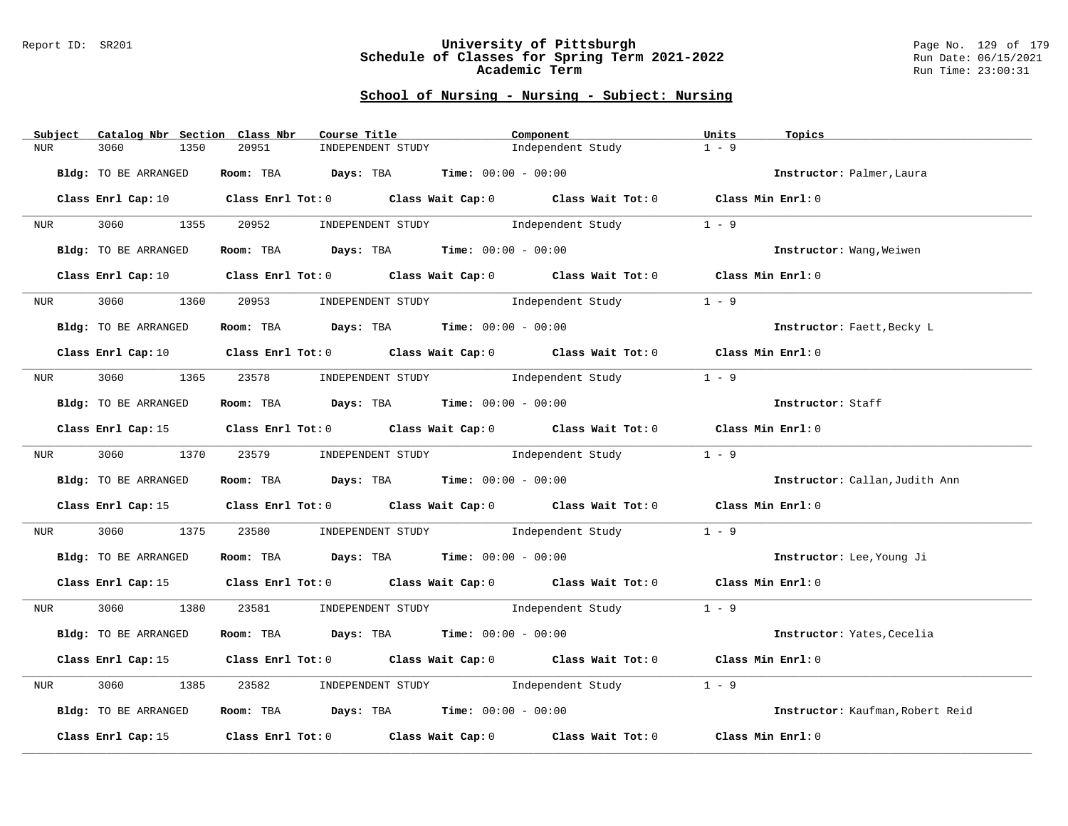## School of Nursing - Nursing - Subject: Nursing

| Subject | Catalog Nbr | Section | Class Nbr | Course Title | Component | Units | Topics |
|---|---|---|---|---|---|---|---|
| NUR | 3060 | 1350 | 20951 | INDEPENDENT STUDY | Independent Study | 1 - 9 | |

**Bldg:** TO BE ARRANGED **Room:** TBA **Days:** TBA **Time:** 00:00 - 00:00 **Instructor:** Palmer,Laura

**Class Enrl Cap:** 10 **Class Enrl Tot:** 0 **Class Wait Cap:** 0 **Class Wait Tot:** 0 **Class Min Enrl:** 0

---

| Subject | Catalog Nbr | Section | Class Nbr | Course Title | Component | Units | Topics |
|---|---|---|---|---|---|---|---|
| NUR | 3060 | 1355 | 20952 | INDEPENDENT STUDY | Independent Study | 1 - 9 | |

**Bldg:** TO BE ARRANGED **Room:** TBA **Days:** TBA **Time:** 00:00 - 00:00 **Instructor:** Wang,Weiwen

**Class Enrl Cap:** 10 **Class Enrl Tot:** 0 **Class Wait Cap:** 0 **Class Wait Tot:** 0 **Class Min Enrl:** 0

---

| Subject | Catalog Nbr | Section | Class Nbr | Course Title | Component | Units | Topics |
|---|---|---|---|---|---|---|---|
| NUR | 3060 | 1360 | 20953 | INDEPENDENT STUDY | Independent Study | 1 - 9 | |

**Bldg:** TO BE ARRANGED **Room:** TBA **Days:** TBA **Time:** 00:00 - 00:00 **Instructor:** Faett,Becky L

**Class Enrl Cap:** 10 **Class Enrl Tot:** 0 **Class Wait Cap:** 0 **Class Wait Tot:** 0 **Class Min Enrl:** 0

---

| Subject | Catalog Nbr | Section | Class Nbr | Course Title | Component | Units | Topics |
|---|---|---|---|---|---|---|---|
| NUR | 3060 | 1365 | 23578 | INDEPENDENT STUDY | Independent Study | 1 - 9 | |

**Bldg:** TO BE ARRANGED **Room:** TBA **Days:** TBA **Time:** 00:00 - 00:00 **Instructor:** Staff

**Class Enrl Cap:** 15 **Class Enrl Tot:** 0 **Class Wait Cap:** 0 **Class Wait Tot:** 0 **Class Min Enrl:** 0

---

| Subject | Catalog Nbr | Section | Class Nbr | Course Title | Component | Units | Topics |
|---|---|---|---|---|---|---|---|
| NUR | 3060 | 1370 | 23579 | INDEPENDENT STUDY | Independent Study | 1 - 9 | |

**Bldg:** TO BE ARRANGED **Room:** TBA **Days:** TBA **Time:** 00:00 - 00:00 **Instructor:** Callan,Judith Ann

**Class Enrl Cap:** 15 **Class Enrl Tot:** 0 **Class Wait Cap:** 0 **Class Wait Tot:** 0 **Class Min Enrl:** 0

---

| Subject | Catalog Nbr | Section | Class Nbr | Course Title | Component | Units | Topics |
|---|---|---|---|---|---|---|---|
| NUR | 3060 | 1375 | 23580 | INDEPENDENT STUDY | Independent Study | 1 - 9 | |

**Bldg:** TO BE ARRANGED **Room:** TBA **Days:** TBA **Time:** 00:00 - 00:00 **Instructor:** Lee,Young Ji

**Class Enrl Cap:** 15 **Class Enrl Tot:** 0 **Class Wait Cap:** 0 **Class Wait Tot:** 0 **Class Min Enrl:** 0

---

| Subject | Catalog Nbr | Section | Class Nbr | Course Title | Component | Units | Topics |
|---|---|---|---|---|---|---|---|
| NUR | 3060 | 1380 | 23581 | INDEPENDENT STUDY | Independent Study | 1 - 9 | |

**Bldg:** TO BE ARRANGED **Room:** TBA **Days:** TBA **Time:** 00:00 - 00:00 **Instructor:** Yates,Cecelia

**Class Enrl Cap:** 15 **Class Enrl Tot:** 0 **Class Wait Cap:** 0 **Class Wait Tot:** 0 **Class Min Enrl:** 0

---

| Subject | Catalog Nbr | Section | Class Nbr | Course Title | Component | Units | Topics |
|---|---|---|---|---|---|---|---|
| NUR | 3060 | 1385 | 23582 | INDEPENDENT STUDY | Independent Study | 1 - 9 | |

**Bldg:** TO BE ARRANGED **Room:** TBA **Days:** TBA **Time:** 00:00 - 00:00 **Instructor:** Kaufman,Robert Reid

**Class Enrl Cap:** 15 **Class Enrl Tot:** 0 **Class Wait Cap:** 0 **Class Wait Tot:** 0 **Class Min Enrl:** 0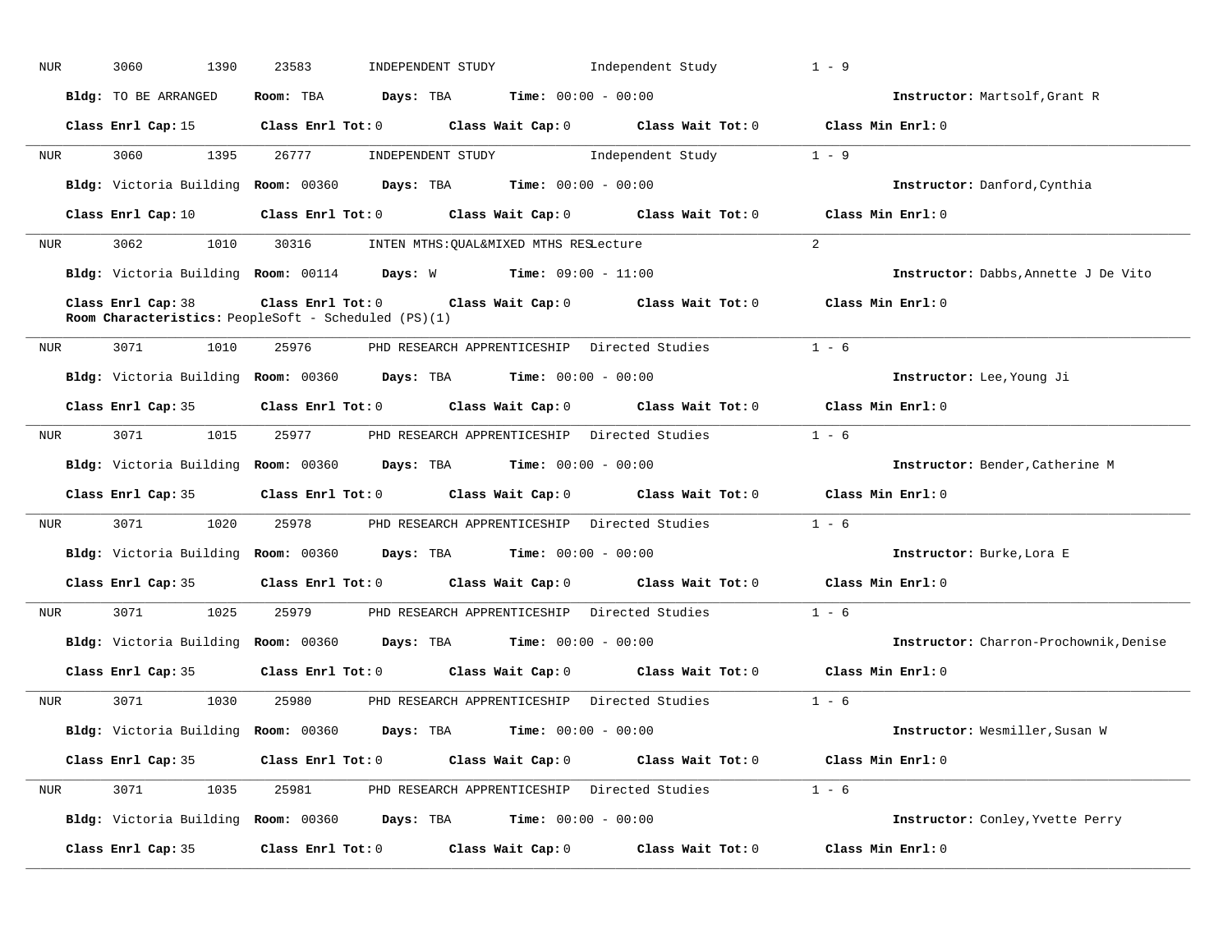NUR 3060 1390 23583 INDEPENDENT STUDY Independent Study 1 - 9

**Bldg:** TO BE ARRANGED **Room:** TBA **Days:** TBA **Time:** 00:00 - 00:00 **Instructor:** Martsolf,Grant R

**Class Enrl Cap:** 15 **Class Enrl Tot:** 0 **Class Wait Cap:** 0 **Class Wait Tot:** 0 **Class Min Enrl:** 0

---

NUR 3060 1395 26777 INDEPENDENT STUDY Independent Study 1 - 9

**Bldg:** Victoria Building **Room:** 00360 **Days:** TBA **Time:** 00:00 - 00:00 **Instructor:** Danford,Cynthia

**Class Enrl Cap:** 10 **Class Enrl Tot:** 0 **Class Wait Cap:** 0 **Class Wait Tot:** 0 **Class Min Enrl:** 0

---

NUR 3062 1010 30316 INTEN MTHS:QUAL&MIXED MTHS RESLecture 2

**Bldg:** Victoria Building **Room:** 00114 **Days:** W **Time:** 09:00 - 11:00 **Instructor:** Dabbs,Annette J De Vito

**Class Enrl Cap:** 38 **Class Enrl Tot:** 0 **Class Wait Cap:** 0 **Class Wait Tot:** 0 **Class Min Enrl:** 0
**Room Characteristics:** PeopleSoft - Scheduled (PS)(1)

---

NUR 3071 1010 25976 PHD RESEARCH APPRENTICESHIP Directed Studies 1 - 6

**Bldg:** Victoria Building **Room:** 00360 **Days:** TBA **Time:** 00:00 - 00:00 **Instructor:** Lee,Young Ji

**Class Enrl Cap:** 35 **Class Enrl Tot:** 0 **Class Wait Cap:** 0 **Class Wait Tot:** 0 **Class Min Enrl:** 0

---

NUR 3071 1015 25977 PHD RESEARCH APPRENTICESHIP Directed Studies 1 - 6

**Bldg:** Victoria Building **Room:** 00360 **Days:** TBA **Time:** 00:00 - 00:00 **Instructor:** Bender,Catherine M

**Class Enrl Cap:** 35 **Class Enrl Tot:** 0 **Class Wait Cap:** 0 **Class Wait Tot:** 0 **Class Min Enrl:** 0

---

NUR 3071 1020 25978 PHD RESEARCH APPRENTICESHIP Directed Studies 1 - 6

**Bldg:** Victoria Building **Room:** 00360 **Days:** TBA **Time:** 00:00 - 00:00 **Instructor:** Burke,Lora E

**Class Enrl Cap:** 35 **Class Enrl Tot:** 0 **Class Wait Cap:** 0 **Class Wait Tot:** 0 **Class Min Enrl:** 0

---

NUR 3071 1025 25979 PHD RESEARCH APPRENTICESHIP Directed Studies 1 - 6

**Bldg:** Victoria Building **Room:** 00360 **Days:** TBA **Time:** 00:00 - 00:00 **Instructor:** Charron-Prochownik,Denise

**Class Enrl Cap:** 35 **Class Enrl Tot:** 0 **Class Wait Cap:** 0 **Class Wait Tot:** 0 **Class Min Enrl:** 0

---

NUR 3071 1030 25980 PHD RESEARCH APPRENTICESHIP Directed Studies 1 - 6

**Bldg:** Victoria Building **Room:** 00360 **Days:** TBA **Time:** 00:00 - 00:00 **Instructor:** Wesmiller,Susan W

**Class Enrl Cap:** 35 **Class Enrl Tot:** 0 **Class Wait Cap:** 0 **Class Wait Tot:** 0 **Class Min Enrl:** 0

---

NUR 3071 1035 25981 PHD RESEARCH APPRENTICESHIP Directed Studies 1 - 6

**Bldg:** Victoria Building **Room:** 00360 **Days:** TBA **Time:** 00:00 - 00:00 **Instructor:** Conley,Yvette Perry

**Class Enrl Cap:** 35 **Class Enrl Tot:** 0 **Class Wait Cap:** 0 **Class Wait Tot:** 0 **Class Min Enrl:** 0

---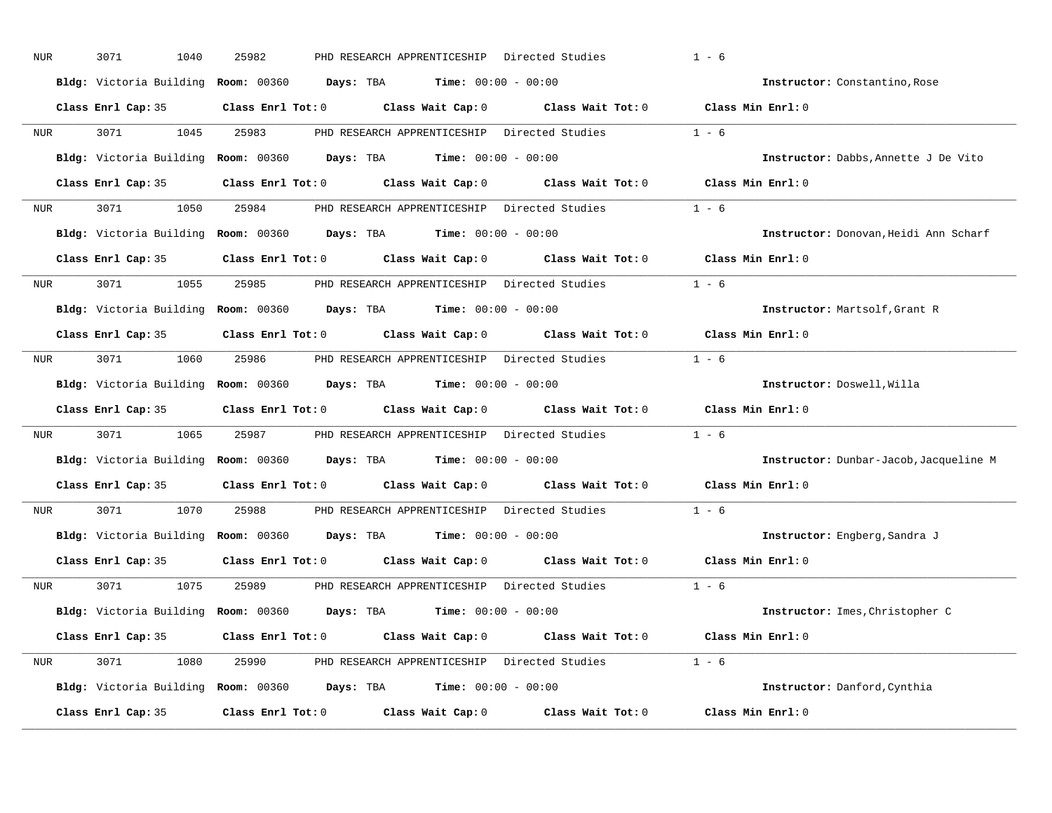NUR 3071 1040 25982 PHD RESEARCH APPRENTICESHIP Directed Studies 1 - 6

**Bldg:** Victoria Building **Room:** 00360 **Days:** TBA **Time:** 00:00 - 00:00 **Instructor:** Constantino,Rose

**Class Enrl Cap:** 35 **Class Enrl Tot:** 0 **Class Wait Cap:** 0 **Class Wait Tot:** 0 **Class Min Enrl:** 0

---

NUR 3071 1045 25983 PHD RESEARCH APPRENTICESHIP Directed Studies 1 - 6

**Bldg:** Victoria Building **Room:** 00360 **Days:** TBA **Time:** 00:00 - 00:00 **Instructor:** Dabbs,Annette J De Vito

**Class Enrl Cap:** 35 **Class Enrl Tot:** 0 **Class Wait Cap:** 0 **Class Wait Tot:** 0 **Class Min Enrl:** 0

---

NUR 3071 1050 25984 PHD RESEARCH APPRENTICESHIP Directed Studies 1 - 6

**Bldg:** Victoria Building **Room:** 00360 **Days:** TBA **Time:** 00:00 - 00:00 **Instructor:** Donovan,Heidi Ann Scharf

**Class Enrl Cap:** 35 **Class Enrl Tot:** 0 **Class Wait Cap:** 0 **Class Wait Tot:** 0 **Class Min Enrl:** 0

---

NUR 3071 1055 25985 PHD RESEARCH APPRENTICESHIP Directed Studies 1 - 6

**Bldg:** Victoria Building **Room:** 00360 **Days:** TBA **Time:** 00:00 - 00:00 **Instructor:** Martsolf,Grant R

**Class Enrl Cap:** 35 **Class Enrl Tot:** 0 **Class Wait Cap:** 0 **Class Wait Tot:** 0 **Class Min Enrl:** 0

---

NUR 3071 1060 25986 PHD RESEARCH APPRENTICESHIP Directed Studies 1 - 6

**Bldg:** Victoria Building **Room:** 00360 **Days:** TBA **Time:** 00:00 - 00:00 **Instructor:** Doswell,Willa

**Class Enrl Cap:** 35 **Class Enrl Tot:** 0 **Class Wait Cap:** 0 **Class Wait Tot:** 0 **Class Min Enrl:** 0

---

NUR 3071 1065 25987 PHD RESEARCH APPRENTICESHIP Directed Studies 1 - 6

**Bldg:** Victoria Building **Room:** 00360 **Days:** TBA **Time:** 00:00 - 00:00 **Instructor:** Dunbar-Jacob,Jacqueline M

**Class Enrl Cap:** 35 **Class Enrl Tot:** 0 **Class Wait Cap:** 0 **Class Wait Tot:** 0 **Class Min Enrl:** 0

---

NUR 3071 1070 25988 PHD RESEARCH APPRENTICESHIP Directed Studies 1 - 6

**Bldg:** Victoria Building **Room:** 00360 **Days:** TBA **Time:** 00:00 - 00:00 **Instructor:** Engberg,Sandra J

**Class Enrl Cap:** 35 **Class Enrl Tot:** 0 **Class Wait Cap:** 0 **Class Wait Tot:** 0 **Class Min Enrl:** 0

---

NUR 3071 1075 25989 PHD RESEARCH APPRENTICESHIP Directed Studies 1 - 6

**Bldg:** Victoria Building **Room:** 00360 **Days:** TBA **Time:** 00:00 - 00:00 **Instructor:** Imes,Christopher C

**Class Enrl Cap:** 35 **Class Enrl Tot:** 0 **Class Wait Cap:** 0 **Class Wait Tot:** 0 **Class Min Enrl:** 0

---

NUR 3071 1080 25990 PHD RESEARCH APPRENTICESHIP Directed Studies 1 - 6

**Bldg:** Victoria Building **Room:** 00360 **Days:** TBA **Time:** 00:00 - 00:00 **Instructor:** Danford,Cynthia

**Class Enrl Cap:** 35 **Class Enrl Tot:** 0 **Class Wait Cap:** 0 **Class Wait Tot:** 0 **Class Min Enrl:** 0

---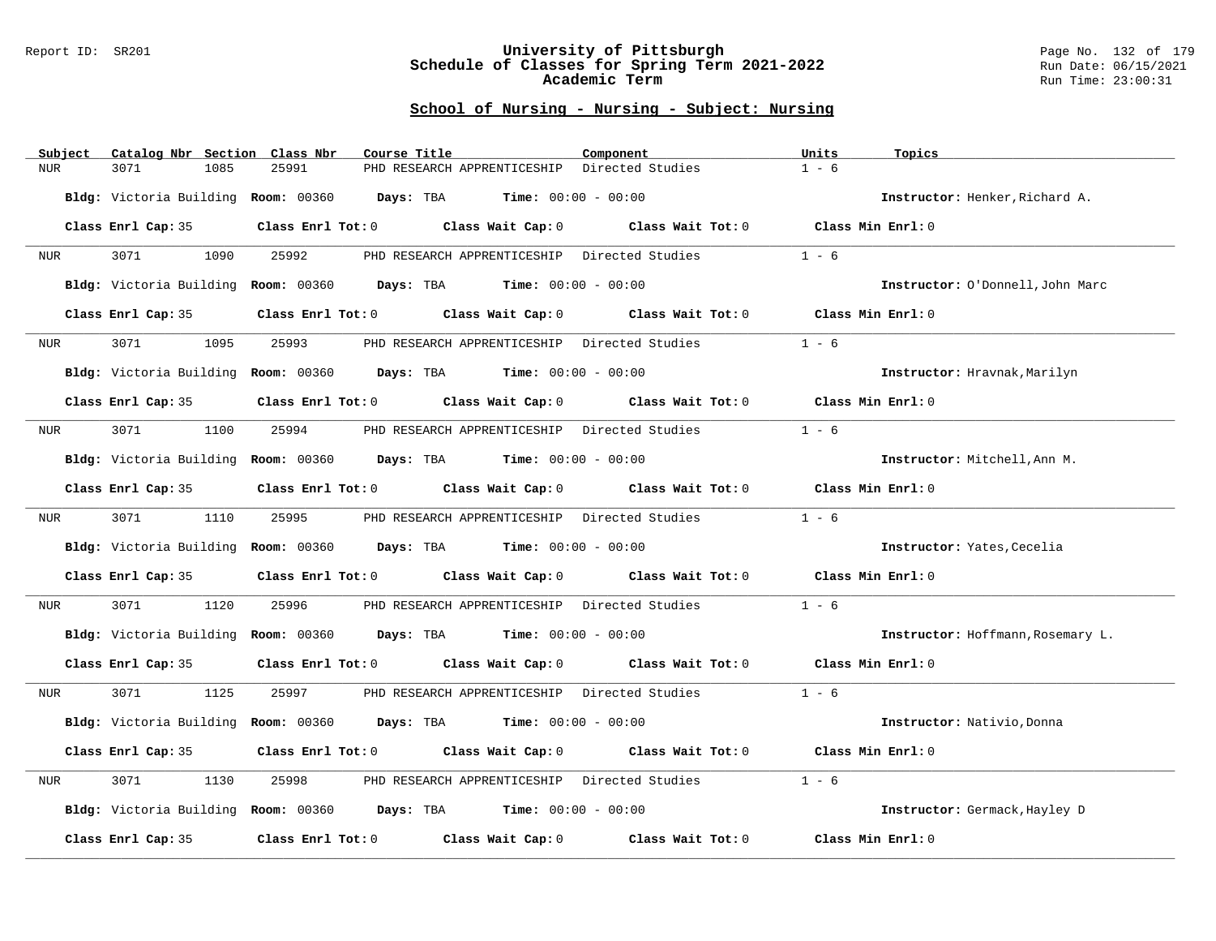## School of Nursing - Nursing - Subject: Nursing

| Subject | Catalog Nbr | Section | Class Nbr | Course Title | Component | Units | Topics |
|---|---|---|---|---|---|---|---|
| NUR | 3071 | 1085 | 25991 | PHD RESEARCH APPRENTICESHIP | Directed Studies | 1 - 6 | |

**Bldg:** Victoria Building **Room:** 00360 **Days:** TBA **Time:** 00:00 - 00:00 **Instructor:** Henker,Richard A.

**Class Enrl Cap:** 35 **Class Enrl Tot:** 0 **Class Wait Cap:** 0 **Class Wait Tot:** 0 **Class Min Enrl:** 0

| Subject | Catalog Nbr | Section | Class Nbr | Course Title | Component | Units | Topics |
|---|---|---|---|---|---|---|---|
| NUR | 3071 | 1090 | 25992 | PHD RESEARCH APPRENTICESHIP | Directed Studies | 1 - 6 | |

**Bldg:** Victoria Building **Room:** 00360 **Days:** TBA **Time:** 00:00 - 00:00 **Instructor:** O'Donnell,John Marc

**Class Enrl Cap:** 35 **Class Enrl Tot:** 0 **Class Wait Cap:** 0 **Class Wait Tot:** 0 **Class Min Enrl:** 0

| Subject | Catalog Nbr | Section | Class Nbr | Course Title | Component | Units | Topics |
|---|---|---|---|---|---|---|---|
| NUR | 3071 | 1095 | 25993 | PHD RESEARCH APPRENTICESHIP | Directed Studies | 1 - 6 | |

**Bldg:** Victoria Building **Room:** 00360 **Days:** TBA **Time:** 00:00 - 00:00 **Instructor:** Hravnak,Marilyn

**Class Enrl Cap:** 35 **Class Enrl Tot:** 0 **Class Wait Cap:** 0 **Class Wait Tot:** 0 **Class Min Enrl:** 0

| Subject | Catalog Nbr | Section | Class Nbr | Course Title | Component | Units | Topics |
|---|---|---|---|---|---|---|---|
| NUR | 3071 | 1100 | 25994 | PHD RESEARCH APPRENTICESHIP | Directed Studies | 1 - 6 | |

**Bldg:** Victoria Building **Room:** 00360 **Days:** TBA **Time:** 00:00 - 00:00 **Instructor:** Mitchell,Ann M.

**Class Enrl Cap:** 35 **Class Enrl Tot:** 0 **Class Wait Cap:** 0 **Class Wait Tot:** 0 **Class Min Enrl:** 0

| Subject | Catalog Nbr | Section | Class Nbr | Course Title | Component | Units | Topics |
|---|---|---|---|---|---|---|---|
| NUR | 3071 | 1110 | 25995 | PHD RESEARCH APPRENTICESHIP | Directed Studies | 1 - 6 | |

**Bldg:** Victoria Building **Room:** 00360 **Days:** TBA **Time:** 00:00 - 00:00 **Instructor:** Yates,Cecelia

**Class Enrl Cap:** 35 **Class Enrl Tot:** 0 **Class Wait Cap:** 0 **Class Wait Tot:** 0 **Class Min Enrl:** 0

| Subject | Catalog Nbr | Section | Class Nbr | Course Title | Component | Units | Topics |
|---|---|---|---|---|---|---|---|
| NUR | 3071 | 1120 | 25996 | PHD RESEARCH APPRENTICESHIP | Directed Studies | 1 - 6 | |

**Bldg:** Victoria Building **Room:** 00360 **Days:** TBA **Time:** 00:00 - 00:00 **Instructor:** Hoffmann,Rosemary L.

**Class Enrl Cap:** 35 **Class Enrl Tot:** 0 **Class Wait Cap:** 0 **Class Wait Tot:** 0 **Class Min Enrl:** 0

| Subject | Catalog Nbr | Section | Class Nbr | Course Title | Component | Units | Topics |
|---|---|---|---|---|---|---|---|
| NUR | 3071 | 1125 | 25997 | PHD RESEARCH APPRENTICESHIP | Directed Studies | 1 - 6 | |

**Bldg:** Victoria Building **Room:** 00360 **Days:** TBA **Time:** 00:00 - 00:00 **Instructor:** Nativio,Donna

**Class Enrl Cap:** 35 **Class Enrl Tot:** 0 **Class Wait Cap:** 0 **Class Wait Tot:** 0 **Class Min Enrl:** 0

| Subject | Catalog Nbr | Section | Class Nbr | Course Title | Component | Units | Topics |
|---|---|---|---|---|---|---|---|
| NUR | 3071 | 1130 | 25998 | PHD RESEARCH APPRENTICESHIP | Directed Studies | 1 - 6 | |

**Bldg:** Victoria Building **Room:** 00360 **Days:** TBA **Time:** 00:00 - 00:00 **Instructor:** Germack,Hayley D

**Class Enrl Cap:** 35 **Class Enrl Tot:** 0 **Class Wait Cap:** 0 **Class Wait Tot:** 0 **Class Min Enrl:** 0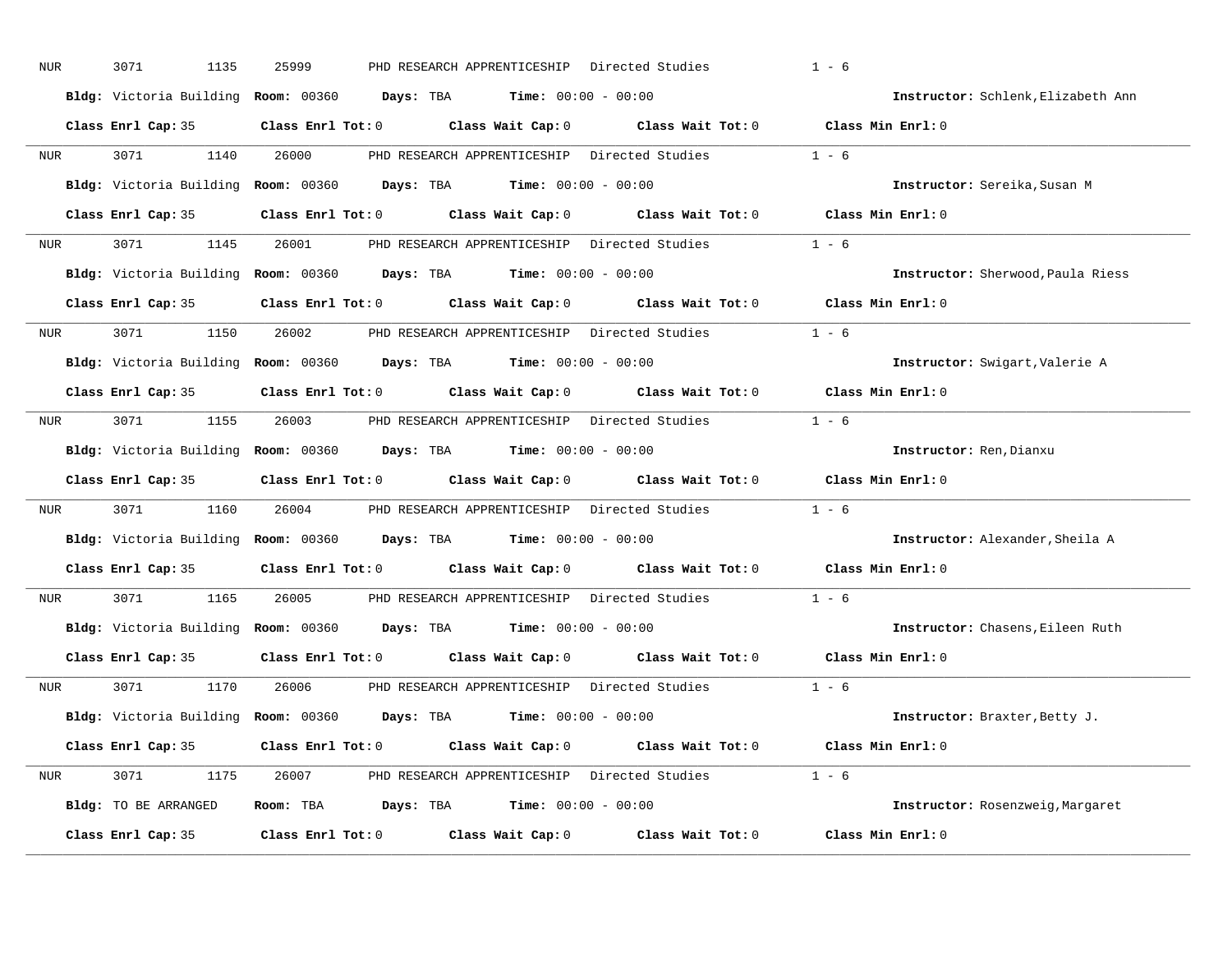NUR 3071 1135 25999 PHD RESEARCH APPRENTICESHIP Directed Studies 1 - 6

**Bldg:** Victoria Building **Room:** 00360 **Days:** TBA **Time:** 00:00 - 00:00 **Instructor:** Schlenk,Elizabeth Ann

**Class Enrl Cap:** 35 **Class Enrl Tot:** 0 **Class Wait Cap:** 0 **Class Wait Tot:** 0 **Class Min Enrl:** 0

---

NUR 3071 1140 26000 PHD RESEARCH APPRENTICESHIP Directed Studies 1 - 6

**Bldg:** Victoria Building **Room:** 00360 **Days:** TBA **Time:** 00:00 - 00:00 **Instructor:** Sereika,Susan M

**Class Enrl Cap:** 35 **Class Enrl Tot:** 0 **Class Wait Cap:** 0 **Class Wait Tot:** 0 **Class Min Enrl:** 0

---

NUR 3071 1145 26001 PHD RESEARCH APPRENTICESHIP Directed Studies 1 - 6

**Bldg:** Victoria Building **Room:** 00360 **Days:** TBA **Time:** 00:00 - 00:00 **Instructor:** Sherwood,Paula Riess

**Class Enrl Cap:** 35 **Class Enrl Tot:** 0 **Class Wait Cap:** 0 **Class Wait Tot:** 0 **Class Min Enrl:** 0

---

NUR 3071 1150 26002 PHD RESEARCH APPRENTICESHIP Directed Studies 1 - 6

**Bldg:** Victoria Building **Room:** 00360 **Days:** TBA **Time:** 00:00 - 00:00 **Instructor:** Swigart,Valerie A

**Class Enrl Cap:** 35 **Class Enrl Tot:** 0 **Class Wait Cap:** 0 **Class Wait Tot:** 0 **Class Min Enrl:** 0

---

NUR 3071 1155 26003 PHD RESEARCH APPRENTICESHIP Directed Studies 1 - 6

**Bldg:** Victoria Building **Room:** 00360 **Days:** TBA **Time:** 00:00 - 00:00 **Instructor:** Ren,Dianxu

**Class Enrl Cap:** 35 **Class Enrl Tot:** 0 **Class Wait Cap:** 0 **Class Wait Tot:** 0 **Class Min Enrl:** 0

---

NUR 3071 1160 26004 PHD RESEARCH APPRENTICESHIP Directed Studies 1 - 6

**Bldg:** Victoria Building **Room:** 00360 **Days:** TBA **Time:** 00:00 - 00:00 **Instructor:** Alexander,Sheila A

**Class Enrl Cap:** 35 **Class Enrl Tot:** 0 **Class Wait Cap:** 0 **Class Wait Tot:** 0 **Class Min Enrl:** 0

---

NUR 3071 1165 26005 PHD RESEARCH APPRENTICESHIP Directed Studies 1 - 6

**Bldg:** Victoria Building **Room:** 00360 **Days:** TBA **Time:** 00:00 - 00:00 **Instructor:** Chasens,Eileen Ruth

**Class Enrl Cap:** 35 **Class Enrl Tot:** 0 **Class Wait Cap:** 0 **Class Wait Tot:** 0 **Class Min Enrl:** 0

---

NUR 3071 1170 26006 PHD RESEARCH APPRENTICESHIP Directed Studies 1 - 6

**Bldg:** Victoria Building **Room:** 00360 **Days:** TBA **Time:** 00:00 - 00:00 **Instructor:** Braxter,Betty J.

**Class Enrl Cap:** 35 **Class Enrl Tot:** 0 **Class Wait Cap:** 0 **Class Wait Tot:** 0 **Class Min Enrl:** 0

---

NUR 3071 1175 26007 PHD RESEARCH APPRENTICESHIP Directed Studies 1 - 6

**Bldg:** TO BE ARRANGED **Room:** TBA **Days:** TBA **Time:** 00:00 - 00:00 **Instructor:** Rosenzweig,Margaret

**Class Enrl Cap:** 35 **Class Enrl Tot:** 0 **Class Wait Cap:** 0 **Class Wait Tot:** 0 **Class Min Enrl:** 0

---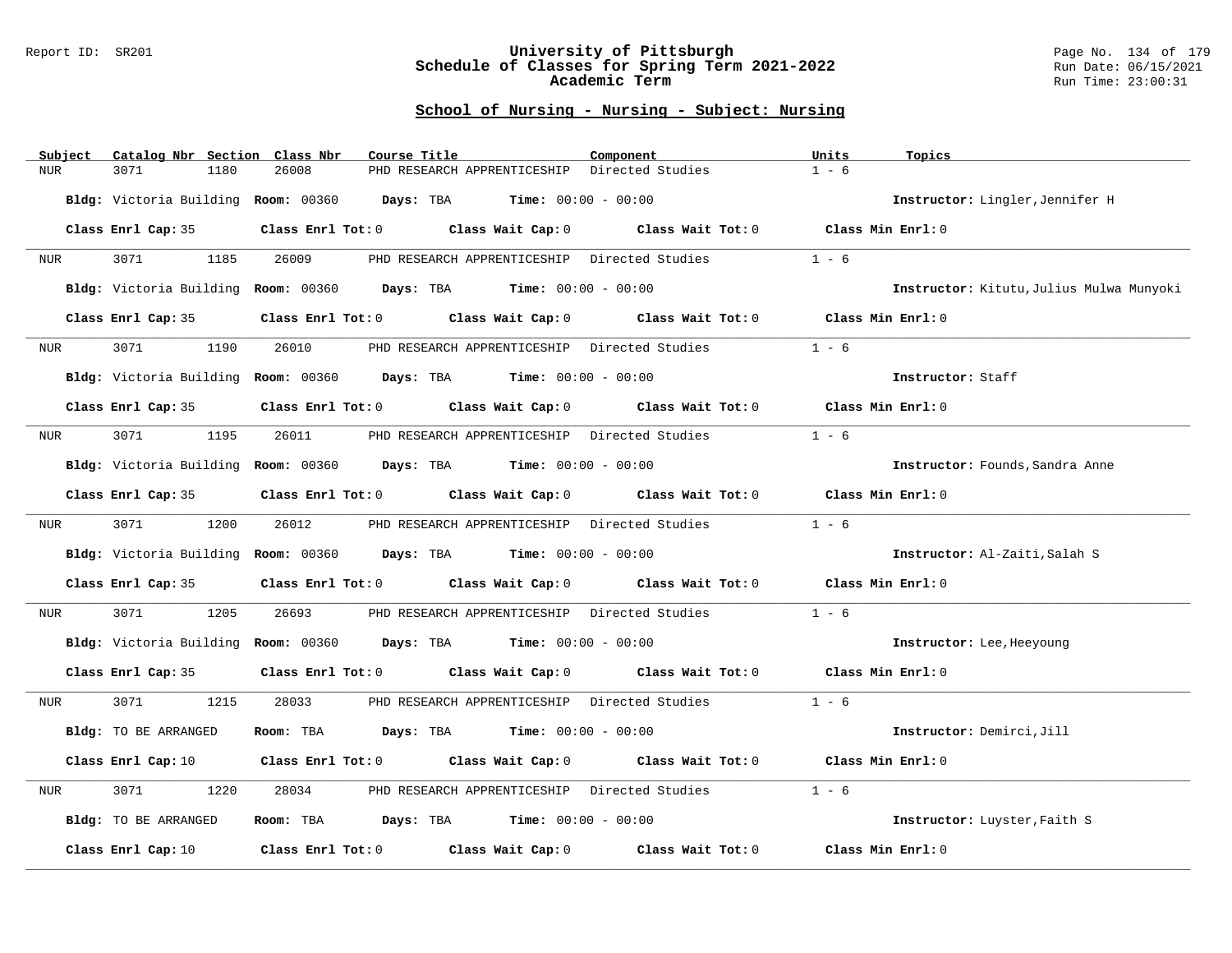## School of Nursing - Nursing - Subject: Nursing

| Subject | Catalog Nbr | Section | Class Nbr | Course Title | Component | Units | Topics |
|---|---|---|---|---|---|---|---|
| NUR | 3071 | 1180 | 26008 | PHD RESEARCH APPRENTICESHIP | Directed Studies | 1 - 6 | |

**Bldg:** Victoria Building **Room:** 00360 **Days:** TBA **Time:** 00:00 - 00:00 **Instructor:** Lingler,Jennifer H

**Class Enrl Cap:** 35 **Class Enrl Tot:** 0 **Class Wait Cap:** 0 **Class Wait Tot:** 0 **Class Min Enrl:** 0

| Subject | Catalog Nbr | Section | Class Nbr | Course Title | Component | Units | Topics |
|---|---|---|---|---|---|---|---|
| NUR | 3071 | 1185 | 26009 | PHD RESEARCH APPRENTICESHIP | Directed Studies | 1 - 6 | |

**Bldg:** Victoria Building **Room:** 00360 **Days:** TBA **Time:** 00:00 - 00:00 **Instructor:** Kitutu,Julius Mulwa Munyoki

**Class Enrl Cap:** 35 **Class Enrl Tot:** 0 **Class Wait Cap:** 0 **Class Wait Tot:** 0 **Class Min Enrl:** 0

| Subject | Catalog Nbr | Section | Class Nbr | Course Title | Component | Units | Topics |
|---|---|---|---|---|---|---|---|
| NUR | 3071 | 1190 | 26010 | PHD RESEARCH APPRENTICESHIP | Directed Studies | 1 - 6 | |

**Bldg:** Victoria Building **Room:** 00360 **Days:** TBA **Time:** 00:00 - 00:00 **Instructor:** Staff

**Class Enrl Cap:** 35 **Class Enrl Tot:** 0 **Class Wait Cap:** 0 **Class Wait Tot:** 0 **Class Min Enrl:** 0

| Subject | Catalog Nbr | Section | Class Nbr | Course Title | Component | Units | Topics |
|---|---|---|---|---|---|---|---|
| NUR | 3071 | 1195 | 26011 | PHD RESEARCH APPRENTICESHIP | Directed Studies | 1 - 6 | |

**Bldg:** Victoria Building **Room:** 00360 **Days:** TBA **Time:** 00:00 - 00:00 **Instructor:** Founds,Sandra Anne

**Class Enrl Cap:** 35 **Class Enrl Tot:** 0 **Class Wait Cap:** 0 **Class Wait Tot:** 0 **Class Min Enrl:** 0

| Subject | Catalog Nbr | Section | Class Nbr | Course Title | Component | Units | Topics |
|---|---|---|---|---|---|---|---|
| NUR | 3071 | 1200 | 26012 | PHD RESEARCH APPRENTICESHIP | Directed Studies | 1 - 6 | |

**Bldg:** Victoria Building **Room:** 00360 **Days:** TBA **Time:** 00:00 - 00:00 **Instructor:** Al-Zaiti,Salah S

**Class Enrl Cap:** 35 **Class Enrl Tot:** 0 **Class Wait Cap:** 0 **Class Wait Tot:** 0 **Class Min Enrl:** 0

| Subject | Catalog Nbr | Section | Class Nbr | Course Title | Component | Units | Topics |
|---|---|---|---|---|---|---|---|
| NUR | 3071 | 1205 | 26693 | PHD RESEARCH APPRENTICESHIP | Directed Studies | 1 - 6 | |

**Bldg:** Victoria Building **Room:** 00360 **Days:** TBA **Time:** 00:00 - 00:00 **Instructor:** Lee,Heeyoung

**Class Enrl Cap:** 35 **Class Enrl Tot:** 0 **Class Wait Cap:** 0 **Class Wait Tot:** 0 **Class Min Enrl:** 0

| Subject | Catalog Nbr | Section | Class Nbr | Course Title | Component | Units | Topics |
|---|---|---|---|---|---|---|---|
| NUR | 3071 | 1215 | 28033 | PHD RESEARCH APPRENTICESHIP | Directed Studies | 1 - 6 | |

**Bldg:** TO BE ARRANGED **Room:** TBA **Days:** TBA **Time:** 00:00 - 00:00 **Instructor:** Demirci,Jill

**Class Enrl Cap:** 10 **Class Enrl Tot:** 0 **Class Wait Cap:** 0 **Class Wait Tot:** 0 **Class Min Enrl:** 0

| Subject | Catalog Nbr | Section | Class Nbr | Course Title | Component | Units | Topics |
|---|---|---|---|---|---|---|---|
| NUR | 3071 | 1220 | 28034 | PHD RESEARCH APPRENTICESHIP | Directed Studies | 1 - 6 | |

**Bldg:** TO BE ARRANGED **Room:** TBA **Days:** TBA **Time:** 00:00 - 00:00 **Instructor:** Luyster,Faith S

**Class Enrl Cap:** 10 **Class Enrl Tot:** 0 **Class Wait Cap:** 0 **Class Wait Tot:** 0 **Class Min Enrl:** 0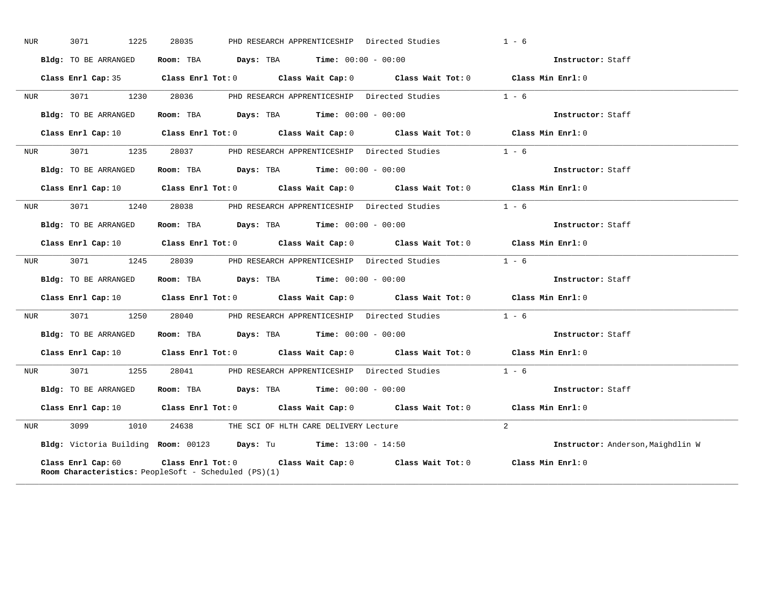NUR 3071 1225 28035 PHD RESEARCH APPRENTICESHIP Directed Studies 1 - 6

**Bldg:** TO BE ARRANGED **Room:** TBA **Days:** TBA **Time:** 00:00 - 00:00 **Instructor:** Staff

**Class Enrl Cap:** 35 **Class Enrl Tot:** 0 **Class Wait Cap:** 0 **Class Wait Tot:** 0 **Class Min Enrl:** 0

---

NUR 3071 1230 28036 PHD RESEARCH APPRENTICESHIP Directed Studies 1 - 6

**Bldg:** TO BE ARRANGED **Room:** TBA **Days:** TBA **Time:** 00:00 - 00:00 **Instructor:** Staff

**Class Enrl Cap:** 10 **Class Enrl Tot:** 0 **Class Wait Cap:** 0 **Class Wait Tot:** 0 **Class Min Enrl:** 0

---

NUR 3071 1235 28037 PHD RESEARCH APPRENTICESHIP Directed Studies 1 - 6

**Bldg:** TO BE ARRANGED **Room:** TBA **Days:** TBA **Time:** 00:00 - 00:00 **Instructor:** Staff

**Class Enrl Cap:** 10 **Class Enrl Tot:** 0 **Class Wait Cap:** 0 **Class Wait Tot:** 0 **Class Min Enrl:** 0

---

NUR 3071 1240 28038 PHD RESEARCH APPRENTICESHIP Directed Studies 1 - 6

**Bldg:** TO BE ARRANGED **Room:** TBA **Days:** TBA **Time:** 00:00 - 00:00 **Instructor:** Staff

**Class Enrl Cap:** 10 **Class Enrl Tot:** 0 **Class Wait Cap:** 0 **Class Wait Tot:** 0 **Class Min Enrl:** 0

---

NUR 3071 1245 28039 PHD RESEARCH APPRENTICESHIP Directed Studies 1 - 6

**Bldg:** TO BE ARRANGED **Room:** TBA **Days:** TBA **Time:** 00:00 - 00:00 **Instructor:** Staff

**Class Enrl Cap:** 10 **Class Enrl Tot:** 0 **Class Wait Cap:** 0 **Class Wait Tot:** 0 **Class Min Enrl:** 0

---

NUR 3071 1250 28040 PHD RESEARCH APPRENTICESHIP Directed Studies 1 - 6

**Bldg:** TO BE ARRANGED **Room:** TBA **Days:** TBA **Time:** 00:00 - 00:00 **Instructor:** Staff

**Class Enrl Cap:** 10 **Class Enrl Tot:** 0 **Class Wait Cap:** 0 **Class Wait Tot:** 0 **Class Min Enrl:** 0

---

NUR 3071 1255 28041 PHD RESEARCH APPRENTICESHIP Directed Studies 1 - 6

**Bldg:** TO BE ARRANGED **Room:** TBA **Days:** TBA **Time:** 00:00 - 00:00 **Instructor:** Staff

**Class Enrl Cap:** 10 **Class Enrl Tot:** 0 **Class Wait Cap:** 0 **Class Wait Tot:** 0 **Class Min Enrl:** 0

---

NUR 3099 1010 24638 THE SCI OF HLTH CARE DELIVERY Lecture 2

**Bldg:** Victoria Building **Room:** 00123 **Days:** Tu **Time:** 13:00 - 14:50 **Instructor:** Anderson,Maighdlin W

**Class Enrl Cap:** 60 **Class Enrl Tot:** 0 **Class Wait Cap:** 0 **Class Wait Tot:** 0 **Class Min Enrl:** 0
**Room Characteristics:** PeopleSoft - Scheduled (PS)(1)

---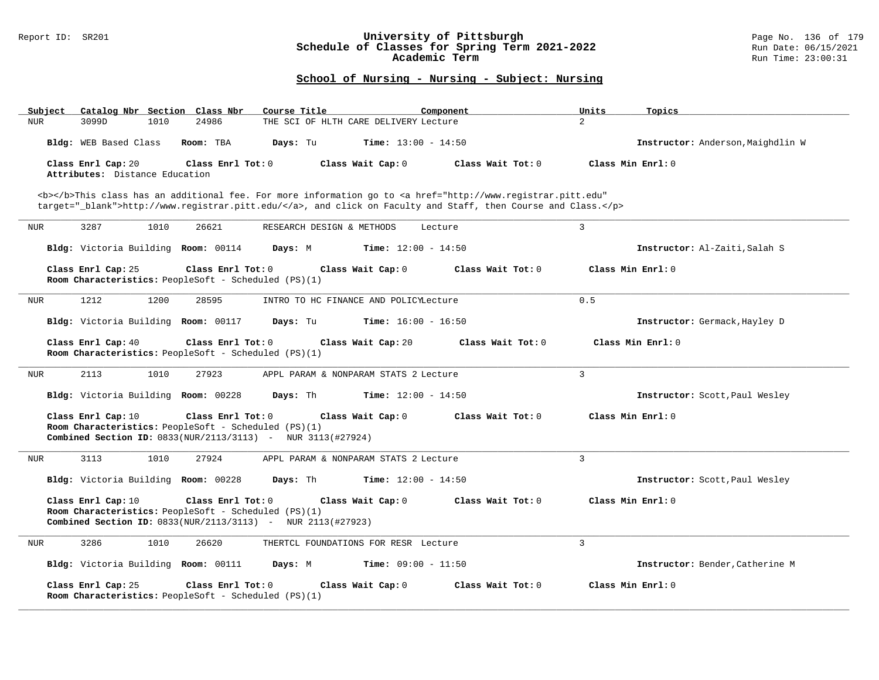## School of Nursing - Nursing - Subject: Nursing

| Subject | Catalog Nbr | Section | Class Nbr | Course Title | Component | Units | Topics |
|---|---|---|---|---|---|---|---|
| NUR | 3099D | 1010 | 24986 | THE SCI OF HLTH CARE DELIVERY | Lecture | 2 | |

**Bldg:** WEB Based Class **Room:** TBA **Days:** Tu **Time:** 13:00 - 14:50 **Instructor:** Anderson,Maighdlin W

**Class Enrl Cap:** 20 **Class Enrl Tot:** 0 **Class Wait Cap:** 0 **Class Wait Tot:** 0 **Class Min Enrl:** 0
**Attributes:** Distance Education

<b></b>This class has an additional fee. For more information go to <a href="http://www.registrar.pitt.edu" target="_blank">http://www.registrar.pitt.edu/</a>, and click on Faculty and Staff, then Course and Class.</p>

---

| Subject | Catalog Nbr | Section | Class Nbr | Course Title | Component | Units | Topics |
|---|---|---|---|---|---|---|---|
| NUR | 3287 | 1010 | 26621 | RESEARCH DESIGN & METHODS | Lecture | 3 | |

**Bldg:** Victoria Building **Room:** 00114 **Days:** M **Time:** 12:00 - 14:50 **Instructor:** Al-Zaiti,Salah S

**Class Enrl Cap:** 25 **Class Enrl Tot:** 0 **Class Wait Cap:** 0 **Class Wait Tot:** 0 **Class Min Enrl:** 0
**Room Characteristics:** PeopleSoft - Scheduled (PS)(1)

---

| Subject | Catalog Nbr | Section | Class Nbr | Course Title | Component | Units | Topics |
|---|---|---|---|---|---|---|---|
| NUR | 1212 | 1200 | 28595 | INTRO TO HC FINANCE AND POLICY | Lecture | 0.5 | |

**Bldg:** Victoria Building **Room:** 00117 **Days:** Tu **Time:** 16:00 - 16:50 **Instructor:** Germack,Hayley D

**Class Enrl Cap:** 40 **Class Enrl Tot:** 0 **Class Wait Cap:** 20 **Class Wait Tot:** 0 **Class Min Enrl:** 0
**Room Characteristics:** PeopleSoft - Scheduled (PS)(1)

---

| Subject | Catalog Nbr | Section | Class Nbr | Course Title | Component | Units | Topics |
|---|---|---|---|---|---|---|---|
| NUR | 2113 | 1010 | 27923 | APPL PARAM & NONPARAM STATS 2 | Lecture | 3 | |

**Bldg:** Victoria Building **Room:** 00228 **Days:** Th **Time:** 12:00 - 14:50 **Instructor:** Scott,Paul Wesley

**Class Enrl Cap:** 10 **Class Enrl Tot:** 0 **Class Wait Cap:** 0 **Class Wait Tot:** 0 **Class Min Enrl:** 0
**Room Characteristics:** PeopleSoft - Scheduled (PS)(1)
**Combined Section ID:** 0833(NUR/2113/3113) - NUR 3113(#27924)

---

| Subject | Catalog Nbr | Section | Class Nbr | Course Title | Component | Units | Topics |
|---|---|---|---|---|---|---|---|
| NUR | 3113 | 1010 | 27924 | APPL PARAM & NONPARAM STATS 2 | Lecture | 3 | |

**Bldg:** Victoria Building **Room:** 00228 **Days:** Th **Time:** 12:00 - 14:50 **Instructor:** Scott,Paul Wesley

**Class Enrl Cap:** 10 **Class Enrl Tot:** 0 **Class Wait Cap:** 0 **Class Wait Tot:** 0 **Class Min Enrl:** 0
**Room Characteristics:** PeopleSoft - Scheduled (PS)(1)
**Combined Section ID:** 0833(NUR/2113/3113) - NUR 2113(#27923)

---

| Subject | Catalog Nbr | Section | Class Nbr | Course Title | Component | Units | Topics |
|---|---|---|---|---|---|---|---|
| NUR | 3286 | 1010 | 26620 | THERTCL FOUNDATIONS FOR RESR | Lecture | 3 | |

**Bldg:** Victoria Building **Room:** 00111 **Days:** M **Time:** 09:00 - 11:50 **Instructor:** Bender,Catherine M

**Class Enrl Cap:** 25 **Class Enrl Tot:** 0 **Class Wait Cap:** 0 **Class Wait Tot:** 0 **Class Min Enrl:** 0
**Room Characteristics:** PeopleSoft - Scheduled (PS)(1)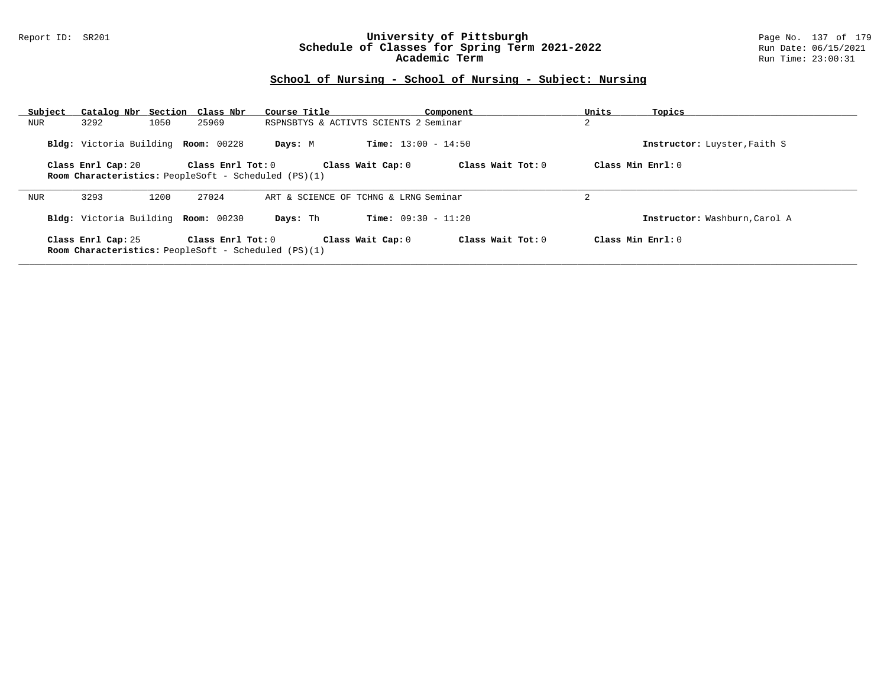## School of Nursing - School of Nursing - Subject: Nursing

| Subject | Catalog Nbr | Section | Class Nbr | Course Title | Component | Units | Topics |
|---|---|---|---|---|---|---|---|
| NUR | 3292 | 1050 | 25969 | RSPNSBTYS & ACTIVTS SCIENTS 2 | Seminar | 2 | |

**Bldg:** Victoria Building **Room:** 00228 **Days:** M **Time:** 13:00 - 14:50 **Instructor:** Luyster,Faith S

**Class Enrl Cap:** 20 **Class Enrl Tot:** 0 **Class Wait Cap:** 0 **Class Wait Tot:** 0 **Class Min Enrl:** 0

**Room Characteristics:** PeopleSoft - Scheduled (PS)(1)

---

| Subject | Catalog Nbr | Section | Class Nbr | Course Title | Component | Units | Topics |
|---|---|---|---|---|---|---|---|
| NUR | 3293 | 1200 | 27024 | ART & SCIENCE OF TCHNG & LRNG | Seminar | 2 | |

**Bldg:** Victoria Building **Room:** 00230 **Days:** Th **Time:** 09:30 - 11:20 **Instructor:** Washburn,Carol A

**Class Enrl Cap:** 25 **Class Enrl Tot:** 0 **Class Wait Cap:** 0 **Class Wait Tot:** 0 **Class Min Enrl:** 0

**Room Characteristics:** PeopleSoft - Scheduled (PS)(1)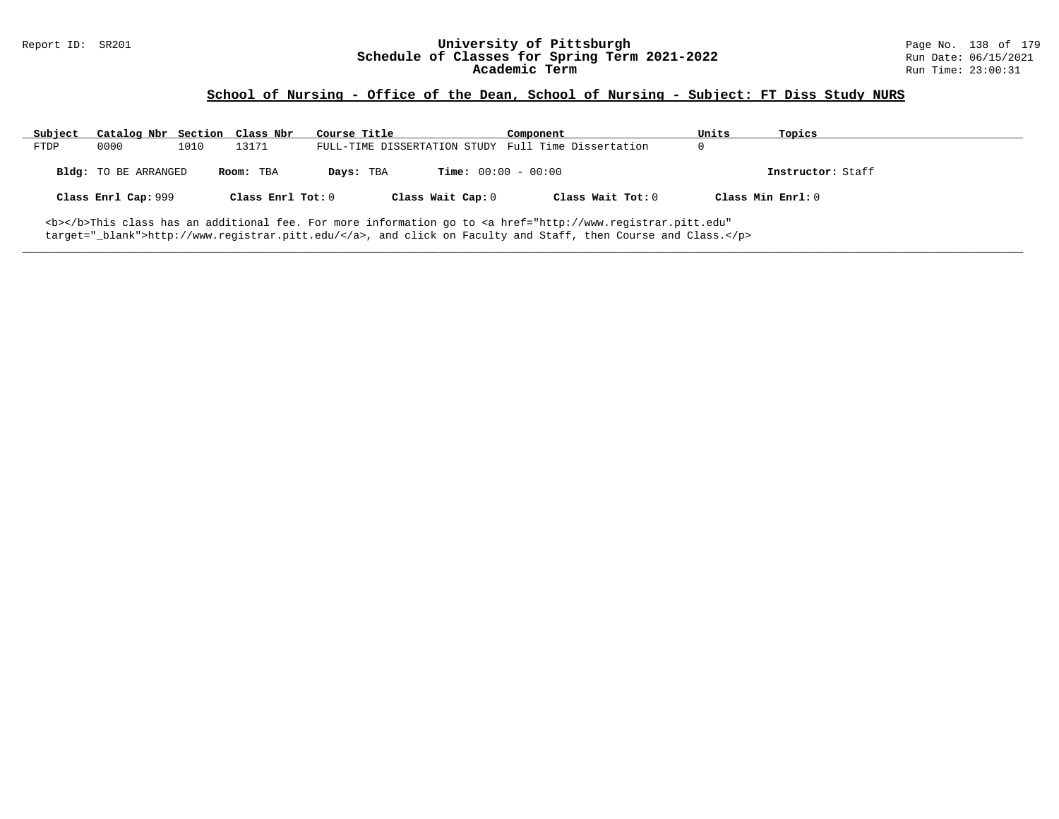## School of Nursing - Office of the Dean, School of Nursing - Subject: FT Diss Study NURS

| Subject | Catalog Nbr | Section | Class Nbr | Course Title | Component | Units | Topics |
|---|---|---|---|---|---|---|---|
| FTDP | 0000 | 1010 | 13171 | FULL-TIME DISSERTATION STUDY | Full Time Dissertation | 0 | |

**Bldg:** TO BE ARRANGED **Room:** TBA **Days:** TBA **Time:** 00:00 - 00:00 **Instructor:** Staff

**Class Enrl Cap:** 999 **Class Enrl Tot:** 0 **Class Wait Cap:** 0 **Class Wait Tot:** 0 **Class Min Enrl:** 0

<b></b>This class has an additional fee. For more information go to <a href="http://www.registrar.pitt.edu" target="_blank">http://www.registrar.pitt.edu/</a>, and click on Faculty and Staff, then Course and Class.</p>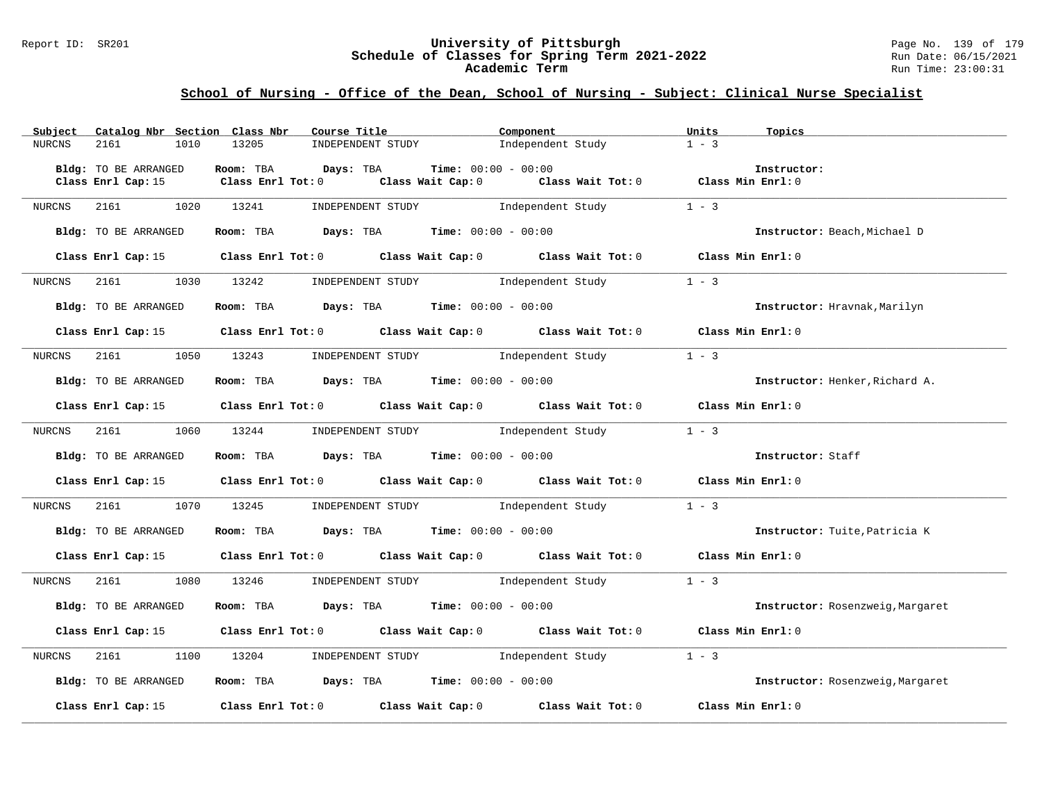## School of Nursing - Office of the Dean, School of Nursing - Subject: Clinical Nurse Specialist

| Subject | Catalog Nbr | Section | Class Nbr | Course Title | Component | Units | Topics |
|---|---|---|---|---|---|---|---|
| NURCNS | 2161 | 1010 | 13205 | INDEPENDENT STUDY | Independent Study | 1 - 3 | |

**Bldg:** TO BE ARRANGED **Room:** TBA **Days:** TBA **Time:** 00:00 - 00:00 **Instructor:**
**Class Enrl Cap:** 15 **Class Enrl Tot:** 0 **Class Wait Cap:** 0 **Class Wait Tot:** 0 **Class Min Enrl:** 0

| Subject | Catalog Nbr | Section | Class Nbr | Course Title | Component | Units | Topics |
|---|---|---|---|---|---|---|---|
| NURCNS | 2161 | 1020 | 13241 | INDEPENDENT STUDY | Independent Study | 1 - 3 | |

**Bldg:** TO BE ARRANGED **Room:** TBA **Days:** TBA **Time:** 00:00 - 00:00 **Instructor:** Beach,Michael D
**Class Enrl Cap:** 15 **Class Enrl Tot:** 0 **Class Wait Cap:** 0 **Class Wait Tot:** 0 **Class Min Enrl:** 0

| Subject | Catalog Nbr | Section | Class Nbr | Course Title | Component | Units | Topics |
|---|---|---|---|---|---|---|---|
| NURCNS | 2161 | 1030 | 13242 | INDEPENDENT STUDY | Independent Study | 1 - 3 | |

**Bldg:** TO BE ARRANGED **Room:** TBA **Days:** TBA **Time:** 00:00 - 00:00 **Instructor:** Hravnak,Marilyn
**Class Enrl Cap:** 15 **Class Enrl Tot:** 0 **Class Wait Cap:** 0 **Class Wait Tot:** 0 **Class Min Enrl:** 0

| Subject | Catalog Nbr | Section | Class Nbr | Course Title | Component | Units | Topics |
|---|---|---|---|---|---|---|---|
| NURCNS | 2161 | 1050 | 13243 | INDEPENDENT STUDY | Independent Study | 1 - 3 | |

**Bldg:** TO BE ARRANGED **Room:** TBA **Days:** TBA **Time:** 00:00 - 00:00 **Instructor:** Henker,Richard A.
**Class Enrl Cap:** 15 **Class Enrl Tot:** 0 **Class Wait Cap:** 0 **Class Wait Tot:** 0 **Class Min Enrl:** 0

| Subject | Catalog Nbr | Section | Class Nbr | Course Title | Component | Units | Topics |
|---|---|---|---|---|---|---|---|
| NURCNS | 2161 | 1060 | 13244 | INDEPENDENT STUDY | Independent Study | 1 - 3 | |

**Bldg:** TO BE ARRANGED **Room:** TBA **Days:** TBA **Time:** 00:00 - 00:00 **Instructor:** Staff
**Class Enrl Cap:** 15 **Class Enrl Tot:** 0 **Class Wait Cap:** 0 **Class Wait Tot:** 0 **Class Min Enrl:** 0

| Subject | Catalog Nbr | Section | Class Nbr | Course Title | Component | Units | Topics |
|---|---|---|---|---|---|---|---|
| NURCNS | 2161 | 1070 | 13245 | INDEPENDENT STUDY | Independent Study | 1 - 3 | |

**Bldg:** TO BE ARRANGED **Room:** TBA **Days:** TBA **Time:** 00:00 - 00:00 **Instructor:** Tuite,Patricia K
**Class Enrl Cap:** 15 **Class Enrl Tot:** 0 **Class Wait Cap:** 0 **Class Wait Tot:** 0 **Class Min Enrl:** 0

| Subject | Catalog Nbr | Section | Class Nbr | Course Title | Component | Units | Topics |
|---|---|---|---|---|---|---|---|
| NURCNS | 2161 | 1080 | 13246 | INDEPENDENT STUDY | Independent Study | 1 - 3 | |

**Bldg:** TO BE ARRANGED **Room:** TBA **Days:** TBA **Time:** 00:00 - 00:00 **Instructor:** Rosenzweig,Margaret
**Class Enrl Cap:** 15 **Class Enrl Tot:** 0 **Class Wait Cap:** 0 **Class Wait Tot:** 0 **Class Min Enrl:** 0

| Subject | Catalog Nbr | Section | Class Nbr | Course Title | Component | Units | Topics |
|---|---|---|---|---|---|---|---|
| NURCNS | 2161 | 1100 | 13204 | INDEPENDENT STUDY | Independent Study | 1 - 3 | |

**Bldg:** TO BE ARRANGED **Room:** TBA **Days:** TBA **Time:** 00:00 - 00:00 **Instructor:** Rosenzweig,Margaret
**Class Enrl Cap:** 15 **Class Enrl Tot:** 0 **Class Wait Cap:** 0 **Class Wait Tot:** 0 **Class Min Enrl:** 0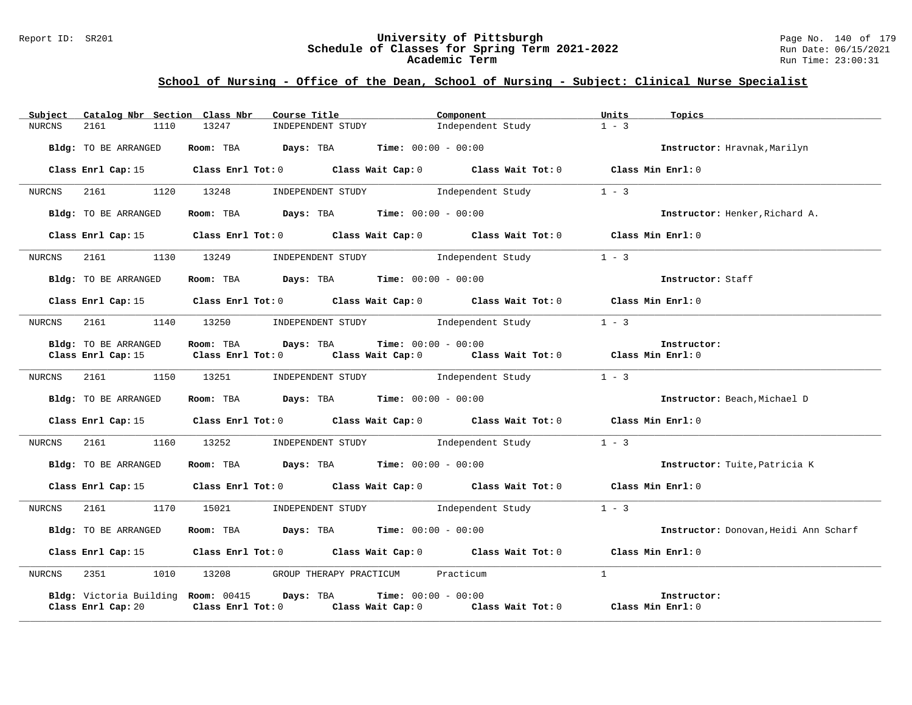## School of Nursing - Office of the Dean, School of Nursing - Subject: Clinical Nurse Specialist

| Subject | Catalog Nbr | Section | Class Nbr | Course Title | Component | Units | Topics |
|---|---|---|---|---|---|---|---|
| NURCNS | 2161 | 1110 | 13247 | INDEPENDENT STUDY | Independent Study | 1 - 3 | |

**Bldg:** TO BE ARRANGED **Room:** TBA **Days:** TBA **Time:** 00:00 - 00:00 **Instructor:** Hravnak,Marilyn

**Class Enrl Cap:** 15 **Class Enrl Tot:** 0 **Class Wait Cap:** 0 **Class Wait Tot:** 0 **Class Min Enrl:** 0

---

| Subject | Catalog Nbr | Section | Class Nbr | Course Title | Component | Units | Topics |
|---|---|---|---|---|---|---|---|
| NURCNS | 2161 | 1120 | 13248 | INDEPENDENT STUDY | Independent Study | 1 - 3 | |

**Bldg:** TO BE ARRANGED **Room:** TBA **Days:** TBA **Time:** 00:00 - 00:00 **Instructor:** Henker,Richard A.

**Class Enrl Cap:** 15 **Class Enrl Tot:** 0 **Class Wait Cap:** 0 **Class Wait Tot:** 0 **Class Min Enrl:** 0

---

| Subject | Catalog Nbr | Section | Class Nbr | Course Title | Component | Units | Topics |
|---|---|---|---|---|---|---|---|
| NURCNS | 2161 | 1130 | 13249 | INDEPENDENT STUDY | Independent Study | 1 - 3 | |

**Bldg:** TO BE ARRANGED **Room:** TBA **Days:** TBA **Time:** 00:00 - 00:00 **Instructor:** Staff

**Class Enrl Cap:** 15 **Class Enrl Tot:** 0 **Class Wait Cap:** 0 **Class Wait Tot:** 0 **Class Min Enrl:** 0

---

| Subject | Catalog Nbr | Section | Class Nbr | Course Title | Component | Units | Topics |
|---|---|---|---|---|---|---|---|
| NURCNS | 2161 | 1140 | 13250 | INDEPENDENT STUDY | Independent Study | 1 - 3 | |

**Bldg:** TO BE ARRANGED **Room:** TBA **Days:** TBA **Time:** 00:00 - 00:00 **Instructor:**
**Class Enrl Cap:** 15 **Class Enrl Tot:** 0 **Class Wait Cap:** 0 **Class Wait Tot:** 0 **Class Min Enrl:** 0

---

| Subject | Catalog Nbr | Section | Class Nbr | Course Title | Component | Units | Topics |
|---|---|---|---|---|---|---|---|
| NURCNS | 2161 | 1150 | 13251 | INDEPENDENT STUDY | Independent Study | 1 - 3 | |

**Bldg:** TO BE ARRANGED **Room:** TBA **Days:** TBA **Time:** 00:00 - 00:00 **Instructor:** Beach,Michael D

**Class Enrl Cap:** 15 **Class Enrl Tot:** 0 **Class Wait Cap:** 0 **Class Wait Tot:** 0 **Class Min Enrl:** 0

---

| Subject | Catalog Nbr | Section | Class Nbr | Course Title | Component | Units | Topics |
|---|---|---|---|---|---|---|---|
| NURCNS | 2161 | 1160 | 13252 | INDEPENDENT STUDY | Independent Study | 1 - 3 | |

**Bldg:** TO BE ARRANGED **Room:** TBA **Days:** TBA **Time:** 00:00 - 00:00 **Instructor:** Tuite,Patricia K

**Class Enrl Cap:** 15 **Class Enrl Tot:** 0 **Class Wait Cap:** 0 **Class Wait Tot:** 0 **Class Min Enrl:** 0

---

| Subject | Catalog Nbr | Section | Class Nbr | Course Title | Component | Units | Topics |
|---|---|---|---|---|---|---|---|
| NURCNS | 2161 | 1170 | 15021 | INDEPENDENT STUDY | Independent Study | 1 - 3 | |

**Bldg:** TO BE ARRANGED **Room:** TBA **Days:** TBA **Time:** 00:00 - 00:00 **Instructor:** Donovan,Heidi Ann Scharf

**Class Enrl Cap:** 15 **Class Enrl Tot:** 0 **Class Wait Cap:** 0 **Class Wait Tot:** 0 **Class Min Enrl:** 0

---

| Subject | Catalog Nbr | Section | Class Nbr | Course Title | Component | Units | Topics |
|---|---|---|---|---|---|---|---|
| NURCNS | 2351 | 1010 | 13208 | GROUP THERAPY PRACTICUM | Practicum | 1 | |

**Bldg:** Victoria Building **Room:** 00415 **Days:** TBA **Time:** 00:00 - 00:00 **Instructor:**
**Class Enrl Cap:** 20 **Class Enrl Tot:** 0 **Class Wait Cap:** 0 **Class Wait Tot:** 0 **Class Min Enrl:** 0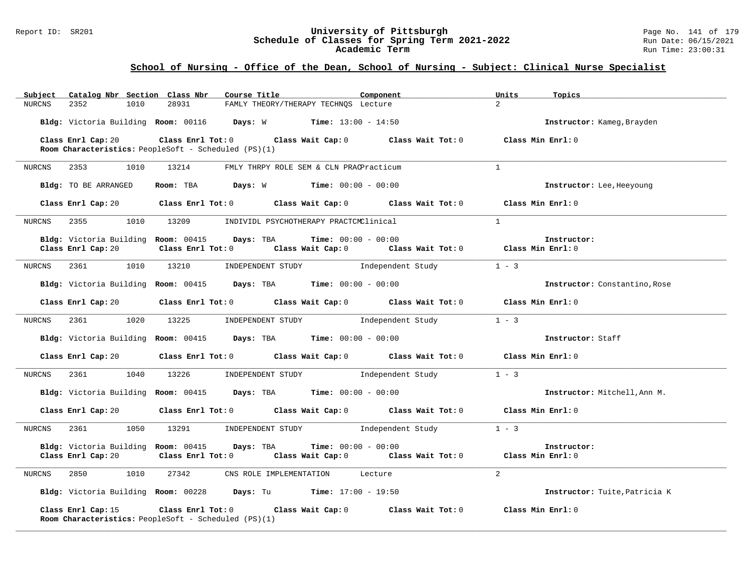# University of Pittsburgh
## Schedule of Classes for Spring Term 2021-2022
### Academic Term

Report ID: SR201

Run Date: 06/15/2021
Run Time: 23:00:31

## School of Nursing - Office of the Dean, School of Nursing - Subject: Clinical Nurse Specialist

| Subject | Catalog Nbr | Section | Class Nbr | Course Title | Component | Units | Topics |
|---|---|---|---|---|---|---|---|
| NURCNS | 2352 | 1010 | 28931 | FAMLY THEORY/THERAPY TECHNQS | Lecture | 2 | |

**Bldg:** Victoria Building **Room:** 00116 **Days:** W **Time:** 13:00 - 14:50 **Instructor:** Kameg,Brayden

**Class Enrl Cap:** 20 **Class Enrl Tot:** 0 **Class Wait Cap:** 0 **Class Wait Tot:** 0 **Class Min Enrl:** 0

**Room Characteristics:** PeopleSoft - Scheduled (PS)(1)

---

| Subject | Catalog Nbr | Section | Class Nbr | Course Title | Component | Units | Topics |
|---|---|---|---|---|---|---|---|
| NURCNS | 2353 | 1010 | 13214 | FMLY THRPY ROLE SEM & CLN PRAC | Practicum | 1 | |

**Bldg:** TO BE ARRANGED **Room:** TBA **Days:** W **Time:** 00:00 - 00:00 **Instructor:** Lee,Heeyoung

**Class Enrl Cap:** 20 **Class Enrl Tot:** 0 **Class Wait Cap:** 0 **Class Wait Tot:** 0 **Class Min Enrl:** 0

---

| Subject | Catalog Nbr | Section | Class Nbr | Course Title | Component | Units | Topics |
|---|---|---|---|---|---|---|---|
| NURCNS | 2355 | 1010 | 13209 | INDIVIDL PSYCHOTHERAPY PRACTCM | Clinical | 1 | |

**Bldg:** Victoria Building **Room:** 00415 **Days:** TBA **Time:** 00:00 - 00:00 **Instructor:**

**Class Enrl Cap:** 20 **Class Enrl Tot:** 0 **Class Wait Cap:** 0 **Class Wait Tot:** 0 **Class Min Enrl:** 0

---

| Subject | Catalog Nbr | Section | Class Nbr | Course Title | Component | Units | Topics |
|---|---|---|---|---|---|---|---|
| NURCNS | 2361 | 1010 | 13210 | INDEPENDENT STUDY | Independent Study | 1 - 3 | |

**Bldg:** Victoria Building **Room:** 00415 **Days:** TBA **Time:** 00:00 - 00:00 **Instructor:** Constantino,Rose

**Class Enrl Cap:** 20 **Class Enrl Tot:** 0 **Class Wait Cap:** 0 **Class Wait Tot:** 0 **Class Min Enrl:** 0

---

| Subject | Catalog Nbr | Section | Class Nbr | Course Title | Component | Units | Topics |
|---|---|---|---|---|---|---|---|
| NURCNS | 2361 | 1020 | 13225 | INDEPENDENT STUDY | Independent Study | 1 - 3 | |

**Bldg:** Victoria Building **Room:** 00415 **Days:** TBA **Time:** 00:00 - 00:00 **Instructor:** Staff

**Class Enrl Cap:** 20 **Class Enrl Tot:** 0 **Class Wait Cap:** 0 **Class Wait Tot:** 0 **Class Min Enrl:** 0

---

| Subject | Catalog Nbr | Section | Class Nbr | Course Title | Component | Units | Topics |
|---|---|---|---|---|---|---|---|
| NURCNS | 2361 | 1040 | 13226 | INDEPENDENT STUDY | Independent Study | 1 - 3 | |

**Bldg:** Victoria Building **Room:** 00415 **Days:** TBA **Time:** 00:00 - 00:00 **Instructor:** Mitchell,Ann M.

**Class Enrl Cap:** 20 **Class Enrl Tot:** 0 **Class Wait Cap:** 0 **Class Wait Tot:** 0 **Class Min Enrl:** 0

---

| Subject | Catalog Nbr | Section | Class Nbr | Course Title | Component | Units | Topics |
|---|---|---|---|---|---|---|---|
| NURCNS | 2361 | 1050 | 13291 | INDEPENDENT STUDY | Independent Study | 1 - 3 | |

**Bldg:** Victoria Building **Room:** 00415 **Days:** TBA **Time:** 00:00 - 00:00 **Instructor:**

**Class Enrl Cap:** 20 **Class Enrl Tot:** 0 **Class Wait Cap:** 0 **Class Wait Tot:** 0 **Class Min Enrl:** 0

---

| Subject | Catalog Nbr | Section | Class Nbr | Course Title | Component | Units | Topics |
|---|---|---|---|---|---|---|---|
| NURCNS | 2850 | 1010 | 27342 | CNS ROLE IMPLEMENTATION | Lecture | 2 | |

**Bldg:** Victoria Building **Room:** 00228 **Days:** Tu **Time:** 17:00 - 19:50 **Instructor:** Tuite,Patricia K

**Class Enrl Cap:** 15 **Class Enrl Tot:** 0 **Class Wait Cap:** 0 **Class Wait Tot:** 0 **Class Min Enrl:** 0

**Room Characteristics:** PeopleSoft - Scheduled (PS)(1)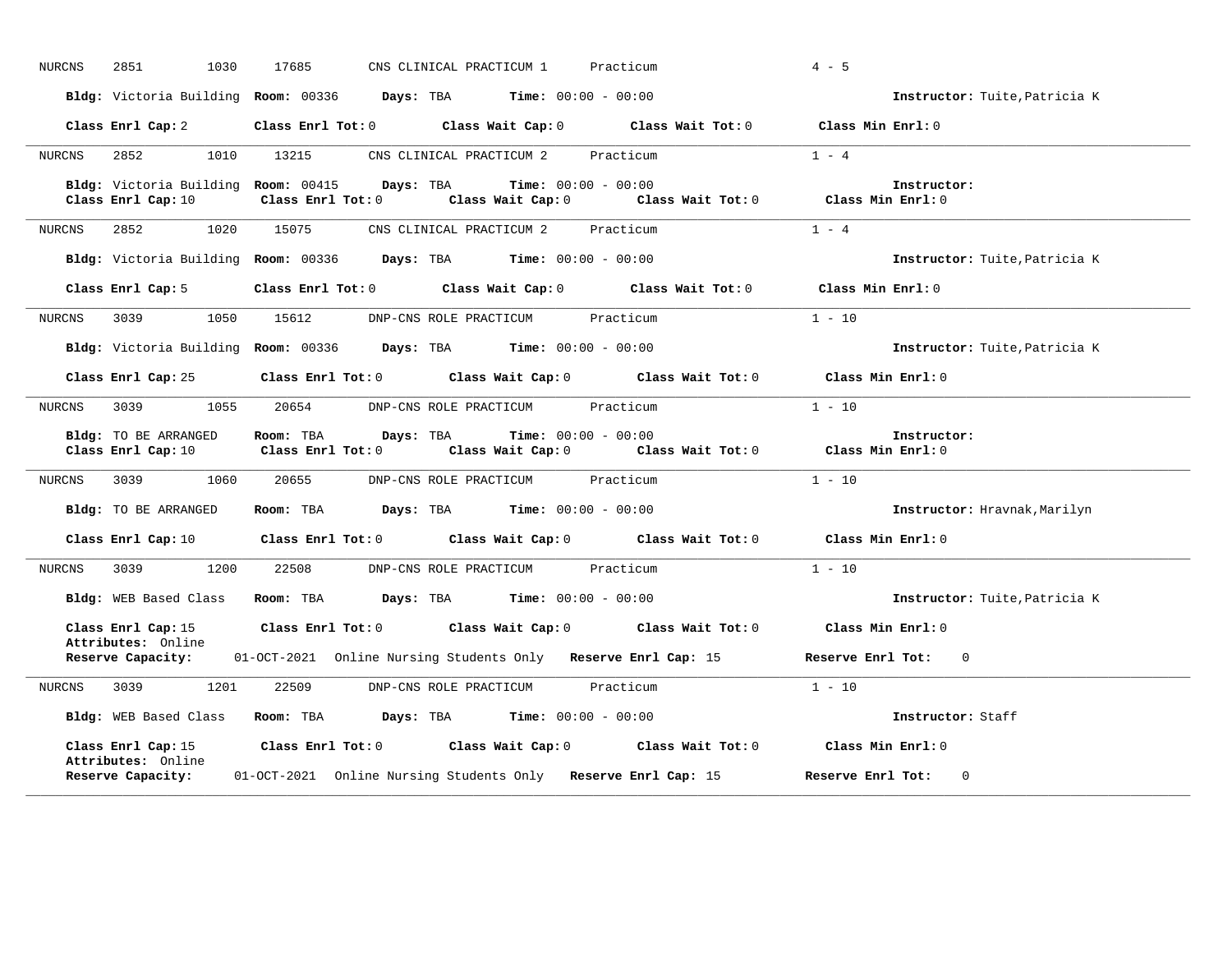NURCNS 2851 1030 17685 CNS CLINICAL PRACTICUM 1 Practicum 4 - 5

**Bldg:** Victoria Building **Room:** 00336 **Days:** TBA **Time:** 00:00 - 00:00 **Instructor:** Tuite,Patricia K

**Class Enrl Cap:** 2 **Class Enrl Tot:** 0 **Class Wait Cap:** 0 **Class Wait Tot:** 0 **Class Min Enrl:** 0

---

NURCNS 2852 1010 13215 CNS CLINICAL PRACTICUM 2 Practicum 1 - 4

**Bldg:** Victoria Building **Room:** 00415 **Days:** TBA **Time:** 00:00 - 00:00 **Instructor:**
**Class Enrl Cap:** 10 **Class Enrl Tot:** 0 **Class Wait Cap:** 0 **Class Wait Tot:** 0 **Class Min Enrl:** 0

---

NURCNS 2852 1020 15075 CNS CLINICAL PRACTICUM 2 Practicum 1 - 4

**Bldg:** Victoria Building **Room:** 00336 **Days:** TBA **Time:** 00:00 - 00:00 **Instructor:** Tuite,Patricia K

**Class Enrl Cap:** 5 **Class Enrl Tot:** 0 **Class Wait Cap:** 0 **Class Wait Tot:** 0 **Class Min Enrl:** 0

---

NURCNS 3039 1050 15612 DNP-CNS ROLE PRACTICUM Practicum 1 - 10

**Bldg:** Victoria Building **Room:** 00336 **Days:** TBA **Time:** 00:00 - 00:00 **Instructor:** Tuite,Patricia K

**Class Enrl Cap:** 25 **Class Enrl Tot:** 0 **Class Wait Cap:** 0 **Class Wait Tot:** 0 **Class Min Enrl:** 0

---

NURCNS 3039 1055 20654 DNP-CNS ROLE PRACTICUM Practicum 1 - 10

**Bldg:** TO BE ARRANGED **Room:** TBA **Days:** TBA **Time:** 00:00 - 00:00 **Instructor:**
**Class Enrl Cap:** 10 **Class Enrl Tot:** 0 **Class Wait Cap:** 0 **Class Wait Tot:** 0 **Class Min Enrl:** 0

---

NURCNS 3039 1060 20655 DNP-CNS ROLE PRACTICUM Practicum 1 - 10

**Bldg:** TO BE ARRANGED **Room:** TBA **Days:** TBA **Time:** 00:00 - 00:00 **Instructor:** Hravnak,Marilyn

**Class Enrl Cap:** 10 **Class Enrl Tot:** 0 **Class Wait Cap:** 0 **Class Wait Tot:** 0 **Class Min Enrl:** 0

---

NURCNS 3039 1200 22508 DNP-CNS ROLE PRACTICUM Practicum 1 - 10

**Bldg:** WEB Based Class **Room:** TBA **Days:** TBA **Time:** 00:00 - 00:00 **Instructor:** Tuite,Patricia K

**Class Enrl Cap:** 15 **Class Enrl Tot:** 0 **Class Wait Cap:** 0 **Class Wait Tot:** 0 **Class Min Enrl:** 0
**Attributes:** Online
**Reserve Capacity:** 01-OCT-2021 Online Nursing Students Only **Reserve Enrl Cap:** 15 **Reserve Enrl Tot:** 0

---

NURCNS 3039 1201 22509 DNP-CNS ROLE PRACTICUM Practicum 1 - 10

**Bldg:** WEB Based Class **Room:** TBA **Days:** TBA **Time:** 00:00 - 00:00 **Instructor:** Staff

**Class Enrl Cap:** 15 **Class Enrl Tot:** 0 **Class Wait Cap:** 0 **Class Wait Tot:** 0 **Class Min Enrl:** 0
**Attributes:** Online
**Reserve Capacity:** 01-OCT-2021 Online Nursing Students Only **Reserve Enrl Cap:** 15 **Reserve Enrl Tot:** 0

---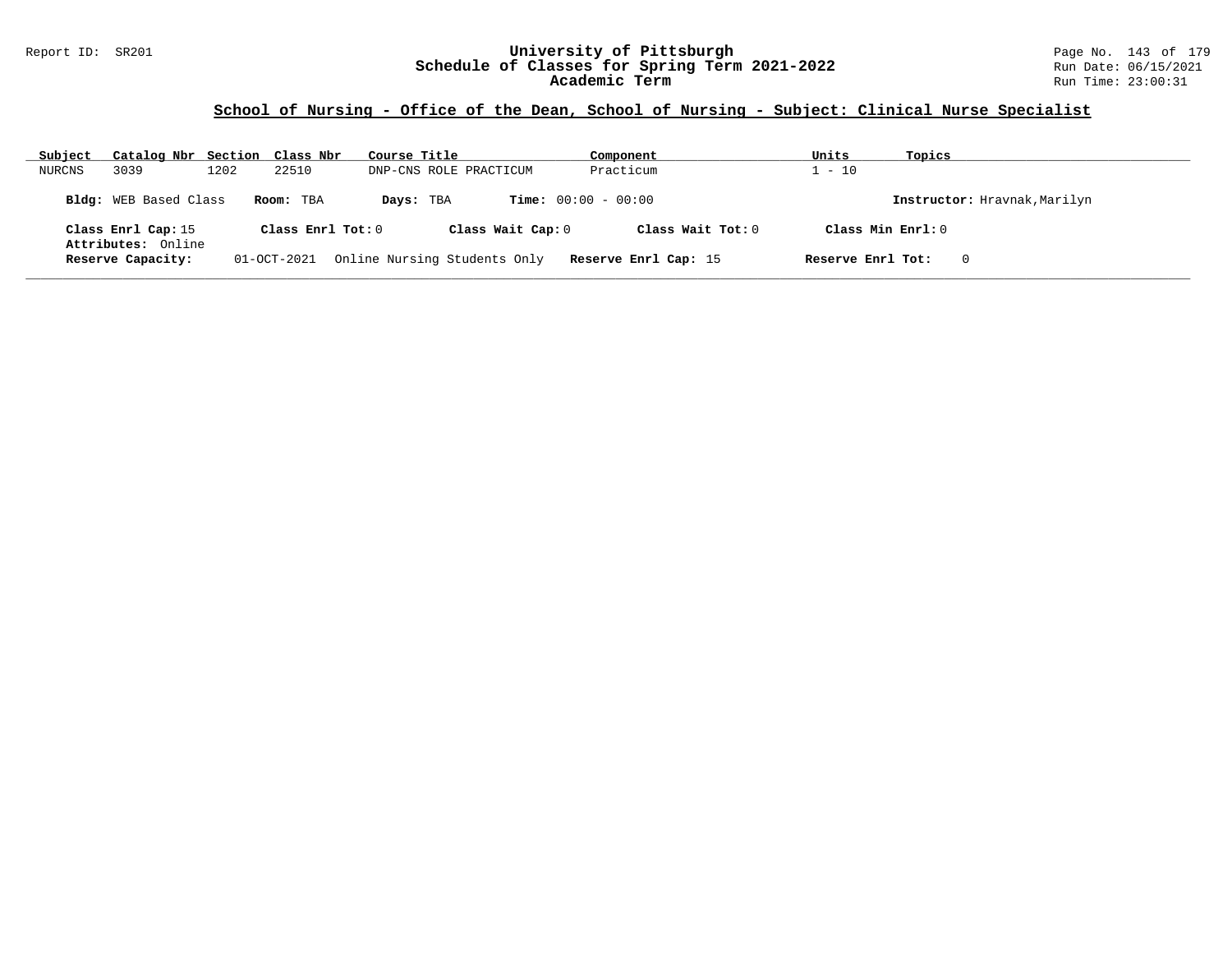Report ID: SR201

# University of Pittsburgh
## Schedule of Classes for Spring Term 2021-2022
### Academic Term

Run Date: 06/15/2021
Run Time: 23:00:31

## School of Nursing - Office of the Dean, School of Nursing - Subject: Clinical Nurse Specialist

| Subject | Catalog Nbr | Section | Class Nbr | Course Title | Component | Units | Topics |
|---|---|---|---|---|---|---|---|
| NURCNS | 3039 | 1202 | 22510 | DNP-CNS ROLE PRACTICUM | Practicum | 1 - 10 | |

**Bldg:** WEB Based Class **Room:** TBA **Days:** TBA **Time:** 00:00 - 00:00 **Instructor:** Hravnak,Marilyn

**Class Enrl Cap:** 15 **Class Enrl Tot:** 0 **Class Wait Cap:** 0 **Class Wait Tot:** 0 **Class Min Enrl:** 0

**Attributes:** Online

**Reserve Capacity:** 01-OCT-2021 Online Nursing Students Only **Reserve Enrl Cap:** 15 **Reserve Enrl Tot:** 0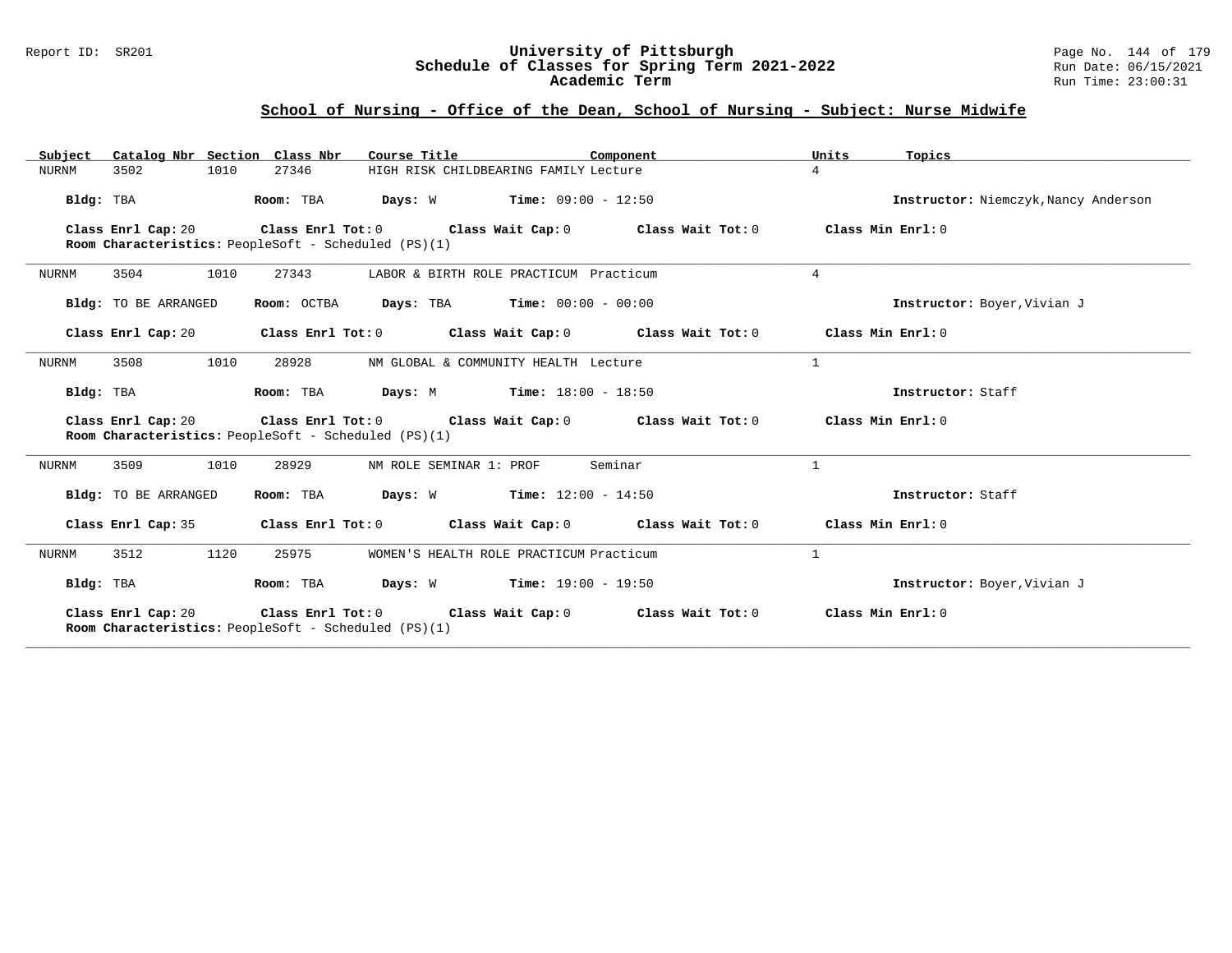## School of Nursing - Office of the Dean, School of Nursing - Subject: Nurse Midwife

| Subject | Catalog Nbr | Section | Class Nbr | Course Title | Component | Units | Topics |
|---|---|---|---|---|---|---|---|
| NURNM | 3502 | 1010 | 27346 | HIGH RISK CHILDBEARING FAMILY | Lecture | 4 | |

**Bldg:** TBA **Room:** TBA **Days:** W **Time:** 09:00 - 12:50 **Instructor:** Niemczyk,Nancy Anderson

**Class Enrl Cap:** 20 **Class Enrl Tot:** 0 **Class Wait Cap:** 0 **Class Wait Tot:** 0 **Class Min Enrl:** 0

**Room Characteristics:** PeopleSoft - Scheduled (PS)(1)

---

| Subject | Catalog Nbr | Section | Class Nbr | Course Title | Component | Units | Topics |
|---|---|---|---|---|---|---|---|
| NURNM | 3504 | 1010 | 27343 | LABOR & BIRTH ROLE PRACTICUM | Practicum | 4 | |

**Bldg:** TO BE ARRANGED **Room:** OCTBA **Days:** TBA **Time:** 00:00 - 00:00 **Instructor:** Boyer,Vivian J

**Class Enrl Cap:** 20 **Class Enrl Tot:** 0 **Class Wait Cap:** 0 **Class Wait Tot:** 0 **Class Min Enrl:** 0

---

| Subject | Catalog Nbr | Section | Class Nbr | Course Title | Component | Units | Topics |
|---|---|---|---|---|---|---|---|
| NURNM | 3508 | 1010 | 28928 | NM GLOBAL & COMMUNITY HEALTH | Lecture | 1 | |

**Bldg:** TBA **Room:** TBA **Days:** M **Time:** 18:00 - 18:50 **Instructor:** Staff

**Class Enrl Cap:** 20 **Class Enrl Tot:** 0 **Class Wait Cap:** 0 **Class Wait Tot:** 0 **Class Min Enrl:** 0

**Room Characteristics:** PeopleSoft - Scheduled (PS)(1)

---

| Subject | Catalog Nbr | Section | Class Nbr | Course Title | Component | Units | Topics |
|---|---|---|---|---|---|---|---|
| NURNM | 3509 | 1010 | 28929 | NM ROLE SEMINAR 1: PROF | Seminar | 1 | |

**Bldg:** TO BE ARRANGED **Room:** TBA **Days:** W **Time:** 12:00 - 14:50 **Instructor:** Staff

**Class Enrl Cap:** 35 **Class Enrl Tot:** 0 **Class Wait Cap:** 0 **Class Wait Tot:** 0 **Class Min Enrl:** 0

---

| Subject | Catalog Nbr | Section | Class Nbr | Course Title | Component | Units | Topics |
|---|---|---|---|---|---|---|---|
| NURNM | 3512 | 1120 | 25975 | WOMEN'S HEALTH ROLE PRACTICUM | Practicum | 1 | |

**Bldg:** TBA **Room:** TBA **Days:** W **Time:** 19:00 - 19:50 **Instructor:** Boyer,Vivian J

**Class Enrl Cap:** 20 **Class Enrl Tot:** 0 **Class Wait Cap:** 0 **Class Wait Tot:** 0 **Class Min Enrl:** 0

**Room Characteristics:** PeopleSoft - Scheduled (PS)(1)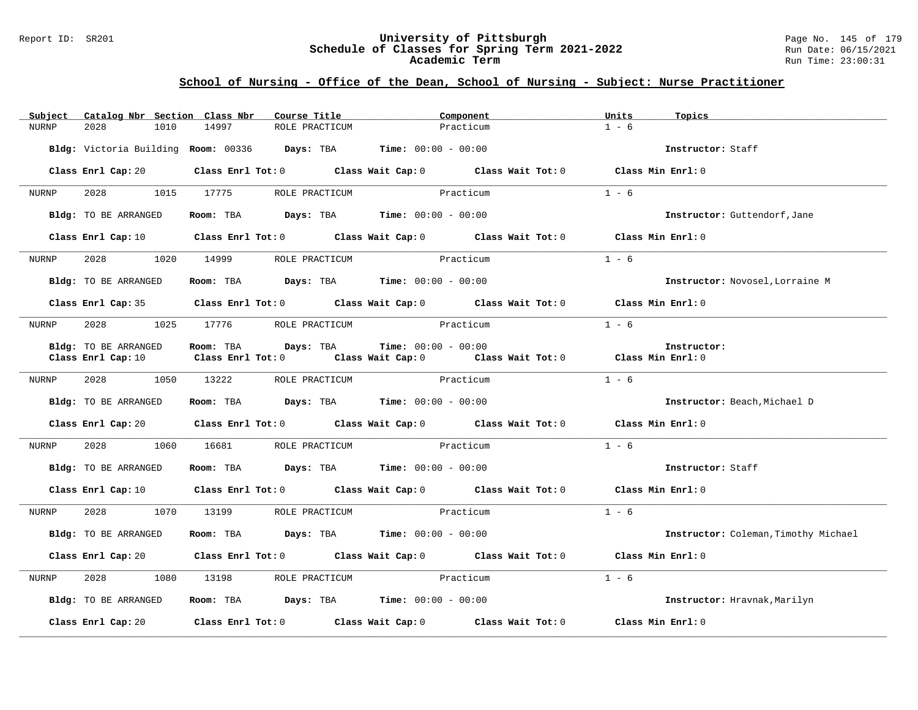## School of Nursing - Office of the Dean, School of Nursing - Subject: Nurse Practitioner

| Subject | Catalog Nbr | Section | Class Nbr | Course Title | Component | Units | Topics |
|---|---|---|---|---|---|---|---|
| NURNP | 2028 | 1010 | 14997 | ROLE PRACTICUM | Practicum | 1 - 6 | |

**Bldg:** Victoria Building **Room:** 00336 **Days:** TBA **Time:** 00:00 - 00:00 **Instructor:** Staff

**Class Enrl Cap:** 20 **Class Enrl Tot:** 0 **Class Wait Cap:** 0 **Class Wait Tot:** 0 **Class Min Enrl:** 0

| Subject | Catalog Nbr | Section | Class Nbr | Course Title | Component | Units | Topics |
|---|---|---|---|---|---|---|---|
| NURNP | 2028 | 1015 | 17775 | ROLE PRACTICUM | Practicum | 1 - 6 | |

**Bldg:** TO BE ARRANGED **Room:** TBA **Days:** TBA **Time:** 00:00 - 00:00 **Instructor:** Guttendorf,Jane

**Class Enrl Cap:** 10 **Class Enrl Tot:** 0 **Class Wait Cap:** 0 **Class Wait Tot:** 0 **Class Min Enrl:** 0

| Subject | Catalog Nbr | Section | Class Nbr | Course Title | Component | Units | Topics |
|---|---|---|---|---|---|---|---|
| NURNP | 2028 | 1020 | 14999 | ROLE PRACTICUM | Practicum | 1 - 6 | |

**Bldg:** TO BE ARRANGED **Room:** TBA **Days:** TBA **Time:** 00:00 - 00:00 **Instructor:** Novosel,Lorraine M

**Class Enrl Cap:** 35 **Class Enrl Tot:** 0 **Class Wait Cap:** 0 **Class Wait Tot:** 0 **Class Min Enrl:** 0

| Subject | Catalog Nbr | Section | Class Nbr | Course Title | Component | Units | Topics |
|---|---|---|---|---|---|---|---|
| NURNP | 2028 | 1025 | 17776 | ROLE PRACTICUM | Practicum | 1 - 6 | |

**Bldg:** TO BE ARRANGED **Room:** TBA **Days:** TBA **Time:** 00:00 - 00:00 **Instructor:**

**Class Enrl Cap:** 10 **Class Enrl Tot:** 0 **Class Wait Cap:** 0 **Class Wait Tot:** 0 **Class Min Enrl:** 0

| Subject | Catalog Nbr | Section | Class Nbr | Course Title | Component | Units | Topics |
|---|---|---|---|---|---|---|---|
| NURNP | 2028 | 1050 | 13222 | ROLE PRACTICUM | Practicum | 1 - 6 | |

**Bldg:** TO BE ARRANGED **Room:** TBA **Days:** TBA **Time:** 00:00 - 00:00 **Instructor:** Beach,Michael D

**Class Enrl Cap:** 20 **Class Enrl Tot:** 0 **Class Wait Cap:** 0 **Class Wait Tot:** 0 **Class Min Enrl:** 0

| Subject | Catalog Nbr | Section | Class Nbr | Course Title | Component | Units | Topics |
|---|---|---|---|---|---|---|---|
| NURNP | 2028 | 1060 | 16681 | ROLE PRACTICUM | Practicum | 1 - 6 | |

**Bldg:** TO BE ARRANGED **Room:** TBA **Days:** TBA **Time:** 00:00 - 00:00 **Instructor:** Staff

**Class Enrl Cap:** 10 **Class Enrl Tot:** 0 **Class Wait Cap:** 0 **Class Wait Tot:** 0 **Class Min Enrl:** 0

| Subject | Catalog Nbr | Section | Class Nbr | Course Title | Component | Units | Topics |
|---|---|---|---|---|---|---|---|
| NURNP | 2028 | 1070 | 13199 | ROLE PRACTICUM | Practicum | 1 - 6 | |

**Bldg:** TO BE ARRANGED **Room:** TBA **Days:** TBA **Time:** 00:00 - 00:00 **Instructor:** Coleman,Timothy Michael

**Class Enrl Cap:** 20 **Class Enrl Tot:** 0 **Class Wait Cap:** 0 **Class Wait Tot:** 0 **Class Min Enrl:** 0

| Subject | Catalog Nbr | Section | Class Nbr | Course Title | Component | Units | Topics |
|---|---|---|---|---|---|---|---|
| NURNP | 2028 | 1080 | 13198 | ROLE PRACTICUM | Practicum | 1 - 6 | |

**Bldg:** TO BE ARRANGED **Room:** TBA **Days:** TBA **Time:** 00:00 - 00:00 **Instructor:** Hravnak,Marilyn

**Class Enrl Cap:** 20 **Class Enrl Tot:** 0 **Class Wait Cap:** 0 **Class Wait Tot:** 0 **Class Min Enrl:** 0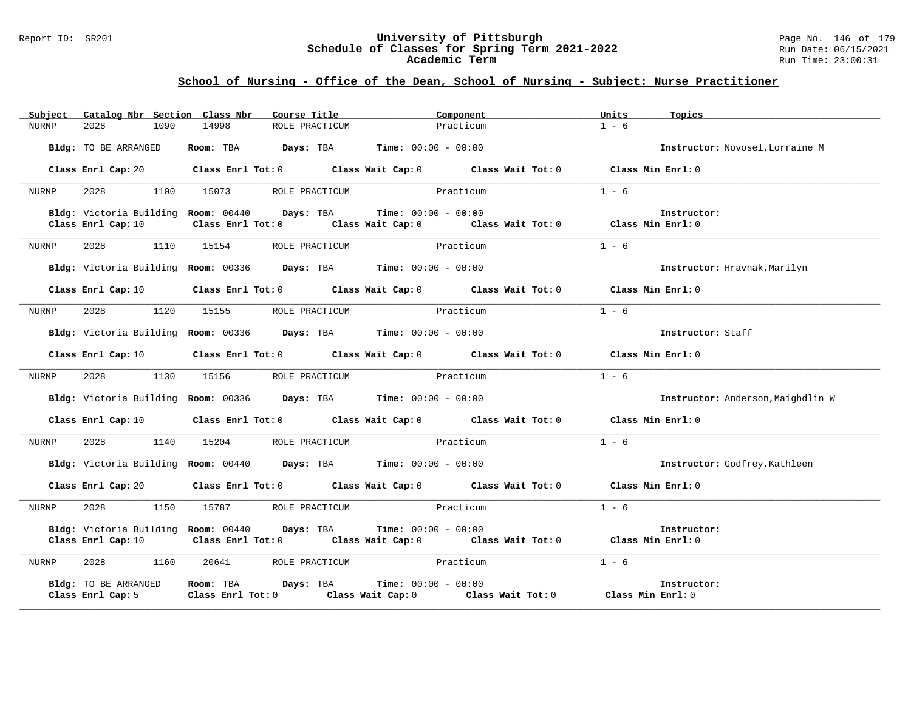## School of Nursing - Office of the Dean, School of Nursing - Subject: Nurse Practitioner

| Subject | Catalog Nbr | Section | Class Nbr | Course Title | Component | Units | Topics |
|---|---|---|---|---|---|---|---|
| NURNP | 2028 | 1090 | 14998 | ROLE PRACTICUM | Practicum | 1 - 6 | |

**Bldg:** TO BE ARRANGED **Room:** TBA **Days:** TBA **Time:** 00:00 - 00:00 **Instructor:** Novosel,Lorraine M

**Class Enrl Cap:** 20 **Class Enrl Tot:** 0 **Class Wait Cap:** 0 **Class Wait Tot:** 0 **Class Min Enrl:** 0

---

| Subject | Catalog Nbr | Section | Class Nbr | Course Title | Component | Units | Topics |
|---|---|---|---|---|---|---|---|
| NURNP | 2028 | 1100 | 15073 | ROLE PRACTICUM | Practicum | 1 - 6 | |

**Bldg:** Victoria Building **Room:** 00440 **Days:** TBA **Time:** 00:00 - 00:00 **Instructor:**

**Class Enrl Cap:** 10 **Class Enrl Tot:** 0 **Class Wait Cap:** 0 **Class Wait Tot:** 0 **Class Min Enrl:** 0

---

| Subject | Catalog Nbr | Section | Class Nbr | Course Title | Component | Units | Topics |
|---|---|---|---|---|---|---|---|
| NURNP | 2028 | 1110 | 15154 | ROLE PRACTICUM | Practicum | 1 - 6 | |

**Bldg:** Victoria Building **Room:** 00336 **Days:** TBA **Time:** 00:00 - 00:00 **Instructor:** Hravnak,Marilyn

**Class Enrl Cap:** 10 **Class Enrl Tot:** 0 **Class Wait Cap:** 0 **Class Wait Tot:** 0 **Class Min Enrl:** 0

---

| Subject | Catalog Nbr | Section | Class Nbr | Course Title | Component | Units | Topics |
|---|---|---|---|---|---|---|---|
| NURNP | 2028 | 1120 | 15155 | ROLE PRACTICUM | Practicum | 1 - 6 | |

**Bldg:** Victoria Building **Room:** 00336 **Days:** TBA **Time:** 00:00 - 00:00 **Instructor:** Staff

**Class Enrl Cap:** 10 **Class Enrl Tot:** 0 **Class Wait Cap:** 0 **Class Wait Tot:** 0 **Class Min Enrl:** 0

---

| Subject | Catalog Nbr | Section | Class Nbr | Course Title | Component | Units | Topics |
|---|---|---|---|---|---|---|---|
| NURNP | 2028 | 1130 | 15156 | ROLE PRACTICUM | Practicum | 1 - 6 | |

**Bldg:** Victoria Building **Room:** 00336 **Days:** TBA **Time:** 00:00 - 00:00 **Instructor:** Anderson,Maighdlin W

**Class Enrl Cap:** 10 **Class Enrl Tot:** 0 **Class Wait Cap:** 0 **Class Wait Tot:** 0 **Class Min Enrl:** 0

---

| Subject | Catalog Nbr | Section | Class Nbr | Course Title | Component | Units | Topics |
|---|---|---|---|---|---|---|---|
| NURNP | 2028 | 1140 | 15204 | ROLE PRACTICUM | Practicum | 1 - 6 | |

**Bldg:** Victoria Building **Room:** 00440 **Days:** TBA **Time:** 00:00 - 00:00 **Instructor:** Godfrey,Kathleen

**Class Enrl Cap:** 20 **Class Enrl Tot:** 0 **Class Wait Cap:** 0 **Class Wait Tot:** 0 **Class Min Enrl:** 0

---

| Subject | Catalog Nbr | Section | Class Nbr | Course Title | Component | Units | Topics |
|---|---|---|---|---|---|---|---|
| NURNP | 2028 | 1150 | 15787 | ROLE PRACTICUM | Practicum | 1 - 6 | |

**Bldg:** Victoria Building **Room:** 00440 **Days:** TBA **Time:** 00:00 - 00:00 **Instructor:**

**Class Enrl Cap:** 10 **Class Enrl Tot:** 0 **Class Wait Cap:** 0 **Class Wait Tot:** 0 **Class Min Enrl:** 0

---

| Subject | Catalog Nbr | Section | Class Nbr | Course Title | Component | Units | Topics |
|---|---|---|---|---|---|---|---|
| NURNP | 2028 | 1160 | 20641 | ROLE PRACTICUM | Practicum | 1 - 6 | |

**Bldg:** TO BE ARRANGED **Room:** TBA **Days:** TBA **Time:** 00:00 - 00:00 **Instructor:**

**Class Enrl Cap:** 5 **Class Enrl Tot:** 0 **Class Wait Cap:** 0 **Class Wait Tot:** 0 **Class Min Enrl:** 0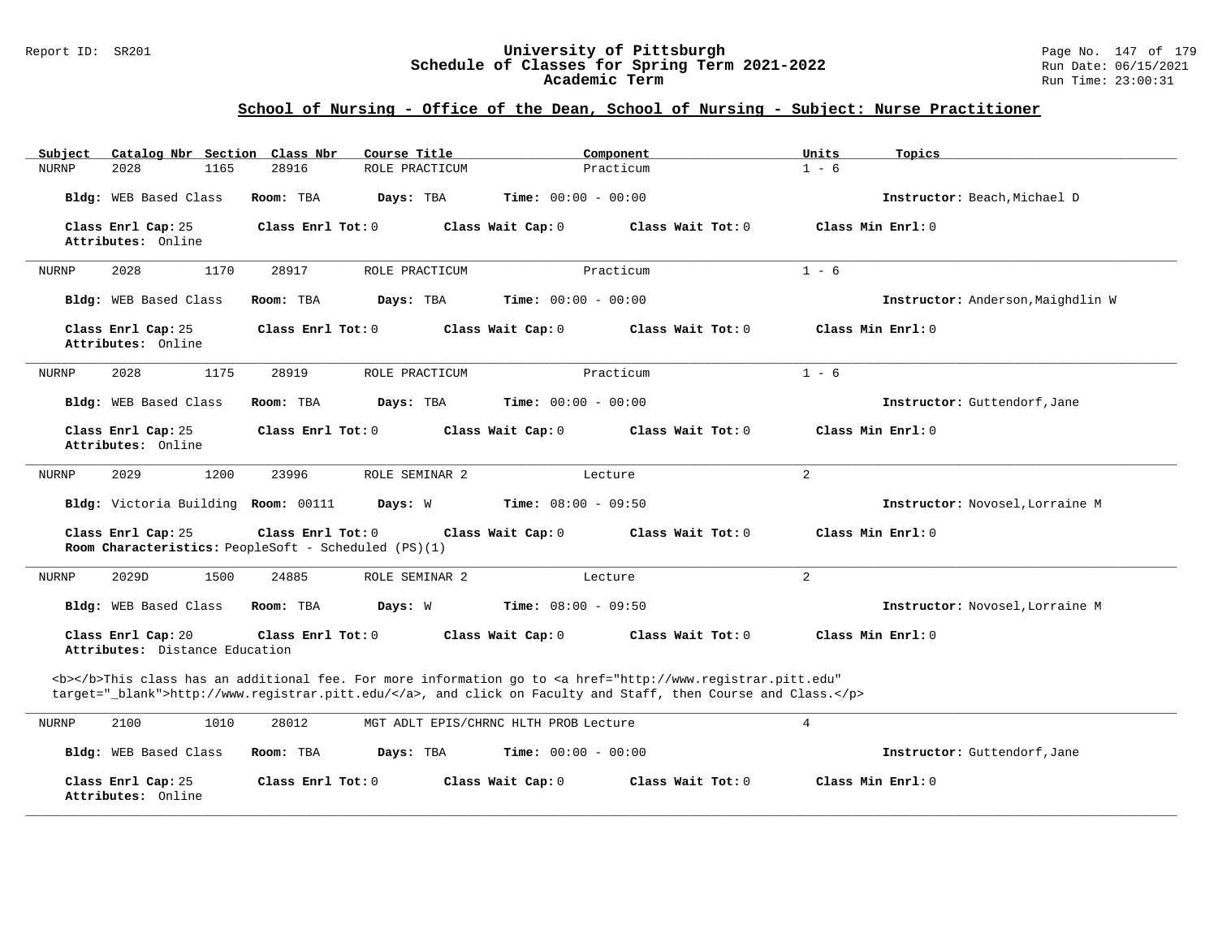## School of Nursing - Office of the Dean, School of Nursing - Subject: Nurse Practitioner

| Subject | Catalog Nbr | Section | Class Nbr | Course Title | Component | Units | Topics |
|---|---|---|---|---|---|---|---|
| NURNP | 2028 | 1165 | 28916 | ROLE PRACTICUM | Practicum | 1 - 6 | |

**Bldg:** WEB Based Class **Room:** TBA **Days:** TBA **Time:** 00:00 - 00:00 **Instructor:** Beach,Michael D

**Class Enrl Cap:** 25 **Class Enrl Tot:** 0 **Class Wait Cap:** 0 **Class Wait Tot:** 0 **Class Min Enrl:** 0
**Attributes:** Online

---

| Subject | Catalog Nbr | Section | Class Nbr | Course Title | Component | Units | Topics |
|---|---|---|---|---|---|---|---|
| NURNP | 2028 | 1170 | 28917 | ROLE PRACTICUM | Practicum | 1 - 6 | |

**Bldg:** WEB Based Class **Room:** TBA **Days:** TBA **Time:** 00:00 - 00:00 **Instructor:** Anderson,Maighdlin W

**Class Enrl Cap:** 25 **Class Enrl Tot:** 0 **Class Wait Cap:** 0 **Class Wait Tot:** 0 **Class Min Enrl:** 0
**Attributes:** Online

---

| Subject | Catalog Nbr | Section | Class Nbr | Course Title | Component | Units | Topics |
|---|---|---|---|---|---|---|---|
| NURNP | 2028 | 1175 | 28919 | ROLE PRACTICUM | Practicum | 1 - 6 | |

**Bldg:** WEB Based Class **Room:** TBA **Days:** TBA **Time:** 00:00 - 00:00 **Instructor:** Guttendorf,Jane

**Class Enrl Cap:** 25 **Class Enrl Tot:** 0 **Class Wait Cap:** 0 **Class Wait Tot:** 0 **Class Min Enrl:** 0
**Attributes:** Online

---

| Subject | Catalog Nbr | Section | Class Nbr | Course Title | Component | Units | Topics |
|---|---|---|---|---|---|---|---|
| NURNP | 2029 | 1200 | 23996 | ROLE SEMINAR 2 | Lecture | 2 | |

**Bldg:** Victoria Building **Room:** 00111 **Days:** W **Time:** 08:00 - 09:50 **Instructor:** Novosel,Lorraine M

**Class Enrl Cap:** 25 **Class Enrl Tot:** 0 **Class Wait Cap:** 0 **Class Wait Tot:** 0 **Class Min Enrl:** 0
**Room Characteristics:** PeopleSoft - Scheduled (PS)(1)

---

| Subject | Catalog Nbr | Section | Class Nbr | Course Title | Component | Units | Topics |
|---|---|---|---|---|---|---|---|
| NURNP | 2029D | 1500 | 24885 | ROLE SEMINAR 2 | Lecture | 2 | |

**Bldg:** WEB Based Class **Room:** TBA **Days:** W **Time:** 08:00 - 09:50 **Instructor:** Novosel,Lorraine M

**Class Enrl Cap:** 20 **Class Enrl Tot:** 0 **Class Wait Cap:** 0 **Class Wait Tot:** 0 **Class Min Enrl:** 0
**Attributes:** Distance Education

<b></b>This class has an additional fee. For more information go to <a href="http://www.registrar.pitt.edu" target="_blank">http://www.registrar.pitt.edu/</a>, and click on Faculty and Staff, then Course and Class.</p>

---

| Subject | Catalog Nbr | Section | Class Nbr | Course Title | Component | Units | Topics |
|---|---|---|---|---|---|---|---|
| NURNP | 2100 | 1010 | 28012 | MGT ADLT EPIS/CHRNC HLTH PROB | Lecture | 4 | |

**Bldg:** WEB Based Class **Room:** TBA **Days:** TBA **Time:** 00:00 - 00:00 **Instructor:** Guttendorf,Jane

**Class Enrl Cap:** 25 **Class Enrl Tot:** 0 **Class Wait Cap:** 0 **Class Wait Tot:** 0 **Class Min Enrl:** 0
**Attributes:** Online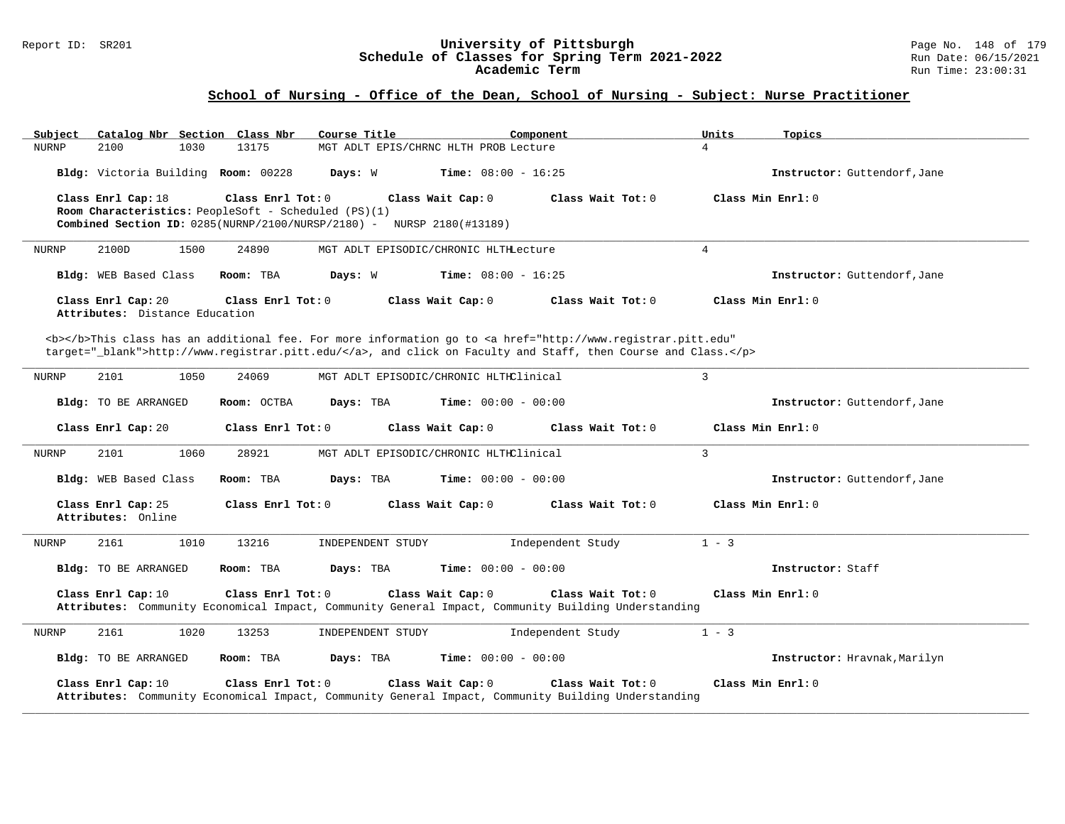## School of Nursing - Office of the Dean, School of Nursing - Subject: Nurse Practitioner

| Subject | Catalog Nbr | Section | Class Nbr | Course Title | Component | Units | Topics |
|---|---|---|---|---|---|---|---|
| NURNP | 2100 | 1030 | 13175 | MGT ADLT EPIS/CHRNC HLTH PROB | Lecture | 4 | |

**Bldg:** Victoria Building **Room:** 00228 **Days:** W **Time:** 08:00 - 16:25 **Instructor:** Guttendorf,Jane

**Class Enrl Cap:** 18 **Class Enrl Tot:** 0 **Class Wait Cap:** 0 **Class Wait Tot:** 0 **Class Min Enrl:** 0

**Room Characteristics:** PeopleSoft - Scheduled (PS)(1)

**Combined Section ID:** 0285(NURNP/2100/NURSP/2180) - NURSP 2180(#13189)

---

| Subject | Catalog Nbr | Section | Class Nbr | Course Title | Component | Units | Topics |
|---|---|---|---|---|---|---|---|
| NURNP | 2100D | 1500 | 24890 | MGT ADLT EPISODIC/CHRONIC HLTH | Lecture | 4 | |

**Bldg:** WEB Based Class **Room:** TBA **Days:** W **Time:** 08:00 - 16:25 **Instructor:** Guttendorf,Jane

**Class Enrl Cap:** 20 **Class Enrl Tot:** 0 **Class Wait Cap:** 0 **Class Wait Tot:** 0 **Class Min Enrl:** 0

**Attributes:** Distance Education

<b></b>This class has an additional fee. For more information go to <a href="http://www.registrar.pitt.edu" target="_blank">http://www.registrar.pitt.edu/</a>, and click on Faculty and Staff, then Course and Class.</p>

---

| Subject | Catalog Nbr | Section | Class Nbr | Course Title | Component | Units | Topics |
|---|---|---|---|---|---|---|---|
| NURNP | 2101 | 1050 | 24069 | MGT ADLT EPISODIC/CHRONIC HLTH | Clinical | 3 | |

**Bldg:** TO BE ARRANGED **Room:** OCTBA **Days:** TBA **Time:** 00:00 - 00:00 **Instructor:** Guttendorf,Jane

**Class Enrl Cap:** 20 **Class Enrl Tot:** 0 **Class Wait Cap:** 0 **Class Wait Tot:** 0 **Class Min Enrl:** 0

---

| Subject | Catalog Nbr | Section | Class Nbr | Course Title | Component | Units | Topics |
|---|---|---|---|---|---|---|---|
| NURNP | 2101 | 1060 | 28921 | MGT ADLT EPISODIC/CHRONIC HLTH | Clinical | 3 | |

**Bldg:** WEB Based Class **Room:** TBA **Days:** TBA **Time:** 00:00 - 00:00 **Instructor:** Guttendorf,Jane

**Class Enrl Cap:** 25 **Class Enrl Tot:** 0 **Class Wait Cap:** 0 **Class Wait Tot:** 0 **Class Min Enrl:** 0

**Attributes:** Online

---

| Subject | Catalog Nbr | Section | Class Nbr | Course Title | Component | Units | Topics |
|---|---|---|---|---|---|---|---|
| NURNP | 2161 | 1010 | 13216 | INDEPENDENT STUDY | Independent Study | 1 - 3 | |

**Bldg:** TO BE ARRANGED **Room:** TBA **Days:** TBA **Time:** 00:00 - 00:00 **Instructor:** Staff

**Class Enrl Cap:** 10 **Class Enrl Tot:** 0 **Class Wait Cap:** 0 **Class Wait Tot:** 0 **Class Min Enrl:** 0

**Attributes:** Community Economical Impact, Community General Impact, Community Building Understanding

---

| Subject | Catalog Nbr | Section | Class Nbr | Course Title | Component | Units | Topics |
|---|---|---|---|---|---|---|---|
| NURNP | 2161 | 1020 | 13253 | INDEPENDENT STUDY | Independent Study | 1 - 3 | |

**Bldg:** TO BE ARRANGED **Room:** TBA **Days:** TBA **Time:** 00:00 - 00:00 **Instructor:** Hravnak,Marilyn

**Class Enrl Cap:** 10 **Class Enrl Tot:** 0 **Class Wait Cap:** 0 **Class Wait Tot:** 0 **Class Min Enrl:** 0

**Attributes:** Community Economical Impact, Community General Impact, Community Building Understanding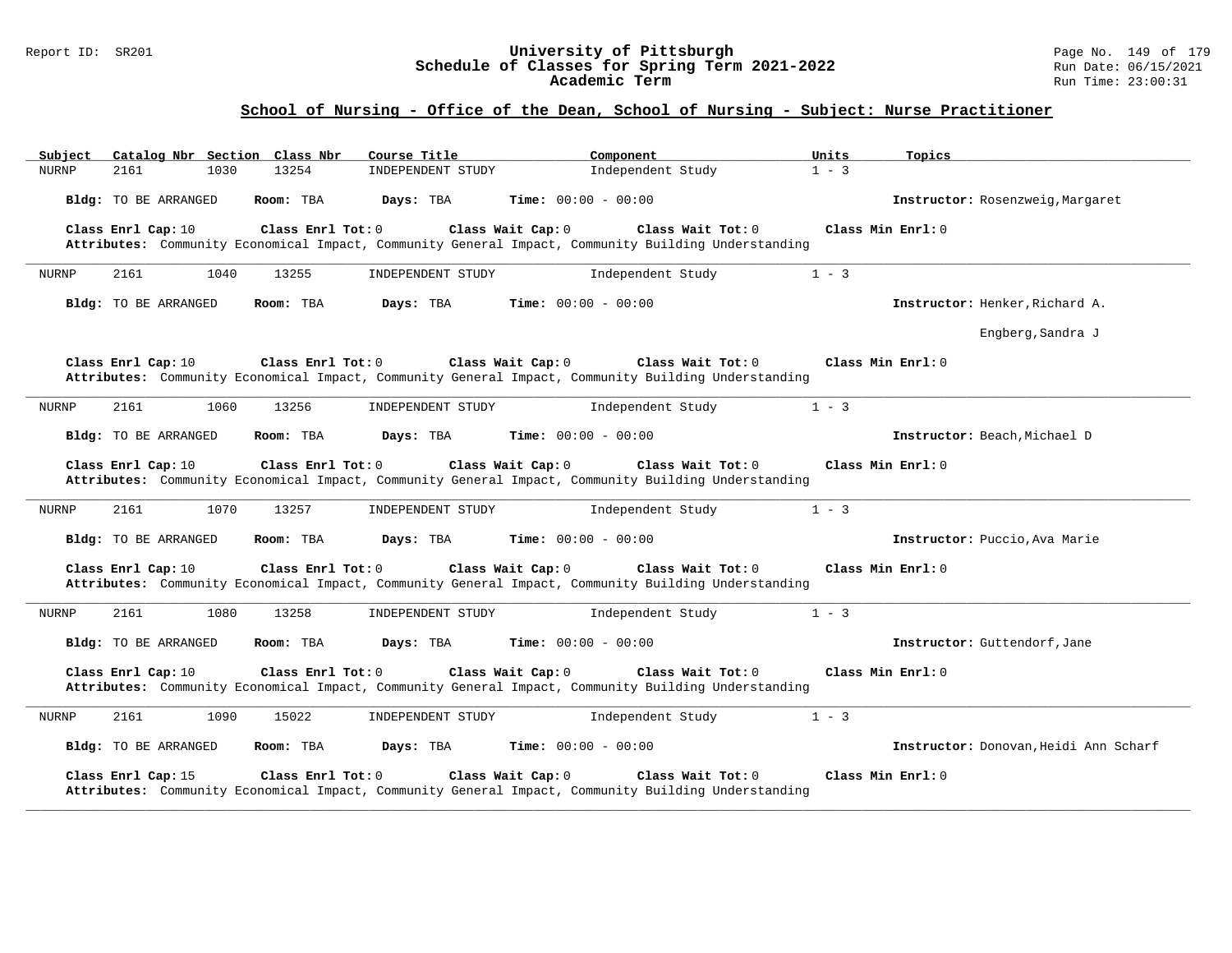## School of Nursing - Office of the Dean, School of Nursing - Subject: Nurse Practitioner

| Subject | Catalog Nbr | Section | Class Nbr | Course Title | Component | Units | Topics |
|---|---|---|---|---|---|---|---|
| NURNP | 2161 | 1030 | 13254 | INDEPENDENT STUDY | Independent Study | 1 - 3 | |

**Bldg:** TO BE ARRANGED **Room:** TBA **Days:** TBA **Time:** 00:00 - 00:00 **Instructor:** Rosenzweig,Margaret

**Class Enrl Cap:** 10 **Class Enrl Tot:** 0 **Class Wait Cap:** 0 **Class Wait Tot:** 0 **Class Min Enrl:** 0

**Attributes:** Community Economical Impact, Community General Impact, Community Building Understanding

---

| Subject | Catalog Nbr | Section | Class Nbr | Course Title | Component | Units | Topics |
|---|---|---|---|---|---|---|---|
| NURNP | 2161 | 1040 | 13255 | INDEPENDENT STUDY | Independent Study | 1 - 3 | |

**Bldg:** TO BE ARRANGED **Room:** TBA **Days:** TBA **Time:** 00:00 - 00:00 **Instructor:** Henker,Richard A.

Engberg,Sandra J

**Class Enrl Cap:** 10 **Class Enrl Tot:** 0 **Class Wait Cap:** 0 **Class Wait Tot:** 0 **Class Min Enrl:** 0

**Attributes:** Community Economical Impact, Community General Impact, Community Building Understanding

---

| Subject | Catalog Nbr | Section | Class Nbr | Course Title | Component | Units | Topics |
|---|---|---|---|---|---|---|---|
| NURNP | 2161 | 1060 | 13256 | INDEPENDENT STUDY | Independent Study | 1 - 3 | |

**Bldg:** TO BE ARRANGED **Room:** TBA **Days:** TBA **Time:** 00:00 - 00:00 **Instructor:** Beach,Michael D

**Class Enrl Cap:** 10 **Class Enrl Tot:** 0 **Class Wait Cap:** 0 **Class Wait Tot:** 0 **Class Min Enrl:** 0

**Attributes:** Community Economical Impact, Community General Impact, Community Building Understanding

---

| Subject | Catalog Nbr | Section | Class Nbr | Course Title | Component | Units | Topics |
|---|---|---|---|---|---|---|---|
| NURNP | 2161 | 1070 | 13257 | INDEPENDENT STUDY | Independent Study | 1 - 3 | |

**Bldg:** TO BE ARRANGED **Room:** TBA **Days:** TBA **Time:** 00:00 - 00:00 **Instructor:** Puccio,Ava Marie

**Class Enrl Cap:** 10 **Class Enrl Tot:** 0 **Class Wait Cap:** 0 **Class Wait Tot:** 0 **Class Min Enrl:** 0

**Attributes:** Community Economical Impact, Community General Impact, Community Building Understanding

---

| Subject | Catalog Nbr | Section | Class Nbr | Course Title | Component | Units | Topics |
|---|---|---|---|---|---|---|---|
| NURNP | 2161 | 1080 | 13258 | INDEPENDENT STUDY | Independent Study | 1 - 3 | |

**Bldg:** TO BE ARRANGED **Room:** TBA **Days:** TBA **Time:** 00:00 - 00:00 **Instructor:** Guttendorf,Jane

**Class Enrl Cap:** 10 **Class Enrl Tot:** 0 **Class Wait Cap:** 0 **Class Wait Tot:** 0 **Class Min Enrl:** 0

**Attributes:** Community Economical Impact, Community General Impact, Community Building Understanding

---

| Subject | Catalog Nbr | Section | Class Nbr | Course Title | Component | Units | Topics |
|---|---|---|---|---|---|---|---|
| NURNP | 2161 | 1090 | 15022 | INDEPENDENT STUDY | Independent Study | 1 - 3 | |

**Bldg:** TO BE ARRANGED **Room:** TBA **Days:** TBA **Time:** 00:00 - 00:00 **Instructor:** Donovan,Heidi Ann Scharf

**Class Enrl Cap:** 15 **Class Enrl Tot:** 0 **Class Wait Cap:** 0 **Class Wait Tot:** 0 **Class Min Enrl:** 0

**Attributes:** Community Economical Impact, Community General Impact, Community Building Understanding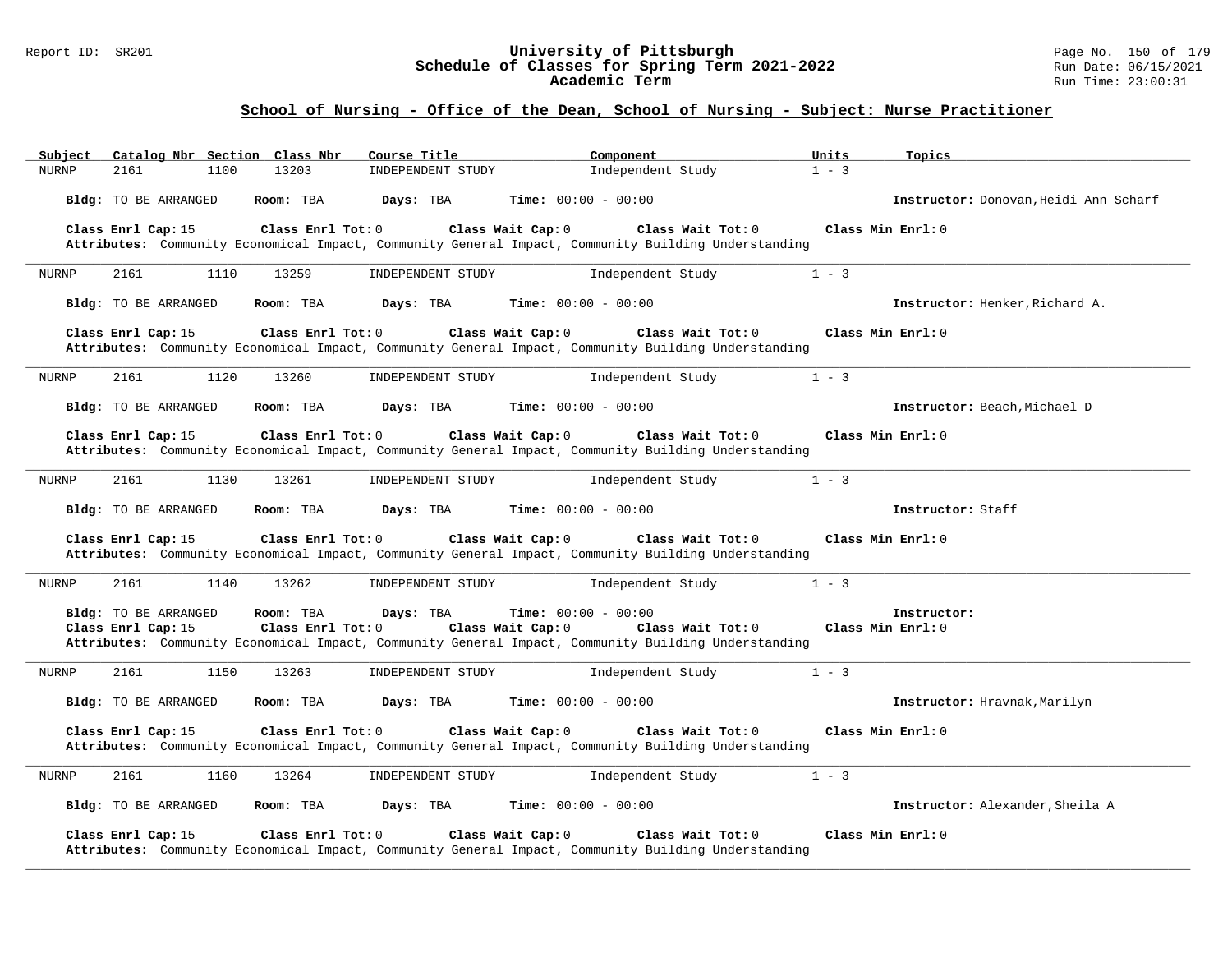## School of Nursing - Office of the Dean, School of Nursing - Subject: Nurse Practitioner

| Subject | Catalog Nbr | Section | Class Nbr | Course Title | Component | Units | Topics |
|---|---|---|---|---|---|---|---|
| NURNP | 2161 | 1100 | 13203 | INDEPENDENT STUDY | Independent Study | 1 - 3 | |

**Bldg:** TO BE ARRANGED **Room:** TBA **Days:** TBA **Time:** 00:00 - 00:00 **Instructor:** Donovan,Heidi Ann Scharf

**Class Enrl Cap:** 15 **Class Enrl Tot:** 0 **Class Wait Cap:** 0 **Class Wait Tot:** 0 **Class Min Enrl:** 0
**Attributes:** Community Economical Impact, Community General Impact, Community Building Understanding

---

| Subject | Catalog Nbr | Section | Class Nbr | Course Title | Component | Units | Topics |
|---|---|---|---|---|---|---|---|
| NURNP | 2161 | 1110 | 13259 | INDEPENDENT STUDY | Independent Study | 1 - 3 | |

**Bldg:** TO BE ARRANGED **Room:** TBA **Days:** TBA **Time:** 00:00 - 00:00 **Instructor:** Henker,Richard A.

**Class Enrl Cap:** 15 **Class Enrl Tot:** 0 **Class Wait Cap:** 0 **Class Wait Tot:** 0 **Class Min Enrl:** 0
**Attributes:** Community Economical Impact, Community General Impact, Community Building Understanding

---

| Subject | Catalog Nbr | Section | Class Nbr | Course Title | Component | Units | Topics |
|---|---|---|---|---|---|---|---|
| NURNP | 2161 | 1120 | 13260 | INDEPENDENT STUDY | Independent Study | 1 - 3 | |

**Bldg:** TO BE ARRANGED **Room:** TBA **Days:** TBA **Time:** 00:00 - 00:00 **Instructor:** Beach,Michael D

**Class Enrl Cap:** 15 **Class Enrl Tot:** 0 **Class Wait Cap:** 0 **Class Wait Tot:** 0 **Class Min Enrl:** 0
**Attributes:** Community Economical Impact, Community General Impact, Community Building Understanding

---

| Subject | Catalog Nbr | Section | Class Nbr | Course Title | Component | Units | Topics |
|---|---|---|---|---|---|---|---|
| NURNP | 2161 | 1130 | 13261 | INDEPENDENT STUDY | Independent Study | 1 - 3 | |

**Bldg:** TO BE ARRANGED **Room:** TBA **Days:** TBA **Time:** 00:00 - 00:00 **Instructor:** Staff

**Class Enrl Cap:** 15 **Class Enrl Tot:** 0 **Class Wait Cap:** 0 **Class Wait Tot:** 0 **Class Min Enrl:** 0
**Attributes:** Community Economical Impact, Community General Impact, Community Building Understanding

---

| Subject | Catalog Nbr | Section | Class Nbr | Course Title | Component | Units | Topics |
|---|---|---|---|---|---|---|---|
| NURNP | 2161 | 1140 | 13262 | INDEPENDENT STUDY | Independent Study | 1 - 3 | |

**Bldg:** TO BE ARRANGED **Room:** TBA **Days:** TBA **Time:** 00:00 - 00:00 **Instructor:**
**Class Enrl Cap:** 15 **Class Enrl Tot:** 0 **Class Wait Cap:** 0 **Class Wait Tot:** 0 **Class Min Enrl:** 0
**Attributes:** Community Economical Impact, Community General Impact, Community Building Understanding

---

| Subject | Catalog Nbr | Section | Class Nbr | Course Title | Component | Units | Topics |
|---|---|---|---|---|---|---|---|
| NURNP | 2161 | 1150 | 13263 | INDEPENDENT STUDY | Independent Study | 1 - 3 | |

**Bldg:** TO BE ARRANGED **Room:** TBA **Days:** TBA **Time:** 00:00 - 00:00 **Instructor:** Hravnak,Marilyn

**Class Enrl Cap:** 15 **Class Enrl Tot:** 0 **Class Wait Cap:** 0 **Class Wait Tot:** 0 **Class Min Enrl:** 0
**Attributes:** Community Economical Impact, Community General Impact, Community Building Understanding

---

| Subject | Catalog Nbr | Section | Class Nbr | Course Title | Component | Units | Topics |
|---|---|---|---|---|---|---|---|
| NURNP | 2161 | 1160 | 13264 | INDEPENDENT STUDY | Independent Study | 1 - 3 | |

**Bldg:** TO BE ARRANGED **Room:** TBA **Days:** TBA **Time:** 00:00 - 00:00 **Instructor:** Alexander,Sheila A

**Class Enrl Cap:** 15 **Class Enrl Tot:** 0 **Class Wait Cap:** 0 **Class Wait Tot:** 0 **Class Min Enrl:** 0
**Attributes:** Community Economical Impact, Community General Impact, Community Building Understanding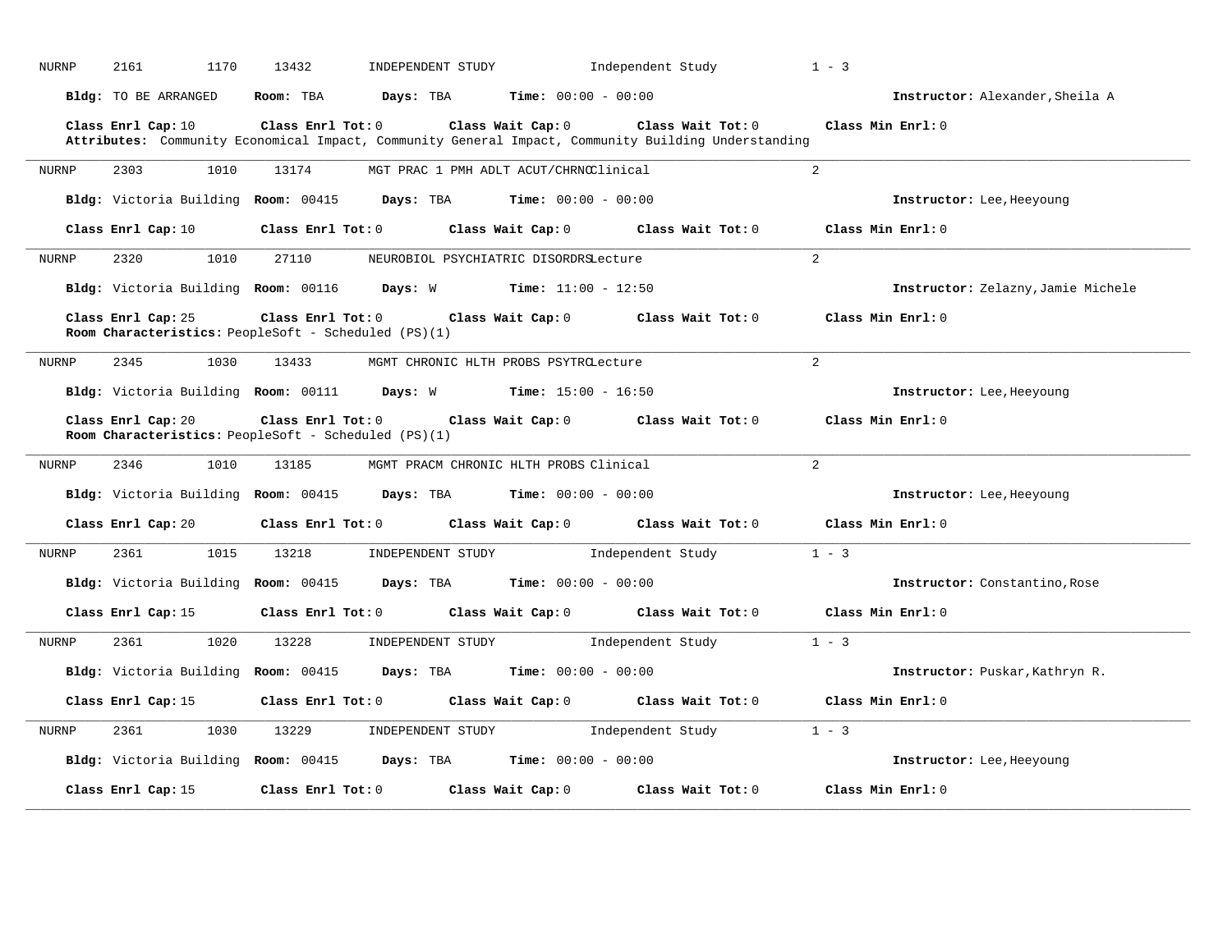NURNP 2161 1170 13432 INDEPENDENT STUDY Independent Study 1 - 3

**Bldg:** TO BE ARRANGED **Room:** TBA **Days:** TBA **Time:** 00:00 - 00:00 **Instructor:** Alexander,Sheila A

**Class Enrl Cap:** 10 **Class Enrl Tot:** 0 **Class Wait Cap:** 0 **Class Wait Tot:** 0 **Class Min Enrl:** 0

**Attributes:** Community Economical Impact, Community General Impact, Community Building Understanding

---

NURNP 2303 1010 13174 MGT PRAC 1 PMH ADLT ACUT/CHRNC Clinical 2

**Bldg:** Victoria Building **Room:** 00415 **Days:** TBA **Time:** 00:00 - 00:00 **Instructor:** Lee,Heeyoung

**Class Enrl Cap:** 10 **Class Enrl Tot:** 0 **Class Wait Cap:** 0 **Class Wait Tot:** 0 **Class Min Enrl:** 0

---

NURNP 2320 1010 27110 NEUROBIOL PSYCHIATRIC DISORDRS Lecture 2

**Bldg:** Victoria Building **Room:** 00116 **Days:** W **Time:** 11:00 - 12:50 **Instructor:** Zelazny,Jamie Michele

**Class Enrl Cap:** 25 **Class Enrl Tot:** 0 **Class Wait Cap:** 0 **Class Wait Tot:** 0 **Class Min Enrl:** 0

**Room Characteristics:** PeopleSoft - Scheduled (PS)(1)

---

NURNP 2345 1030 13433 MGMT CHRONIC HLTH PROBS PSYTRC Lecture 2

**Bldg:** Victoria Building **Room:** 00111 **Days:** W **Time:** 15:00 - 16:50 **Instructor:** Lee,Heeyoung

**Class Enrl Cap:** 20 **Class Enrl Tot:** 0 **Class Wait Cap:** 0 **Class Wait Tot:** 0 **Class Min Enrl:** 0

**Room Characteristics:** PeopleSoft - Scheduled (PS)(1)

---

NURNP 2346 1010 13185 MGMT PRACM CHRONIC HLTH PROBS Clinical 2

**Bldg:** Victoria Building **Room:** 00415 **Days:** TBA **Time:** 00:00 - 00:00 **Instructor:** Lee,Heeyoung

**Class Enrl Cap:** 20 **Class Enrl Tot:** 0 **Class Wait Cap:** 0 **Class Wait Tot:** 0 **Class Min Enrl:** 0

---

NURNP 2361 1015 13218 INDEPENDENT STUDY Independent Study 1 - 3

**Bldg:** Victoria Building **Room:** 00415 **Days:** TBA **Time:** 00:00 - 00:00 **Instructor:** Constantino,Rose

**Class Enrl Cap:** 15 **Class Enrl Tot:** 0 **Class Wait Cap:** 0 **Class Wait Tot:** 0 **Class Min Enrl:** 0

---

NURNP 2361 1020 13228 INDEPENDENT STUDY Independent Study 1 - 3

**Bldg:** Victoria Building **Room:** 00415 **Days:** TBA **Time:** 00:00 - 00:00 **Instructor:** Puskar,Kathryn R.

**Class Enrl Cap:** 15 **Class Enrl Tot:** 0 **Class Wait Cap:** 0 **Class Wait Tot:** 0 **Class Min Enrl:** 0

---

NURNP 2361 1030 13229 INDEPENDENT STUDY Independent Study 1 - 3

**Bldg:** Victoria Building **Room:** 00415 **Days:** TBA **Time:** 00:00 - 00:00 **Instructor:** Lee,Heeyoung

**Class Enrl Cap:** 15 **Class Enrl Tot:** 0 **Class Wait Cap:** 0 **Class Wait Tot:** 0 **Class Min Enrl:** 0

---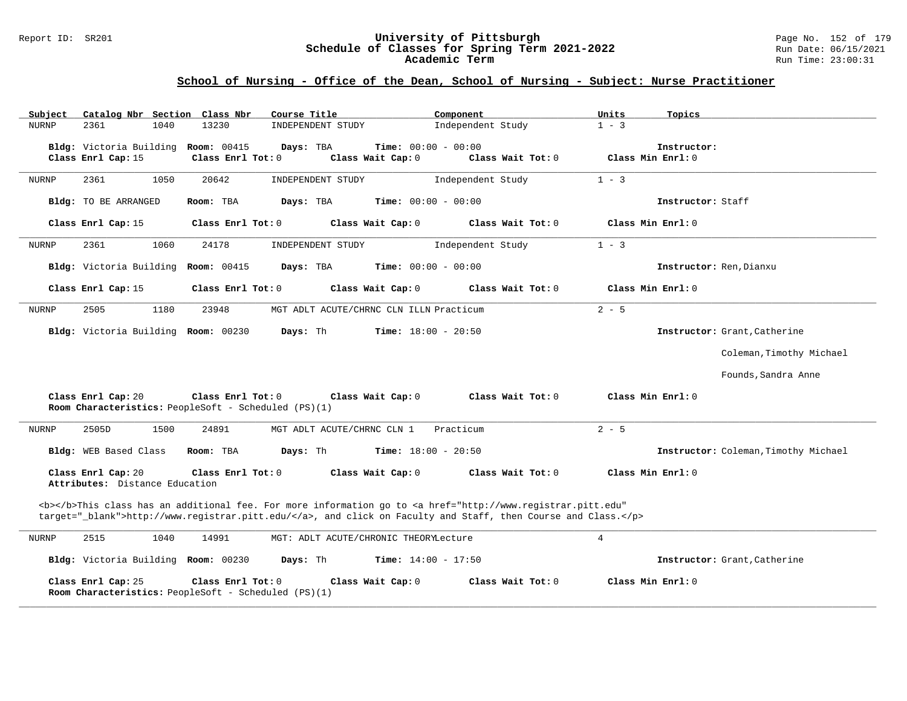## School of Nursing - Office of the Dean, School of Nursing - Subject: Nurse Practitioner

| Subject | Catalog Nbr | Section | Class Nbr | Course Title | Component | Units | Topics |
|---|---|---|---|---|---|---|---|
| NURNP | 2361 | 1040 | 13230 | INDEPENDENT STUDY | Independent Study | 1 - 3 | |

**Bldg:** Victoria Building **Room:** 00415 **Days:** TBA **Time:** 00:00 - 00:00 **Instructor:**
**Class Enrl Cap:** 15 **Class Enrl Tot:** 0 **Class Wait Cap:** 0 **Class Wait Tot:** 0 **Class Min Enrl:** 0

---

| Subject | Catalog Nbr | Section | Class Nbr | Course Title | Component | Units | Topics |
|---|---|---|---|---|---|---|---|
| NURNP | 2361 | 1050 | 20642 | INDEPENDENT STUDY | Independent Study | 1 - 3 | |

**Bldg:** TO BE ARRANGED **Room:** TBA **Days:** TBA **Time:** 00:00 - 00:00 **Instructor:** Staff
**Class Enrl Cap:** 15 **Class Enrl Tot:** 0 **Class Wait Cap:** 0 **Class Wait Tot:** 0 **Class Min Enrl:** 0

---

| Subject | Catalog Nbr | Section | Class Nbr | Course Title | Component | Units | Topics |
|---|---|---|---|---|---|---|---|
| NURNP | 2361 | 1060 | 24178 | INDEPENDENT STUDY | Independent Study | 1 - 3 | |

**Bldg:** Victoria Building **Room:** 00415 **Days:** TBA **Time:** 00:00 - 00:00 **Instructor:** Ren,Dianxu
**Class Enrl Cap:** 15 **Class Enrl Tot:** 0 **Class Wait Cap:** 0 **Class Wait Tot:** 0 **Class Min Enrl:** 0

---

| Subject | Catalog Nbr | Section | Class Nbr | Course Title | Component | Units | Topics |
|---|---|---|---|---|---|---|---|
| NURNP | 2505 | 1180 | 23948 | MGT ADLT ACUTE/CHRNC CLN ILLN | Practicum | 2 - 5 | |

**Bldg:** Victoria Building **Room:** 00230 **Days:** Th **Time:** 18:00 - 20:50 **Instructor:** Grant,Catherine
Coleman,Timothy Michael
Founds,Sandra Anne
**Class Enrl Cap:** 20 **Class Enrl Tot:** 0 **Class Wait Cap:** 0 **Class Wait Tot:** 0 **Class Min Enrl:** 0
**Room Characteristics:** PeopleSoft - Scheduled (PS)(1)

---

| Subject | Catalog Nbr | Section | Class Nbr | Course Title | Component | Units | Topics |
|---|---|---|---|---|---|---|---|
| NURNP | 2505D | 1500 | 24891 | MGT ADLT ACUTE/CHRNC CLN 1 | Practicum | 2 - 5 | |

**Bldg:** WEB Based Class **Room:** TBA **Days:** Th **Time:** 18:00 - 20:50 **Instructor:** Coleman,Timothy Michael
**Class Enrl Cap:** 20 **Class Enrl Tot:** 0 **Class Wait Cap:** 0 **Class Wait Tot:** 0 **Class Min Enrl:** 0
**Attributes:** Distance Education

<b></b>This class has an additional fee. For more information go to <a href="http://www.registrar.pitt.edu" target="_blank">http://www.registrar.pitt.edu/</a>, and click on Faculty and Staff, then Course and Class.</p>

---

| Subject | Catalog Nbr | Section | Class Nbr | Course Title | Component | Units | Topics |
|---|---|---|---|---|---|---|---|
| NURNP | 2515 | 1040 | 14991 | MGT: ADLT ACUTE/CHRONIC THEORY | Lecture | 4 | |

**Bldg:** Victoria Building **Room:** 00230 **Days:** Th **Time:** 14:00 - 17:50 **Instructor:** Grant,Catherine
**Class Enrl Cap:** 25 **Class Enrl Tot:** 0 **Class Wait Cap:** 0 **Class Wait Tot:** 0 **Class Min Enrl:** 0
**Room Characteristics:** PeopleSoft - Scheduled (PS)(1)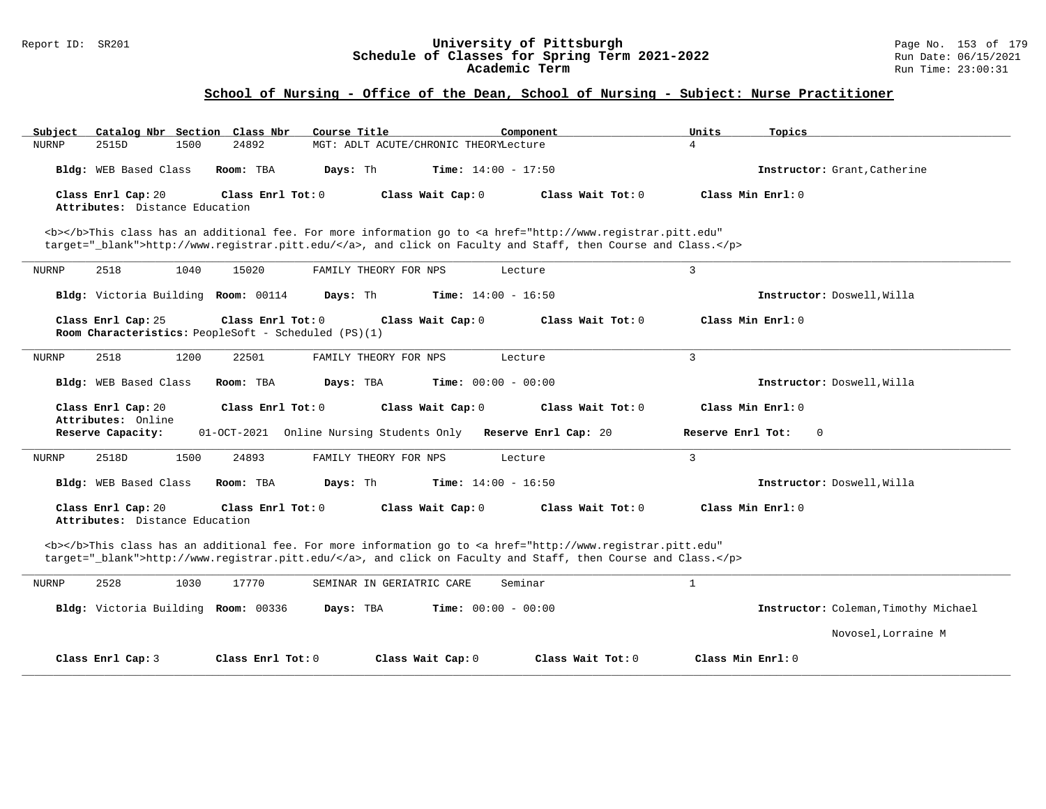## School of Nursing - Office of the Dean, School of Nursing - Subject: Nurse Practitioner

| Subject | Catalog Nbr | Section | Class Nbr | Course Title | Component | Units | Topics |
|---|---|---|---|---|---|---|---|
| NURNP | 2515D | 1500 | 24892 | MGT: ADLT ACUTE/CHRONIC THEORY | Lecture | 4 | |

**Bldg:** WEB Based Class **Room:** TBA **Days:** Th **Time:** 14:00 - 17:50 **Instructor:** Grant,Catherine

**Class Enrl Cap:** 20 **Class Enrl Tot:** 0 **Class Wait Cap:** 0 **Class Wait Tot:** 0 **Class Min Enrl:** 0
**Attributes:** Distance Education

<b></b>This class has an additional fee. For more information go to <a href="http://www.registrar.pitt.edu" target="_blank">http://www.registrar.pitt.edu/</a>, and click on Faculty and Staff, then Course and Class.</p>

---

| Subject | Catalog Nbr | Section | Class Nbr | Course Title | Component | Units | Topics |
|---|---|---|---|---|---|---|---|
| NURNP | 2518 | 1040 | 15020 | FAMILY THEORY FOR NPS | Lecture | 3 | |

**Bldg:** Victoria Building **Room:** 00114 **Days:** Th **Time:** 14:00 - 16:50 **Instructor:** Doswell,Willa

**Class Enrl Cap:** 25 **Class Enrl Tot:** 0 **Class Wait Cap:** 0 **Class Wait Tot:** 0 **Class Min Enrl:** 0
**Room Characteristics:** PeopleSoft - Scheduled (PS)(1)

---

| Subject | Catalog Nbr | Section | Class Nbr | Course Title | Component | Units | Topics |
|---|---|---|---|---|---|---|---|
| NURNP | 2518 | 1200 | 22501 | FAMILY THEORY FOR NPS | Lecture | 3 | |

**Bldg:** WEB Based Class **Room:** TBA **Days:** TBA **Time:** 00:00 - 00:00 **Instructor:** Doswell,Willa

**Class Enrl Cap:** 20 **Class Enrl Tot:** 0 **Class Wait Cap:** 0 **Class Wait Tot:** 0 **Class Min Enrl:** 0
**Attributes:** Online
**Reserve Capacity:** 01-OCT-2021 Online Nursing Students Only **Reserve Enrl Cap:** 20 **Reserve Enrl Tot:** 0

---

| Subject | Catalog Nbr | Section | Class Nbr | Course Title | Component | Units | Topics |
|---|---|---|---|---|---|---|---|
| NURNP | 2518D | 1500 | 24893 | FAMILY THEORY FOR NPS | Lecture | 3 | |

**Bldg:** WEB Based Class **Room:** TBA **Days:** Th **Time:** 14:00 - 16:50 **Instructor:** Doswell,Willa

**Class Enrl Cap:** 20 **Class Enrl Tot:** 0 **Class Wait Cap:** 0 **Class Wait Tot:** 0 **Class Min Enrl:** 0
**Attributes:** Distance Education

<b></b>This class has an additional fee. For more information go to <a href="http://www.registrar.pitt.edu" target="_blank">http://www.registrar.pitt.edu/</a>, and click on Faculty and Staff, then Course and Class.</p>

---

| Subject | Catalog Nbr | Section | Class Nbr | Course Title | Component | Units | Topics |
|---|---|---|---|---|---|---|---|
| NURNP | 2528 | 1030 | 17770 | SEMINAR IN GERIATRIC CARE | Seminar | 1 | |

**Bldg:** Victoria Building **Room:** 00336 **Days:** TBA **Time:** 00:00 - 00:00 **Instructor:** Coleman,Timothy Michael
Novosel,Lorraine M

**Class Enrl Cap:** 3 **Class Enrl Tot:** 0 **Class Wait Cap:** 0 **Class Wait Tot:** 0 **Class Min Enrl:** 0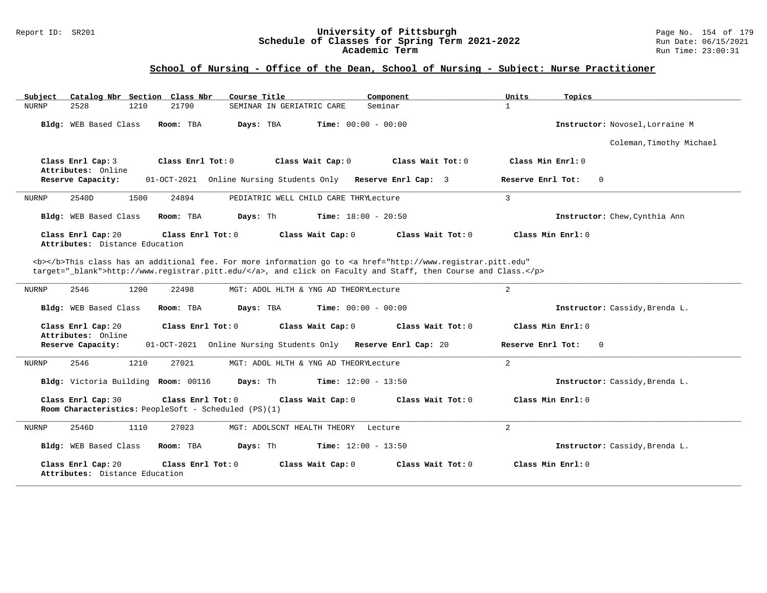## School of Nursing - Office of the Dean, School of Nursing - Subject: Nurse Practitioner

| Subject | Catalog Nbr | Section | Class Nbr | Course Title | Component | Units | Topics |
|---|---|---|---|---|---|---|---|
| NURNP | 2528 | 1210 | 21790 | SEMINAR IN GERIATRIC CARE | Seminar | 1 | |

**Bldg:** WEB Based Class **Room:** TBA **Days:** TBA **Time:** 00:00 - 00:00 **Instructor:** Novosel,Lorraine M; Coleman,Timothy Michael

**Class Enrl Cap:** 3 **Class Enrl Tot:** 0 **Class Wait Cap:** 0 **Class Wait Tot:** 0 **Class Min Enrl:** 0
**Attributes:** Online
**Reserve Capacity:** 01-OCT-2021 Online Nursing Students Only **Reserve Enrl Cap:** 3 **Reserve Enrl Tot:** 0

---

| Subject | Catalog Nbr | Section | Class Nbr | Course Title | Component | Units | Topics |
|---|---|---|---|---|---|---|---|
| NURNP | 2540D | 1500 | 24894 | PEDIATRIC WELL CHILD CARE THRY | Lecture | 3 | |

**Bldg:** WEB Based Class **Room:** TBA **Days:** Th **Time:** 18:00 - 20:50 **Instructor:** Chew,Cynthia Ann

**Class Enrl Cap:** 20 **Class Enrl Tot:** 0 **Class Wait Cap:** 0 **Class Wait Tot:** 0 **Class Min Enrl:** 0
**Attributes:** Distance Education

<b></b>This class has an additional fee. For more information go to <a href="http://www.registrar.pitt.edu" target="_blank">http://www.registrar.pitt.edu/</a>, and click on Faculty and Staff, then Course and Class.</p>

---

| Subject | Catalog Nbr | Section | Class Nbr | Course Title | Component | Units | Topics |
|---|---|---|---|---|---|---|---|
| NURNP | 2546 | 1200 | 22498 | MGT: ADOL HLTH & YNG AD THEORY | Lecture | 2 | |

**Bldg:** WEB Based Class **Room:** TBA **Days:** TBA **Time:** 00:00 - 00:00 **Instructor:** Cassidy,Brenda L.

**Class Enrl Cap:** 20 **Class Enrl Tot:** 0 **Class Wait Cap:** 0 **Class Wait Tot:** 0 **Class Min Enrl:** 0
**Attributes:** Online
**Reserve Capacity:** 01-OCT-2021 Online Nursing Students Only **Reserve Enrl Cap:** 20 **Reserve Enrl Tot:** 0

---

| Subject | Catalog Nbr | Section | Class Nbr | Course Title | Component | Units | Topics |
|---|---|---|---|---|---|---|---|
| NURNP | 2546 | 1210 | 27021 | MGT: ADOL HLTH & YNG AD THEORY | Lecture | 2 | |

**Bldg:** Victoria Building **Room:** 00116 **Days:** Th **Time:** 12:00 - 13:50 **Instructor:** Cassidy,Brenda L.

**Class Enrl Cap:** 30 **Class Enrl Tot:** 0 **Class Wait Cap:** 0 **Class Wait Tot:** 0 **Class Min Enrl:** 0
**Room Characteristics:** PeopleSoft - Scheduled (PS)(1)

---

| Subject | Catalog Nbr | Section | Class Nbr | Course Title | Component | Units | Topics |
|---|---|---|---|---|---|---|---|
| NURNP | 2546D | 1110 | 27023 | MGT: ADOLSCNT HEALTH THEORY | Lecture | 2 | |

**Bldg:** WEB Based Class **Room:** TBA **Days:** Th **Time:** 12:00 - 13:50 **Instructor:** Cassidy,Brenda L.

**Class Enrl Cap:** 20 **Class Enrl Tot:** 0 **Class Wait Cap:** 0 **Class Wait Tot:** 0 **Class Min Enrl:** 0
**Attributes:** Distance Education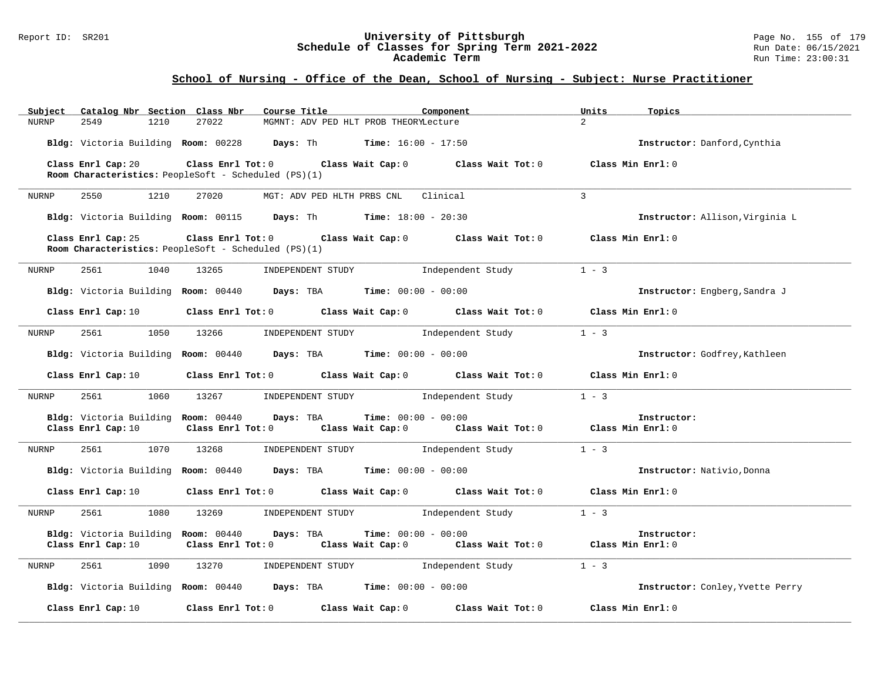## School of Nursing - Office of the Dean, School of Nursing - Subject: Nurse Practitioner

| Subject | Catalog Nbr | Section | Class Nbr | Course Title | Component | Units | Topics |
|---|---|---|---|---|---|---|---|
| NURNP | 2549 | 1210 | 27022 | MGMNT: ADV PED HLT PROB THEORY | Lecture | 2 | |

**Bldg:** Victoria Building **Room:** 00228 **Days:** Th **Time:** 16:00 - 17:50 **Instructor:** Danford,Cynthia

**Class Enrl Cap:** 20 **Class Enrl Tot:** 0 **Class Wait Cap:** 0 **Class Wait Tot:** 0 **Class Min Enrl:** 0

**Room Characteristics:** PeopleSoft - Scheduled (PS)(1)

---

| Subject | Catalog Nbr | Section | Class Nbr | Course Title | Component | Units | Topics |
|---|---|---|---|---|---|---|---|
| NURNP | 2550 | 1210 | 27020 | MGT: ADV PED HLTH PRBS CNL | Clinical | 3 | |

**Bldg:** Victoria Building **Room:** 00115 **Days:** Th **Time:** 18:00 - 20:30 **Instructor:** Allison,Virginia L

**Class Enrl Cap:** 25 **Class Enrl Tot:** 0 **Class Wait Cap:** 0 **Class Wait Tot:** 0 **Class Min Enrl:** 0

**Room Characteristics:** PeopleSoft - Scheduled (PS)(1)

---

| Subject | Catalog Nbr | Section | Class Nbr | Course Title | Component | Units | Topics |
|---|---|---|---|---|---|---|---|
| NURNP | 2561 | 1040 | 13265 | INDEPENDENT STUDY | Independent Study | 1 - 3 | |

**Bldg:** Victoria Building **Room:** 00440 **Days:** TBA **Time:** 00:00 - 00:00 **Instructor:** Engberg,Sandra J

**Class Enrl Cap:** 10 **Class Enrl Tot:** 0 **Class Wait Cap:** 0 **Class Wait Tot:** 0 **Class Min Enrl:** 0

---

| Subject | Catalog Nbr | Section | Class Nbr | Course Title | Component | Units | Topics |
|---|---|---|---|---|---|---|---|
| NURNP | 2561 | 1050 | 13266 | INDEPENDENT STUDY | Independent Study | 1 - 3 | |

**Bldg:** Victoria Building **Room:** 00440 **Days:** TBA **Time:** 00:00 - 00:00 **Instructor:** Godfrey,Kathleen

**Class Enrl Cap:** 10 **Class Enrl Tot:** 0 **Class Wait Cap:** 0 **Class Wait Tot:** 0 **Class Min Enrl:** 0

---

| Subject | Catalog Nbr | Section | Class Nbr | Course Title | Component | Units | Topics |
|---|---|---|---|---|---|---|---|
| NURNP | 2561 | 1060 | 13267 | INDEPENDENT STUDY | Independent Study | 1 - 3 | |

**Bldg:** Victoria Building **Room:** 00440 **Days:** TBA **Time:** 00:00 - 00:00 **Instructor:**

**Class Enrl Cap:** 10 **Class Enrl Tot:** 0 **Class Wait Cap:** 0 **Class Wait Tot:** 0 **Class Min Enrl:** 0

---

| Subject | Catalog Nbr | Section | Class Nbr | Course Title | Component | Units | Topics |
|---|---|---|---|---|---|---|---|
| NURNP | 2561 | 1070 | 13268 | INDEPENDENT STUDY | Independent Study | 1 - 3 | |

**Bldg:** Victoria Building **Room:** 00440 **Days:** TBA **Time:** 00:00 - 00:00 **Instructor:** Nativio,Donna

**Class Enrl Cap:** 10 **Class Enrl Tot:** 0 **Class Wait Cap:** 0 **Class Wait Tot:** 0 **Class Min Enrl:** 0

---

| Subject | Catalog Nbr | Section | Class Nbr | Course Title | Component | Units | Topics |
|---|---|---|---|---|---|---|---|
| NURNP | 2561 | 1080 | 13269 | INDEPENDENT STUDY | Independent Study | 1 - 3 | |

**Bldg:** Victoria Building **Room:** 00440 **Days:** TBA **Time:** 00:00 - 00:00 **Instructor:**

**Class Enrl Cap:** 10 **Class Enrl Tot:** 0 **Class Wait Cap:** 0 **Class Wait Tot:** 0 **Class Min Enrl:** 0

---

| Subject | Catalog Nbr | Section | Class Nbr | Course Title | Component | Units | Topics |
|---|---|---|---|---|---|---|---|
| NURNP | 2561 | 1090 | 13270 | INDEPENDENT STUDY | Independent Study | 1 - 3 | |

**Bldg:** Victoria Building **Room:** 00440 **Days:** TBA **Time:** 00:00 - 00:00 **Instructor:** Conley,Yvette Perry

**Class Enrl Cap:** 10 **Class Enrl Tot:** 0 **Class Wait Cap:** 0 **Class Wait Tot:** 0 **Class Min Enrl:** 0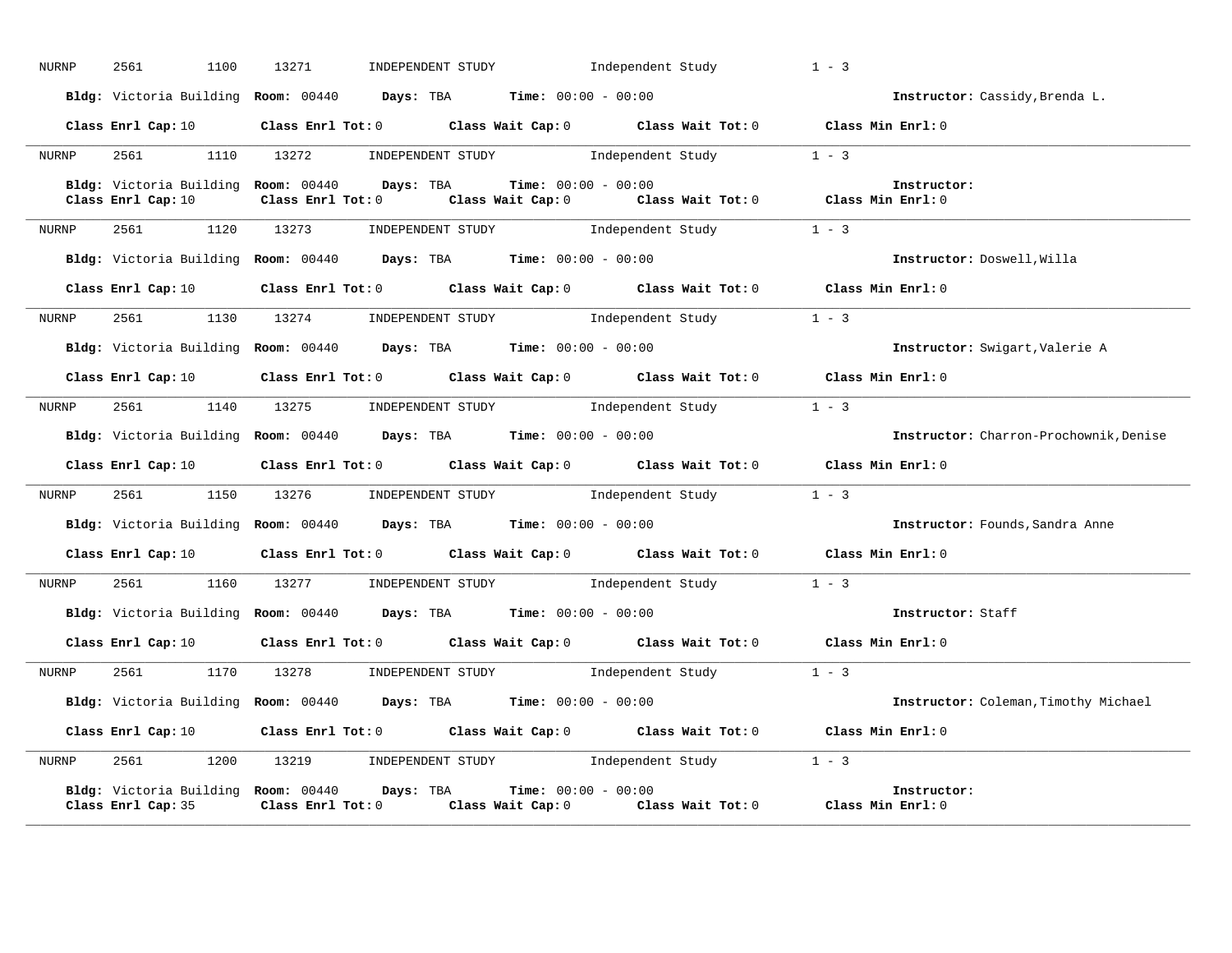NURNP 2561 1100 13271 INDEPENDENT STUDY Independent Study 1 - 3

**Bldg:** Victoria Building **Room:** 00440 **Days:** TBA **Time:** 00:00 - 00:00 **Instructor:** Cassidy,Brenda L.

**Class Enrl Cap:** 10 **Class Enrl Tot:** 0 **Class Wait Cap:** 0 **Class Wait Tot:** 0 **Class Min Enrl:** 0

---

NURNP 2561 1110 13272 INDEPENDENT STUDY Independent Study 1 - 3

**Bldg:** Victoria Building **Room:** 00440 **Days:** TBA **Time:** 00:00 - 00:00 **Instructor:**
**Class Enrl Cap:** 10 **Class Enrl Tot:** 0 **Class Wait Cap:** 0 **Class Wait Tot:** 0 **Class Min Enrl:** 0

---

NURNP 2561 1120 13273 INDEPENDENT STUDY Independent Study 1 - 3

**Bldg:** Victoria Building **Room:** 00440 **Days:** TBA **Time:** 00:00 - 00:00 **Instructor:** Doswell,Willa

**Class Enrl Cap:** 10 **Class Enrl Tot:** 0 **Class Wait Cap:** 0 **Class Wait Tot:** 0 **Class Min Enrl:** 0

---

NURNP 2561 1130 13274 INDEPENDENT STUDY Independent Study 1 - 3

**Bldg:** Victoria Building **Room:** 00440 **Days:** TBA **Time:** 00:00 - 00:00 **Instructor:** Swigart,Valerie A

**Class Enrl Cap:** 10 **Class Enrl Tot:** 0 **Class Wait Cap:** 0 **Class Wait Tot:** 0 **Class Min Enrl:** 0

---

NURNP 2561 1140 13275 INDEPENDENT STUDY Independent Study 1 - 3

**Bldg:** Victoria Building **Room:** 00440 **Days:** TBA **Time:** 00:00 - 00:00 **Instructor:** Charron-Prochownik,Denise

**Class Enrl Cap:** 10 **Class Enrl Tot:** 0 **Class Wait Cap:** 0 **Class Wait Tot:** 0 **Class Min Enrl:** 0

---

NURNP 2561 1150 13276 INDEPENDENT STUDY Independent Study 1 - 3

**Bldg:** Victoria Building **Room:** 00440 **Days:** TBA **Time:** 00:00 - 00:00 **Instructor:** Founds,Sandra Anne

**Class Enrl Cap:** 10 **Class Enrl Tot:** 0 **Class Wait Cap:** 0 **Class Wait Tot:** 0 **Class Min Enrl:** 0

---

NURNP 2561 1160 13277 INDEPENDENT STUDY Independent Study 1 - 3

**Bldg:** Victoria Building **Room:** 00440 **Days:** TBA **Time:** 00:00 - 00:00 **Instructor:** Staff

**Class Enrl Cap:** 10 **Class Enrl Tot:** 0 **Class Wait Cap:** 0 **Class Wait Tot:** 0 **Class Min Enrl:** 0

---

NURNP 2561 1170 13278 INDEPENDENT STUDY Independent Study 1 - 3

**Bldg:** Victoria Building **Room:** 00440 **Days:** TBA **Time:** 00:00 - 00:00 **Instructor:** Coleman,Timothy Michael

**Class Enrl Cap:** 10 **Class Enrl Tot:** 0 **Class Wait Cap:** 0 **Class Wait Tot:** 0 **Class Min Enrl:** 0

---

NURNP 2561 1200 13219 INDEPENDENT STUDY Independent Study 1 - 3

**Bldg:** Victoria Building **Room:** 00440 **Days:** TBA **Time:** 00:00 - 00:00 **Instructor:**
**Class Enrl Cap:** 35 **Class Enrl Tot:** 0 **Class Wait Cap:** 0 **Class Wait Tot:** 0 **Class Min Enrl:** 0

---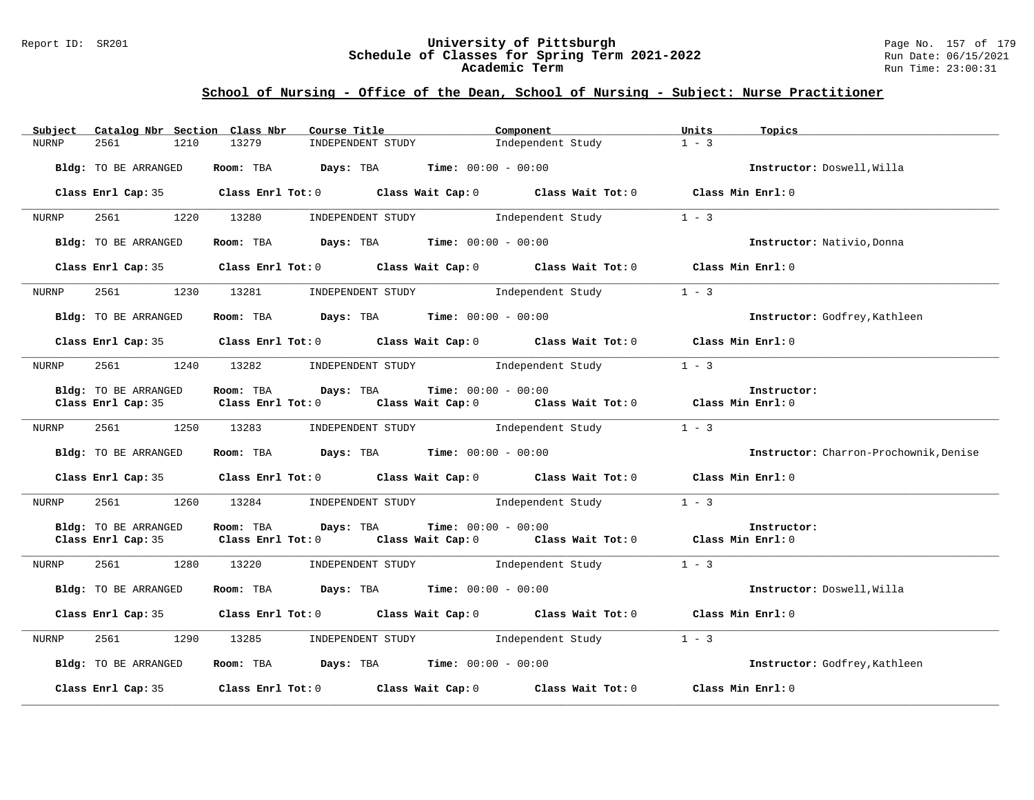## School of Nursing - Office of the Dean, School of Nursing - Subject: Nurse Practitioner

| Subject | Catalog Nbr | Section | Class Nbr | Course Title | Component | Units | Topics |
|---|---|---|---|---|---|---|---|
| NURNP | 2561 | 1210 | 13279 | INDEPENDENT STUDY | Independent Study | 1 - 3 | |

**Bldg:** TO BE ARRANGED **Room:** TBA **Days:** TBA **Time:** 00:00 - 00:00 **Instructor:** Doswell,Willa

**Class Enrl Cap:** 35 **Class Enrl Tot:** 0 **Class Wait Cap:** 0 **Class Wait Tot:** 0 **Class Min Enrl:** 0

| Subject | Catalog Nbr | Section | Class Nbr | Course Title | Component | Units | Topics |
|---|---|---|---|---|---|---|---|
| NURNP | 2561 | 1220 | 13280 | INDEPENDENT STUDY | Independent Study | 1 - 3 | |

**Bldg:** TO BE ARRANGED **Room:** TBA **Days:** TBA **Time:** 00:00 - 00:00 **Instructor:** Nativio,Donna

**Class Enrl Cap:** 35 **Class Enrl Tot:** 0 **Class Wait Cap:** 0 **Class Wait Tot:** 0 **Class Min Enrl:** 0

| Subject | Catalog Nbr | Section | Class Nbr | Course Title | Component | Units | Topics |
|---|---|---|---|---|---|---|---|
| NURNP | 2561 | 1230 | 13281 | INDEPENDENT STUDY | Independent Study | 1 - 3 | |

**Bldg:** TO BE ARRANGED **Room:** TBA **Days:** TBA **Time:** 00:00 - 00:00 **Instructor:** Godfrey,Kathleen

**Class Enrl Cap:** 35 **Class Enrl Tot:** 0 **Class Wait Cap:** 0 **Class Wait Tot:** 0 **Class Min Enrl:** 0

| Subject | Catalog Nbr | Section | Class Nbr | Course Title | Component | Units | Topics |
|---|---|---|---|---|---|---|---|
| NURNP | 2561 | 1240 | 13282 | INDEPENDENT STUDY | Independent Study | 1 - 3 | |

**Bldg:** TO BE ARRANGED **Room:** TBA **Days:** TBA **Time:** 00:00 - 00:00 **Instructor:**
**Class Enrl Cap:** 35 **Class Enrl Tot:** 0 **Class Wait Cap:** 0 **Class Wait Tot:** 0 **Class Min Enrl:** 0

| Subject | Catalog Nbr | Section | Class Nbr | Course Title | Component | Units | Topics |
|---|---|---|---|---|---|---|---|
| NURNP | 2561 | 1250 | 13283 | INDEPENDENT STUDY | Independent Study | 1 - 3 | |

**Bldg:** TO BE ARRANGED **Room:** TBA **Days:** TBA **Time:** 00:00 - 00:00 **Instructor:** Charron-Prochownik,Denise

**Class Enrl Cap:** 35 **Class Enrl Tot:** 0 **Class Wait Cap:** 0 **Class Wait Tot:** 0 **Class Min Enrl:** 0

| Subject | Catalog Nbr | Section | Class Nbr | Course Title | Component | Units | Topics |
|---|---|---|---|---|---|---|---|
| NURNP | 2561 | 1260 | 13284 | INDEPENDENT STUDY | Independent Study | 1 - 3 | |

**Bldg:** TO BE ARRANGED **Room:** TBA **Days:** TBA **Time:** 00:00 - 00:00 **Instructor:**
**Class Enrl Cap:** 35 **Class Enrl Tot:** 0 **Class Wait Cap:** 0 **Class Wait Tot:** 0 **Class Min Enrl:** 0

| Subject | Catalog Nbr | Section | Class Nbr | Course Title | Component | Units | Topics |
|---|---|---|---|---|---|---|---|
| NURNP | 2561 | 1280 | 13220 | INDEPENDENT STUDY | Independent Study | 1 - 3 | |

**Bldg:** TO BE ARRANGED **Room:** TBA **Days:** TBA **Time:** 00:00 - 00:00 **Instructor:** Doswell,Willa

**Class Enrl Cap:** 35 **Class Enrl Tot:** 0 **Class Wait Cap:** 0 **Class Wait Tot:** 0 **Class Min Enrl:** 0

| Subject | Catalog Nbr | Section | Class Nbr | Course Title | Component | Units | Topics |
|---|---|---|---|---|---|---|---|
| NURNP | 2561 | 1290 | 13285 | INDEPENDENT STUDY | Independent Study | 1 - 3 | |

**Bldg:** TO BE ARRANGED **Room:** TBA **Days:** TBA **Time:** 00:00 - 00:00 **Instructor:** Godfrey,Kathleen

**Class Enrl Cap:** 35 **Class Enrl Tot:** 0 **Class Wait Cap:** 0 **Class Wait Tot:** 0 **Class Min Enrl:** 0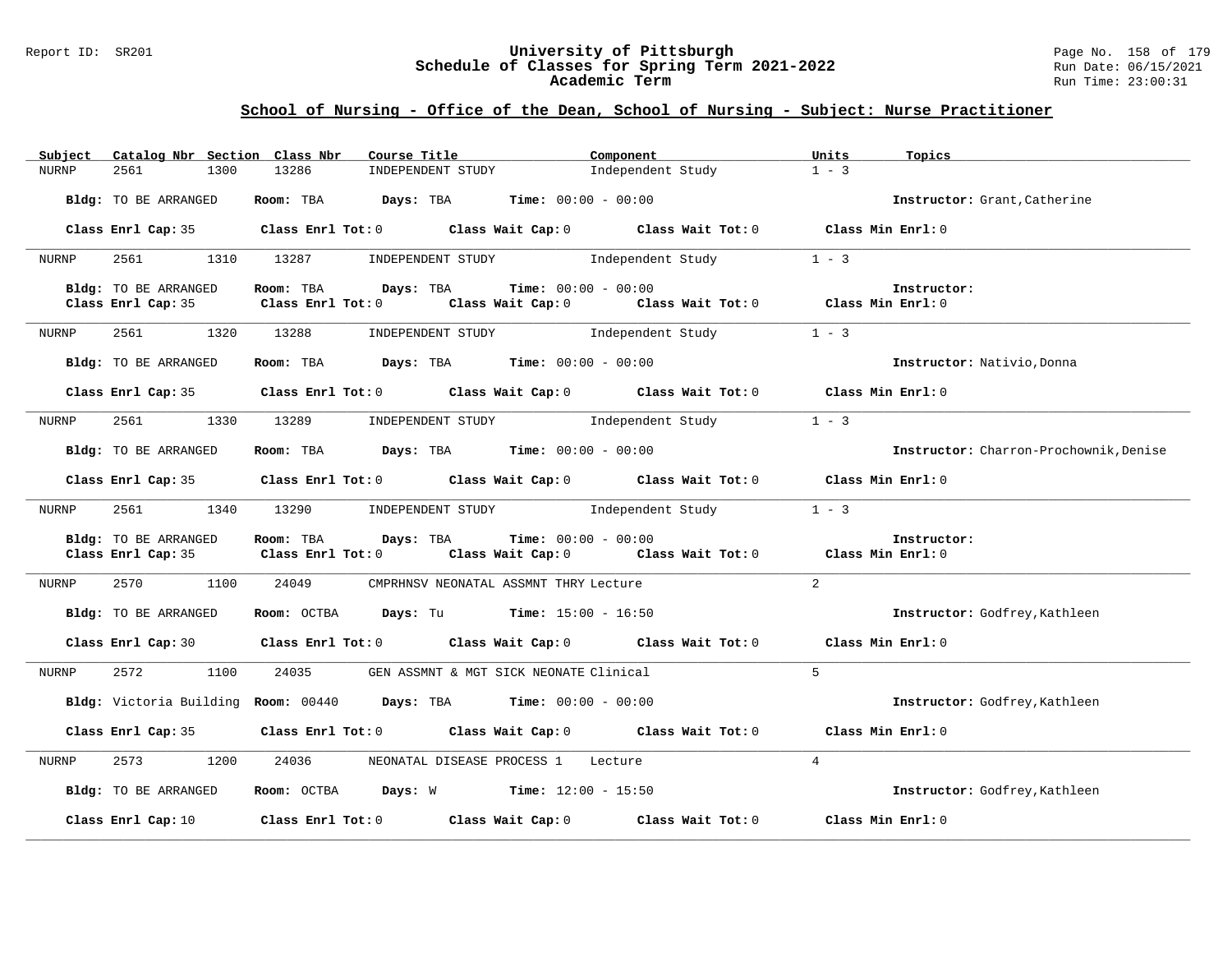## School of Nursing - Office of the Dean, School of Nursing - Subject: Nurse Practitioner

| Subject | Catalog Nbr | Section | Class Nbr | Course Title | Component | Units | Topics |
|---|---|---|---|---|---|---|---|
| NURNP | 2561 | 1300 | 13286 | INDEPENDENT STUDY | Independent Study | 1 - 3 | |

**Bldg:** TO BE ARRANGED **Room:** TBA **Days:** TBA **Time:** 00:00 - 00:00 **Instructor:** Grant,Catherine

**Class Enrl Cap:** 35 **Class Enrl Tot:** 0 **Class Wait Cap:** 0 **Class Wait Tot:** 0 **Class Min Enrl:** 0

| Subject | Catalog Nbr | Section | Class Nbr | Course Title | Component | Units | Topics |
|---|---|---|---|---|---|---|---|
| NURNP | 2561 | 1310 | 13287 | INDEPENDENT STUDY | Independent Study | 1 - 3 | |

**Bldg:** TO BE ARRANGED **Room:** TBA **Days:** TBA **Time:** 00:00 - 00:00 **Instructor:**

**Class Enrl Cap:** 35 **Class Enrl Tot:** 0 **Class Wait Cap:** 0 **Class Wait Tot:** 0 **Class Min Enrl:** 0

| Subject | Catalog Nbr | Section | Class Nbr | Course Title | Component | Units | Topics |
|---|---|---|---|---|---|---|---|
| NURNP | 2561 | 1320 | 13288 | INDEPENDENT STUDY | Independent Study | 1 - 3 | |

**Bldg:** TO BE ARRANGED **Room:** TBA **Days:** TBA **Time:** 00:00 - 00:00 **Instructor:** Nativio,Donna

**Class Enrl Cap:** 35 **Class Enrl Tot:** 0 **Class Wait Cap:** 0 **Class Wait Tot:** 0 **Class Min Enrl:** 0

| Subject | Catalog Nbr | Section | Class Nbr | Course Title | Component | Units | Topics |
|---|---|---|---|---|---|---|---|
| NURNP | 2561 | 1330 | 13289 | INDEPENDENT STUDY | Independent Study | 1 - 3 | |

**Bldg:** TO BE ARRANGED **Room:** TBA **Days:** TBA **Time:** 00:00 - 00:00 **Instructor:** Charron-Prochownik,Denise

**Class Enrl Cap:** 35 **Class Enrl Tot:** 0 **Class Wait Cap:** 0 **Class Wait Tot:** 0 **Class Min Enrl:** 0

| Subject | Catalog Nbr | Section | Class Nbr | Course Title | Component | Units | Topics |
|---|---|---|---|---|---|---|---|
| NURNP | 2561 | 1340 | 13290 | INDEPENDENT STUDY | Independent Study | 1 - 3 | |

**Bldg:** TO BE ARRANGED **Room:** TBA **Days:** TBA **Time:** 00:00 - 00:00 **Instructor:**

**Class Enrl Cap:** 35 **Class Enrl Tot:** 0 **Class Wait Cap:** 0 **Class Wait Tot:** 0 **Class Min Enrl:** 0

| Subject | Catalog Nbr | Section | Class Nbr | Course Title | Component | Units | Topics |
|---|---|---|---|---|---|---|---|
| NURNP | 2570 | 1100 | 24049 | CMPRHNSV NEONATAL ASSMNT THRY | Lecture | 2 | |

**Bldg:** TO BE ARRANGED **Room:** OCTBA **Days:** Tu **Time:** 15:00 - 16:50 **Instructor:** Godfrey,Kathleen

**Class Enrl Cap:** 30 **Class Enrl Tot:** 0 **Class Wait Cap:** 0 **Class Wait Tot:** 0 **Class Min Enrl:** 0

| Subject | Catalog Nbr | Section | Class Nbr | Course Title | Component | Units | Topics |
|---|---|---|---|---|---|---|---|
| NURNP | 2572 | 1100 | 24035 | GEN ASSMNT & MGT SICK NEONATE | Clinical | 5 | |

**Bldg:** Victoria Building **Room:** 00440 **Days:** TBA **Time:** 00:00 - 00:00 **Instructor:** Godfrey,Kathleen

**Class Enrl Cap:** 35 **Class Enrl Tot:** 0 **Class Wait Cap:** 0 **Class Wait Tot:** 0 **Class Min Enrl:** 0

| Subject | Catalog Nbr | Section | Class Nbr | Course Title | Component | Units | Topics |
|---|---|---|---|---|---|---|---|
| NURNP | 2573 | 1200 | 24036 | NEONATAL DISEASE PROCESS 1 | Lecture | 4 | |

**Bldg:** TO BE ARRANGED **Room:** OCTBA **Days:** W **Time:** 12:00 - 15:50 **Instructor:** Godfrey,Kathleen

**Class Enrl Cap:** 10 **Class Enrl Tot:** 0 **Class Wait Cap:** 0 **Class Wait Tot:** 0 **Class Min Enrl:** 0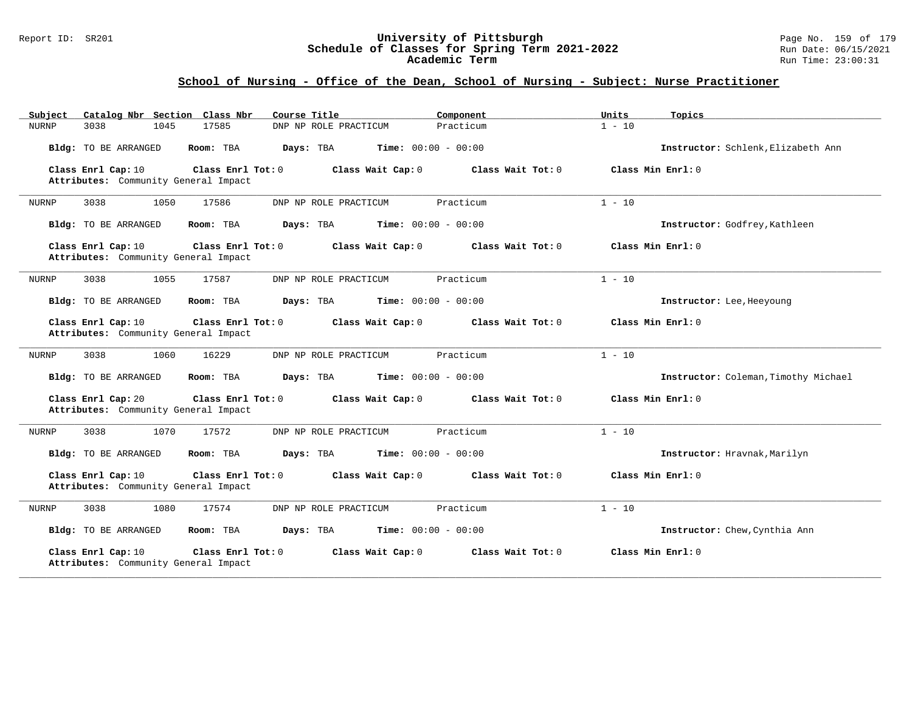## School of Nursing - Office of the Dean, School of Nursing - Subject: Nurse Practitioner

| Subject | Catalog Nbr | Section | Class Nbr | Course Title | Component | Units | Topics |
|---|---|---|---|---|---|---|---|
| NURNP | 3038 | 1045 | 17585 | DNP NP ROLE PRACTICUM | Practicum | 1 - 10 | |

**Bldg:** TO BE ARRANGED **Room:** TBA **Days:** TBA **Time:** 00:00 - 00:00 **Instructor:** Schlenk,Elizabeth Ann

**Class Enrl Cap:** 10 **Class Enrl Tot:** 0 **Class Wait Cap:** 0 **Class Wait Tot:** 0 **Class Min Enrl:** 0
**Attributes:** Community General Impact

---

| Subject | Catalog Nbr | Section | Class Nbr | Course Title | Component | Units | Topics |
|---|---|---|---|---|---|---|---|
| NURNP | 3038 | 1050 | 17586 | DNP NP ROLE PRACTICUM | Practicum | 1 - 10 | |

**Bldg:** TO BE ARRANGED **Room:** TBA **Days:** TBA **Time:** 00:00 - 00:00 **Instructor:** Godfrey,Kathleen

**Class Enrl Cap:** 10 **Class Enrl Tot:** 0 **Class Wait Cap:** 0 **Class Wait Tot:** 0 **Class Min Enrl:** 0
**Attributes:** Community General Impact

---

| Subject | Catalog Nbr | Section | Class Nbr | Course Title | Component | Units | Topics |
|---|---|---|---|---|---|---|---|
| NURNP | 3038 | 1055 | 17587 | DNP NP ROLE PRACTICUM | Practicum | 1 - 10 | |

**Bldg:** TO BE ARRANGED **Room:** TBA **Days:** TBA **Time:** 00:00 - 00:00 **Instructor:** Lee,Heeyoung

**Class Enrl Cap:** 10 **Class Enrl Tot:** 0 **Class Wait Cap:** 0 **Class Wait Tot:** 0 **Class Min Enrl:** 0
**Attributes:** Community General Impact

---

| Subject | Catalog Nbr | Section | Class Nbr | Course Title | Component | Units | Topics |
|---|---|---|---|---|---|---|---|
| NURNP | 3038 | 1060 | 16229 | DNP NP ROLE PRACTICUM | Practicum | 1 - 10 | |

**Bldg:** TO BE ARRANGED **Room:** TBA **Days:** TBA **Time:** 00:00 - 00:00 **Instructor:** Coleman,Timothy Michael

**Class Enrl Cap:** 20 **Class Enrl Tot:** 0 **Class Wait Cap:** 0 **Class Wait Tot:** 0 **Class Min Enrl:** 0
**Attributes:** Community General Impact

---

| Subject | Catalog Nbr | Section | Class Nbr | Course Title | Component | Units | Topics |
|---|---|---|---|---|---|---|---|
| NURNP | 3038 | 1070 | 17572 | DNP NP ROLE PRACTICUM | Practicum | 1 - 10 | |

**Bldg:** TO BE ARRANGED **Room:** TBA **Days:** TBA **Time:** 00:00 - 00:00 **Instructor:** Hravnak,Marilyn

**Class Enrl Cap:** 10 **Class Enrl Tot:** 0 **Class Wait Cap:** 0 **Class Wait Tot:** 0 **Class Min Enrl:** 0
**Attributes:** Community General Impact

---

| Subject | Catalog Nbr | Section | Class Nbr | Course Title | Component | Units | Topics |
|---|---|---|---|---|---|---|---|
| NURNP | 3038 | 1080 | 17574 | DNP NP ROLE PRACTICUM | Practicum | 1 - 10 | |

**Bldg:** TO BE ARRANGED **Room:** TBA **Days:** TBA **Time:** 00:00 - 00:00 **Instructor:** Chew,Cynthia Ann

**Class Enrl Cap:** 10 **Class Enrl Tot:** 0 **Class Wait Cap:** 0 **Class Wait Tot:** 0 **Class Min Enrl:** 0
**Attributes:** Community General Impact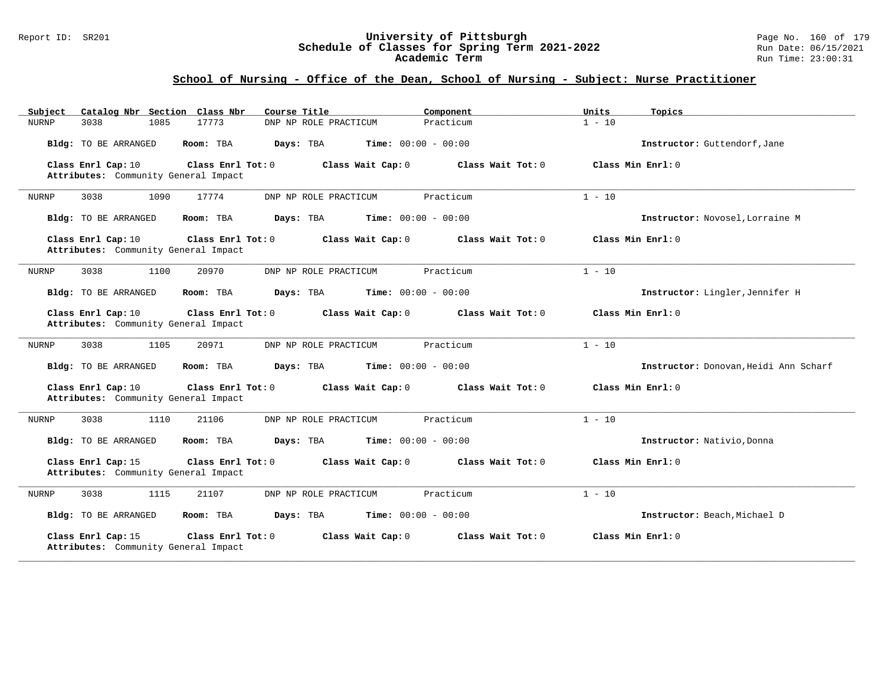## School of Nursing - Office of the Dean, School of Nursing - Subject: Nurse Practitioner

| Subject | Catalog Nbr | Section | Class Nbr | Course Title | Component | Units | Topics |
|---|---|---|---|---|---|---|---|
| NURNP | 3038 | 1085 | 17773 | DNP NP ROLE PRACTICUM | Practicum | 1 - 10 | |

**Bldg:** TO BE ARRANGED **Room:** TBA **Days:** TBA **Time:** 00:00 - 00:00 **Instructor:** Guttendorf,Jane

**Class Enrl Cap:** 10 **Class Enrl Tot:** 0 **Class Wait Cap:** 0 **Class Wait Tot:** 0 **Class Min Enrl:** 0
**Attributes:** Community General Impact

---

| Subject | Catalog Nbr | Section | Class Nbr | Course Title | Component | Units | Topics |
|---|---|---|---|---|---|---|---|
| NURNP | 3038 | 1090 | 17774 | DNP NP ROLE PRACTICUM | Practicum | 1 - 10 | |

**Bldg:** TO BE ARRANGED **Room:** TBA **Days:** TBA **Time:** 00:00 - 00:00 **Instructor:** Novosel,Lorraine M

**Class Enrl Cap:** 10 **Class Enrl Tot:** 0 **Class Wait Cap:** 0 **Class Wait Tot:** 0 **Class Min Enrl:** 0
**Attributes:** Community General Impact

---

| Subject | Catalog Nbr | Section | Class Nbr | Course Title | Component | Units | Topics |
|---|---|---|---|---|---|---|---|
| NURNP | 3038 | 1100 | 20970 | DNP NP ROLE PRACTICUM | Practicum | 1 - 10 | |

**Bldg:** TO BE ARRANGED **Room:** TBA **Days:** TBA **Time:** 00:00 - 00:00 **Instructor:** Lingler,Jennifer H

**Class Enrl Cap:** 10 **Class Enrl Tot:** 0 **Class Wait Cap:** 0 **Class Wait Tot:** 0 **Class Min Enrl:** 0
**Attributes:** Community General Impact

---

| Subject | Catalog Nbr | Section | Class Nbr | Course Title | Component | Units | Topics |
|---|---|---|---|---|---|---|---|
| NURNP | 3038 | 1105 | 20971 | DNP NP ROLE PRACTICUM | Practicum | 1 - 10 | |

**Bldg:** TO BE ARRANGED **Room:** TBA **Days:** TBA **Time:** 00:00 - 00:00 **Instructor:** Donovan,Heidi Ann Scharf

**Class Enrl Cap:** 10 **Class Enrl Tot:** 0 **Class Wait Cap:** 0 **Class Wait Tot:** 0 **Class Min Enrl:** 0
**Attributes:** Community General Impact

---

| Subject | Catalog Nbr | Section | Class Nbr | Course Title | Component | Units | Topics |
|---|---|---|---|---|---|---|---|
| NURNP | 3038 | 1110 | 21106 | DNP NP ROLE PRACTICUM | Practicum | 1 - 10 | |

**Bldg:** TO BE ARRANGED **Room:** TBA **Days:** TBA **Time:** 00:00 - 00:00 **Instructor:** Nativio,Donna

**Class Enrl Cap:** 15 **Class Enrl Tot:** 0 **Class Wait Cap:** 0 **Class Wait Tot:** 0 **Class Min Enrl:** 0
**Attributes:** Community General Impact

---

| Subject | Catalog Nbr | Section | Class Nbr | Course Title | Component | Units | Topics |
|---|---|---|---|---|---|---|---|
| NURNP | 3038 | 1115 | 21107 | DNP NP ROLE PRACTICUM | Practicum | 1 - 10 | |

**Bldg:** TO BE ARRANGED **Room:** TBA **Days:** TBA **Time:** 00:00 - 00:00 **Instructor:** Beach,Michael D

**Class Enrl Cap:** 15 **Class Enrl Tot:** 0 **Class Wait Cap:** 0 **Class Wait Tot:** 0 **Class Min Enrl:** 0
**Attributes:** Community General Impact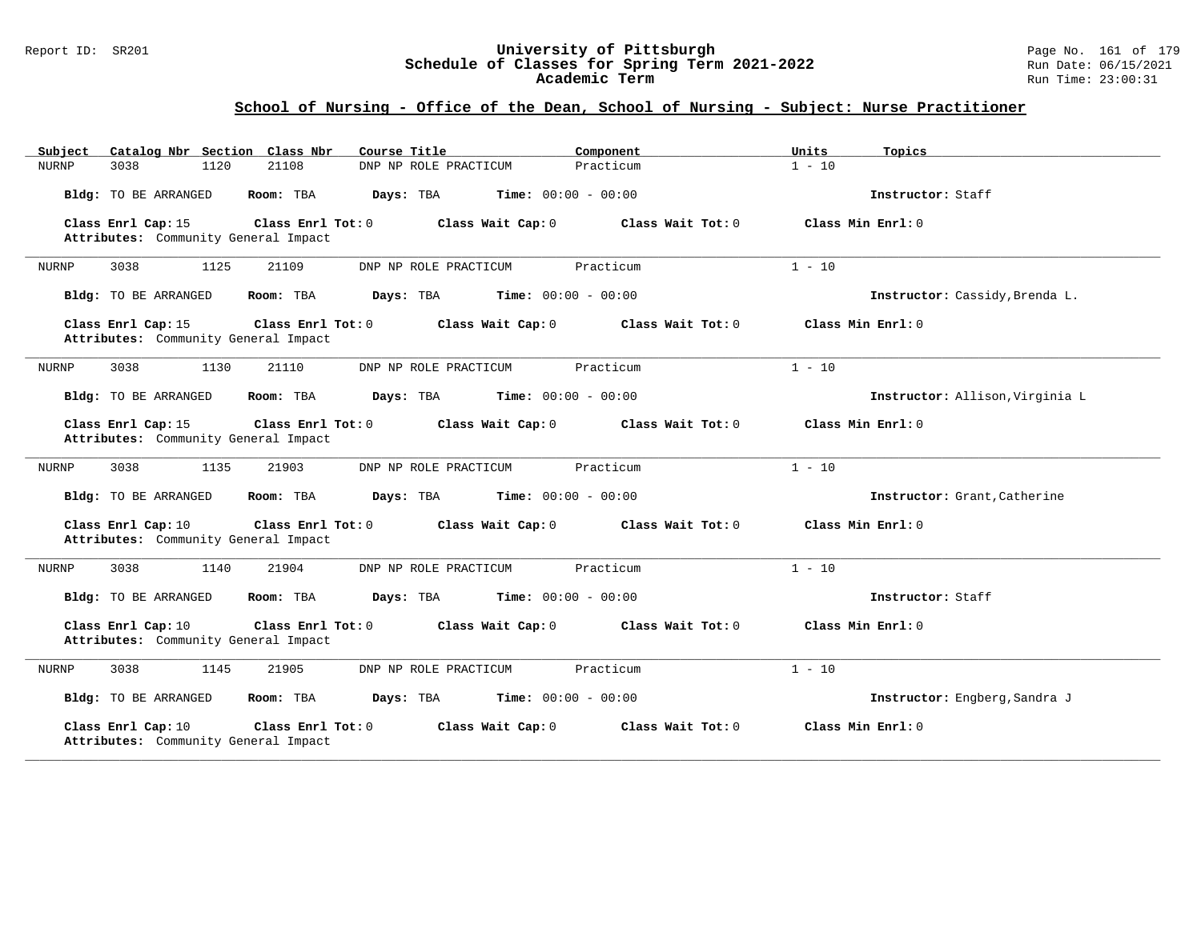## School of Nursing - Office of the Dean, School of Nursing - Subject: Nurse Practitioner

| Subject | Catalog Nbr | Section | Class Nbr | Course Title | Component | Units | Topics |
|---|---|---|---|---|---|---|---|
| NURNP | 3038 | 1120 | 21108 | DNP NP ROLE PRACTICUM | Practicum | 1 - 10 | |

**Bldg:** TO BE ARRANGED **Room:** TBA **Days:** TBA **Time:** 00:00 - 00:00 **Instructor:** Staff

**Class Enrl Cap:** 15 **Class Enrl Tot:** 0 **Class Wait Cap:** 0 **Class Wait Tot:** 0 **Class Min Enrl:** 0
**Attributes:** Community General Impact

---

| Subject | Catalog Nbr | Section | Class Nbr | Course Title | Component | Units | Topics |
|---|---|---|---|---|---|---|---|
| NURNP | 3038 | 1125 | 21109 | DNP NP ROLE PRACTICUM | Practicum | 1 - 10 | |

**Bldg:** TO BE ARRANGED **Room:** TBA **Days:** TBA **Time:** 00:00 - 00:00 **Instructor:** Cassidy,Brenda L.

**Class Enrl Cap:** 15 **Class Enrl Tot:** 0 **Class Wait Cap:** 0 **Class Wait Tot:** 0 **Class Min Enrl:** 0
**Attributes:** Community General Impact

---

| Subject | Catalog Nbr | Section | Class Nbr | Course Title | Component | Units | Topics |
|---|---|---|---|---|---|---|---|
| NURNP | 3038 | 1130 | 21110 | DNP NP ROLE PRACTICUM | Practicum | 1 - 10 | |

**Bldg:** TO BE ARRANGED **Room:** TBA **Days:** TBA **Time:** 00:00 - 00:00 **Instructor:** Allison,Virginia L

**Class Enrl Cap:** 15 **Class Enrl Tot:** 0 **Class Wait Cap:** 0 **Class Wait Tot:** 0 **Class Min Enrl:** 0
**Attributes:** Community General Impact

---

| Subject | Catalog Nbr | Section | Class Nbr | Course Title | Component | Units | Topics |
|---|---|---|---|---|---|---|---|
| NURNP | 3038 | 1135 | 21903 | DNP NP ROLE PRACTICUM | Practicum | 1 - 10 | |

**Bldg:** TO BE ARRANGED **Room:** TBA **Days:** TBA **Time:** 00:00 - 00:00 **Instructor:** Grant,Catherine

**Class Enrl Cap:** 10 **Class Enrl Tot:** 0 **Class Wait Cap:** 0 **Class Wait Tot:** 0 **Class Min Enrl:** 0
**Attributes:** Community General Impact

---

| Subject | Catalog Nbr | Section | Class Nbr | Course Title | Component | Units | Topics |
|---|---|---|---|---|---|---|---|
| NURNP | 3038 | 1140 | 21904 | DNP NP ROLE PRACTICUM | Practicum | 1 - 10 | |

**Bldg:** TO BE ARRANGED **Room:** TBA **Days:** TBA **Time:** 00:00 - 00:00 **Instructor:** Staff

**Class Enrl Cap:** 10 **Class Enrl Tot:** 0 **Class Wait Cap:** 0 **Class Wait Tot:** 0 **Class Min Enrl:** 0
**Attributes:** Community General Impact

---

| Subject | Catalog Nbr | Section | Class Nbr | Course Title | Component | Units | Topics |
|---|---|---|---|---|---|---|---|
| NURNP | 3038 | 1145 | 21905 | DNP NP ROLE PRACTICUM | Practicum | 1 - 10 | |

**Bldg:** TO BE ARRANGED **Room:** TBA **Days:** TBA **Time:** 00:00 - 00:00 **Instructor:** Engberg,Sandra J

**Class Enrl Cap:** 10 **Class Enrl Tot:** 0 **Class Wait Cap:** 0 **Class Wait Tot:** 0 **Class Min Enrl:** 0
**Attributes:** Community General Impact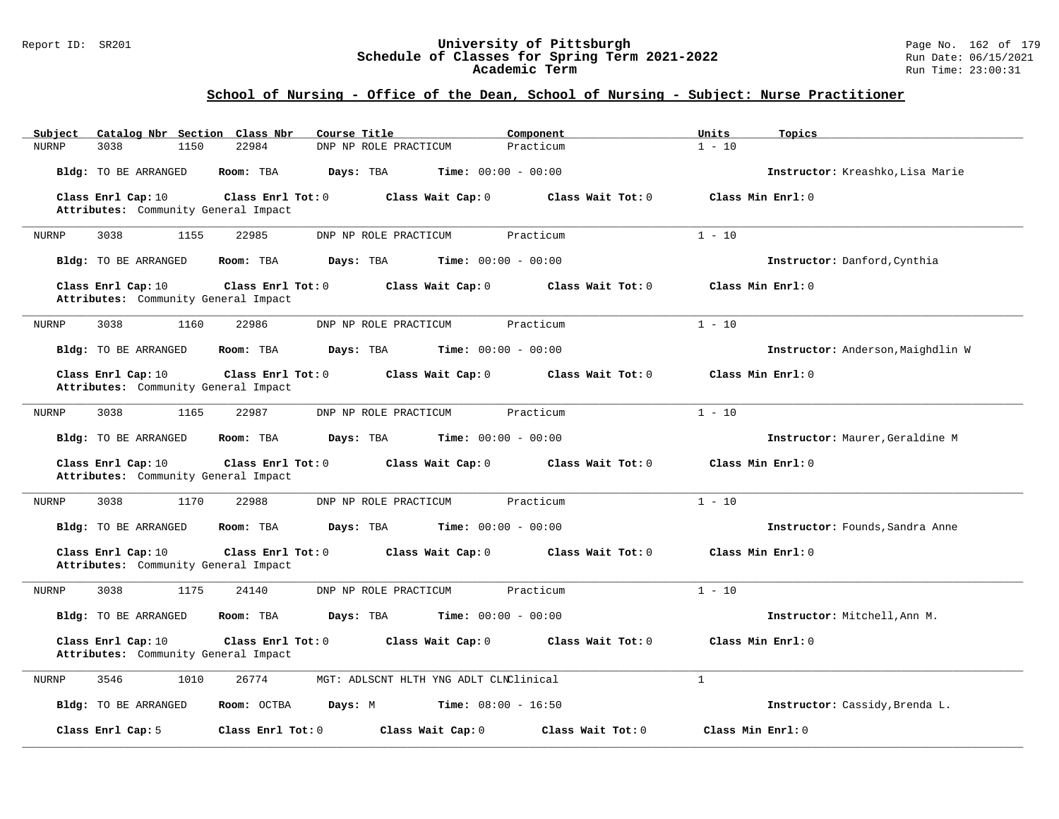## School of Nursing - Office of the Dean, School of Nursing - Subject: Nurse Practitioner

| Subject | Catalog Nbr | Section | Class Nbr | Course Title | Component | Units | Topics |
|---|---|---|---|---|---|---|---|
| NURNP | 3038 | 1150 | 22984 | DNP NP ROLE PRACTICUM | Practicum | 1 - 10 | |

**Bldg:** TO BE ARRANGED **Room:** TBA **Days:** TBA **Time:** 00:00 - 00:00 **Instructor:** Kreashko,Lisa Marie

**Class Enrl Cap:** 10 **Class Enrl Tot:** 0 **Class Wait Cap:** 0 **Class Wait Tot:** 0 **Class Min Enrl:** 0
**Attributes:** Community General Impact

---

| Subject | Catalog Nbr | Section | Class Nbr | Course Title | Component | Units | Topics |
|---|---|---|---|---|---|---|---|
| NURNP | 3038 | 1155 | 22985 | DNP NP ROLE PRACTICUM | Practicum | 1 - 10 | |

**Bldg:** TO BE ARRANGED **Room:** TBA **Days:** TBA **Time:** 00:00 - 00:00 **Instructor:** Danford,Cynthia

**Class Enrl Cap:** 10 **Class Enrl Tot:** 0 **Class Wait Cap:** 0 **Class Wait Tot:** 0 **Class Min Enrl:** 0
**Attributes:** Community General Impact

---

| Subject | Catalog Nbr | Section | Class Nbr | Course Title | Component | Units | Topics |
|---|---|---|---|---|---|---|---|
| NURNP | 3038 | 1160 | 22986 | DNP NP ROLE PRACTICUM | Practicum | 1 - 10 | |

**Bldg:** TO BE ARRANGED **Room:** TBA **Days:** TBA **Time:** 00:00 - 00:00 **Instructor:** Anderson,Maighdlin W

**Class Enrl Cap:** 10 **Class Enrl Tot:** 0 **Class Wait Cap:** 0 **Class Wait Tot:** 0 **Class Min Enrl:** 0
**Attributes:** Community General Impact

---

| Subject | Catalog Nbr | Section | Class Nbr | Course Title | Component | Units | Topics |
|---|---|---|---|---|---|---|---|
| NURNP | 3038 | 1165 | 22987 | DNP NP ROLE PRACTICUM | Practicum | 1 - 10 | |

**Bldg:** TO BE ARRANGED **Room:** TBA **Days:** TBA **Time:** 00:00 - 00:00 **Instructor:** Maurer,Geraldine M

**Class Enrl Cap:** 10 **Class Enrl Tot:** 0 **Class Wait Cap:** 0 **Class Wait Tot:** 0 **Class Min Enrl:** 0
**Attributes:** Community General Impact

---

| Subject | Catalog Nbr | Section | Class Nbr | Course Title | Component | Units | Topics |
|---|---|---|---|---|---|---|---|
| NURNP | 3038 | 1170 | 22988 | DNP NP ROLE PRACTICUM | Practicum | 1 - 10 | |

**Bldg:** TO BE ARRANGED **Room:** TBA **Days:** TBA **Time:** 00:00 - 00:00 **Instructor:** Founds,Sandra Anne

**Class Enrl Cap:** 10 **Class Enrl Tot:** 0 **Class Wait Cap:** 0 **Class Wait Tot:** 0 **Class Min Enrl:** 0
**Attributes:** Community General Impact

---

| Subject | Catalog Nbr | Section | Class Nbr | Course Title | Component | Units | Topics |
|---|---|---|---|---|---|---|---|
| NURNP | 3038 | 1175 | 24140 | DNP NP ROLE PRACTICUM | Practicum | 1 - 10 | |

**Bldg:** TO BE ARRANGED **Room:** TBA **Days:** TBA **Time:** 00:00 - 00:00 **Instructor:** Mitchell,Ann M.

**Class Enrl Cap:** 10 **Class Enrl Tot:** 0 **Class Wait Cap:** 0 **Class Wait Tot:** 0 **Class Min Enrl:** 0
**Attributes:** Community General Impact

---

| Subject | Catalog Nbr | Section | Class Nbr | Course Title | Component | Units | Topics |
|---|---|---|---|---|---|---|---|
| NURNP | 3546 | 1010 | 26774 | MGT: ADLSCNT HLTH YNG ADLT CLN | Clinical | 1 | |

**Bldg:** TO BE ARRANGED **Room:** OCTBA **Days:** M **Time:** 08:00 - 16:50 **Instructor:** Cassidy,Brenda L.

**Class Enrl Cap:** 5 **Class Enrl Tot:** 0 **Class Wait Cap:** 0 **Class Wait Tot:** 0 **Class Min Enrl:** 0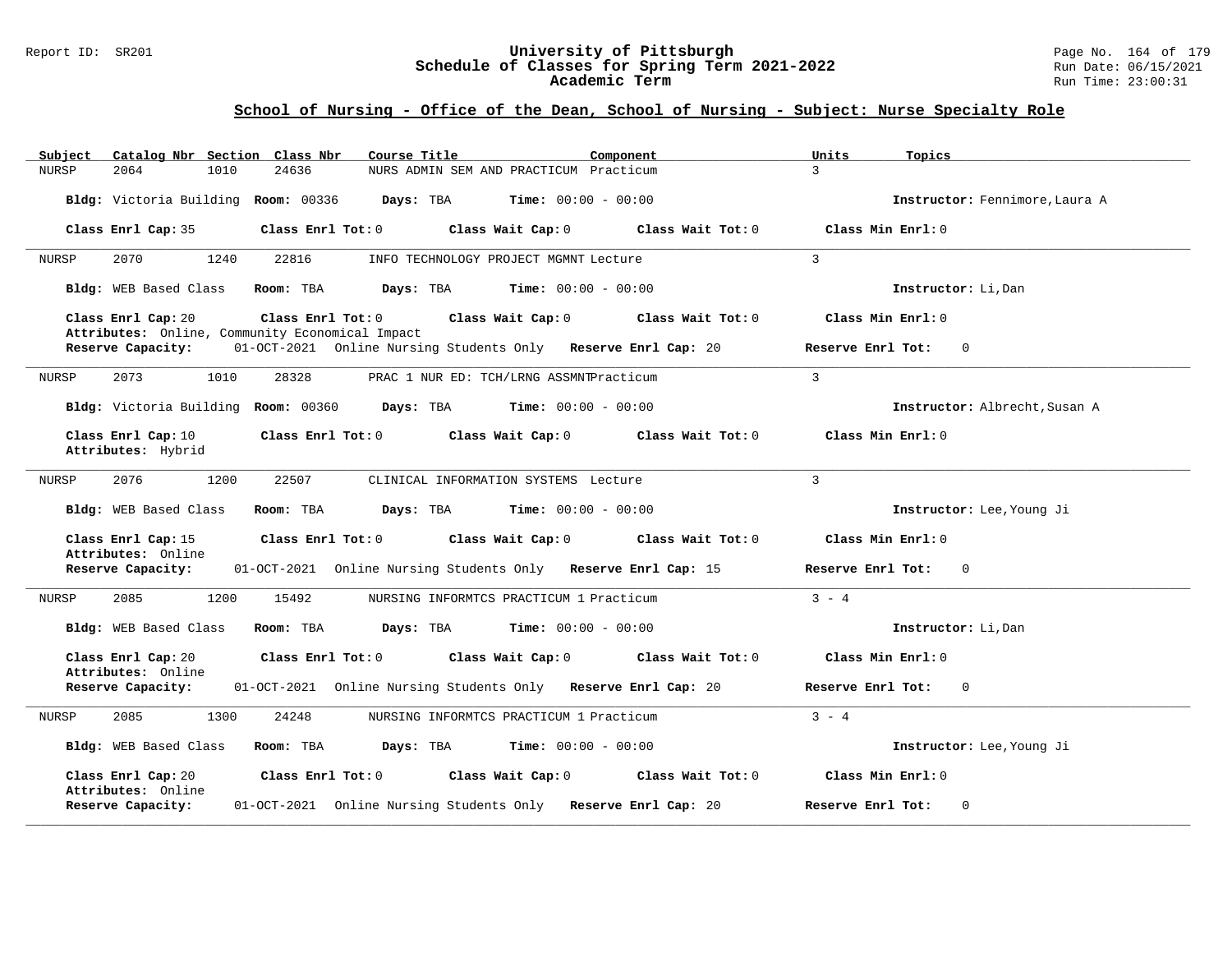## School of Nursing - Office of the Dean, School of Nursing - Subject: Nurse Specialty Role

| Subject | Catalog Nbr | Section | Class Nbr | Course Title | Component | Units | Topics |
|---|---|---|---|---|---|---|---|
| NURSP | 2064 | 1010 | 24636 | NURS ADMIN SEM AND PRACTICUM | Practicum | 3 | |

**Bldg:** Victoria Building **Room:** 00336 **Days:** TBA **Time:** 00:00 - 00:00 **Instructor:** Fennimore,Laura A

**Class Enrl Cap:** 35 **Class Enrl Tot:** 0 **Class Wait Cap:** 0 **Class Wait Tot:** 0 **Class Min Enrl:** 0

---

| Subject | Catalog Nbr | Section | Class Nbr | Course Title | Component | Units | Topics |
|---|---|---|---|---|---|---|---|
| NURSP | 2070 | 1240 | 22816 | INFO TECHNOLOGY PROJECT MGMNT | Lecture | 3 | |

**Bldg:** WEB Based Class **Room:** TBA **Days:** TBA **Time:** 00:00 - 00:00 **Instructor:** Li,Dan

**Class Enrl Cap:** 20 **Class Enrl Tot:** 0 **Class Wait Cap:** 0 **Class Wait Tot:** 0 **Class Min Enrl:** 0

**Attributes:** Online, Community Economical Impact

**Reserve Capacity:** 01-OCT-2021 Online Nursing Students Only **Reserve Enrl Cap:** 20 **Reserve Enrl Tot:** 0

---

| Subject | Catalog Nbr | Section | Class Nbr | Course Title | Component | Units | Topics |
|---|---|---|---|---|---|---|---|
| NURSP | 2073 | 1010 | 28328 | PRAC 1 NUR ED: TCH/LRNG ASSMNT | Practicum | 3 | |

**Bldg:** Victoria Building **Room:** 00360 **Days:** TBA **Time:** 00:00 - 00:00 **Instructor:** Albrecht,Susan A

**Class Enrl Cap:** 10 **Class Enrl Tot:** 0 **Class Wait Cap:** 0 **Class Wait Tot:** 0 **Class Min Enrl:** 0

**Attributes:** Hybrid

---

| Subject | Catalog Nbr | Section | Class Nbr | Course Title | Component | Units | Topics |
|---|---|---|---|---|---|---|---|
| NURSP | 2076 | 1200 | 22507 | CLINICAL INFORMATION SYSTEMS | Lecture | 3 | |

**Bldg:** WEB Based Class **Room:** TBA **Days:** TBA **Time:** 00:00 - 00:00 **Instructor:** Lee,Young Ji

**Class Enrl Cap:** 15 **Class Enrl Tot:** 0 **Class Wait Cap:** 0 **Class Wait Tot:** 0 **Class Min Enrl:** 0

**Attributes:** Online

**Reserve Capacity:** 01-OCT-2021 Online Nursing Students Only **Reserve Enrl Cap:** 15 **Reserve Enrl Tot:** 0

---

| Subject | Catalog Nbr | Section | Class Nbr | Course Title | Component | Units | Topics |
|---|---|---|---|---|---|---|---|
| NURSP | 2085 | 1200 | 15492 | NURSING INFORMTCS PRACTICUM 1 | Practicum | 3 - 4 | |

**Bldg:** WEB Based Class **Room:** TBA **Days:** TBA **Time:** 00:00 - 00:00 **Instructor:** Li,Dan

**Class Enrl Cap:** 20 **Class Enrl Tot:** 0 **Class Wait Cap:** 0 **Class Wait Tot:** 0 **Class Min Enrl:** 0

**Attributes:** Online

**Reserve Capacity:** 01-OCT-2021 Online Nursing Students Only **Reserve Enrl Cap:** 20 **Reserve Enrl Tot:** 0

---

| Subject | Catalog Nbr | Section | Class Nbr | Course Title | Component | Units | Topics |
|---|---|---|---|---|---|---|---|
| NURSP | 2085 | 1300 | 24248 | NURSING INFORMTCS PRACTICUM 1 | Practicum | 3 - 4 | |

**Bldg:** WEB Based Class **Room:** TBA **Days:** TBA **Time:** 00:00 - 00:00 **Instructor:** Lee,Young Ji

**Class Enrl Cap:** 20 **Class Enrl Tot:** 0 **Class Wait Cap:** 0 **Class Wait Tot:** 0 **Class Min Enrl:** 0

**Attributes:** Online

**Reserve Capacity:** 01-OCT-2021 Online Nursing Students Only **Reserve Enrl Cap:** 20 **Reserve Enrl Tot:** 0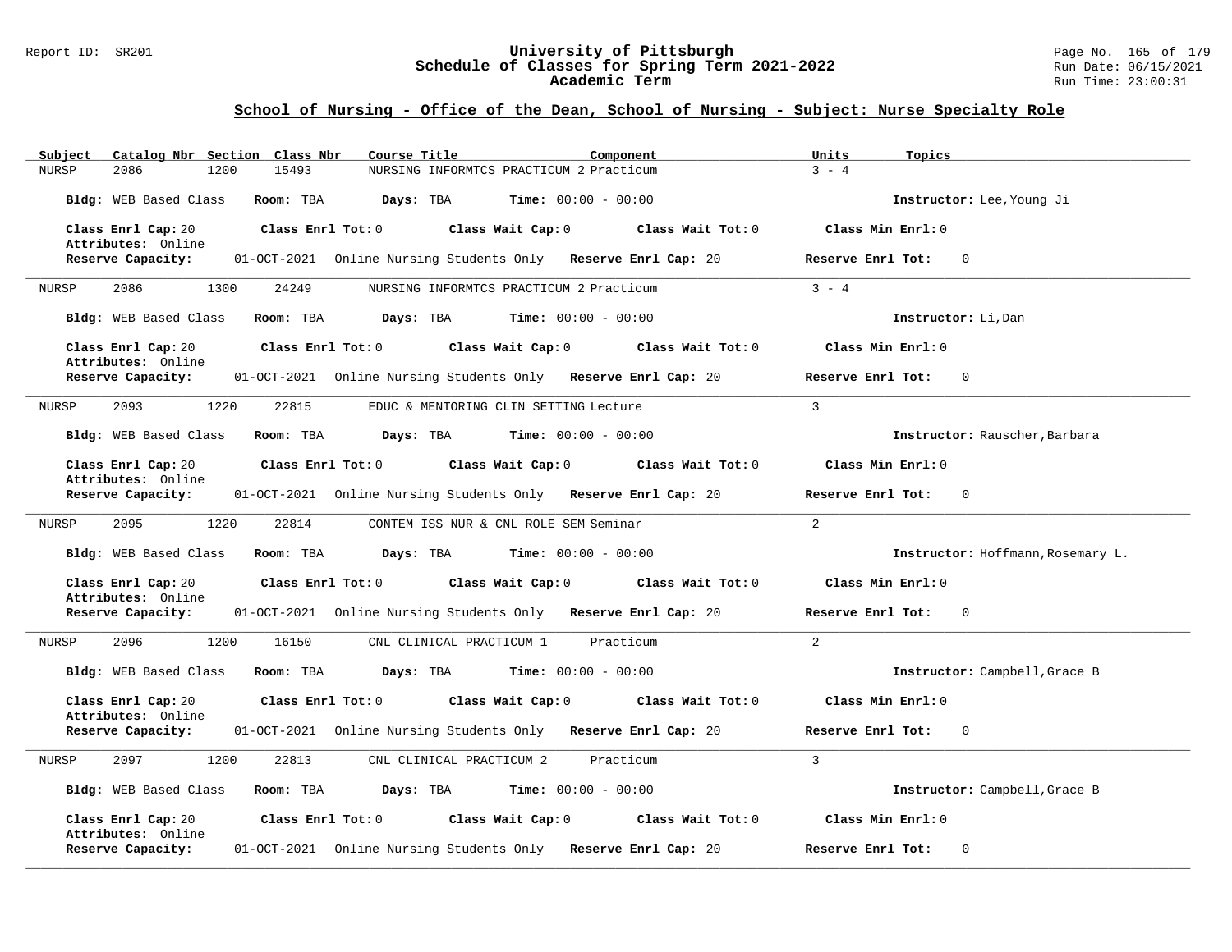## School of Nursing - Office of the Dean, School of Nursing - Subject: Nurse Specialty Role

| Subject | Catalog Nbr | Section | Class Nbr | Course Title | Component | Units | Topics |
|---|---|---|---|---|---|---|---|
| NURSP | 2086 | 1200 | 15493 | NURSING INFORMTCS PRACTICUM 2 | Practicum | 3 - 4 | |

**Bldg:** WEB Based Class **Room:** TBA **Days:** TBA **Time:** 00:00 - 00:00 **Instructor:** Lee,Young Ji

**Class Enrl Cap:** 20 **Class Enrl Tot:** 0 **Class Wait Cap:** 0 **Class Wait Tot:** 0 **Class Min Enrl:** 0

**Attributes:** Online

**Reserve Capacity:** 01-OCT-2021 Online Nursing Students Only **Reserve Enrl Cap:** 20 **Reserve Enrl Tot:** 0

---

| Subject | Catalog Nbr | Section | Class Nbr | Course Title | Component | Units | Topics |
|---|---|---|---|---|---|---|---|
| NURSP | 2086 | 1300 | 24249 | NURSING INFORMTCS PRACTICUM 2 | Practicum | 3 - 4 | |

**Bldg:** WEB Based Class **Room:** TBA **Days:** TBA **Time:** 00:00 - 00:00 **Instructor:** Li,Dan

**Class Enrl Cap:** 20 **Class Enrl Tot:** 0 **Class Wait Cap:** 0 **Class Wait Tot:** 0 **Class Min Enrl:** 0

**Attributes:** Online

**Reserve Capacity:** 01-OCT-2021 Online Nursing Students Only **Reserve Enrl Cap:** 20 **Reserve Enrl Tot:** 0

---

| Subject | Catalog Nbr | Section | Class Nbr | Course Title | Component | Units | Topics |
|---|---|---|---|---|---|---|---|
| NURSP | 2093 | 1220 | 22815 | EDUC & MENTORING CLIN SETTING | Lecture | 3 | |

**Bldg:** WEB Based Class **Room:** TBA **Days:** TBA **Time:** 00:00 - 00:00 **Instructor:** Rauscher,Barbara

**Class Enrl Cap:** 20 **Class Enrl Tot:** 0 **Class Wait Cap:** 0 **Class Wait Tot:** 0 **Class Min Enrl:** 0

**Attributes:** Online

**Reserve Capacity:** 01-OCT-2021 Online Nursing Students Only **Reserve Enrl Cap:** 20 **Reserve Enrl Tot:** 0

---

| Subject | Catalog Nbr | Section | Class Nbr | Course Title | Component | Units | Topics |
|---|---|---|---|---|---|---|---|
| NURSP | 2095 | 1220 | 22814 | CONTEM ISS NUR & CNL ROLE SEM | Seminar | 2 | |

**Bldg:** WEB Based Class **Room:** TBA **Days:** TBA **Time:** 00:00 - 00:00 **Instructor:** Hoffmann,Rosemary L.

**Class Enrl Cap:** 20 **Class Enrl Tot:** 0 **Class Wait Cap:** 0 **Class Wait Tot:** 0 **Class Min Enrl:** 0

**Attributes:** Online

**Reserve Capacity:** 01-OCT-2021 Online Nursing Students Only **Reserve Enrl Cap:** 20 **Reserve Enrl Tot:** 0

---

| Subject | Catalog Nbr | Section | Class Nbr | Course Title | Component | Units | Topics |
|---|---|---|---|---|---|---|---|
| NURSP | 2096 | 1200 | 16150 | CNL CLINICAL PRACTICUM 1 | Practicum | 2 | |

**Bldg:** WEB Based Class **Room:** TBA **Days:** TBA **Time:** 00:00 - 00:00 **Instructor:** Campbell,Grace B

**Class Enrl Cap:** 20 **Class Enrl Tot:** 0 **Class Wait Cap:** 0 **Class Wait Tot:** 0 **Class Min Enrl:** 0

**Attributes:** Online

**Reserve Capacity:** 01-OCT-2021 Online Nursing Students Only **Reserve Enrl Cap:** 20 **Reserve Enrl Tot:** 0

---

| Subject | Catalog Nbr | Section | Class Nbr | Course Title | Component | Units | Topics |
|---|---|---|---|---|---|---|---|
| NURSP | 2097 | 1200 | 22813 | CNL CLINICAL PRACTICUM 2 | Practicum | 3 | |

**Bldg:** WEB Based Class **Room:** TBA **Days:** TBA **Time:** 00:00 - 00:00 **Instructor:** Campbell,Grace B

**Class Enrl Cap:** 20 **Class Enrl Tot:** 0 **Class Wait Cap:** 0 **Class Wait Tot:** 0 **Class Min Enrl:** 0

**Attributes:** Online

**Reserve Capacity:** 01-OCT-2021 Online Nursing Students Only **Reserve Enrl Cap:** 20 **Reserve Enrl Tot:** 0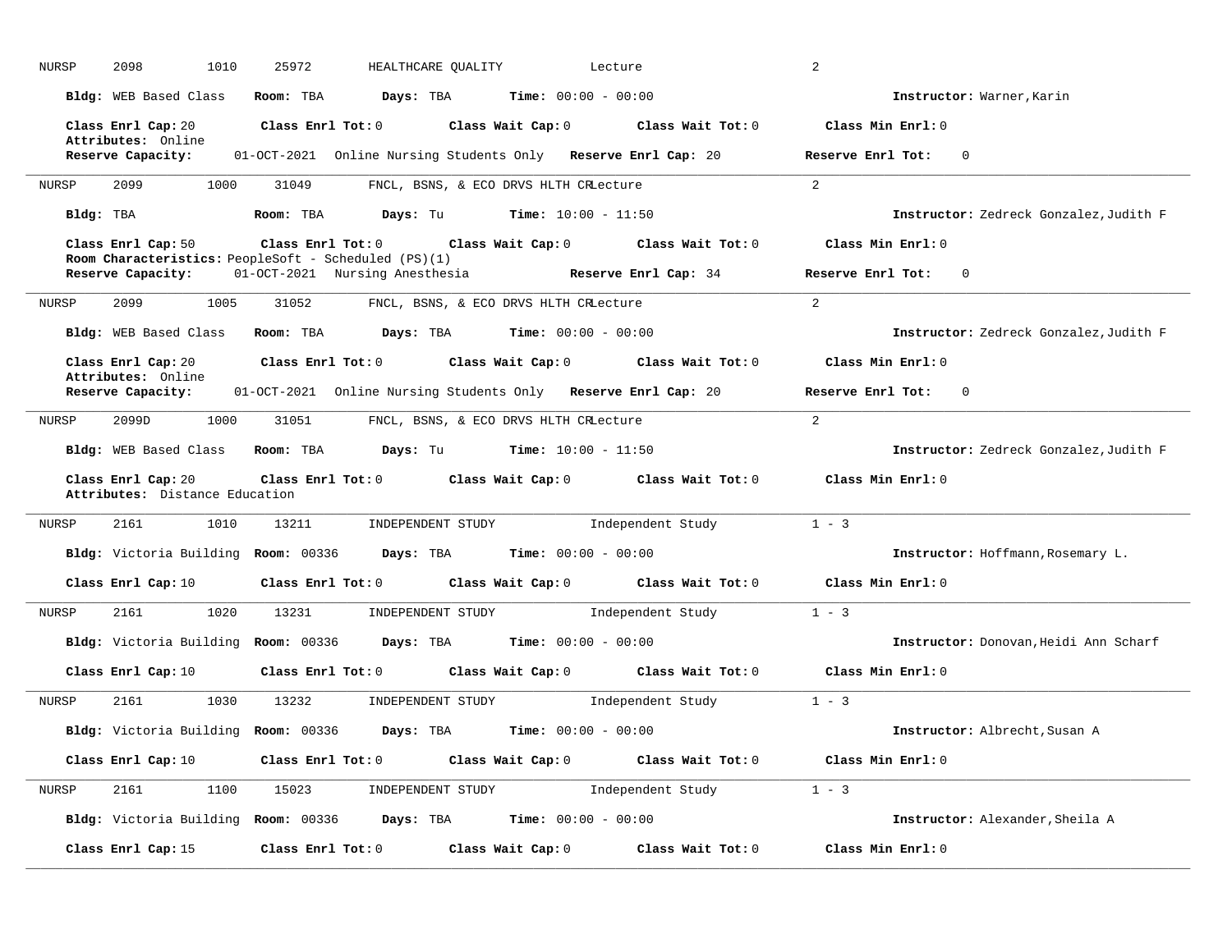NURSP 2098 1010 25972 HEALTHCARE QUALITY Lecture 2

**Bldg:** WEB Based Class **Room:** TBA **Days:** TBA **Time:** 00:00 - 00:00 **Instructor:** Warner,Karin

**Class Enrl Cap:** 20 **Class Enrl Tot:** 0 **Class Wait Cap:** 0 **Class Wait Tot:** 0 **Class Min Enrl:** 0
Attributes: Online
**Reserve Capacity:** 01-OCT-2021 Online Nursing Students Only **Reserve Enrl Cap:** 20 **Reserve Enrl Tot:** 0

---

NURSP 2099 1000 31049 FNCL, BSNS, & ECO DRVS HLTH CRLecture 2

**Bldg:** TBA **Room:** TBA **Days:** Tu **Time:** 10:00 - 11:50 **Instructor:** Zedreck Gonzalez,Judith F

**Class Enrl Cap:** 50 **Class Enrl Tot:** 0 **Class Wait Cap:** 0 **Class Wait Tot:** 0 **Class Min Enrl:** 0
**Room Characteristics:** PeopleSoft - Scheduled (PS)(1)
**Reserve Capacity:** 01-OCT-2021 Nursing Anesthesia **Reserve Enrl Cap:** 34 **Reserve Enrl Tot:** 0

---

NURSP 2099 1005 31052 FNCL, BSNS, & ECO DRVS HLTH CRLecture 2

**Bldg:** WEB Based Class **Room:** TBA **Days:** TBA **Time:** 00:00 - 00:00 **Instructor:** Zedreck Gonzalez,Judith F

**Class Enrl Cap:** 20 **Class Enrl Tot:** 0 **Class Wait Cap:** 0 **Class Wait Tot:** 0 **Class Min Enrl:** 0
Attributes: Online
**Reserve Capacity:** 01-OCT-2021 Online Nursing Students Only **Reserve Enrl Cap:** 20 **Reserve Enrl Tot:** 0

---

NURSP 2099D 1000 31051 FNCL, BSNS, & ECO DRVS HLTH CRLecture 2

**Bldg:** WEB Based Class **Room:** TBA **Days:** Tu **Time:** 10:00 - 11:50 **Instructor:** Zedreck Gonzalez,Judith F

**Class Enrl Cap:** 20 **Class Enrl Tot:** 0 **Class Wait Cap:** 0 **Class Wait Tot:** 0 **Class Min Enrl:** 0
**Attributes:** Distance Education

---

NURSP 2161 1010 13211 INDEPENDENT STUDY Independent Study 1 - 3

**Bldg:** Victoria Building **Room:** 00336 **Days:** TBA **Time:** 00:00 - 00:00 **Instructor:** Hoffmann,Rosemary L.

**Class Enrl Cap:** 10 **Class Enrl Tot:** 0 **Class Wait Cap:** 0 **Class Wait Tot:** 0 **Class Min Enrl:** 0

---

NURSP 2161 1020 13231 INDEPENDENT STUDY Independent Study 1 - 3

**Bldg:** Victoria Building **Room:** 00336 **Days:** TBA **Time:** 00:00 - 00:00 **Instructor:** Donovan,Heidi Ann Scharf

**Class Enrl Cap:** 10 **Class Enrl Tot:** 0 **Class Wait Cap:** 0 **Class Wait Tot:** 0 **Class Min Enrl:** 0

---

NURSP 2161 1030 13232 INDEPENDENT STUDY Independent Study 1 - 3

**Bldg:** Victoria Building **Room:** 00336 **Days:** TBA **Time:** 00:00 - 00:00 **Instructor:** Albrecht,Susan A

**Class Enrl Cap:** 10 **Class Enrl Tot:** 0 **Class Wait Cap:** 0 **Class Wait Tot:** 0 **Class Min Enrl:** 0

---

NURSP 2161 1100 15023 INDEPENDENT STUDY Independent Study 1 - 3

**Bldg:** Victoria Building **Room:** 00336 **Days:** TBA **Time:** 00:00 - 00:00 **Instructor:** Alexander,Sheila A

**Class Enrl Cap:** 15 **Class Enrl Tot:** 0 **Class Wait Cap:** 0 **Class Wait Tot:** 0 **Class Min Enrl:** 0

---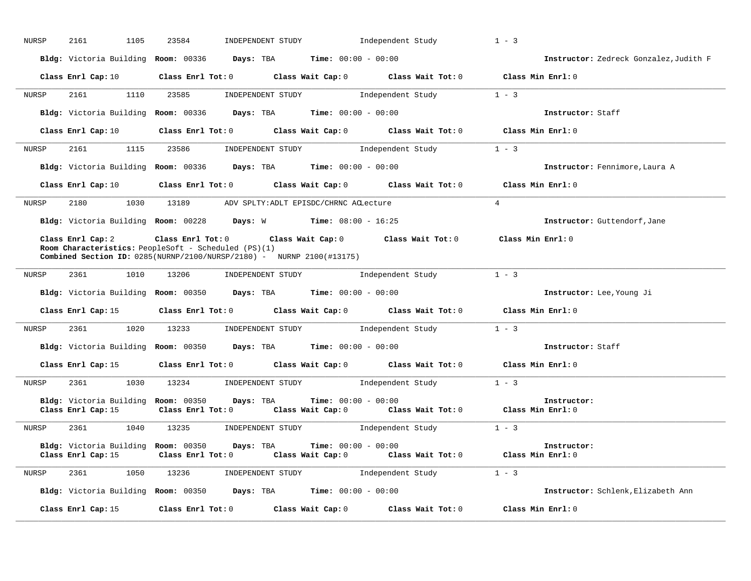NURSP 2161 1105 23584 INDEPENDENT STUDY Independent Study 1 - 3

**Bldg:** Victoria Building **Room:** 00336 **Days:** TBA **Time:** 00:00 - 00:00 **Instructor:** Zedreck Gonzalez,Judith F

**Class Enrl Cap:** 10 **Class Enrl Tot:** 0 **Class Wait Cap:** 0 **Class Wait Tot:** 0 **Class Min Enrl:** 0

---

NURSP 2161 1110 23585 INDEPENDENT STUDY Independent Study 1 - 3

**Bldg:** Victoria Building **Room:** 00336 **Days:** TBA **Time:** 00:00 - 00:00 **Instructor:** Staff

**Class Enrl Cap:** 10 **Class Enrl Tot:** 0 **Class Wait Cap:** 0 **Class Wait Tot:** 0 **Class Min Enrl:** 0

---

NURSP 2161 1115 23586 INDEPENDENT STUDY Independent Study 1 - 3

**Bldg:** Victoria Building **Room:** 00336 **Days:** TBA **Time:** 00:00 - 00:00 **Instructor:** Fennimore,Laura A

**Class Enrl Cap:** 10 **Class Enrl Tot:** 0 **Class Wait Cap:** 0 **Class Wait Tot:** 0 **Class Min Enrl:** 0

---

NURSP 2180 1030 13189 ADV SPLTY:ADLT EPISDC/CHRNC AC Lecture 4

**Bldg:** Victoria Building **Room:** 00228 **Days:** W **Time:** 08:00 - 16:25 **Instructor:** Guttendorf,Jane

**Class Enrl Cap:** 2 **Class Enrl Tot:** 0 **Class Wait Cap:** 0 **Class Wait Tot:** 0 **Class Min Enrl:** 0
**Room Characteristics:** PeopleSoft - Scheduled (PS)(1)
**Combined Section ID:** 0285(NURNP/2100/NURSP/2180) - NURNP 2100(#13175)

---

NURSP 2361 1010 13206 INDEPENDENT STUDY Independent Study 1 - 3

**Bldg:** Victoria Building **Room:** 00350 **Days:** TBA **Time:** 00:00 - 00:00 **Instructor:** Lee,Young Ji

**Class Enrl Cap:** 15 **Class Enrl Tot:** 0 **Class Wait Cap:** 0 **Class Wait Tot:** 0 **Class Min Enrl:** 0

---

NURSP 2361 1020 13233 INDEPENDENT STUDY Independent Study 1 - 3

**Bldg:** Victoria Building **Room:** 00350 **Days:** TBA **Time:** 00:00 - 00:00 **Instructor:** Staff

**Class Enrl Cap:** 15 **Class Enrl Tot:** 0 **Class Wait Cap:** 0 **Class Wait Tot:** 0 **Class Min Enrl:** 0

---

NURSP 2361 1030 13234 INDEPENDENT STUDY Independent Study 1 - 3

**Bldg:** Victoria Building **Room:** 00350 **Days:** TBA **Time:** 00:00 - 00:00 **Instructor:**
**Class Enrl Cap:** 15 **Class Enrl Tot:** 0 **Class Wait Cap:** 0 **Class Wait Tot:** 0 **Class Min Enrl:** 0

---

NURSP 2361 1040 13235 INDEPENDENT STUDY Independent Study 1 - 3

**Bldg:** Victoria Building **Room:** 00350 **Days:** TBA **Time:** 00:00 - 00:00 **Instructor:**
**Class Enrl Cap:** 15 **Class Enrl Tot:** 0 **Class Wait Cap:** 0 **Class Wait Tot:** 0 **Class Min Enrl:** 0

---

NURSP 2361 1050 13236 INDEPENDENT STUDY Independent Study 1 - 3

**Bldg:** Victoria Building **Room:** 00350 **Days:** TBA **Time:** 00:00 - 00:00 **Instructor:** Schlenk,Elizabeth Ann

**Class Enrl Cap:** 15 **Class Enrl Tot:** 0 **Class Wait Cap:** 0 **Class Wait Tot:** 0 **Class Min Enrl:** 0

---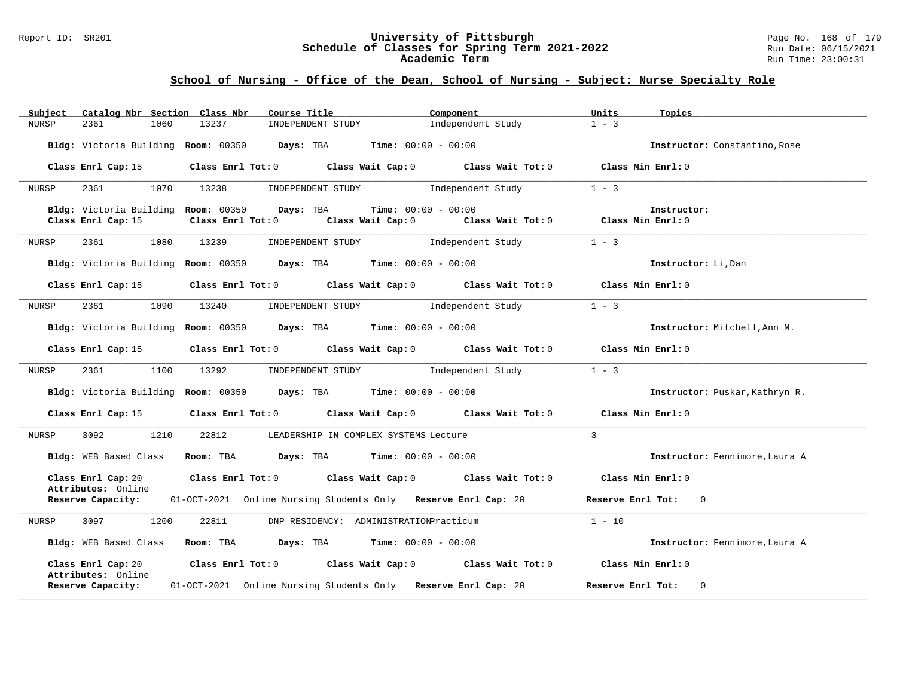## School of Nursing - Office of the Dean, School of Nursing - Subject: Nurse Specialty Role

| Subject | Catalog Nbr | Section | Class Nbr | Course Title | Component | Units | Topics |
|---|---|---|---|---|---|---|---|
| NURSP | 2361 | 1060 | 13237 | INDEPENDENT STUDY | Independent Study | 1 - 3 | |

**Bldg:** Victoria Building **Room:** 00350 **Days:** TBA **Time:** 00:00 - 00:00 **Instructor:** Constantino,Rose

**Class Enrl Cap:** 15 **Class Enrl Tot:** 0 **Class Wait Cap:** 0 **Class Wait Tot:** 0 **Class Min Enrl:** 0

---

| Subject | Catalog Nbr | Section | Class Nbr | Course Title | Component | Units | Topics |
|---|---|---|---|---|---|---|---|
| NURSP | 2361 | 1070 | 13238 | INDEPENDENT STUDY | Independent Study | 1 - 3 | |

**Bldg:** Victoria Building **Room:** 00350 **Days:** TBA **Time:** 00:00 - 00:00 **Instructor:**

**Class Enrl Cap:** 15 **Class Enrl Tot:** 0 **Class Wait Cap:** 0 **Class Wait Tot:** 0 **Class Min Enrl:** 0

---

| Subject | Catalog Nbr | Section | Class Nbr | Course Title | Component | Units | Topics |
|---|---|---|---|---|---|---|---|
| NURSP | 2361 | 1080 | 13239 | INDEPENDENT STUDY | Independent Study | 1 - 3 | |

**Bldg:** Victoria Building **Room:** 00350 **Days:** TBA **Time:** 00:00 - 00:00 **Instructor:** Li,Dan

**Class Enrl Cap:** 15 **Class Enrl Tot:** 0 **Class Wait Cap:** 0 **Class Wait Tot:** 0 **Class Min Enrl:** 0

---

| Subject | Catalog Nbr | Section | Class Nbr | Course Title | Component | Units | Topics |
|---|---|---|---|---|---|---|---|
| NURSP | 2361 | 1090 | 13240 | INDEPENDENT STUDY | Independent Study | 1 - 3 | |

**Bldg:** Victoria Building **Room:** 00350 **Days:** TBA **Time:** 00:00 - 00:00 **Instructor:** Mitchell,Ann M.

**Class Enrl Cap:** 15 **Class Enrl Tot:** 0 **Class Wait Cap:** 0 **Class Wait Tot:** 0 **Class Min Enrl:** 0

---

| Subject | Catalog Nbr | Section | Class Nbr | Course Title | Component | Units | Topics |
|---|---|---|---|---|---|---|---|
| NURSP | 2361 | 1100 | 13292 | INDEPENDENT STUDY | Independent Study | 1 - 3 | |

**Bldg:** Victoria Building **Room:** 00350 **Days:** TBA **Time:** 00:00 - 00:00 **Instructor:** Puskar,Kathryn R.

**Class Enrl Cap:** 15 **Class Enrl Tot:** 0 **Class Wait Cap:** 0 **Class Wait Tot:** 0 **Class Min Enrl:** 0

---

| Subject | Catalog Nbr | Section | Class Nbr | Course Title | Component | Units | Topics |
|---|---|---|---|---|---|---|---|
| NURSP | 3092 | 1210 | 22812 | LEADERSHIP IN COMPLEX SYSTEMS | Lecture | 3 | |

**Bldg:** WEB Based Class **Room:** TBA **Days:** TBA **Time:** 00:00 - 00:00 **Instructor:** Fennimore,Laura A

**Class Enrl Cap:** 20 **Class Enrl Tot:** 0 **Class Wait Cap:** 0 **Class Wait Tot:** 0 **Class Min Enrl:** 0

**Attributes:** Online

**Reserve Capacity:** 01-OCT-2021 Online Nursing Students Only **Reserve Enrl Cap:** 20 **Reserve Enrl Tot:** 0

---

| Subject | Catalog Nbr | Section | Class Nbr | Course Title | Component | Units | Topics |
|---|---|---|---|---|---|---|---|
| NURSP | 3097 | 1200 | 22811 | DNP RESIDENCY: ADMINISTRATION | Practicum | 1 - 10 | |

**Bldg:** WEB Based Class **Room:** TBA **Days:** TBA **Time:** 00:00 - 00:00 **Instructor:** Fennimore,Laura A

**Class Enrl Cap:** 20 **Class Enrl Tot:** 0 **Class Wait Cap:** 0 **Class Wait Tot:** 0 **Class Min Enrl:** 0

**Attributes:** Online

**Reserve Capacity:** 01-OCT-2021 Online Nursing Students Only **Reserve Enrl Cap:** 20 **Reserve Enrl Tot:** 0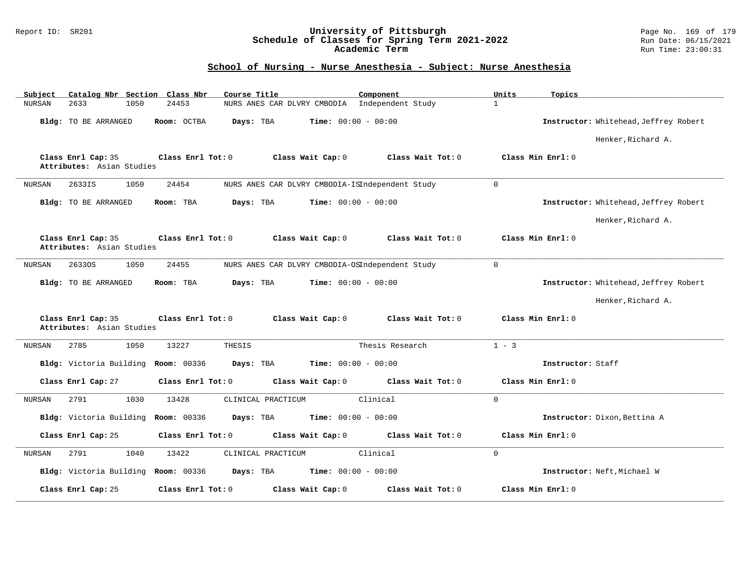## School of Nursing - Nurse Anesthesia - Subject: Nurse Anesthesia

| Subject | Catalog Nbr | Section | Class Nbr | Course Title | Component | Units | Topics |
|---|---|---|---|---|---|---|---|
| NURSAN | 2633 | 1050 | 24453 | NURS ANES CAR DLVRY CMBODIA | Independent Study | 1 | |

**Bldg:** TO BE ARRANGED **Room:** OCTBA **Days:** TBA **Time:** 00:00 - 00:00 **Instructor:** Whitehead,Jeffrey Robert; Henker,Richard A.

**Class Enrl Cap:** 35 **Class Enrl Tot:** 0 **Class Wait Cap:** 0 **Class Wait Tot:** 0 **Class Min Enrl:** 0
**Attributes:** Asian Studies

---

| Subject | Catalog Nbr | Section | Class Nbr | Course Title | Component | Units | Topics |
|---|---|---|---|---|---|---|---|
| NURSAN | 2633IS | 1050 | 24454 | NURS ANES CAR DLVRY CMBODIA-IS | Independent Study | 0 | |

**Bldg:** TO BE ARRANGED **Room:** TBA **Days:** TBA **Time:** 00:00 - 00:00 **Instructor:** Whitehead,Jeffrey Robert; Henker,Richard A.

**Class Enrl Cap:** 35 **Class Enrl Tot:** 0 **Class Wait Cap:** 0 **Class Wait Tot:** 0 **Class Min Enrl:** 0
**Attributes:** Asian Studies

---

| Subject | Catalog Nbr | Section | Class Nbr | Course Title | Component | Units | Topics |
|---|---|---|---|---|---|---|---|
| NURSAN | 2633OS | 1050 | 24455 | NURS ANES CAR DLVRY CMBODIA-OS | Independent Study | 0 | |

**Bldg:** TO BE ARRANGED **Room:** TBA **Days:** TBA **Time:** 00:00 - 00:00 **Instructor:** Whitehead,Jeffrey Robert; Henker,Richard A.

**Class Enrl Cap:** 35 **Class Enrl Tot:** 0 **Class Wait Cap:** 0 **Class Wait Tot:** 0 **Class Min Enrl:** 0
**Attributes:** Asian Studies

---

| Subject | Catalog Nbr | Section | Class Nbr | Course Title | Component | Units | Topics |
|---|---|---|---|---|---|---|---|
| NURSAN | 2785 | 1050 | 13227 | THESIS | Thesis Research | 1 - 3 | |

**Bldg:** Victoria Building **Room:** 00336 **Days:** TBA **Time:** 00:00 - 00:00 **Instructor:** Staff

**Class Enrl Cap:** 27 **Class Enrl Tot:** 0 **Class Wait Cap:** 0 **Class Wait Tot:** 0 **Class Min Enrl:** 0

---

| Subject | Catalog Nbr | Section | Class Nbr | Course Title | Component | Units | Topics |
|---|---|---|---|---|---|---|---|
| NURSAN | 2791 | 1030 | 13428 | CLINICAL PRACTICUM | Clinical | 0 | |

**Bldg:** Victoria Building **Room:** 00336 **Days:** TBA **Time:** 00:00 - 00:00 **Instructor:** Dixon,Bettina A

**Class Enrl Cap:** 25 **Class Enrl Tot:** 0 **Class Wait Cap:** 0 **Class Wait Tot:** 0 **Class Min Enrl:** 0

---

| Subject | Catalog Nbr | Section | Class Nbr | Course Title | Component | Units | Topics |
|---|---|---|---|---|---|---|---|
| NURSAN | 2791 | 1040 | 13422 | CLINICAL PRACTICUM | Clinical | 0 | |

**Bldg:** Victoria Building **Room:** 00336 **Days:** TBA **Time:** 00:00 - 00:00 **Instructor:** Neft,Michael W

**Class Enrl Cap:** 25 **Class Enrl Tot:** 0 **Class Wait Cap:** 0 **Class Wait Tot:** 0 **Class Min Enrl:** 0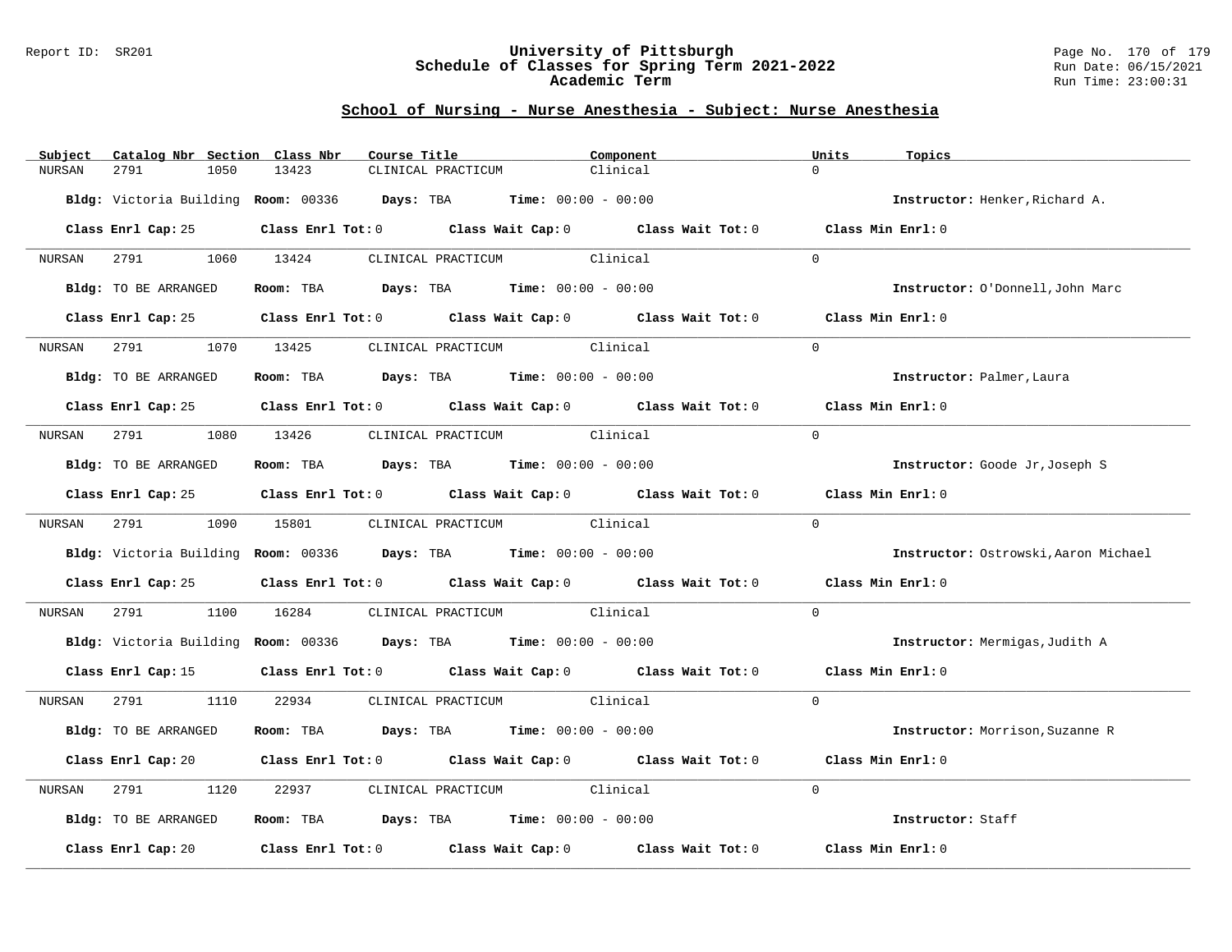## School of Nursing - Nurse Anesthesia - Subject: Nurse Anesthesia

| Subject | Catalog Nbr | Section | Class Nbr | Course Title | Component | Units | Topics |
|---|---|---|---|---|---|---|---|
| NURSAN | 2791 | 1050 | 13423 | CLINICAL PRACTICUM | Clinical | 0 | |

**Bldg:** Victoria Building **Room:** 00336 **Days:** TBA **Time:** 00:00 - 00:00 **Instructor:** Henker,Richard A.

**Class Enrl Cap:** 25 **Class Enrl Tot:** 0 **Class Wait Cap:** 0 **Class Wait Tot:** 0 **Class Min Enrl:** 0

---

| Subject | Catalog Nbr | Section | Class Nbr | Course Title | Component | Units | Topics |
|---|---|---|---|---|---|---|---|
| NURSAN | 2791 | 1060 | 13424 | CLINICAL PRACTICUM | Clinical | 0 | |

**Bldg:** TO BE ARRANGED **Room:** TBA **Days:** TBA **Time:** 00:00 - 00:00 **Instructor:** O'Donnell,John Marc

**Class Enrl Cap:** 25 **Class Enrl Tot:** 0 **Class Wait Cap:** 0 **Class Wait Tot:** 0 **Class Min Enrl:** 0

---

| Subject | Catalog Nbr | Section | Class Nbr | Course Title | Component | Units | Topics |
|---|---|---|---|---|---|---|---|
| NURSAN | 2791 | 1070 | 13425 | CLINICAL PRACTICUM | Clinical | 0 | |

**Bldg:** TO BE ARRANGED **Room:** TBA **Days:** TBA **Time:** 00:00 - 00:00 **Instructor:** Palmer,Laura

**Class Enrl Cap:** 25 **Class Enrl Tot:** 0 **Class Wait Cap:** 0 **Class Wait Tot:** 0 **Class Min Enrl:** 0

---

| Subject | Catalog Nbr | Section | Class Nbr | Course Title | Component | Units | Topics |
|---|---|---|---|---|---|---|---|
| NURSAN | 2791 | 1080 | 13426 | CLINICAL PRACTICUM | Clinical | 0 | |

**Bldg:** TO BE ARRANGED **Room:** TBA **Days:** TBA **Time:** 00:00 - 00:00 **Instructor:** Goode Jr,Joseph S

**Class Enrl Cap:** 25 **Class Enrl Tot:** 0 **Class Wait Cap:** 0 **Class Wait Tot:** 0 **Class Min Enrl:** 0

---

| Subject | Catalog Nbr | Section | Class Nbr | Course Title | Component | Units | Topics |
|---|---|---|---|---|---|---|---|
| NURSAN | 2791 | 1090 | 15801 | CLINICAL PRACTICUM | Clinical | 0 | |

**Bldg:** Victoria Building **Room:** 00336 **Days:** TBA **Time:** 00:00 - 00:00 **Instructor:** Ostrowski,Aaron Michael

**Class Enrl Cap:** 25 **Class Enrl Tot:** 0 **Class Wait Cap:** 0 **Class Wait Tot:** 0 **Class Min Enrl:** 0

---

| Subject | Catalog Nbr | Section | Class Nbr | Course Title | Component | Units | Topics |
|---|---|---|---|---|---|---|---|
| NURSAN | 2791 | 1100 | 16284 | CLINICAL PRACTICUM | Clinical | 0 | |

**Bldg:** Victoria Building **Room:** 00336 **Days:** TBA **Time:** 00:00 - 00:00 **Instructor:** Mermigas,Judith A

**Class Enrl Cap:** 15 **Class Enrl Tot:** 0 **Class Wait Cap:** 0 **Class Wait Tot:** 0 **Class Min Enrl:** 0

---

| Subject | Catalog Nbr | Section | Class Nbr | Course Title | Component | Units | Topics |
|---|---|---|---|---|---|---|---|
| NURSAN | 2791 | 1110 | 22934 | CLINICAL PRACTICUM | Clinical | 0 | |

**Bldg:** TO BE ARRANGED **Room:** TBA **Days:** TBA **Time:** 00:00 - 00:00 **Instructor:** Morrison,Suzanne R

**Class Enrl Cap:** 20 **Class Enrl Tot:** 0 **Class Wait Cap:** 0 **Class Wait Tot:** 0 **Class Min Enrl:** 0

---

| Subject | Catalog Nbr | Section | Class Nbr | Course Title | Component | Units | Topics |
|---|---|---|---|---|---|---|---|
| NURSAN | 2791 | 1120 | 22937 | CLINICAL PRACTICUM | Clinical | 0 | |

**Bldg:** TO BE ARRANGED **Room:** TBA **Days:** TBA **Time:** 00:00 - 00:00 **Instructor:** Staff

**Class Enrl Cap:** 20 **Class Enrl Tot:** 0 **Class Wait Cap:** 0 **Class Wait Tot:** 0 **Class Min Enrl:** 0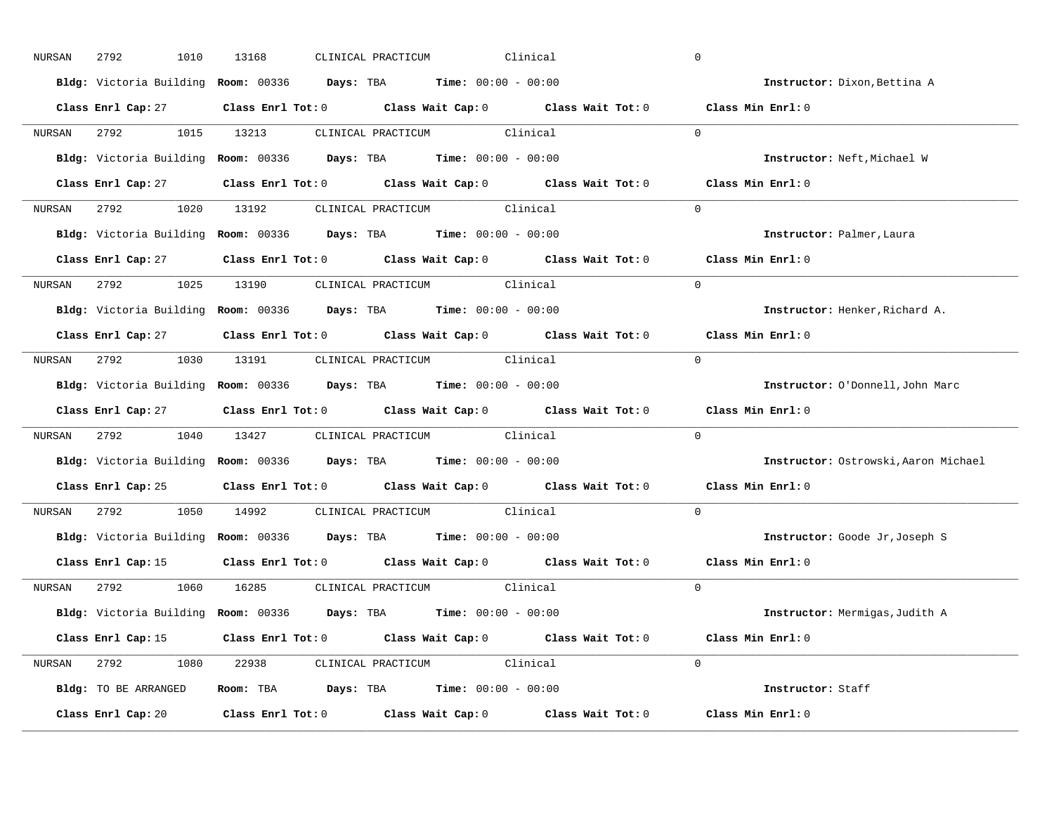NURSAN 2792 1010 13168 CLINICAL PRACTICUM Clinical 0

**Bldg:** Victoria Building **Room:** 00336 **Days:** TBA **Time:** 00:00 - 00:00 **Instructor:** Dixon,Bettina A

**Class Enrl Cap:** 27 **Class Enrl Tot:** 0 **Class Wait Cap:** 0 **Class Wait Tot:** 0 **Class Min Enrl:** 0

---

NURSAN 2792 1015 13213 CLINICAL PRACTICUM Clinical 0

**Bldg:** Victoria Building **Room:** 00336 **Days:** TBA **Time:** 00:00 - 00:00 **Instructor:** Neft,Michael W

**Class Enrl Cap:** 27 **Class Enrl Tot:** 0 **Class Wait Cap:** 0 **Class Wait Tot:** 0 **Class Min Enrl:** 0

---

NURSAN 2792 1020 13192 CLINICAL PRACTICUM Clinical 0

**Bldg:** Victoria Building **Room:** 00336 **Days:** TBA **Time:** 00:00 - 00:00 **Instructor:** Palmer,Laura

**Class Enrl Cap:** 27 **Class Enrl Tot:** 0 **Class Wait Cap:** 0 **Class Wait Tot:** 0 **Class Min Enrl:** 0

---

NURSAN 2792 1025 13190 CLINICAL PRACTICUM Clinical 0

**Bldg:** Victoria Building **Room:** 00336 **Days:** TBA **Time:** 00:00 - 00:00 **Instructor:** Henker,Richard A.

**Class Enrl Cap:** 27 **Class Enrl Tot:** 0 **Class Wait Cap:** 0 **Class Wait Tot:** 0 **Class Min Enrl:** 0

---

NURSAN 2792 1030 13191 CLINICAL PRACTICUM Clinical 0

**Bldg:** Victoria Building **Room:** 00336 **Days:** TBA **Time:** 00:00 - 00:00 **Instructor:** O'Donnell,John Marc

**Class Enrl Cap:** 27 **Class Enrl Tot:** 0 **Class Wait Cap:** 0 **Class Wait Tot:** 0 **Class Min Enrl:** 0

---

NURSAN 2792 1040 13427 CLINICAL PRACTICUM Clinical 0

**Bldg:** Victoria Building **Room:** 00336 **Days:** TBA **Time:** 00:00 - 00:00 **Instructor:** Ostrowski,Aaron Michael

**Class Enrl Cap:** 25 **Class Enrl Tot:** 0 **Class Wait Cap:** 0 **Class Wait Tot:** 0 **Class Min Enrl:** 0

---

NURSAN 2792 1050 14992 CLINICAL PRACTICUM Clinical 0

**Bldg:** Victoria Building **Room:** 00336 **Days:** TBA **Time:** 00:00 - 00:00 **Instructor:** Goode Jr,Joseph S

**Class Enrl Cap:** 15 **Class Enrl Tot:** 0 **Class Wait Cap:** 0 **Class Wait Tot:** 0 **Class Min Enrl:** 0

---

NURSAN 2792 1060 16285 CLINICAL PRACTICUM Clinical 0

**Bldg:** Victoria Building **Room:** 00336 **Days:** TBA **Time:** 00:00 - 00:00 **Instructor:** Mermigas,Judith A

**Class Enrl Cap:** 15 **Class Enrl Tot:** 0 **Class Wait Cap:** 0 **Class Wait Tot:** 0 **Class Min Enrl:** 0

---

NURSAN 2792 1080 22938 CLINICAL PRACTICUM Clinical 0

**Bldg:** TO BE ARRANGED **Room:** TBA **Days:** TBA **Time:** 00:00 - 00:00 **Instructor:** Staff

**Class Enrl Cap:** 20 **Class Enrl Tot:** 0 **Class Wait Cap:** 0 **Class Wait Tot:** 0 **Class Min Enrl:** 0

---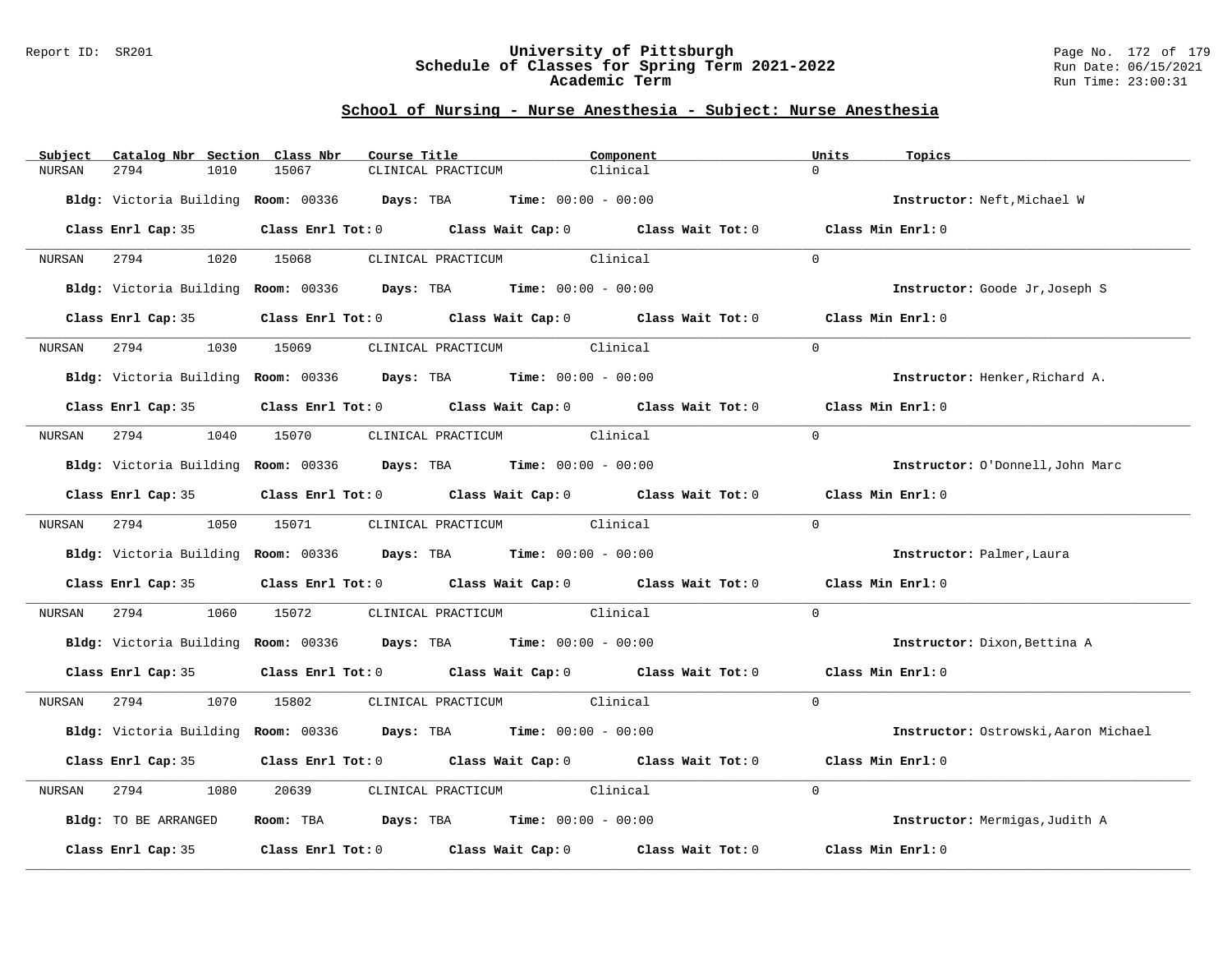## School of Nursing - Nurse Anesthesia - Subject: Nurse Anesthesia

| Subject | Catalog Nbr | Section | Class Nbr | Course Title | Component | Units | Topics |
|---|---|---|---|---|---|---|---|
| NURSAN | 2794 | 1010 | 15067 | CLINICAL PRACTICUM | Clinical | 0 | |

**Bldg:** Victoria Building **Room:** 00336 **Days:** TBA **Time:** 00:00 - 00:00 **Instructor:** Neft,Michael W

**Class Enrl Cap:** 35 **Class Enrl Tot:** 0 **Class Wait Cap:** 0 **Class Wait Tot:** 0 **Class Min Enrl:** 0

| Subject | Catalog Nbr | Section | Class Nbr | Course Title | Component | Units | Topics |
|---|---|---|---|---|---|---|---|
| NURSAN | 2794 | 1020 | 15068 | CLINICAL PRACTICUM | Clinical | 0 | |

**Bldg:** Victoria Building **Room:** 00336 **Days:** TBA **Time:** 00:00 - 00:00 **Instructor:** Goode Jr,Joseph S

**Class Enrl Cap:** 35 **Class Enrl Tot:** 0 **Class Wait Cap:** 0 **Class Wait Tot:** 0 **Class Min Enrl:** 0

| Subject | Catalog Nbr | Section | Class Nbr | Course Title | Component | Units | Topics |
|---|---|---|---|---|---|---|---|
| NURSAN | 2794 | 1030 | 15069 | CLINICAL PRACTICUM | Clinical | 0 | |

**Bldg:** Victoria Building **Room:** 00336 **Days:** TBA **Time:** 00:00 - 00:00 **Instructor:** Henker,Richard A.

**Class Enrl Cap:** 35 **Class Enrl Tot:** 0 **Class Wait Cap:** 0 **Class Wait Tot:** 0 **Class Min Enrl:** 0

| Subject | Catalog Nbr | Section | Class Nbr | Course Title | Component | Units | Topics |
|---|---|---|---|---|---|---|---|
| NURSAN | 2794 | 1040 | 15070 | CLINICAL PRACTICUM | Clinical | 0 | |

**Bldg:** Victoria Building **Room:** 00336 **Days:** TBA **Time:** 00:00 - 00:00 **Instructor:** O'Donnell,John Marc

**Class Enrl Cap:** 35 **Class Enrl Tot:** 0 **Class Wait Cap:** 0 **Class Wait Tot:** 0 **Class Min Enrl:** 0

| Subject | Catalog Nbr | Section | Class Nbr | Course Title | Component | Units | Topics |
|---|---|---|---|---|---|---|---|
| NURSAN | 2794 | 1050 | 15071 | CLINICAL PRACTICUM | Clinical | 0 | |

**Bldg:** Victoria Building **Room:** 00336 **Days:** TBA **Time:** 00:00 - 00:00 **Instructor:** Palmer,Laura

**Class Enrl Cap:** 35 **Class Enrl Tot:** 0 **Class Wait Cap:** 0 **Class Wait Tot:** 0 **Class Min Enrl:** 0

| Subject | Catalog Nbr | Section | Class Nbr | Course Title | Component | Units | Topics |
|---|---|---|---|---|---|---|---|
| NURSAN | 2794 | 1060 | 15072 | CLINICAL PRACTICUM | Clinical | 0 | |

**Bldg:** Victoria Building **Room:** 00336 **Days:** TBA **Time:** 00:00 - 00:00 **Instructor:** Dixon,Bettina A

**Class Enrl Cap:** 35 **Class Enrl Tot:** 0 **Class Wait Cap:** 0 **Class Wait Tot:** 0 **Class Min Enrl:** 0

| Subject | Catalog Nbr | Section | Class Nbr | Course Title | Component | Units | Topics |
|---|---|---|---|---|---|---|---|
| NURSAN | 2794 | 1070 | 15802 | CLINICAL PRACTICUM | Clinical | 0 | |

**Bldg:** Victoria Building **Room:** 00336 **Days:** TBA **Time:** 00:00 - 00:00 **Instructor:** Ostrowski,Aaron Michael

**Class Enrl Cap:** 35 **Class Enrl Tot:** 0 **Class Wait Cap:** 0 **Class Wait Tot:** 0 **Class Min Enrl:** 0

| Subject | Catalog Nbr | Section | Class Nbr | Course Title | Component | Units | Topics |
|---|---|---|---|---|---|---|---|
| NURSAN | 2794 | 1080 | 20639 | CLINICAL PRACTICUM | Clinical | 0 | |

**Bldg:** TO BE ARRANGED **Room:** TBA **Days:** TBA **Time:** 00:00 - 00:00 **Instructor:** Mermigas,Judith A

**Class Enrl Cap:** 35 **Class Enrl Tot:** 0 **Class Wait Cap:** 0 **Class Wait Tot:** 0 **Class Min Enrl:** 0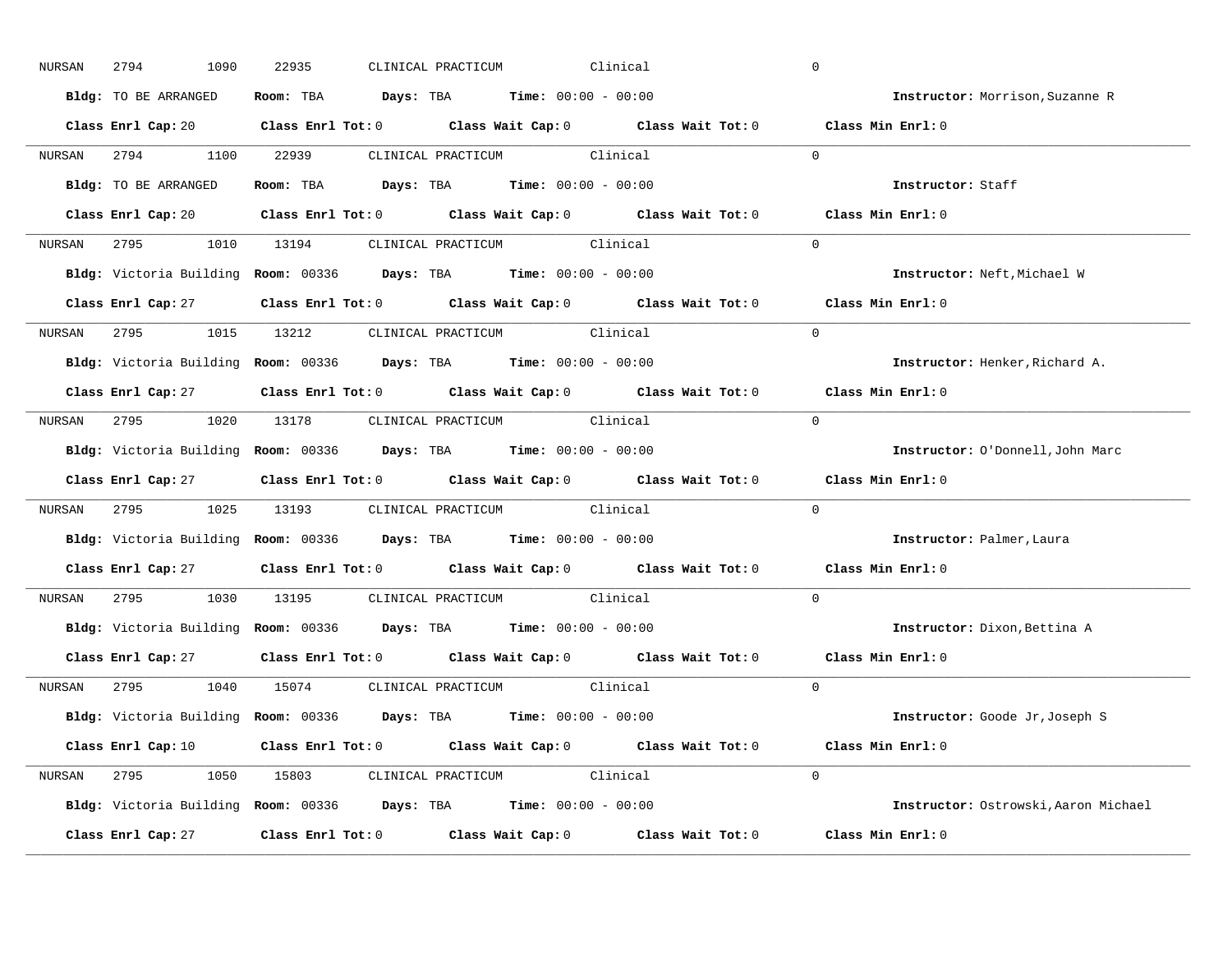NURSAN 2794 1090 22935 CLINICAL PRACTICUM Clinical 0

**Bldg:** TO BE ARRANGED **Room:** TBA **Days:** TBA **Time:** 00:00 - 00:00 **Instructor:** Morrison,Suzanne R

**Class Enrl Cap:** 20 **Class Enrl Tot:** 0 **Class Wait Cap:** 0 **Class Wait Tot:** 0 **Class Min Enrl:** 0

---

NURSAN 2794 1100 22939 CLINICAL PRACTICUM Clinical 0

**Bldg:** TO BE ARRANGED **Room:** TBA **Days:** TBA **Time:** 00:00 - 00:00 **Instructor:** Staff

**Class Enrl Cap:** 20 **Class Enrl Tot:** 0 **Class Wait Cap:** 0 **Class Wait Tot:** 0 **Class Min Enrl:** 0

---

NURSAN 2795 1010 13194 CLINICAL PRACTICUM Clinical 0

**Bldg:** Victoria Building **Room:** 00336 **Days:** TBA **Time:** 00:00 - 00:00 **Instructor:** Neft,Michael W

**Class Enrl Cap:** 27 **Class Enrl Tot:** 0 **Class Wait Cap:** 0 **Class Wait Tot:** 0 **Class Min Enrl:** 0

---

NURSAN 2795 1015 13212 CLINICAL PRACTICUM Clinical 0

**Bldg:** Victoria Building **Room:** 00336 **Days:** TBA **Time:** 00:00 - 00:00 **Instructor:** Henker,Richard A.

**Class Enrl Cap:** 27 **Class Enrl Tot:** 0 **Class Wait Cap:** 0 **Class Wait Tot:** 0 **Class Min Enrl:** 0

---

NURSAN 2795 1020 13178 CLINICAL PRACTICUM Clinical 0

**Bldg:** Victoria Building **Room:** 00336 **Days:** TBA **Time:** 00:00 - 00:00 **Instructor:** O'Donnell,John Marc

**Class Enrl Cap:** 27 **Class Enrl Tot:** 0 **Class Wait Cap:** 0 **Class Wait Tot:** 0 **Class Min Enrl:** 0

---

NURSAN 2795 1025 13193 CLINICAL PRACTICUM Clinical 0

**Bldg:** Victoria Building **Room:** 00336 **Days:** TBA **Time:** 00:00 - 00:00 **Instructor:** Palmer,Laura

**Class Enrl Cap:** 27 **Class Enrl Tot:** 0 **Class Wait Cap:** 0 **Class Wait Tot:** 0 **Class Min Enrl:** 0

---

NURSAN 2795 1030 13195 CLINICAL PRACTICUM Clinical 0

**Bldg:** Victoria Building **Room:** 00336 **Days:** TBA **Time:** 00:00 - 00:00 **Instructor:** Dixon,Bettina A

**Class Enrl Cap:** 27 **Class Enrl Tot:** 0 **Class Wait Cap:** 0 **Class Wait Tot:** 0 **Class Min Enrl:** 0

---

NURSAN 2795 1040 15074 CLINICAL PRACTICUM Clinical 0

**Bldg:** Victoria Building **Room:** 00336 **Days:** TBA **Time:** 00:00 - 00:00 **Instructor:** Goode Jr,Joseph S

**Class Enrl Cap:** 10 **Class Enrl Tot:** 0 **Class Wait Cap:** 0 **Class Wait Tot:** 0 **Class Min Enrl:** 0

---

NURSAN 2795 1050 15803 CLINICAL PRACTICUM Clinical 0

**Bldg:** Victoria Building **Room:** 00336 **Days:** TBA **Time:** 00:00 - 00:00 **Instructor:** Ostrowski,Aaron Michael

**Class Enrl Cap:** 27 **Class Enrl Tot:** 0 **Class Wait Cap:** 0 **Class Wait Tot:** 0 **Class Min Enrl:** 0

---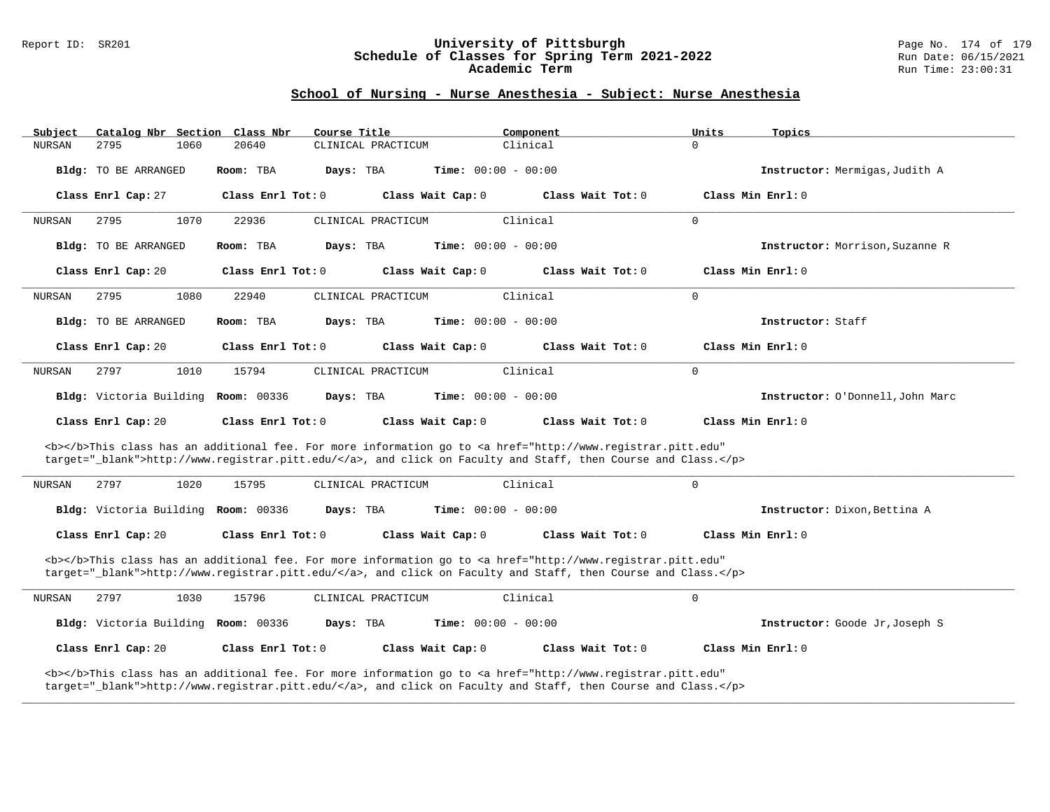## School of Nursing - Nurse Anesthesia - Subject: Nurse Anesthesia

| Subject | Catalog Nbr | Section | Class Nbr | Course Title | Component | Units | Topics |
|---|---|---|---|---|---|---|---|
| NURSAN | 2795 | 1060 | 20640 | CLINICAL PRACTICUM | Clinical | 0 | |

**Bldg:** TO BE ARRANGED **Room:** TBA **Days:** TBA **Time:** 00:00 - 00:00 **Instructor:** Mermigas,Judith A

**Class Enrl Cap:** 27 **Class Enrl Tot:** 0 **Class Wait Cap:** 0 **Class Wait Tot:** 0 **Class Min Enrl:** 0

---

| Subject | Catalog Nbr | Section | Class Nbr | Course Title | Component | Units | Topics |
|---|---|---|---|---|---|---|---|
| NURSAN | 2795 | 1070 | 22936 | CLINICAL PRACTICUM | Clinical | 0 | |

**Bldg:** TO BE ARRANGED **Room:** TBA **Days:** TBA **Time:** 00:00 - 00:00 **Instructor:** Morrison,Suzanne R

**Class Enrl Cap:** 20 **Class Enrl Tot:** 0 **Class Wait Cap:** 0 **Class Wait Tot:** 0 **Class Min Enrl:** 0

---

| Subject | Catalog Nbr | Section | Class Nbr | Course Title | Component | Units | Topics |
|---|---|---|---|---|---|---|---|
| NURSAN | 2795 | 1080 | 22940 | CLINICAL PRACTICUM | Clinical | 0 | |

**Bldg:** TO BE ARRANGED **Room:** TBA **Days:** TBA **Time:** 00:00 - 00:00 **Instructor:** Staff

**Class Enrl Cap:** 20 **Class Enrl Tot:** 0 **Class Wait Cap:** 0 **Class Wait Tot:** 0 **Class Min Enrl:** 0

---

| Subject | Catalog Nbr | Section | Class Nbr | Course Title | Component | Units | Topics |
|---|---|---|---|---|---|---|---|
| NURSAN | 2797 | 1010 | 15794 | CLINICAL PRACTICUM | Clinical | 0 | |

**Bldg:** Victoria Building **Room:** 00336 **Days:** TBA **Time:** 00:00 - 00:00 **Instructor:** O'Donnell,John Marc

**Class Enrl Cap:** 20 **Class Enrl Tot:** 0 **Class Wait Cap:** 0 **Class Wait Tot:** 0 **Class Min Enrl:** 0

<b></b>This class has an additional fee. For more information go to <a href="http://www.registrar.pitt.edu" target="_blank">http://www.registrar.pitt.edu/</a>, and click on Faculty and Staff, then Course and Class.</p>

---

| Subject | Catalog Nbr | Section | Class Nbr | Course Title | Component | Units | Topics |
|---|---|---|---|---|---|---|---|
| NURSAN | 2797 | 1020 | 15795 | CLINICAL PRACTICUM | Clinical | 0 | |

**Bldg:** Victoria Building **Room:** 00336 **Days:** TBA **Time:** 00:00 - 00:00 **Instructor:** Dixon,Bettina A

**Class Enrl Cap:** 20 **Class Enrl Tot:** 0 **Class Wait Cap:** 0 **Class Wait Tot:** 0 **Class Min Enrl:** 0

<b></b>This class has an additional fee. For more information go to <a href="http://www.registrar.pitt.edu" target="_blank">http://www.registrar.pitt.edu/</a>, and click on Faculty and Staff, then Course and Class.</p>

---

| Subject | Catalog Nbr | Section | Class Nbr | Course Title | Component | Units | Topics |
|---|---|---|---|---|---|---|---|
| NURSAN | 2797 | 1030 | 15796 | CLINICAL PRACTICUM | Clinical | 0 | |

**Bldg:** Victoria Building **Room:** 00336 **Days:** TBA **Time:** 00:00 - 00:00 **Instructor:** Goode Jr,Joseph S

**Class Enrl Cap:** 20 **Class Enrl Tot:** 0 **Class Wait Cap:** 0 **Class Wait Tot:** 0 **Class Min Enrl:** 0

<b></b>This class has an additional fee. For more information go to <a href="http://www.registrar.pitt.edu" target="_blank">http://www.registrar.pitt.edu/</a>, and click on Faculty and Staff, then Course and Class.</p>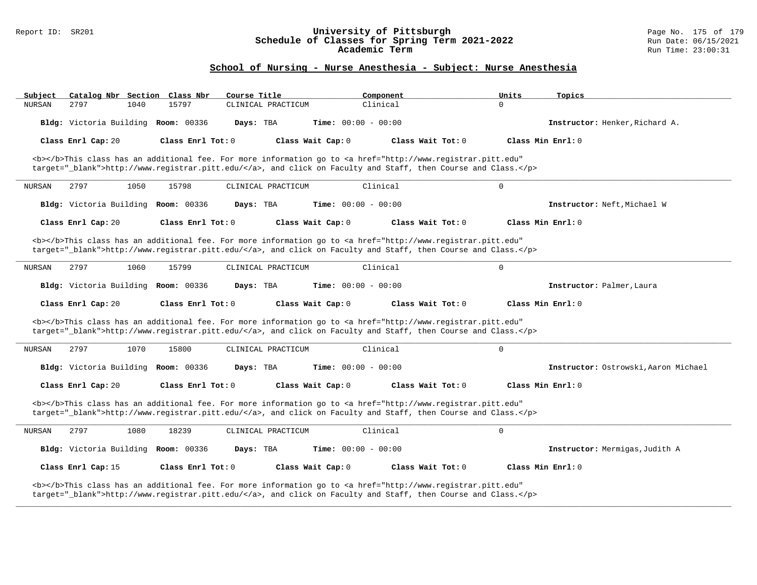## School of Nursing - Nurse Anesthesia - Subject: Nurse Anesthesia

| Subject | Catalog Nbr | Section | Class Nbr | Course Title | Component | Units | Topics |
|---|---|---|---|---|---|---|---|
| NURSAN | 2797 | 1040 | 15797 | CLINICAL PRACTICUM | Clinical | 0 | |

**Bldg:** Victoria Building **Room:** 00336 **Days:** TBA **Time:** 00:00 - 00:00 **Instructor:** Henker,Richard A.

**Class Enrl Cap:** 20 **Class Enrl Tot:** 0 **Class Wait Cap:** 0 **Class Wait Tot:** 0 **Class Min Enrl:** 0

<b></b>This class has an additional fee. For more information go to <a href="http://www.registrar.pitt.edu" target="_blank">http://www.registrar.pitt.edu/</a>, and click on Faculty and Staff, then Course and Class.</p>

---

| Subject | Catalog Nbr | Section | Class Nbr | Course Title | Component | Units | Topics |
|---|---|---|---|---|---|---|---|
| NURSAN | 2797 | 1050 | 15798 | CLINICAL PRACTICUM | Clinical | 0 | |

**Bldg:** Victoria Building **Room:** 00336 **Days:** TBA **Time:** 00:00 - 00:00 **Instructor:** Neft,Michael W

**Class Enrl Cap:** 20 **Class Enrl Tot:** 0 **Class Wait Cap:** 0 **Class Wait Tot:** 0 **Class Min Enrl:** 0

<b></b>This class has an additional fee. For more information go to <a href="http://www.registrar.pitt.edu" target="_blank">http://www.registrar.pitt.edu/</a>, and click on Faculty and Staff, then Course and Class.</p>

---

| Subject | Catalog Nbr | Section | Class Nbr | Course Title | Component | Units | Topics |
|---|---|---|---|---|---|---|---|
| NURSAN | 2797 | 1060 | 15799 | CLINICAL PRACTICUM | Clinical | 0 | |

**Bldg:** Victoria Building **Room:** 00336 **Days:** TBA **Time:** 00:00 - 00:00 **Instructor:** Palmer,Laura

**Class Enrl Cap:** 20 **Class Enrl Tot:** 0 **Class Wait Cap:** 0 **Class Wait Tot:** 0 **Class Min Enrl:** 0

<b></b>This class has an additional fee. For more information go to <a href="http://www.registrar.pitt.edu" target="_blank">http://www.registrar.pitt.edu/</a>, and click on Faculty and Staff, then Course and Class.</p>

---

| Subject | Catalog Nbr | Section | Class Nbr | Course Title | Component | Units | Topics |
|---|---|---|---|---|---|---|---|
| NURSAN | 2797 | 1070 | 15800 | CLINICAL PRACTICUM | Clinical | 0 | |

**Bldg:** Victoria Building **Room:** 00336 **Days:** TBA **Time:** 00:00 - 00:00 **Instructor:** Ostrowski,Aaron Michael

**Class Enrl Cap:** 20 **Class Enrl Tot:** 0 **Class Wait Cap:** 0 **Class Wait Tot:** 0 **Class Min Enrl:** 0

<b></b>This class has an additional fee. For more information go to <a href="http://www.registrar.pitt.edu" target="_blank">http://www.registrar.pitt.edu/</a>, and click on Faculty and Staff, then Course and Class.</p>

---

| Subject | Catalog Nbr | Section | Class Nbr | Course Title | Component | Units | Topics |
|---|---|---|---|---|---|---|---|
| NURSAN | 2797 | 1080 | 18239 | CLINICAL PRACTICUM | Clinical | 0 | |

**Bldg:** Victoria Building **Room:** 00336 **Days:** TBA **Time:** 00:00 - 00:00 **Instructor:** Mermigas,Judith A

**Class Enrl Cap:** 15 **Class Enrl Tot:** 0 **Class Wait Cap:** 0 **Class Wait Tot:** 0 **Class Min Enrl:** 0

<b></b>This class has an additional fee. For more information go to <a href="http://www.registrar.pitt.edu" target="_blank">http://www.registrar.pitt.edu/</a>, and click on Faculty and Staff, then Course and Class.</p>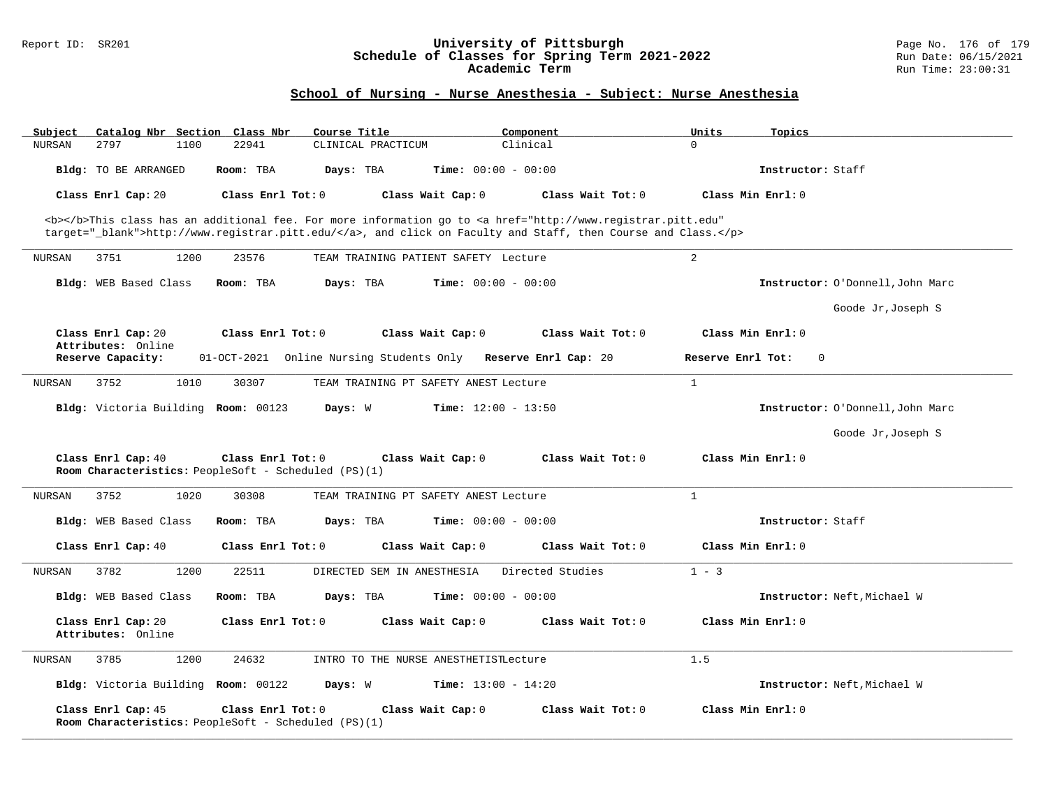## School of Nursing - Nurse Anesthesia - Subject: Nurse Anesthesia

| Subject | Catalog Nbr | Section | Class Nbr | Course Title | Component | Units | Topics |
|---|---|---|---|---|---|---|---|
| NURSAN | 2797 | 1100 | 22941 | CLINICAL PRACTICUM | Clinical | 0 | |

**Bldg:** TO BE ARRANGED **Room:** TBA **Days:** TBA **Time:** 00:00 - 00:00 **Instructor:** Staff

**Class Enrl Cap:** 20 **Class Enrl Tot:** 0 **Class Wait Cap:** 0 **Class Wait Tot:** 0 **Class Min Enrl:** 0

<b></b>This class has an additional fee. For more information go to <a href="http://www.registrar.pitt.edu" target="_blank">http://www.registrar.pitt.edu/</a>, and click on Faculty and Staff, then Course and Class.</p>

---

| Subject | Catalog Nbr | Section | Class Nbr | Course Title | Component | Units | Topics |
|---|---|---|---|---|---|---|---|
| NURSAN | 3751 | 1200 | 23576 | TEAM TRAINING PATIENT SAFETY | Lecture | 2 | |

**Bldg:** WEB Based Class **Room:** TBA **Days:** TBA **Time:** 00:00 - 00:00 **Instructor:** O'Donnell,John Marc; Goode Jr,Joseph S

**Class Enrl Cap:** 20 **Class Enrl Tot:** 0 **Class Wait Cap:** 0 **Class Wait Tot:** 0 **Class Min Enrl:** 0

**Attributes:** Online

**Reserve Capacity:** 01-OCT-2021 Online Nursing Students Only **Reserve Enrl Cap:** 20 **Reserve Enrl Tot:** 0

---

| Subject | Catalog Nbr | Section | Class Nbr | Course Title | Component | Units | Topics |
|---|---|---|---|---|---|---|---|
| NURSAN | 3752 | 1010 | 30307 | TEAM TRAINING PT SAFETY ANEST | Lecture | 1 | |

**Bldg:** Victoria Building **Room:** 00123 **Days:** W **Time:** 12:00 - 13:50 **Instructor:** O'Donnell,John Marc; Goode Jr,Joseph S

**Class Enrl Cap:** 40 **Class Enrl Tot:** 0 **Class Wait Cap:** 0 **Class Wait Tot:** 0 **Class Min Enrl:** 0

**Room Characteristics:** PeopleSoft - Scheduled (PS)(1)

---

| Subject | Catalog Nbr | Section | Class Nbr | Course Title | Component | Units | Topics |
|---|---|---|---|---|---|---|---|
| NURSAN | 3752 | 1020 | 30308 | TEAM TRAINING PT SAFETY ANEST | Lecture | 1 | |

**Bldg:** WEB Based Class **Room:** TBA **Days:** TBA **Time:** 00:00 - 00:00 **Instructor:** Staff

**Class Enrl Cap:** 40 **Class Enrl Tot:** 0 **Class Wait Cap:** 0 **Class Wait Tot:** 0 **Class Min Enrl:** 0

---

| Subject | Catalog Nbr | Section | Class Nbr | Course Title | Component | Units | Topics |
|---|---|---|---|---|---|---|---|
| NURSAN | 3782 | 1200 | 22511 | DIRECTED SEM IN ANESTHESIA | Directed Studies | 1 - 3 | |

**Bldg:** WEB Based Class **Room:** TBA **Days:** TBA **Time:** 00:00 - 00:00 **Instructor:** Neft,Michael W

**Class Enrl Cap:** 20 **Class Enrl Tot:** 0 **Class Wait Cap:** 0 **Class Wait Tot:** 0 **Class Min Enrl:** 0

**Attributes:** Online

---

| Subject | Catalog Nbr | Section | Class Nbr | Course Title | Component | Units | Topics |
|---|---|---|---|---|---|---|---|
| NURSAN | 3785 | 1200 | 24632 | INTRO TO THE NURSE ANESTHETIST | Lecture | 1.5 | |

**Bldg:** Victoria Building **Room:** 00122 **Days:** W **Time:** 13:00 - 14:20 **Instructor:** Neft,Michael W

**Class Enrl Cap:** 45 **Class Enrl Tot:** 0 **Class Wait Cap:** 0 **Class Wait Tot:** 0 **Class Min Enrl:** 0

**Room Characteristics:** PeopleSoft - Scheduled (PS)(1)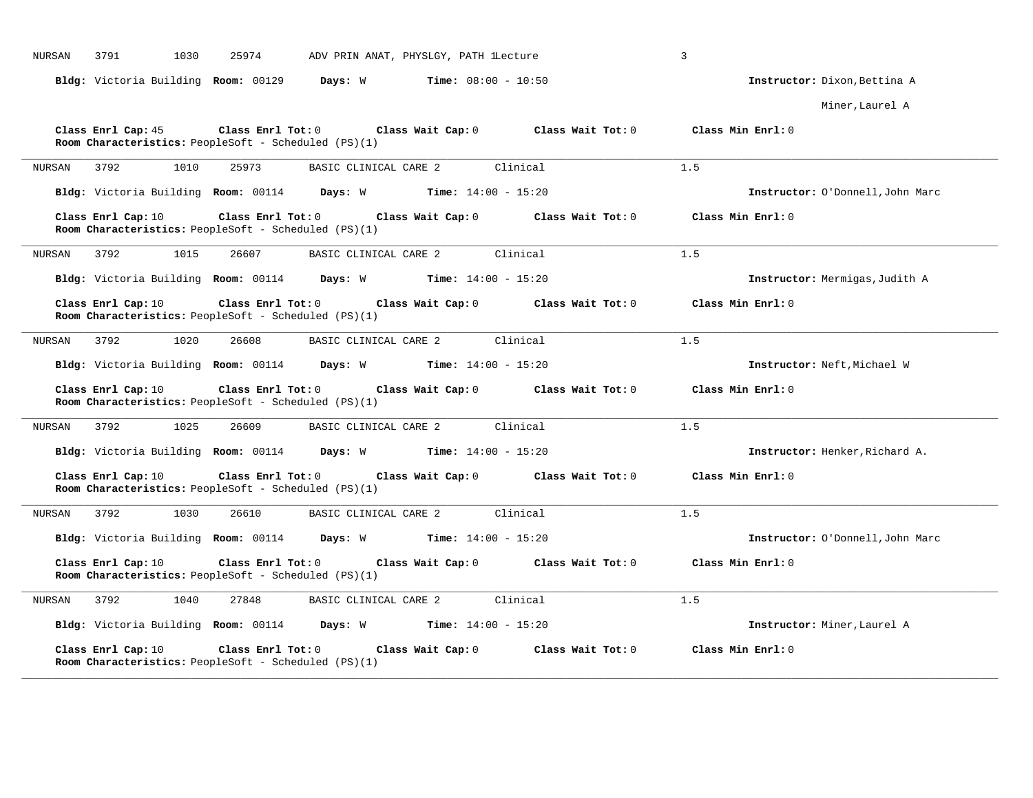NURSAN 3791 1030 25974 ADV PRIN ANAT, PHYSLGY, PATH 1Lecture 3

**Bldg:** Victoria Building **Room:** 00129 **Days:** W **Time:** 08:00 - 10:50 **Instructor:** Dixon,Bettina A

Miner,Laurel A

**Class Enrl Cap:** 45 **Class Enrl Tot:** 0 **Class Wait Cap:** 0 **Class Wait Tot:** 0 **Class Min Enrl:** 0
**Room Characteristics:** PeopleSoft - Scheduled (PS)(1)

---

NURSAN 3792 1010 25973 BASIC CLINICAL CARE 2 Clinical 1.5

**Bldg:** Victoria Building **Room:** 00114 **Days:** W **Time:** 14:00 - 15:20 **Instructor:** O'Donnell,John Marc

**Class Enrl Cap:** 10 **Class Enrl Tot:** 0 **Class Wait Cap:** 0 **Class Wait Tot:** 0 **Class Min Enrl:** 0
**Room Characteristics:** PeopleSoft - Scheduled (PS)(1)

---

NURSAN 3792 1015 26607 BASIC CLINICAL CARE 2 Clinical 1.5

**Bldg:** Victoria Building **Room:** 00114 **Days:** W **Time:** 14:00 - 15:20 **Instructor:** Mermigas,Judith A

**Class Enrl Cap:** 10 **Class Enrl Tot:** 0 **Class Wait Cap:** 0 **Class Wait Tot:** 0 **Class Min Enrl:** 0
**Room Characteristics:** PeopleSoft - Scheduled (PS)(1)

---

NURSAN 3792 1020 26608 BASIC CLINICAL CARE 2 Clinical 1.5

**Bldg:** Victoria Building **Room:** 00114 **Days:** W **Time:** 14:00 - 15:20 **Instructor:** Neft,Michael W

**Class Enrl Cap:** 10 **Class Enrl Tot:** 0 **Class Wait Cap:** 0 **Class Wait Tot:** 0 **Class Min Enrl:** 0
**Room Characteristics:** PeopleSoft - Scheduled (PS)(1)

---

NURSAN 3792 1025 26609 BASIC CLINICAL CARE 2 Clinical 1.5

**Bldg:** Victoria Building **Room:** 00114 **Days:** W **Time:** 14:00 - 15:20 **Instructor:** Henker,Richard A.

**Class Enrl Cap:** 10 **Class Enrl Tot:** 0 **Class Wait Cap:** 0 **Class Wait Tot:** 0 **Class Min Enrl:** 0
**Room Characteristics:** PeopleSoft - Scheduled (PS)(1)

---

NURSAN 3792 1030 26610 BASIC CLINICAL CARE 2 Clinical 1.5

**Bldg:** Victoria Building **Room:** 00114 **Days:** W **Time:** 14:00 - 15:20 **Instructor:** O'Donnell,John Marc

**Class Enrl Cap:** 10 **Class Enrl Tot:** 0 **Class Wait Cap:** 0 **Class Wait Tot:** 0 **Class Min Enrl:** 0
**Room Characteristics:** PeopleSoft - Scheduled (PS)(1)

---

NURSAN 3792 1040 27848 BASIC CLINICAL CARE 2 Clinical 1.5

**Bldg:** Victoria Building **Room:** 00114 **Days:** W **Time:** 14:00 - 15:20 **Instructor:** Miner,Laurel A

**Class Enrl Cap:** 10 **Class Enrl Tot:** 0 **Class Wait Cap:** 0 **Class Wait Tot:** 0 **Class Min Enrl:** 0
**Room Characteristics:** PeopleSoft - Scheduled (PS)(1)

---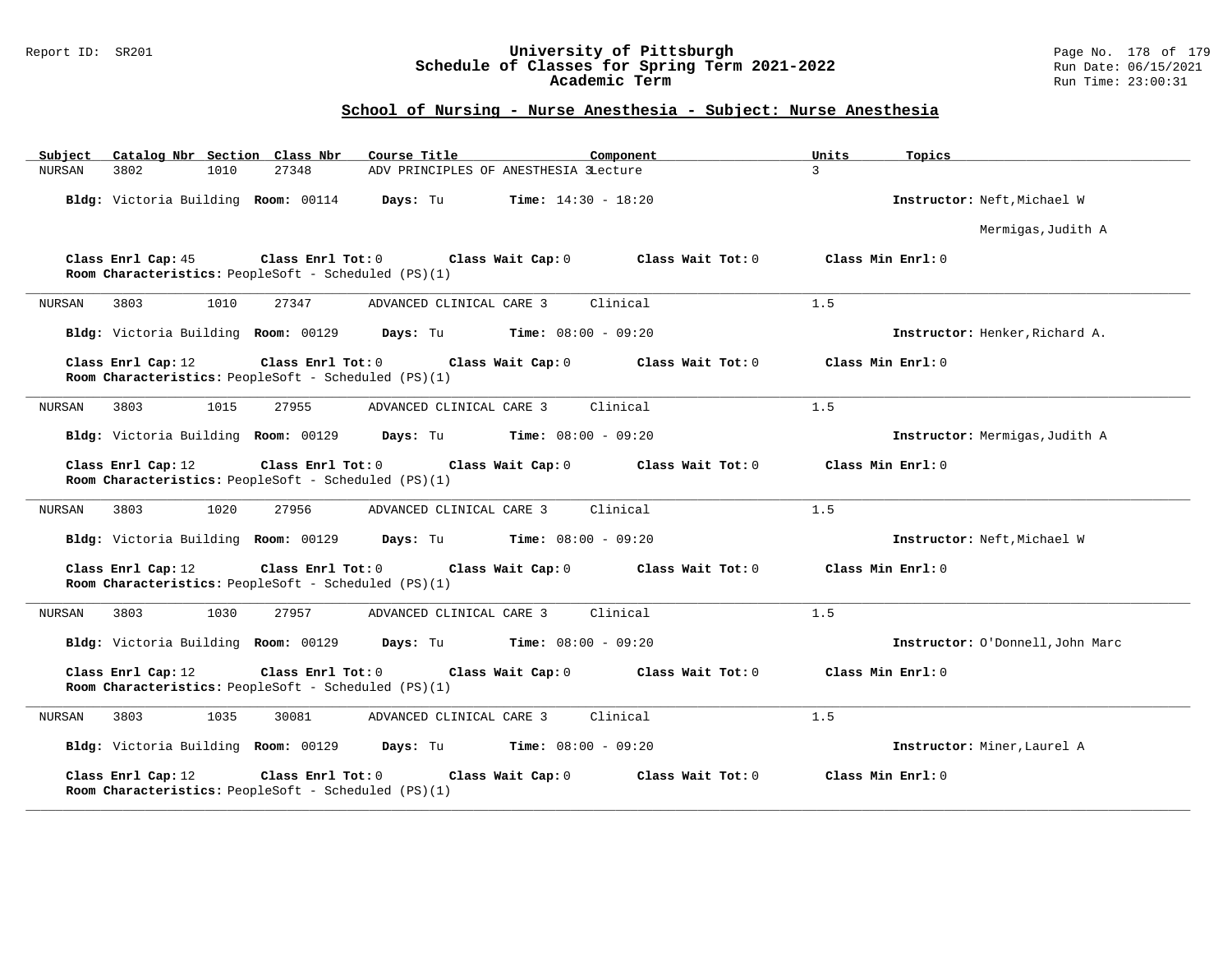## School of Nursing - Nurse Anesthesia - Subject: Nurse Anesthesia

| Subject | Catalog Nbr | Section | Class Nbr | Course Title | Component | Units | Topics |
|---|---|---|---|---|---|---|---|
| NURSAN | 3802 | 1010 | 27348 | ADV PRINCIPLES OF ANESTHESIA 3 | Lecture | 3 | |

**Bldg:** Victoria Building **Room:** 00114 **Days:** Tu **Time:** 14:30 - 18:20 **Instructor:** Neft,Michael W

Mermigas,Judith A

**Class Enrl Cap:** 45 **Class Enrl Tot:** 0 **Class Wait Cap:** 0 **Class Wait Tot:** 0 **Class Min Enrl:** 0
**Room Characteristics:** PeopleSoft - Scheduled (PS)(1)

---

| Subject | Catalog Nbr | Section | Class Nbr | Course Title | Component | Units | Topics |
|---|---|---|---|---|---|---|---|
| NURSAN | 3803 | 1010 | 27347 | ADVANCED CLINICAL CARE 3 | Clinical | 1.5 | |

**Bldg:** Victoria Building **Room:** 00129 **Days:** Tu **Time:** 08:00 - 09:20 **Instructor:** Henker,Richard A.

**Class Enrl Cap:** 12 **Class Enrl Tot:** 0 **Class Wait Cap:** 0 **Class Wait Tot:** 0 **Class Min Enrl:** 0
**Room Characteristics:** PeopleSoft - Scheduled (PS)(1)

---

| Subject | Catalog Nbr | Section | Class Nbr | Course Title | Component | Units | Topics |
|---|---|---|---|---|---|---|---|
| NURSAN | 3803 | 1015 | 27955 | ADVANCED CLINICAL CARE 3 | Clinical | 1.5 | |

**Bldg:** Victoria Building **Room:** 00129 **Days:** Tu **Time:** 08:00 - 09:20 **Instructor:** Mermigas,Judith A

**Class Enrl Cap:** 12 **Class Enrl Tot:** 0 **Class Wait Cap:** 0 **Class Wait Tot:** 0 **Class Min Enrl:** 0
**Room Characteristics:** PeopleSoft - Scheduled (PS)(1)

---

| Subject | Catalog Nbr | Section | Class Nbr | Course Title | Component | Units | Topics |
|---|---|---|---|---|---|---|---|
| NURSAN | 3803 | 1020 | 27956 | ADVANCED CLINICAL CARE 3 | Clinical | 1.5 | |

**Bldg:** Victoria Building **Room:** 00129 **Days:** Tu **Time:** 08:00 - 09:20 **Instructor:** Neft,Michael W

**Class Enrl Cap:** 12 **Class Enrl Tot:** 0 **Class Wait Cap:** 0 **Class Wait Tot:** 0 **Class Min Enrl:** 0
**Room Characteristics:** PeopleSoft - Scheduled (PS)(1)

---

| Subject | Catalog Nbr | Section | Class Nbr | Course Title | Component | Units | Topics |
|---|---|---|---|---|---|---|---|
| NURSAN | 3803 | 1030 | 27957 | ADVANCED CLINICAL CARE 3 | Clinical | 1.5 | |

**Bldg:** Victoria Building **Room:** 00129 **Days:** Tu **Time:** 08:00 - 09:20 **Instructor:** O'Donnell,John Marc

**Class Enrl Cap:** 12 **Class Enrl Tot:** 0 **Class Wait Cap:** 0 **Class Wait Tot:** 0 **Class Min Enrl:** 0
**Room Characteristics:** PeopleSoft - Scheduled (PS)(1)

---

| Subject | Catalog Nbr | Section | Class Nbr | Course Title | Component | Units | Topics |
|---|---|---|---|---|---|---|---|
| NURSAN | 3803 | 1035 | 30081 | ADVANCED CLINICAL CARE 3 | Clinical | 1.5 | |

**Bldg:** Victoria Building **Room:** 00129 **Days:** Tu **Time:** 08:00 - 09:20 **Instructor:** Miner,Laurel A

**Class Enrl Cap:** 12 **Class Enrl Tot:** 0 **Class Wait Cap:** 0 **Class Wait Tot:** 0 **Class Min Enrl:** 0
**Room Characteristics:** PeopleSoft - Scheduled (PS)(1)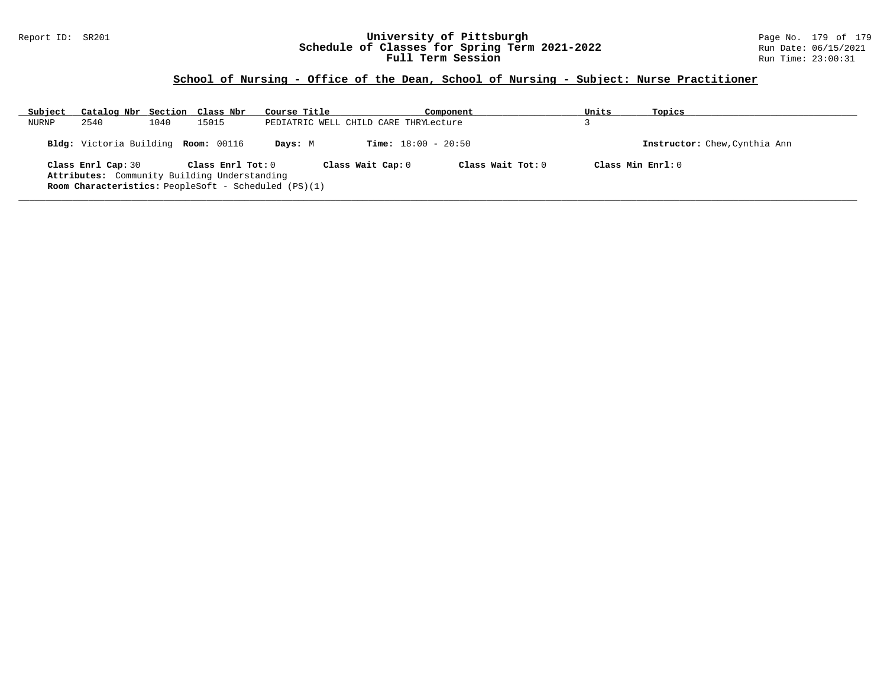**University of Pittsburgh**
**Schedule of Classes for Spring Term 2021-2022**
**Full Term Session**

Report ID: SR201

Run Date: 06/15/2021
Run Time: 23:00:31

## School of Nursing - Office of the Dean, School of Nursing - Subject: Nurse Practitioner

| Subject | Catalog Nbr | Section | Class Nbr | Course Title | Component | Units | Topics |
|---|---|---|---|---|---|---|---|
| NURNP | 2540 | 1040 | 15015 | PEDIATRIC WELL CHILD CARE THRY | Lecture | 3 | |

**Bldg:** Victoria Building **Room:** 00116 **Days:** M **Time:** 18:00 - 20:50 **Instructor:** Chew,Cynthia Ann

**Class Enrl Cap:** 30 **Class Enrl Tot:** 0 **Class Wait Cap:** 0 **Class Wait Tot:** 0 **Class Min Enrl:** 0

**Attributes:** Community Building Understanding

**Room Characteristics:** PeopleSoft - Scheduled (PS)(1)